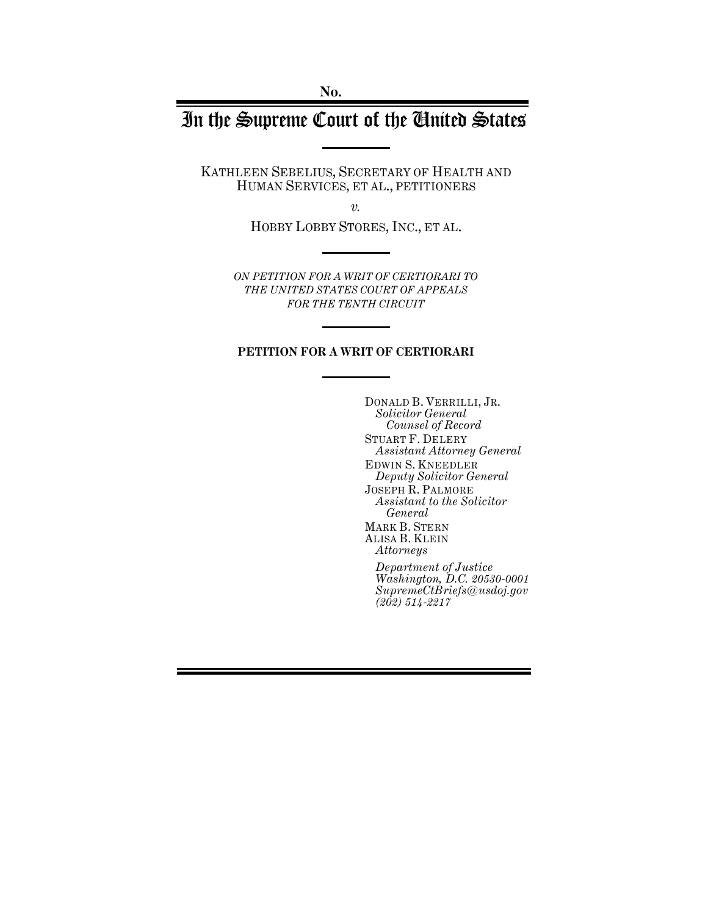No.

# In the Supreme Court of the United States

KATHLEEN SEBELIUS, SECRETARY OF HEALTH AND HUMAN SERVICES, ET AL., PETITIONERS

*v.*

HOBBY LOBBY STORES, INC., ET AL.

*ON PETITION FOR A WRIT OF CERTIORARI TO THE UNITED STATES COURT OF APPEALS FOR THE TENTH CIRCUIT*

**PETITION FOR A WRIT OF CERTIORARI**

DONALD B. VERRILLI, JR.
*Solicitor General*
*Counsel of Record*
STUART F. DELERY
*Assistant Attorney General*
EDWIN S. KNEEDLER
*Deputy Solicitor General*
JOSEPH R. PALMORE
*Assistant to the Solicitor General*
MARK B. STERN
ALISA B. KLEIN
*Attorneys*

*Department of Justice*
*Washington, D.C. 20530-0001*
*SupremeCtBriefs@usdoj.gov*
*(202) 514-2217*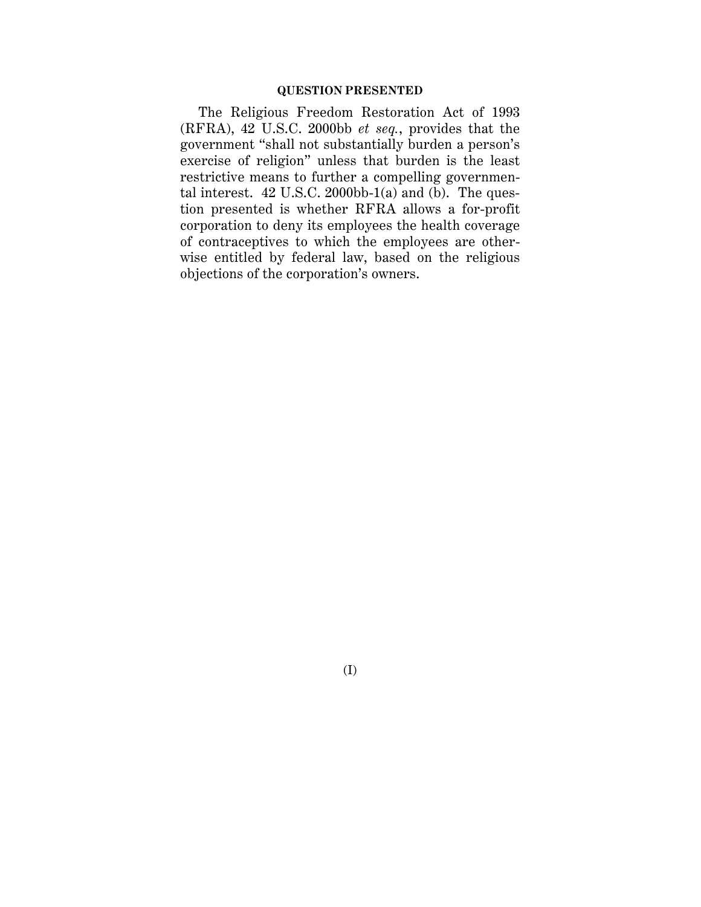## QUESTION PRESENTED

The Religious Freedom Restoration Act of 1993 (RFRA), 42 U.S.C. 2000bb *et seq.*, provides that the government "shall not substantially burden a person's exercise of religion" unless that burden is the least restrictive means to further a compelling governmental interest. 42 U.S.C. 2000bb-1(a) and (b). The question presented is whether RFRA allows a for-profit corporation to deny its employees the health coverage of contraceptives to which the employees are otherwise entitled by federal law, based on the religious objections of the corporation's owners.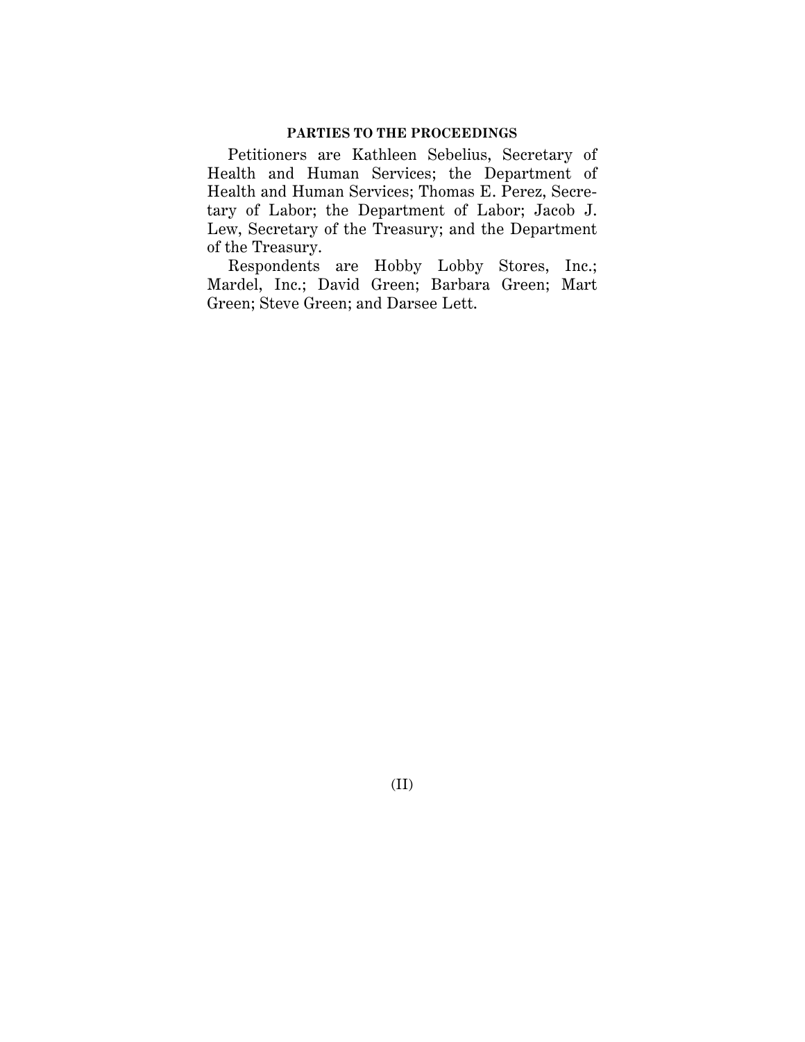## PARTIES TO THE PROCEEDINGS

Petitioners are Kathleen Sebelius, Secretary of Health and Human Services; the Department of Health and Human Services; Thomas E. Perez, Secretary of Labor; the Department of Labor; Jacob J. Lew, Secretary of the Treasury; and the Department of the Treasury.

Respondents are Hobby Lobby Stores, Inc.; Mardel, Inc.; David Green; Barbara Green; Mart Green; Steve Green; and Darsee Lett.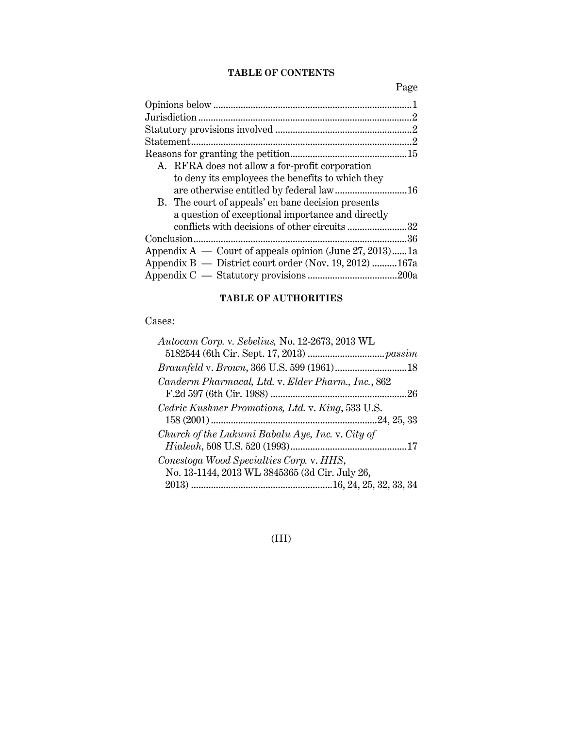## TABLE OF CONTENTS

| | Page |
|---|---|
| Opinions below | 1 |
| Jurisdiction | 2 |
| Statutory provisions involved | 2 |
| Statement | 2 |
| Reasons for granting the petition | 15 |
| A. RFRA does not allow a for-profit corporation to deny its employees the benefits to which they are otherwise entitled by federal law | 16 |
| B. The court of appeals' en banc decision presents a question of exceptional importance and directly conflicts with decisions of other circuits | 32 |
| Conclusion | 36 |
| Appendix A — Court of appeals opinion (June 27, 2013) | 1a |
| Appendix B — District court order (Nov. 19, 2012) | 167a |
| Appendix C — Statutory provisions | 200a |

## TABLE OF AUTHORITIES

Cases:

*Autocam Corp.* v. *Sebelius,* No. 12-2673, 2013 WL 5182544 (6th Cir. Sept. 17, 2013) ............................... *passim*

*Braunfeld* v. *Brown*, 366 U.S. 599 (1961) ............................. 18

*Canderm Pharmacal, Ltd.* v. *Elder Pharm., Inc.*, 862 F.2d 597 (6th Cir. 1988) ....................................................... 26

*Cedric Kushner Promotions, Ltd.* v. *King*, 533 U.S. 158 (2001) ................................................................. 24, 25, 33

*Church of the Lukumi Babalu Aye, Inc.* v. *City of Hialeah*, 508 U.S. 520 (1993) ............................................... 17

*Conestoga Wood Specialties Corp.* v. *HHS*, No. 13-1144, 2013 WL 3845365 (3d Cir. July 26, 2013) ........................................................ 16, 24, 25, 32, 33, 34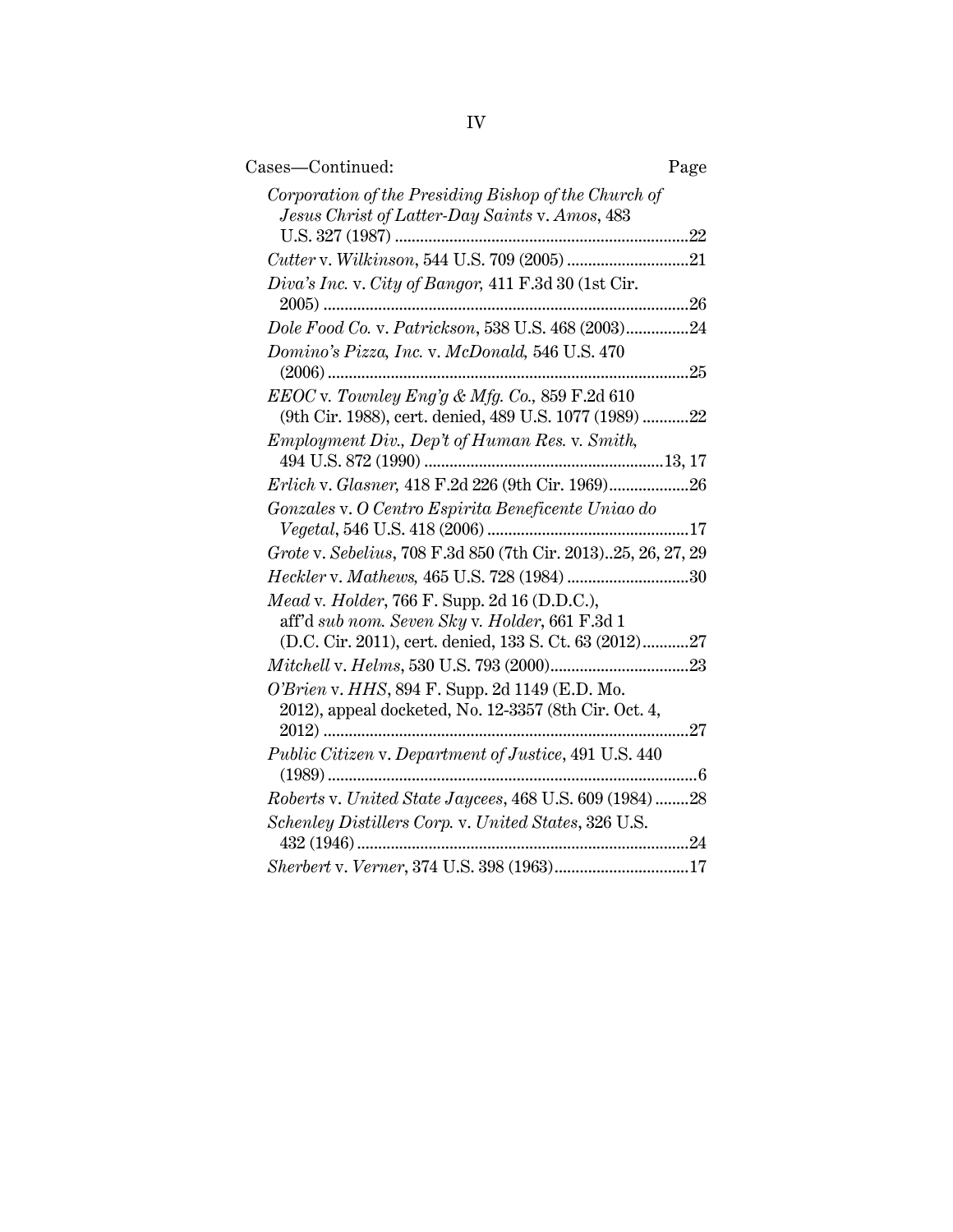Cases—Continued: Page

*Corporation of the Presiding Bishop of the Church of Jesus Christ of Latter-Day Saints* v. *Amos*, 483 U.S. 327 (1987) .......................................................................22

*Cutter* v. *Wilkinson*, 544 U.S. 709 (2005) ............................21

*Diva's Inc.* v. *City of Bangor*, 411 F.3d 30 (1st Cir. 2005) .......................................................................................26

*Dole Food Co.* v. *Patrickson*, 538 U.S. 468 (2003)...............24

*Domino's Pizza, Inc.* v. *McDonald*, 546 U.S. 470 (2006) ......................................................................................25

*EEOC* v. *Townley Eng'g & Mfg. Co.*, 859 F.2d 610 (9th Cir. 1988), cert. denied, 489 U.S. 1077 (1989) ...........22

*Employment Div., Dep't of Human Res.* v. *Smith*, 494 U.S. 872 (1990) .........................................................13, 17

*Erlich* v. *Glasner*, 418 F.2d 226 (9th Cir. 1969)...................26

*Gonzales* v. *O Centro Espirita Beneficente Uniao do Vegetal*, 546 U.S. 418 (2006) ................................................17

*Grote* v. *Sebelius*, 708 F.3d 850 (7th Cir. 2013)..25, 26, 27, 29

*Heckler* v. *Mathews*, 465 U.S. 728 (1984) ............................30

*Mead* v. *Holder*, 766 F. Supp. 2d 16 (D.D.C.), aff'd *sub nom. Seven Sky* v. *Holder*, 661 F.3d 1 (D.C. Cir. 2011), cert. denied, 133 S. Ct. 63 (2012)...........27

*Mitchell* v. *Helms*, 530 U.S. 793 (2000).................................23

*O'Brien* v. *HHS*, 894 F. Supp. 2d 1149 (E.D. Mo. 2012), appeal docketed, No. 12-3357 (8th Cir. Oct. 4, 2012) .......................................................................................27

*Public Citizen* v. *Department of Justice*, 491 U.S. 440 (1989) .......................................................................................6

*Roberts* v. *United State Jaycees*, 468 U.S. 609 (1984) ........28

*Schenley Distillers Corp.* v. *United States*, 326 U.S. 432 (1946) ...............................................................................24

*Sherbert* v. *Verner*, 374 U.S. 398 (1963)................................17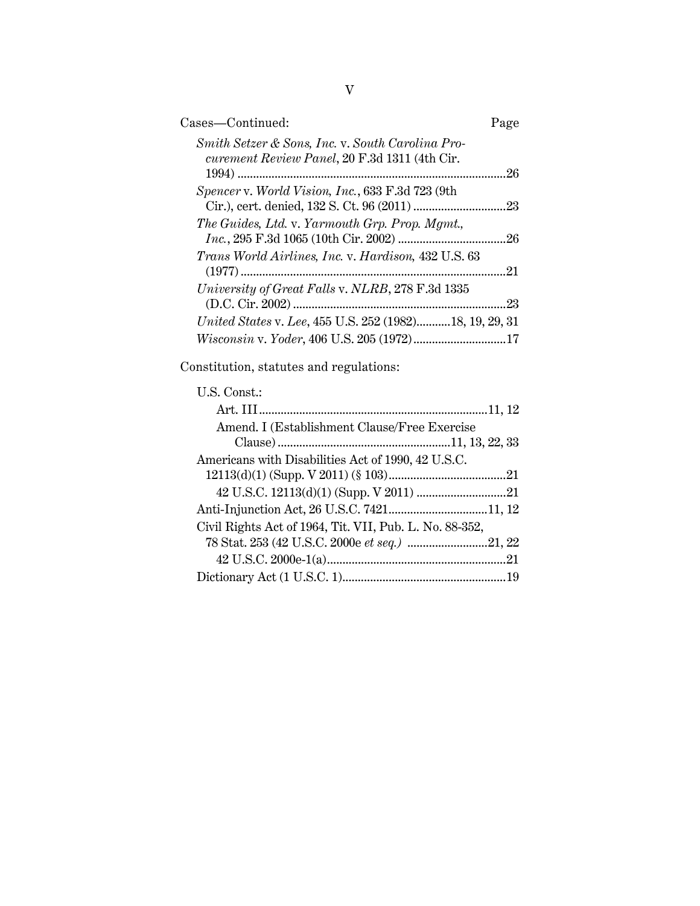Cases—Continued: Page

*Smith Setzer & Sons, Inc.* v. *South Carolina Procurement Review Panel*, 20 F.3d 1311 (4th Cir. 1994) .......................................................................................26

*Spencer* v. *World Vision, Inc.*, 633 F.3d 723 (9th Cir.), cert. denied, 132 S. Ct. 96 (2011) ..............................23

*The Guides, Ltd.* v. *Yarmouth Grp. Prop. Mgmt., Inc.*, 295 F.3d 1065 (10th Cir. 2002) ...................................26

*Trans World Airlines, Inc.* v. *Hardison,* 432 U.S. 63 (1977) ......................................................................................21

*University of Great Falls* v. *NLRB*, 278 F.3d 1335 (D.C. Cir. 2002) .....................................................................23

*United States* v. *Lee*, 455 U.S. 252 (1982)...........18, 19, 29, 31

*Wisconsin* v. *Yoder*, 406 U.S. 205 (1972)..............................17

Constitution, statutes and regulations:

U.S. Const.:

Art. III..........................................................................11, 12

Amend. I (Establishment Clause/Free Exercise Clause) ........................................................11, 13, 22, 33

Americans with Disabilities Act of 1990, 42 U.S.C. 12113(d)(1) (Supp. V 2011) (§ 103)......................................21

42 U.S.C. 12113(d)(1) (Supp. V 2011) .............................21

Anti-Injunction Act, 26 U.S.C. 7421................................11, 12

Civil Rights Act of 1964, Tit. VII, Pub. L. No. 88-352, 78 Stat. 253 (42 U.S.C. 2000e *et seq.)* ..........................21, 22

42 U.S.C. 2000e-1(a)..........................................................21

Dictionary Act (1 U.S.C. 1).....................................................19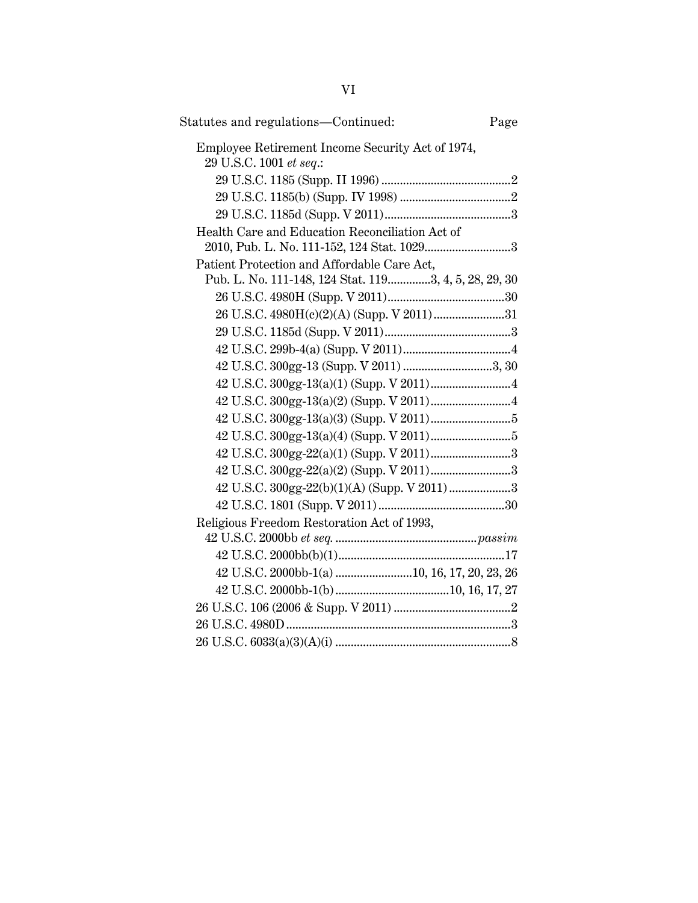Statutes and regulations—Continued: Page

Employee Retirement Income Security Act of 1974, 29 U.S.C. 1001 *et seq.*:

- 29 U.S.C. 1185 (Supp. II 1996) .......... 2
- 29 U.S.C. 1185(b) (Supp. IV 1998) .......... 2
- 29 U.S.C. 1185d (Supp. V 2011) .......... 3

Health Care and Education Reconciliation Act of 2010, Pub. L. No. 111-152, 124 Stat. 1029 .......... 3

Patient Protection and Affordable Care Act, Pub. L. No. 111-148, 124 Stat. 119 .......... 3, 4, 5, 28, 29, 30

- 26 U.S.C. 4980H (Supp. V 2011) .......... 30
- 26 U.S.C. 4980H(c)(2)(A) (Supp. V 2011) .......... 31
- 29 U.S.C. 1185d (Supp. V 2011) .......... 3
- 42 U.S.C. 299b-4(a) (Supp. V 2011) .......... 4
- 42 U.S.C. 300gg-13 (Supp. V 2011) .......... 3, 30
- 42 U.S.C. 300gg-13(a)(1) (Supp. V 2011) .......... 4
- 42 U.S.C. 300gg-13(a)(2) (Supp. V 2011) .......... 4
- 42 U.S.C. 300gg-13(a)(3) (Supp. V 2011) .......... 5
- 42 U.S.C. 300gg-13(a)(4) (Supp. V 2011) .......... 5
- 42 U.S.C. 300gg-22(a)(1) (Supp. V 2011) .......... 3
- 42 U.S.C. 300gg-22(a)(2) (Supp. V 2011) .......... 3
- 42 U.S.C. 300gg-22(b)(1)(A) (Supp. V 2011) .......... 3
- 42 U.S.C. 1801 (Supp. V 2011) .......... 30

Religious Freedom Restoration Act of 1993, 42 U.S.C. 2000bb *et seq.* .......... *passim*

- 42 U.S.C. 2000bb(b)(1) .......... 17
- 42 U.S.C. 2000bb-1(a) .......... 10, 16, 17, 20, 23, 26
- 42 U.S.C. 2000bb-1(b) .......... 10, 16, 17, 27

26 U.S.C. 106 (2006 & Supp. V 2011) .......... 2

26 U.S.C. 4980D .......... 3

26 U.S.C. 6033(a)(3)(A)(i) .......... 8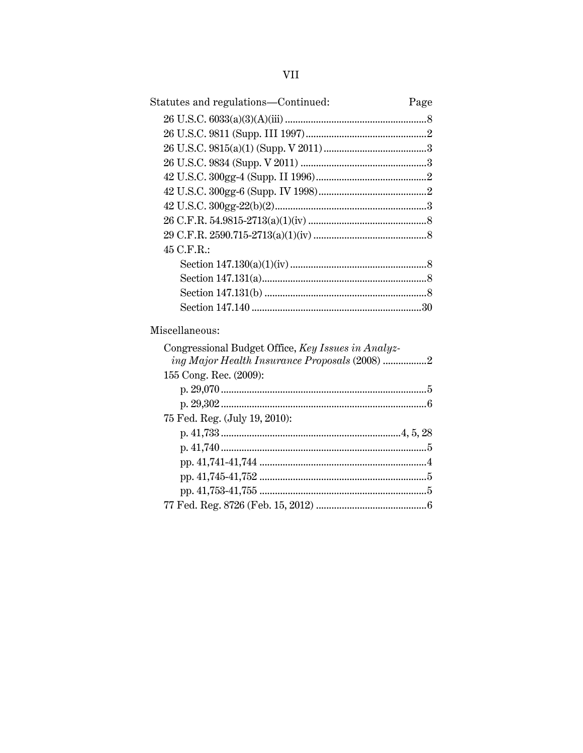Statutes and regulations—Continued: Page

26 U.S.C. 6033(a)(3)(A)(iii) ....................................................8
26 U.S.C. 9811 (Supp. III 1997) ..............................................2
26 U.S.C. 9815(a)(1) (Supp. V 2011) ........................................3
26 U.S.C. 9834 (Supp. V 2011) ................................................3
42 U.S.C. 300gg-4 (Supp. II 1996) ...........................................2
42 U.S.C. 300gg-6 (Supp. IV 1998) ..........................................2
42 U.S.C. 300gg-22(b)(2) ..........................................................3
26 C.F.R. 54.9815-2713(a)(1)(iv) .............................................8
29 C.F.R. 2590.715-2713(a)(1)(iv) ...........................................8
45 C.F.R.:
  Section 147.130(a)(1)(iv) ....................................................8
  Section 147.131(a) ...............................................................8
  Section 147.131(b) ..............................................................8
  Section 147.140 .................................................................30

Miscellaneous:

Congressional Budget Office, *Key Issues in Analyzing Major Health Insurance Proposals* (2008) ................2
155 Cong. Rec. (2009):
  p. 29,070 ...............................................................................5
  p. 29,302 ...............................................................................6
75 Fed. Reg. (July 19, 2010):
  p. 41,733 ....................................................................4, 5, 28
  p. 41,740 ...............................................................................5
  pp. 41,741-41,744 ................................................................4
  pp. 41,745-41,752 ................................................................5
  pp. 41,753-41,755 ................................................................5
77 Fed. Reg. 8726 (Feb. 15, 2012) ..........................................6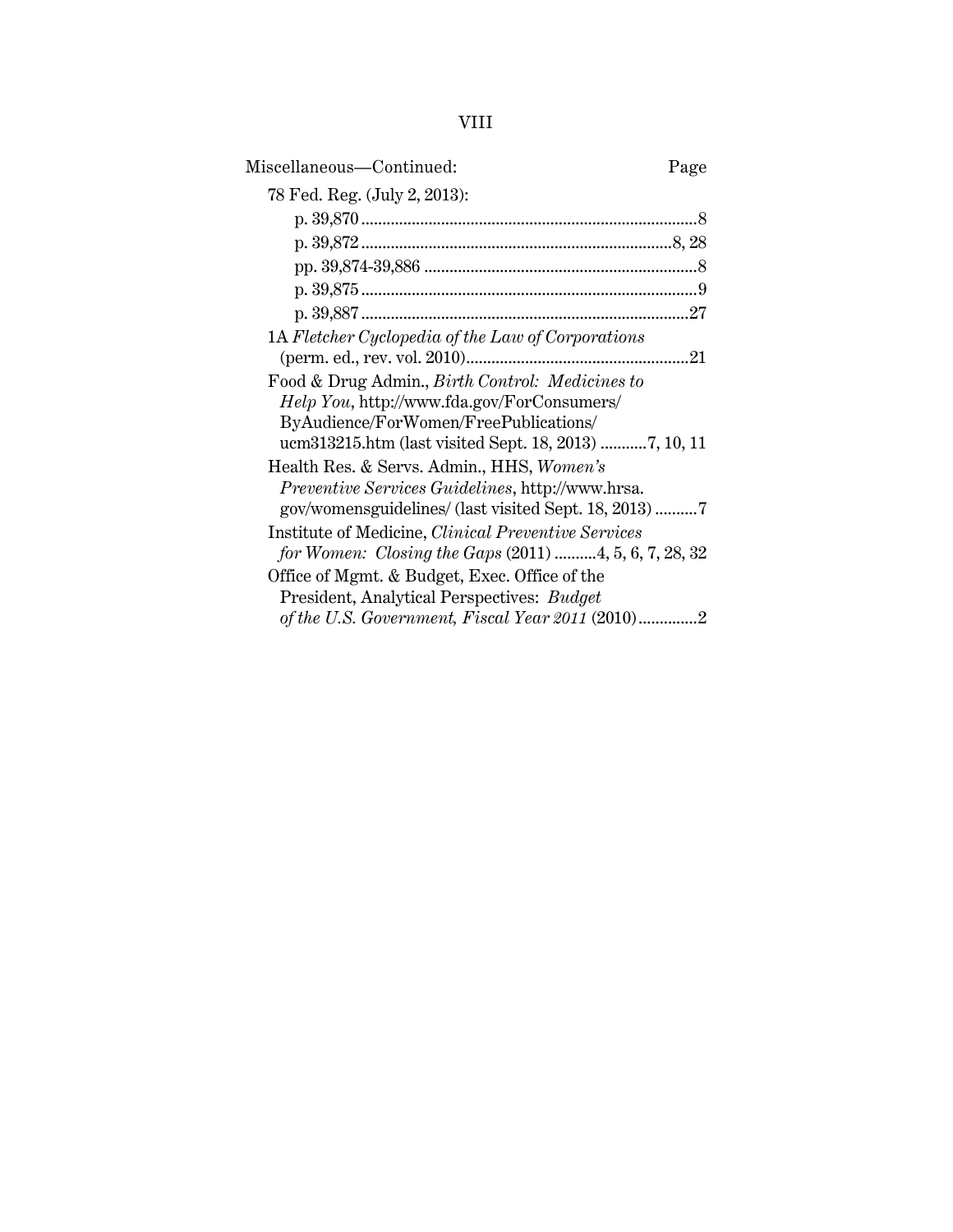Miscellaneous—Continued: Page

78 Fed. Reg. (July 2, 2013):

- p. 39,870 ........................................................................ 8
- p. 39,872 ........................................................................ 8, 28
- pp. 39,874-39,886 ........................................................ 8
- p. 39,875 ........................................................................ 9
- p. 39,887 ........................................................................ 27

1A *Fletcher Cyclopedia of the Law of Corporations* (perm. ed., rev. vol. 2010) .................................................... 21

Food & Drug Admin., *Birth Control: Medicines to Help You*, http://www.fda.gov/ForConsumers/ByAudience/ForWomen/FreePublications/ucm313215.htm (last visited Sept. 18, 2013) ........... 7, 10, 11

Health Res. & Servs. Admin., HHS, *Women's Preventive Services Guidelines*, http://www.hrsa.gov/womensguidelines/ (last visited Sept. 18, 2013) .......... 7

Institute of Medicine, *Clinical Preventive Services for Women: Closing the Gaps* (2011) .......... 4, 5, 6, 7, 28, 32

Office of Mgmt. & Budget, Exec. Office of the President, Analytical Perspectives: *Budget of the U.S. Government, Fiscal Year 2011* (2010) ............. 2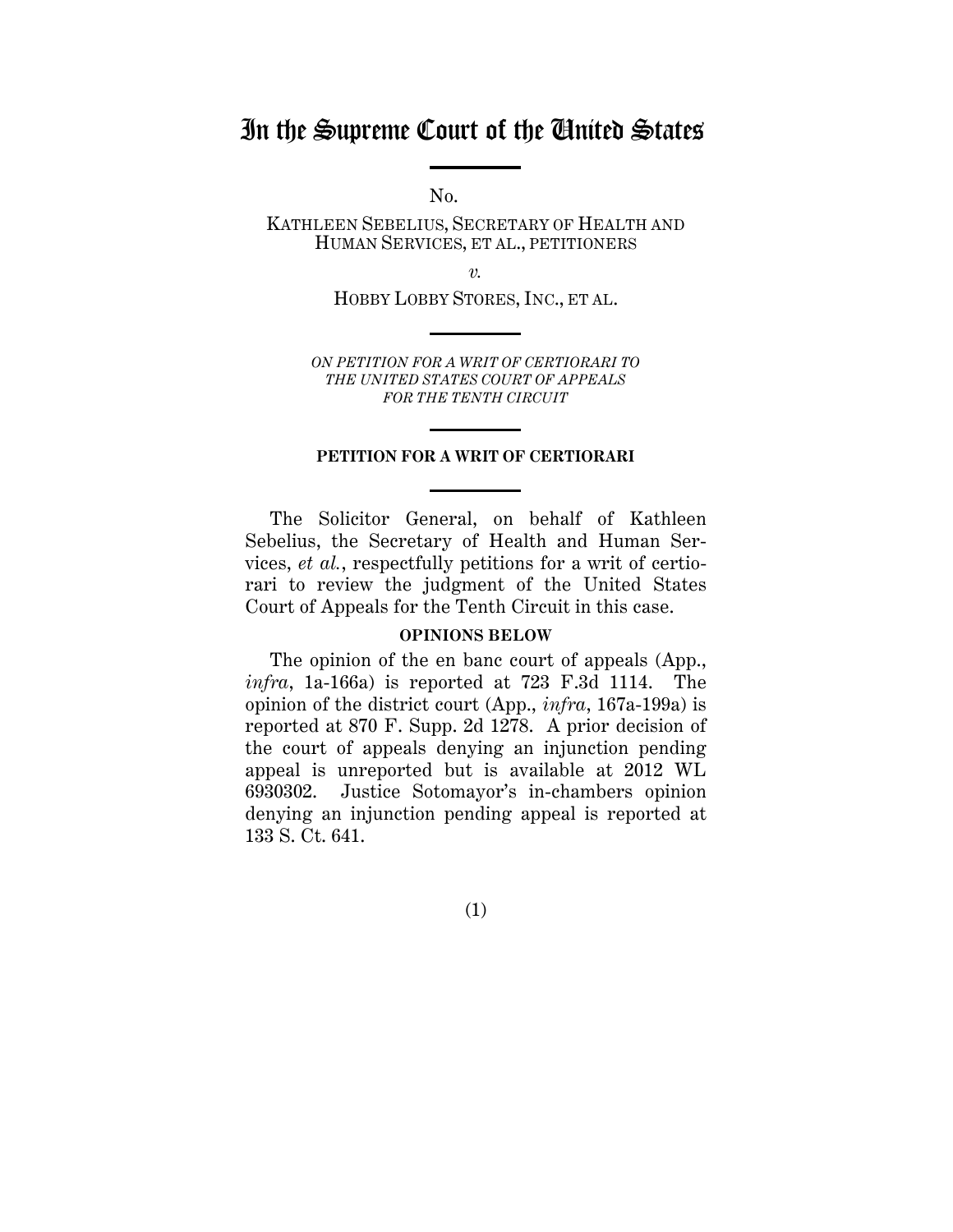# In the Supreme Court of the United States

No.

KATHLEEN SEBELIUS, SECRETARY OF HEALTH AND HUMAN SERVICES, ET AL., PETITIONERS

*v.*

HOBBY LOBBY STORES, INC., ET AL.

*ON PETITION FOR A WRIT OF CERTIORARI TO THE UNITED STATES COURT OF APPEALS FOR THE TENTH CIRCUIT*

**PETITION FOR A WRIT OF CERTIORARI**

The Solicitor General, on behalf of Kathleen Sebelius, the Secretary of Health and Human Services, *et al.*, respectfully petitions for a writ of certiorari to review the judgment of the United States Court of Appeals for the Tenth Circuit in this case.

**OPINIONS BELOW**

The opinion of the en banc court of appeals (App., *infra*, 1a-166a) is reported at 723 F.3d 1114. The opinion of the district court (App., *infra*, 167a-199a) is reported at 870 F. Supp. 2d 1278. A prior decision of the court of appeals denying an injunction pending appeal is unreported but is available at 2012 WL 6930302. Justice Sotomayor's in-chambers opinion denying an injunction pending appeal is reported at 133 S. Ct. 641.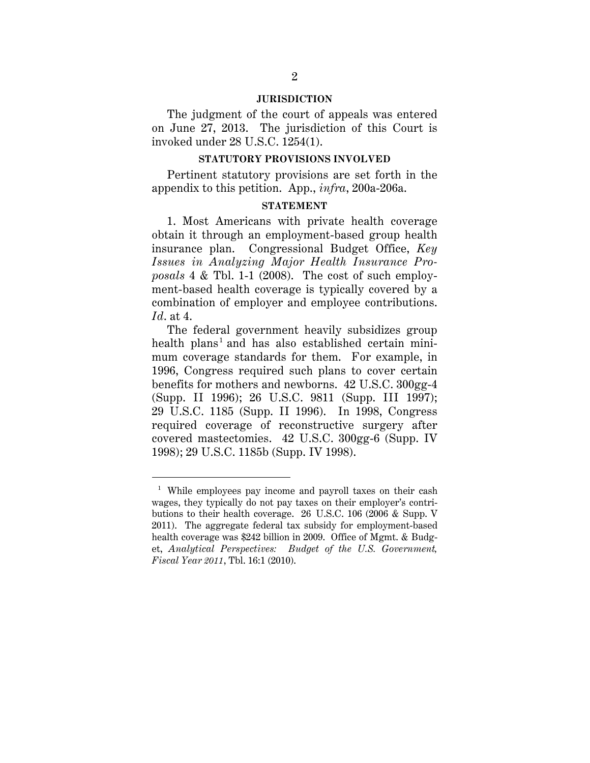## JURISDICTION

The judgment of the court of appeals was entered on June 27, 2013. The jurisdiction of this Court is invoked under 28 U.S.C. 1254(1).

## STATUTORY PROVISIONS INVOLVED

Pertinent statutory provisions are set forth in the appendix to this petition. App., *infra*, 200a-206a.

## STATEMENT

1. Most Americans with private health coverage obtain it through an employment-based group health insurance plan. Congressional Budget Office, *Key Issues in Analyzing Major Health Insurance Proposals* 4 & Tbl. 1-1 (2008). The cost of such employment-based health coverage is typically covered by a combination of employer and employee contributions. *Id*. at 4.

The federal government heavily subsidizes group health plans[1] and has also established certain minimum coverage standards for them. For example, in 1996, Congress required such plans to cover certain benefits for mothers and newborns. 42 U.S.C. 300gg-4 (Supp. II 1996); 26 U.S.C. 9811 (Supp. III 1997); 29 U.S.C. 1185 (Supp. II 1996). In 1998, Congress required coverage of reconstructive surgery after covered mastectomies. 42 U.S.C. 300gg-6 (Supp. IV 1998); 29 U.S.C. 1185b (Supp. IV 1998).

---

[1] While employees pay income and payroll taxes on their cash wages, they typically do not pay taxes on their employer's contributions to their health coverage. 26 U.S.C. 106 (2006 & Supp. V 2011). The aggregate federal tax subsidy for employment-based health coverage was $242 billion in 2009. Office of Mgmt. & Budget, *Analytical Perspectives: Budget of the U.S. Government, Fiscal Year 2011*, Tbl. 16:1 (2010).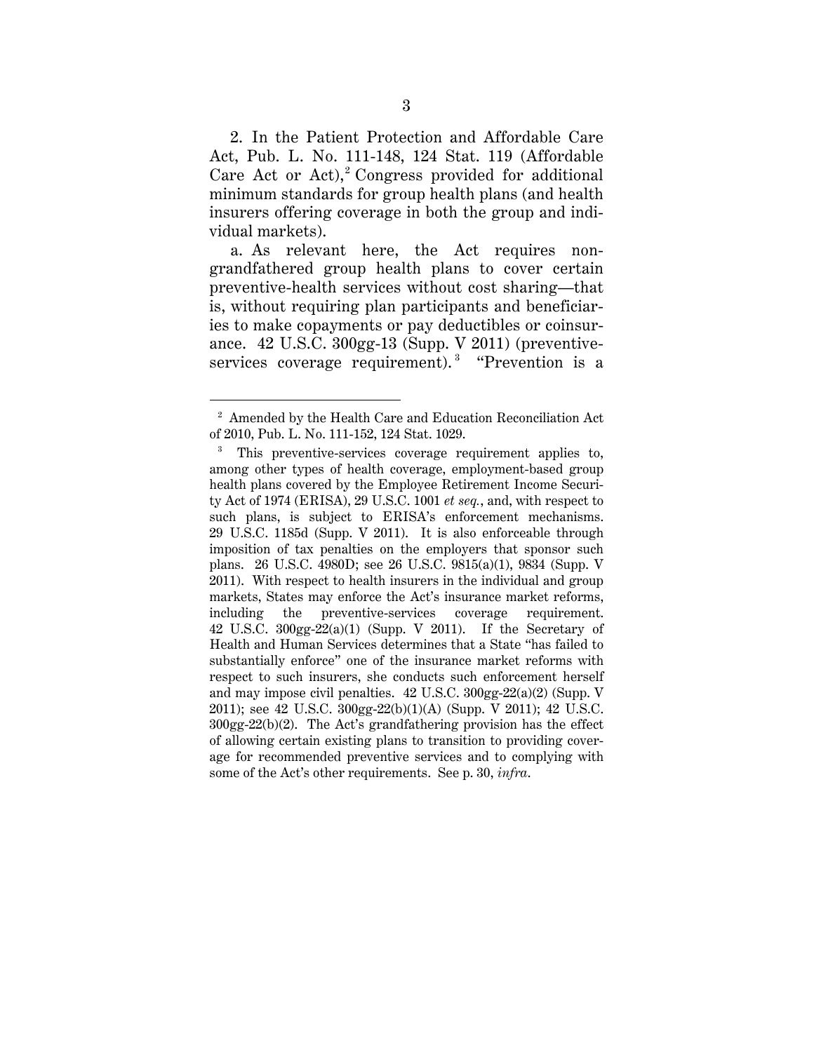2. In the Patient Protection and Affordable Care Act, Pub. L. No. 111-148, 124 Stat. 119 (Affordable Care Act or Act),[2] Congress provided for additional minimum standards for group health plans (and health insurers offering coverage in both the group and individual markets).

a. As relevant here, the Act requires non-grandfathered group health plans to cover certain preventive-health services without cost sharing—that is, without requiring plan participants and beneficiaries to make copayments or pay deductibles or coinsurance. 42 U.S.C. 300gg-13 (Supp. V 2011) (preventive-services coverage requirement).[3] "Prevention is a

---

[2] Amended by the Health Care and Education Reconciliation Act of 2010, Pub. L. No. 111-152, 124 Stat. 1029.

[3] This preventive-services coverage requirement applies to, among other types of health coverage, employment-based group health plans covered by the Employee Retirement Income Security Act of 1974 (ERISA), 29 U.S.C. 1001 *et seq.*, and, with respect to such plans, is subject to ERISA's enforcement mechanisms. 29 U.S.C. 1185d (Supp. V 2011). It is also enforceable through imposition of tax penalties on the employers that sponsor such plans. 26 U.S.C. 4980D; see 26 U.S.C. 9815(a)(1), 9834 (Supp. V 2011). With respect to health insurers in the individual and group markets, States may enforce the Act's insurance market reforms, including the preventive-services coverage requirement. 42 U.S.C. 300gg-22(a)(1) (Supp. V 2011). If the Secretary of Health and Human Services determines that a State "has failed to substantially enforce" one of the insurance market reforms with respect to such insurers, she conducts such enforcement herself and may impose civil penalties. 42 U.S.C. 300gg-22(a)(2) (Supp. V 2011); see 42 U.S.C. 300gg-22(b)(1)(A) (Supp. V 2011); 42 U.S.C. 300gg-22(b)(2). The Act's grandfathering provision has the effect of allowing certain existing plans to transition to providing coverage for recommended preventive services and to complying with some of the Act's other requirements. See p. 30, *infra*.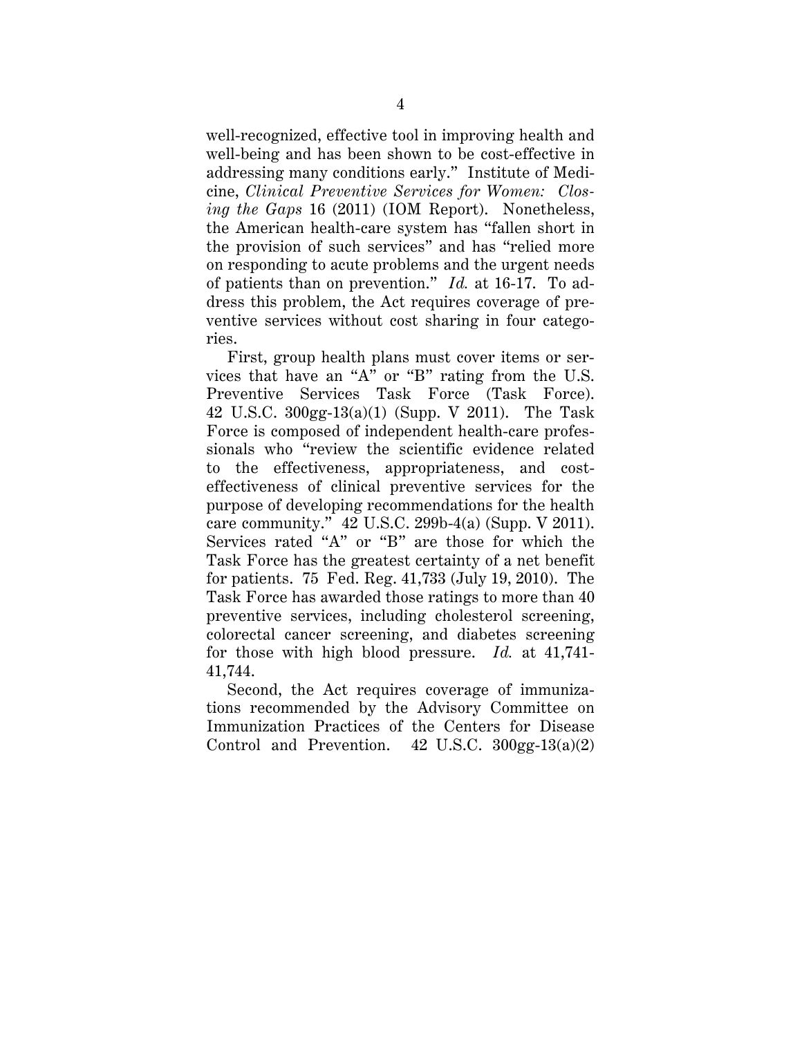well-recognized, effective tool in improving health and well-being and has been shown to be cost-effective in addressing many conditions early." Institute of Medicine, *Clinical Preventive Services for Women: Closing the Gaps* 16 (2011) (IOM Report). Nonetheless, the American health-care system has "fallen short in the provision of such services" and has "relied more on responding to acute problems and the urgent needs of patients than on prevention." *Id.* at 16-17. To address this problem, the Act requires coverage of preventive services without cost sharing in four categories.

First, group health plans must cover items or services that have an "A" or "B" rating from the U.S. Preventive Services Task Force (Task Force). 42 U.S.C. 300gg-13(a)(1) (Supp. V 2011). The Task Force is composed of independent health-care professionals who "review the scientific evidence related to the effectiveness, appropriateness, and cost-effectiveness of clinical preventive services for the purpose of developing recommendations for the health care community." 42 U.S.C. 299b-4(a) (Supp. V 2011). Services rated "A" or "B" are those for which the Task Force has the greatest certainty of a net benefit for patients. 75 Fed. Reg. 41,733 (July 19, 2010). The Task Force has awarded those ratings to more than 40 preventive services, including cholesterol screening, colorectal cancer screening, and diabetes screening for those with high blood pressure. *Id.* at 41,741-41,744.

Second, the Act requires coverage of immunizations recommended by the Advisory Committee on Immunization Practices of the Centers for Disease Control and Prevention. 42 U.S.C. 300gg-13(a)(2)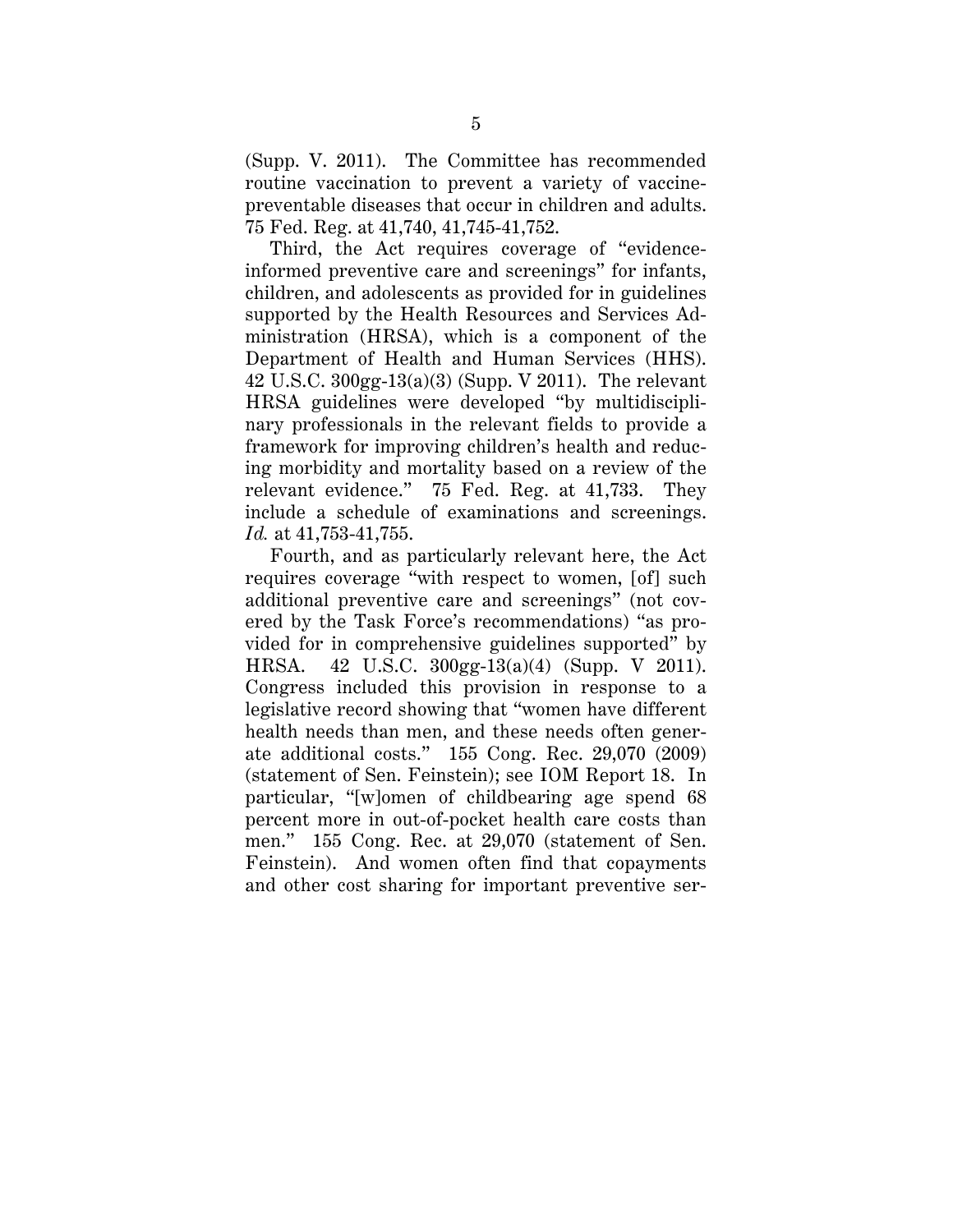(Supp. V. 2011). The Committee has recommended routine vaccination to prevent a variety of vaccine-preventable diseases that occur in children and adults. 75 Fed. Reg. at 41,740, 41,745-41,752.

Third, the Act requires coverage of "evidence-informed preventive care and screenings" for infants, children, and adolescents as provided for in guidelines supported by the Health Resources and Services Administration (HRSA), which is a component of the Department of Health and Human Services (HHS). 42 U.S.C. 300gg-13(a)(3) (Supp. V 2011). The relevant HRSA guidelines were developed "by multidisciplinary professionals in the relevant fields to provide a framework for improving children's health and reducing morbidity and mortality based on a review of the relevant evidence." 75 Fed. Reg. at 41,733. They include a schedule of examinations and screenings. *Id.* at 41,753-41,755.

Fourth, and as particularly relevant here, the Act requires coverage "with respect to women, [of] such additional preventive care and screenings" (not covered by the Task Force's recommendations) "as provided for in comprehensive guidelines supported" by HRSA. 42 U.S.C. 300gg-13(a)(4) (Supp. V 2011). Congress included this provision in response to a legislative record showing that "women have different health needs than men, and these needs often generate additional costs." 155 Cong. Rec. 29,070 (2009) (statement of Sen. Feinstein); see IOM Report 18. In particular, "[w]omen of childbearing age spend 68 percent more in out-of-pocket health care costs than men." 155 Cong. Rec. at 29,070 (statement of Sen. Feinstein). And women often find that copayments and other cost sharing for important preventive ser-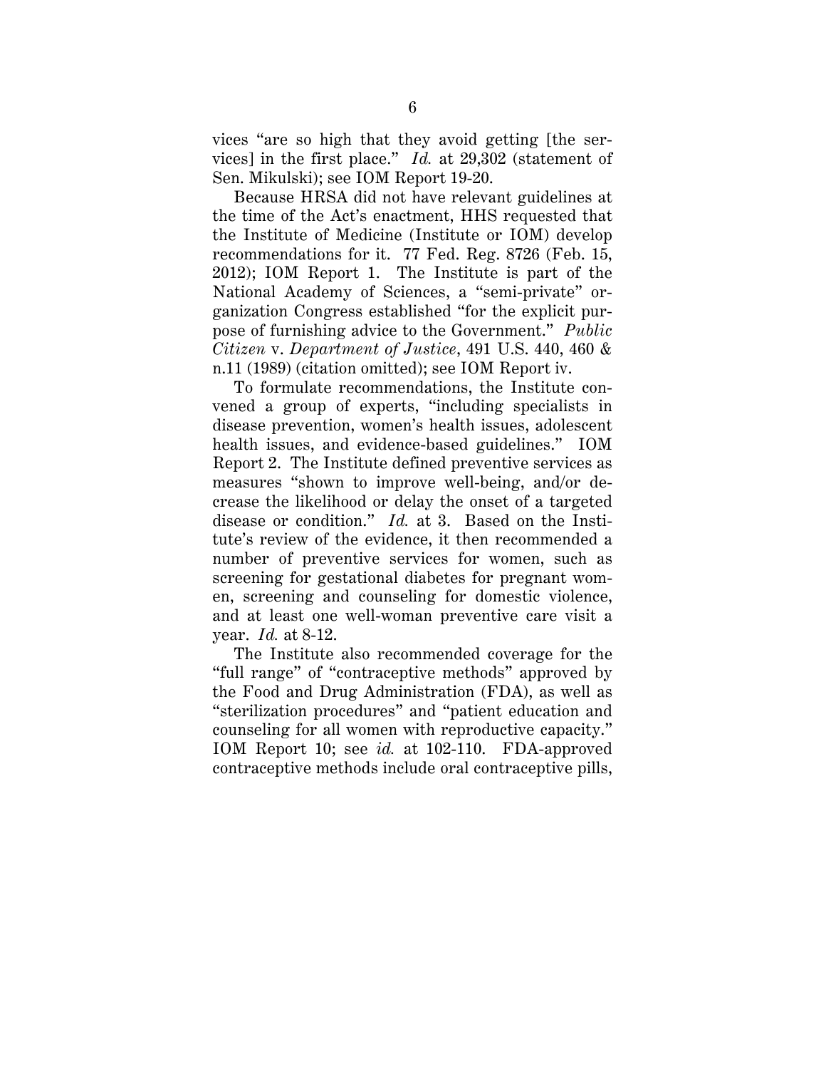vices "are so high that they avoid getting [the services] in the first place." *Id.* at 29,302 (statement of Sen. Mikulski); see IOM Report 19-20.

Because HRSA did not have relevant guidelines at the time of the Act's enactment, HHS requested that the Institute of Medicine (Institute or IOM) develop recommendations for it. 77 Fed. Reg. 8726 (Feb. 15, 2012); IOM Report 1. The Institute is part of the National Academy of Sciences, a "semi-private" organization Congress established "for the explicit purpose of furnishing advice to the Government." *Public Citizen* v. *Department of Justice*, 491 U.S. 440, 460 & n.11 (1989) (citation omitted); see IOM Report iv.

To formulate recommendations, the Institute convened a group of experts, "including specialists in disease prevention, women's health issues, adolescent health issues, and evidence-based guidelines." IOM Report 2. The Institute defined preventive services as measures "shown to improve well-being, and/or decrease the likelihood or delay the onset of a targeted disease or condition." *Id.* at 3. Based on the Institute's review of the evidence, it then recommended a number of preventive services for women, such as screening for gestational diabetes for pregnant women, screening and counseling for domestic violence, and at least one well-woman preventive care visit a year. *Id.* at 8-12.

The Institute also recommended coverage for the "full range" of "contraceptive methods" approved by the Food and Drug Administration (FDA), as well as "sterilization procedures" and "patient education and counseling for all women with reproductive capacity." IOM Report 10; see *id.* at 102-110. FDA-approved contraceptive methods include oral contraceptive pills,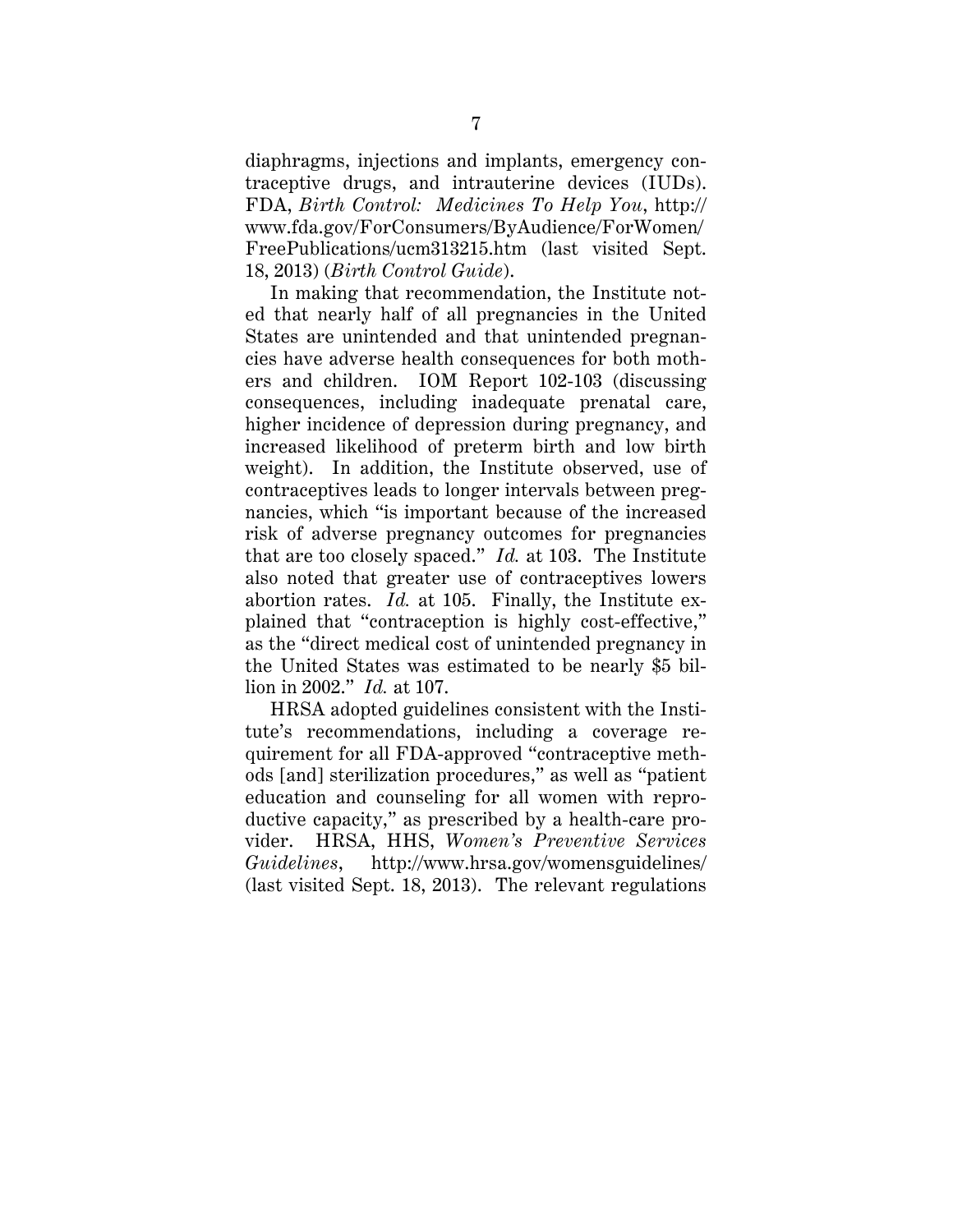diaphragms, injections and implants, emergency contraceptive drugs, and intrauterine devices (IUDs). FDA, *Birth Control: Medicines To Help You*, http://www.fda.gov/ForConsumers/ByAudience/ForWomen/FreePublications/ucm313215.htm (last visited Sept. 18, 2013) (*Birth Control Guide*).

In making that recommendation, the Institute noted that nearly half of all pregnancies in the United States are unintended and that unintended pregnancies have adverse health consequences for both mothers and children. IOM Report 102-103 (discussing consequences, including inadequate prenatal care, higher incidence of depression during pregnancy, and increased likelihood of preterm birth and low birth weight). In addition, the Institute observed, use of contraceptives leads to longer intervals between pregnancies, which "is important because of the increased risk of adverse pregnancy outcomes for pregnancies that are too closely spaced." *Id.* at 103. The Institute also noted that greater use of contraceptives lowers abortion rates. *Id.* at 105. Finally, the Institute explained that "contraception is highly cost-effective," as the "direct medical cost of unintended pregnancy in the United States was estimated to be nearly $5 billion in 2002." *Id.* at 107.

HRSA adopted guidelines consistent with the Institute's recommendations, including a coverage requirement for all FDA-approved "contraceptive methods [and] sterilization procedures," as well as "patient education and counseling for all women with reproductive capacity," as prescribed by a health-care provider. HRSA, HHS, *Women's Preventive Services Guidelines*, http://www.hrsa.gov/womensguidelines/ (last visited Sept. 18, 2013). The relevant regulations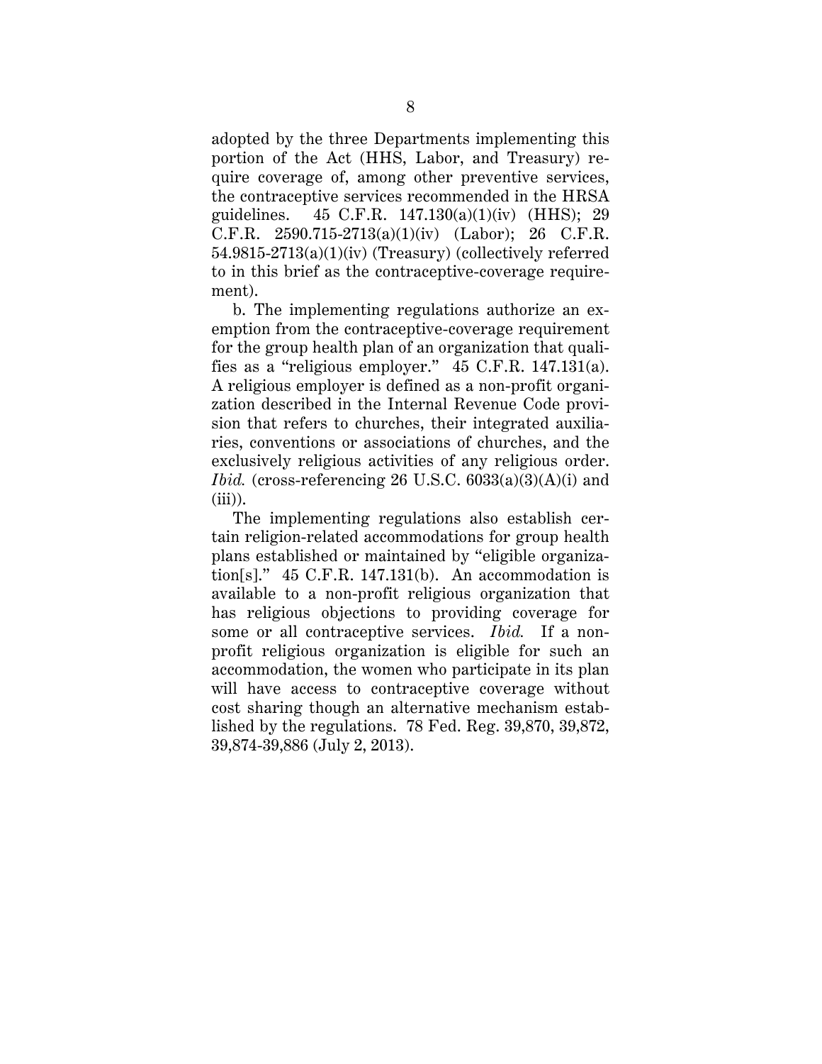adopted by the three Departments implementing this portion of the Act (HHS, Labor, and Treasury) require coverage of, among other preventive services, the contraceptive services recommended in the HRSA guidelines. 45 C.F.R. 147.130(a)(1)(iv) (HHS); 29 C.F.R. 2590.715-2713(a)(1)(iv) (Labor); 26 C.F.R. 54.9815-2713(a)(1)(iv) (Treasury) (collectively referred to in this brief as the contraceptive-coverage requirement).

b. The implementing regulations authorize an exemption from the contraceptive-coverage requirement for the group health plan of an organization that qualifies as a "religious employer." 45 C.F.R. 147.131(a). A religious employer is defined as a non-profit organization described in the Internal Revenue Code provision that refers to churches, their integrated auxiliaries, conventions or associations of churches, and the exclusively religious activities of any religious order. *Ibid.* (cross-referencing 26 U.S.C. 6033(a)(3)(A)(i) and (iii)).

The implementing regulations also establish certain religion-related accommodations for group health plans established or maintained by "eligible organization[s]." 45 C.F.R. 147.131(b). An accommodation is available to a non-profit religious organization that has religious objections to providing coverage for some or all contraceptive services. *Ibid.* If a non-profit religious organization is eligible for such an accommodation, the women who participate in its plan will have access to contraceptive coverage without cost sharing though an alternative mechanism established by the regulations. 78 Fed. Reg. 39,870, 39,872, 39,874-39,886 (July 2, 2013).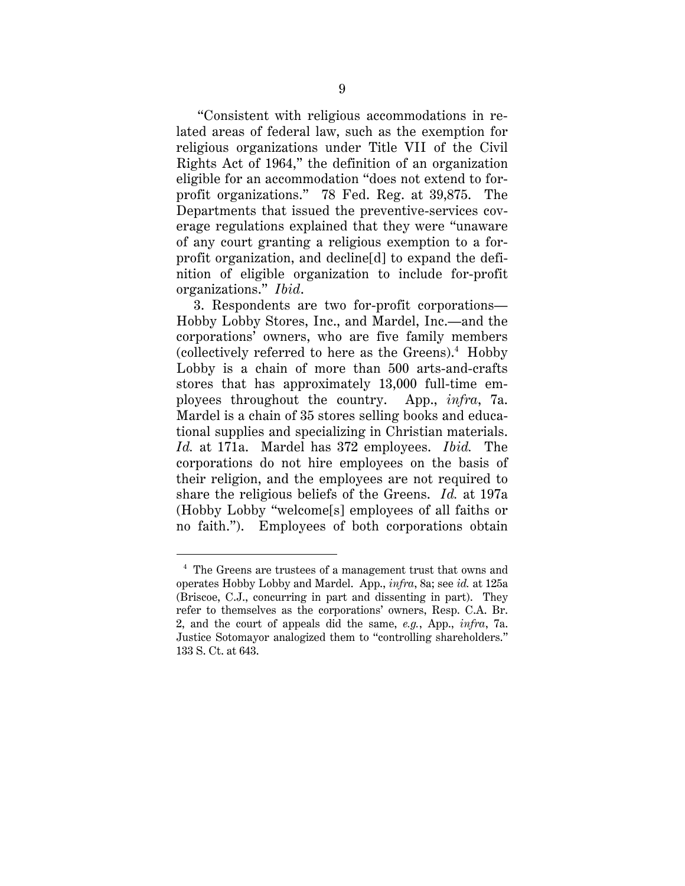"Consistent with religious accommodations in related areas of federal law, such as the exemption for religious organizations under Title VII of the Civil Rights Act of 1964," the definition of an organization eligible for an accommodation "does not extend to for-profit organizations." 78 Fed. Reg. at 39,875. The Departments that issued the preventive-services coverage regulations explained that they were "unaware of any court granting a religious exemption to a for-profit organization, and decline[d] to expand the definition of eligible organization to include for-profit organizations." *Ibid*.

3. Respondents are two for-profit corporations—Hobby Lobby Stores, Inc., and Mardel, Inc.—and the corporations' owners, who are five family members (collectively referred to here as the Greens).[4] Hobby Lobby is a chain of more than 500 arts-and-crafts stores that has approximately 13,000 full-time employees throughout the country. App., *infra*, 7a. Mardel is a chain of 35 stores selling books and educational supplies and specializing in Christian materials. *Id.* at 171a. Mardel has 372 employees. *Ibid.* The corporations do not hire employees on the basis of their religion, and the employees are not required to share the religious beliefs of the Greens. *Id.* at 197a (Hobby Lobby "welcome[s] employees of all faiths or no faith."). Employees of both corporations obtain

---

[4] The Greens are trustees of a management trust that owns and operates Hobby Lobby and Mardel. App., *infra*, 8a; see *id.* at 125a (Briscoe, C.J., concurring in part and dissenting in part). They refer to themselves as the corporations' owners, Resp. C.A. Br. 2, and the court of appeals did the same, *e.g.*, App., *infra*, 7a. Justice Sotomayor analogized them to "controlling shareholders." 133 S. Ct. at 643.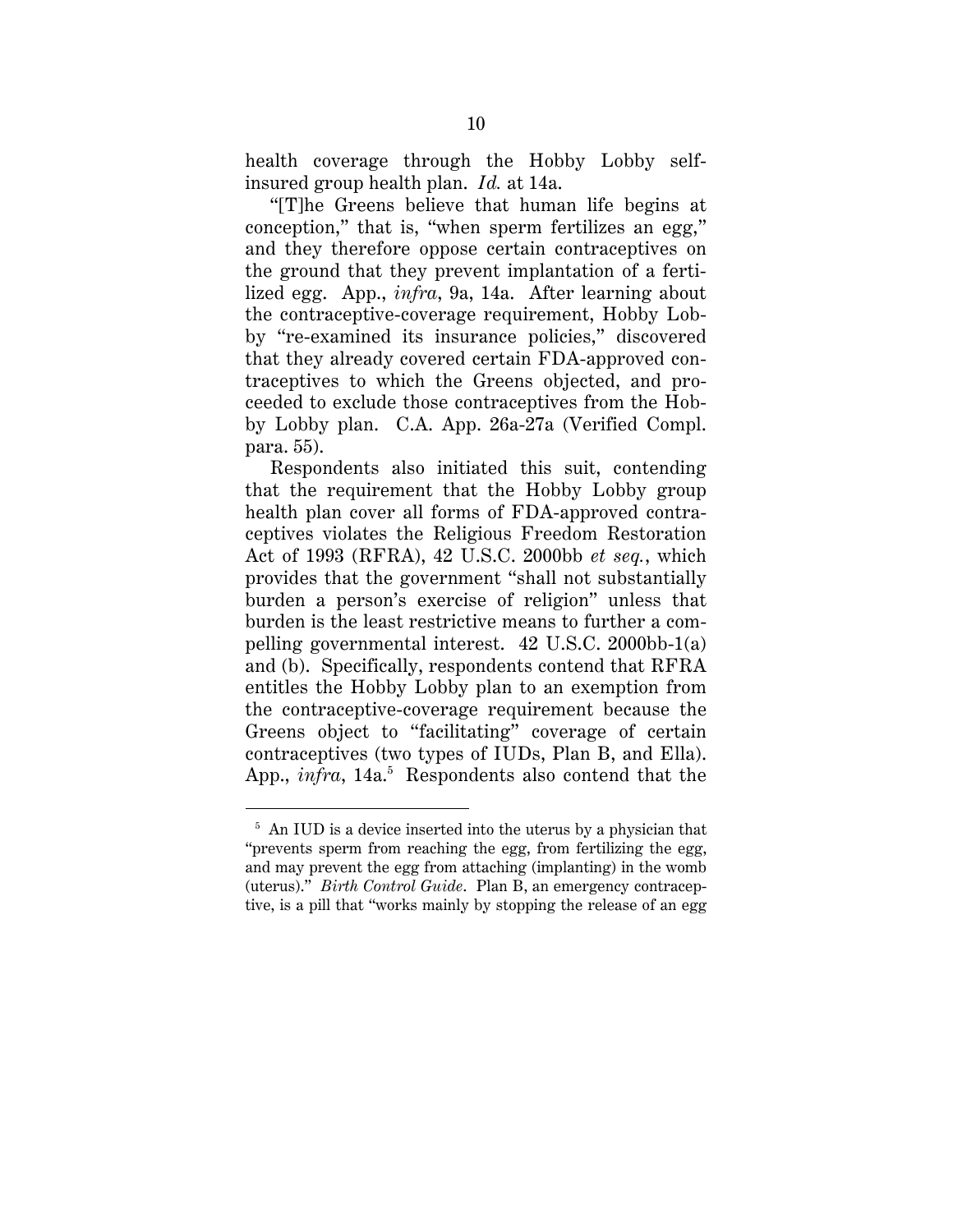health coverage through the Hobby Lobby self-insured group health plan. *Id.* at 14a.

"[T]he Greens believe that human life begins at conception," that is, "when sperm fertilizes an egg," and they therefore oppose certain contraceptives on the ground that they prevent implantation of a fertilized egg. App., *infra*, 9a, 14a. After learning about the contraceptive-coverage requirement, Hobby Lobby "re-examined its insurance policies," discovered that they already covered certain FDA-approved contraceptives to which the Greens objected, and proceeded to exclude those contraceptives from the Hobby Lobby plan. C.A. App. 26a-27a (Verified Compl. para. 55).

Respondents also initiated this suit, contending that the requirement that the Hobby Lobby group health plan cover all forms of FDA-approved contraceptives violates the Religious Freedom Restoration Act of 1993 (RFRA), 42 U.S.C. 2000bb *et seq.*, which provides that the government "shall not substantially burden a person's exercise of religion" unless that burden is the least restrictive means to further a compelling governmental interest. 42 U.S.C. 2000bb-1(a) and (b). Specifically, respondents contend that RFRA entitles the Hobby Lobby plan to an exemption from the contraceptive-coverage requirement because the Greens object to "facilitating" coverage of certain contraceptives (two types of IUDs, Plan B, and Ella). App., *infra*, 14a.[5] Respondents also contend that the

---

[5] An IUD is a device inserted into the uterus by a physician that "prevents sperm from reaching the egg, from fertilizing the egg, and may prevent the egg from attaching (implanting) in the womb (uterus)." *Birth Control Guide*. Plan B, an emergency contraceptive, is a pill that "works mainly by stopping the release of an egg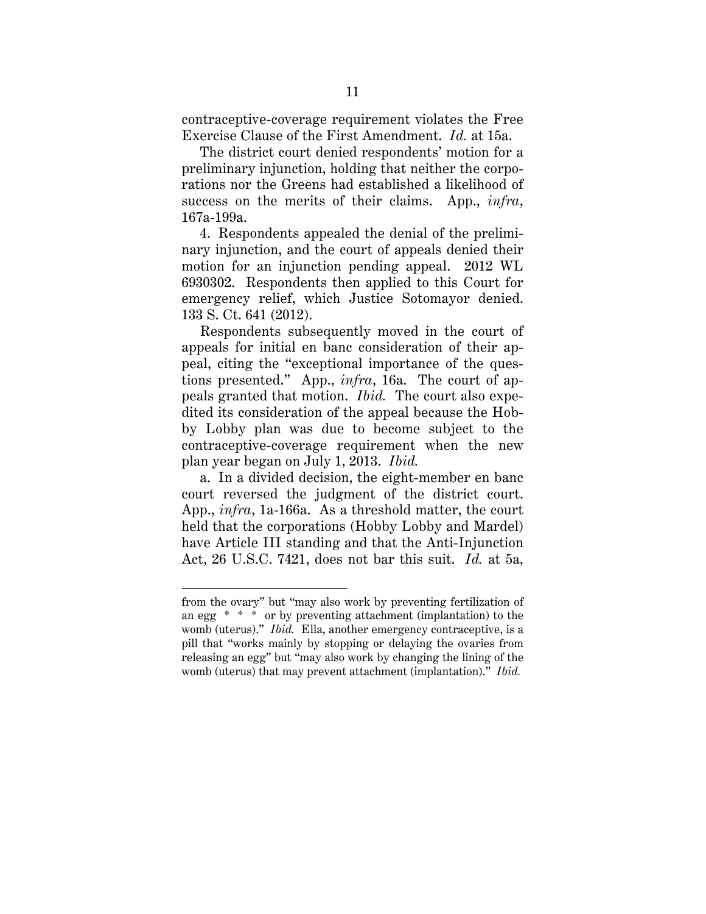contraceptive-coverage requirement violates the Free Exercise Clause of the First Amendment. *Id.* at 15a.

The district court denied respondents' motion for a preliminary injunction, holding that neither the corporations nor the Greens had established a likelihood of success on the merits of their claims. App., *infra*, 167a-199a.

4. Respondents appealed the denial of the preliminary injunction, and the court of appeals denied their motion for an injunction pending appeal. 2012 WL 6930302. Respondents then applied to this Court for emergency relief, which Justice Sotomayor denied. 133 S. Ct. 641 (2012).

Respondents subsequently moved in the court of appeals for initial en banc consideration of their appeal, citing the "exceptional importance of the questions presented." App., *infra*, 16a. The court of appeals granted that motion. *Ibid.* The court also expedited its consideration of the appeal because the Hobby Lobby plan was due to become subject to the contraceptive-coverage requirement when the new plan year began on July 1, 2013. *Ibid.*

a. In a divided decision, the eight-member en banc court reversed the judgment of the district court. App., *infra*, 1a-166a. As a threshold matter, the court held that the corporations (Hobby Lobby and Mardel) have Article III standing and that the Anti-Injunction Act, 26 U.S.C. 7421, does not bar this suit. *Id.* at 5a,

---

from the ovary" but "may also work by preventing fertilization of an egg * * * or by preventing attachment (implantation) to the womb (uterus)." *Ibid.* Ella, another emergency contraceptive, is a pill that "works mainly by stopping or delaying the ovaries from releasing an egg" but "may also work by changing the lining of the womb (uterus) that may prevent attachment (implantation)." *Ibid.*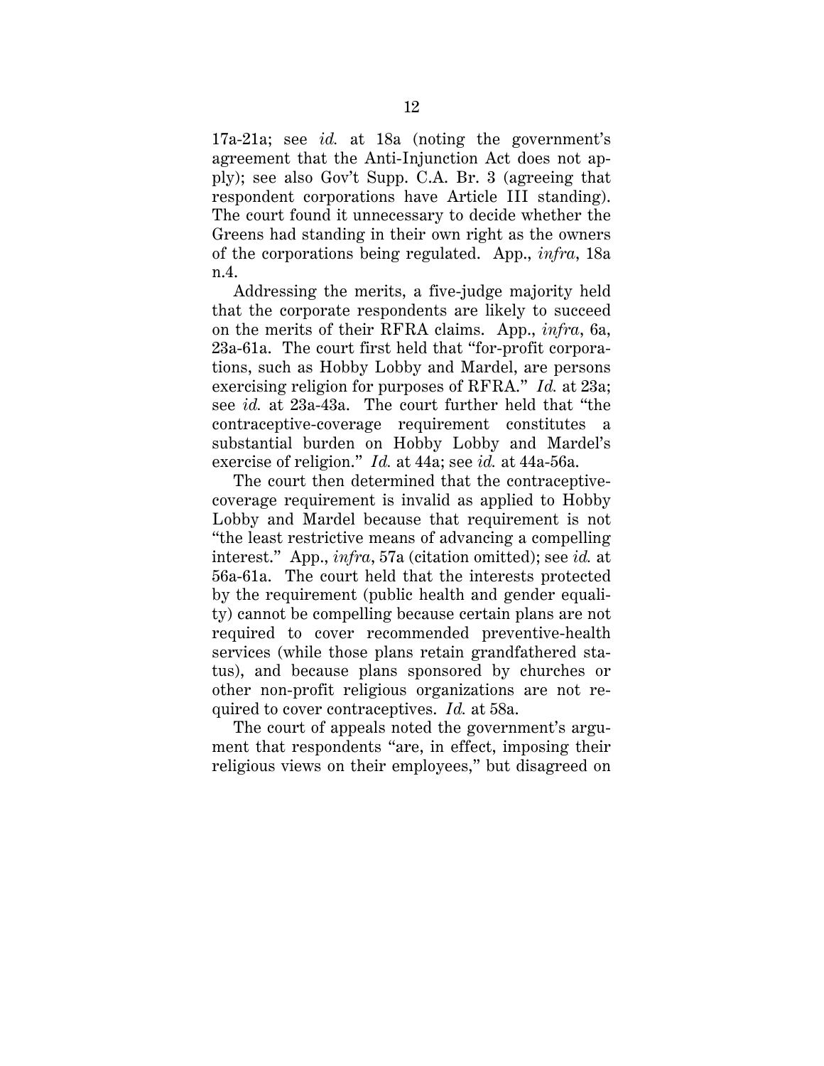17a-21a; see *id.* at 18a (noting the government's agreement that the Anti-Injunction Act does not apply); see also Gov't Supp. C.A. Br. 3 (agreeing that respondent corporations have Article III standing). The court found it unnecessary to decide whether the Greens had standing in their own right as the owners of the corporations being regulated. App., *infra*, 18a n.4.

Addressing the merits, a five-judge majority held that the corporate respondents are likely to succeed on the merits of their RFRA claims. App., *infra*, 6a, 23a-61a. The court first held that "for-profit corporations, such as Hobby Lobby and Mardel, are persons exercising religion for purposes of RFRA." *Id.* at 23a; see *id.* at 23a-43a. The court further held that "the contraceptive-coverage requirement constitutes a substantial burden on Hobby Lobby and Mardel's exercise of religion." *Id.* at 44a; see *id.* at 44a-56a.

The court then determined that the contraceptive-coverage requirement is invalid as applied to Hobby Lobby and Mardel because that requirement is not "the least restrictive means of advancing a compelling interest." App., *infra*, 57a (citation omitted); see *id.* at 56a-61a. The court held that the interests protected by the requirement (public health and gender equality) cannot be compelling because certain plans are not required to cover recommended preventive-health services (while those plans retain grandfathered status), and because plans sponsored by churches or other non-profit religious organizations are not required to cover contraceptives. *Id.* at 58a.

The court of appeals noted the government's argument that respondents "are, in effect, imposing their religious views on their employees," but disagreed on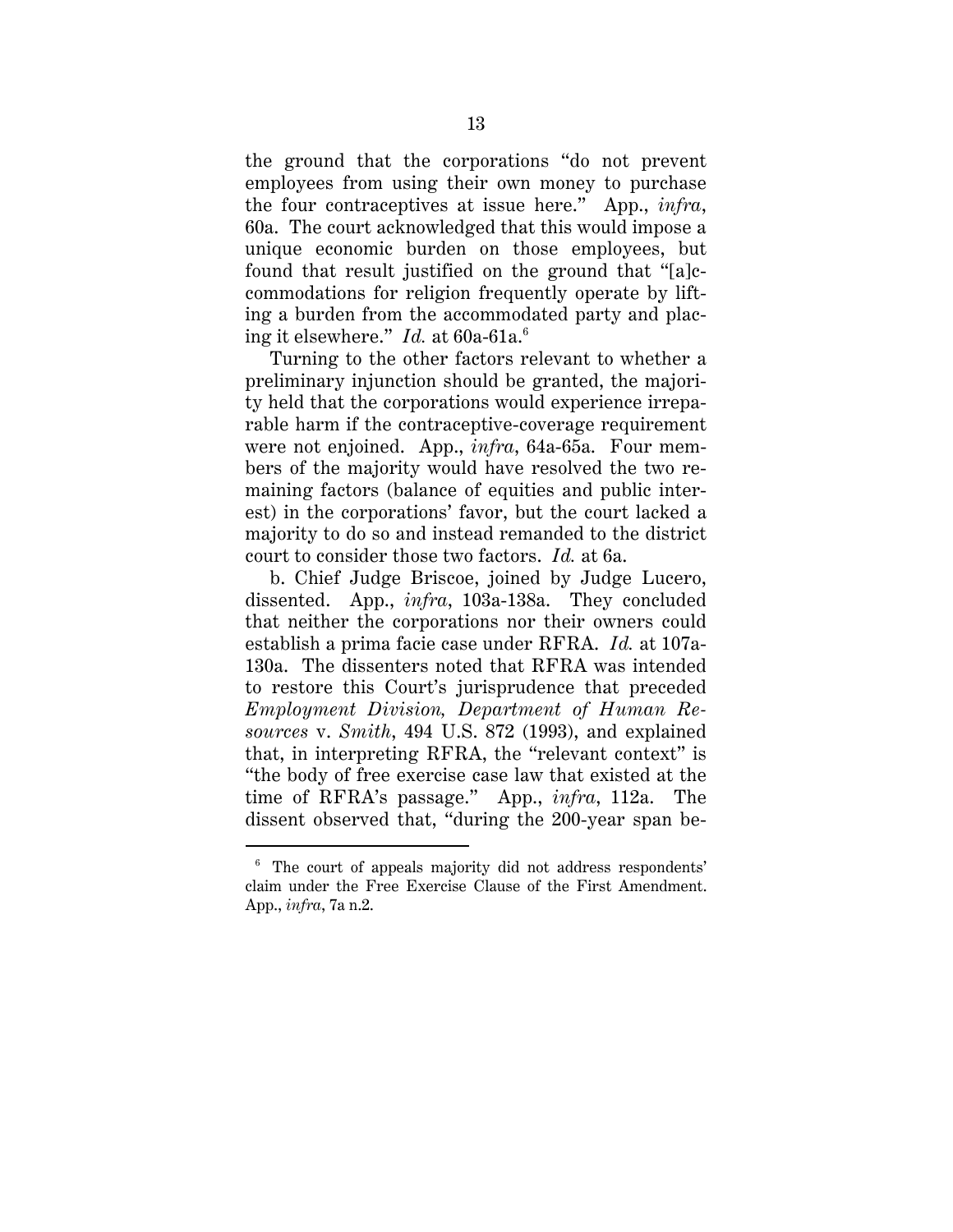the ground that the corporations "do not prevent employees from using their own money to purchase the four contraceptives at issue here." App., *infra*, 60a. The court acknowledged that this would impose a unique economic burden on those employees, but found that result justified on the ground that "[a]ccommodations for religion frequently operate by lifting a burden from the accommodated party and placing it elsewhere." *Id.* at 60a-61a.[6]

Turning to the other factors relevant to whether a preliminary injunction should be granted, the majority held that the corporations would experience irreparable harm if the contraceptive-coverage requirement were not enjoined. App., *infra*, 64a-65a. Four members of the majority would have resolved the two remaining factors (balance of equities and public interest) in the corporations' favor, but the court lacked a majority to do so and instead remanded to the district court to consider those two factors. *Id.* at 6a.

b. Chief Judge Briscoe, joined by Judge Lucero, dissented. App., *infra*, 103a-138a. They concluded that neither the corporations nor their owners could establish a prima facie case under RFRA. *Id.* at 107a-130a. The dissenters noted that RFRA was intended to restore this Court's jurisprudence that preceded *Employment Division, Department of Human Resources* v. *Smith*, 494 U.S. 872 (1993), and explained that, in interpreting RFRA, the "relevant context" is "the body of free exercise case law that existed at the time of RFRA's passage." App., *infra*, 112a. The dissent observed that, "during the 200-year span be-

---

[6] The court of appeals majority did not address respondents' claim under the Free Exercise Clause of the First Amendment. App., *infra*, 7a n.2.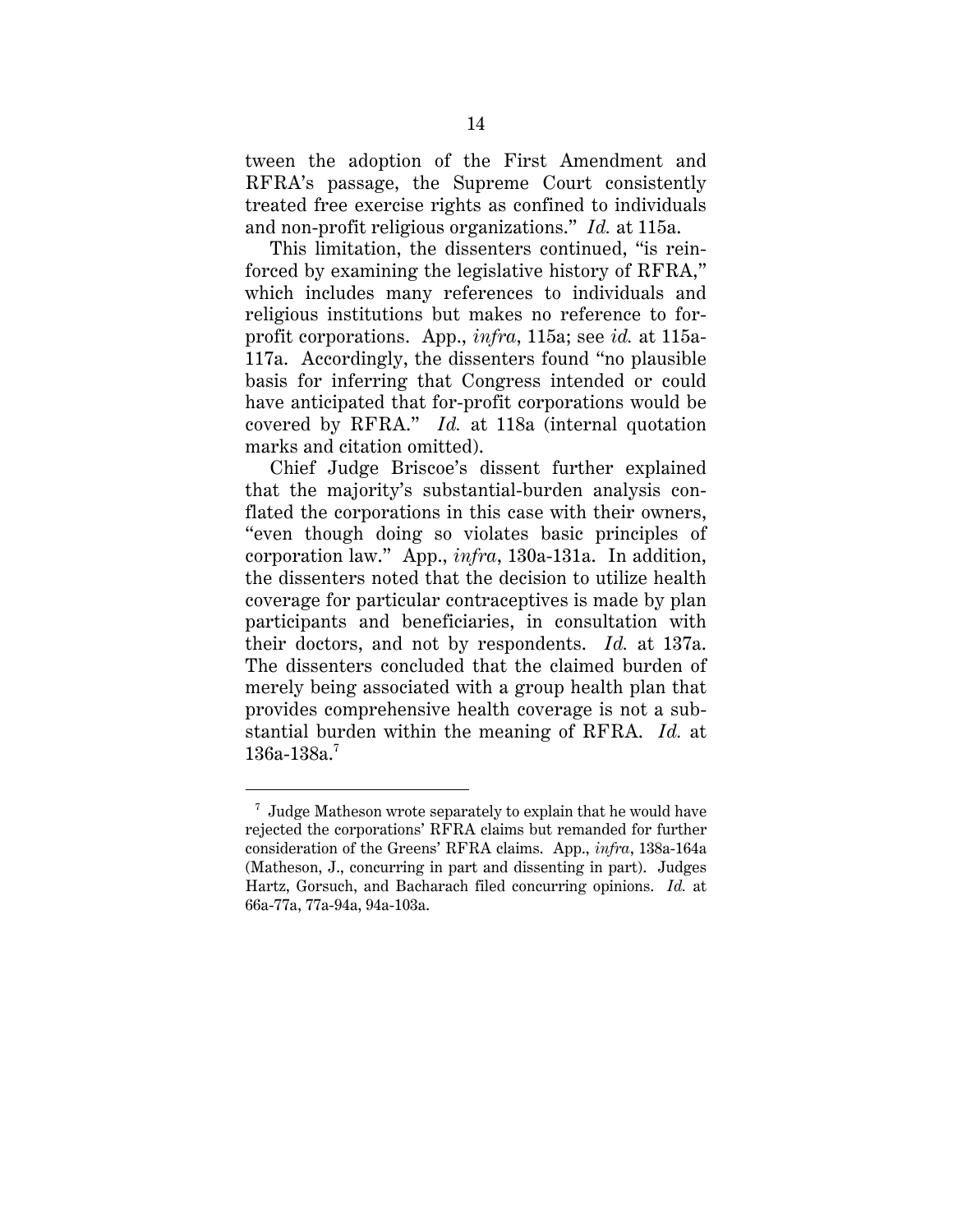tween the adoption of the First Amendment and RFRA's passage, the Supreme Court consistently treated free exercise rights as confined to individuals and non-profit religious organizations." *Id.* at 115a.

This limitation, the dissenters continued, "is reinforced by examining the legislative history of RFRA," which includes many references to individuals and religious institutions but makes no reference to for-profit corporations. App., *infra*, 115a; see *id.* at 115a-117a. Accordingly, the dissenters found "no plausible basis for inferring that Congress intended or could have anticipated that for-profit corporations would be covered by RFRA." *Id.* at 118a (internal quotation marks and citation omitted).

Chief Judge Briscoe's dissent further explained that the majority's substantial-burden analysis conflated the corporations in this case with their owners, "even though doing so violates basic principles of corporation law." App., *infra*, 130a-131a. In addition, the dissenters noted that the decision to utilize health coverage for particular contraceptives is made by plan participants and beneficiaries, in consultation with their doctors, and not by respondents. *Id.* at 137a. The dissenters concluded that the claimed burden of merely being associated with a group health plan that provides comprehensive health coverage is not a substantial burden within the meaning of RFRA. *Id.* at 136a-138a.[7]

[7] Judge Matheson wrote separately to explain that he would have rejected the corporations' RFRA claims but remanded for further consideration of the Greens' RFRA claims. App., *infra*, 138a-164a (Matheson, J., concurring in part and dissenting in part). Judges Hartz, Gorsuch, and Bacharach filed concurring opinions. *Id.* at 66a-77a, 77a-94a, 94a-103a.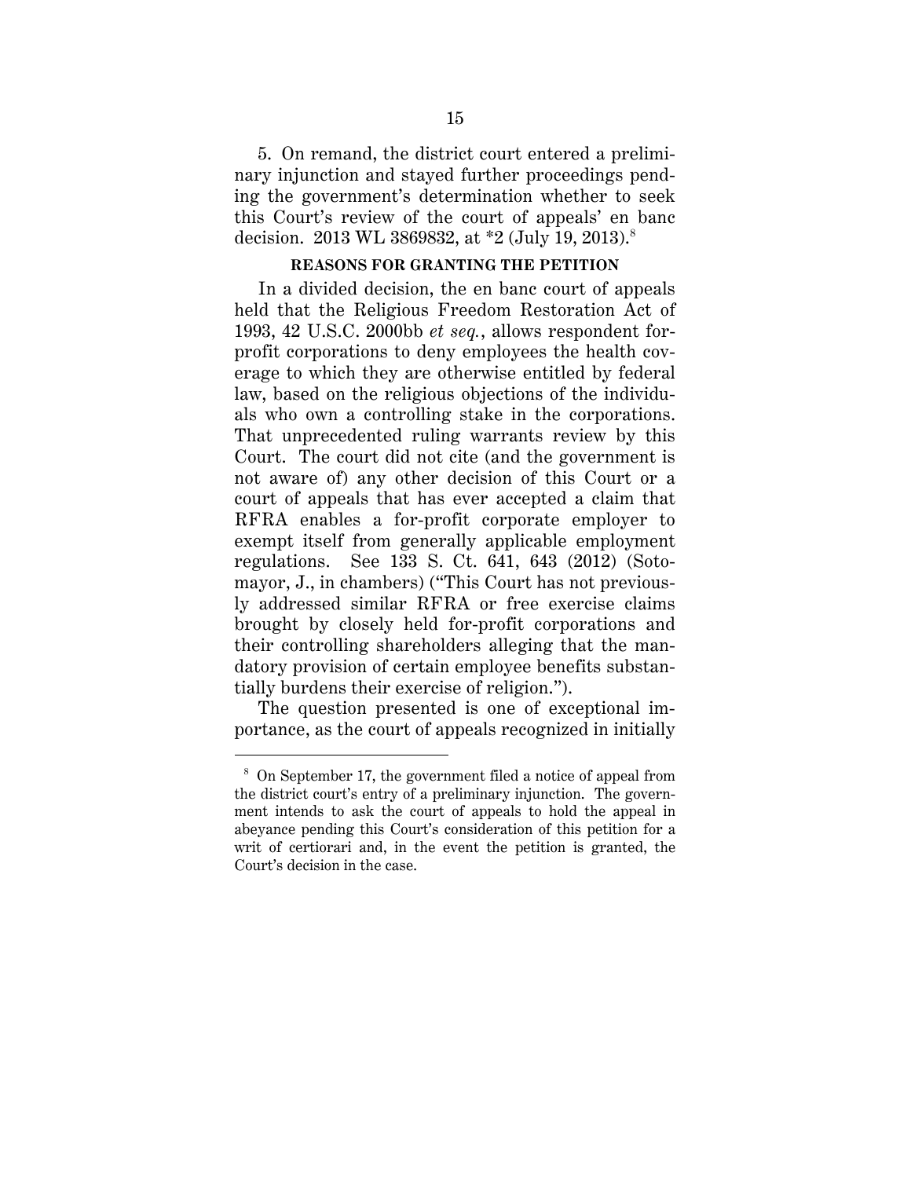5. On remand, the district court entered a preliminary injunction and stayed further proceedings pending the government's determination whether to seek this Court's review of the court of appeals' en banc decision. 2013 WL 3869832, at *2 (July 19, 2013).[8]

## REASONS FOR GRANTING THE PETITION

In a divided decision, the en banc court of appeals held that the Religious Freedom Restoration Act of 1993, 42 U.S.C. 2000bb *et seq.*, allows respondent for-profit corporations to deny employees the health coverage to which they are otherwise entitled by federal law, based on the religious objections of the individuals who own a controlling stake in the corporations. That unprecedented ruling warrants review by this Court. The court did not cite (and the government is not aware of) any other decision of this Court or a court of appeals that has ever accepted a claim that RFRA enables a for-profit corporate employer to exempt itself from generally applicable employment regulations. See 133 S. Ct. 641, 643 (2012) (Sotomayor, J., in chambers) ("This Court has not previously addressed similar RFRA or free exercise claims brought by closely held for-profit corporations and their controlling shareholders alleging that the mandatory provision of certain employee benefits substantially burdens their exercise of religion.").

The question presented is one of exceptional importance, as the court of appeals recognized in initially

---

[8] On September 17, the government filed a notice of appeal from the district court's entry of a preliminary injunction. The government intends to ask the court of appeals to hold the appeal in abeyance pending this Court's consideration of this petition for a writ of certiorari and, in the event the petition is granted, the Court's decision in the case.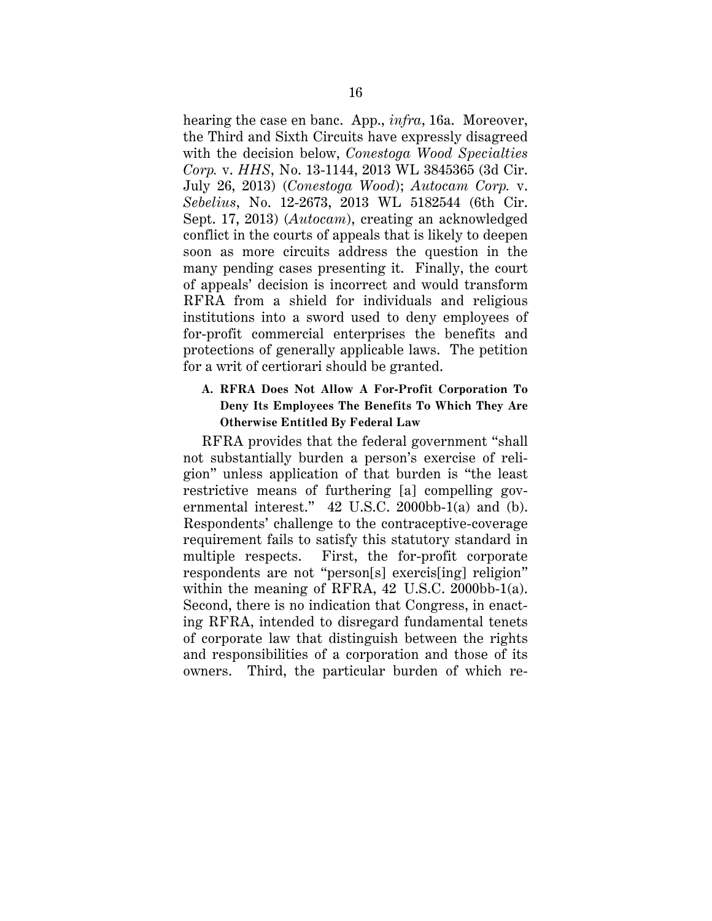hearing the case en banc. App., *infra*, 16a. Moreover, the Third and Sixth Circuits have expressly disagreed with the decision below, *Conestoga Wood Specialties Corp.* v. *HHS*, No. 13-1144, 2013 WL 3845365 (3d Cir. July 26, 2013) (*Conestoga Wood*); *Autocam Corp.* v. *Sebelius*, No. 12-2673, 2013 WL 5182544 (6th Cir. Sept. 17, 2013) (*Autocam*), creating an acknowledged conflict in the courts of appeals that is likely to deepen soon as more circuits address the question in the many pending cases presenting it. Finally, the court of appeals' decision is incorrect and would transform RFRA from a shield for individuals and religious institutions into a sword used to deny employees of for-profit commercial enterprises the benefits and protections of generally applicable laws. The petition for a writ of certiorari should be granted.

### A. RFRA Does Not Allow A For-Profit Corporation To Deny Its Employees The Benefits To Which They Are Otherwise Entitled By Federal Law

RFRA provides that the federal government "shall not substantially burden a person's exercise of religion" unless application of that burden is "the least restrictive means of furthering [a] compelling governmental interest." 42 U.S.C. 2000bb-1(a) and (b). Respondents' challenge to the contraceptive-coverage requirement fails to satisfy this statutory standard in multiple respects. First, the for-profit corporate respondents are not "person[s] exercis[ing] religion" within the meaning of RFRA, 42 U.S.C. 2000bb-1(a). Second, there is no indication that Congress, in enacting RFRA, intended to disregard fundamental tenets of corporate law that distinguish between the rights and responsibilities of a corporation and those of its owners. Third, the particular burden of which re-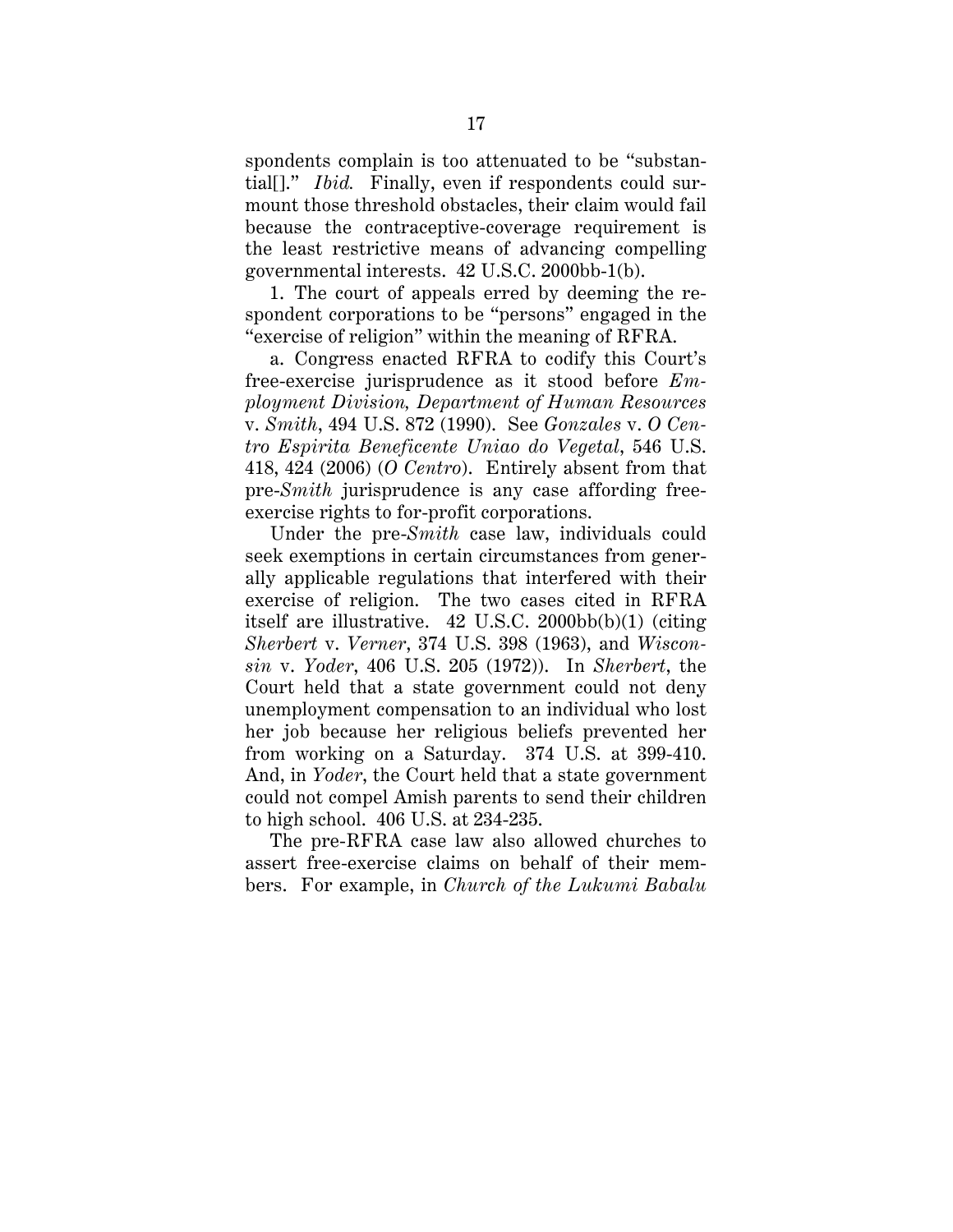spondents complain is too attenuated to be "substantial[]." *Ibid.* Finally, even if respondents could surmount those threshold obstacles, their claim would fail because the contraceptive-coverage requirement is the least restrictive means of advancing compelling governmental interests. 42 U.S.C. 2000bb-1(b).

1. The court of appeals erred by deeming the respondent corporations to be "persons" engaged in the "exercise of religion" within the meaning of RFRA.

a. Congress enacted RFRA to codify this Court's free-exercise jurisprudence as it stood before *Employment Division, Department of Human Resources* v. *Smith*, 494 U.S. 872 (1990). See *Gonzales* v. *O Centro Espirita Beneficente Uniao do Vegetal*, 546 U.S. 418, 424 (2006) (*O Centro*). Entirely absent from that pre-*Smith* jurisprudence is any case affording free-exercise rights to for-profit corporations.

Under the pre-*Smith* case law, individuals could seek exemptions in certain circumstances from generally applicable regulations that interfered with their exercise of religion. The two cases cited in RFRA itself are illustrative. 42 U.S.C. 2000bb(b)(1) (citing *Sherbert* v. *Verner*, 374 U.S. 398 (1963), and *Wisconsin* v. *Yoder*, 406 U.S. 205 (1972)). In *Sherbert*, the Court held that a state government could not deny unemployment compensation to an individual who lost her job because her religious beliefs prevented her from working on a Saturday. 374 U.S. at 399-410. And, in *Yoder*, the Court held that a state government could not compel Amish parents to send their children to high school. 406 U.S. at 234-235.

The pre-RFRA case law also allowed churches to assert free-exercise claims on behalf of their members. For example, in *Church of the Lukumi Babalu*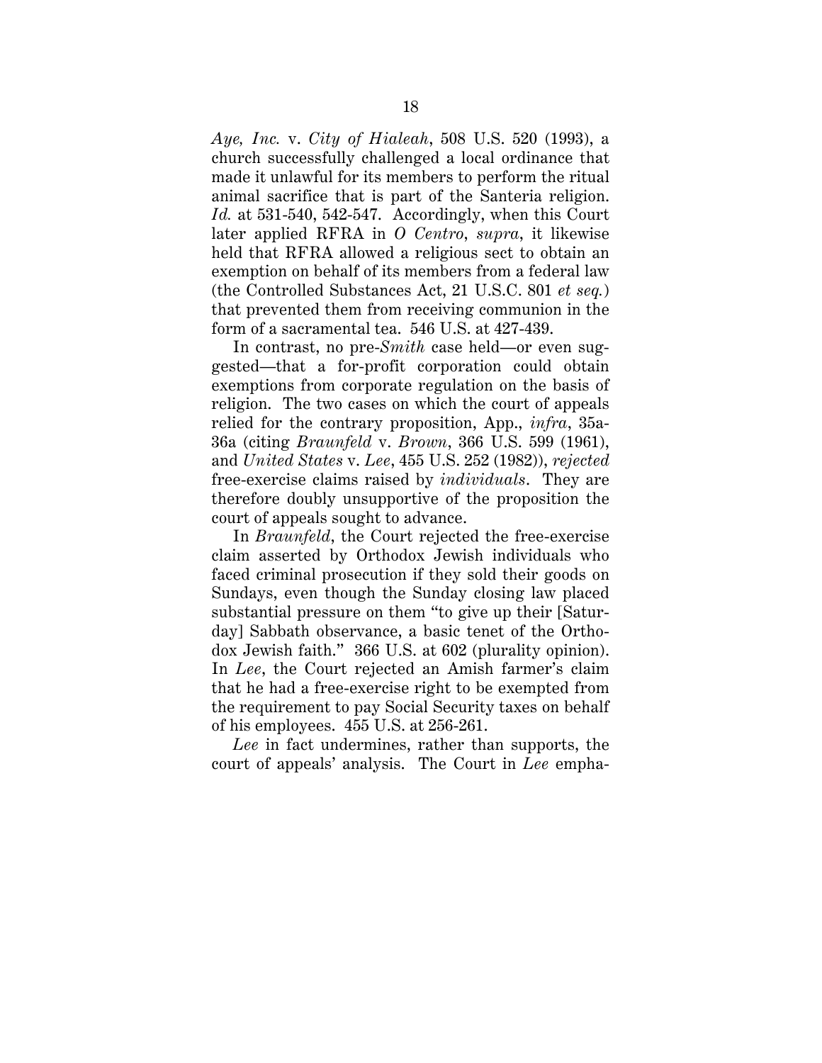*Aye, Inc.* v. *City of Hialeah*, 508 U.S. 520 (1993), a church successfully challenged a local ordinance that made it unlawful for its members to perform the ritual animal sacrifice that is part of the Santeria religion. *Id.* at 531-540, 542-547. Accordingly, when this Court later applied RFRA in *O Centro*, *supra*, it likewise held that RFRA allowed a religious sect to obtain an exemption on behalf of its members from a federal law (the Controlled Substances Act, 21 U.S.C. 801 *et seq.*) that prevented them from receiving communion in the form of a sacramental tea. 546 U.S. at 427-439.

In contrast, no pre-*Smith* case held—or even suggested—that a for-profit corporation could obtain exemptions from corporate regulation on the basis of religion. The two cases on which the court of appeals relied for the contrary proposition, App., *infra*, 35a-36a (citing *Braunfeld* v. *Brown*, 366 U.S. 599 (1961), and *United States* v. *Lee*, 455 U.S. 252 (1982)), *rejected* free-exercise claims raised by *individuals*. They are therefore doubly unsupportive of the proposition the court of appeals sought to advance.

In *Braunfeld*, the Court rejected the free-exercise claim asserted by Orthodox Jewish individuals who faced criminal prosecution if they sold their goods on Sundays, even though the Sunday closing law placed substantial pressure on them "to give up their [Saturday] Sabbath observance, a basic tenet of the Orthodox Jewish faith." 366 U.S. at 602 (plurality opinion). In *Lee*, the Court rejected an Amish farmer's claim that he had a free-exercise right to be exempted from the requirement to pay Social Security taxes on behalf of his employees. 455 U.S. at 256-261.

*Lee* in fact undermines, rather than supports, the court of appeals' analysis. The Court in *Lee* empha-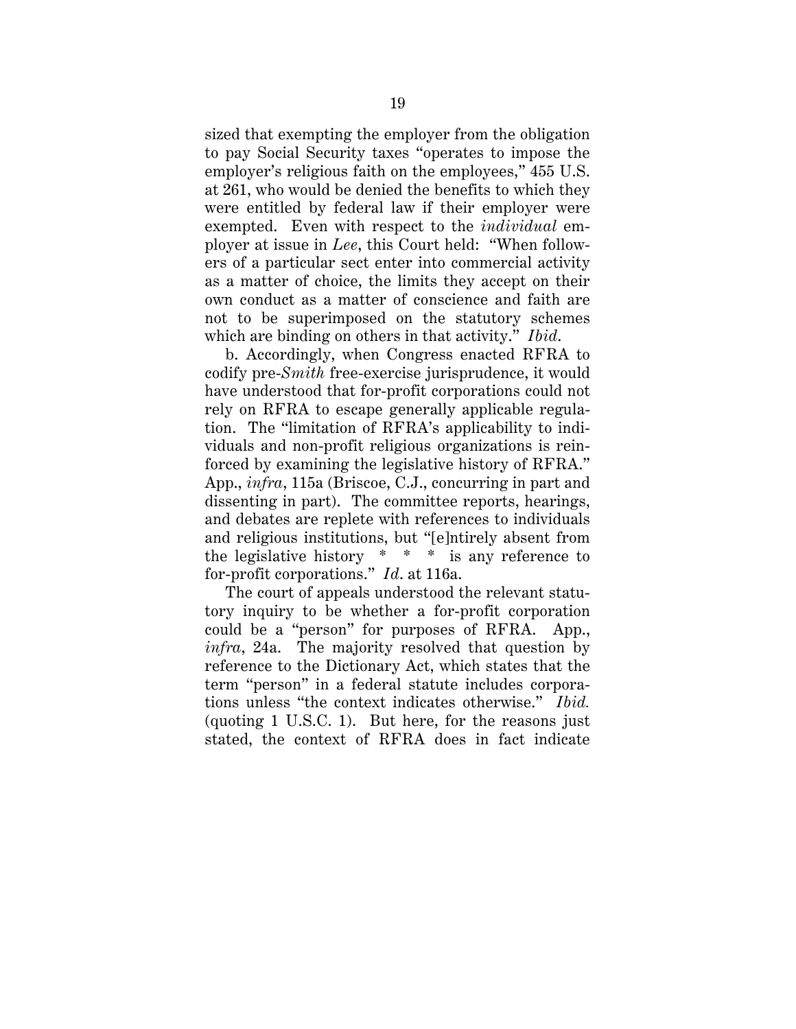sized that exempting the employer from the obligation to pay Social Security taxes "operates to impose the employer's religious faith on the employees," 455 U.S. at 261, who would be denied the benefits to which they were entitled by federal law if their employer were exempted. Even with respect to the *individual* employer at issue in *Lee*, this Court held: "When followers of a particular sect enter into commercial activity as a matter of choice, the limits they accept on their own conduct as a matter of conscience and faith are not to be superimposed on the statutory schemes which are binding on others in that activity." *Ibid.*

b. Accordingly, when Congress enacted RFRA to codify pre-*Smith* free-exercise jurisprudence, it would have understood that for-profit corporations could not rely on RFRA to escape generally applicable regulation. The "limitation of RFRA's applicability to individuals and non-profit religious organizations is reinforced by examining the legislative history of RFRA." App., *infra*, 115a (Briscoe, C.J., concurring in part and dissenting in part). The committee reports, hearings, and debates are replete with references to individuals and religious institutions, but "[e]ntirely absent from the legislative history * * * is any reference to for-profit corporations." *Id*. at 116a.

The court of appeals understood the relevant statutory inquiry to be whether a for-profit corporation could be a "person" for purposes of RFRA. App., *infra*, 24a. The majority resolved that question by reference to the Dictionary Act, which states that the term "person" in a federal statute includes corporations unless "the context indicates otherwise." *Ibid.* (quoting 1 U.S.C. 1). But here, for the reasons just stated, the context of RFRA does in fact indicate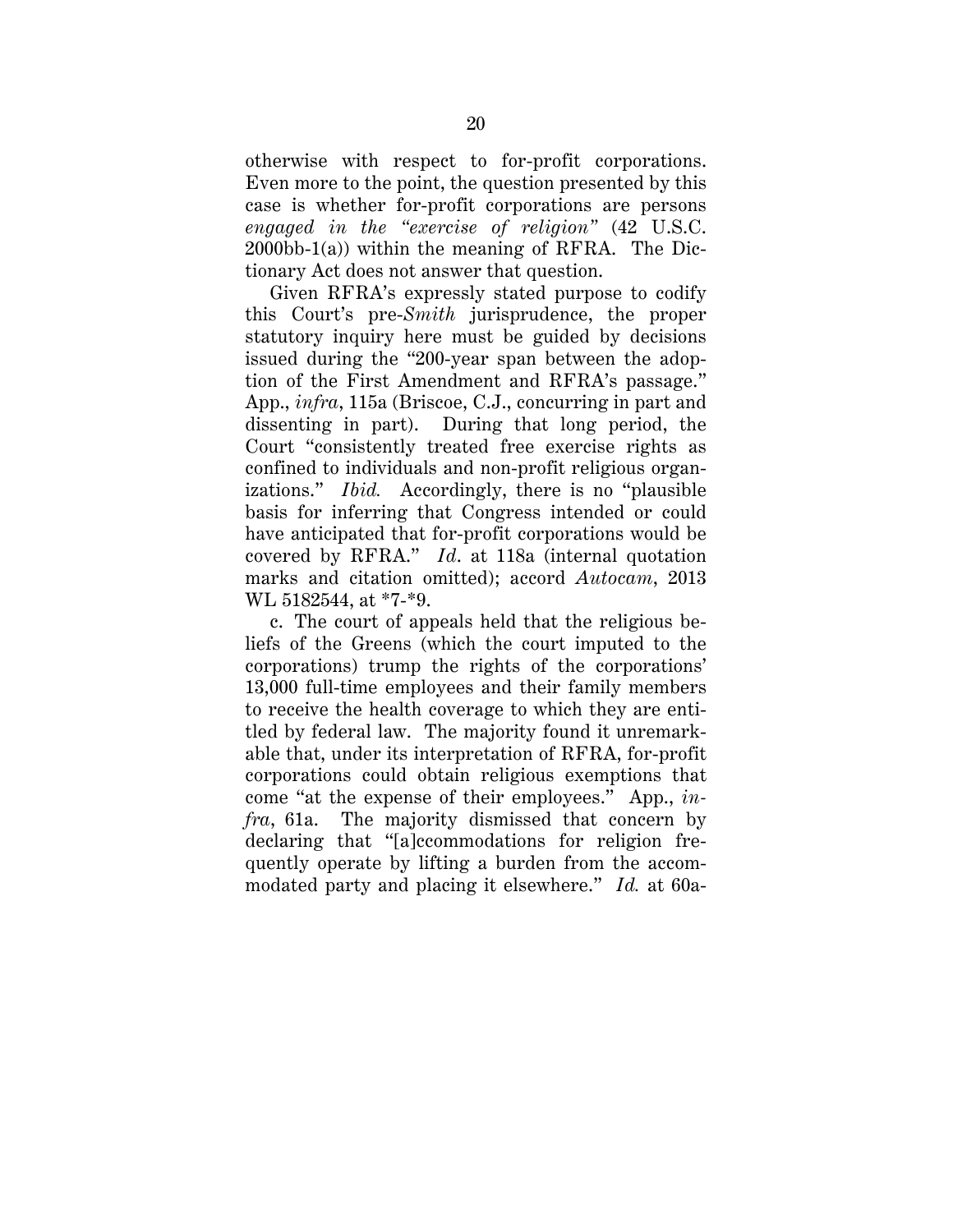otherwise with respect to for-profit corporations. Even more to the point, the question presented by this case is whether for-profit corporations are persons *engaged in the "exercise of religion"* (42 U.S.C. 2000bb-1(a)) within the meaning of RFRA. The Dictionary Act does not answer that question.

Given RFRA's expressly stated purpose to codify this Court's pre-*Smith* jurisprudence, the proper statutory inquiry here must be guided by decisions issued during the "200-year span between the adoption of the First Amendment and RFRA's passage." App., *infra*, 115a (Briscoe, C.J., concurring in part and dissenting in part). During that long period, the Court "consistently treated free exercise rights as confined to individuals and non-profit religious organizations." *Ibid.* Accordingly, there is no "plausible basis for inferring that Congress intended or could have anticipated that for-profit corporations would be covered by RFRA." *Id*. at 118a (internal quotation marks and citation omitted); accord *Autocam*, 2013 WL 5182544, at *7-*9.

c. The court of appeals held that the religious beliefs of the Greens (which the court imputed to the corporations) trump the rights of the corporations' 13,000 full-time employees and their family members to receive the health coverage to which they are entitled by federal law. The majority found it unremarkable that, under its interpretation of RFRA, for-profit corporations could obtain religious exemptions that come "at the expense of their employees." App., *infra*, 61a. The majority dismissed that concern by declaring that "[a]ccommodations for religion frequently operate by lifting a burden from the accommodated party and placing it elsewhere." *Id.* at 60a-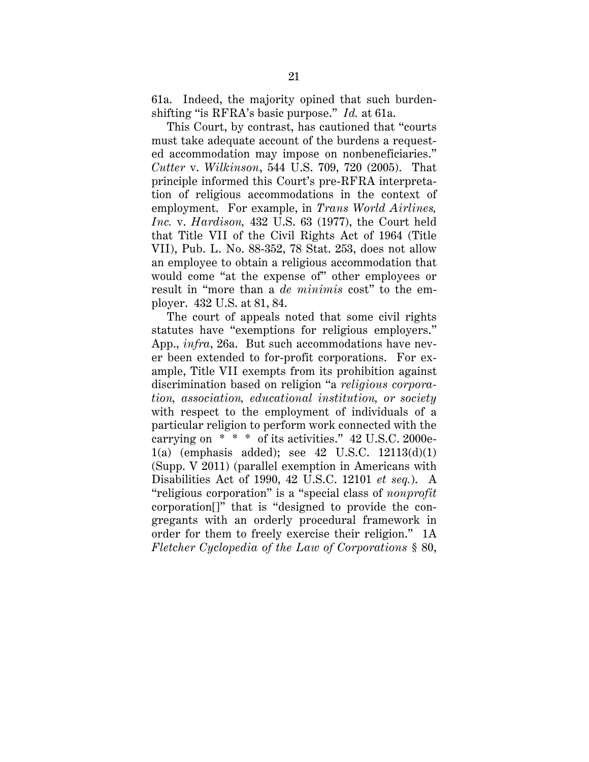61a. Indeed, the majority opined that such burden-shifting "is RFRA's basic purpose." *Id.* at 61a.

This Court, by contrast, has cautioned that "courts must take adequate account of the burdens a requested accommodation may impose on nonbeneficiaries." *Cutter* v. *Wilkinson*, 544 U.S. 709, 720 (2005). That principle informed this Court's pre-RFRA interpretation of religious accommodations in the context of employment. For example, in *Trans World Airlines, Inc.* v. *Hardison,* 432 U.S. 63 (1977), the Court held that Title VII of the Civil Rights Act of 1964 (Title VII), Pub. L. No. 88-352, 78 Stat. 253, does not allow an employee to obtain a religious accommodation that would come "at the expense of" other employees or result in "more than a *de minimis* cost" to the employer. 432 U.S. at 81, 84.

The court of appeals noted that some civil rights statutes have "exemptions for religious employers." App., *infra*, 26a. But such accommodations have never been extended to for-profit corporations. For example, Title VII exempts from its prohibition against discrimination based on religion "a *religious corporation, association, educational institution, or society* with respect to the employment of individuals of a particular religion to perform work connected with the carrying on * * * of its activities." 42 U.S.C. 2000e-1(a) (emphasis added); see 42 U.S.C. 12113(d)(1) (Supp. V 2011) (parallel exemption in Americans with Disabilities Act of 1990, 42 U.S.C. 12101 *et seq.*). A "religious corporation" is a "special class of *nonprofit* corporation[]" that is "designed to provide the congregants with an orderly procedural framework in order for them to freely exercise their religion." 1A *Fletcher Cyclopedia of the Law of Corporations* § 80,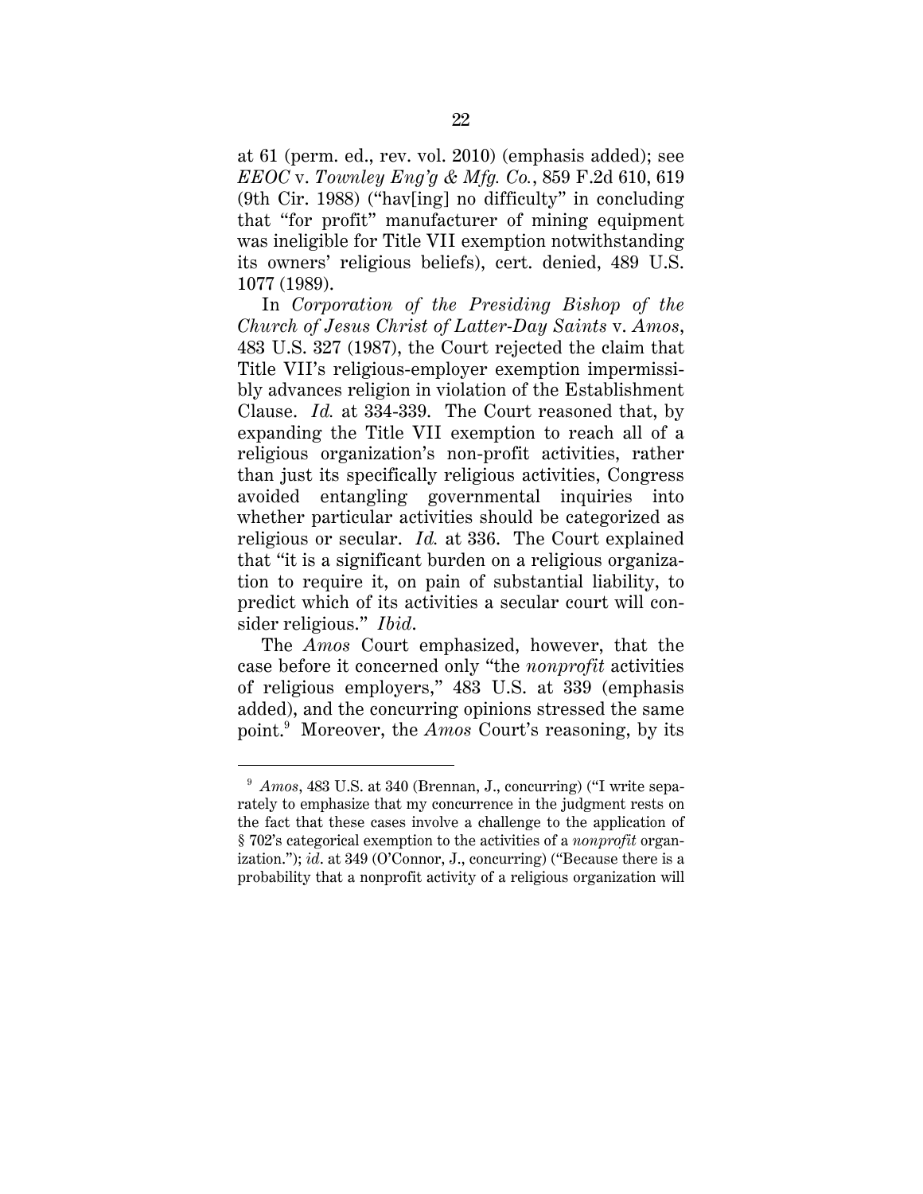at 61 (perm. ed., rev. vol. 2010) (emphasis added); see *EEOC* v. *Townley Eng'g & Mfg. Co.*, 859 F.2d 610, 619 (9th Cir. 1988) ("hav[ing] no difficulty" in concluding that "for profit" manufacturer of mining equipment was ineligible for Title VII exemption notwithstanding its owners' religious beliefs), cert. denied, 489 U.S. 1077 (1989).

In *Corporation of the Presiding Bishop of the Church of Jesus Christ of Latter-Day Saints* v. *Amos*, 483 U.S. 327 (1987), the Court rejected the claim that Title VII's religious-employer exemption impermissibly advances religion in violation of the Establishment Clause. *Id.* at 334-339. The Court reasoned that, by expanding the Title VII exemption to reach all of a religious organization's non-profit activities, rather than just its specifically religious activities, Congress avoided entangling governmental inquiries into whether particular activities should be categorized as religious or secular. *Id.* at 336. The Court explained that "it is a significant burden on a religious organization to require it, on pain of substantial liability, to predict which of its activities a secular court will consider religious." *Ibid.*

The *Amos* Court emphasized, however, that the case before it concerned only "the *nonprofit* activities of religious employers," 483 U.S. at 339 (emphasis added), and the concurring opinions stressed the same point.[9] Moreover, the *Amos* Court's reasoning, by its

[9] *Amos*, 483 U.S. at 340 (Brennan, J., concurring) ("I write separately to emphasize that my concurrence in the judgment rests on the fact that these cases involve a challenge to the application of § 702's categorical exemption to the activities of a *nonprofit* organization."); *id*. at 349 (O'Connor, J., concurring) ("Because there is a probability that a nonprofit activity of a religious organization will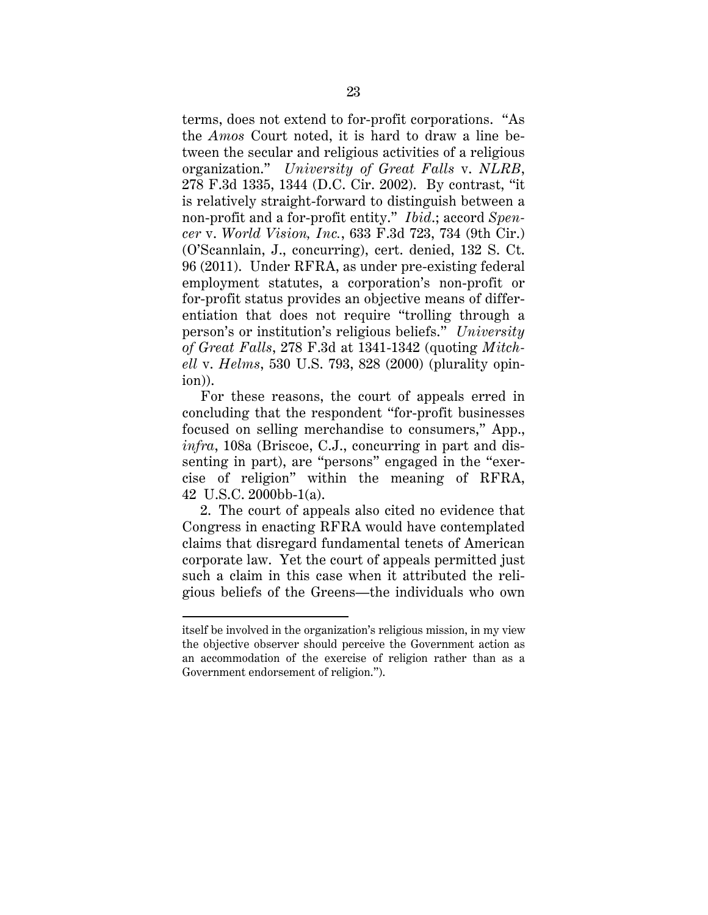terms, does not extend to for-profit corporations. "As the *Amos* Court noted, it is hard to draw a line between the secular and religious activities of a religious organization." *University of Great Falls* v. *NLRB*, 278 F.3d 1335, 1344 (D.C. Cir. 2002). By contrast, "it is relatively straight-forward to distinguish between a non-profit and a for-profit entity." *Ibid.*; accord *Spencer* v. *World Vision, Inc.*, 633 F.3d 723, 734 (9th Cir.) (O'Scannlain, J., concurring), cert. denied, 132 S. Ct. 96 (2011). Under RFRA, as under pre-existing federal employment statutes, a corporation's non-profit or for-profit status provides an objective means of differentiation that does not require "trolling through a person's or institution's religious beliefs." *University of Great Falls*, 278 F.3d at 1341-1342 (quoting *Mitchell* v. *Helms*, 530 U.S. 793, 828 (2000) (plurality opinion)).

For these reasons, the court of appeals erred in concluding that the respondent "for-profit businesses focused on selling merchandise to consumers," App., *infra*, 108a (Briscoe, C.J., concurring in part and dissenting in part), are "persons" engaged in the "exercise of religion" within the meaning of RFRA, 42 U.S.C. 2000bb-1(a).

2. The court of appeals also cited no evidence that Congress in enacting RFRA would have contemplated claims that disregard fundamental tenets of American corporate law. Yet the court of appeals permitted just such a claim in this case when it attributed the religious beliefs of the Greens—the individuals who own

---

itself be involved in the organization's religious mission, in my view the objective observer should perceive the Government action as an accommodation of the exercise of religion rather than as a Government endorsement of religion.").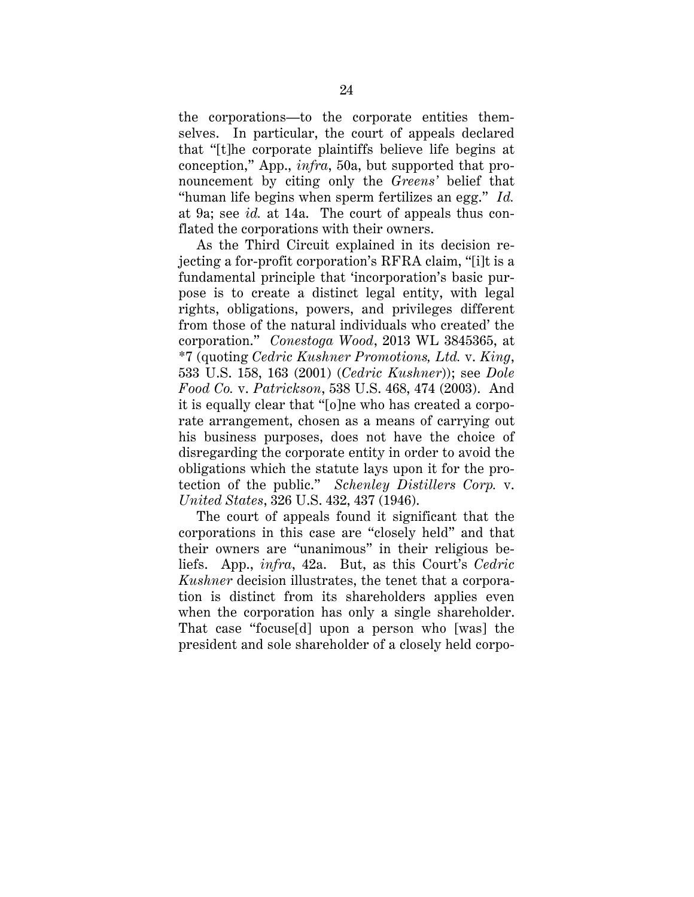the corporations—to the corporate entities themselves. In particular, the court of appeals declared that "[t]he corporate plaintiffs believe life begins at conception," App., *infra*, 50a, but supported that pronouncement by citing only the *Greens'* belief that "human life begins when sperm fertilizes an egg." *Id.* at 9a; see *id.* at 14a. The court of appeals thus conflated the corporations with their owners.

As the Third Circuit explained in its decision rejecting a for-profit corporation's RFRA claim, "[i]t is a fundamental principle that 'incorporation's basic purpose is to create a distinct legal entity, with legal rights, obligations, powers, and privileges different from those of the natural individuals who created' the corporation." *Conestoga Wood*, 2013 WL 3845365, at *7 (quoting *Cedric Kushner Promotions, Ltd.* v. *King*, 533 U.S. 158, 163 (2001) (*Cedric Kushner*)); see *Dole Food Co.* v. *Patrickson*, 538 U.S. 468, 474 (2003). And it is equally clear that "[o]ne who has created a corporate arrangement, chosen as a means of carrying out his business purposes, does not have the choice of disregarding the corporate entity in order to avoid the obligations which the statute lays upon it for the protection of the public." *Schenley Distillers Corp.* v. *United States*, 326 U.S. 432, 437 (1946).

The court of appeals found it significant that the corporations in this case are "closely held" and that their owners are "unanimous" in their religious beliefs. App., *infra*, 42a. But, as this Court's *Cedric Kushner* decision illustrates, the tenet that a corporation is distinct from its shareholders applies even when the corporation has only a single shareholder. That case "focuse[d] upon a person who [was] the president and sole shareholder of a closely held corpo-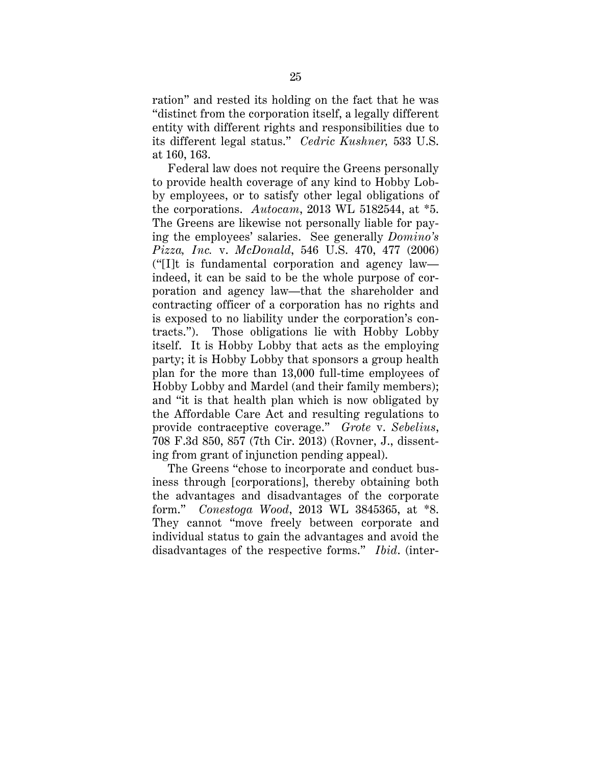ration" and rested its holding on the fact that he was "distinct from the corporation itself, a legally different entity with different rights and responsibilities due to its different legal status." *Cedric Kushner,* 533 U.S. at 160, 163.

Federal law does not require the Greens personally to provide health coverage of any kind to Hobby Lobby employees, or to satisfy other legal obligations of the corporations. *Autocam*, 2013 WL 5182544, at *5. The Greens are likewise not personally liable for paying the employees' salaries. See generally *Domino's Pizza, Inc.* v. *McDonald*, 546 U.S. 470, 477 (2006) ("[I]t is fundamental corporation and agency law—indeed, it can be said to be the whole purpose of corporation and agency law—that the shareholder and contracting officer of a corporation has no rights and is exposed to no liability under the corporation's contracts."). Those obligations lie with Hobby Lobby itself. It is Hobby Lobby that acts as the employing party; it is Hobby Lobby that sponsors a group health plan for the more than 13,000 full-time employees of Hobby Lobby and Mardel (and their family members); and "it is that health plan which is now obligated by the Affordable Care Act and resulting regulations to provide contraceptive coverage." *Grote* v. *Sebelius*, 708 F.3d 850, 857 (7th Cir. 2013) (Rovner, J., dissenting from grant of injunction pending appeal).

The Greens "chose to incorporate and conduct business through [corporations], thereby obtaining both the advantages and disadvantages of the corporate form." *Conestoga Wood*, 2013 WL 3845365, at *8. They cannot "move freely between corporate and individual status to gain the advantages and avoid the disadvantages of the respective forms." *Ibid*. (inter-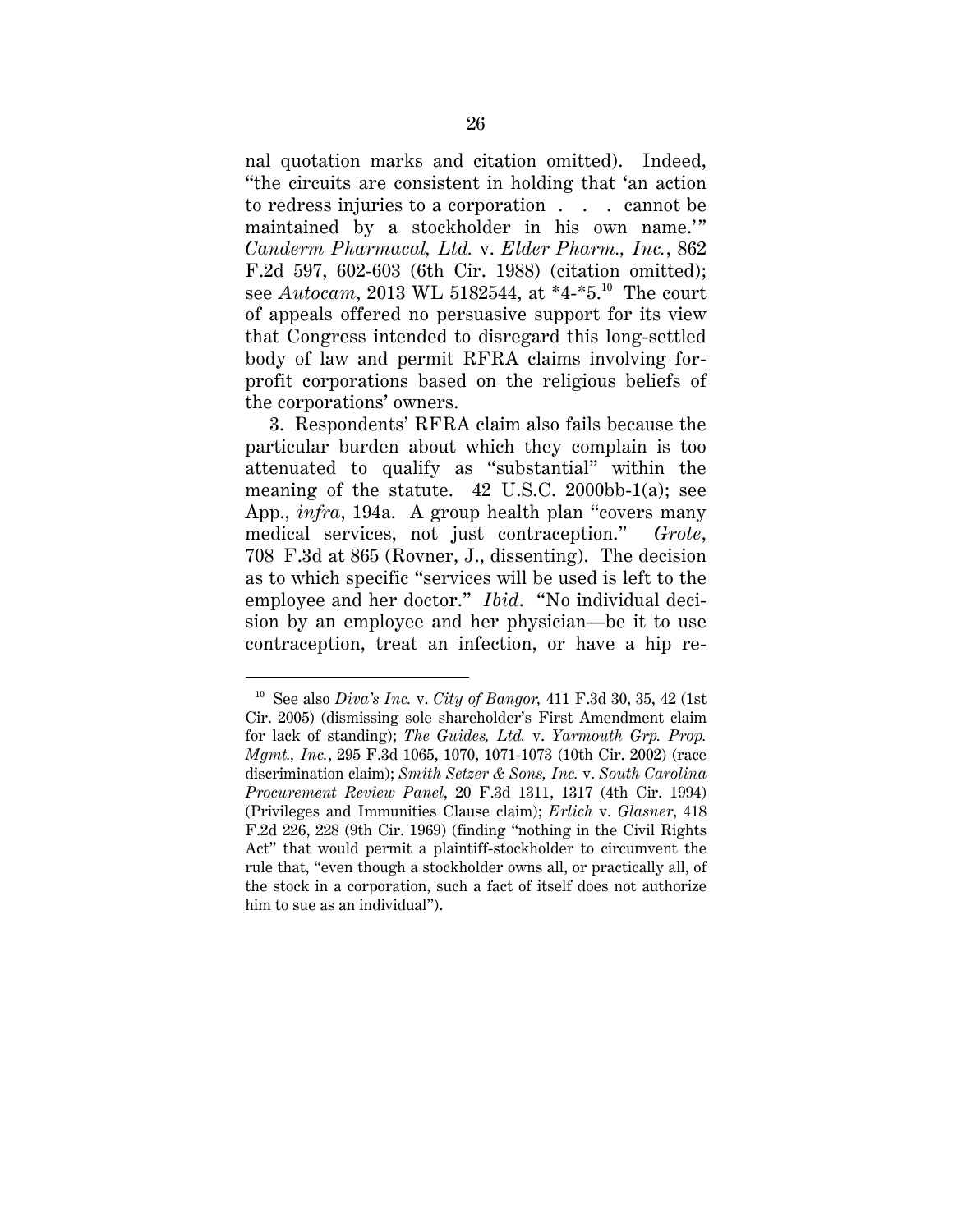nal quotation marks and citation omitted). Indeed, "the circuits are consistent in holding that 'an action to redress injuries to a corporation . . . cannot be maintained by a stockholder in his own name.'" *Canderm Pharmacal, Ltd.* v. *Elder Pharm., Inc.*, 862 F.2d 597, 602-603 (6th Cir. 1988) (citation omitted); see *Autocam*, 2013 WL 5182544, at *4-*5.[10] The court of appeals offered no persuasive support for its view that Congress intended to disregard this long-settled body of law and permit RFRA claims involving for-profit corporations based on the religious beliefs of the corporations' owners.

3. Respondents' RFRA claim also fails because the particular burden about which they complain is too attenuated to qualify as "substantial" within the meaning of the statute. 42 U.S.C. 2000bb-1(a); see App., *infra*, 194a. A group health plan "covers many medical services, not just contraception." *Grote*, 708 F.3d at 865 (Rovner, J., dissenting). The decision as to which specific "services will be used is left to the employee and her doctor." *Ibid*. "No individual decision by an employee and her physician—be it to use contraception, treat an infection, or have a hip re-

---

[10] See also *Diva's Inc.* v. *City of Bangor,* 411 F.3d 30, 35, 42 (1st Cir. 2005) (dismissing sole shareholder's First Amendment claim for lack of standing); *The Guides, Ltd.* v. *Yarmouth Grp. Prop. Mgmt., Inc.*, 295 F.3d 1065, 1070, 1071-1073 (10th Cir. 2002) (race discrimination claim); *Smith Setzer & Sons, Inc.* v. *South Carolina Procurement Review Panel*, 20 F.3d 1311, 1317 (4th Cir. 1994) (Privileges and Immunities Clause claim); *Erlich* v. *Glasner*, 418 F.2d 226, 228 (9th Cir. 1969) (finding "nothing in the Civil Rights Act" that would permit a plaintiff-stockholder to circumvent the rule that, "even though a stockholder owns all, or practically all, of the stock in a corporation, such a fact of itself does not authorize him to sue as an individual").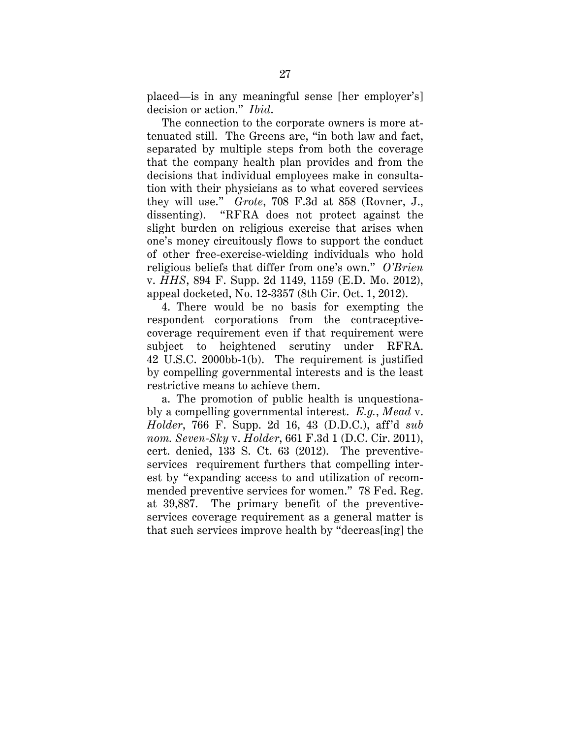placed—is in any meaningful sense [her employer's] decision or action." *Ibid.*

The connection to the corporate owners is more attenuated still. The Greens are, "in both law and fact, separated by multiple steps from both the coverage that the company health plan provides and from the decisions that individual employees make in consultation with their physicians as to what covered services they will use." *Grote*, 708 F.3d at 858 (Rovner, J., dissenting). "RFRA does not protect against the slight burden on religious exercise that arises when one's money circuitously flows to support the conduct of other free-exercise-wielding individuals who hold religious beliefs that differ from one's own." *O'Brien* v. *HHS*, 894 F. Supp. 2d 1149, 1159 (E.D. Mo. 2012), appeal docketed, No. 12-3357 (8th Cir. Oct. 1, 2012).

4. There would be no basis for exempting the respondent corporations from the contraceptive-coverage requirement even if that requirement were subject to heightened scrutiny under RFRA. 42 U.S.C. 2000bb-1(b). The requirement is justified by compelling governmental interests and is the least restrictive means to achieve them.

a. The promotion of public health is unquestionably a compelling governmental interest. *E.g.*, *Mead* v. *Holder*, 766 F. Supp. 2d 16, 43 (D.D.C.), aff'd *sub nom. Seven-Sky* v. *Holder*, 661 F.3d 1 (D.C. Cir. 2011), cert. denied, 133 S. Ct. 63 (2012). The preventive-services requirement furthers that compelling interest by "expanding access to and utilization of recommended preventive services for women." 78 Fed. Reg. at 39,887. The primary benefit of the preventive-services coverage requirement as a general matter is that such services improve health by "decreas[ing] the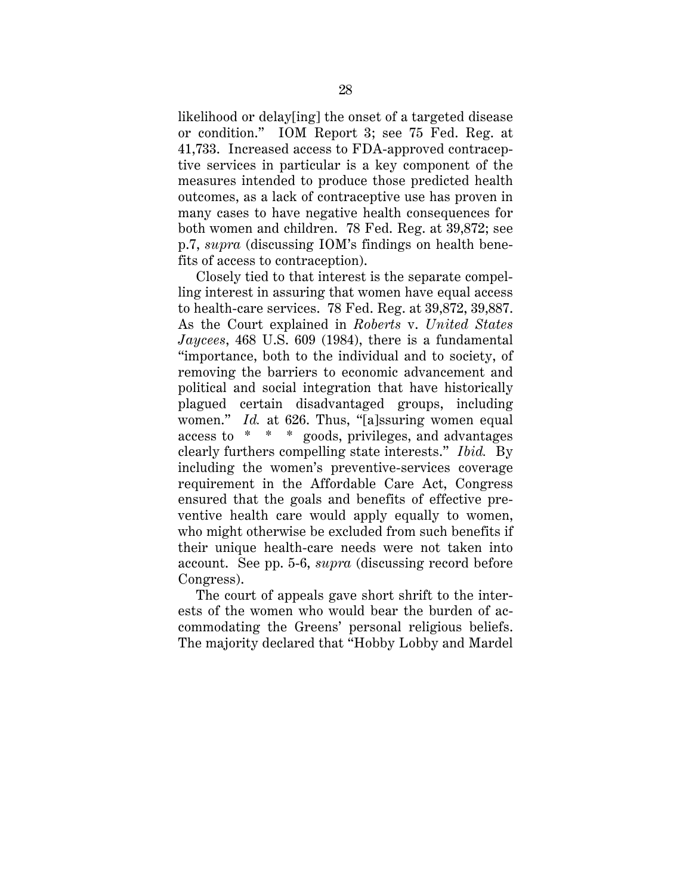likelihood or delay[ing] the onset of a targeted disease or condition." IOM Report 3; see 75 Fed. Reg. at 41,733. Increased access to FDA-approved contraceptive services in particular is a key component of the measures intended to produce those predicted health outcomes, as a lack of contraceptive use has proven in many cases to have negative health consequences for both women and children. 78 Fed. Reg. at 39,872; see p.7, *supra* (discussing IOM's findings on health benefits of access to contraception).

Closely tied to that interest is the separate compelling interest in assuring that women have equal access to health-care services. 78 Fed. Reg. at 39,872, 39,887. As the Court explained in *Roberts* v. *United States Jaycees*, 468 U.S. 609 (1984), there is a fundamental "importance, both to the individual and to society, of removing the barriers to economic advancement and political and social integration that have historically plagued certain disadvantaged groups, including women." *Id.* at 626. Thus, "[a]ssuring women equal access to * * * goods, privileges, and advantages clearly furthers compelling state interests." *Ibid.* By including the women's preventive-services coverage requirement in the Affordable Care Act, Congress ensured that the goals and benefits of effective preventive health care would apply equally to women, who might otherwise be excluded from such benefits if their unique health-care needs were not taken into account. See pp. 5-6, *supra* (discussing record before Congress).

The court of appeals gave short shrift to the interests of the women who would bear the burden of accommodating the Greens' personal religious beliefs. The majority declared that "Hobby Lobby and Mardel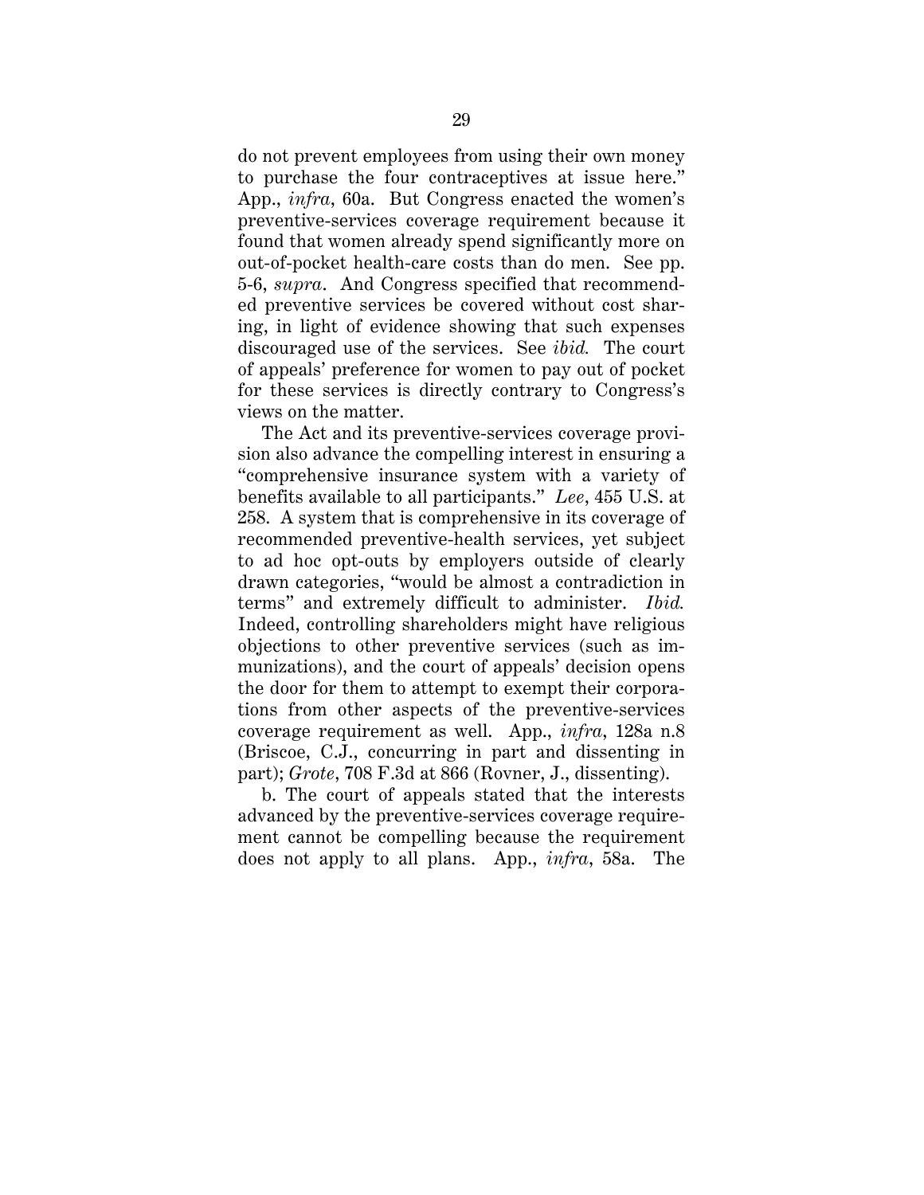do not prevent employees from using their own money to purchase the four contraceptives at issue here." App., *infra*, 60a. But Congress enacted the women's preventive-services coverage requirement because it found that women already spend significantly more on out-of-pocket health-care costs than do men. See pp. 5-6, *supra*. And Congress specified that recommended preventive services be covered without cost sharing, in light of evidence showing that such expenses discouraged use of the services. See *ibid.* The court of appeals' preference for women to pay out of pocket for these services is directly contrary to Congress's views on the matter.

The Act and its preventive-services coverage provision also advance the compelling interest in ensuring a "comprehensive insurance system with a variety of benefits available to all participants." *Lee*, 455 U.S. at 258. A system that is comprehensive in its coverage of recommended preventive-health services, yet subject to ad hoc opt-outs by employers outside of clearly drawn categories, "would be almost a contradiction in terms" and extremely difficult to administer. *Ibid.* Indeed, controlling shareholders might have religious objections to other preventive services (such as immunizations), and the court of appeals' decision opens the door for them to attempt to exempt their corporations from other aspects of the preventive-services coverage requirement as well. App., *infra*, 128a n.8 (Briscoe, C.J., concurring in part and dissenting in part); *Grote*, 708 F.3d at 866 (Rovner, J., dissenting).

b. The court of appeals stated that the interests advanced by the preventive-services coverage requirement cannot be compelling because the requirement does not apply to all plans. App., *infra*, 58a. The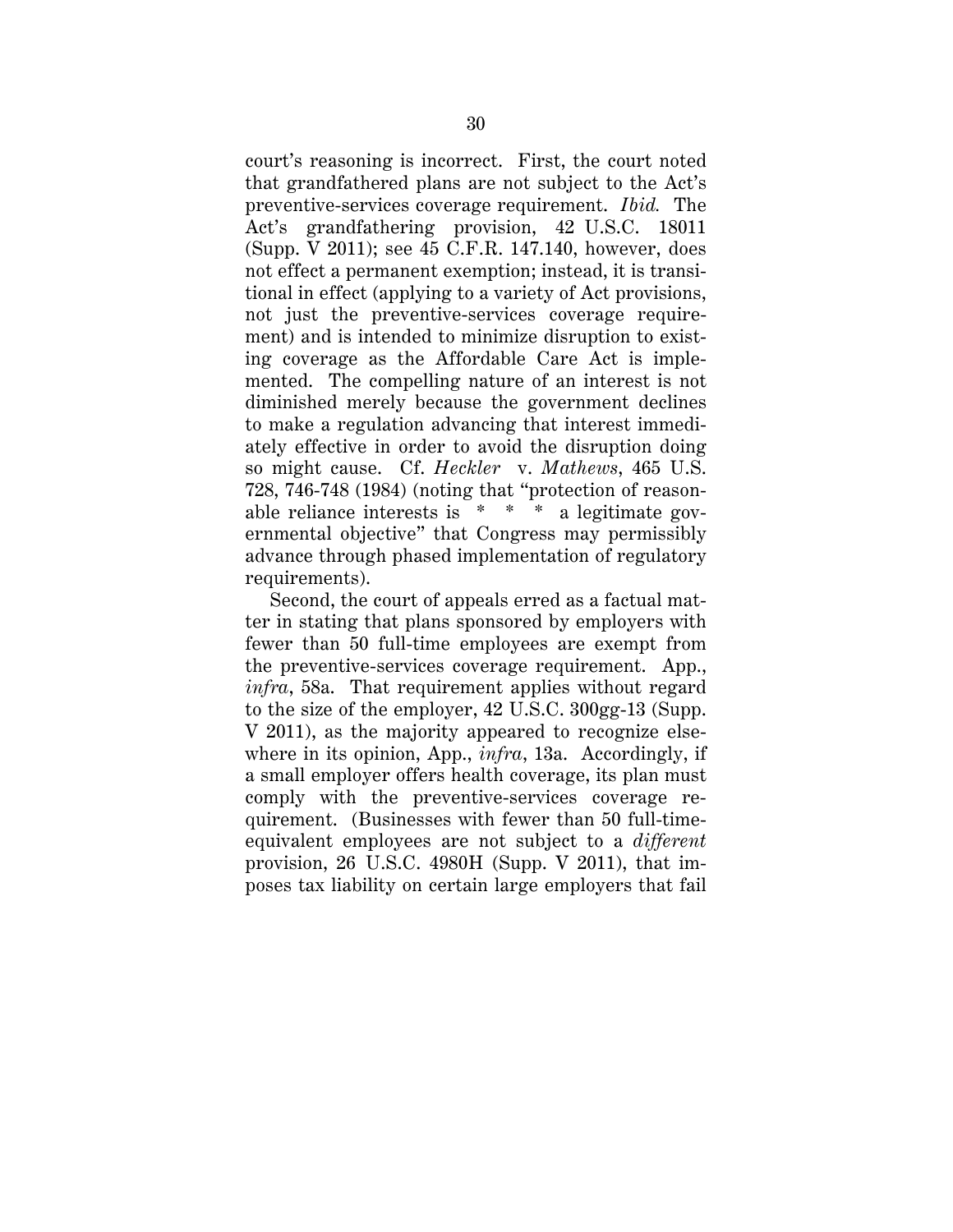court's reasoning is incorrect. First, the court noted that grandfathered plans are not subject to the Act's preventive-services coverage requirement. *Ibid.* The Act's grandfathering provision, 42 U.S.C. 18011 (Supp. V 2011); see 45 C.F.R. 147.140, however, does not effect a permanent exemption; instead, it is transitional in effect (applying to a variety of Act provisions, not just the preventive-services coverage requirement) and is intended to minimize disruption to existing coverage as the Affordable Care Act is implemented. The compelling nature of an interest is not diminished merely because the government declines to make a regulation advancing that interest immediately effective in order to avoid the disruption doing so might cause. Cf. *Heckler* v. *Mathews*, 465 U.S. 728, 746-748 (1984) (noting that "protection of reasonable reliance interests is * * * a legitimate governmental objective" that Congress may permissibly advance through phased implementation of regulatory requirements).

Second, the court of appeals erred as a factual matter in stating that plans sponsored by employers with fewer than 50 full-time employees are exempt from the preventive-services coverage requirement. App., *infra*, 58a. That requirement applies without regard to the size of the employer, 42 U.S.C. 300gg-13 (Supp. V 2011), as the majority appeared to recognize elsewhere in its opinion, App., *infra*, 13a. Accordingly, if a small employer offers health coverage, its plan must comply with the preventive-services coverage requirement. (Businesses with fewer than 50 full-time-equivalent employees are not subject to a *different* provision, 26 U.S.C. 4980H (Supp. V 2011), that imposes tax liability on certain large employers that fail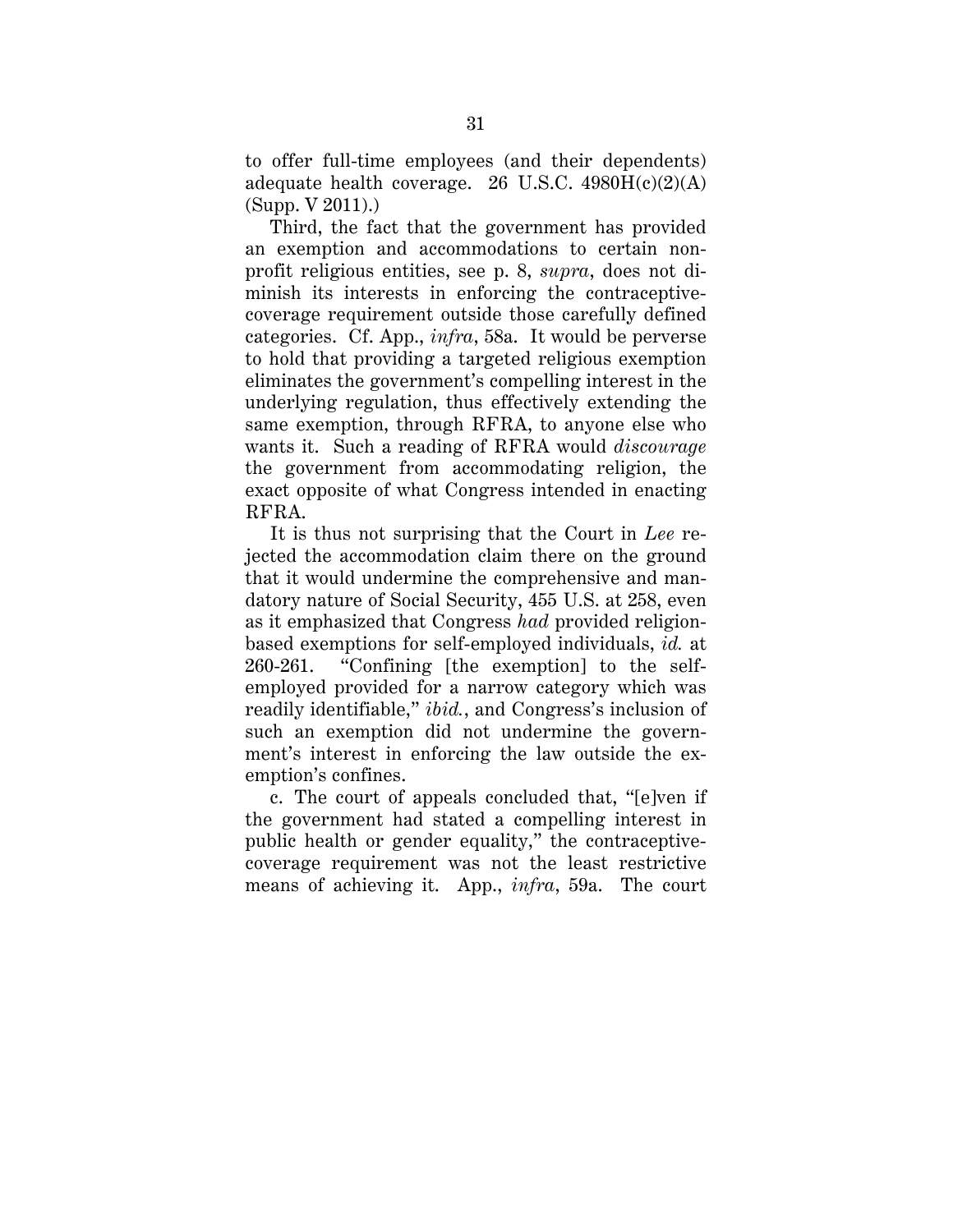to offer full-time employees (and their dependents) adequate health coverage. 26 U.S.C. 4980H(c)(2)(A) (Supp. V 2011).)

Third, the fact that the government has provided an exemption and accommodations to certain non-profit religious entities, see p. 8, *supra*, does not diminish its interests in enforcing the contraceptive-coverage requirement outside those carefully defined categories. Cf. App., *infra*, 58a. It would be perverse to hold that providing a targeted religious exemption eliminates the government's compelling interest in the underlying regulation, thus effectively extending the same exemption, through RFRA, to anyone else who wants it. Such a reading of RFRA would *discourage* the government from accommodating religion, the exact opposite of what Congress intended in enacting RFRA.

It is thus not surprising that the Court in *Lee* rejected the accommodation claim there on the ground that it would undermine the comprehensive and mandatory nature of Social Security, 455 U.S. at 258, even as it emphasized that Congress *had* provided religion-based exemptions for self-employed individuals, *id.* at 260-261. "Confining [the exemption] to the self-employed provided for a narrow category which was readily identifiable," *ibid.*, and Congress's inclusion of such an exemption did not undermine the government's interest in enforcing the law outside the exemption's confines.

c. The court of appeals concluded that, "[e]ven if the government had stated a compelling interest in public health or gender equality," the contraceptive-coverage requirement was not the least restrictive means of achieving it. App., *infra*, 59a. The court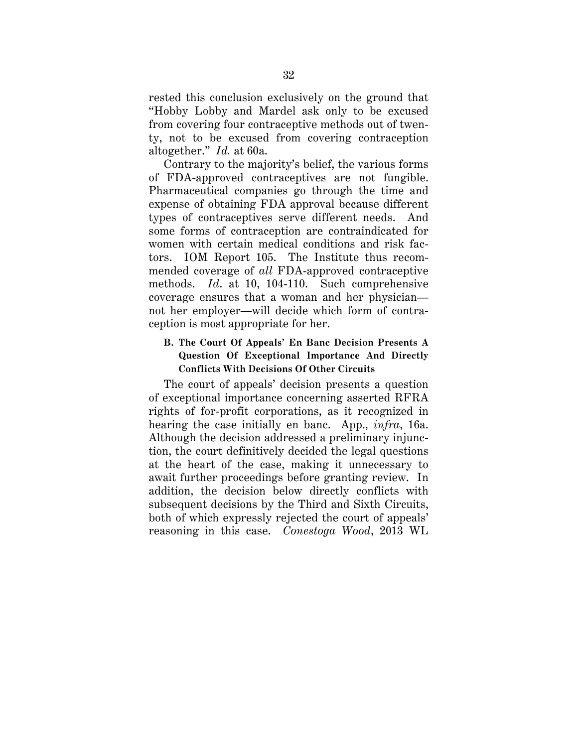rested this conclusion exclusively on the ground that "Hobby Lobby and Mardel ask only to be excused from covering four contraceptive methods out of twenty, not to be excused from covering contraception altogether." *Id.* at 60a.

Contrary to the majority's belief, the various forms of FDA-approved contraceptives are not fungible. Pharmaceutical companies go through the time and expense of obtaining FDA approval because different types of contraceptives serve different needs. And some forms of contraception are contraindicated for women with certain medical conditions and risk factors. IOM Report 105. The Institute thus recommended coverage of *all* FDA-approved contraceptive methods. *Id*. at 10, 104-110. Such comprehensive coverage ensures that a woman and her physician—not her employer—will decide which form of contraception is most appropriate for her.

### B. The Court Of Appeals' En Banc Decision Presents A Question Of Exceptional Importance And Directly Conflicts With Decisions Of Other Circuits

The court of appeals' decision presents a question of exceptional importance concerning asserted RFRA rights of for-profit corporations, as it recognized in hearing the case initially en banc. App., *infra*, 16a. Although the decision addressed a preliminary injunction, the court definitively decided the legal questions at the heart of the case, making it unnecessary to await further proceedings before granting review. In addition, the decision below directly conflicts with subsequent decisions by the Third and Sixth Circuits, both of which expressly rejected the court of appeals' reasoning in this case. *Conestoga Wood*, 2013 WL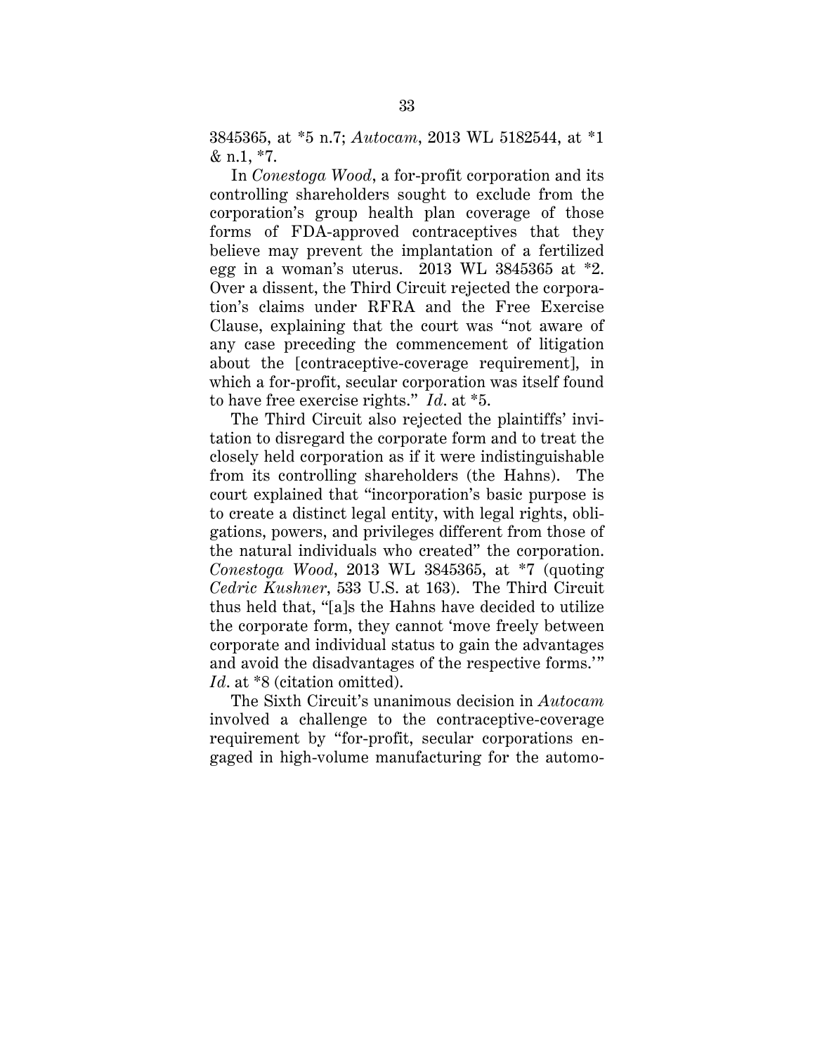3845365, at *5 n.7; *Autocam*, 2013 WL 5182544, at *1 & n.1, *7.

In *Conestoga Wood*, a for-profit corporation and its controlling shareholders sought to exclude from the corporation's group health plan coverage of those forms of FDA-approved contraceptives that they believe may prevent the implantation of a fertilized egg in a woman's uterus. 2013 WL 3845365 at *2. Over a dissent, the Third Circuit rejected the corporation's claims under RFRA and the Free Exercise Clause, explaining that the court was "not aware of any case preceding the commencement of litigation about the [contraceptive-coverage requirement], in which a for-profit, secular corporation was itself found to have free exercise rights." *Id*. at *5.

The Third Circuit also rejected the plaintiffs' invitation to disregard the corporate form and to treat the closely held corporation as if it were indistinguishable from its controlling shareholders (the Hahns). The court explained that "incorporation's basic purpose is to create a distinct legal entity, with legal rights, obligations, powers, and privileges different from those of the natural individuals who created" the corporation. *Conestoga Wood*, 2013 WL 3845365, at *7 (quoting *Cedric Kushner*, 533 U.S. at 163). The Third Circuit thus held that, "[a]s the Hahns have decided to utilize the corporate form, they cannot 'move freely between corporate and individual status to gain the advantages and avoid the disadvantages of the respective forms.'" *Id*. at *8 (citation omitted).

The Sixth Circuit's unanimous decision in *Autocam* involved a challenge to the contraceptive-coverage requirement by "for-profit, secular corporations engaged in high-volume manufacturing for the automo-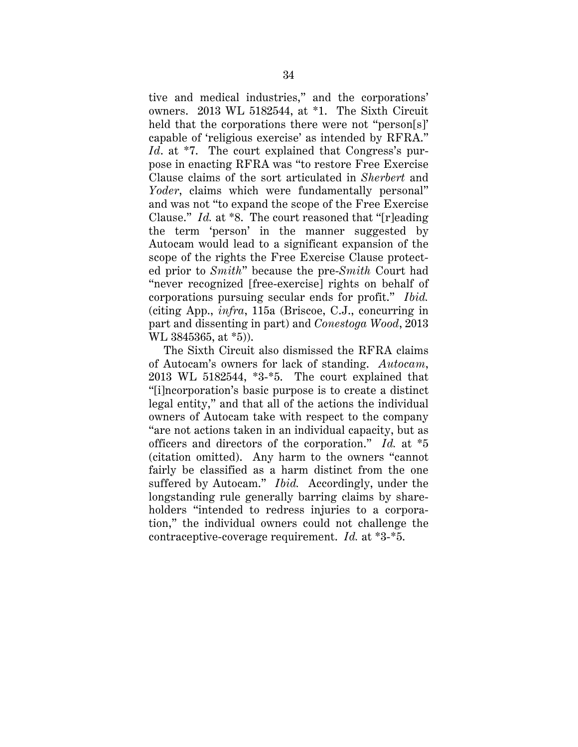tive and medical industries," and the corporations' owners. 2013 WL 5182544, at *1. The Sixth Circuit held that the corporations there were not "person[s]' capable of 'religious exercise' as intended by RFRA." *Id*. at *7. The court explained that Congress's purpose in enacting RFRA was "to restore Free Exercise Clause claims of the sort articulated in *Sherbert* and *Yoder*, claims which were fundamentally personal" and was not "to expand the scope of the Free Exercise Clause." *Id.* at *8. The court reasoned that "[r]eading the term 'person' in the manner suggested by Autocam would lead to a significant expansion of the scope of the rights the Free Exercise Clause protected prior to *Smith*" because the pre-*Smith* Court had "never recognized [free-exercise] rights on behalf of corporations pursuing secular ends for profit." *Ibid.* (citing App., *infra*, 115a (Briscoe, C.J., concurring in part and dissenting in part) and *Conestoga Wood*, 2013 WL 3845365, at *5)).

The Sixth Circuit also dismissed the RFRA claims of Autocam's owners for lack of standing. *Autocam*, 2013 WL 5182544, *3-*5. The court explained that "[i]ncorporation's basic purpose is to create a distinct legal entity," and that all of the actions the individual owners of Autocam take with respect to the company "are not actions taken in an individual capacity, but as officers and directors of the corporation." *Id.* at *5 (citation omitted). Any harm to the owners "cannot fairly be classified as a harm distinct from the one suffered by Autocam." *Ibid.* Accordingly, under the longstanding rule generally barring claims by shareholders "intended to redress injuries to a corporation," the individual owners could not challenge the contraceptive-coverage requirement. *Id.* at *3-*5.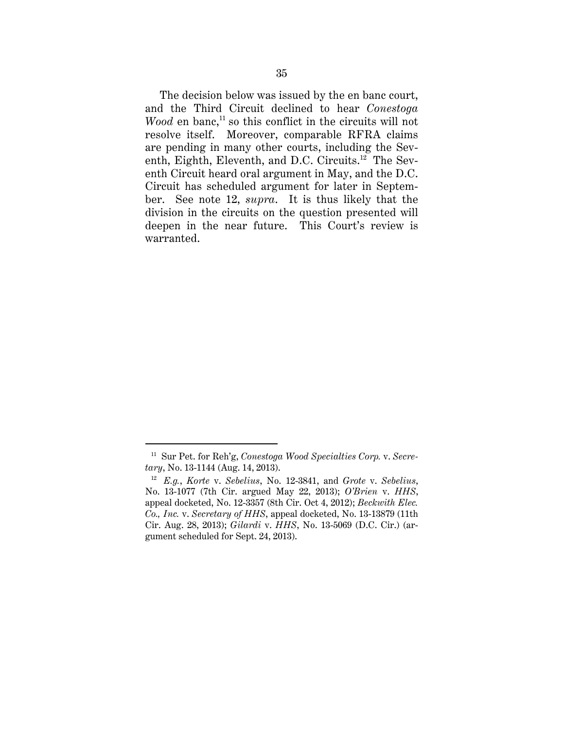The decision below was issued by the en banc court, and the Third Circuit declined to hear *Conestoga Wood* en banc,[11] so this conflict in the circuits will not resolve itself. Moreover, comparable RFRA claims are pending in many other courts, including the Seventh, Eighth, Eleventh, and D.C. Circuits.[12] The Seventh Circuit heard oral argument in May, and the D.C. Circuit has scheduled argument for later in September. See note 12, *supra*. It is thus likely that the division in the circuits on the question presented will deepen in the near future. This Court's review is warranted.

---

[11] Sur Pet. for Reh'g, *Conestoga Wood Specialties Corp.* v. *Secretary*, No. 13-1144 (Aug. 14, 2013).

[12] *E.g.*, *Korte* v. *Sebelius*, No. 12-3841, and *Grote* v. *Sebelius*, No. 13-1077 (7th Cir. argued May 22, 2013); *O'Brien* v. *HHS*, appeal docketed, No. 12-3357 (8th Cir. Oct 4, 2012); *Beckwith Elec. Co., Inc.* v. *Secretary of HHS*, appeal docketed, No. 13-13879 (11th Cir. Aug. 28, 2013); *Gilardi* v. *HHS*, No. 13-5069 (D.C. Cir.) (argument scheduled for Sept. 24, 2013).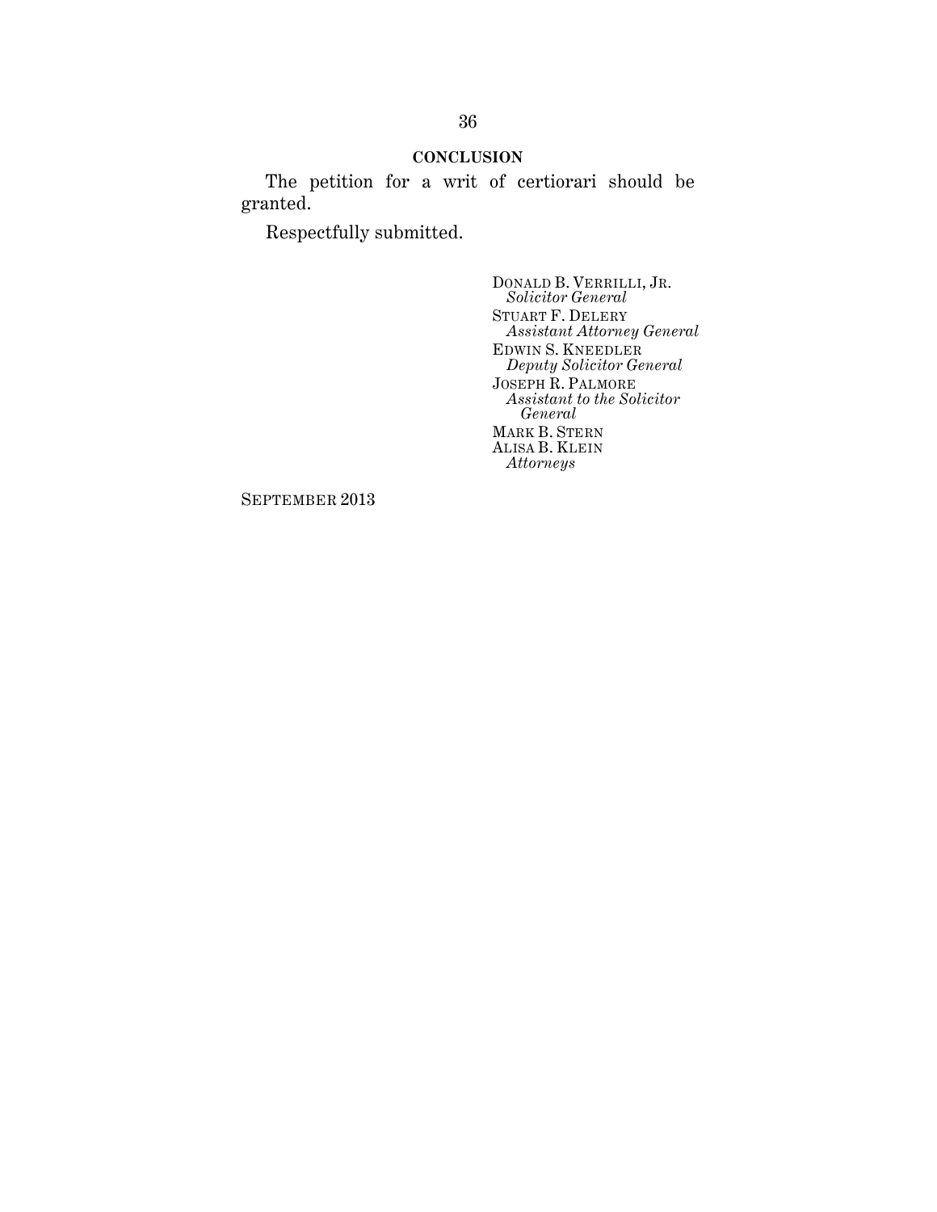## CONCLUSION

The petition for a writ of certiorari should be granted.

Respectfully submitted.

DONALD B. VERRILLI, JR.  
*Solicitor General*  
STUART F. DELERY  
*Assistant Attorney General*  
EDWIN S. KNEEDLER  
*Deputy Solicitor General*  
JOSEPH R. PALMORE  
*Assistant to the Solicitor General*  
MARK B. STERN  
ALISA B. KLEIN  
*Attorneys*

SEPTEMBER 2013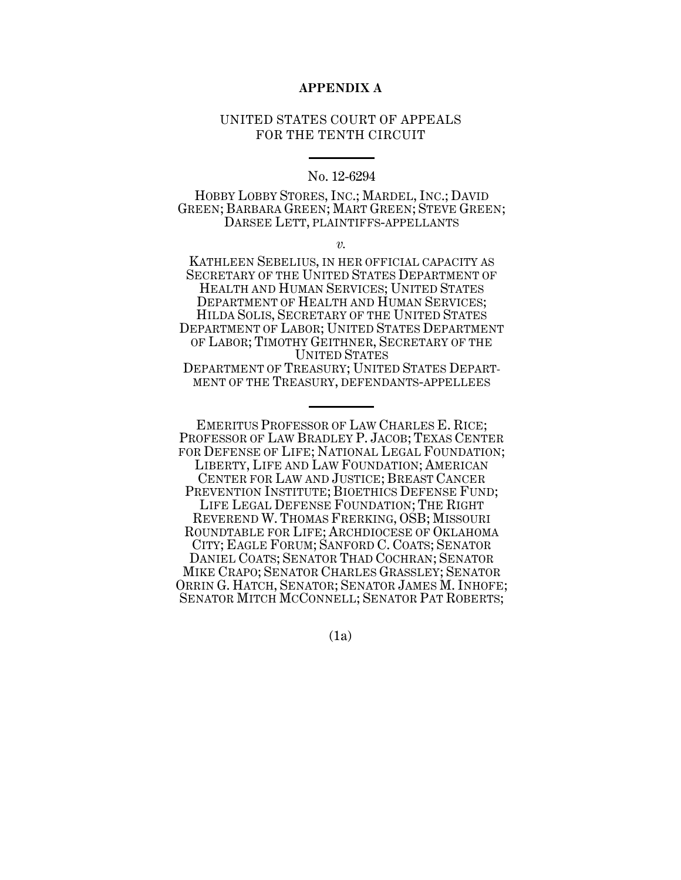**APPENDIX A**

UNITED STATES COURT OF APPEALS
FOR THE TENTH CIRCUIT

---

No. 12-6294

HOBBY LOBBY STORES, INC.; MARDEL, INC.; DAVID GREEN; BARBARA GREEN; MART GREEN; STEVE GREEN; DARSEE LETT, PLAINTIFFS-APPELLANTS

*v.*

KATHLEEN SEBELIUS, IN HER OFFICIAL CAPACITY AS SECRETARY OF THE UNITED STATES DEPARTMENT OF HEALTH AND HUMAN SERVICES; UNITED STATES DEPARTMENT OF HEALTH AND HUMAN SERVICES; HILDA SOLIS, SECRETARY OF THE UNITED STATES DEPARTMENT OF LABOR; UNITED STATES DEPARTMENT OF LABOR; TIMOTHY GEITHNER, SECRETARY OF THE UNITED STATES DEPARTMENT OF TREASURY; UNITED STATES DEPARTMENT OF THE TREASURY, DEFENDANTS-APPELLEES

---

EMERITUS PROFESSOR OF LAW CHARLES E. RICE; PROFESSOR OF LAW BRADLEY P. JACOB; TEXAS CENTER FOR DEFENSE OF LIFE; NATIONAL LEGAL FOUNDATION; LIBERTY, LIFE AND LAW FOUNDATION; AMERICAN CENTER FOR LAW AND JUSTICE; BREAST CANCER PREVENTION INSTITUTE; BIOETHICS DEFENSE FUND; LIFE LEGAL DEFENSE FOUNDATION; THE RIGHT REVEREND W. THOMAS FRERKING, OSB; MISSOURI ROUNDTABLE FOR LIFE; ARCHDIOCESE OF OKLAHOMA CITY; EAGLE FORUM; SANFORD C. COATS; SENATOR DANIEL COATS; SENATOR THAD COCHRAN; SENATOR MIKE CRAPO; SENATOR CHARLES GRASSLEY; SENATOR ORRIN G. HATCH, SENATOR; SENATOR JAMES M. INHOFE; SENATOR MITCH MCCONNELL; SENATOR PAT ROBERTS;

(1a)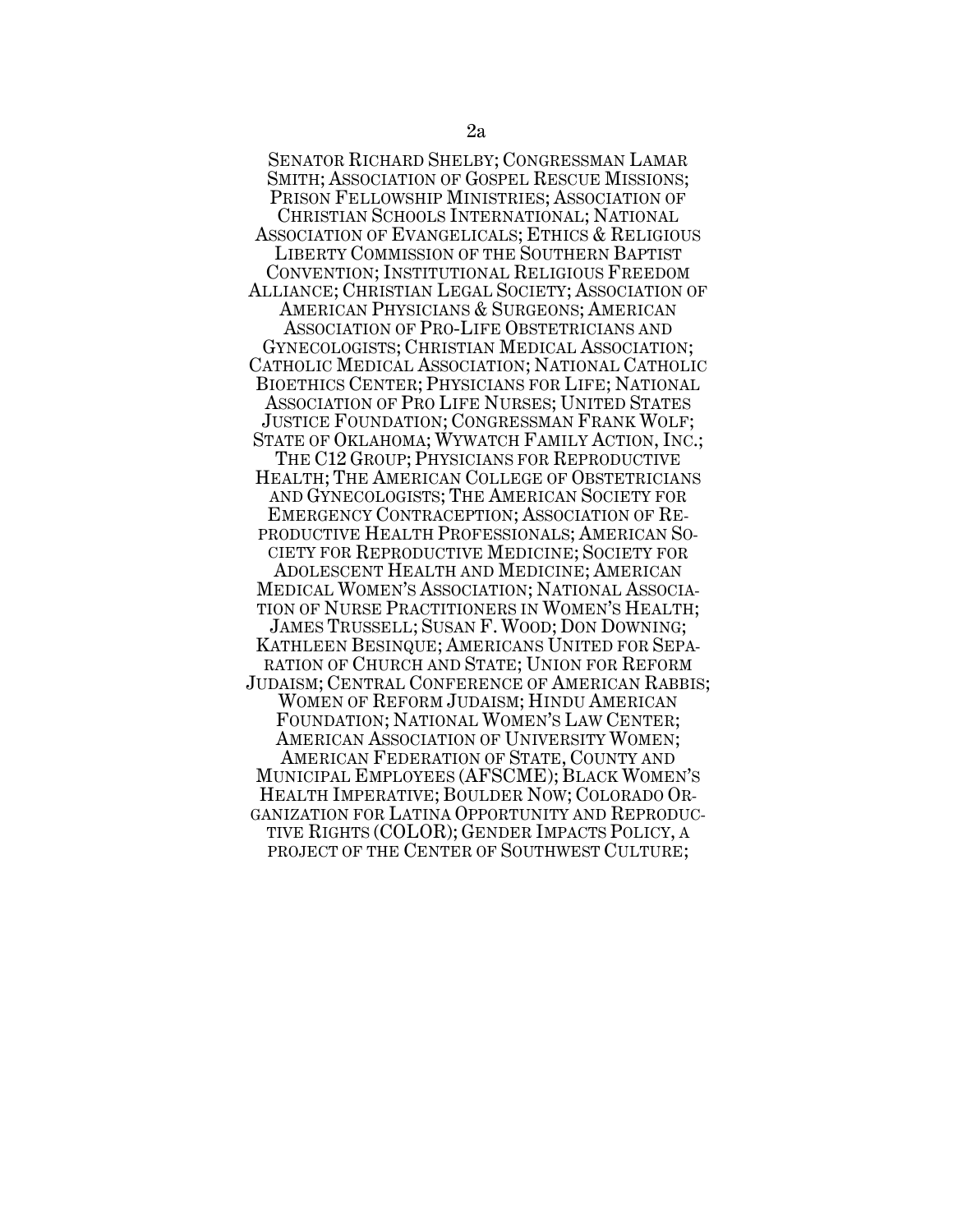SENATOR RICHARD SHELBY; CONGRESSMAN LAMAR SMITH; ASSOCIATION OF GOSPEL RESCUE MISSIONS; PRISON FELLOWSHIP MINISTRIES; ASSOCIATION OF CHRISTIAN SCHOOLS INTERNATIONAL; NATIONAL ASSOCIATION OF EVANGELICALS; ETHICS & RELIGIOUS LIBERTY COMMISSION OF THE SOUTHERN BAPTIST CONVENTION; INSTITUTIONAL RELIGIOUS FREEDOM ALLIANCE; CHRISTIAN LEGAL SOCIETY; ASSOCIATION OF AMERICAN PHYSICIANS & SURGEONS; AMERICAN ASSOCIATION OF PRO-LIFE OBSTETRICIANS AND GYNECOLOGISTS; CHRISTIAN MEDICAL ASSOCIATION; CATHOLIC MEDICAL ASSOCIATION; NATIONAL CATHOLIC BIOETHICS CENTER; PHYSICIANS FOR LIFE; NATIONAL ASSOCIATION OF PRO LIFE NURSES; UNITED STATES JUSTICE FOUNDATION; CONGRESSMAN FRANK WOLF; STATE OF OKLAHOMA; WYWATCH FAMILY ACTION, INC.; THE C12 GROUP; PHYSICIANS FOR REPRODUCTIVE HEALTH; THE AMERICAN COLLEGE OF OBSTETRICIANS AND GYNECOLOGISTS; THE AMERICAN SOCIETY FOR EMERGENCY CONTRACEPTION; ASSOCIATION OF REPRODUCTIVE HEALTH PROFESSIONALS; AMERICAN SOCIETY FOR REPRODUCTIVE MEDICINE; SOCIETY FOR ADOLESCENT HEALTH AND MEDICINE; AMERICAN MEDICAL WOMEN'S ASSOCIATION; NATIONAL ASSOCIATION OF NURSE PRACTITIONERS IN WOMEN'S HEALTH; JAMES TRUSSELL; SUSAN F. WOOD; DON DOWNING; KATHLEEN BESINQUE; AMERICANS UNITED FOR SEPARATION OF CHURCH AND STATE; UNION FOR REFORM JUDAISM; CENTRAL CONFERENCE OF AMERICAN RABBIS; WOMEN OF REFORM JUDAISM; HINDU AMERICAN FOUNDATION; NATIONAL WOMEN'S LAW CENTER; AMERICAN ASSOCIATION OF UNIVERSITY WOMEN; AMERICAN FEDERATION OF STATE, COUNTY AND MUNICIPAL EMPLOYEES (AFSCME); BLACK WOMEN'S HEALTH IMPERATIVE; BOULDER NOW; COLORADO ORGANIZATION FOR LATINA OPPORTUNITY AND REPRODUCTIVE RIGHTS (COLOR); GENDER IMPACTS POLICY, A PROJECT OF THE CENTER OF SOUTHWEST CULTURE;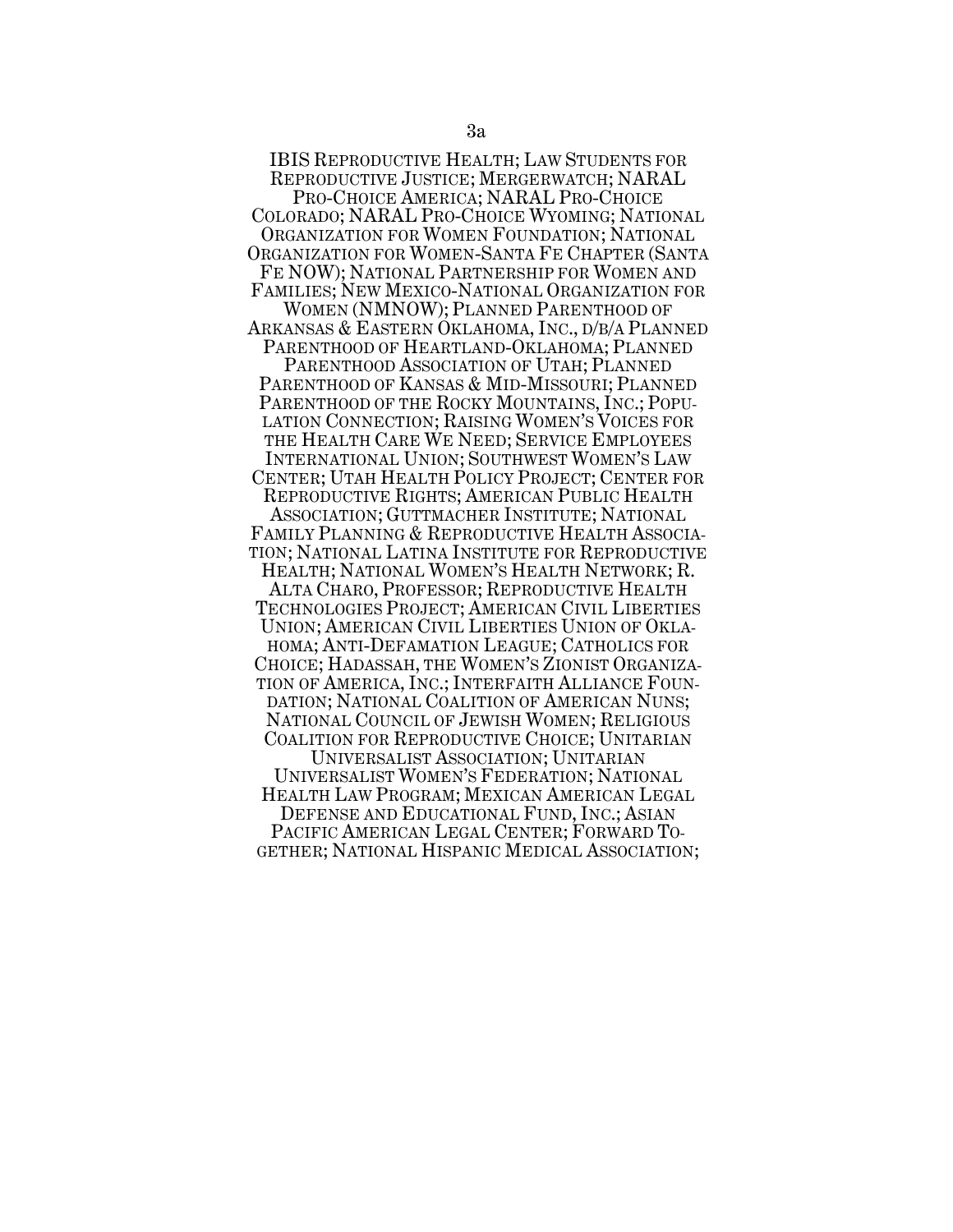IBIS REPRODUCTIVE HEALTH; LAW STUDENTS FOR REPRODUCTIVE JUSTICE; MERGERWATCH; NARAL PRO-CHOICE AMERICA; NARAL PRO-CHOICE COLORADO; NARAL PRO-CHOICE WYOMING; NATIONAL ORGANIZATION FOR WOMEN FOUNDATION; NATIONAL ORGANIZATION FOR WOMEN-SANTA FE CHAPTER (SANTA FE NOW); NATIONAL PARTNERSHIP FOR WOMEN AND FAMILIES; NEW MEXICO-NATIONAL ORGANIZATION FOR WOMEN (NMNOW); PLANNED PARENTHOOD OF ARKANSAS & EASTERN OKLAHOMA, INC., D/B/A PLANNED PARENTHOOD OF HEARTLAND-OKLAHOMA; PLANNED PARENTHOOD ASSOCIATION OF UTAH; PLANNED PARENTHOOD OF KANSAS & MID-MISSOURI; PLANNED PARENTHOOD OF THE ROCKY MOUNTAINS, INC.; POPULATION CONNECTION; RAISING WOMEN'S VOICES FOR THE HEALTH CARE WE NEED; SERVICE EMPLOYEES INTERNATIONAL UNION; SOUTHWEST WOMEN'S LAW CENTER; UTAH HEALTH POLICY PROJECT; CENTER FOR REPRODUCTIVE RIGHTS; AMERICAN PUBLIC HEALTH ASSOCIATION; GUTTMACHER INSTITUTE; NATIONAL FAMILY PLANNING & REPRODUCTIVE HEALTH ASSOCIATION; NATIONAL LATINA INSTITUTE FOR REPRODUCTIVE HEALTH; NATIONAL WOMEN'S HEALTH NETWORK; R. ALTA CHARO, PROFESSOR; REPRODUCTIVE HEALTH TECHNOLOGIES PROJECT; AMERICAN CIVIL LIBERTIES UNION; AMERICAN CIVIL LIBERTIES UNION OF OKLAHOMA; ANTI-DEFAMATION LEAGUE; CATHOLICS FOR CHOICE; HADASSAH, THE WOMEN'S ZIONIST ORGANIZATION OF AMERICA, INC.; INTERFAITH ALLIANCE FOUNDATION; NATIONAL COALITION OF AMERICAN NUNS; NATIONAL COUNCIL OF JEWISH WOMEN; RELIGIOUS COALITION FOR REPRODUCTIVE CHOICE; UNITARIAN UNIVERSALIST ASSOCIATION; UNITARIAN UNIVERSALIST WOMEN'S FEDERATION; NATIONAL HEALTH LAW PROGRAM; MEXICAN AMERICAN LEGAL DEFENSE AND EDUCATIONAL FUND, INC.; ASIAN PACIFIC AMERICAN LEGAL CENTER; FORWARD TOGETHER; NATIONAL HISPANIC MEDICAL ASSOCIATION;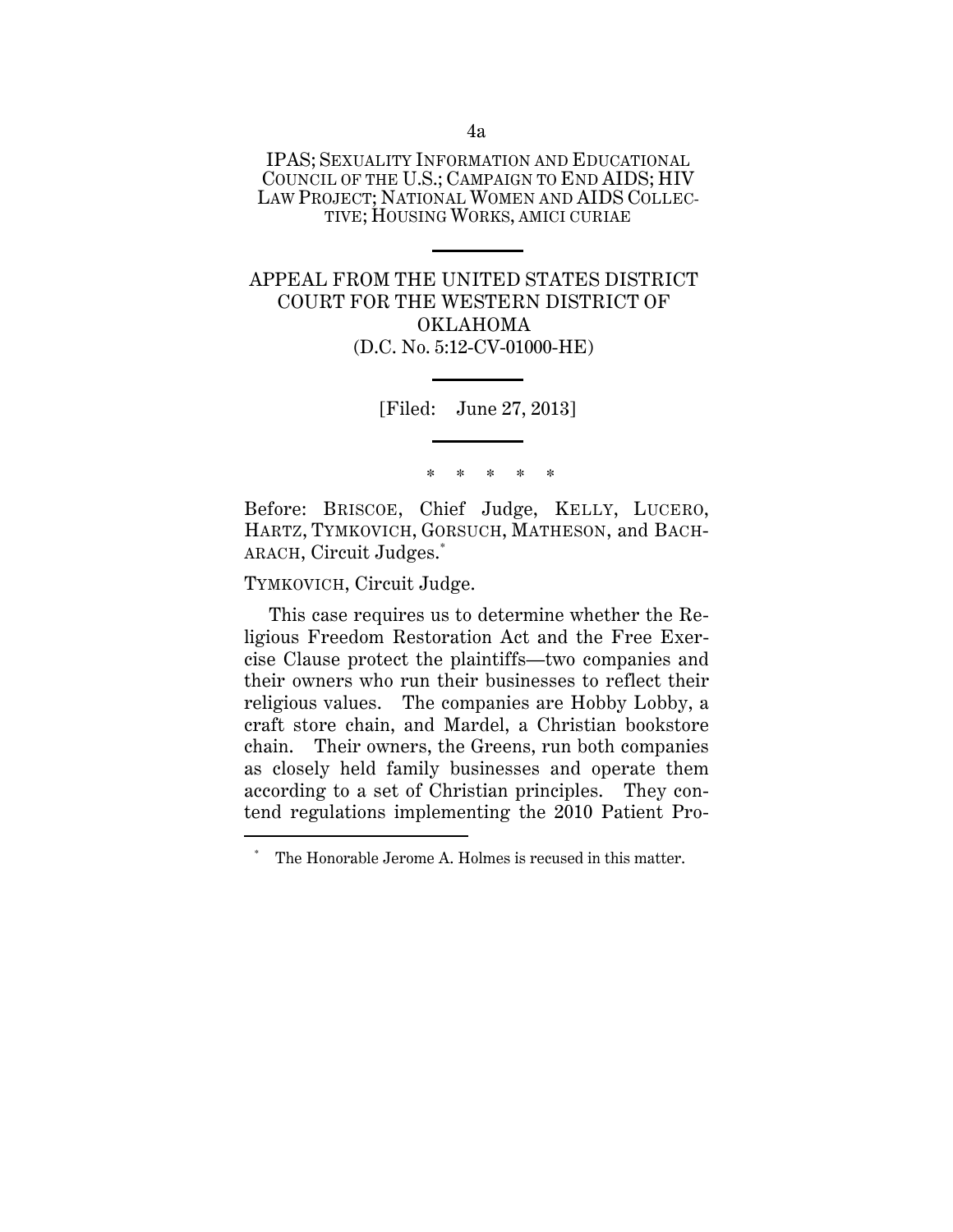IPAS; SEXUALITY INFORMATION AND EDUCATIONAL COUNCIL OF THE U.S.; CAMPAIGN TO END AIDS; HIV LAW PROJECT; NATIONAL WOMEN AND AIDS COLLECTIVE; HOUSING WORKS, AMICI CURIAE

APPEAL FROM THE UNITED STATES DISTRICT COURT FOR THE WESTERN DISTRICT OF OKLAHOMA
(D.C. No. 5:12-CV-01000-HE)

[Filed: June 27, 2013]

\* \* \* \* \*

Before: BRISCOE, Chief Judge, KELLY, LUCERO, HARTZ, TYMKOVICH, GORSUCH, MATHESON, and BACHARACH, Circuit Judges.*

TYMKOVICH, Circuit Judge.

This case requires us to determine whether the Religious Freedom Restoration Act and the Free Exercise Clause protect the plaintiffs—two companies and their owners who run their businesses to reflect their religious values. The companies are Hobby Lobby, a craft store chain, and Mardel, a Christian bookstore chain. Their owners, the Greens, run both companies as closely held family businesses and operate them according to a set of Christian principles. They contend regulations implementing the 2010 Patient Pro-

\* The Honorable Jerome A. Holmes is recused in this matter.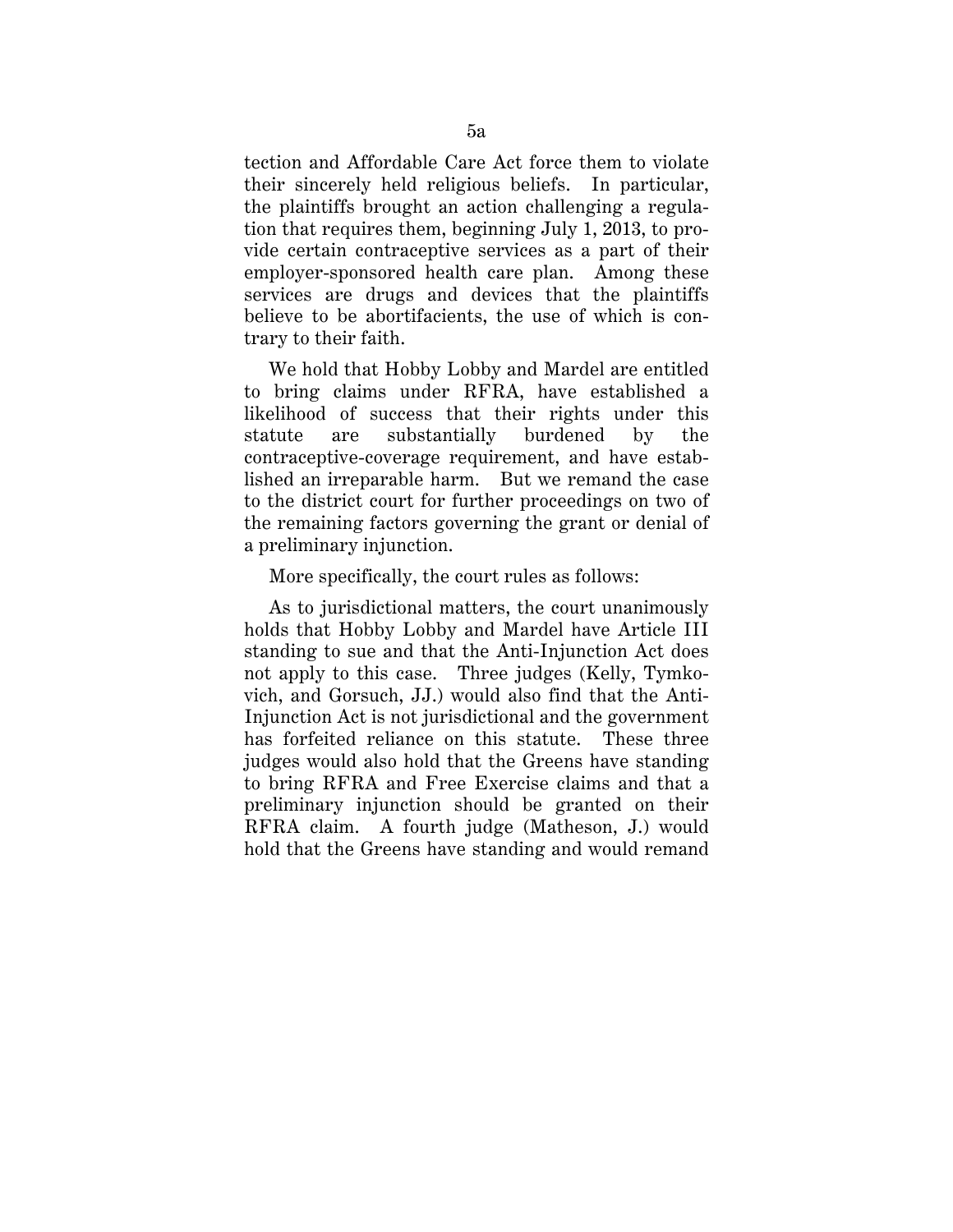tection and Affordable Care Act force them to violate their sincerely held religious beliefs. In particular, the plaintiffs brought an action challenging a regulation that requires them, beginning July 1, 2013, to provide certain contraceptive services as a part of their employer-sponsored health care plan. Among these services are drugs and devices that the plaintiffs believe to be abortifacients, the use of which is contrary to their faith.

We hold that Hobby Lobby and Mardel are entitled to bring claims under RFRA, have established a likelihood of success that their rights under this statute are substantially burdened by the contraceptive-coverage requirement, and have established an irreparable harm. But we remand the case to the district court for further proceedings on two of the remaining factors governing the grant or denial of a preliminary injunction.

More specifically, the court rules as follows:

As to jurisdictional matters, the court unanimously holds that Hobby Lobby and Mardel have Article III standing to sue and that the Anti-Injunction Act does not apply to this case. Three judges (Kelly, Tymkovich, and Gorsuch, JJ.) would also find that the Anti-Injunction Act is not jurisdictional and the government has forfeited reliance on this statute. These three judges would also hold that the Greens have standing to bring RFRA and Free Exercise claims and that a preliminary injunction should be granted on their RFRA claim. A fourth judge (Matheson, J.) would hold that the Greens have standing and would remand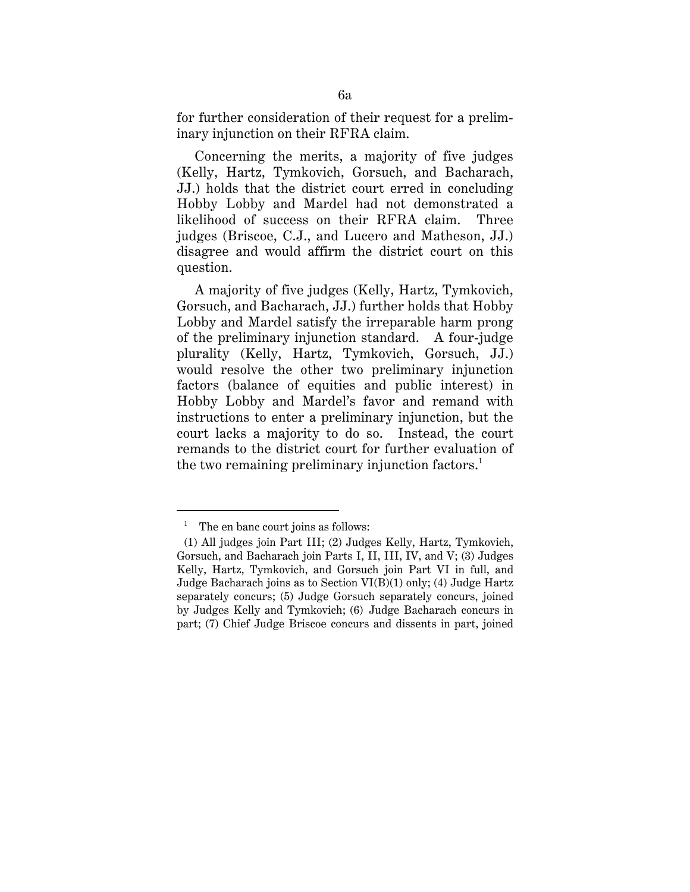for further consideration of their request for a preliminary injunction on their RFRA claim.

Concerning the merits, a majority of five judges (Kelly, Hartz, Tymkovich, Gorsuch, and Bacharach, JJ.) holds that the district court erred in concluding Hobby Lobby and Mardel had not demonstrated a likelihood of success on their RFRA claim. Three judges (Briscoe, C.J., and Lucero and Matheson, JJ.) disagree and would affirm the district court on this question.

A majority of five judges (Kelly, Hartz, Tymkovich, Gorsuch, and Bacharach, JJ.) further holds that Hobby Lobby and Mardel satisfy the irreparable harm prong of the preliminary injunction standard. A four-judge plurality (Kelly, Hartz, Tymkovich, Gorsuch, JJ.) would resolve the other two preliminary injunction factors (balance of equities and public interest) in Hobby Lobby and Mardel's favor and remand with instructions to enter a preliminary injunction, but the court lacks a majority to do so. Instead, the court remands to the district court for further evaluation of the two remaining preliminary injunction factors.[1]

---

[1] The en banc court joins as follows:

(1) All judges join Part III; (2) Judges Kelly, Hartz, Tymkovich, Gorsuch, and Bacharach join Parts I, II, III, IV, and V; (3) Judges Kelly, Hartz, Tymkovich, and Gorsuch join Part VI in full, and Judge Bacharach joins as to Section VI(B)(1) only; (4) Judge Hartz separately concurs; (5) Judge Gorsuch separately concurs, joined by Judges Kelly and Tymkovich; (6) Judge Bacharach concurs in part; (7) Chief Judge Briscoe concurs and dissents in part, joined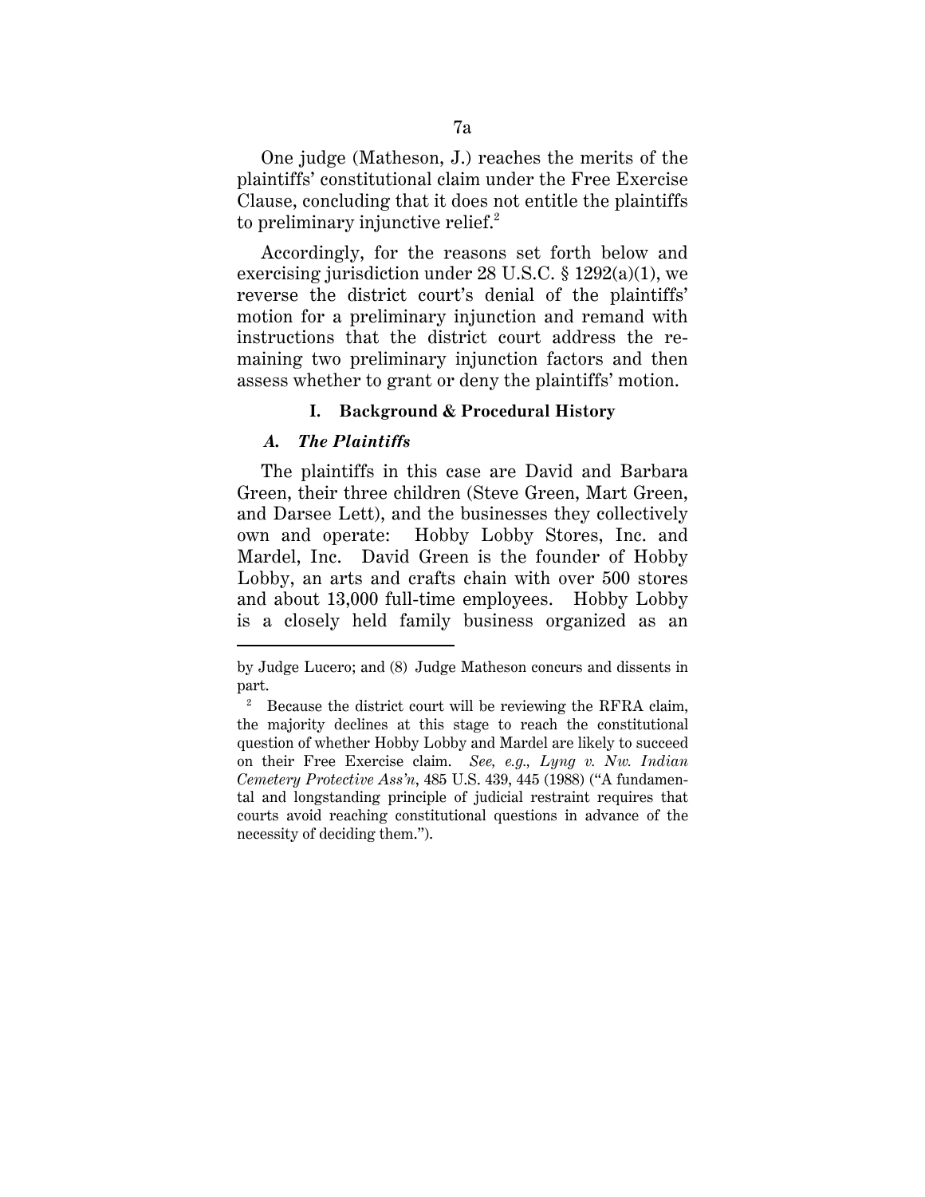One judge (Matheson, J.) reaches the merits of the plaintiffs' constitutional claim under the Free Exercise Clause, concluding that it does not entitle the plaintiffs to preliminary injunctive relief.[2]

Accordingly, for the reasons set forth below and exercising jurisdiction under 28 U.S.C. § 1292(a)(1), we reverse the district court's denial of the plaintiffs' motion for a preliminary injunction and remand with instructions that the district court address the remaining two preliminary injunction factors and then assess whether to grant or deny the plaintiffs' motion.

## I. Background & Procedural History

### *A. The Plaintiffs*

The plaintiffs in this case are David and Barbara Green, their three children (Steve Green, Mart Green, and Darsee Lett), and the businesses they collectively own and operate: Hobby Lobby Stores, Inc. and Mardel, Inc. David Green is the founder of Hobby Lobby, an arts and crafts chain with over 500 stores and about 13,000 full-time employees. Hobby Lobby is a closely held family business organized as an

---

by Judge Lucero; and (8) Judge Matheson concurs and dissents in part.

[2] Because the district court will be reviewing the RFRA claim, the majority declines at this stage to reach the constitutional question of whether Hobby Lobby and Mardel are likely to succeed on their Free Exercise claim. *See, e.g., Lyng v. Nw. Indian Cemetery Protective Ass'n*, 485 U.S. 439, 445 (1988) ("A fundamental and longstanding principle of judicial restraint requires that courts avoid reaching constitutional questions in advance of the necessity of deciding them.").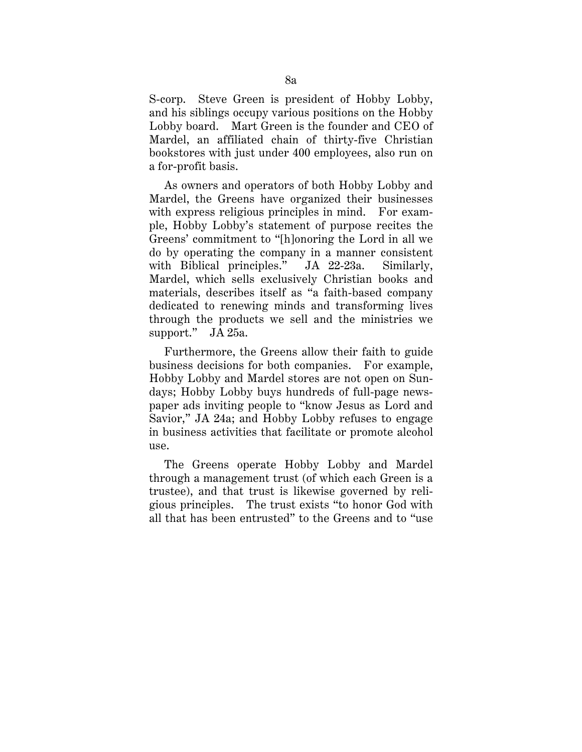S-corp. Steve Green is president of Hobby Lobby, and his siblings occupy various positions on the Hobby Lobby board. Mart Green is the founder and CEO of Mardel, an affiliated chain of thirty-five Christian bookstores with just under 400 employees, also run on a for-profit basis.

As owners and operators of both Hobby Lobby and Mardel, the Greens have organized their businesses with express religious principles in mind. For example, Hobby Lobby's statement of purpose recites the Greens' commitment to "[h]onoring the Lord in all we do by operating the company in a manner consistent with Biblical principles." JA 22-23a. Similarly, Mardel, which sells exclusively Christian books and materials, describes itself as "a faith-based company dedicated to renewing minds and transforming lives through the products we sell and the ministries we support." JA 25a.

Furthermore, the Greens allow their faith to guide business decisions for both companies. For example, Hobby Lobby and Mardel stores are not open on Sundays; Hobby Lobby buys hundreds of full-page newspaper ads inviting people to "know Jesus as Lord and Savior," JA 24a; and Hobby Lobby refuses to engage in business activities that facilitate or promote alcohol use.

The Greens operate Hobby Lobby and Mardel through a management trust (of which each Green is a trustee), and that trust is likewise governed by religious principles. The trust exists "to honor God with all that has been entrusted" to the Greens and to "use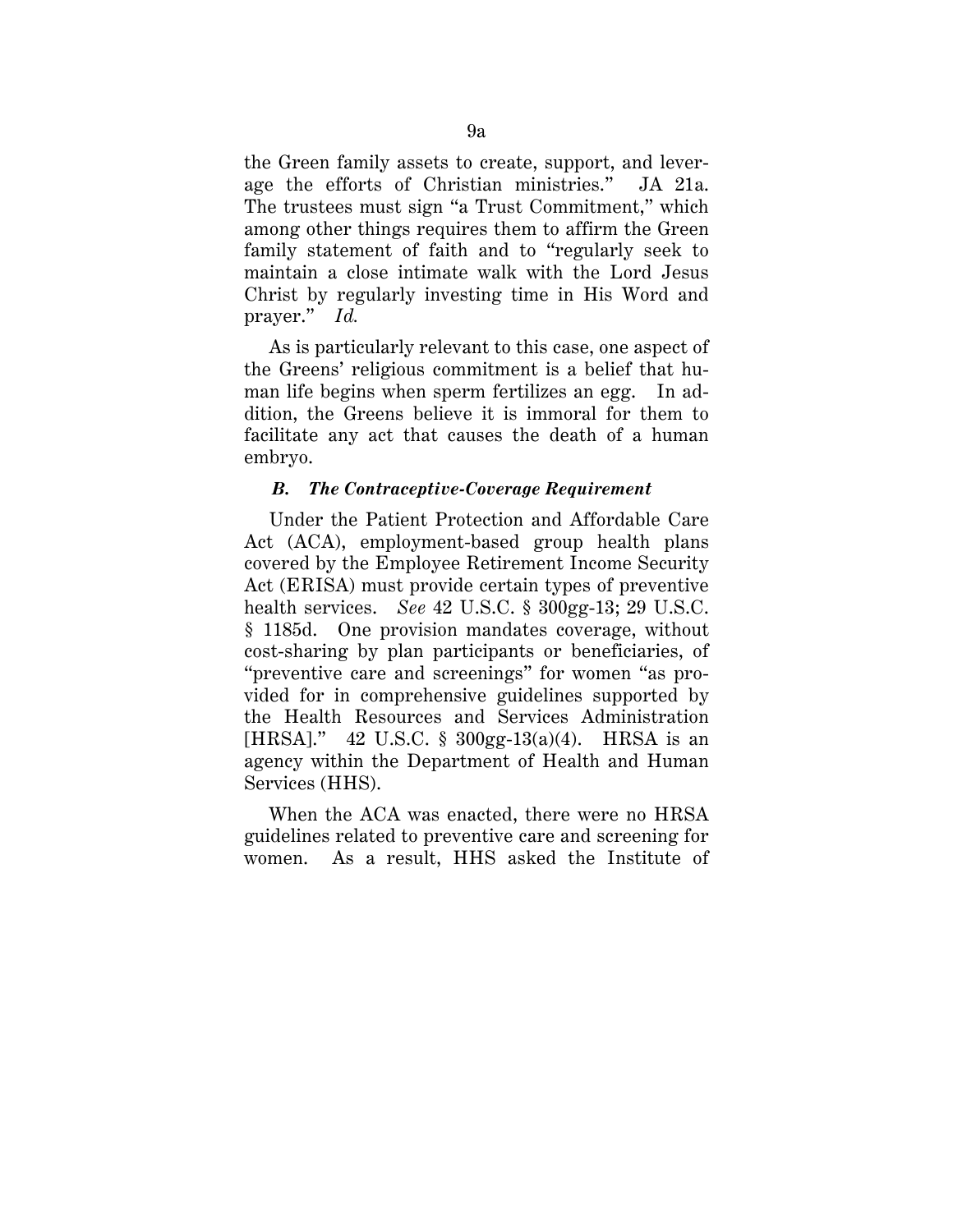the Green family assets to create, support, and leverage the efforts of Christian ministries." JA 21a. The trustees must sign "a Trust Commitment," which among other things requires them to affirm the Green family statement of faith and to "regularly seek to maintain a close intimate walk with the Lord Jesus Christ by regularly investing time in His Word and prayer." *Id.*

As is particularly relevant to this case, one aspect of the Greens' religious commitment is a belief that human life begins when sperm fertilizes an egg. In addition, the Greens believe it is immoral for them to facilitate any act that causes the death of a human embryo.

### *B. The Contraceptive-Coverage Requirement*

Under the Patient Protection and Affordable Care Act (ACA), employment-based group health plans covered by the Employee Retirement Income Security Act (ERISA) must provide certain types of preventive health services. *See* 42 U.S.C. § 300gg-13; 29 U.S.C. § 1185d. One provision mandates coverage, without cost-sharing by plan participants or beneficiaries, of "preventive care and screenings" for women "as provided for in comprehensive guidelines supported by the Health Resources and Services Administration [HRSA]." 42 U.S.C. § 300gg-13(a)(4). HRSA is an agency within the Department of Health and Human Services (HHS).

When the ACA was enacted, there were no HRSA guidelines related to preventive care and screening for women. As a result, HHS asked the Institute of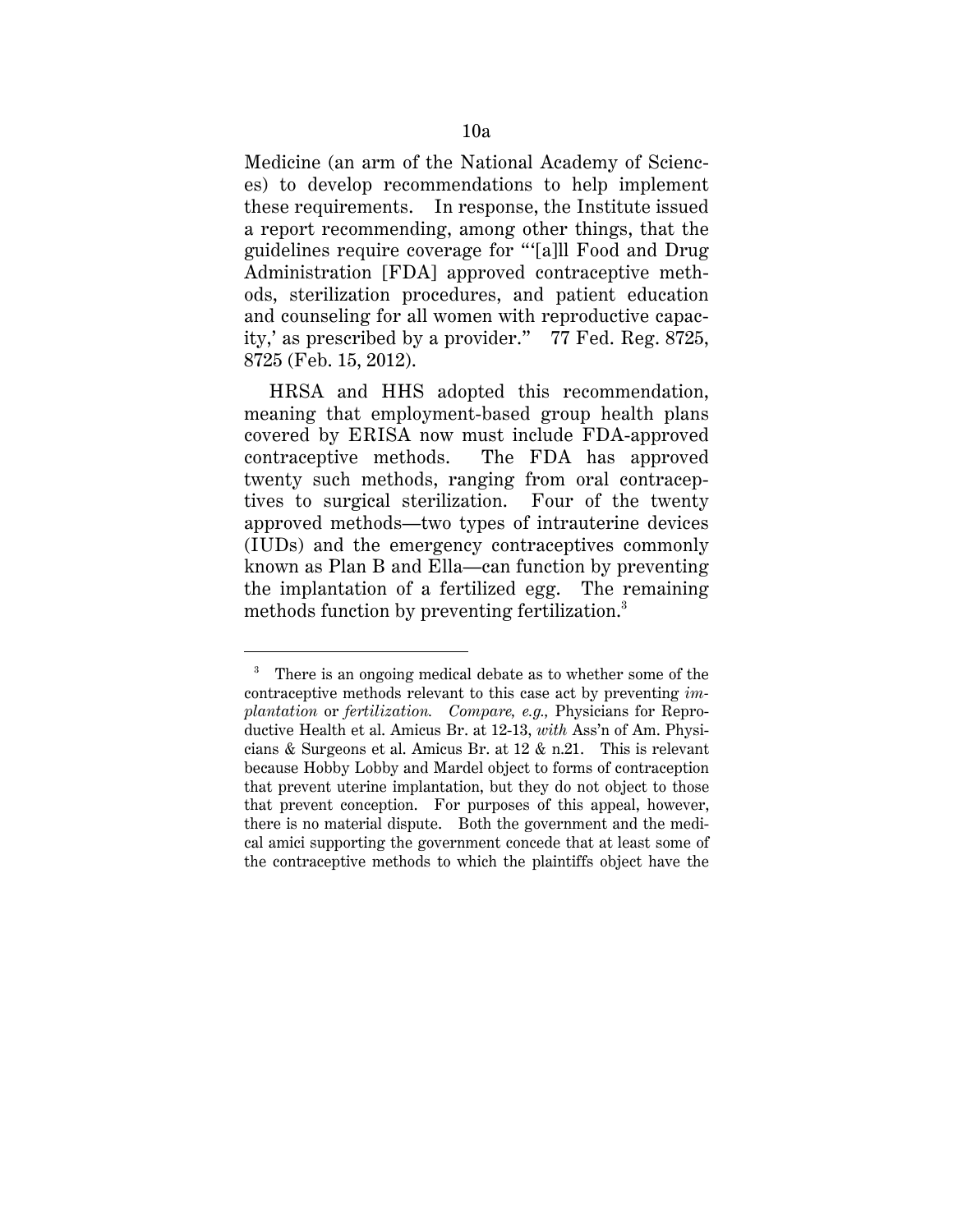Medicine (an arm of the National Academy of Sciences) to develop recommendations to help implement these requirements. In response, the Institute issued a report recommending, among other things, that the guidelines require coverage for "'[a]ll Food and Drug Administration [FDA] approved contraceptive methods, sterilization procedures, and patient education and counseling for all women with reproductive capacity,' as prescribed by a provider." 77 Fed. Reg. 8725, 8725 (Feb. 15, 2012).

HRSA and HHS adopted this recommendation, meaning that employment-based group health plans covered by ERISA now must include FDA-approved contraceptive methods. The FDA has approved twenty such methods, ranging from oral contraceptives to surgical sterilization. Four of the twenty approved methods—two types of intrauterine devices (IUDs) and the emergency contraceptives commonly known as Plan B and Ella—can function by preventing the implantation of a fertilized egg. The remaining methods function by preventing fertilization.[3]

---

[3] There is an ongoing medical debate as to whether some of the contraceptive methods relevant to this case act by preventing *implantation* or *fertilization*. *Compare, e.g.,* Physicians for Reproductive Health et al. Amicus Br. at 12-13, *with* Ass'n of Am. Physicians & Surgeons et al. Amicus Br. at 12 & n.21. This is relevant because Hobby Lobby and Mardel object to forms of contraception that prevent uterine implantation, but they do not object to those that prevent conception. For purposes of this appeal, however, there is no material dispute. Both the government and the medical amici supporting the government concede that at least some of the contraceptive methods to which the plaintiffs object have the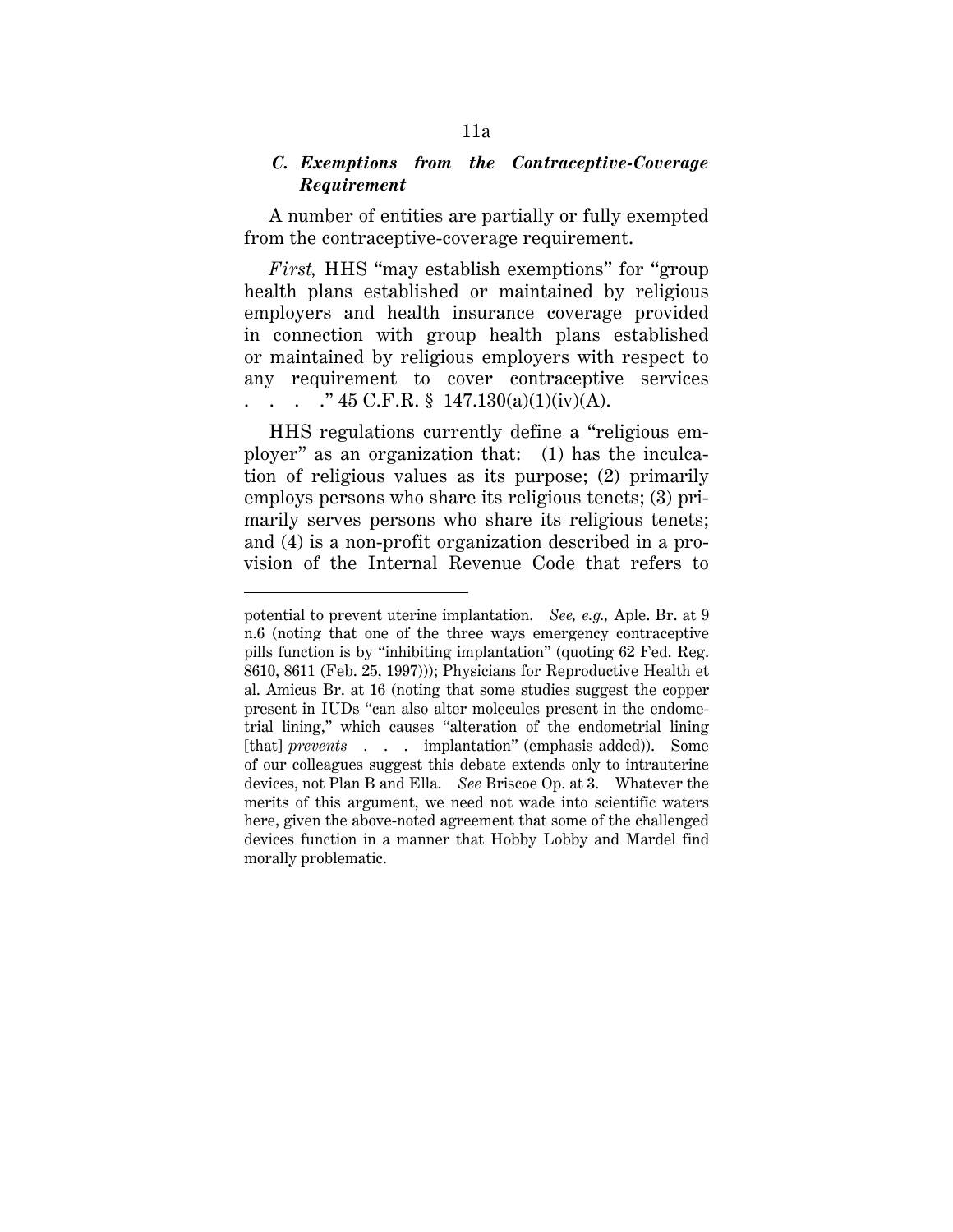### *C. Exemptions from the Contraceptive-Coverage Requirement*

A number of entities are partially or fully exempted from the contraceptive-coverage requirement.

*First,* HHS "may establish exemptions" for "group health plans established or maintained by religious employers and health insurance coverage provided in connection with group health plans established or maintained by religious employers with respect to any requirement to cover contraceptive services . . . ." 45 C.F.R. § 147.130(a)(1)(iv)(A).

HHS regulations currently define a "religious employer" as an organization that: (1) has the inculcation of religious values as its purpose; (2) primarily employs persons who share its religious tenets; (3) primarily serves persons who share its religious tenets; and (4) is a non-profit organization described in a provision of the Internal Revenue Code that refers to

---

potential to prevent uterine implantation. *See, e.g.,* Aple. Br. at 9 n.6 (noting that one of the three ways emergency contraceptive pills function is by "inhibiting implantation" (quoting 62 Fed. Reg. 8610, 8611 (Feb. 25, 1997))); Physicians for Reproductive Health et al. Amicus Br. at 16 (noting that some studies suggest the copper present in IUDs "can also alter molecules present in the endometrial lining," which causes "alteration of the endometrial lining [that] *prevents* . . . implantation" (emphasis added)). Some of our colleagues suggest this debate extends only to intrauterine devices, not Plan B and Ella. *See* Briscoe Op. at 3. Whatever the merits of this argument, we need not wade into scientific waters here, given the above-noted agreement that some of the challenged devices function in a manner that Hobby Lobby and Mardel find morally problematic.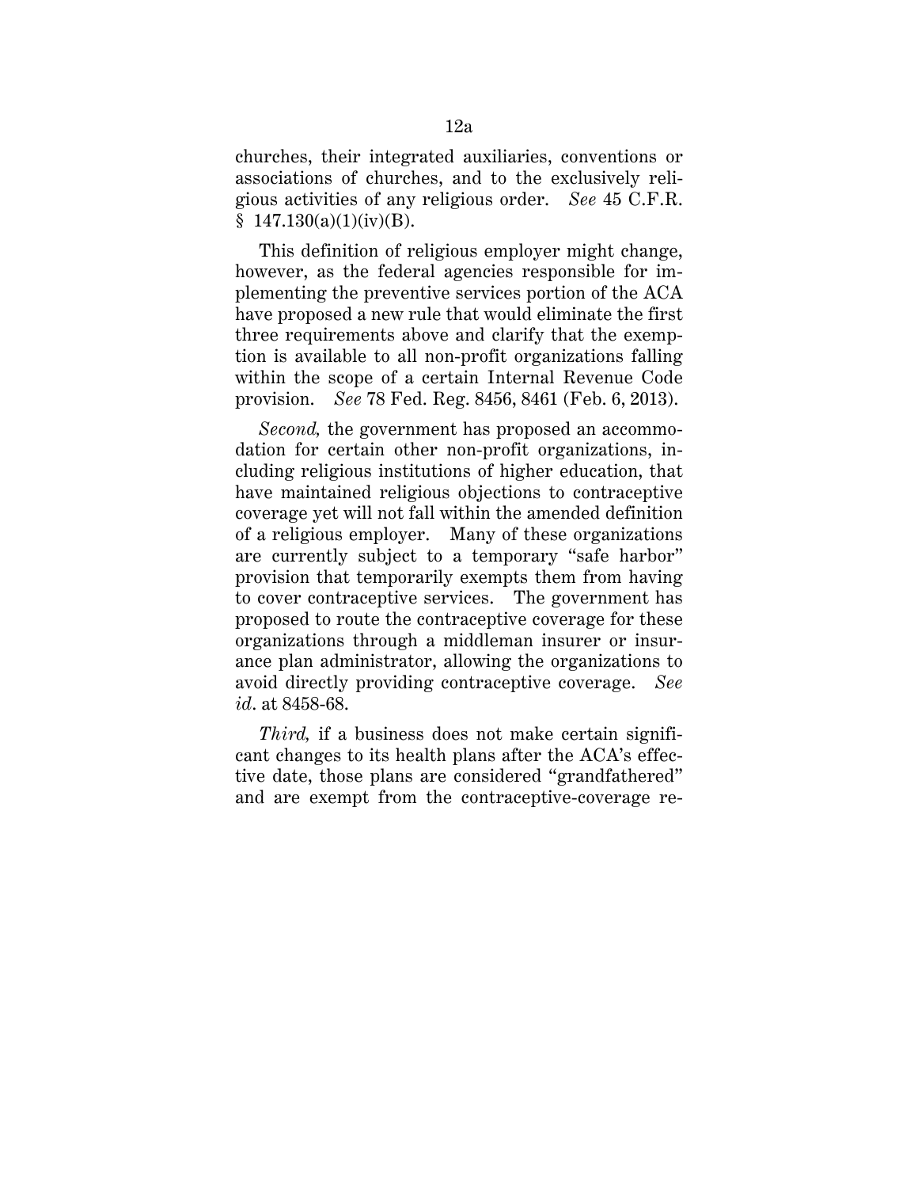churches, their integrated auxiliaries, conventions or associations of churches, and to the exclusively religious activities of any religious order. *See* 45 C.F.R. § 147.130(a)(1)(iv)(B).

This definition of religious employer might change, however, as the federal agencies responsible for implementing the preventive services portion of the ACA have proposed a new rule that would eliminate the first three requirements above and clarify that the exemption is available to all non-profit organizations falling within the scope of a certain Internal Revenue Code provision. *See* 78 Fed. Reg. 8456, 8461 (Feb. 6, 2013).

*Second,* the government has proposed an accommodation for certain other non-profit organizations, including religious institutions of higher education, that have maintained religious objections to contraceptive coverage yet will not fall within the amended definition of a religious employer. Many of these organizations are currently subject to a temporary "safe harbor" provision that temporarily exempts them from having to cover contraceptive services. The government has proposed to route the contraceptive coverage for these organizations through a middleman insurer or insurance plan administrator, allowing the organizations to avoid directly providing contraceptive coverage. *See id*. at 8458-68.

*Third,* if a business does not make certain significant changes to its health plans after the ACA's effective date, those plans are considered "grandfathered" and are exempt from the contraceptive-coverage re-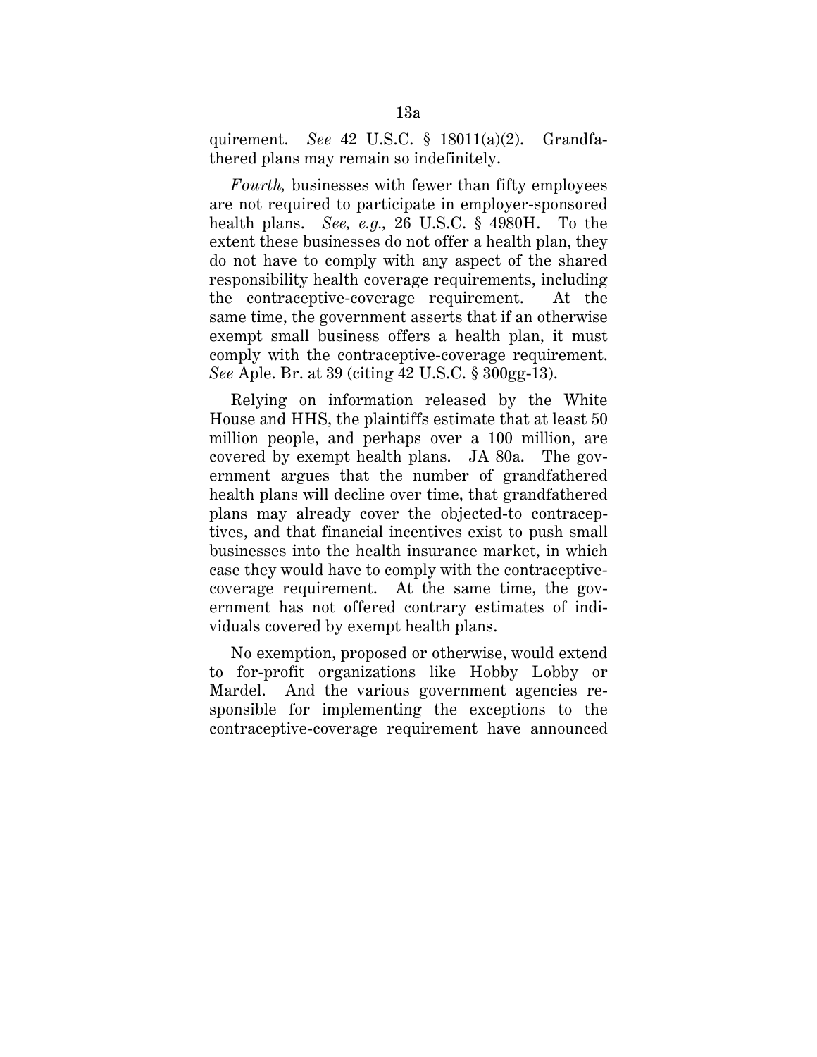quirement. *See* 42 U.S.C. § 18011(a)(2). Grandfathered plans may remain so indefinitely.

*Fourth,* businesses with fewer than fifty employees are not required to participate in employer-sponsored health plans. *See, e.g.,* 26 U.S.C. § 4980H. To the extent these businesses do not offer a health plan, they do not have to comply with any aspect of the shared responsibility health coverage requirements, including the contraceptive-coverage requirement. At the same time, the government asserts that if an otherwise exempt small business offers a health plan, it must comply with the contraceptive-coverage requirement. *See* Aple. Br. at 39 (citing 42 U.S.C. § 300gg-13).

Relying on information released by the White House and HHS, the plaintiffs estimate that at least 50 million people, and perhaps over a 100 million, are covered by exempt health plans. JA 80a. The government argues that the number of grandfathered health plans will decline over time, that grandfathered plans may already cover the objected-to contraceptives, and that financial incentives exist to push small businesses into the health insurance market, in which case they would have to comply with the contraceptive-coverage requirement. At the same time, the government has not offered contrary estimates of individuals covered by exempt health plans.

No exemption, proposed or otherwise, would extend to for-profit organizations like Hobby Lobby or Mardel. And the various government agencies responsible for implementing the exceptions to the contraceptive-coverage requirement have announced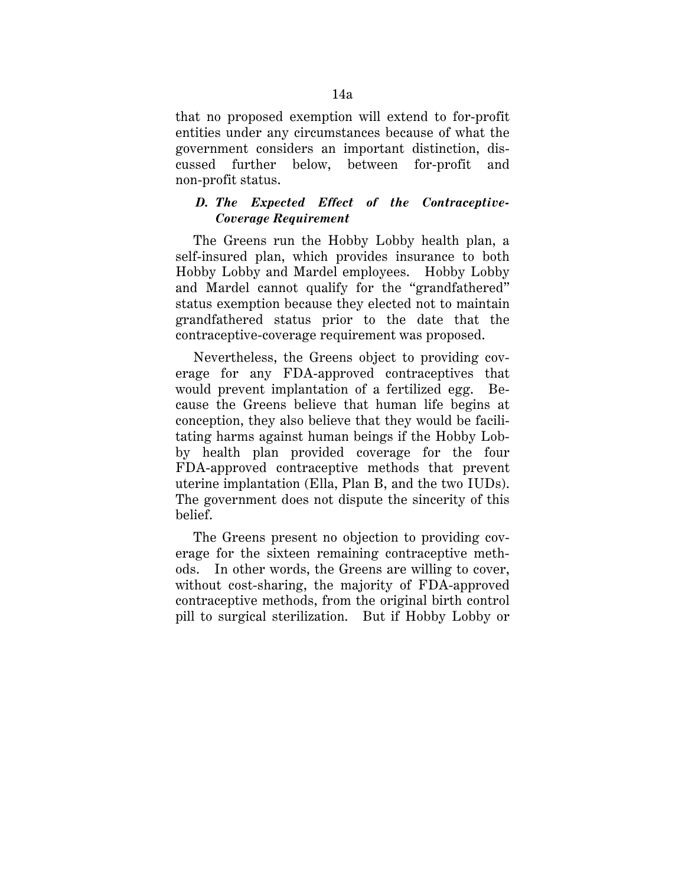that no proposed exemption will extend to for-profit entities under any circumstances because of what the government considers an important distinction, discussed further below, between for-profit and non-profit status.

### *D. The Expected Effect of the Contraceptive-Coverage Requirement*

The Greens run the Hobby Lobby health plan, a self-insured plan, which provides insurance to both Hobby Lobby and Mardel employees. Hobby Lobby and Mardel cannot qualify for the "grandfathered" status exemption because they elected not to maintain grandfathered status prior to the date that the contraceptive-coverage requirement was proposed.

Nevertheless, the Greens object to providing coverage for any FDA-approved contraceptives that would prevent implantation of a fertilized egg. Because the Greens believe that human life begins at conception, they also believe that they would be facilitating harms against human beings if the Hobby Lobby health plan provided coverage for the four FDA-approved contraceptive methods that prevent uterine implantation (Ella, Plan B, and the two IUDs). The government does not dispute the sincerity of this belief.

The Greens present no objection to providing coverage for the sixteen remaining contraceptive methods. In other words, the Greens are willing to cover, without cost-sharing, the majority of FDA-approved contraceptive methods, from the original birth control pill to surgical sterilization. But if Hobby Lobby or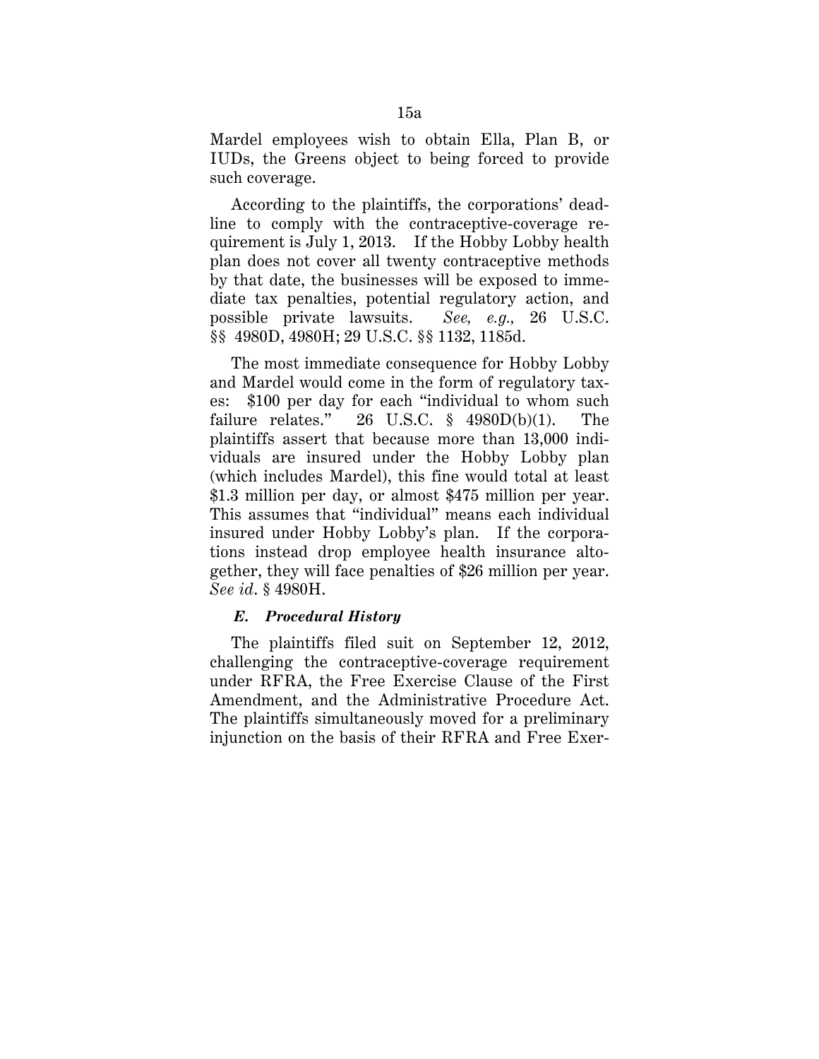Mardel employees wish to obtain Ella, Plan B, or IUDs, the Greens object to being forced to provide such coverage.

According to the plaintiffs, the corporations' deadline to comply with the contraceptive-coverage requirement is July 1, 2013. If the Hobby Lobby health plan does not cover all twenty contraceptive methods by that date, the businesses will be exposed to immediate tax penalties, potential regulatory action, and possible private lawsuits. *See, e.g.,* 26 U.S.C. §§ 4980D, 4980H; 29 U.S.C. §§ 1132, 1185d.

The most immediate consequence for Hobby Lobby and Mardel would come in the form of regulatory taxes: $100 per day for each "individual to whom such failure relates." 26 U.S.C. § 4980D(b)(1). The plaintiffs assert that because more than 13,000 individuals are insured under the Hobby Lobby plan (which includes Mardel), this fine would total at least $1.3 million per day, or almost $475 million per year. This assumes that "individual" means each individual insured under Hobby Lobby's plan. If the corporations instead drop employee health insurance altogether, they will face penalties of $26 million per year. *See id.* § 4980H.

### *E. Procedural History*

The plaintiffs filed suit on September 12, 2012, challenging the contraceptive-coverage requirement under RFRA, the Free Exercise Clause of the First Amendment, and the Administrative Procedure Act. The plaintiffs simultaneously moved for a preliminary injunction on the basis of their RFRA and Free Exer-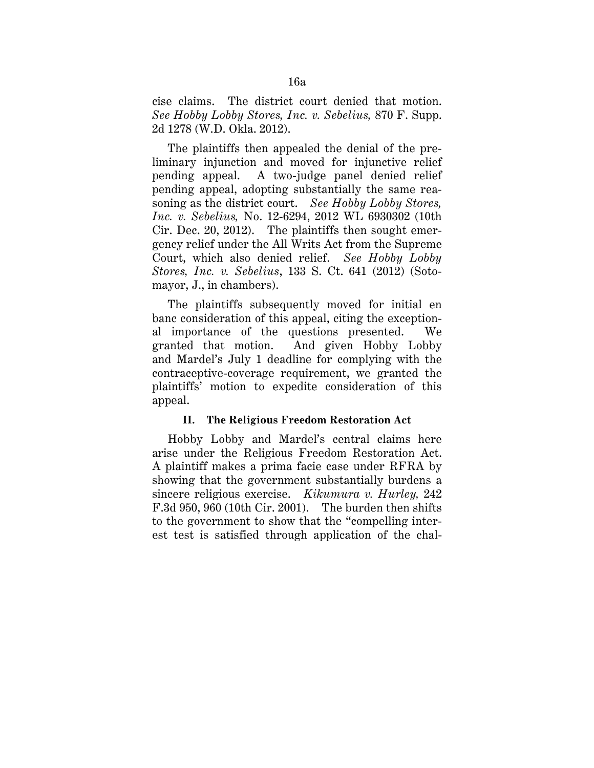cise claims. The district court denied that motion. *See Hobby Lobby Stores, Inc. v. Sebelius,* 870 F. Supp. 2d 1278 (W.D. Okla. 2012).

The plaintiffs then appealed the denial of the preliminary injunction and moved for injunctive relief pending appeal. A two-judge panel denied relief pending appeal, adopting substantially the same reasoning as the district court. *See Hobby Lobby Stores, Inc. v. Sebelius,* No. 12-6294, 2012 WL 6930302 (10th Cir. Dec. 20, 2012). The plaintiffs then sought emergency relief under the All Writs Act from the Supreme Court, which also denied relief. *See Hobby Lobby Stores, Inc. v. Sebelius*, 133 S. Ct. 641 (2012) (Sotomayor, J., in chambers).

The plaintiffs subsequently moved for initial en banc consideration of this appeal, citing the exceptional importance of the questions presented. We granted that motion. And given Hobby Lobby and Mardel's July 1 deadline for complying with the contraceptive-coverage requirement, we granted the plaintiffs' motion to expedite consideration of this appeal.

## II. The Religious Freedom Restoration Act

Hobby Lobby and Mardel's central claims here arise under the Religious Freedom Restoration Act. A plaintiff makes a prima facie case under RFRA by showing that the government substantially burdens a sincere religious exercise. *Kikumura v. Hurley,* 242 F.3d 950, 960 (10th Cir. 2001). The burden then shifts to the government to show that the "compelling interest test is satisfied through application of the chal-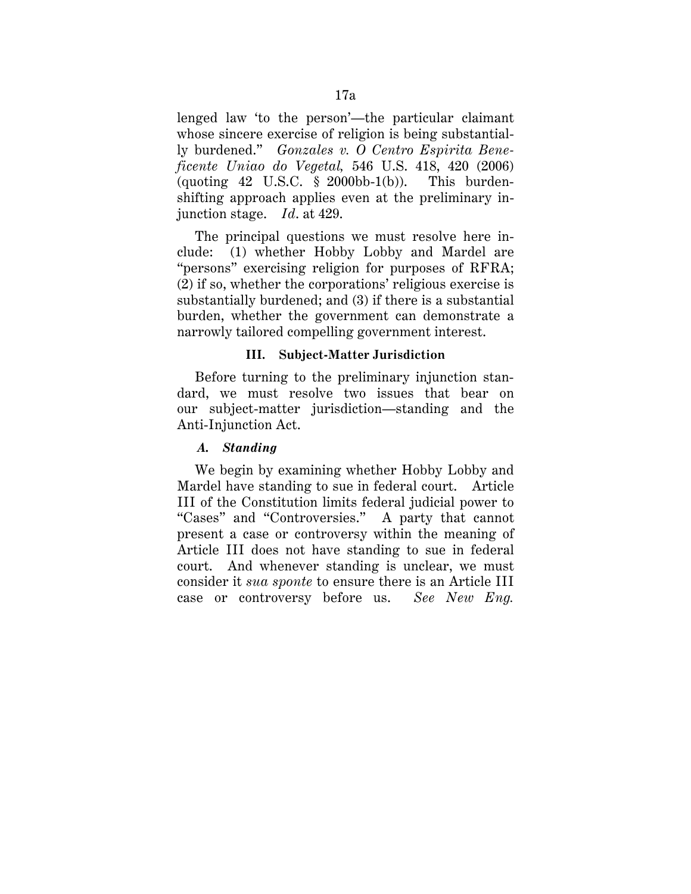lenged law 'to the person'—the particular claimant whose sincere exercise of religion is being substantially burdened." *Gonzales v. O Centro Espirita Beneficente Uniao do Vegetal,* 546 U.S. 418, 420 (2006) (quoting 42 U.S.C. § 2000bb-1(b)). This burden-shifting approach applies even at the preliminary injunction stage. *Id.* at 429.

The principal questions we must resolve here include: (1) whether Hobby Lobby and Mardel are "persons" exercising religion for purposes of RFRA; (2) if so, whether the corporations' religious exercise is substantially burdened; and (3) if there is a substantial burden, whether the government can demonstrate a narrowly tailored compelling government interest.

### III. Subject-Matter Jurisdiction

Before turning to the preliminary injunction standard, we must resolve two issues that bear on our subject-matter jurisdiction—standing and the Anti-Injunction Act.

#### *A. Standing*

We begin by examining whether Hobby Lobby and Mardel have standing to sue in federal court. Article III of the Constitution limits federal judicial power to "Cases" and "Controversies." A party that cannot present a case or controversy within the meaning of Article III does not have standing to sue in federal court. And whenever standing is unclear, we must consider it *sua sponte* to ensure there is an Article III case or controversy before us. *See New Eng.*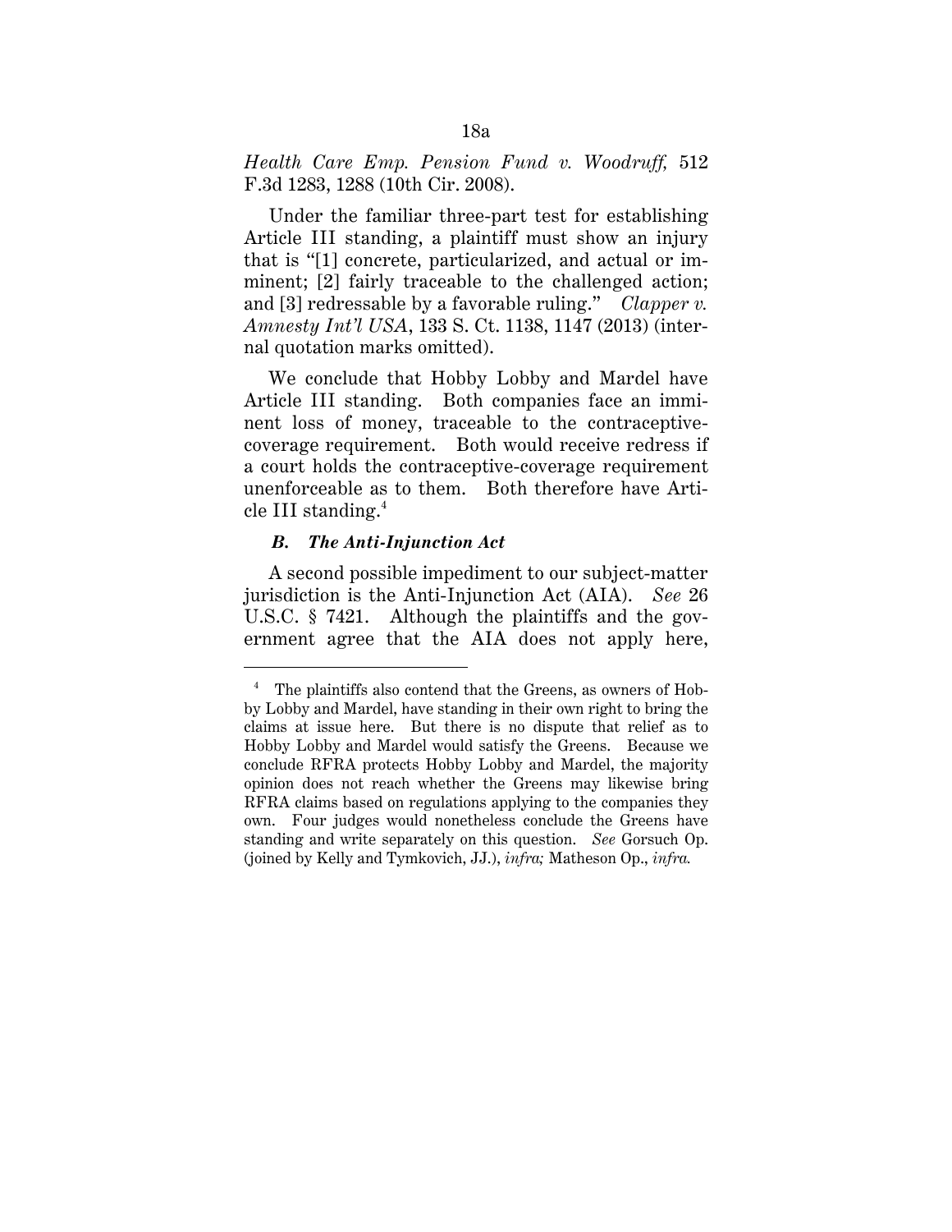*Health Care Emp. Pension Fund v. Woodruff,* 512 F.3d 1283, 1288 (10th Cir. 2008).

Under the familiar three-part test for establishing Article III standing, a plaintiff must show an injury that is "[1] concrete, particularized, and actual or imminent; [2] fairly traceable to the challenged action; and [3] redressable by a favorable ruling." *Clapper v. Amnesty Int'l USA*, 133 S. Ct. 1138, 1147 (2013) (internal quotation marks omitted).

We conclude that Hobby Lobby and Mardel have Article III standing. Both companies face an imminent loss of money, traceable to the contraceptive-coverage requirement. Both would receive redress if a court holds the contraceptive-coverage requirement unenforceable as to them. Both therefore have Article III standing.[4]

### *B. The Anti-Injunction Act*

A second possible impediment to our subject-matter jurisdiction is the Anti-Injunction Act (AIA). *See* 26 U.S.C. § 7421. Although the plaintiffs and the government agree that the AIA does not apply here,

---

[4] The plaintiffs also contend that the Greens, as owners of Hobby Lobby and Mardel, have standing in their own right to bring the claims at issue here. But there is no dispute that relief as to Hobby Lobby and Mardel would satisfy the Greens. Because we conclude RFRA protects Hobby Lobby and Mardel, the majority opinion does not reach whether the Greens may likewise bring RFRA claims based on regulations applying to the companies they own. Four judges would nonetheless conclude the Greens have standing and write separately on this question. *See* Gorsuch Op. (joined by Kelly and Tymkovich, JJ.), *infra;* Matheson Op., *infra.*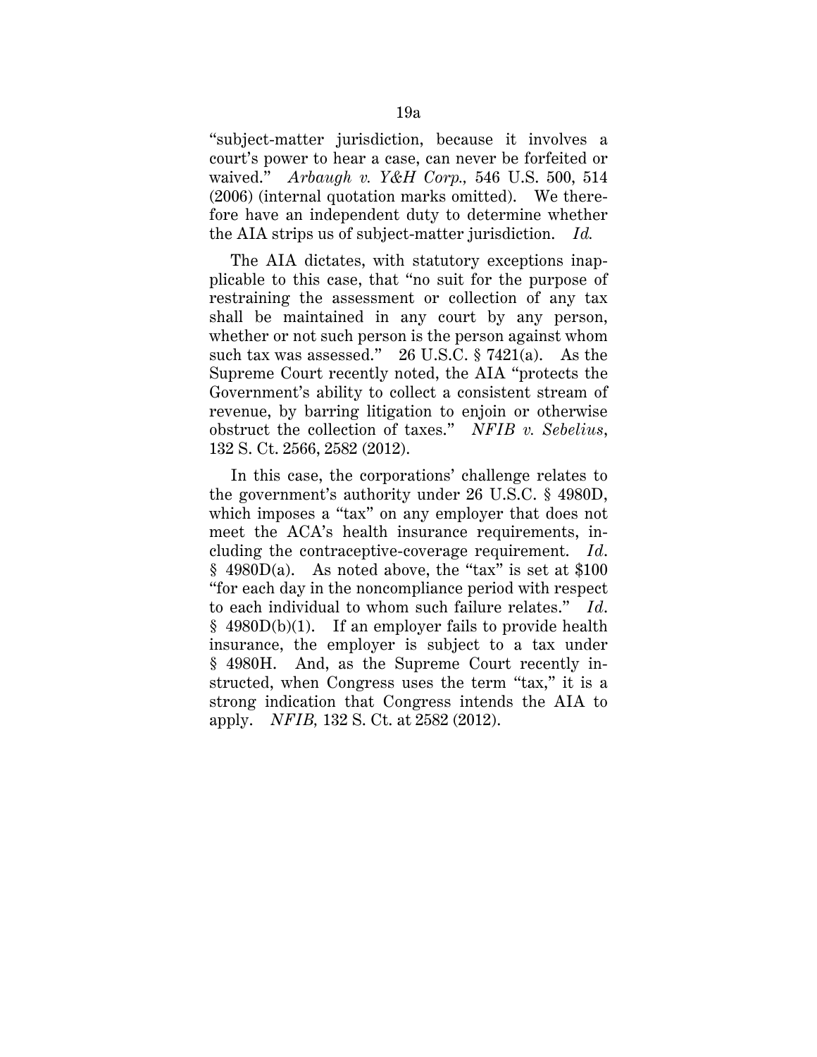"subject-matter jurisdiction, because it involves a court's power to hear a case, can never be forfeited or waived." *Arbaugh v. Y&H Corp.*, 546 U.S. 500, 514 (2006) (internal quotation marks omitted). We therefore have an independent duty to determine whether the AIA strips us of subject-matter jurisdiction. *Id.*

The AIA dictates, with statutory exceptions inapplicable to this case, that "no suit for the purpose of restraining the assessment or collection of any tax shall be maintained in any court by any person, whether or not such person is the person against whom such tax was assessed." 26 U.S.C. § 7421(a). As the Supreme Court recently noted, the AIA "protects the Government's ability to collect a consistent stream of revenue, by barring litigation to enjoin or otherwise obstruct the collection of taxes." *NFIB v. Sebelius*, 132 S. Ct. 2566, 2582 (2012).

In this case, the corporations' challenge relates to the government's authority under 26 U.S.C. § 4980D, which imposes a "tax" on any employer that does not meet the ACA's health insurance requirements, including the contraceptive-coverage requirement. *Id.* § 4980D(a). As noted above, the "tax" is set at $100 "for each day in the noncompliance period with respect to each individual to whom such failure relates." *Id.* § 4980D(b)(1). If an employer fails to provide health insurance, the employer is subject to a tax under § 4980H. And, as the Supreme Court recently instructed, when Congress uses the term "tax," it is a strong indication that Congress intends the AIA to apply. *NFIB*, 132 S. Ct. at 2582 (2012).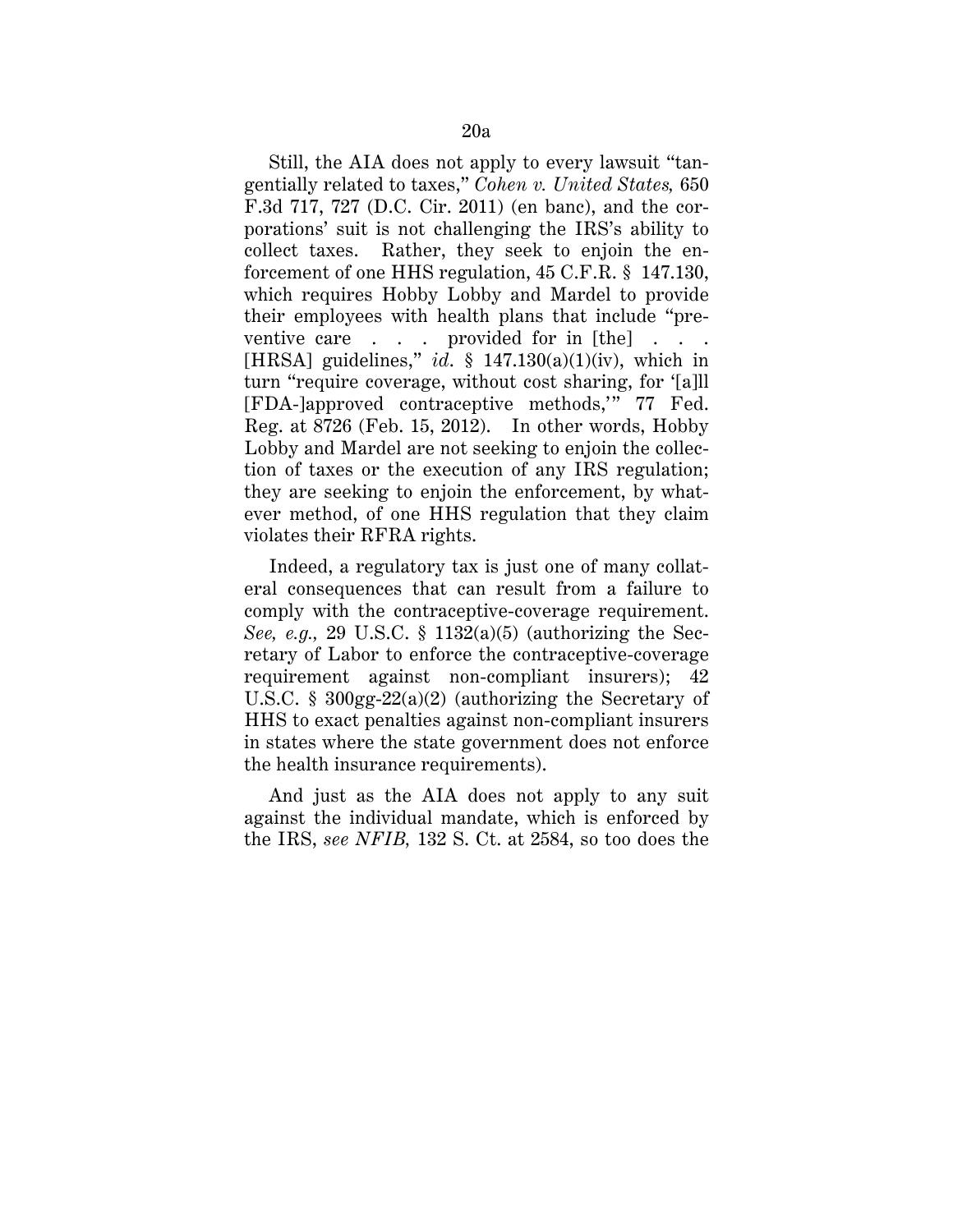Still, the AIA does not apply to every lawsuit "tangentially related to taxes," *Cohen v. United States,* 650 F.3d 717, 727 (D.C. Cir. 2011) (en banc), and the corporations' suit is not challenging the IRS's ability to collect taxes. Rather, they seek to enjoin the enforcement of one HHS regulation, 45 C.F.R. § 147.130, which requires Hobby Lobby and Mardel to provide their employees with health plans that include "preventive care . . . provided for in [the] . . . [HRSA] guidelines," *id.* § 147.130(a)(1)(iv), which in turn "require coverage, without cost sharing, for '[a]ll [FDA-]approved contraceptive methods,'" 77 Fed. Reg. at 8726 (Feb. 15, 2012). In other words, Hobby Lobby and Mardel are not seeking to enjoin the collection of taxes or the execution of any IRS regulation; they are seeking to enjoin the enforcement, by whatever method, of one HHS regulation that they claim violates their RFRA rights.

Indeed, a regulatory tax is just one of many collateral consequences that can result from a failure to comply with the contraceptive-coverage requirement. *See, e.g.,* 29 U.S.C. § 1132(a)(5) (authorizing the Secretary of Labor to enforce the contraceptive-coverage requirement against non-compliant insurers); 42 U.S.C. § 300gg-22(a)(2) (authorizing the Secretary of HHS to exact penalties against non-compliant insurers in states where the state government does not enforce the health insurance requirements).

And just as the AIA does not apply to any suit against the individual mandate, which is enforced by the IRS, *see NFIB,* 132 S. Ct. at 2584, so too does the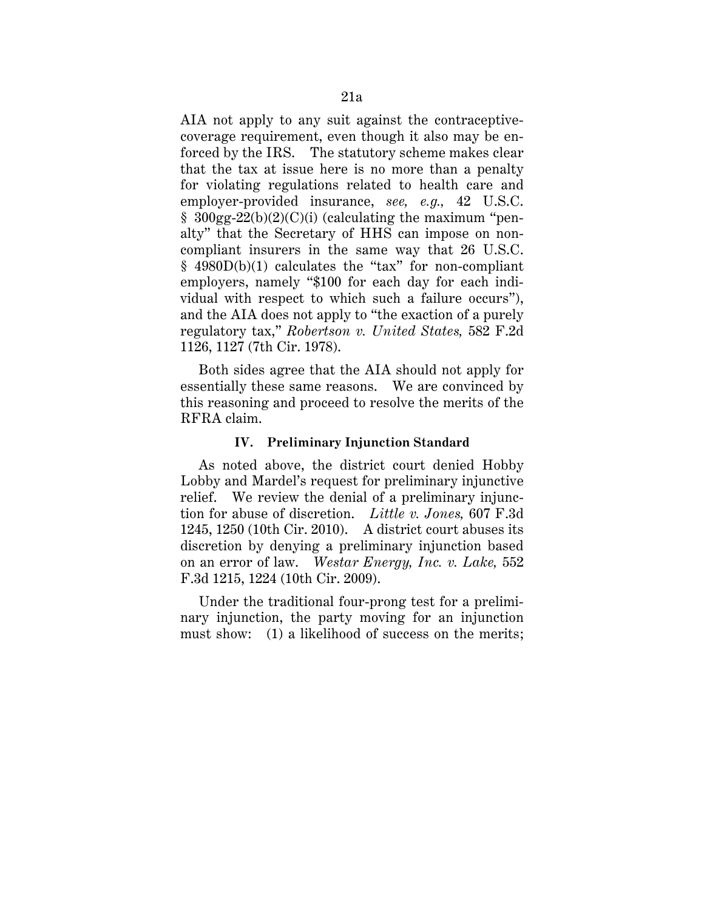AIA not apply to any suit against the contraceptive-coverage requirement, even though it also may be enforced by the IRS. The statutory scheme makes clear that the tax at issue here is no more than a penalty for violating regulations related to health care and employer-provided insurance, *see, e.g.,* 42 U.S.C. § 300gg-22(b)(2)(C)(i) (calculating the maximum "penalty" that the Secretary of HHS can impose on non-compliant insurers in the same way that 26 U.S.C. § 4980D(b)(1) calculates the "tax" for non-compliant employers, namely "$100 for each day for each individual with respect to which such a failure occurs"), and the AIA does not apply to "the exaction of a purely regulatory tax," *Robertson v. United States,* 582 F.2d 1126, 1127 (7th Cir. 1978).

Both sides agree that the AIA should not apply for essentially these same reasons. We are convinced by this reasoning and proceed to resolve the merits of the RFRA claim.

### IV. Preliminary Injunction Standard

As noted above, the district court denied Hobby Lobby and Mardel's request for preliminary injunctive relief. We review the denial of a preliminary injunction for abuse of discretion. *Little v. Jones,* 607 F.3d 1245, 1250 (10th Cir. 2010). A district court abuses its discretion by denying a preliminary injunction based on an error of law. *Westar Energy, Inc. v. Lake,* 552 F.3d 1215, 1224 (10th Cir. 2009).

Under the traditional four-prong test for a preliminary injunction, the party moving for an injunction must show: (1) a likelihood of success on the merits;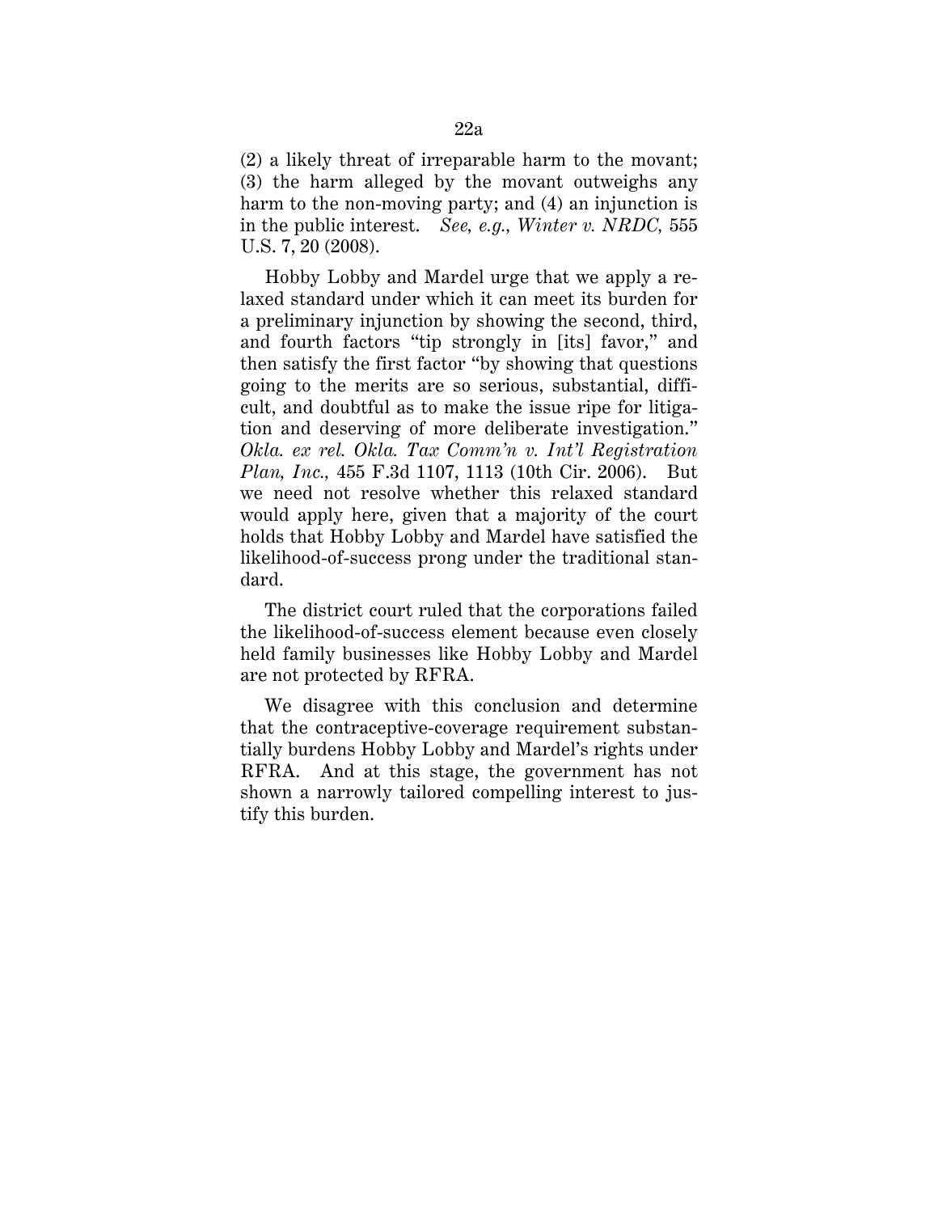(2) a likely threat of irreparable harm to the movant; (3) the harm alleged by the movant outweighs any harm to the non-moving party; and (4) an injunction is in the public interest. *See, e.g., Winter v. NRDC,* 555 U.S. 7, 20 (2008).

Hobby Lobby and Mardel urge that we apply a relaxed standard under which it can meet its burden for a preliminary injunction by showing the second, third, and fourth factors "tip strongly in [its] favor," and then satisfy the first factor "by showing that questions going to the merits are so serious, substantial, difficult, and doubtful as to make the issue ripe for litigation and deserving of more deliberate investigation." *Okla. ex rel. Okla. Tax Comm'n v. Int'l Registration Plan, Inc.,* 455 F.3d 1107, 1113 (10th Cir. 2006). But we need not resolve whether this relaxed standard would apply here, given that a majority of the court holds that Hobby Lobby and Mardel have satisfied the likelihood-of-success prong under the traditional standard.

The district court ruled that the corporations failed the likelihood-of-success element because even closely held family businesses like Hobby Lobby and Mardel are not protected by RFRA.

We disagree with this conclusion and determine that the contraceptive-coverage requirement substantially burdens Hobby Lobby and Mardel's rights under RFRA. And at this stage, the government has not shown a narrowly tailored compelling interest to justify this burden.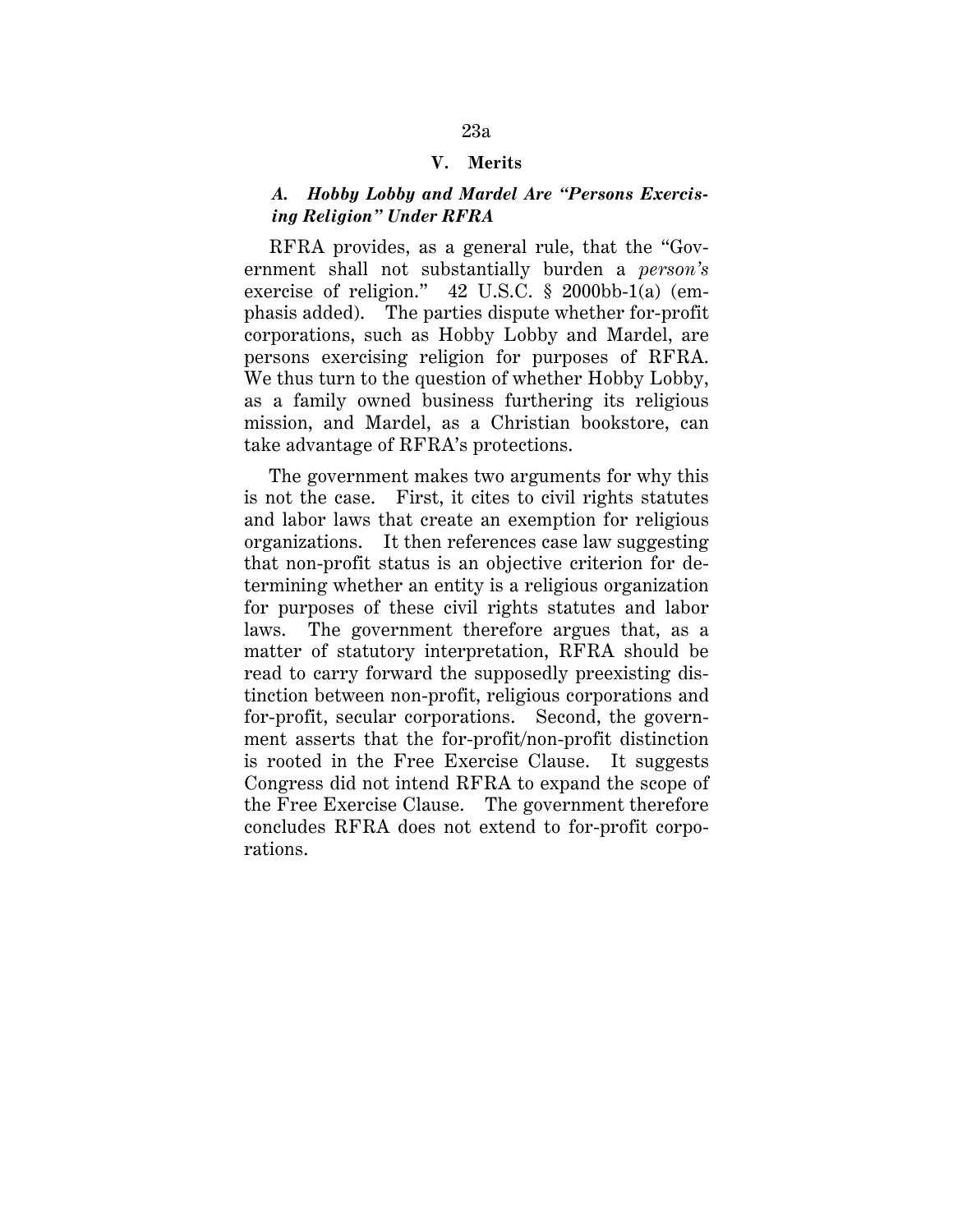## V. Merits

### *A. Hobby Lobby and Mardel Are "Persons Exercising Religion" Under RFRA*

RFRA provides, as a general rule, that the "Government shall not substantially burden a *person's* exercise of religion." 42 U.S.C. § 2000bb-1(a) (emphasis added). The parties dispute whether for-profit corporations, such as Hobby Lobby and Mardel, are persons exercising religion for purposes of RFRA. We thus turn to the question of whether Hobby Lobby, as a family owned business furthering its religious mission, and Mardel, as a Christian bookstore, can take advantage of RFRA's protections.

The government makes two arguments for why this is not the case. First, it cites to civil rights statutes and labor laws that create an exemption for religious organizations. It then references case law suggesting that non-profit status is an objective criterion for determining whether an entity is a religious organization for purposes of these civil rights statutes and labor laws. The government therefore argues that, as a matter of statutory interpretation, RFRA should be read to carry forward the supposedly preexisting distinction between non-profit, religious corporations and for-profit, secular corporations. Second, the government asserts that the for-profit/non-profit distinction is rooted in the Free Exercise Clause. It suggests Congress did not intend RFRA to expand the scope of the Free Exercise Clause. The government therefore concludes RFRA does not extend to for-profit corporations.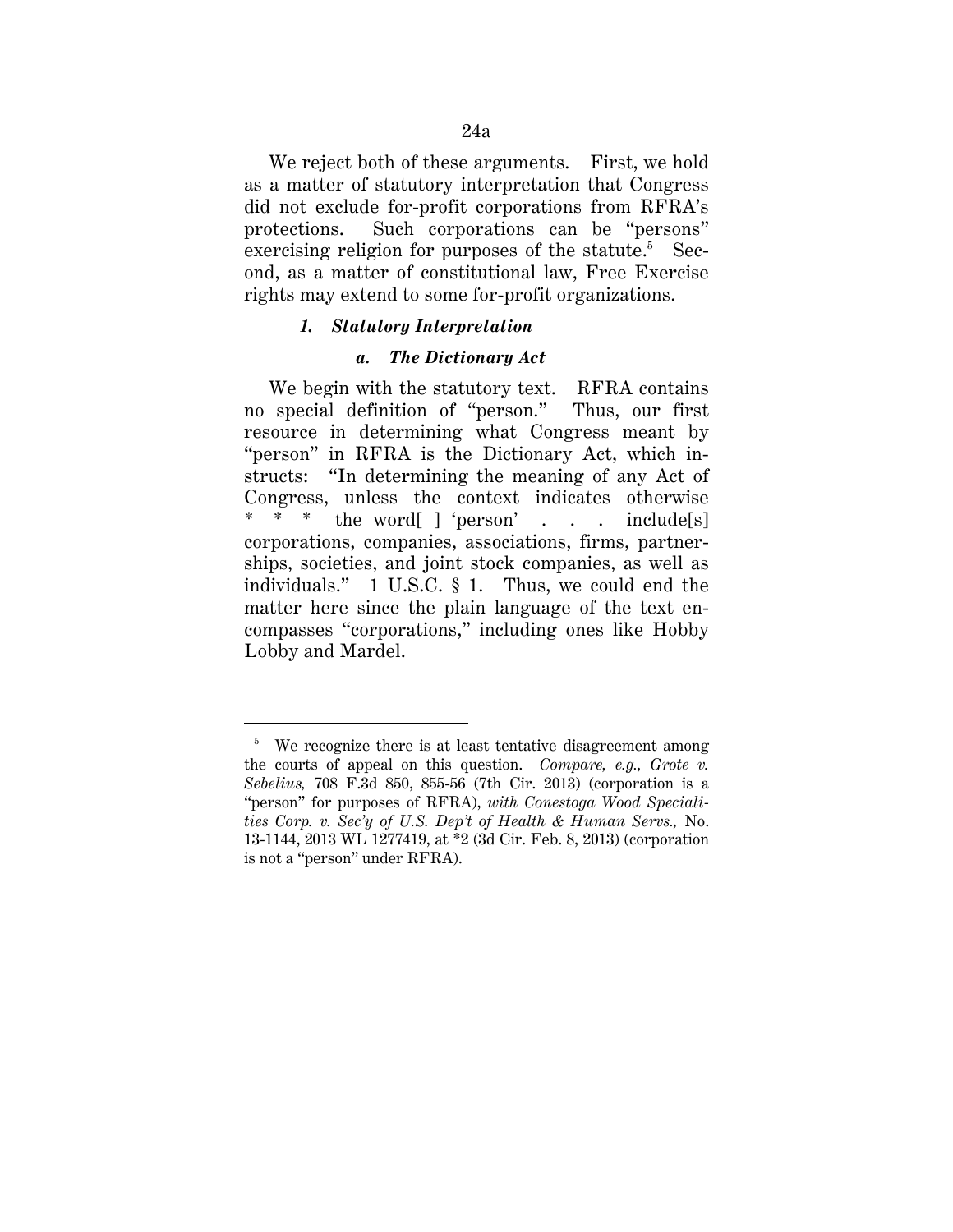We reject both of these arguments. First, we hold as a matter of statutory interpretation that Congress did not exclude for-profit corporations from RFRA's protections. Such corporations can be "persons" exercising religion for purposes of the statute.[5] Second, as a matter of constitutional law, Free Exercise rights may extend to some for-profit organizations.

### *1. Statutory Interpretation*

#### *a. The Dictionary Act*

We begin with the statutory text. RFRA contains no special definition of "person." Thus, our first resource in determining what Congress meant by "person" in RFRA is the Dictionary Act, which instructs: "In determining the meaning of any Act of Congress, unless the context indicates otherwise * * * the word[ ] 'person' . . . include[s] corporations, companies, associations, firms, partnerships, societies, and joint stock companies, as well as individuals." 1 U.S.C. § 1. Thus, we could end the matter here since the plain language of the text encompasses "corporations," including ones like Hobby Lobby and Mardel.

---

[5] We recognize there is at least tentative disagreement among the courts of appeal on this question. *Compare, e.g., Grote v. Sebelius,* 708 F.3d 850, 855-56 (7th Cir. 2013) (corporation is a "person" for purposes of RFRA), *with Conestoga Wood Specialities Corp. v. Sec'y of U.S. Dep't of Health & Human Servs.,* No. 13-1144, 2013 WL 1277419, at *2 (3d Cir. Feb. 8, 2013) (corporation is not a "person" under RFRA).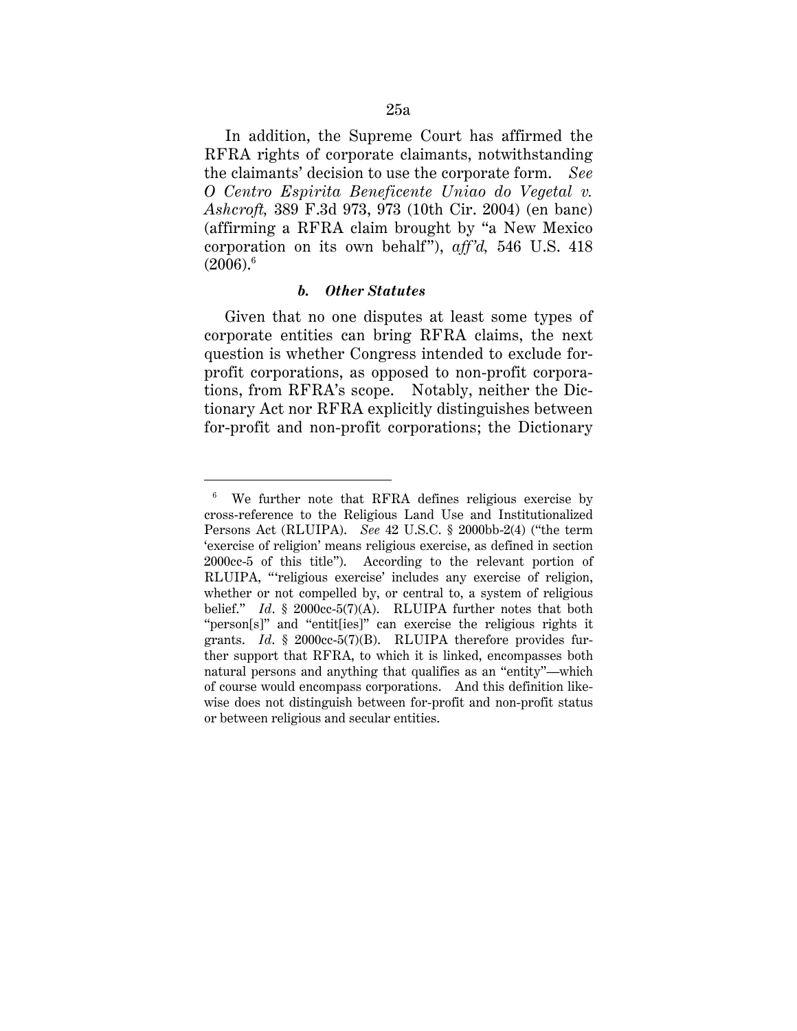In addition, the Supreme Court has affirmed the RFRA rights of corporate claimants, notwithstanding the claimants' decision to use the corporate form. *See O Centro Espirita Beneficente Uniao do Vegetal v. Ashcroft,* 389 F.3d 973, 973 (10th Cir. 2004) (en banc) (affirming a RFRA claim brought by "a New Mexico corporation on its own behalf"), *aff'd,* 546 U.S. 418 (2006).[6]

***b. Other Statutes***

Given that no one disputes at least some types of corporate entities can bring RFRA claims, the next question is whether Congress intended to exclude for-profit corporations, as opposed to non-profit corporations, from RFRA's scope. Notably, neither the Dictionary Act nor RFRA explicitly distinguishes between for-profit and non-profit corporations; the Dictionary

---

[6] We further note that RFRA defines religious exercise by cross-reference to the Religious Land Use and Institutionalized Persons Act (RLUIPA). *See* 42 U.S.C. § 2000bb-2(4) ("the term 'exercise of religion' means religious exercise, as defined in section 2000cc-5 of this title"). According to the relevant portion of RLUIPA, "'religious exercise' includes any exercise of religion, whether or not compelled by, or central to, a system of religious belief." *Id*. § 2000cc-5(7)(A). RLUIPA further notes that both "person[s]" and "entit[ies]" can exercise the religious rights it grants. *Id*. § 2000cc-5(7)(B). RLUIPA therefore provides further support that RFRA, to which it is linked, encompasses both natural persons and anything that qualifies as an "entity"—which of course would encompass corporations. And this definition likewise does not distinguish between for-profit and non-profit status or between religious and secular entities.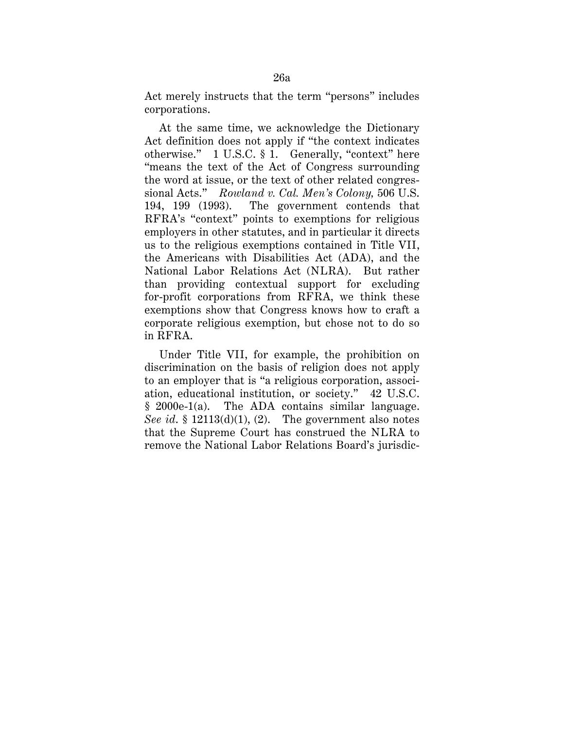Act merely instructs that the term "persons" includes corporations.

At the same time, we acknowledge the Dictionary Act definition does not apply if "the context indicates otherwise." 1 U.S.C. § 1. Generally, "context" here "means the text of the Act of Congress surrounding the word at issue, or the text of other related congressional Acts." *Rowland v. Cal. Men's Colony,* 506 U.S. 194, 199 (1993). The government contends that RFRA's "context" points to exemptions for religious employers in other statutes, and in particular it directs us to the religious exemptions contained in Title VII, the Americans with Disabilities Act (ADA), and the National Labor Relations Act (NLRA). But rather than providing contextual support for excluding for-profit corporations from RFRA, we think these exemptions show that Congress knows how to craft a corporate religious exemption, but chose not to do so in RFRA.

Under Title VII, for example, the prohibition on discrimination on the basis of religion does not apply to an employer that is "a religious corporation, association, educational institution, or society." 42 U.S.C. § 2000e-1(a). The ADA contains similar language. *See id.* § 12113(d)(1), (2). The government also notes that the Supreme Court has construed the NLRA to remove the National Labor Relations Board's jurisdic-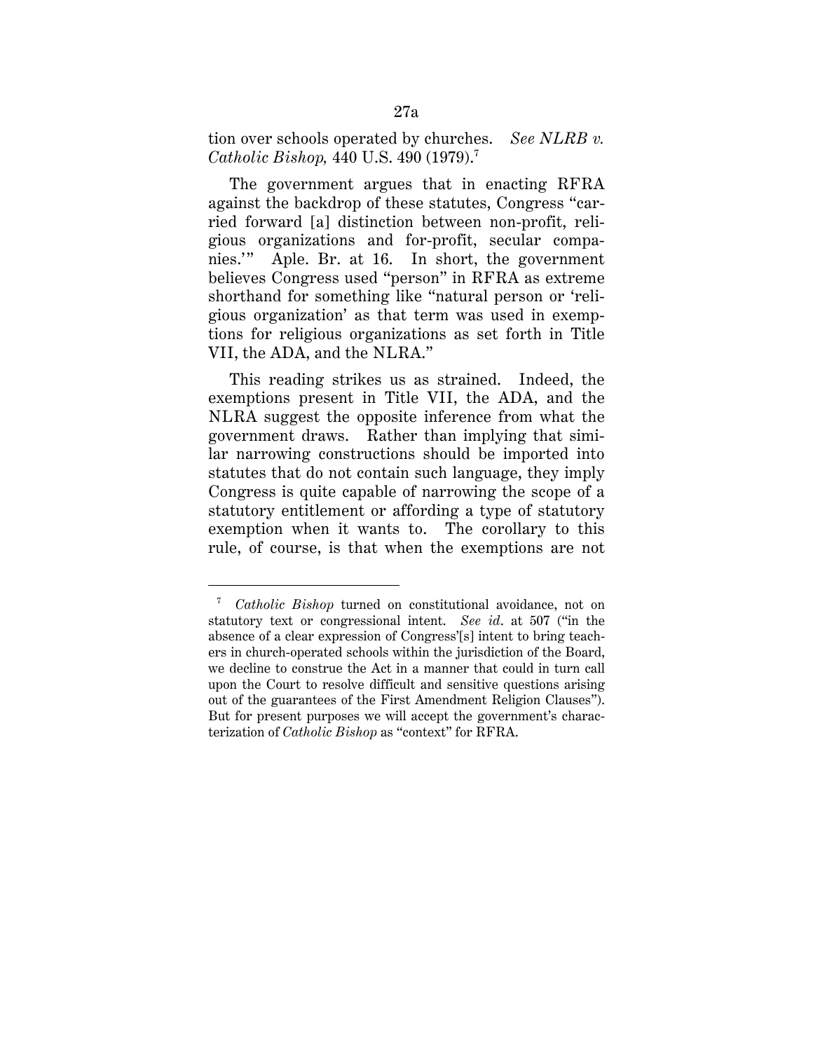tion over schools operated by churches. *See NLRB v. Catholic Bishop,* 440 U.S. 490 (1979).[7]

The government argues that in enacting RFRA against the backdrop of these statutes, Congress "carried forward [a] distinction between non-profit, religious organizations and for-profit, secular companies.'" Aple. Br. at 16. In short, the government believes Congress used "person" in RFRA as extreme shorthand for something like "natural person or 'religious organization' as that term was used in exemptions for religious organizations as set forth in Title VII, the ADA, and the NLRA."

This reading strikes us as strained. Indeed, the exemptions present in Title VII, the ADA, and the NLRA suggest the opposite inference from what the government draws. Rather than implying that similar narrowing constructions should be imported into statutes that do not contain such language, they imply Congress is quite capable of narrowing the scope of a statutory entitlement or affording a type of statutory exemption when it wants to. The corollary to this rule, of course, is that when the exemptions are not

---

[7] *Catholic Bishop* turned on constitutional avoidance, not on statutory text or congressional intent. *See id*. at 507 ("in the absence of a clear expression of Congress'[s] intent to bring teachers in church-operated schools within the jurisdiction of the Board, we decline to construe the Act in a manner that could in turn call upon the Court to resolve difficult and sensitive questions arising out of the guarantees of the First Amendment Religion Clauses"). But for present purposes we will accept the government's characterization of *Catholic Bishop* as "context" for RFRA.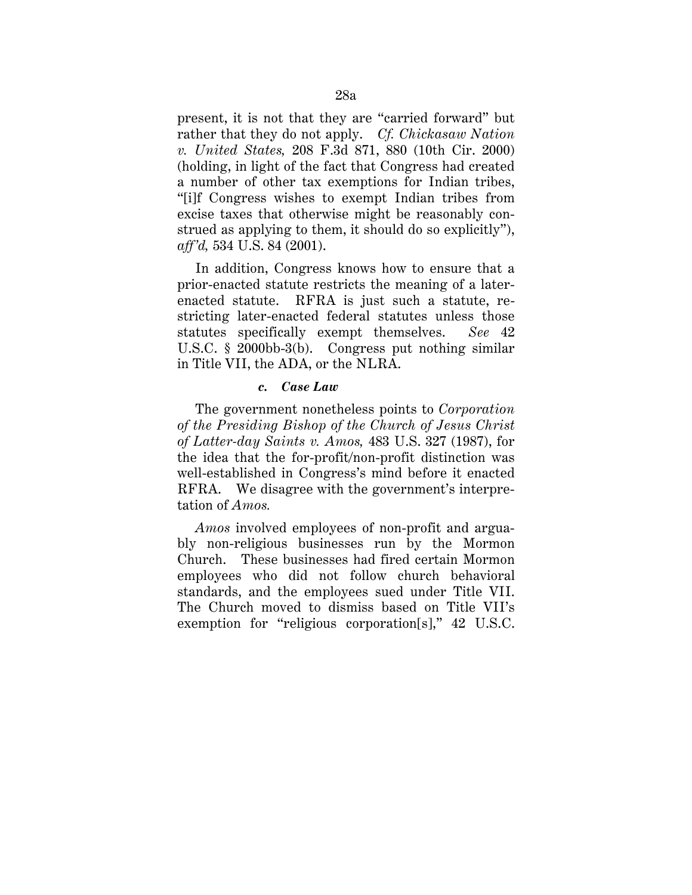present, it is not that they are "carried forward" but rather that they do not apply. *Cf. Chickasaw Nation v. United States,* 208 F.3d 871, 880 (10th Cir. 2000) (holding, in light of the fact that Congress had created a number of other tax exemptions for Indian tribes, "[i]f Congress wishes to exempt Indian tribes from excise taxes that otherwise might be reasonably construed as applying to them, it should do so explicitly"), *aff'd,* 534 U.S. 84 (2001).

In addition, Congress knows how to ensure that a prior-enacted statute restricts the meaning of a later-enacted statute. RFRA is just such a statute, restricting later-enacted federal statutes unless those statutes specifically exempt themselves. *See* 42 U.S.C. § 2000bb-3(b). Congress put nothing similar in Title VII, the ADA, or the NLRA.

#### *c. Case Law*

The government nonetheless points to *Corporation of the Presiding Bishop of the Church of Jesus Christ of Latter-day Saints v. Amos,* 483 U.S. 327 (1987), for the idea that the for-profit/non-profit distinction was well-established in Congress's mind before it enacted RFRA. We disagree with the government's interpretation of *Amos.*

*Amos* involved employees of non-profit and arguably non-religious businesses run by the Mormon Church. These businesses had fired certain Mormon employees who did not follow church behavioral standards, and the employees sued under Title VII. The Church moved to dismiss based on Title VII's exemption for "religious corporation[s]," 42 U.S.C.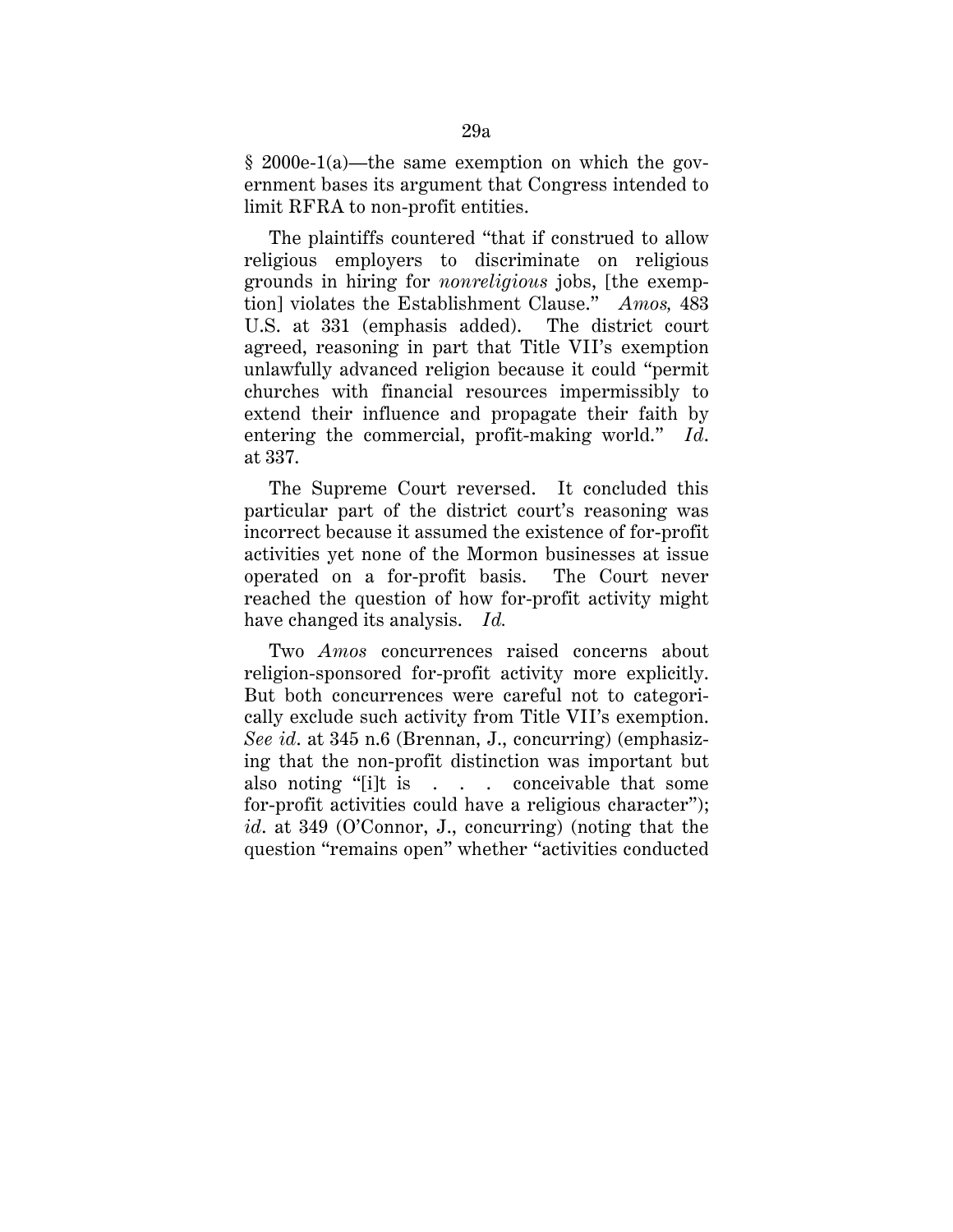§ 2000e-1(a)—the same exemption on which the government bases its argument that Congress intended to limit RFRA to non-profit entities.

The plaintiffs countered "that if construed to allow religious employers to discriminate on religious grounds in hiring for *nonreligious* jobs, [the exemption] violates the Establishment Clause." *Amos,* 483 U.S. at 331 (emphasis added). The district court agreed, reasoning in part that Title VII's exemption unlawfully advanced religion because it could "permit churches with financial resources impermissibly to extend their influence and propagate their faith by entering the commercial, profit-making world." *Id*. at 337.

The Supreme Court reversed. It concluded this particular part of the district court's reasoning was incorrect because it assumed the existence of for-profit activities yet none of the Mormon businesses at issue operated on a for-profit basis. The Court never reached the question of how for-profit activity might have changed its analysis. *Id.*

Two *Amos* concurrences raised concerns about religion-sponsored for-profit activity more explicitly. But both concurrences were careful not to categorically exclude such activity from Title VII's exemption. *See id*. at 345 n.6 (Brennan, J., concurring) (emphasizing that the non-profit distinction was important but also noting "[i]t is . . . conceivable that some for-profit activities could have a religious character"); *id*. at 349 (O'Connor, J., concurring) (noting that the question "remains open" whether "activities conducted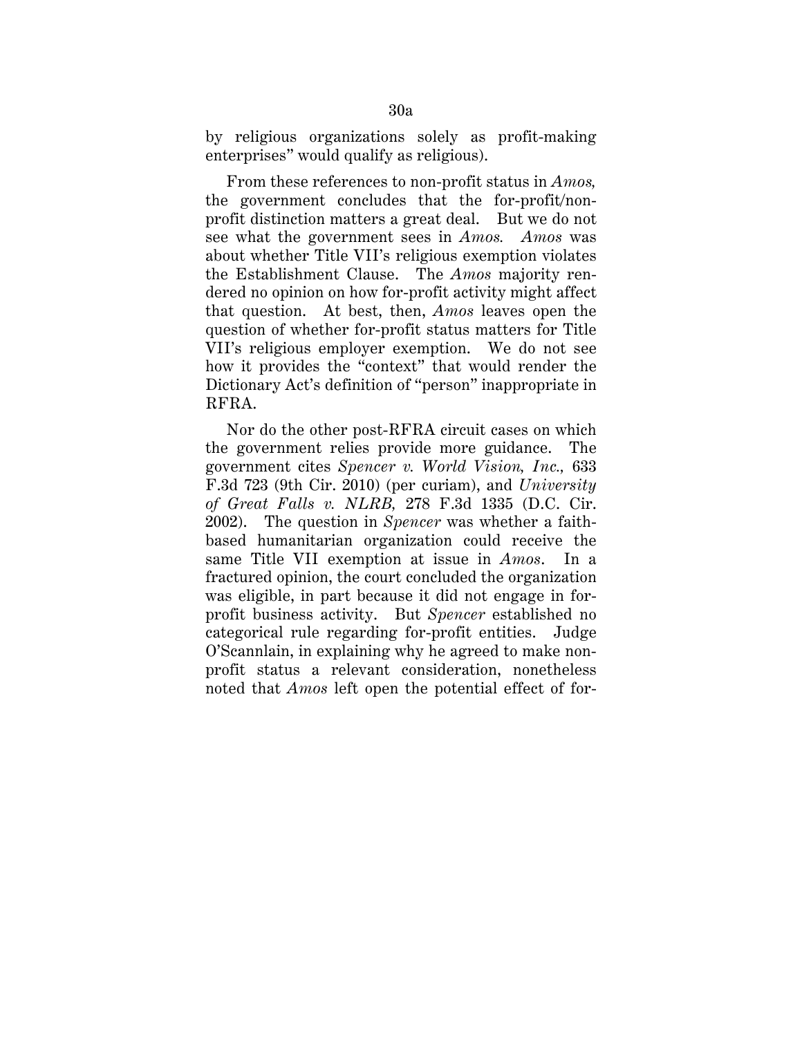by religious organizations solely as profit-making enterprises" would qualify as religious).

From these references to non-profit status in *Amos,* the government concludes that the for-profit/non-profit distinction matters a great deal. But we do not see what the government sees in *Amos. Amos* was about whether Title VII's religious exemption violates the Establishment Clause. The *Amos* majority rendered no opinion on how for-profit activity might affect that question. At best, then, *Amos* leaves open the question of whether for-profit status matters for Title VII's religious employer exemption. We do not see how it provides the "context" that would render the Dictionary Act's definition of "person" inappropriate in RFRA.

Nor do the other post-RFRA circuit cases on which the government relies provide more guidance. The government cites *Spencer v. World Vision, Inc.,* 633 F.3d 723 (9th Cir. 2010) (per curiam), and *University of Great Falls v. NLRB,* 278 F.3d 1335 (D.C. Cir. 2002). The question in *Spencer* was whether a faith-based humanitarian organization could receive the same Title VII exemption at issue in *Amos*. In a fractured opinion, the court concluded the organization was eligible, in part because it did not engage in for-profit business activity. But *Spencer* established no categorical rule regarding for-profit entities. Judge O'Scannlain, in explaining why he agreed to make non-profit status a relevant consideration, nonetheless noted that *Amos* left open the potential effect of for-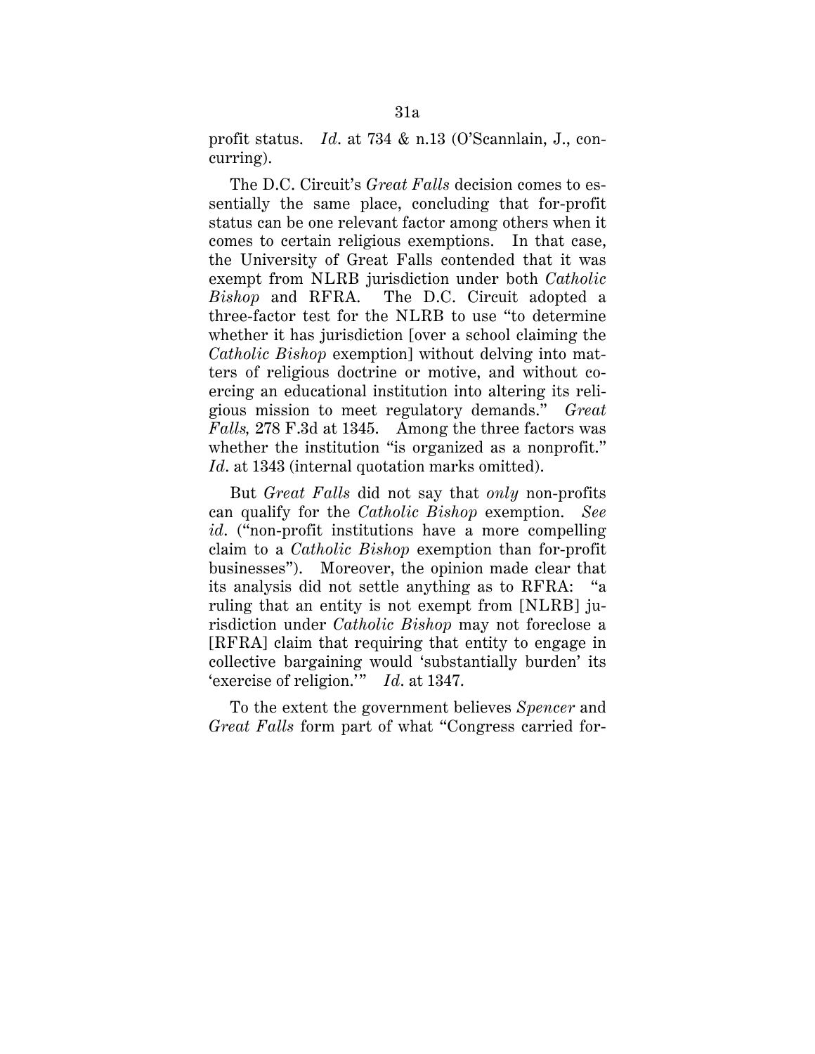profit status. *Id*. at 734 & n.13 (O'Scannlain, J., concurring).

The D.C. Circuit's *Great Falls* decision comes to essentially the same place, concluding that for-profit status can be one relevant factor among others when it comes to certain religious exemptions. In that case, the University of Great Falls contended that it was exempt from NLRB jurisdiction under both *Catholic Bishop* and RFRA. The D.C. Circuit adopted a three-factor test for the NLRB to use "to determine whether it has jurisdiction [over a school claiming the *Catholic Bishop* exemption] without delving into matters of religious doctrine or motive, and without coercing an educational institution into altering its religious mission to meet regulatory demands." *Great Falls*, 278 F.3d at 1345. Among the three factors was whether the institution "is organized as a nonprofit." *Id*. at 1343 (internal quotation marks omitted).

But *Great Falls* did not say that *only* non-profits can qualify for the *Catholic Bishop* exemption. *See id*. ("non-profit institutions have a more compelling claim to a *Catholic Bishop* exemption than for-profit businesses"). Moreover, the opinion made clear that its analysis did not settle anything as to RFRA: "a ruling that an entity is not exempt from [NLRB] jurisdiction under *Catholic Bishop* may not foreclose a [RFRA] claim that requiring that entity to engage in collective bargaining would 'substantially burden' its 'exercise of religion.'" *Id*. at 1347.

To the extent the government believes *Spencer* and *Great Falls* form part of what "Congress carried for-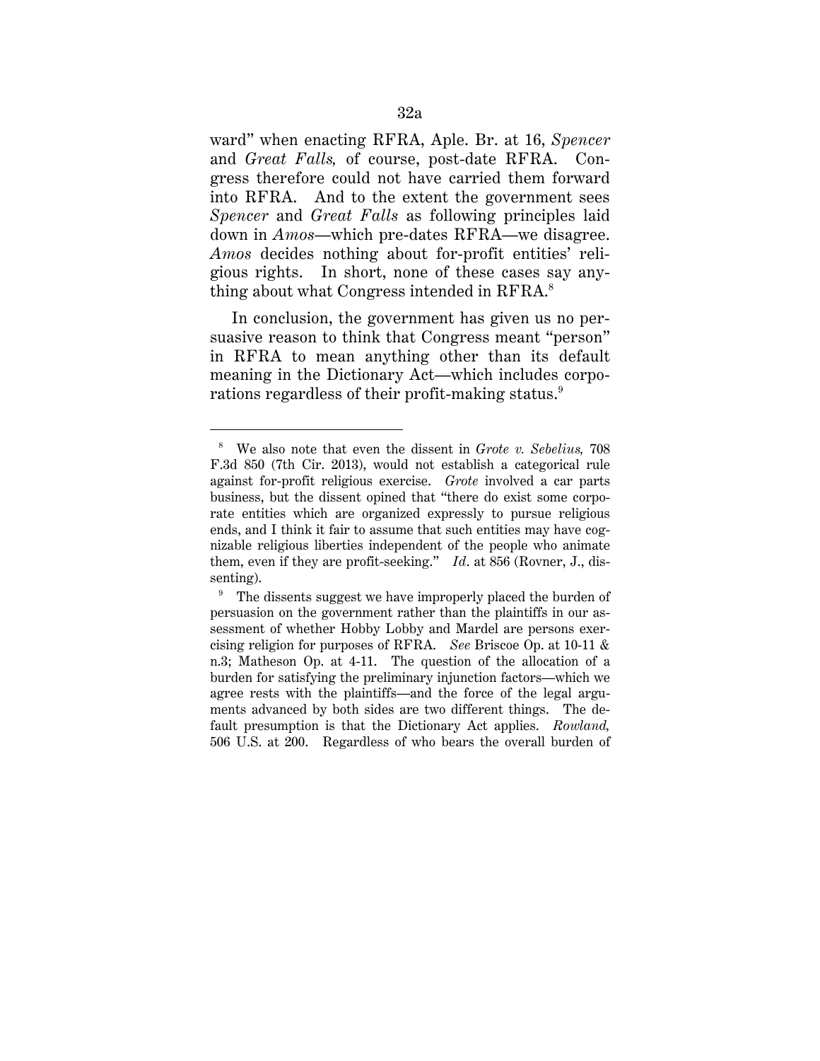ward" when enacting RFRA, Aple. Br. at 16, *Spencer* and *Great Falls,* of course, post-date RFRA. Congress therefore could not have carried them forward into RFRA. And to the extent the government sees *Spencer* and *Great Falls* as following principles laid down in *Amos*—which pre-dates RFRA—we disagree. *Amos* decides nothing about for-profit entities' religious rights. In short, none of these cases say anything about what Congress intended in RFRA.[8]

In conclusion, the government has given us no persuasive reason to think that Congress meant "person" in RFRA to mean anything other than its default meaning in the Dictionary Act—which includes corporations regardless of their profit-making status.[9]

---

[8] We also note that even the dissent in *Grote v. Sebelius,* 708 F.3d 850 (7th Cir. 2013), would not establish a categorical rule against for-profit religious exercise. *Grote* involved a car parts business, but the dissent opined that "there do exist some corporate entities which are organized expressly to pursue religious ends, and I think it fair to assume that such entities may have cognizable religious liberties independent of the people who animate them, even if they are profit-seeking." *Id*. at 856 (Rovner, J., dissenting).

[9] The dissents suggest we have improperly placed the burden of persuasion on the government rather than the plaintiffs in our assessment of whether Hobby Lobby and Mardel are persons exercising religion for purposes of RFRA. *See* Briscoe Op. at 10-11 & n.3; Matheson Op. at 4-11. The question of the allocation of a burden for satisfying the preliminary injunction factors—which we agree rests with the plaintiffs—and the force of the legal arguments advanced by both sides are two different things. The default presumption is that the Dictionary Act applies. *Rowland,* 506 U.S. at 200. Regardless of who bears the overall burden of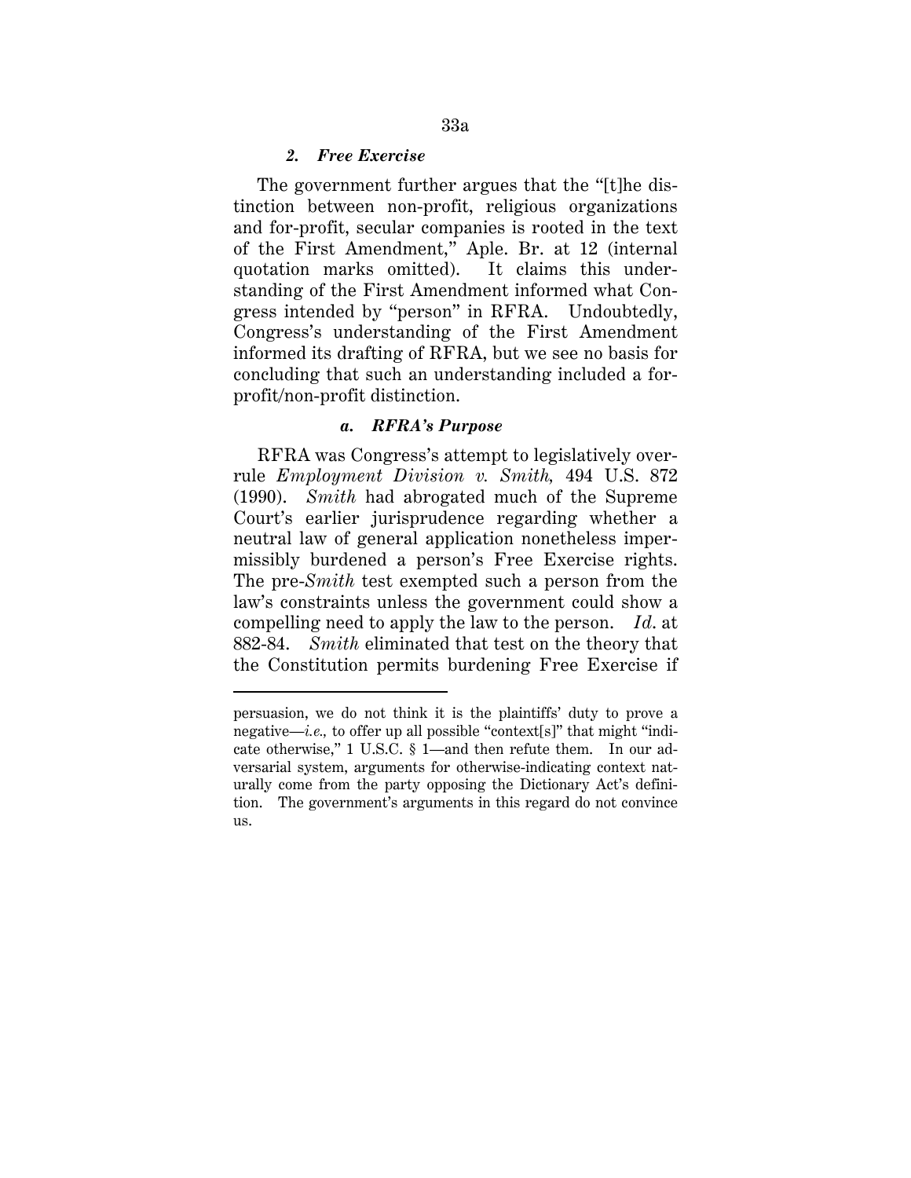### *2. Free Exercise*

The government further argues that the "[t]he distinction between non-profit, religious organizations and for-profit, secular companies is rooted in the text of the First Amendment," Aple. Br. at 12 (internal quotation marks omitted). It claims this understanding of the First Amendment informed what Congress intended by "person" in RFRA. Undoubtedly, Congress's understanding of the First Amendment informed its drafting of RFRA, but we see no basis for concluding that such an understanding included a for-profit/non-profit distinction.

#### *a. RFRA's Purpose*

RFRA was Congress's attempt to legislatively overrule *Employment Division v. Smith*, 494 U.S. 872 (1990). *Smith* had abrogated much of the Supreme Court's earlier jurisprudence regarding whether a neutral law of general application nonetheless impermissibly burdened a person's Free Exercise rights. The pre-*Smith* test exempted such a person from the law's constraints unless the government could show a compelling need to apply the law to the person. *Id.* at 882-84. *Smith* eliminated that test on the theory that the Constitution permits burdening Free Exercise if

---

persuasion, we do not think it is the plaintiffs' duty to prove a negative—*i.e.*, to offer up all possible "context[s]" that might "indicate otherwise," 1 U.S.C. § 1—and then refute them. In our adversarial system, arguments for otherwise-indicating context naturally come from the party opposing the Dictionary Act's definition. The government's arguments in this regard do not convince us.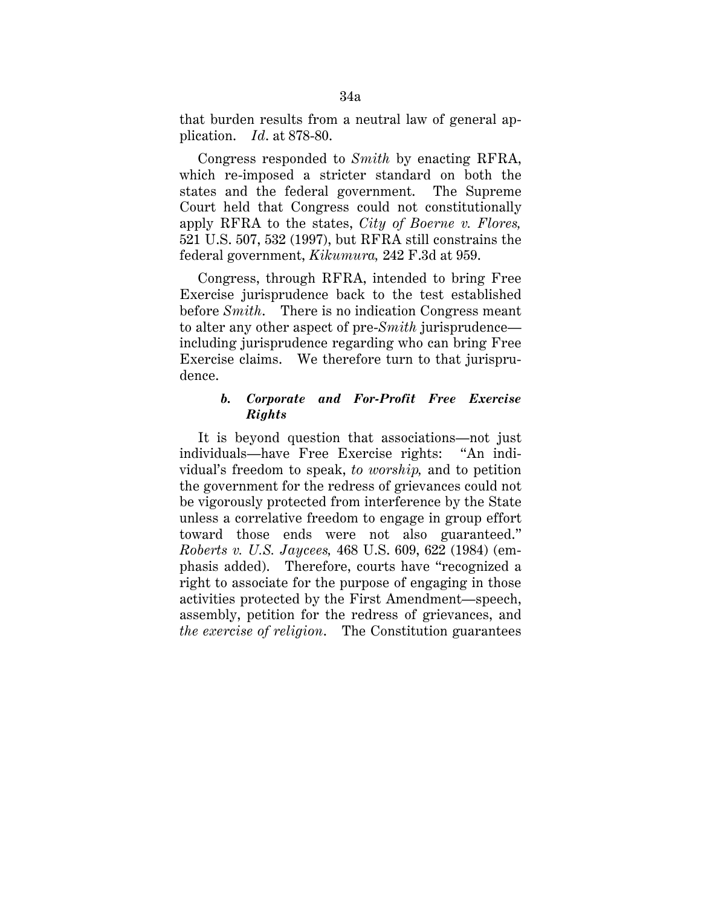that burden results from a neutral law of general application. *Id*. at 878-80.

Congress responded to *Smith* by enacting RFRA, which re-imposed a stricter standard on both the states and the federal government. The Supreme Court held that Congress could not constitutionally apply RFRA to the states, *City of Boerne v. Flores,* 521 U.S. 507, 532 (1997), but RFRA still constrains the federal government, *Kikumura,* 242 F.3d at 959.

Congress, through RFRA, intended to bring Free Exercise jurisprudence back to the test established before *Smith*. There is no indication Congress meant to alter any other aspect of pre-*Smith* jurisprudence—including jurisprudence regarding who can bring Free Exercise claims. We therefore turn to that jurisprudence.

#### *b. Corporate and For-Profit Free Exercise Rights*

It is beyond question that associations—not just individuals—have Free Exercise rights: "An individual's freedom to speak, *to worship,* and to petition the government for the redress of grievances could not be vigorously protected from interference by the State unless a correlative freedom to engage in group effort toward those ends were not also guaranteed." *Roberts v. U.S. Jaycees,* 468 U.S. 609, 622 (1984) (emphasis added). Therefore, courts have "recognized a right to associate for the purpose of engaging in those activities protected by the First Amendment—speech, assembly, petition for the redress of grievances, and *the exercise of religion*. The Constitution guarantees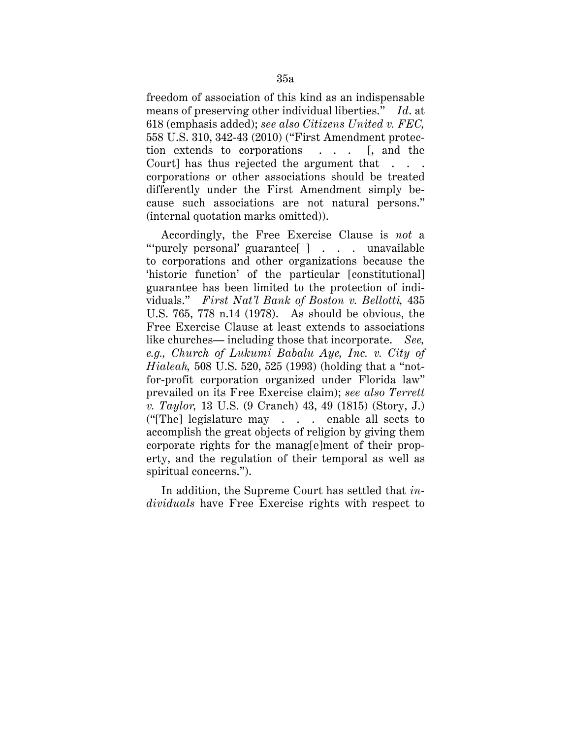freedom of association of this kind as an indispensable means of preserving other individual liberties." *Id*. at 618 (emphasis added); *see also Citizens United v. FEC,* 558 U.S. 310, 342-43 (2010) ("First Amendment protection extends to corporations . . . [, and the Court] has thus rejected the argument that . . . corporations or other associations should be treated differently under the First Amendment simply because such associations are not natural persons." (internal quotation marks omitted)).

Accordingly, the Free Exercise Clause is *not* a "'purely personal' guarantee[ ] . . . unavailable to corporations and other organizations because the 'historic function' of the particular [constitutional] guarantee has been limited to the protection of individuals." *First Nat'l Bank of Boston v. Bellotti,* 435 U.S. 765, 778 n.14 (1978). As should be obvious, the Free Exercise Clause at least extends to associations like churches— including those that incorporate. *See, e.g., Church of Lukumi Babalu Aye, Inc. v. City of Hialeah,* 508 U.S. 520, 525 (1993) (holding that a "not-for-profit corporation organized under Florida law" prevailed on its Free Exercise claim); *see also Terrett v. Taylor,* 13 U.S. (9 Cranch) 43, 49 (1815) (Story, J.) ("[The] legislature may . . . enable all sects to accomplish the great objects of religion by giving them corporate rights for the manag[e]ment of their property, and the regulation of their temporal as well as spiritual concerns.").

In addition, the Supreme Court has settled that *individuals* have Free Exercise rights with respect to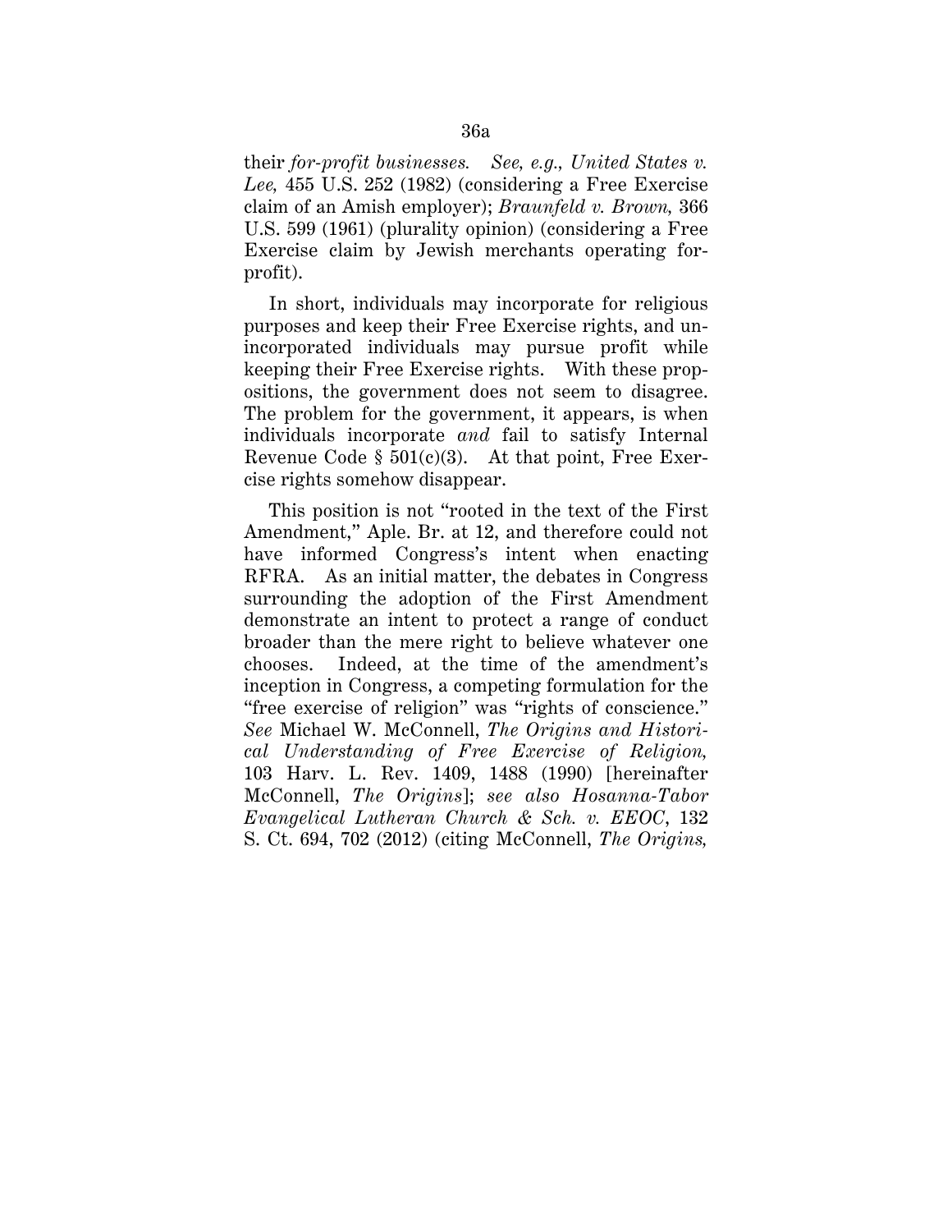their *for-profit businesses*. *See, e.g., United States v. Lee,* 455 U.S. 252 (1982) (considering a Free Exercise claim of an Amish employer); *Braunfeld v. Brown,* 366 U.S. 599 (1961) (plurality opinion) (considering a Free Exercise claim by Jewish merchants operating for-profit).

In short, individuals may incorporate for religious purposes and keep their Free Exercise rights, and unincorporated individuals may pursue profit while keeping their Free Exercise rights. With these propositions, the government does not seem to disagree. The problem for the government, it appears, is when individuals incorporate *and* fail to satisfy Internal Revenue Code § 501(c)(3). At that point, Free Exercise rights somehow disappear.

This position is not "rooted in the text of the First Amendment," Aple. Br. at 12, and therefore could not have informed Congress's intent when enacting RFRA. As an initial matter, the debates in Congress surrounding the adoption of the First Amendment demonstrate an intent to protect a range of conduct broader than the mere right to believe whatever one chooses. Indeed, at the time of the amendment's inception in Congress, a competing formulation for the "free exercise of religion" was "rights of conscience." *See* Michael W. McConnell, *The Origins and Historical Understanding of Free Exercise of Religion,* 103 Harv. L. Rev. 1409, 1488 (1990) [hereinafter McConnell, *The Origins*]; *see also Hosanna-Tabor Evangelical Lutheran Church & Sch. v. EEOC*, 132 S. Ct. 694, 702 (2012) (citing McConnell, *The Origins,*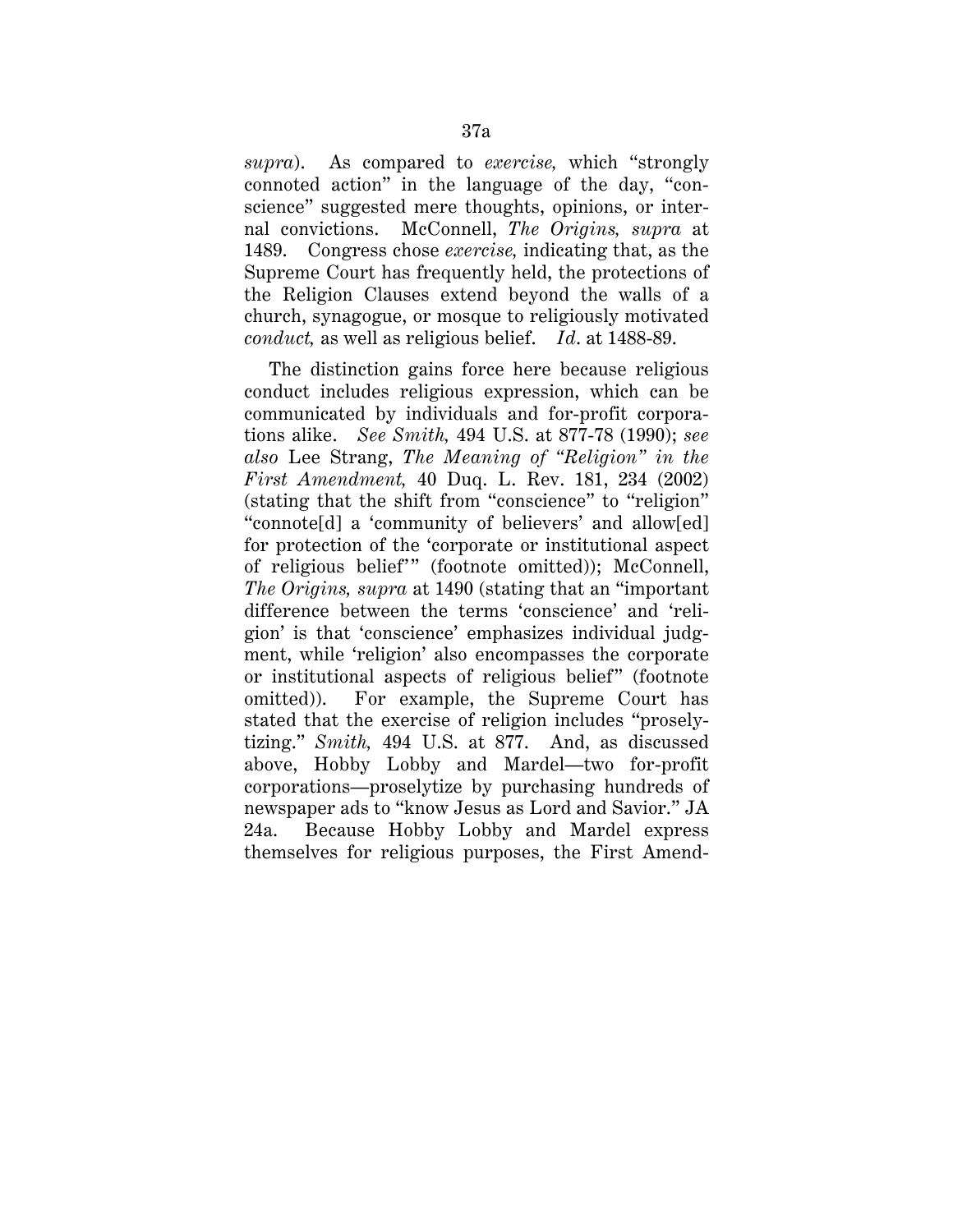*supra*). As compared to *exercise,* which "strongly connoted action" in the language of the day, "conscience" suggested mere thoughts, opinions, or internal convictions. McConnell, *The Origins, supra* at 1489. Congress chose *exercise,* indicating that, as the Supreme Court has frequently held, the protections of the Religion Clauses extend beyond the walls of a church, synagogue, or mosque to religiously motivated *conduct,* as well as religious belief. *Id*. at 1488-89.

The distinction gains force here because religious conduct includes religious expression, which can be communicated by individuals and for-profit corporations alike. *See Smith,* 494 U.S. at 877-78 (1990); *see also* Lee Strang, *The Meaning of "Religion" in the First Amendment,* 40 Duq. L. Rev. 181, 234 (2002) (stating that the shift from "conscience" to "religion" "connote[d] a 'community of believers' and allow[ed] for protection of the 'corporate or institutional aspect of religious belief'" (footnote omitted)); McConnell, *The Origins, supra* at 1490 (stating that an "important difference between the terms 'conscience' and 'religion' is that 'conscience' emphasizes individual judgment, while 'religion' also encompasses the corporate or institutional aspects of religious belief" (footnote omitted)). For example, the Supreme Court has stated that the exercise of religion includes "proselytizing." *Smith,* 494 U.S. at 877. And, as discussed above, Hobby Lobby and Mardel—two for-profit corporations—proselytize by purchasing hundreds of newspaper ads to "know Jesus as Lord and Savior." JA 24a. Because Hobby Lobby and Mardel express themselves for religious purposes, the First Amend-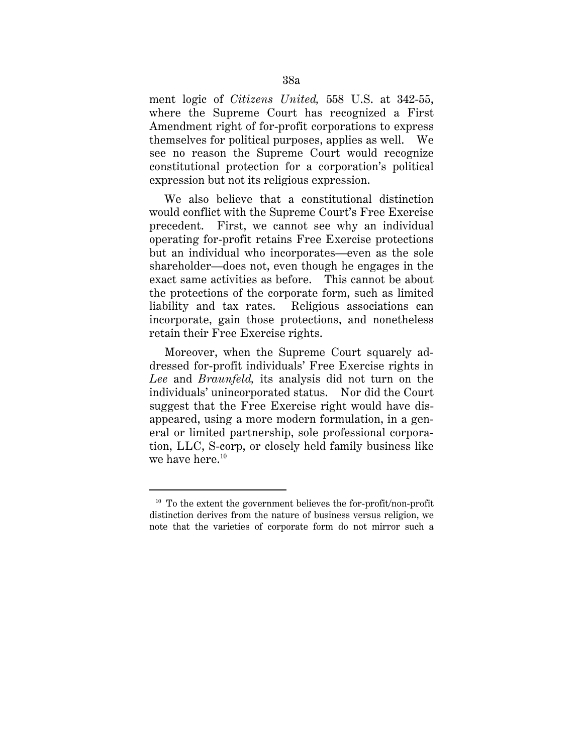ment logic of *Citizens United,* 558 U.S. at 342-55, where the Supreme Court has recognized a First Amendment right of for-profit corporations to express themselves for political purposes, applies as well. We see no reason the Supreme Court would recognize constitutional protection for a corporation's political expression but not its religious expression.

We also believe that a constitutional distinction would conflict with the Supreme Court's Free Exercise precedent. First, we cannot see why an individual operating for-profit retains Free Exercise protections but an individual who incorporates—even as the sole shareholder—does not, even though he engages in the exact same activities as before. This cannot be about the protections of the corporate form, such as limited liability and tax rates. Religious associations can incorporate, gain those protections, and nonetheless retain their Free Exercise rights.

Moreover, when the Supreme Court squarely addressed for-profit individuals' Free Exercise rights in *Lee* and *Braunfeld,* its analysis did not turn on the individuals' unincorporated status. Nor did the Court suggest that the Free Exercise right would have disappeared, using a more modern formulation, in a general or limited partnership, sole professional corporation, LLC, S-corp, or closely held family business like we have here.[10]

---

[10] To the extent the government believes the for-profit/non-profit distinction derives from the nature of business versus religion, we note that the varieties of corporate form do not mirror such a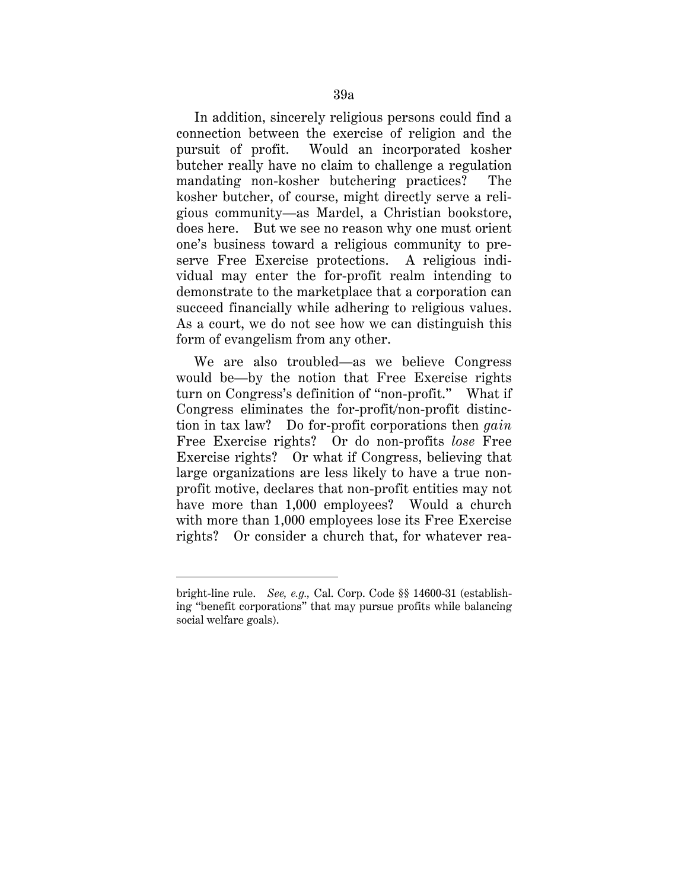In addition, sincerely religious persons could find a connection between the exercise of religion and the pursuit of profit. Would an incorporated kosher butcher really have no claim to challenge a regulation mandating non-kosher butchering practices? The kosher butcher, of course, might directly serve a religious community—as Mardel, a Christian bookstore, does here. But we see no reason why one must orient one's business toward a religious community to preserve Free Exercise protections. A religious individual may enter the for-profit realm intending to demonstrate to the marketplace that a corporation can succeed financially while adhering to religious values. As a court, we do not see how we can distinguish this form of evangelism from any other.

We are also troubled—as we believe Congress would be—by the notion that Free Exercise rights turn on Congress's definition of "non-profit." What if Congress eliminates the for-profit/non-profit distinction in tax law? Do for-profit corporations then *gain* Free Exercise rights? Or do non-profits *lose* Free Exercise rights? Or what if Congress, believing that large organizations are less likely to have a true non-profit motive, declares that non-profit entities may not have more than 1,000 employees? Would a church with more than 1,000 employees lose its Free Exercise rights? Or consider a church that, for whatever rea-

---

bright-line rule. *See, e.g.,* Cal. Corp. Code §§ 14600-31 (establishing "benefit corporations" that may pursue profits while balancing social welfare goals).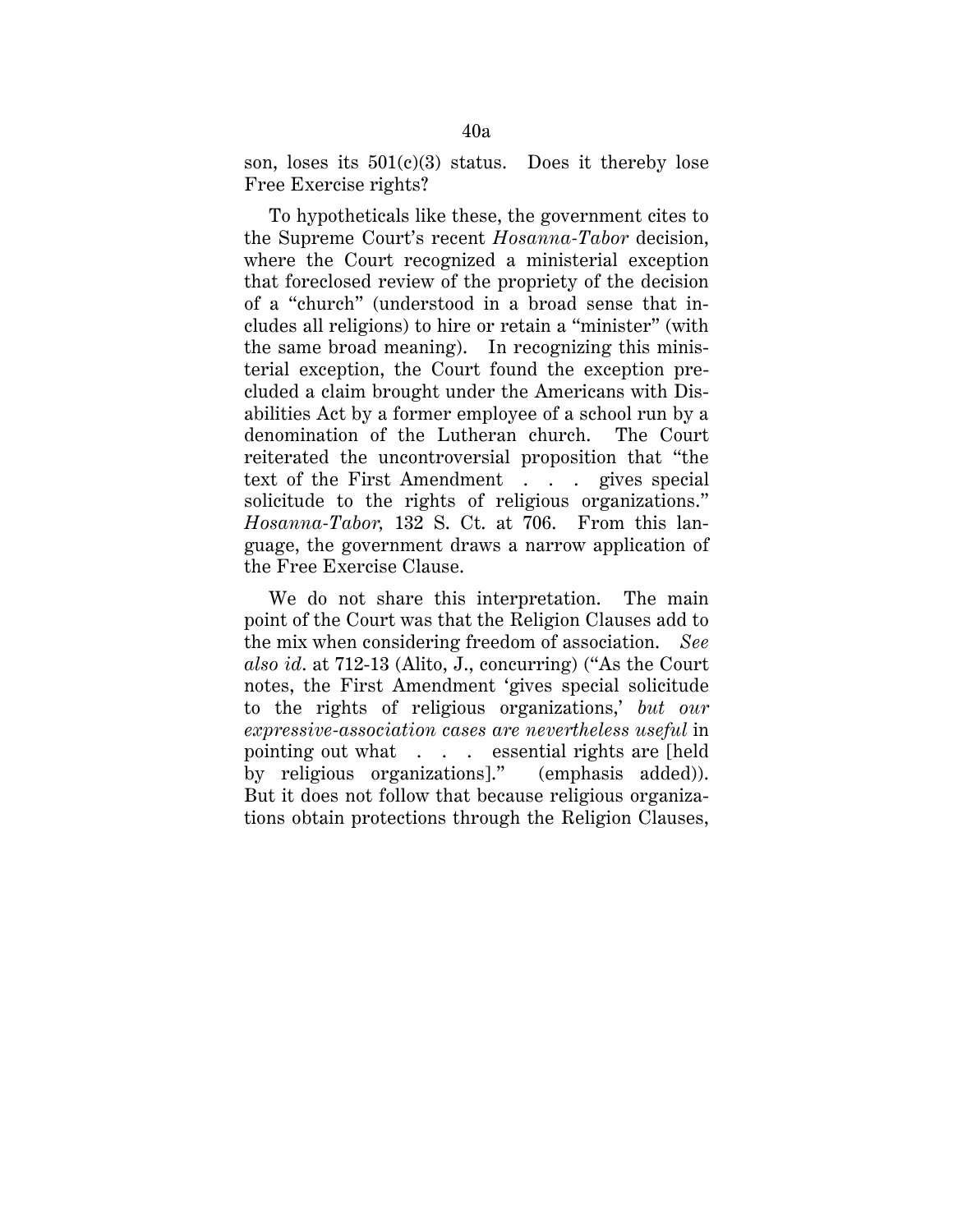son, loses its 501(c)(3) status. Does it thereby lose Free Exercise rights?

To hypotheticals like these, the government cites to the Supreme Court's recent *Hosanna-Tabor* decision, where the Court recognized a ministerial exception that foreclosed review of the propriety of the decision of a "church" (understood in a broad sense that includes all religions) to hire or retain a "minister" (with the same broad meaning). In recognizing this ministerial exception, the Court found the exception precluded a claim brought under the Americans with Disabilities Act by a former employee of a school run by a denomination of the Lutheran church. The Court reiterated the uncontroversial proposition that "the text of the First Amendment . . . gives special solicitude to the rights of religious organizations." *Hosanna-Tabor,* 132 S. Ct. at 706. From this language, the government draws a narrow application of the Free Exercise Clause.

We do not share this interpretation. The main point of the Court was that the Religion Clauses add to the mix when considering freedom of association. *See also id.* at 712-13 (Alito, J., concurring) ("As the Court notes, the First Amendment 'gives special solicitude to the rights of religious organizations,' *but our expressive-association cases are nevertheless useful* in pointing out what . . . essential rights are [held by religious organizations]." (emphasis added)). But it does not follow that because religious organizations obtain protections through the Religion Clauses,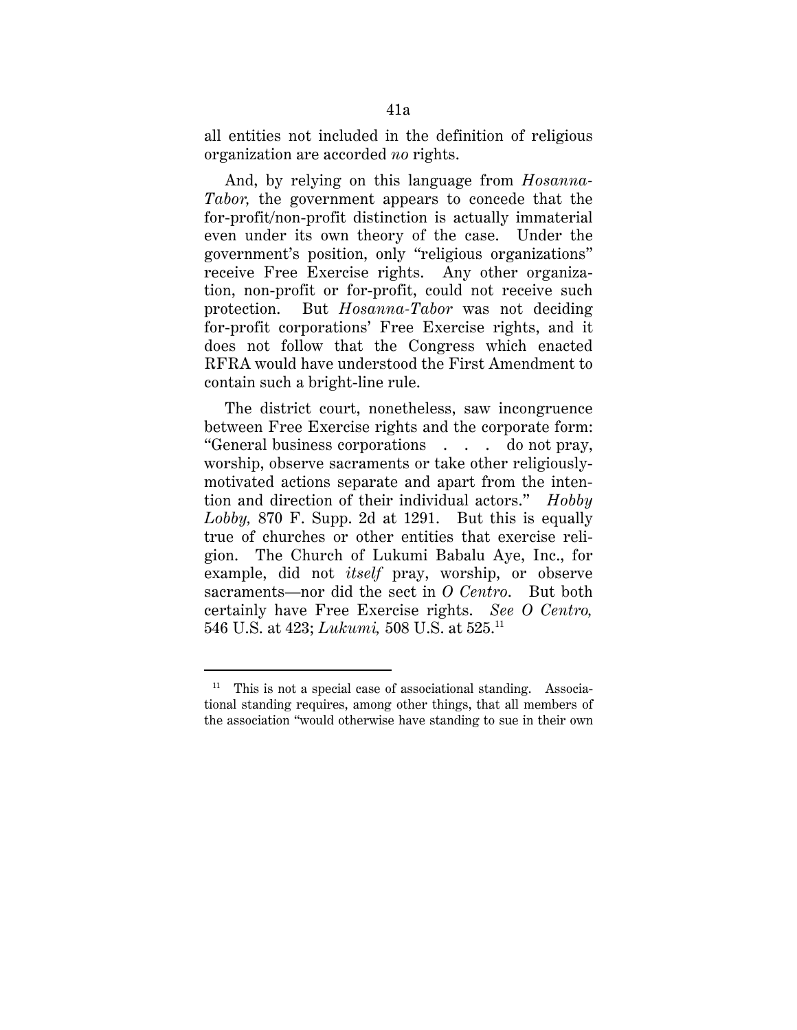all entities not included in the definition of religious organization are accorded *no* rights.

And, by relying on this language from *Hosanna-Tabor,* the government appears to concede that the for-profit/non-profit distinction is actually immaterial even under its own theory of the case. Under the government's position, only "religious organizations" receive Free Exercise rights. Any other organization, non-profit or for-profit, could not receive such protection. But *Hosanna-Tabor* was not deciding for-profit corporations' Free Exercise rights, and it does not follow that the Congress which enacted RFRA would have understood the First Amendment to contain such a bright-line rule.

The district court, nonetheless, saw incongruence between Free Exercise rights and the corporate form: "General business corporations . . . do not pray, worship, observe sacraments or take other religiously-motivated actions separate and apart from the intention and direction of their individual actors." *Hobby Lobby,* 870 F. Supp. 2d at 1291. But this is equally true of churches or other entities that exercise religion. The Church of Lukumi Babalu Aye, Inc., for example, did not *itself* pray, worship, or observe sacraments—nor did the sect in *O Centro*. But both certainly have Free Exercise rights. *See O Centro,* 546 U.S. at 423; *Lukumi,* 508 U.S. at 525.[11]

---

[11] This is not a special case of associational standing. Associational standing requires, among other things, that all members of the association "would otherwise have standing to sue in their own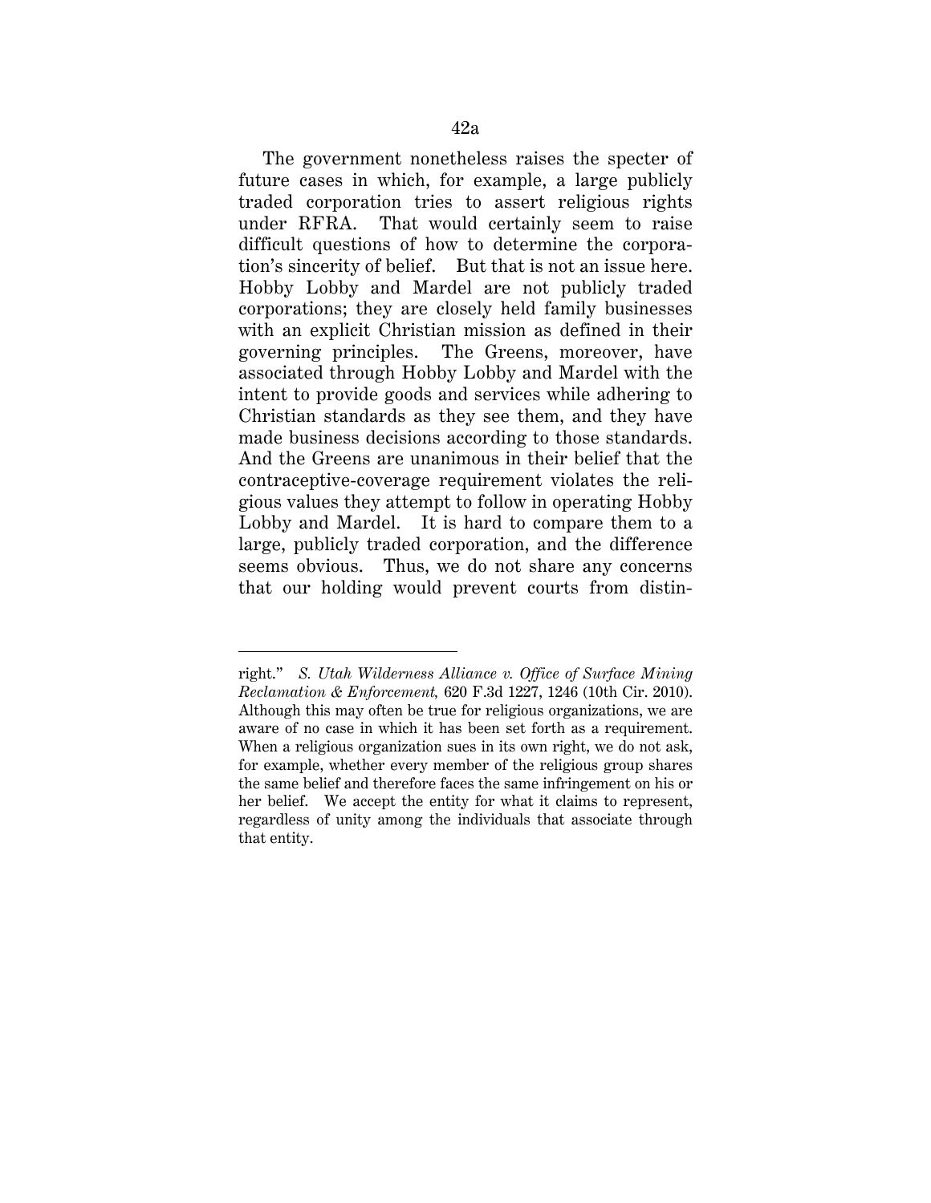The government nonetheless raises the specter of future cases in which, for example, a large publicly traded corporation tries to assert religious rights under RFRA. That would certainly seem to raise difficult questions of how to determine the corporation's sincerity of belief. But that is not an issue here. Hobby Lobby and Mardel are not publicly traded corporations; they are closely held family businesses with an explicit Christian mission as defined in their governing principles. The Greens, moreover, have associated through Hobby Lobby and Mardel with the intent to provide goods and services while adhering to Christian standards as they see them, and they have made business decisions according to those standards. And the Greens are unanimous in their belief that the contraceptive-coverage requirement violates the religious values they attempt to follow in operating Hobby Lobby and Mardel. It is hard to compare them to a large, publicly traded corporation, and the difference seems obvious. Thus, we do not share any concerns that our holding would prevent courts from distin-

---

right." *S. Utah Wilderness Alliance v. Office of Surface Mining Reclamation & Enforcement,* 620 F.3d 1227, 1246 (10th Cir. 2010). Although this may often be true for religious organizations, we are aware of no case in which it has been set forth as a requirement. When a religious organization sues in its own right, we do not ask, for example, whether every member of the religious group shares the same belief and therefore faces the same infringement on his or her belief. We accept the entity for what it claims to represent, regardless of unity among the individuals that associate through that entity.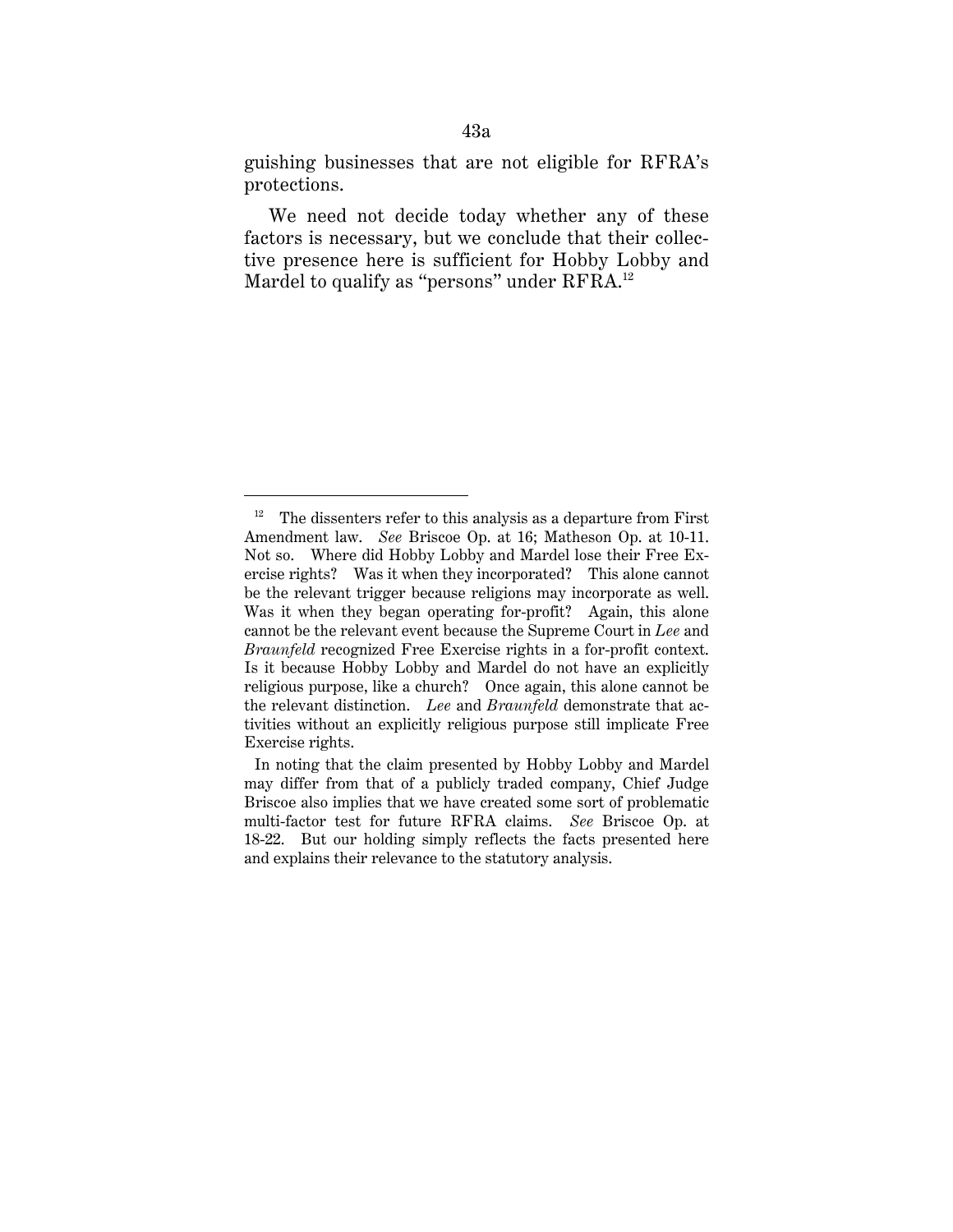guishing businesses that are not eligible for RFRA's protections.

We need not decide today whether any of these factors is necessary, but we conclude that their collective presence here is sufficient for Hobby Lobby and Mardel to qualify as "persons" under RFRA.[12]

---

[12] The dissenters refer to this analysis as a departure from First Amendment law. *See* Briscoe Op. at 16; Matheson Op. at 10-11. Not so. Where did Hobby Lobby and Mardel lose their Free Exercise rights? Was it when they incorporated? This alone cannot be the relevant trigger because religions may incorporate as well. Was it when they began operating for-profit? Again, this alone cannot be the relevant event because the Supreme Court in *Lee* and *Braunfeld* recognized Free Exercise rights in a for-profit context. Is it because Hobby Lobby and Mardel do not have an explicitly religious purpose, like a church? Once again, this alone cannot be the relevant distinction. *Lee* and *Braunfeld* demonstrate that activities without an explicitly religious purpose still implicate Free Exercise rights.

In noting that the claim presented by Hobby Lobby and Mardel may differ from that of a publicly traded company, Chief Judge Briscoe also implies that we have created some sort of problematic multi-factor test for future RFRA claims. *See* Briscoe Op. at 18-22. But our holding simply reflects the facts presented here and explains their relevance to the statutory analysis.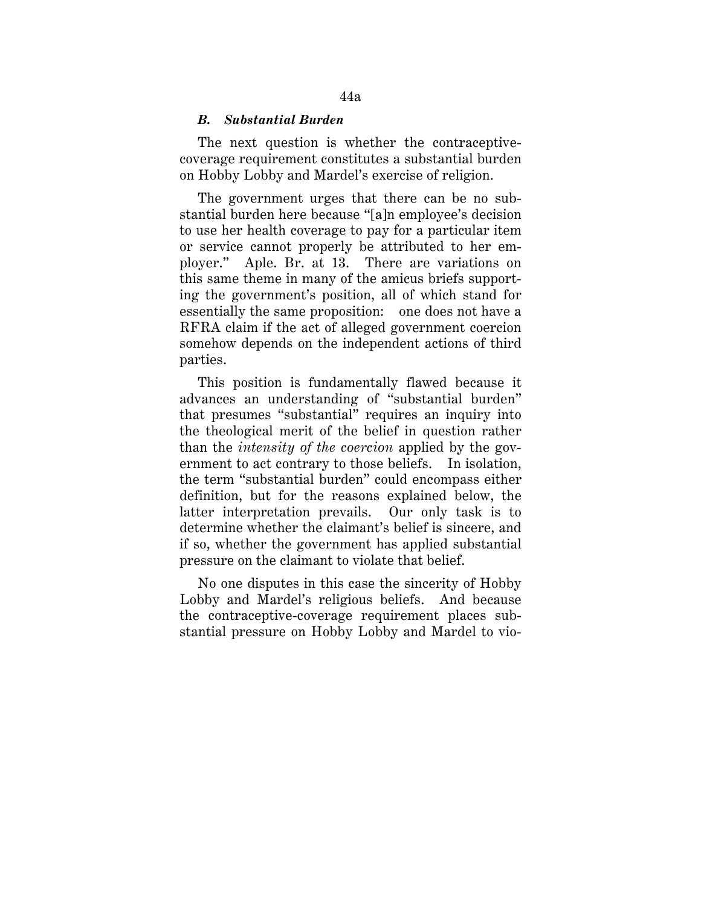### *B. Substantial Burden*

The next question is whether the contraceptive-coverage requirement constitutes a substantial burden on Hobby Lobby and Mardel's exercise of religion.

The government urges that there can be no substantial burden here because "[a]n employee's decision to use her health coverage to pay for a particular item or service cannot properly be attributed to her employer." Aple. Br. at 13. There are variations on this same theme in many of the amicus briefs supporting the government's position, all of which stand for essentially the same proposition: one does not have a RFRA claim if the act of alleged government coercion somehow depends on the independent actions of third parties.

This position is fundamentally flawed because it advances an understanding of "substantial burden" that presumes "substantial" requires an inquiry into the theological merit of the belief in question rather than the *intensity of the coercion* applied by the government to act contrary to those beliefs. In isolation, the term "substantial burden" could encompass either definition, but for the reasons explained below, the latter interpretation prevails. Our only task is to determine whether the claimant's belief is sincere, and if so, whether the government has applied substantial pressure on the claimant to violate that belief.

No one disputes in this case the sincerity of Hobby Lobby and Mardel's religious beliefs. And because the contraceptive-coverage requirement places substantial pressure on Hobby Lobby and Mardel to vio-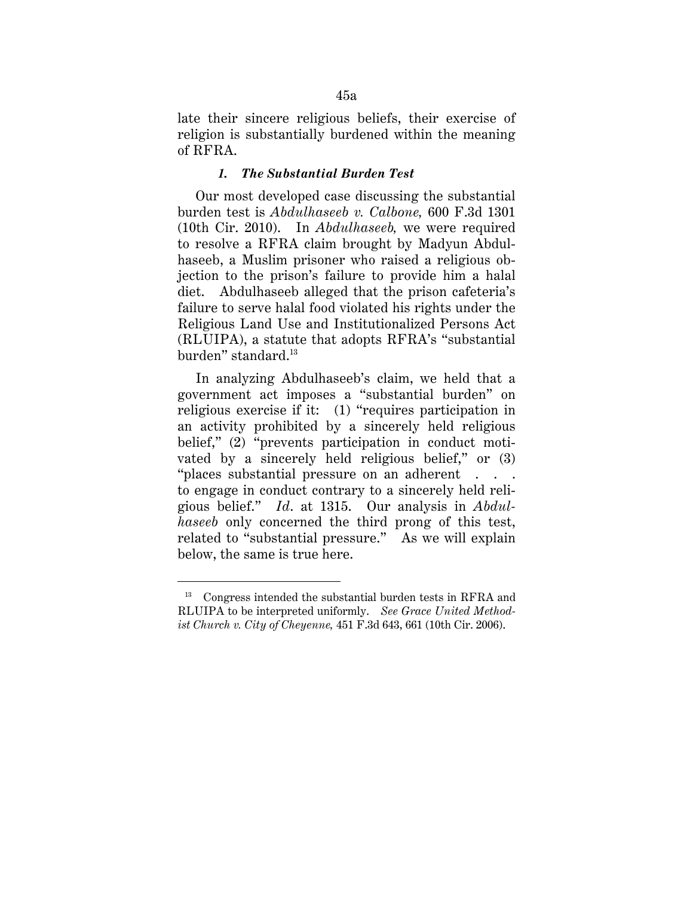late their sincere religious beliefs, their exercise of religion is substantially burdened within the meaning of RFRA.

### *1. The Substantial Burden Test*

Our most developed case discussing the substantial burden test is *Abdulhaseeb v. Calbone,* 600 F.3d 1301 (10th Cir. 2010). In *Abdulhaseeb,* we were required to resolve a RFRA claim brought by Madyun Abdulhaseeb, a Muslim prisoner who raised a religious objection to the prison's failure to provide him a halal diet. Abdulhaseeb alleged that the prison cafeteria's failure to serve halal food violated his rights under the Religious Land Use and Institutionalized Persons Act (RLUIPA), a statute that adopts RFRA's "substantial burden" standard.[13]

In analyzing Abdulhaseeb's claim, we held that a government act imposes a "substantial burden" on religious exercise if it: (1) "requires participation in an activity prohibited by a sincerely held religious belief," (2) "prevents participation in conduct motivated by a sincerely held religious belief," or (3) "places substantial pressure on an adherent . . . to engage in conduct contrary to a sincerely held religious belief." *Id*. at 1315. Our analysis in *Abdulhaseeb* only concerned the third prong of this test, related to "substantial pressure." As we will explain below, the same is true here.

---

[13] Congress intended the substantial burden tests in RFRA and RLUIPA to be interpreted uniformly. *See Grace United Methodist Church v. City of Cheyenne,* 451 F.3d 643, 661 (10th Cir. 2006).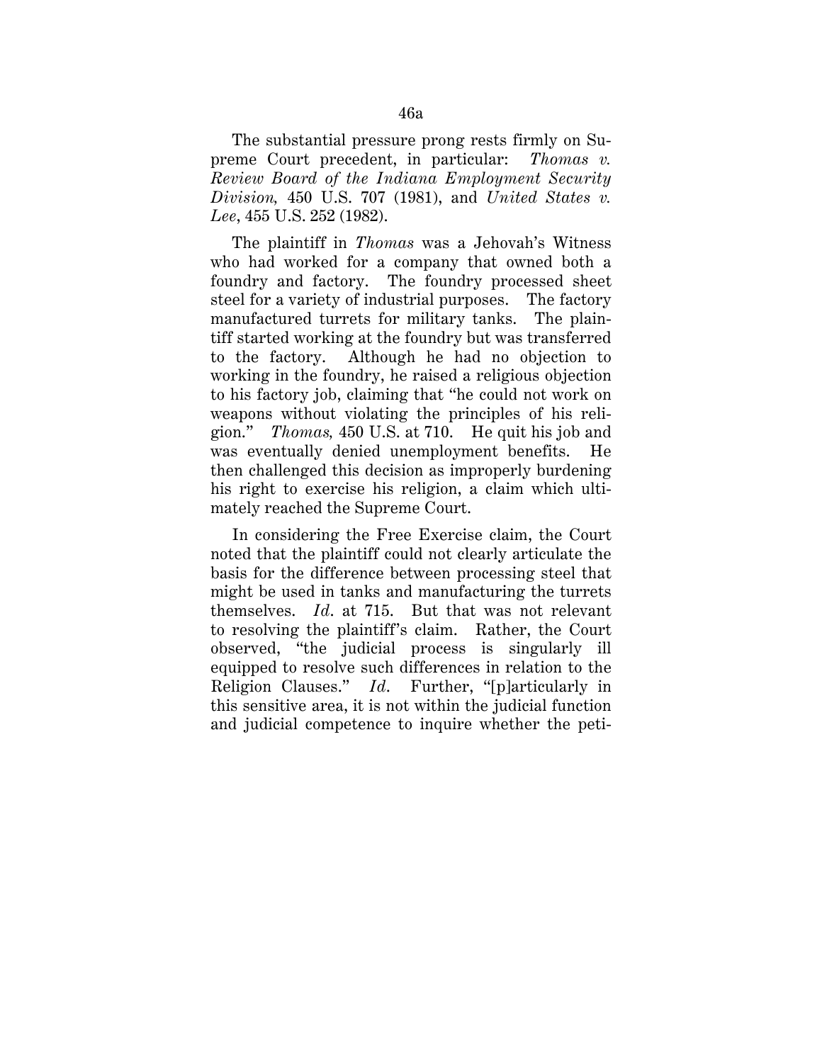The substantial pressure prong rests firmly on Supreme Court precedent, in particular: *Thomas v. Review Board of the Indiana Employment Security Division,* 450 U.S. 707 (1981), and *United States v. Lee*, 455 U.S. 252 (1982).

The plaintiff in *Thomas* was a Jehovah's Witness who had worked for a company that owned both a foundry and factory. The foundry processed sheet steel for a variety of industrial purposes. The factory manufactured turrets for military tanks. The plaintiff started working at the foundry but was transferred to the factory. Although he had no objection to working in the foundry, he raised a religious objection to his factory job, claiming that "he could not work on weapons without violating the principles of his religion." *Thomas,* 450 U.S. at 710. He quit his job and was eventually denied unemployment benefits. He then challenged this decision as improperly burdening his right to exercise his religion, a claim which ultimately reached the Supreme Court.

In considering the Free Exercise claim, the Court noted that the plaintiff could not clearly articulate the basis for the difference between processing steel that might be used in tanks and manufacturing the turrets themselves. *Id*. at 715. But that was not relevant to resolving the plaintiff's claim. Rather, the Court observed, "the judicial process is singularly ill equipped to resolve such differences in relation to the Religion Clauses." *Id*. Further, "[p]articularly in this sensitive area, it is not within the judicial function and judicial competence to inquire whether the peti-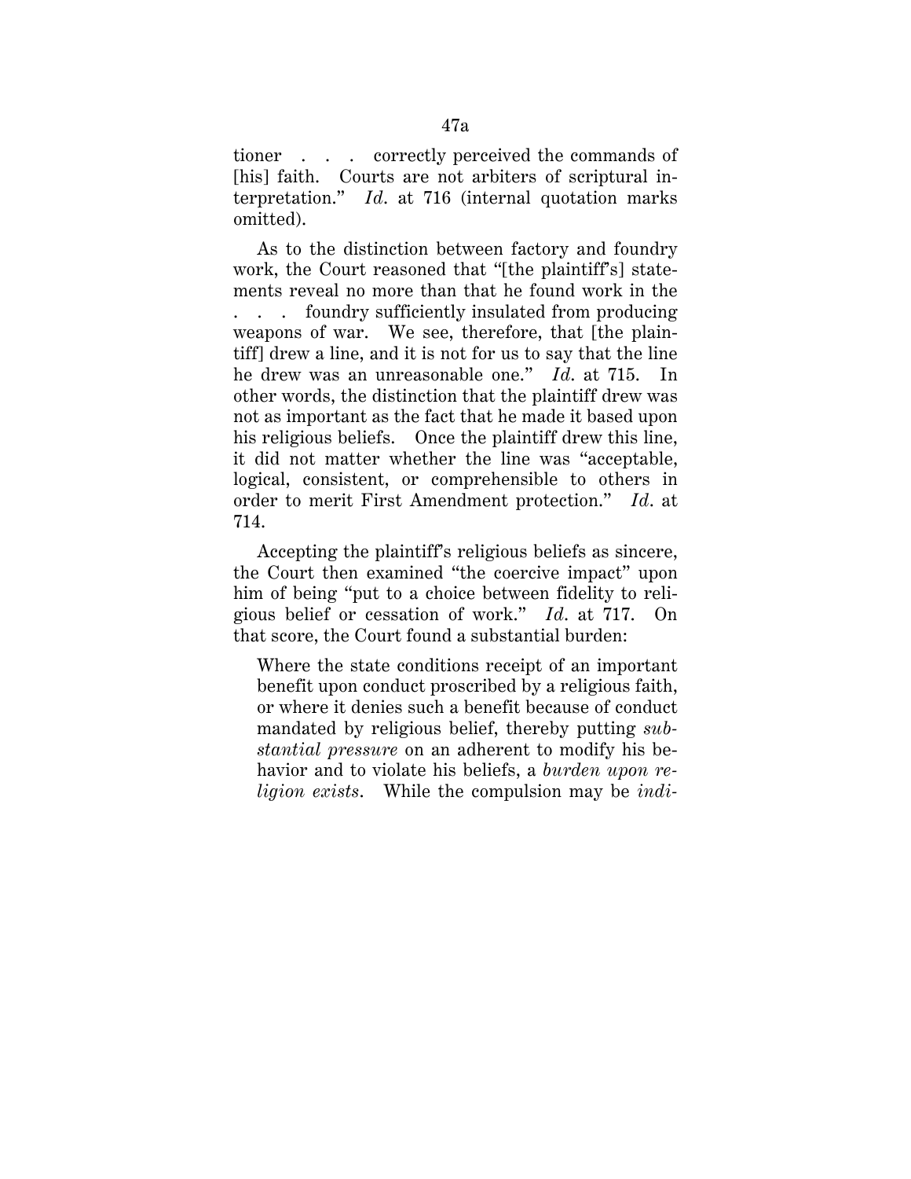tioner . . . correctly perceived the commands of [his] faith. Courts are not arbiters of scriptural interpretation." *Id*. at 716 (internal quotation marks omitted).

As to the distinction between factory and foundry work, the Court reasoned that "[the plaintiff's] statements reveal no more than that he found work in the . . . foundry sufficiently insulated from producing weapons of war. We see, therefore, that [the plaintiff] drew a line, and it is not for us to say that the line he drew was an unreasonable one." *Id*. at 715. In other words, the distinction that the plaintiff drew was not as important as the fact that he made it based upon his religious beliefs. Once the plaintiff drew this line, it did not matter whether the line was "acceptable, logical, consistent, or comprehensible to others in order to merit First Amendment protection." *Id*. at 714.

Accepting the plaintiff's religious beliefs as sincere, the Court then examined "the coercive impact" upon him of being "put to a choice between fidelity to religious belief or cessation of work." *Id*. at 717. On that score, the Court found a substantial burden:

> Where the state conditions receipt of an important benefit upon conduct proscribed by a religious faith, or where it denies such a benefit because of conduct mandated by religious belief, thereby putting *substantial pressure* on an adherent to modify his behavior and to violate his beliefs, a *burden upon religion exists*. While the compulsion may be *indi-*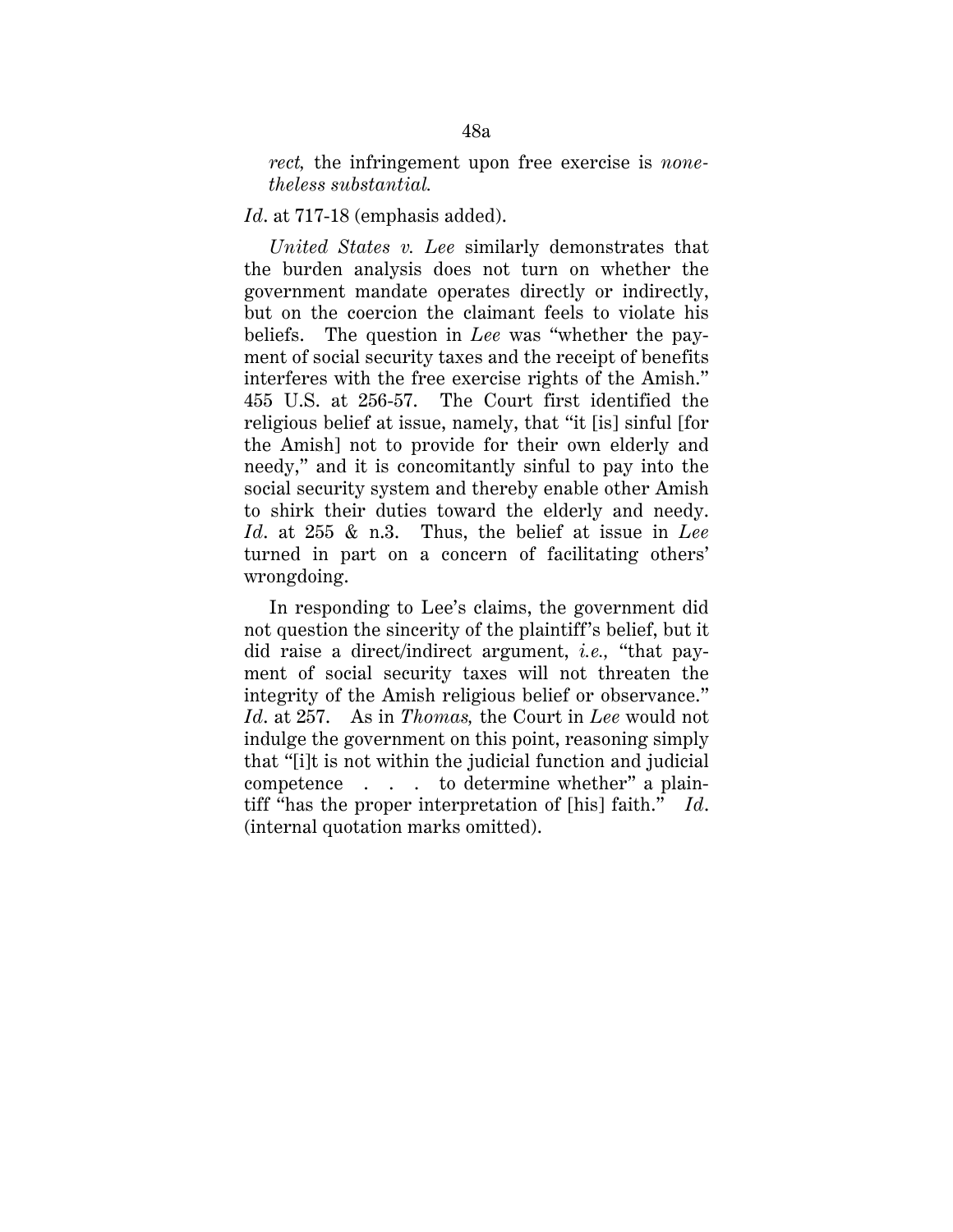> *rect,* the infringement upon free exercise is *nonetheless substantial.*

*Id*. at 717-18 (emphasis added).

*United States v. Lee* similarly demonstrates that the burden analysis does not turn on whether the government mandate operates directly or indirectly, but on the coercion the claimant feels to violate his beliefs. The question in *Lee* was "whether the payment of social security taxes and the receipt of benefits interferes with the free exercise rights of the Amish." 455 U.S. at 256-57. The Court first identified the religious belief at issue, namely, that "it [is] sinful [for the Amish] not to provide for their own elderly and needy," and it is concomitantly sinful to pay into the social security system and thereby enable other Amish to shirk their duties toward the elderly and needy. *Id*. at 255 & n.3. Thus, the belief at issue in *Lee* turned in part on a concern of facilitating others' wrongdoing.

In responding to Lee's claims, the government did not question the sincerity of the plaintiff's belief, but it did raise a direct/indirect argument, *i.e.*, "that payment of social security taxes will not threaten the integrity of the Amish religious belief or observance." *Id*. at 257. As in *Thomas*, the Court in *Lee* would not indulge the government on this point, reasoning simply that "[i]t is not within the judicial function and judicial competence . . . to determine whether" a plaintiff "has the proper interpretation of [his] faith." *Id*. (internal quotation marks omitted).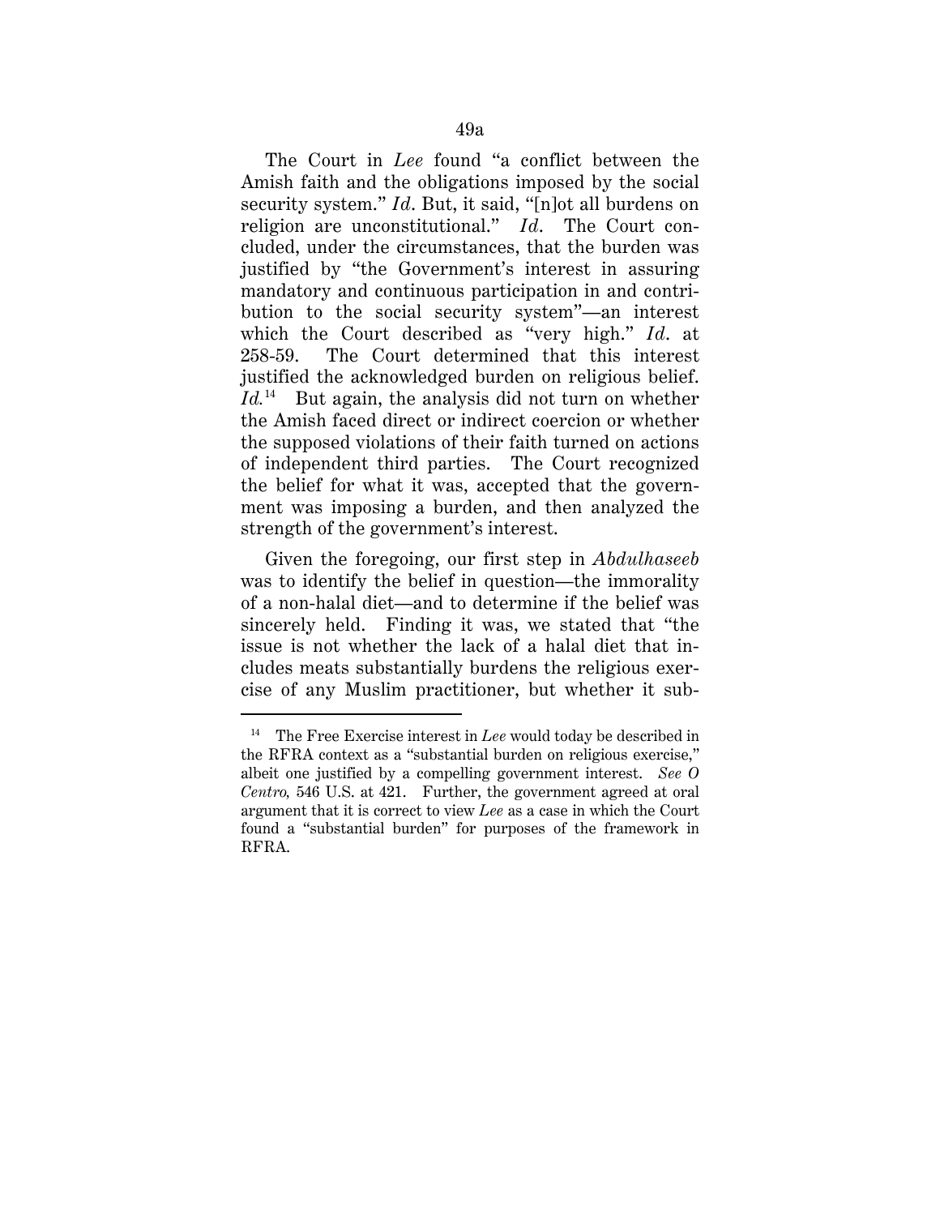The Court in *Lee* found "a conflict between the Amish faith and the obligations imposed by the social security system." *Id*. But, it said, "[n]ot all burdens on religion are unconstitutional." *Id*. The Court concluded, under the circumstances, that the burden was justified by "the Government's interest in assuring mandatory and continuous participation in and contribution to the social security system"—an interest which the Court described as "very high." *Id*. at 258-59. The Court determined that this interest justified the acknowledged burden on religious belief. *Id.*[14] But again, the analysis did not turn on whether the Amish faced direct or indirect coercion or whether the supposed violations of their faith turned on actions of independent third parties. The Court recognized the belief for what it was, accepted that the government was imposing a burden, and then analyzed the strength of the government's interest.

Given the foregoing, our first step in *Abdulhaseeb* was to identify the belief in question—the immorality of a non-halal diet—and to determine if the belief was sincerely held. Finding it was, we stated that "the issue is not whether the lack of a halal diet that includes meats substantially burdens the religious exercise of any Muslim practitioner, but whether it sub-

---

[14] The Free Exercise interest in *Lee* would today be described in the RFRA context as a "substantial burden on religious exercise," albeit one justified by a compelling government interest. *See O Centro,* 546 U.S. at 421. Further, the government agreed at oral argument that it is correct to view *Lee* as a case in which the Court found a "substantial burden" for purposes of the framework in RFRA.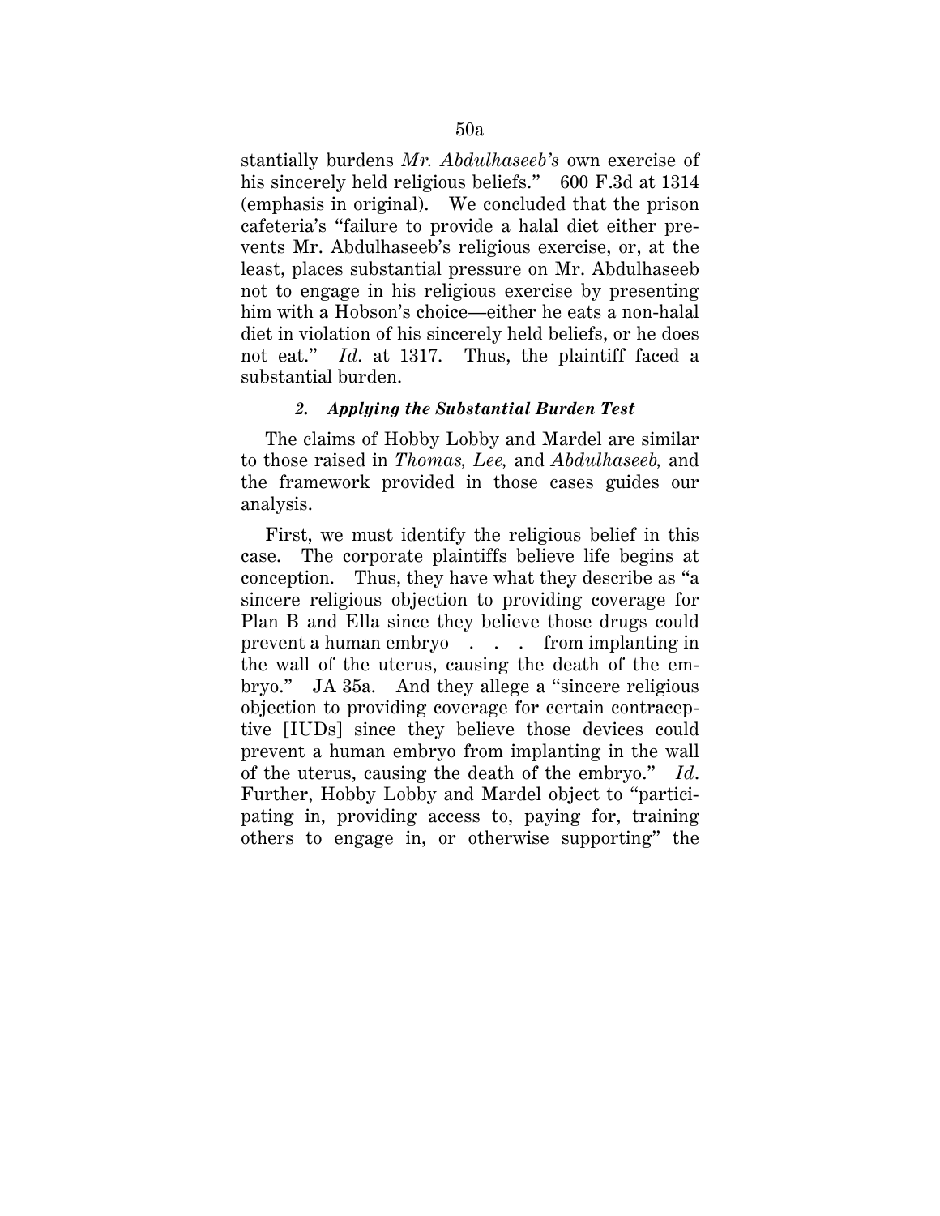stantially burdens *Mr. Abdulhaseeb's* own exercise of his sincerely held religious beliefs." 600 F.3d at 1314 (emphasis in original). We concluded that the prison cafeteria's "failure to provide a halal diet either prevents Mr. Abdulhaseeb's religious exercise, or, at the least, places substantial pressure on Mr. Abdulhaseeb not to engage in his religious exercise by presenting him with a Hobson's choice—either he eats a non-halal diet in violation of his sincerely held beliefs, or he does not eat." *Id*. at 1317. Thus, the plaintiff faced a substantial burden.

### *2. Applying the Substantial Burden Test*

The claims of Hobby Lobby and Mardel are similar to those raised in *Thomas, Lee,* and *Abdulhaseeb,* and the framework provided in those cases guides our analysis.

First, we must identify the religious belief in this case. The corporate plaintiffs believe life begins at conception. Thus, they have what they describe as "a sincere religious objection to providing coverage for Plan B and Ella since they believe those drugs could prevent a human embryo . . . from implanting in the wall of the uterus, causing the death of the embryo." JA 35a. And they allege a "sincere religious objection to providing coverage for certain contraceptive [IUDs] since they believe those devices could prevent a human embryo from implanting in the wall of the uterus, causing the death of the embryo." *Id*. Further, Hobby Lobby and Mardel object to "participating in, providing access to, paying for, training others to engage in, or otherwise supporting" the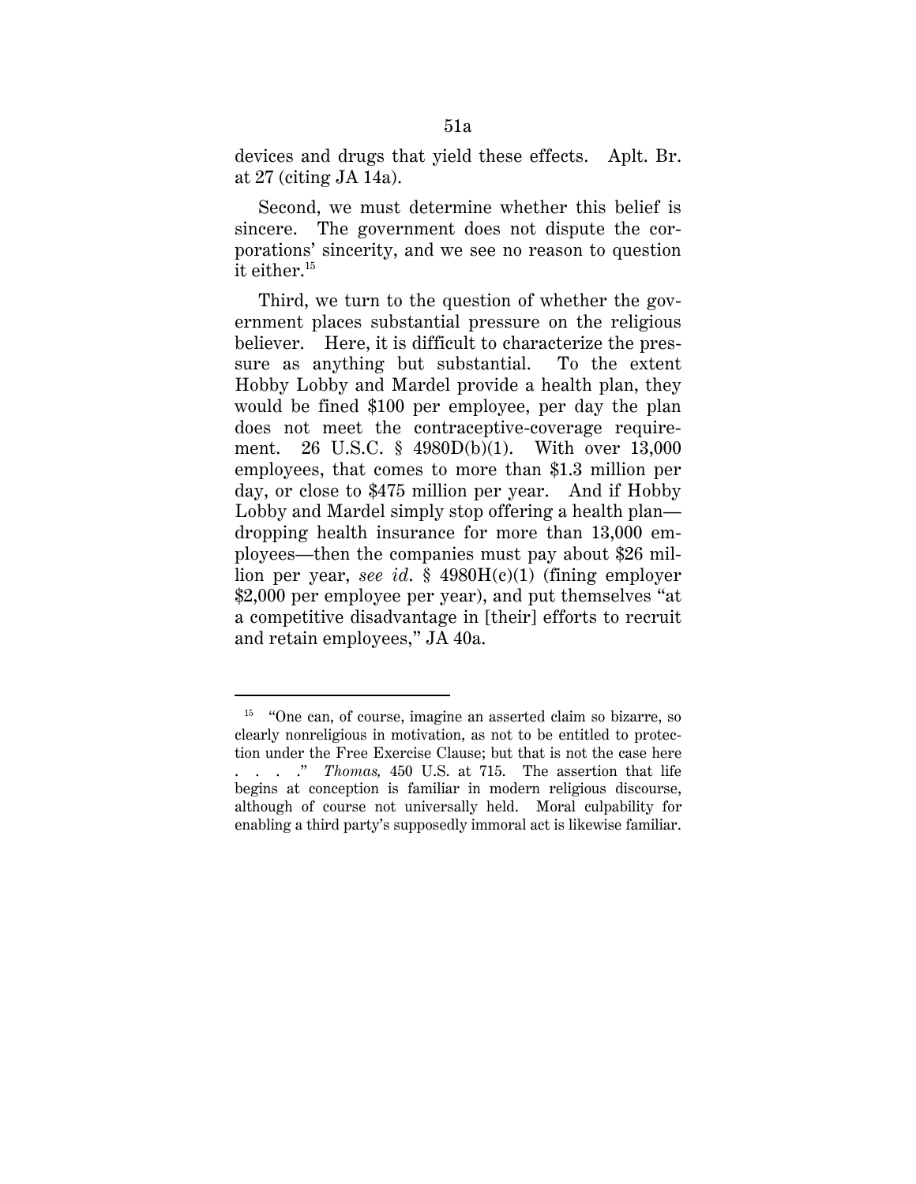devices and drugs that yield these effects. Aplt. Br. at 27 (citing JA 14a).

Second, we must determine whether this belief is sincere. The government does not dispute the corporations' sincerity, and we see no reason to question it either.[15]

Third, we turn to the question of whether the government places substantial pressure on the religious believer. Here, it is difficult to characterize the pressure as anything but substantial. To the extent Hobby Lobby and Mardel provide a health plan, they would be fined $100 per employee, per day the plan does not meet the contraceptive-coverage requirement. 26 U.S.C. § 4980D(b)(1). With over 13,000 employees, that comes to more than $1.3 million per day, or close to $475 million per year. And if Hobby Lobby and Mardel simply stop offering a health plan—dropping health insurance for more than 13,000 employees—then the companies must pay about $26 million per year, *see id.* § 4980H(c)(1) (fining employer $2,000 per employee per year), and put themselves "at a competitive disadvantage in [their] efforts to recruit and retain employees," JA 40a.

---

[15] "One can, of course, imagine an asserted claim so bizarre, so clearly nonreligious in motivation, as not to be entitled to protection under the Free Exercise Clause; but that is not the case here . . . ." *Thomas,* 450 U.S. at 715. The assertion that life begins at conception is familiar in modern religious discourse, although of course not universally held. Moral culpability for enabling a third party's supposedly immoral act is likewise familiar.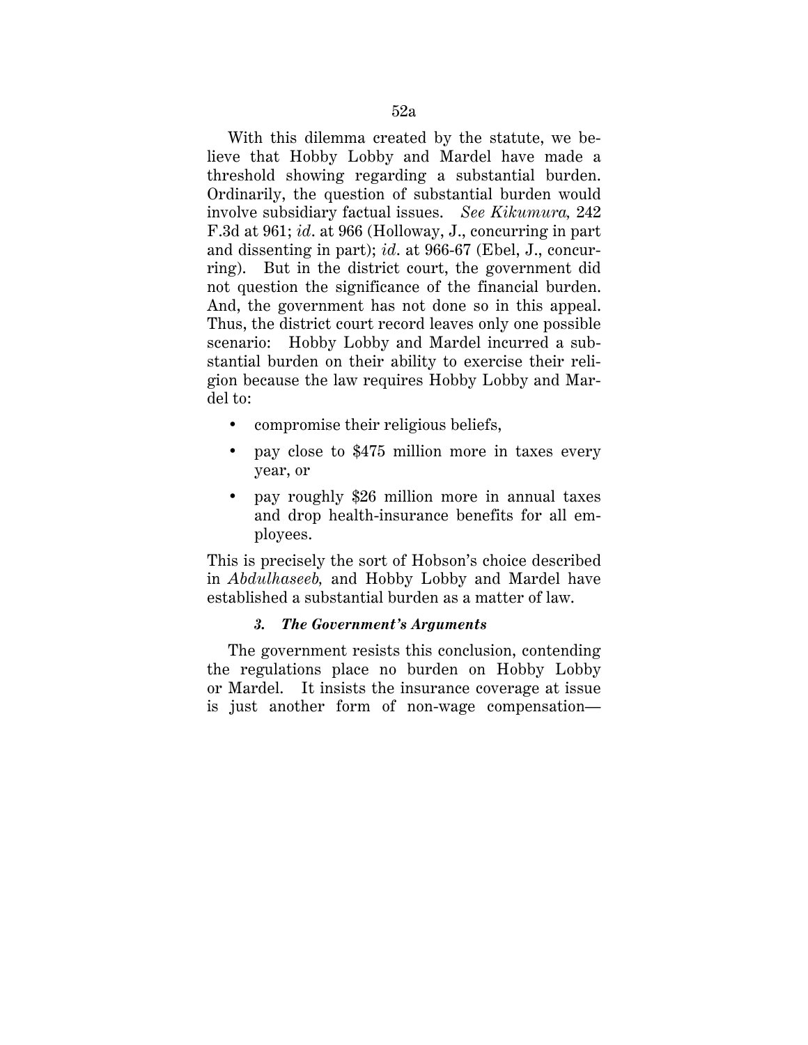With this dilemma created by the statute, we believe that Hobby Lobby and Mardel have made a threshold showing regarding a substantial burden. Ordinarily, the question of substantial burden would involve subsidiary factual issues. *See Kikumura,* 242 F.3d at 961; *id*. at 966 (Holloway, J., concurring in part and dissenting in part); *id*. at 966-67 (Ebel, J., concurring). But in the district court, the government did not question the significance of the financial burden. And, the government has not done so in this appeal. Thus, the district court record leaves only one possible scenario: Hobby Lobby and Mardel incurred a substantial burden on their ability to exercise their religion because the law requires Hobby Lobby and Mardel to:

- compromise their religious beliefs,
- pay close to $475 million more in taxes every year, or
- pay roughly $26 million more in annual taxes and drop health-insurance benefits for all employees.

This is precisely the sort of Hobson's choice described in *Abdulhaseeb,* and Hobby Lobby and Mardel have established a substantial burden as a matter of law.

### *3. The Government's Arguments*

The government resists this conclusion, contending the regulations place no burden on Hobby Lobby or Mardel. It insists the insurance coverage at issue is just another form of non-wage compensation—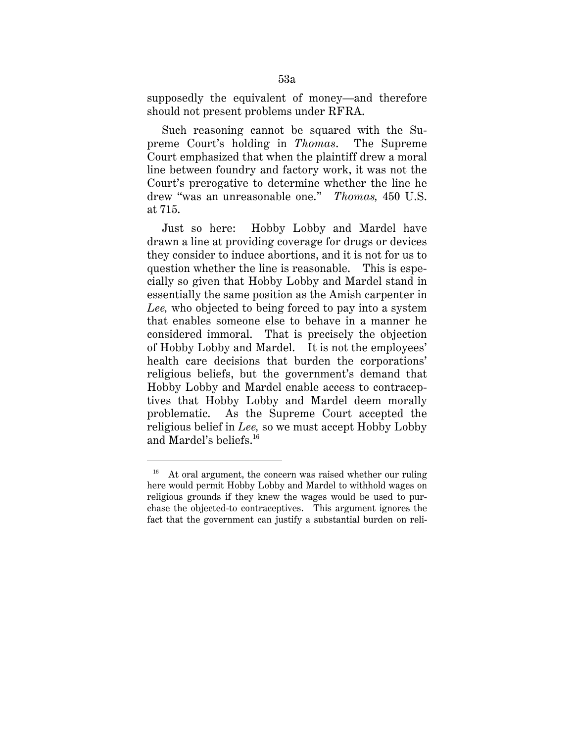supposedly the equivalent of money—and therefore should not present problems under RFRA.

Such reasoning cannot be squared with the Supreme Court's holding in *Thomas*. The Supreme Court emphasized that when the plaintiff drew a moral line between foundry and factory work, it was not the Court's prerogative to determine whether the line he drew "was an unreasonable one." *Thomas,* 450 U.S. at 715.

Just so here: Hobby Lobby and Mardel have drawn a line at providing coverage for drugs or devices they consider to induce abortions, and it is not for us to question whether the line is reasonable. This is especially so given that Hobby Lobby and Mardel stand in essentially the same position as the Amish carpenter in *Lee,* who objected to being forced to pay into a system that enables someone else to behave in a manner he considered immoral. That is precisely the objection of Hobby Lobby and Mardel. It is not the employees' health care decisions that burden the corporations' religious beliefs, but the government's demand that Hobby Lobby and Mardel enable access to contraceptives that Hobby Lobby and Mardel deem morally problematic. As the Supreme Court accepted the religious belief in *Lee,* so we must accept Hobby Lobby and Mardel's beliefs.[16]

---

[16] At oral argument, the concern was raised whether our ruling here would permit Hobby Lobby and Mardel to withhold wages on religious grounds if they knew the wages would be used to purchase the objected-to contraceptives. This argument ignores the fact that the government can justify a substantial burden on reli-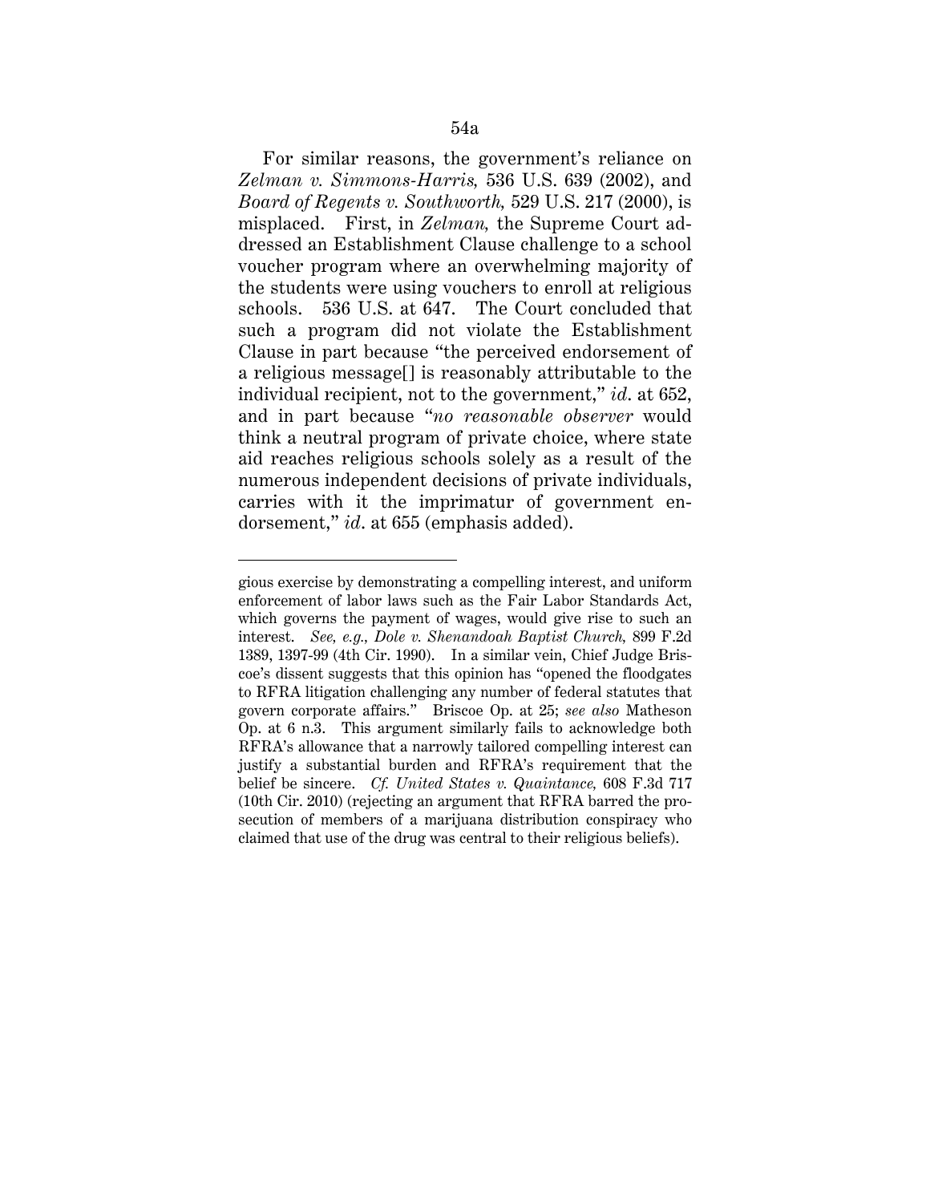For similar reasons, the government's reliance on *Zelman v. Simmons-Harris,* 536 U.S. 639 (2002), and *Board of Regents v. Southworth,* 529 U.S. 217 (2000), is misplaced. First, in *Zelman,* the Supreme Court addressed an Establishment Clause challenge to a school voucher program where an overwhelming majority of the students were using vouchers to enroll at religious schools. 536 U.S. at 647. The Court concluded that such a program did not violate the Establishment Clause in part because "the perceived endorsement of a religious message[] is reasonably attributable to the individual recipient, not to the government," *id*. at 652, and in part because "*no reasonable observer* would think a neutral program of private choice, where state aid reaches religious schools solely as a result of the numerous independent decisions of private individuals, carries with it the imprimatur of government endorsement," *id*. at 655 (emphasis added).

---

gious exercise by demonstrating a compelling interest, and uniform enforcement of labor laws such as the Fair Labor Standards Act, which governs the payment of wages, would give rise to such an interest. *See, e.g., Dole v. Shenandoah Baptist Church,* 899 F.2d 1389, 1397-99 (4th Cir. 1990). In a similar vein, Chief Judge Briscoe's dissent suggests that this opinion has "opened the floodgates to RFRA litigation challenging any number of federal statutes that govern corporate affairs." Briscoe Op. at 25; *see also* Matheson Op. at 6 n.3. This argument similarly fails to acknowledge both RFRA's allowance that a narrowly tailored compelling interest can justify a substantial burden and RFRA's requirement that the belief be sincere. *Cf. United States v. Quaintance,* 608 F.3d 717 (10th Cir. 2010) (rejecting an argument that RFRA barred the prosecution of members of a marijuana distribution conspiracy who claimed that use of the drug was central to their religious beliefs).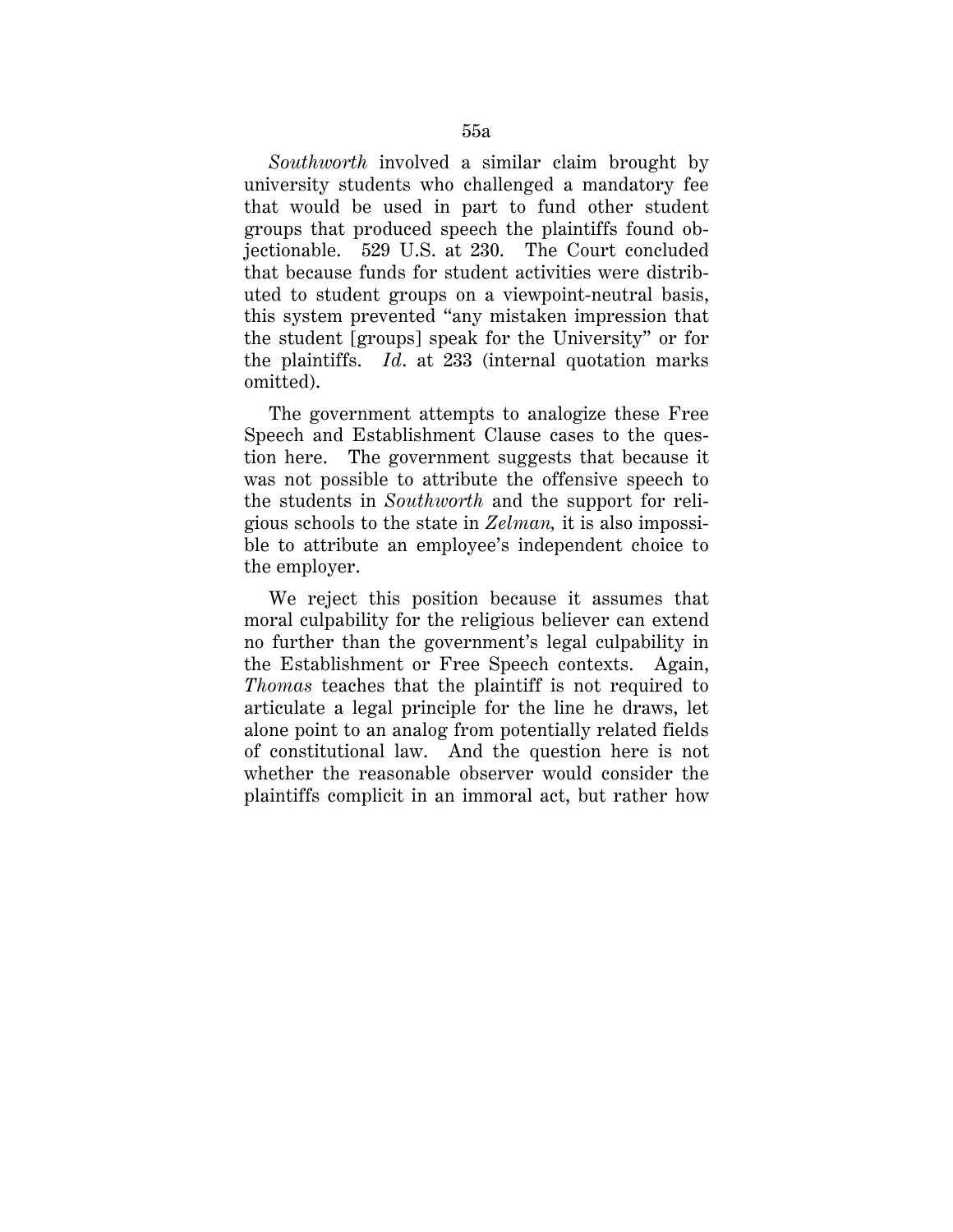*Southworth* involved a similar claim brought by university students who challenged a mandatory fee that would be used in part to fund other student groups that produced speech the plaintiffs found objectionable. 529 U.S. at 230. The Court concluded that because funds for student activities were distributed to student groups on a viewpoint-neutral basis, this system prevented "any mistaken impression that the student [groups] speak for the University" or for the plaintiffs. *Id*. at 233 (internal quotation marks omitted).

The government attempts to analogize these Free Speech and Establishment Clause cases to the question here. The government suggests that because it was not possible to attribute the offensive speech to the students in *Southworth* and the support for religious schools to the state in *Zelman,* it is also impossible to attribute an employee's independent choice to the employer.

We reject this position because it assumes that moral culpability for the religious believer can extend no further than the government's legal culpability in the Establishment or Free Speech contexts. Again, *Thomas* teaches that the plaintiff is not required to articulate a legal principle for the line he draws, let alone point to an analog from potentially related fields of constitutional law. And the question here is not whether the reasonable observer would consider the plaintiffs complicit in an immoral act, but rather how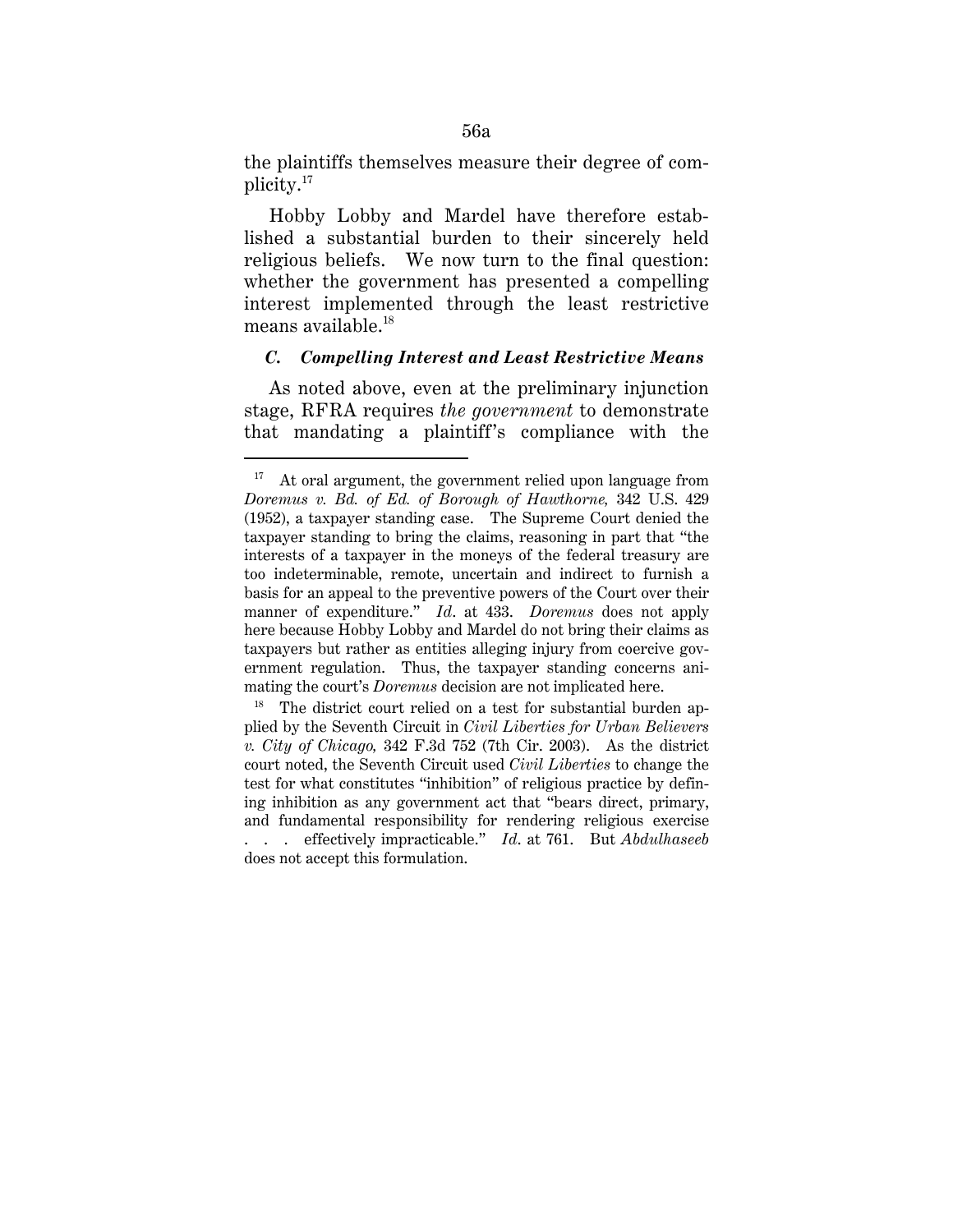the plaintiffs themselves measure their degree of complicity.[17]

Hobby Lobby and Mardel have therefore established a substantial burden to their sincerely held religious beliefs. We now turn to the final question: whether the government has presented a compelling interest implemented through the least restrictive means available.[18]

### *C. Compelling Interest and Least Restrictive Means*

As noted above, even at the preliminary injunction stage, RFRA requires *the government* to demonstrate that mandating a plaintiff's compliance with the

---

[17] At oral argument, the government relied upon language from *Doremus v. Bd. of Ed. of Borough of Hawthorne,* 342 U.S. 429 (1952), a taxpayer standing case. The Supreme Court denied the taxpayer standing to bring the claims, reasoning in part that "the interests of a taxpayer in the moneys of the federal treasury are too indeterminable, remote, uncertain and indirect to furnish a basis for an appeal to the preventive powers of the Court over their manner of expenditure." *Id*. at 433. *Doremus* does not apply here because Hobby Lobby and Mardel do not bring their claims as taxpayers but rather as entities alleging injury from coercive government regulation. Thus, the taxpayer standing concerns animating the court's *Doremus* decision are not implicated here.

[18] The district court relied on a test for substantial burden applied by the Seventh Circuit in *Civil Liberties for Urban Believers v. City of Chicago,* 342 F.3d 752 (7th Cir. 2003). As the district court noted, the Seventh Circuit used *Civil Liberties* to change the test for what constitutes "inhibition" of religious practice by defining inhibition as any government act that "bears direct, primary, and fundamental responsibility for rendering religious exercise . . . effectively impracticable." *Id*. at 761. But *Abdulhaseeb* does not accept this formulation.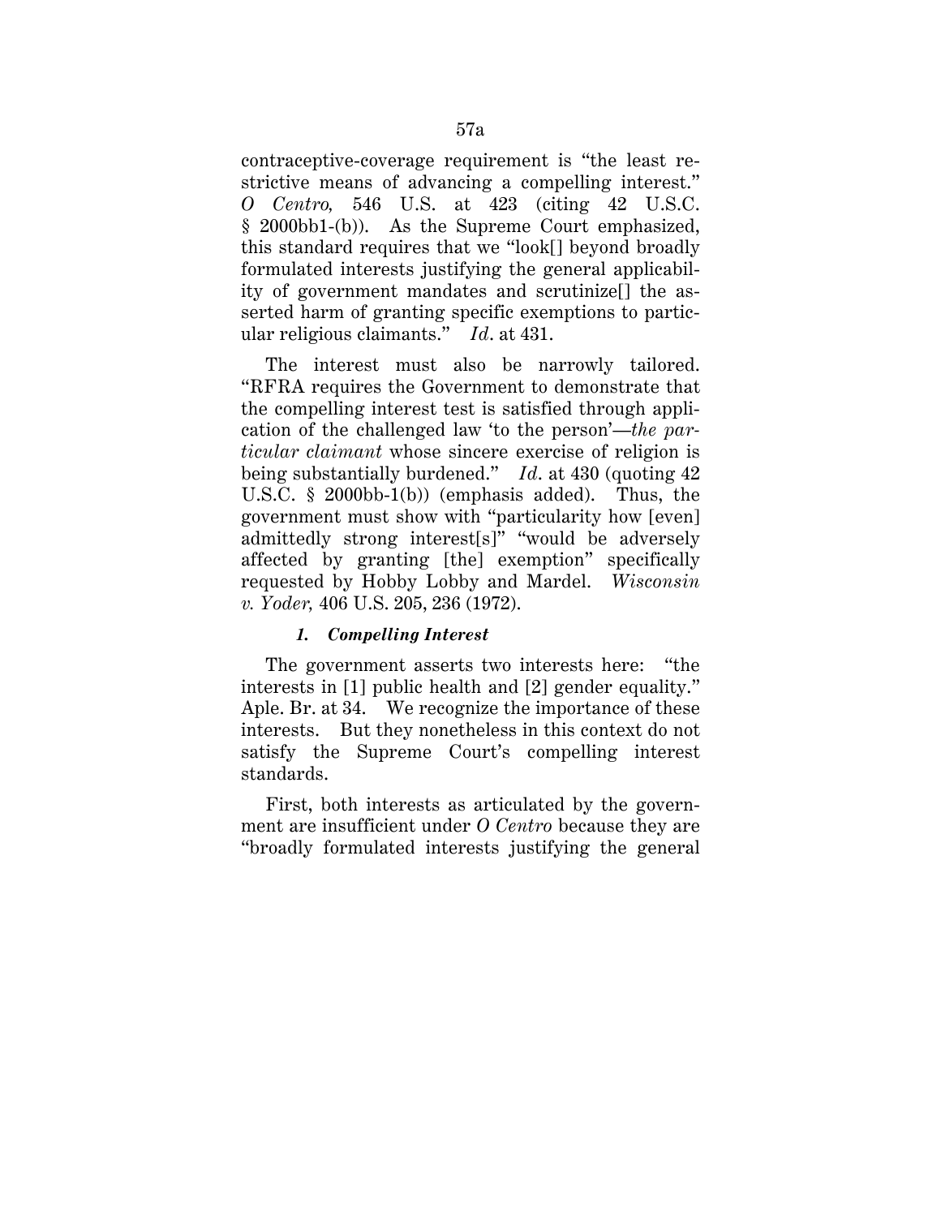contraceptive-coverage requirement is "the least restrictive means of advancing a compelling interest." *O Centro,* 546 U.S. at 423 (citing 42 U.S.C. § 2000bb1-(b)). As the Supreme Court emphasized, this standard requires that we "look[] beyond broadly formulated interests justifying the general applicability of government mandates and scrutinize[] the asserted harm of granting specific exemptions to particular religious claimants." *Id*. at 431.

The interest must also be narrowly tailored. "RFRA requires the Government to demonstrate that the compelling interest test is satisfied through application of the challenged law 'to the person'—*the particular claimant* whose sincere exercise of religion is being substantially burdened." *Id*. at 430 (quoting 42 U.S.C. § 2000bb-1(b)) (emphasis added). Thus, the government must show with "particularity how [even] admittedly strong interest[s]" "would be adversely affected by granting [the] exemption" specifically requested by Hobby Lobby and Mardel. *Wisconsin v. Yoder,* 406 U.S. 205, 236 (1972).

#### *1. Compelling Interest*

The government asserts two interests here: "the interests in [1] public health and [2] gender equality." Aple. Br. at 34. We recognize the importance of these interests. But they nonetheless in this context do not satisfy the Supreme Court's compelling interest standards.

First, both interests as articulated by the government are insufficient under *O Centro* because they are "broadly formulated interests justifying the general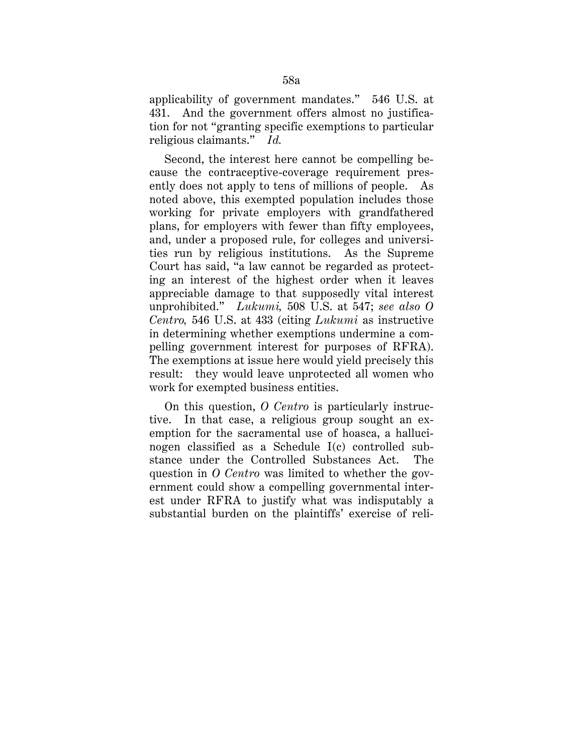applicability of government mandates." 546 U.S. at 431. And the government offers almost no justification for not "granting specific exemptions to particular religious claimants." *Id.*

Second, the interest here cannot be compelling because the contraceptive-coverage requirement presently does not apply to tens of millions of people. As noted above, this exempted population includes those working for private employers with grandfathered plans, for employers with fewer than fifty employees, and, under a proposed rule, for colleges and universities run by religious institutions. As the Supreme Court has said, "a law cannot be regarded as protecting an interest of the highest order when it leaves appreciable damage to that supposedly vital interest unprohibited." *Lukumi,* 508 U.S. at 547; *see also O Centro,* 546 U.S. at 433 (citing *Lukumi* as instructive in determining whether exemptions undermine a compelling government interest for purposes of RFRA). The exemptions at issue here would yield precisely this result: they would leave unprotected all women who work for exempted business entities.

On this question, *O Centro* is particularly instructive. In that case, a religious group sought an exemption for the sacramental use of hoasca, a hallucinogen classified as a Schedule I(c) controlled substance under the Controlled Substances Act. The question in *O Centro* was limited to whether the government could show a compelling governmental interest under RFRA to justify what was indisputably a substantial burden on the plaintiffs' exercise of reli-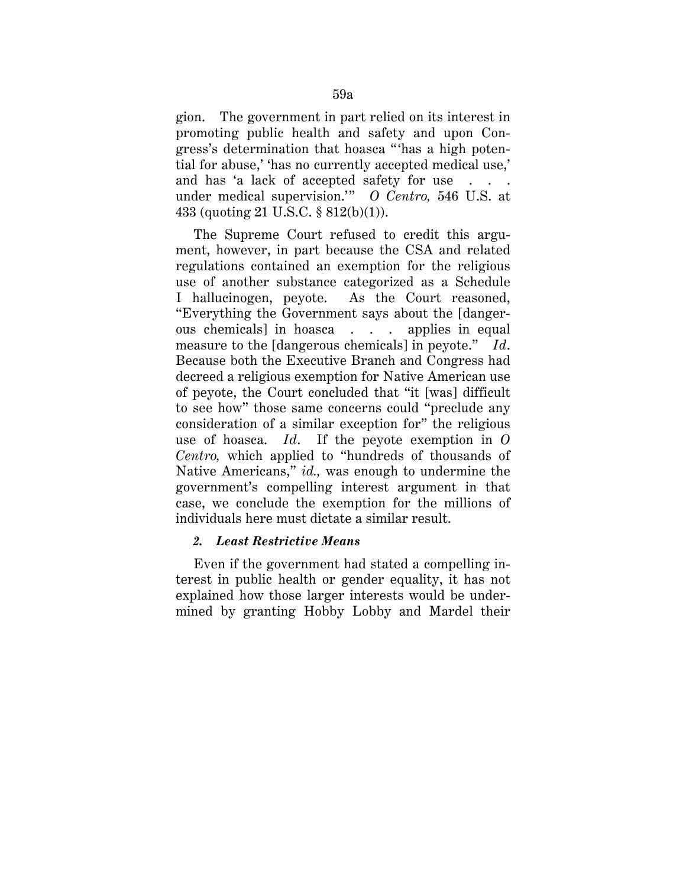gion. The government in part relied on its interest in promoting public health and safety and upon Congress's determination that hoasca "'has a high potential for abuse,' 'has no currently accepted medical use,' and has 'a lack of accepted safety for use . . . under medical supervision.'" *O Centro,* 546 U.S. at 433 (quoting 21 U.S.C. § 812(b)(1)).

The Supreme Court refused to credit this argument, however, in part because the CSA and related regulations contained an exemption for the religious use of another substance categorized as a Schedule I hallucinogen, peyote. As the Court reasoned, "Everything the Government says about the [dangerous chemicals] in hoasca . . . applies in equal measure to the [dangerous chemicals] in peyote." *Id.* Because both the Executive Branch and Congress had decreed a religious exemption for Native American use of peyote, the Court concluded that "it [was] difficult to see how" those same concerns could "preclude any consideration of a similar exception for" the religious use of hoasca. *Id.* If the peyote exemption in *O Centro,* which applied to "hundreds of thousands of Native Americans," *id.,* was enough to undermine the government's compelling interest argument in that case, we conclude the exemption for the millions of individuals here must dictate a similar result.

#### *2. Least Restrictive Means*

Even if the government had stated a compelling interest in public health or gender equality, it has not explained how those larger interests would be undermined by granting Hobby Lobby and Mardel their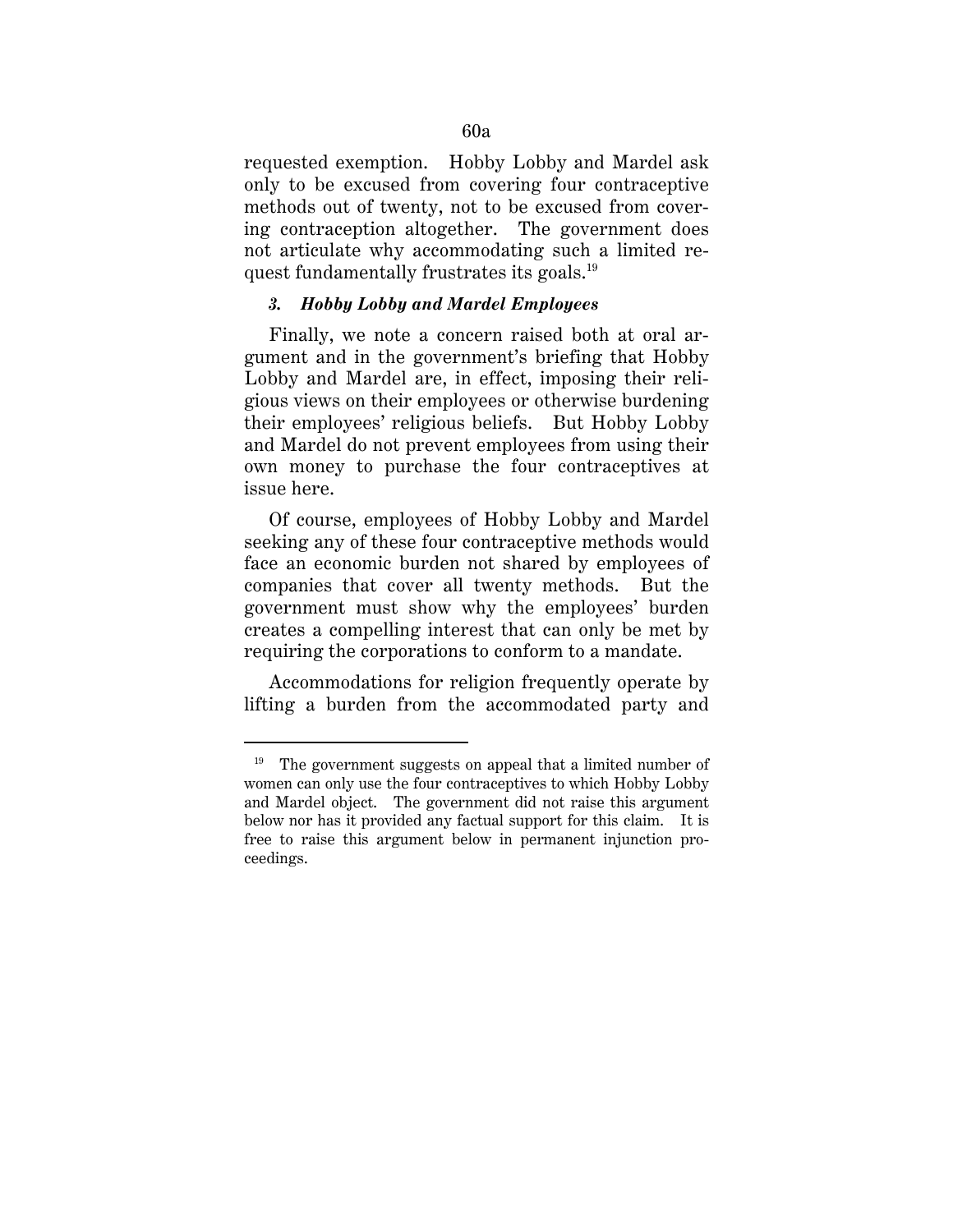requested exemption. Hobby Lobby and Mardel ask only to be excused from covering four contraceptive methods out of twenty, not to be excused from covering contraception altogether. The government does not articulate why accommodating such a limited request fundamentally frustrates its goals.[19]

### *3. Hobby Lobby and Mardel Employees*

Finally, we note a concern raised both at oral argument and in the government's briefing that Hobby Lobby and Mardel are, in effect, imposing their religious views on their employees or otherwise burdening their employees' religious beliefs. But Hobby Lobby and Mardel do not prevent employees from using their own money to purchase the four contraceptives at issue here.

Of course, employees of Hobby Lobby and Mardel seeking any of these four contraceptive methods would face an economic burden not shared by employees of companies that cover all twenty methods. But the government must show why the employees' burden creates a compelling interest that can only be met by requiring the corporations to conform to a mandate.

Accommodations for religion frequently operate by lifting a burden from the accommodated party and

---

[19] The government suggests on appeal that a limited number of women can only use the four contraceptives to which Hobby Lobby and Mardel object. The government did not raise this argument below nor has it provided any factual support for this claim. It is free to raise this argument below in permanent injunction proceedings.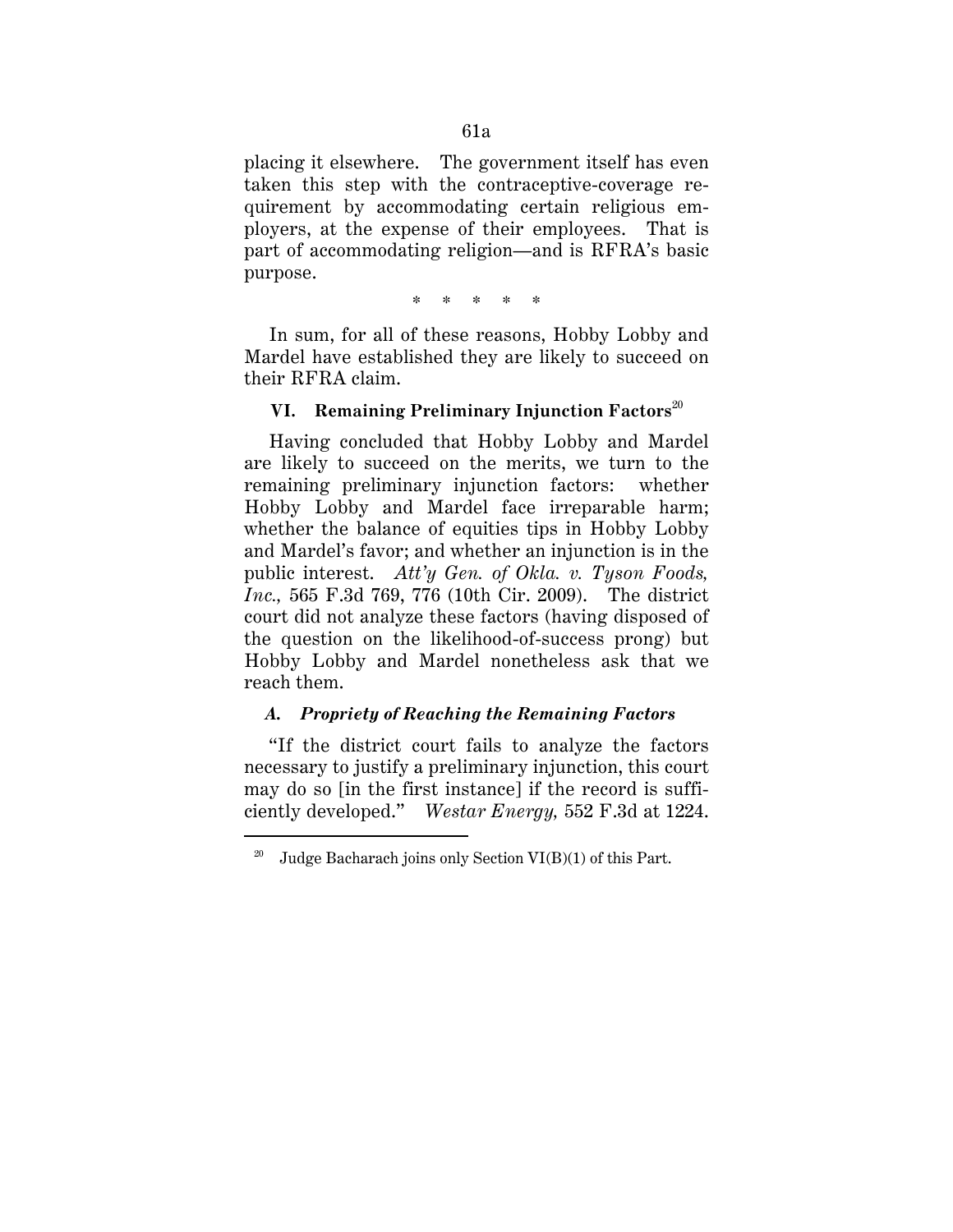placing it elsewhere. The government itself has even taken this step with the contraceptive-coverage requirement by accommodating certain religious employers, at the expense of their employees. That is part of accommodating religion—and is RFRA's basic purpose.

\* \* \* \* \*

In sum, for all of these reasons, Hobby Lobby and Mardel have established they are likely to succeed on their RFRA claim.

## VI. Remaining Preliminary Injunction Factors[20]

Having concluded that Hobby Lobby and Mardel are likely to succeed on the merits, we turn to the remaining preliminary injunction factors: whether Hobby Lobby and Mardel face irreparable harm; whether the balance of equities tips in Hobby Lobby and Mardel's favor; and whether an injunction is in the public interest. *Att'y Gen. of Okla. v. Tyson Foods, Inc.,* 565 F.3d 769, 776 (10th Cir. 2009). The district court did not analyze these factors (having disposed of the question on the likelihood-of-success prong) but Hobby Lobby and Mardel nonetheless ask that we reach them.

### *A. Propriety of Reaching the Remaining Factors*

"If the district court fails to analyze the factors necessary to justify a preliminary injunction, this court may do so [in the first instance] if the record is sufficiently developed." *Westar Energy,* 552 F.3d at 1224.

---

[20] Judge Bacharach joins only Section VI(B)(1) of this Part.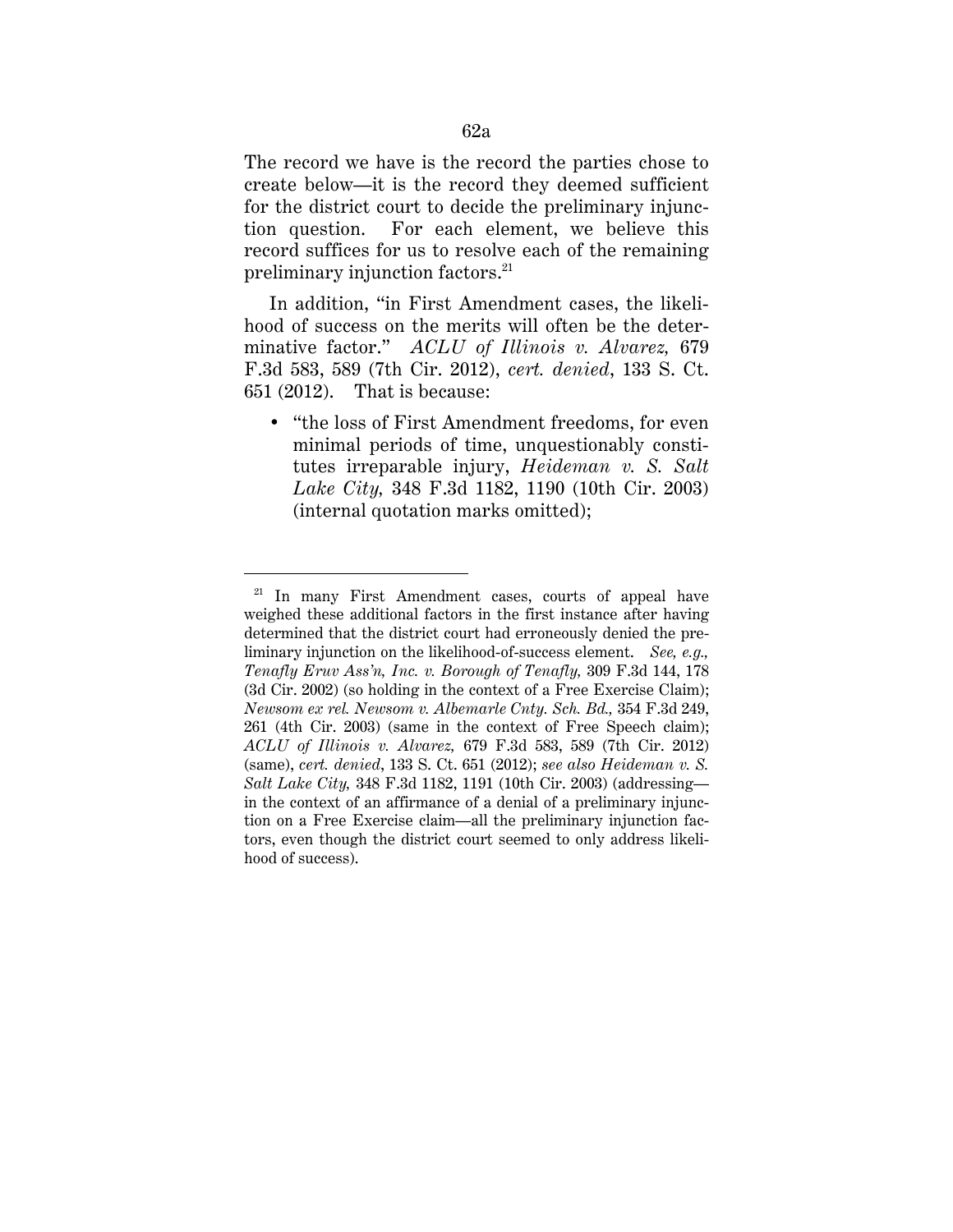The record we have is the record the parties chose to create below—it is the record they deemed sufficient for the district court to decide the preliminary injunction question. For each element, we believe this record suffices for us to resolve each of the remaining preliminary injunction factors.[21]

In addition, "in First Amendment cases, the likelihood of success on the merits will often be the determinative factor." *ACLU of Illinois v. Alvarez,* 679 F.3d 583, 589 (7th Cir. 2012), *cert. denied*, 133 S. Ct. 651 (2012). That is because:

- "the loss of First Amendment freedoms, for even minimal periods of time, unquestionably constitutes irreparable injury, *Heideman v. S. Salt Lake City,* 348 F.3d 1182, 1190 (10th Cir. 2003) (internal quotation marks omitted);

---

[21] In many First Amendment cases, courts of appeal have weighed these additional factors in the first instance after having determined that the district court had erroneously denied the preliminary injunction on the likelihood-of-success element. *See, e.g., Tenafly Eruv Ass'n, Inc. v. Borough of Tenafly,* 309 F.3d 144, 178 (3d Cir. 2002) (so holding in the context of a Free Exercise Claim); *Newsom ex rel. Newsom v. Albemarle Cnty. Sch. Bd.,* 354 F.3d 249, 261 (4th Cir. 2003) (same in the context of Free Speech claim); *ACLU of Illinois v. Alvarez,* 679 F.3d 583, 589 (7th Cir. 2012) (same), *cert. denied*, 133 S. Ct. 651 (2012); *see also Heideman v. S. Salt Lake City,* 348 F.3d 1182, 1191 (10th Cir. 2003) (addressing—in the context of an affirmance of a denial of a preliminary injunction on a Free Exercise claim—all the preliminary injunction factors, even though the district court seemed to only address likelihood of success).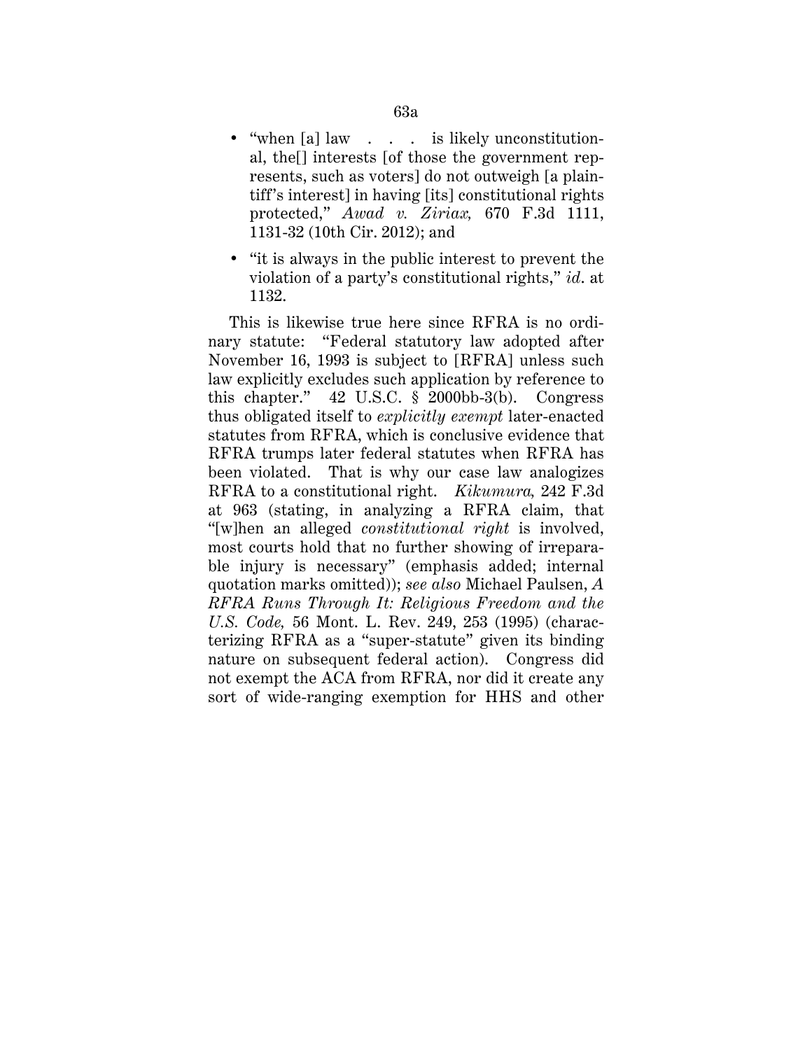- "when [a] law . . . is likely unconstitutional, the[] interests [of those the government represents, such as voters] do not outweigh [a plaintiff's interest] in having [its] constitutional rights protected," *Awad v. Ziriax,* 670 F.3d 1111, 1131-32 (10th Cir. 2012); and
- "it is always in the public interest to prevent the violation of a party's constitutional rights," *id*. at 1132.

This is likewise true here since RFRA is no ordinary statute: "Federal statutory law adopted after November 16, 1993 is subject to [RFRA] unless such law explicitly excludes such application by reference to this chapter." 42 U.S.C. § 2000bb-3(b). Congress thus obligated itself to *explicitly exempt* later-enacted statutes from RFRA, which is conclusive evidence that RFRA trumps later federal statutes when RFRA has been violated. That is why our case law analogizes RFRA to a constitutional right. *Kikumura,* 242 F.3d at 963 (stating, in analyzing a RFRA claim, that "[w]hen an alleged *constitutional right* is involved, most courts hold that no further showing of irreparable injury is necessary" (emphasis added; internal quotation marks omitted)); *see also* Michael Paulsen, *A RFRA Runs Through It: Religious Freedom and the U.S. Code,* 56 Mont. L. Rev. 249, 253 (1995) (characterizing RFRA as a "super-statute" given its binding nature on subsequent federal action). Congress did not exempt the ACA from RFRA, nor did it create any sort of wide-ranging exemption for HHS and other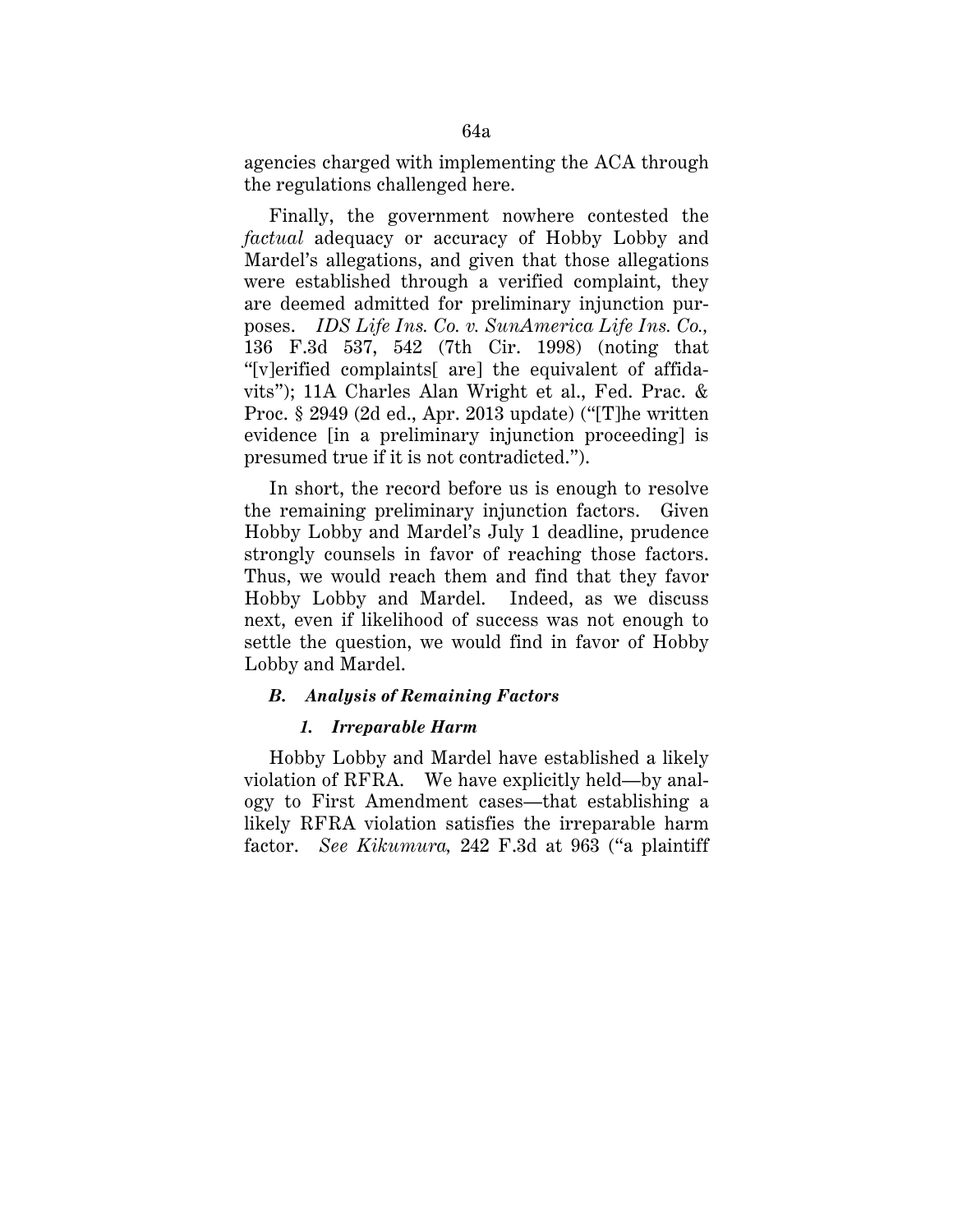agencies charged with implementing the ACA through the regulations challenged here.

Finally, the government nowhere contested the *factual* adequacy or accuracy of Hobby Lobby and Mardel's allegations, and given that those allegations were established through a verified complaint, they are deemed admitted for preliminary injunction purposes. *IDS Life Ins. Co. v. SunAmerica Life Ins. Co.*, 136 F.3d 537, 542 (7th Cir. 1998) (noting that "[v]erified complaints[ are] the equivalent of affidavits"); 11A Charles Alan Wright et al., Fed. Prac. & Proc. § 2949 (2d ed., Apr. 2013 update) ("[T]he written evidence [in a preliminary injunction proceeding] is presumed true if it is not contradicted.").

In short, the record before us is enough to resolve the remaining preliminary injunction factors. Given Hobby Lobby and Mardel's July 1 deadline, prudence strongly counsels in favor of reaching those factors. Thus, we would reach them and find that they favor Hobby Lobby and Mardel. Indeed, as we discuss next, even if likelihood of success was not enough to settle the question, we would find in favor of Hobby Lobby and Mardel.

### *B. Analysis of Remaining Factors*

#### *1. Irreparable Harm*

Hobby Lobby and Mardel have established a likely violation of RFRA. We have explicitly held—by analogy to First Amendment cases—that establishing a likely RFRA violation satisfies the irreparable harm factor. *See Kikumura*, 242 F.3d at 963 ("a plaintiff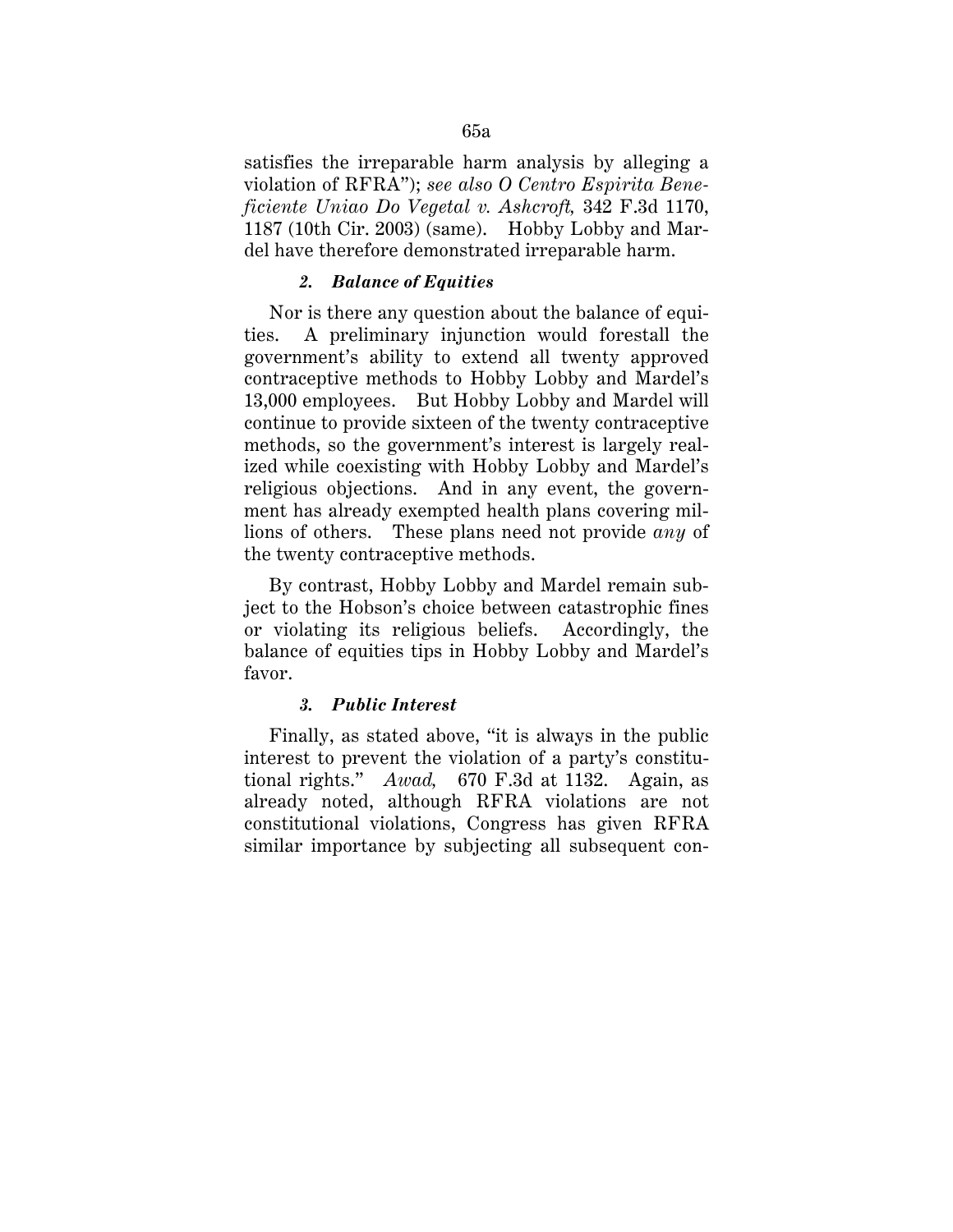satisfies the irreparable harm analysis by alleging a violation of RFRA"); *see also O Centro Espirita Beneficiente Uniao Do Vegetal v. Ashcroft,* 342 F.3d 1170, 1187 (10th Cir. 2003) (same). Hobby Lobby and Mardel have therefore demonstrated irreparable harm.

### *2. Balance of Equities*

Nor is there any question about the balance of equities. A preliminary injunction would forestall the government's ability to extend all twenty approved contraceptive methods to Hobby Lobby and Mardel's 13,000 employees. But Hobby Lobby and Mardel will continue to provide sixteen of the twenty contraceptive methods, so the government's interest is largely realized while coexisting with Hobby Lobby and Mardel's religious objections. And in any event, the government has already exempted health plans covering millions of others. These plans need not provide *any* of the twenty contraceptive methods.

By contrast, Hobby Lobby and Mardel remain subject to the Hobson's choice between catastrophic fines or violating its religious beliefs. Accordingly, the balance of equities tips in Hobby Lobby and Mardel's favor.

### *3. Public Interest*

Finally, as stated above, "it is always in the public interest to prevent the violation of a party's constitutional rights." *Awad,* 670 F.3d at 1132. Again, as already noted, although RFRA violations are not constitutional violations, Congress has given RFRA similar importance by subjecting all subsequent con-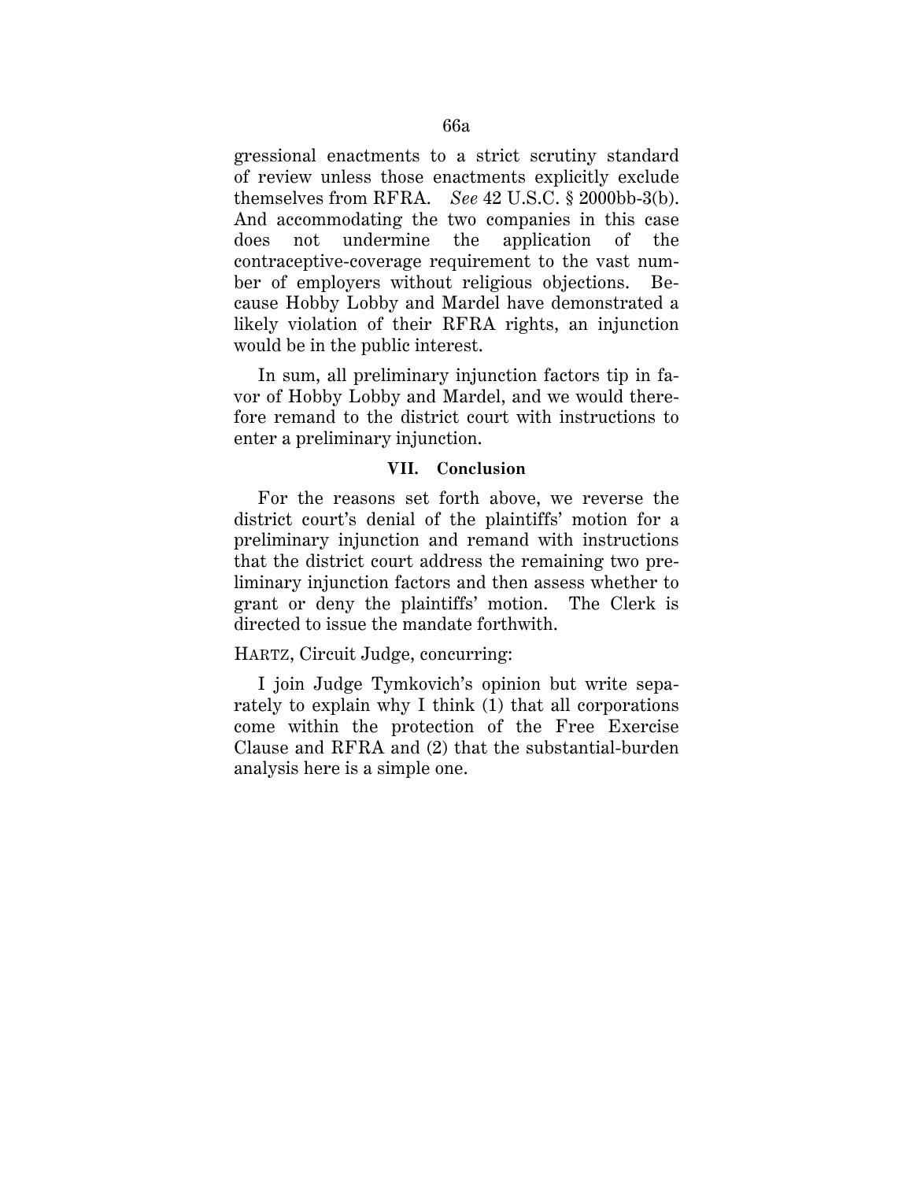gressional enactments to a strict scrutiny standard of review unless those enactments explicitly exclude themselves from RFRA. *See* 42 U.S.C. § 2000bb-3(b). And accommodating the two companies in this case does not undermine the application of the contraceptive-coverage requirement to the vast number of employers without religious objections. Because Hobby Lobby and Mardel have demonstrated a likely violation of their RFRA rights, an injunction would be in the public interest.

In sum, all preliminary injunction factors tip in favor of Hobby Lobby and Mardel, and we would therefore remand to the district court with instructions to enter a preliminary injunction.

### VII. Conclusion

For the reasons set forth above, we reverse the district court's denial of the plaintiffs' motion for a preliminary injunction and remand with instructions that the district court address the remaining two preliminary injunction factors and then assess whether to grant or deny the plaintiffs' motion. The Clerk is directed to issue the mandate forthwith.

HARTZ, Circuit Judge, concurring:

I join Judge Tymkovich's opinion but write separately to explain why I think (1) that all corporations come within the protection of the Free Exercise Clause and RFRA and (2) that the substantial-burden analysis here is a simple one.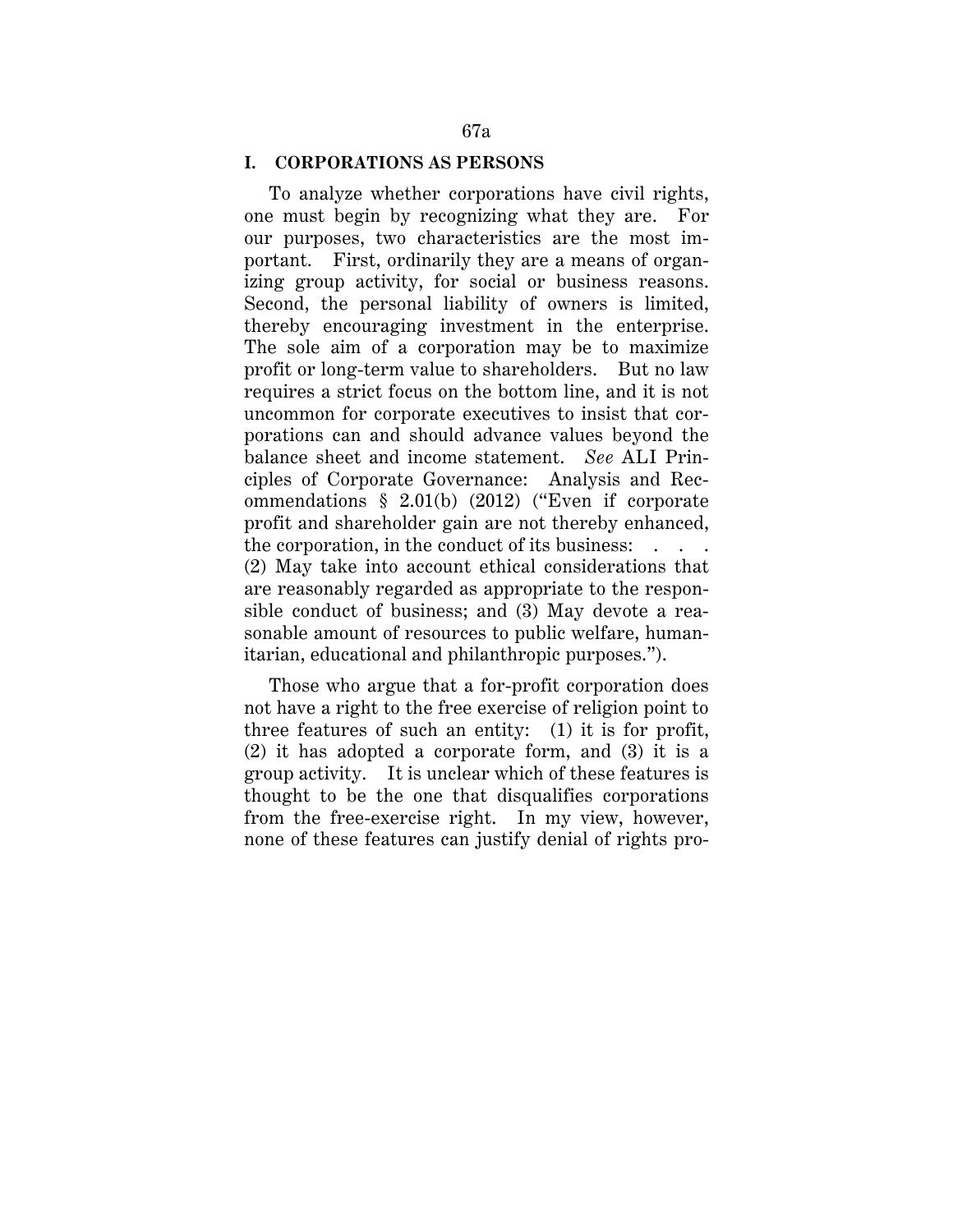## I. CORPORATIONS AS PERSONS

To analyze whether corporations have civil rights, one must begin by recognizing what they are. For our purposes, two characteristics are the most important. First, ordinarily they are a means of organizing group activity, for social or business reasons. Second, the personal liability of owners is limited, thereby encouraging investment in the enterprise. The sole aim of a corporation may be to maximize profit or long-term value to shareholders. But no law requires a strict focus on the bottom line, and it is not uncommon for corporate executives to insist that corporations can and should advance values beyond the balance sheet and income statement. *See* ALI Principles of Corporate Governance: Analysis and Recommendations § 2.01(b) (2012) ("Even if corporate profit and shareholder gain are not thereby enhanced, the corporation, in the conduct of its business: . . . (2) May take into account ethical considerations that are reasonably regarded as appropriate to the responsible conduct of business; and (3) May devote a reasonable amount of resources to public welfare, humanitarian, educational and philanthropic purposes.").

Those who argue that a for-profit corporation does not have a right to the free exercise of religion point to three features of such an entity: (1) it is for profit, (2) it has adopted a corporate form, and (3) it is a group activity. It is unclear which of these features is thought to be the one that disqualifies corporations from the free-exercise right. In my view, however, none of these features can justify denial of rights pro-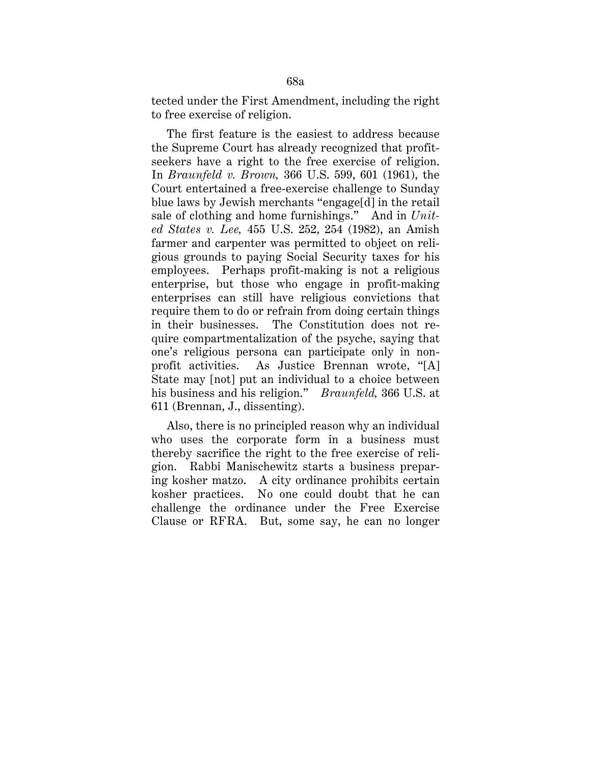tected under the First Amendment, including the right to free exercise of religion.

The first feature is the easiest to address because the Supreme Court has already recognized that profit-seekers have a right to the free exercise of religion. In *Braunfeld v. Brown,* 366 U.S. 599, 601 (1961), the Court entertained a free-exercise challenge to Sunday blue laws by Jewish merchants "engage[d] in the retail sale of clothing and home furnishings." And in *United States v. Lee,* 455 U.S. 252, 254 (1982), an Amish farmer and carpenter was permitted to object on religious grounds to paying Social Security taxes for his employees. Perhaps profit-making is not a religious enterprise, but those who engage in profit-making enterprises can still have religious convictions that require them to do or refrain from doing certain things in their businesses. The Constitution does not require compartmentalization of the psyche, saying that one's religious persona can participate only in non-profit activities. As Justice Brennan wrote, "[A] State may [not] put an individual to a choice between his business and his religion." *Braunfeld,* 366 U.S. at 611 (Brennan, J., dissenting).

Also, there is no principled reason why an individual who uses the corporate form in a business must thereby sacrifice the right to the free exercise of religion. Rabbi Manischewitz starts a business preparing kosher matzo. A city ordinance prohibits certain kosher practices. No one could doubt that he can challenge the ordinance under the Free Exercise Clause or RFRA. But, some say, he can no longer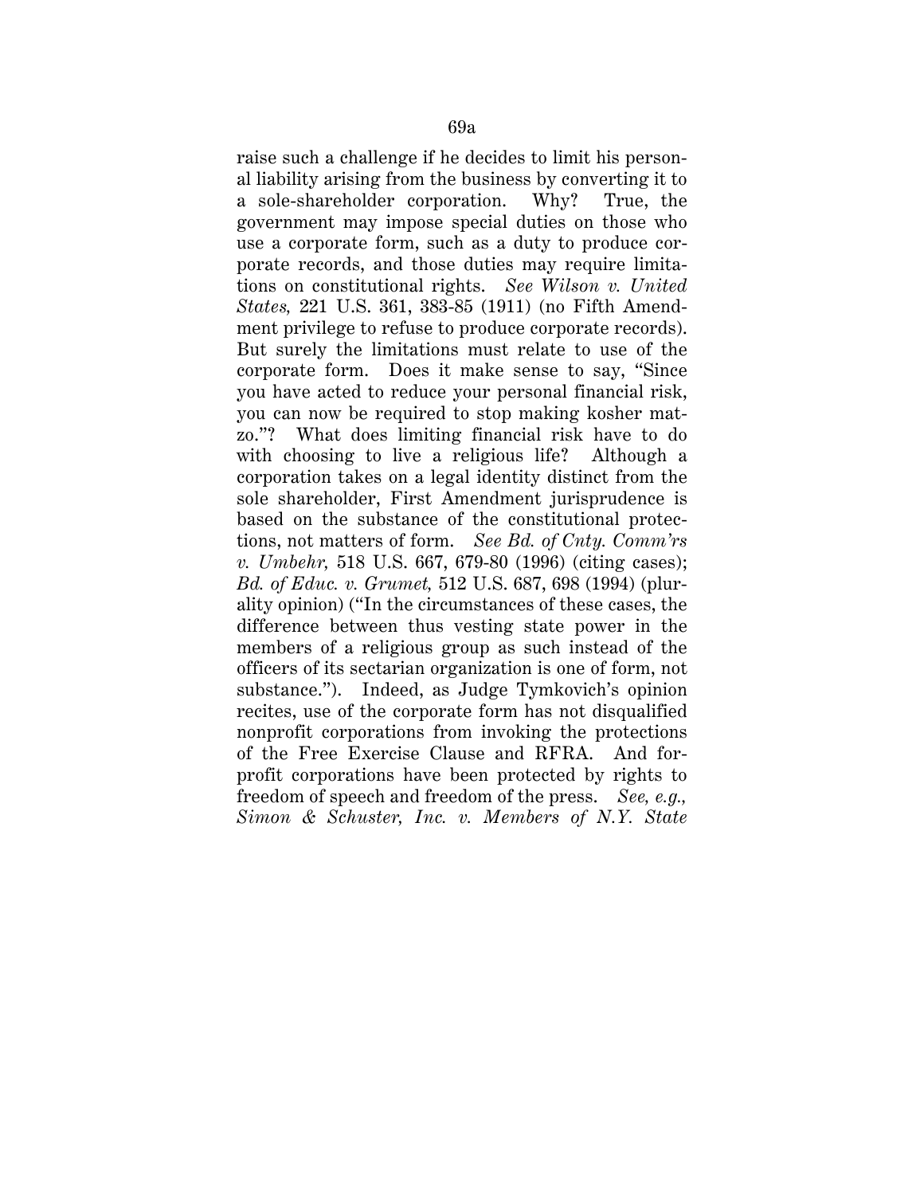raise such a challenge if he decides to limit his personal liability arising from the business by converting it to a sole-shareholder corporation. Why? True, the government may impose special duties on those who use a corporate form, such as a duty to produce corporate records, and those duties may require limitations on constitutional rights. *See Wilson v. United States,* 221 U.S. 361, 383-85 (1911) (no Fifth Amendment privilege to refuse to produce corporate records). But surely the limitations must relate to use of the corporate form. Does it make sense to say, "Since you have acted to reduce your personal financial risk, you can now be required to stop making kosher matzo."? What does limiting financial risk have to do with choosing to live a religious life? Although a corporation takes on a legal identity distinct from the sole shareholder, First Amendment jurisprudence is based on the substance of the constitutional protections, not matters of form. *See Bd. of Cnty. Comm'rs v. Umbehr,* 518 U.S. 667, 679-80 (1996) (citing cases); *Bd. of Educ. v. Grumet,* 512 U.S. 687, 698 (1994) (plurality opinion) ("In the circumstances of these cases, the difference between thus vesting state power in the members of a religious group as such instead of the officers of its sectarian organization is one of form, not substance."). Indeed, as Judge Tymkovich's opinion recites, use of the corporate form has not disqualified nonprofit corporations from invoking the protections of the Free Exercise Clause and RFRA. And for-profit corporations have been protected by rights to freedom of speech and freedom of the press. *See, e.g., Simon & Schuster, Inc. v. Members of N.Y. State*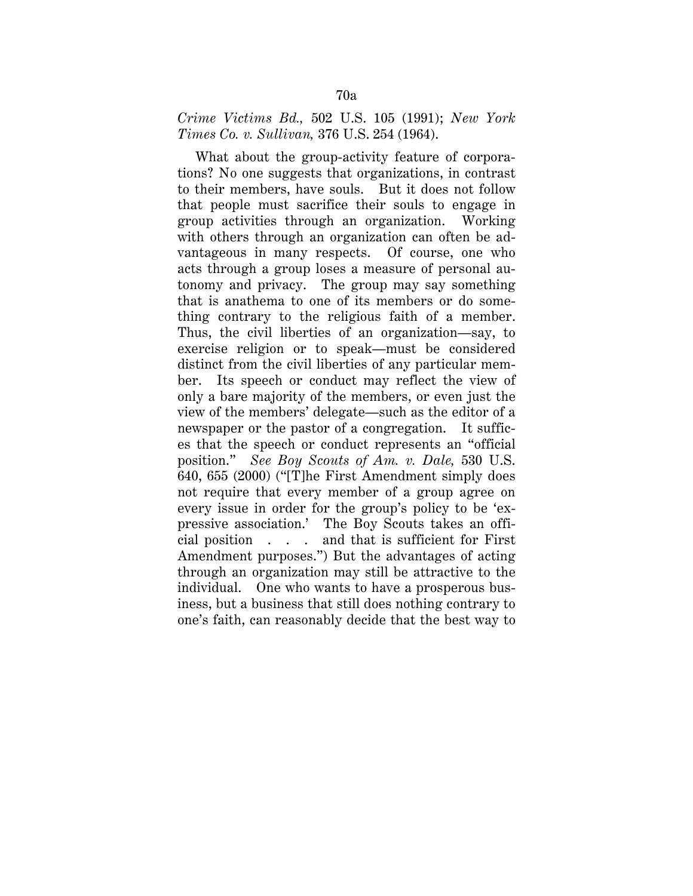*Crime Victims Bd.,* 502 U.S. 105 (1991); *New York Times Co. v. Sullivan,* 376 U.S. 254 (1964).

What about the group-activity feature of corporations? No one suggests that organizations, in contrast to their members, have souls. But it does not follow that people must sacrifice their souls to engage in group activities through an organization. Working with others through an organization can often be advantageous in many respects. Of course, one who acts through a group loses a measure of personal autonomy and privacy. The group may say something that is anathema to one of its members or do something contrary to the religious faith of a member. Thus, the civil liberties of an organization—say, to exercise religion or to speak—must be considered distinct from the civil liberties of any particular member. Its speech or conduct may reflect the view of only a bare majority of the members, or even just the view of the members' delegate—such as the editor of a newspaper or the pastor of a congregation. It suffices that the speech or conduct represents an "official position." *See Boy Scouts of Am. v. Dale,* 530 U.S. 640, 655 (2000) ("[T]he First Amendment simply does not require that every member of a group agree on every issue in order for the group's policy to be 'expressive association.' The Boy Scouts takes an official position . . . and that is sufficient for First Amendment purposes.") But the advantages of acting through an organization may still be attractive to the individual. One who wants to have a prosperous business, but a business that still does nothing contrary to one's faith, can reasonably decide that the best way to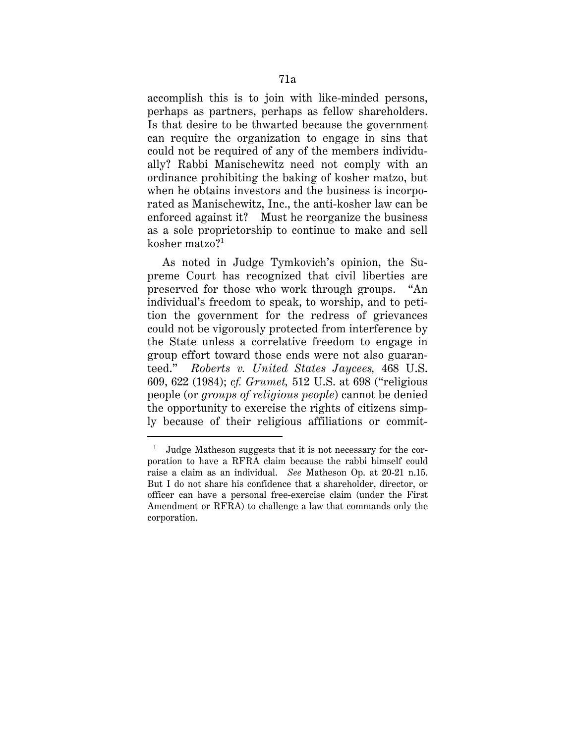accomplish this is to join with like-minded persons, perhaps as partners, perhaps as fellow shareholders. Is that desire to be thwarted because the government can require the organization to engage in sins that could not be required of any of the members individually? Rabbi Manischewitz need not comply with an ordinance prohibiting the baking of kosher matzo, but when he obtains investors and the business is incorporated as Manischewitz, Inc., the anti-kosher law can be enforced against it? Must he reorganize the business as a sole proprietorship to continue to make and sell kosher matzo?[1]

As noted in Judge Tymkovich's opinion, the Supreme Court has recognized that civil liberties are preserved for those who work through groups. "An individual's freedom to speak, to worship, and to petition the government for the redress of grievances could not be vigorously protected from interference by the State unless a correlative freedom to engage in group effort toward those ends were not also guaranteed." *Roberts v. United States Jaycees,* 468 U.S. 609, 622 (1984); *cf. Grumet,* 512 U.S. at 698 ("religious people (or *groups of religious people*) cannot be denied the opportunity to exercise the rights of citizens simply because of their religious affiliations or commit-

---

[1] Judge Matheson suggests that it is not necessary for the corporation to have a RFRA claim because the rabbi himself could raise a claim as an individual. *See* Matheson Op. at 20-21 n.15. But I do not share his confidence that a shareholder, director, or officer can have a personal free-exercise claim (under the First Amendment or RFRA) to challenge a law that commands only the corporation.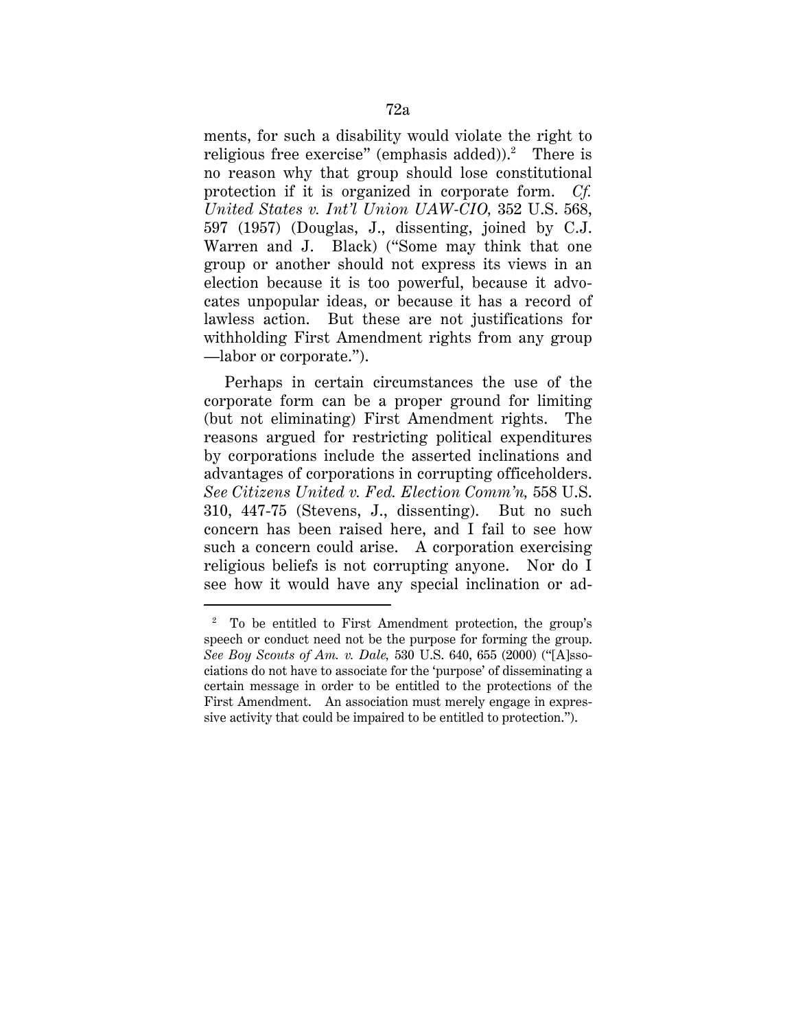ments, for such a disability would violate the right to religious free exercise" (emphasis added)).[2] There is no reason why that group should lose constitutional protection if it is organized in corporate form. *Cf. United States v. Int'l Union UAW-CIO,* 352 U.S. 568, 597 (1957) (Douglas, J., dissenting, joined by C.J. Warren and J. Black) ("Some may think that one group or another should not express its views in an election because it is too powerful, because it advocates unpopular ideas, or because it has a record of lawless action. But these are not justifications for withholding First Amendment rights from any group —labor or corporate.").

Perhaps in certain circumstances the use of the corporate form can be a proper ground for limiting (but not eliminating) First Amendment rights. The reasons argued for restricting political expenditures by corporations include the asserted inclinations and advantages of corporations in corrupting officeholders. *See Citizens United v. Fed. Election Comm'n,* 558 U.S. 310, 447-75 (Stevens, J., dissenting). But no such concern has been raised here, and I fail to see how such a concern could arise. A corporation exercising religious beliefs is not corrupting anyone. Nor do I see how it would have any special inclination or ad-

---

[2] To be entitled to First Amendment protection, the group's speech or conduct need not be the purpose for forming the group. *See Boy Scouts of Am. v. Dale,* 530 U.S. 640, 655 (2000) ("[A]ssociations do not have to associate for the 'purpose' of disseminating a certain message in order to be entitled to the protections of the First Amendment. An association must merely engage in expressive activity that could be impaired to be entitled to protection.").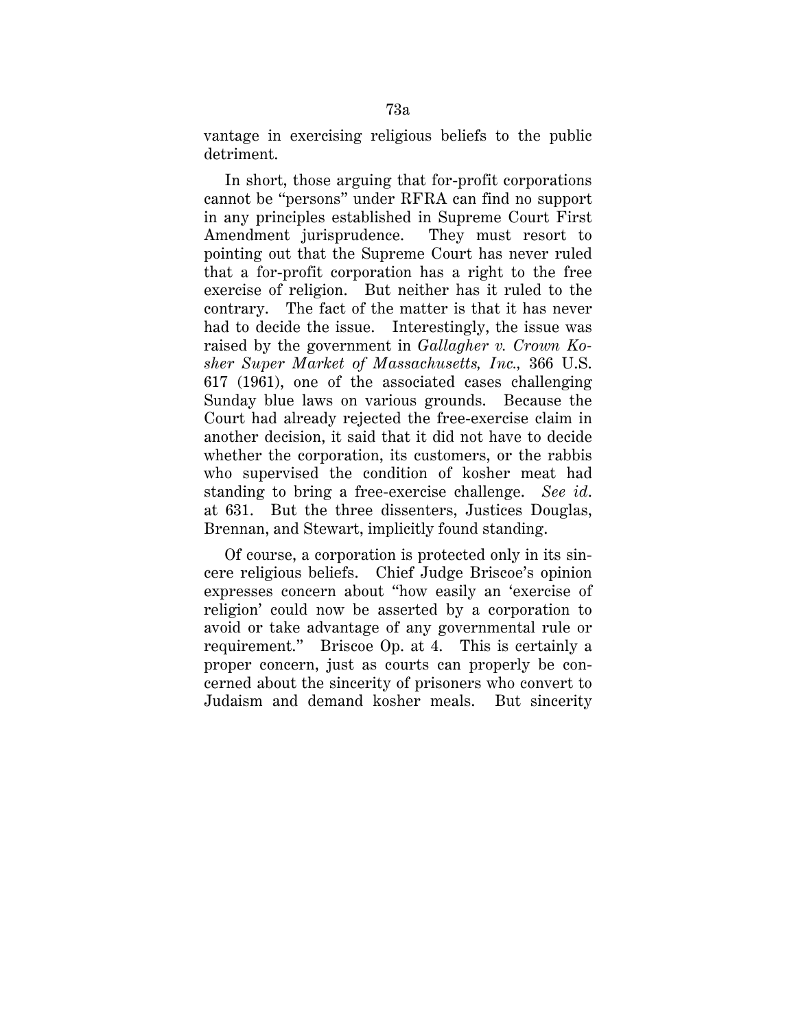vantage in exercising religious beliefs to the public detriment.

In short, those arguing that for-profit corporations cannot be "persons" under RFRA can find no support in any principles established in Supreme Court First Amendment jurisprudence. They must resort to pointing out that the Supreme Court has never ruled that a for-profit corporation has a right to the free exercise of religion. But neither has it ruled to the contrary. The fact of the matter is that it has never had to decide the issue. Interestingly, the issue was raised by the government in *Gallagher v. Crown Kosher Super Market of Massachusetts, Inc.,* 366 U.S. 617 (1961), one of the associated cases challenging Sunday blue laws on various grounds. Because the Court had already rejected the free-exercise claim in another decision, it said that it did not have to decide whether the corporation, its customers, or the rabbis who supervised the condition of kosher meat had standing to bring a free-exercise challenge. *See id.* at 631. But the three dissenters, Justices Douglas, Brennan, and Stewart, implicitly found standing.

Of course, a corporation is protected only in its sincere religious beliefs. Chief Judge Briscoe's opinion expresses concern about "how easily an 'exercise of religion' could now be asserted by a corporation to avoid or take advantage of any governmental rule or requirement." Briscoe Op. at 4. This is certainly a proper concern, just as courts can properly be concerned about the sincerity of prisoners who convert to Judaism and demand kosher meals. But sincerity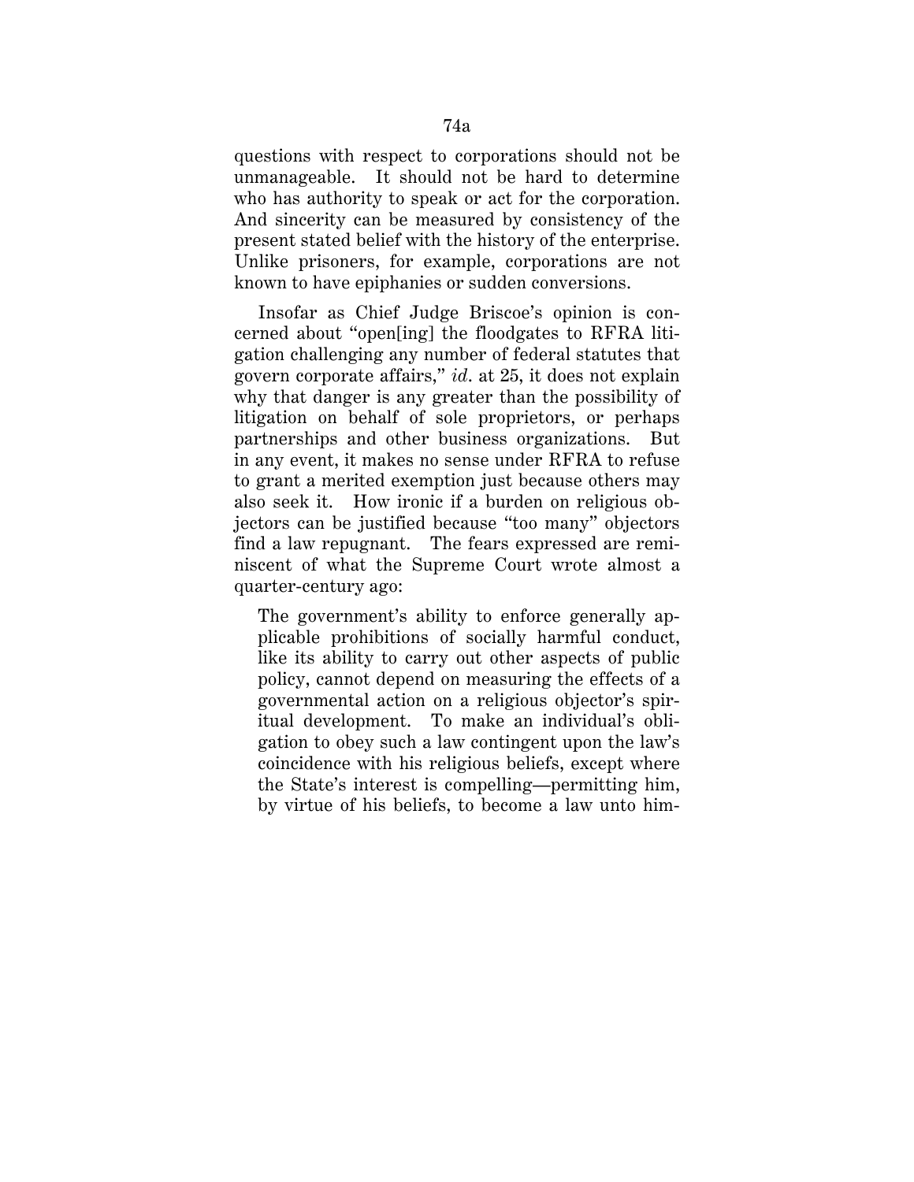questions with respect to corporations should not be unmanageable. It should not be hard to determine who has authority to speak or act for the corporation. And sincerity can be measured by consistency of the present stated belief with the history of the enterprise. Unlike prisoners, for example, corporations are not known to have epiphanies or sudden conversions.

Insofar as Chief Judge Briscoe's opinion is concerned about "open[ing] the floodgates to RFRA litigation challenging any number of federal statutes that govern corporate affairs," *id*. at 25, it does not explain why that danger is any greater than the possibility of litigation on behalf of sole proprietors, or perhaps partnerships and other business organizations. But in any event, it makes no sense under RFRA to refuse to grant a merited exemption just because others may also seek it. How ironic if a burden on religious objectors can be justified because "too many" objectors find a law repugnant. The fears expressed are reminiscent of what the Supreme Court wrote almost a quarter-century ago:

> The government's ability to enforce generally applicable prohibitions of socially harmful conduct, like its ability to carry out other aspects of public policy, cannot depend on measuring the effects of a governmental action on a religious objector's spiritual development. To make an individual's obligation to obey such a law contingent upon the law's coincidence with his religious beliefs, except where the State's interest is compelling—permitting him, by virtue of his beliefs, to become a law unto him-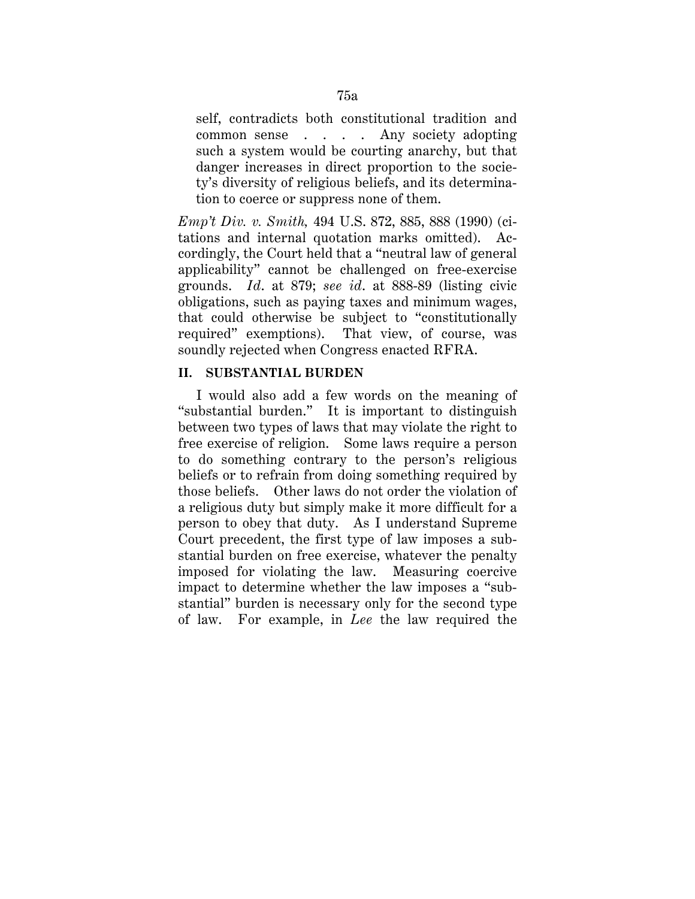> self, contradicts both constitutional tradition and common sense . . . . Any society adopting such a system would be courting anarchy, but that danger increases in direct proportion to the society's diversity of religious beliefs, and its determination to coerce or suppress none of them.

*Emp't Div. v. Smith,* 494 U.S. 872, 885, 888 (1990) (citations and internal quotation marks omitted). Accordingly, the Court held that a "neutral law of general applicability" cannot be challenged on free-exercise grounds. *Id*. at 879; *see id*. at 888-89 (listing civic obligations, such as paying taxes and minimum wages, that could otherwise be subject to "constitutionally required" exemptions). That view, of course, was soundly rejected when Congress enacted RFRA.

## II. SUBSTANTIAL BURDEN

I would also add a few words on the meaning of "substantial burden." It is important to distinguish between two types of laws that may violate the right to free exercise of religion. Some laws require a person to do something contrary to the person's religious beliefs or to refrain from doing something required by those beliefs. Other laws do not order the violation of a religious duty but simply make it more difficult for a person to obey that duty. As I understand Supreme Court precedent, the first type of law imposes a substantial burden on free exercise, whatever the penalty imposed for violating the law. Measuring coercive impact to determine whether the law imposes a "substantial" burden is necessary only for the second type of law. For example, in *Lee* the law required the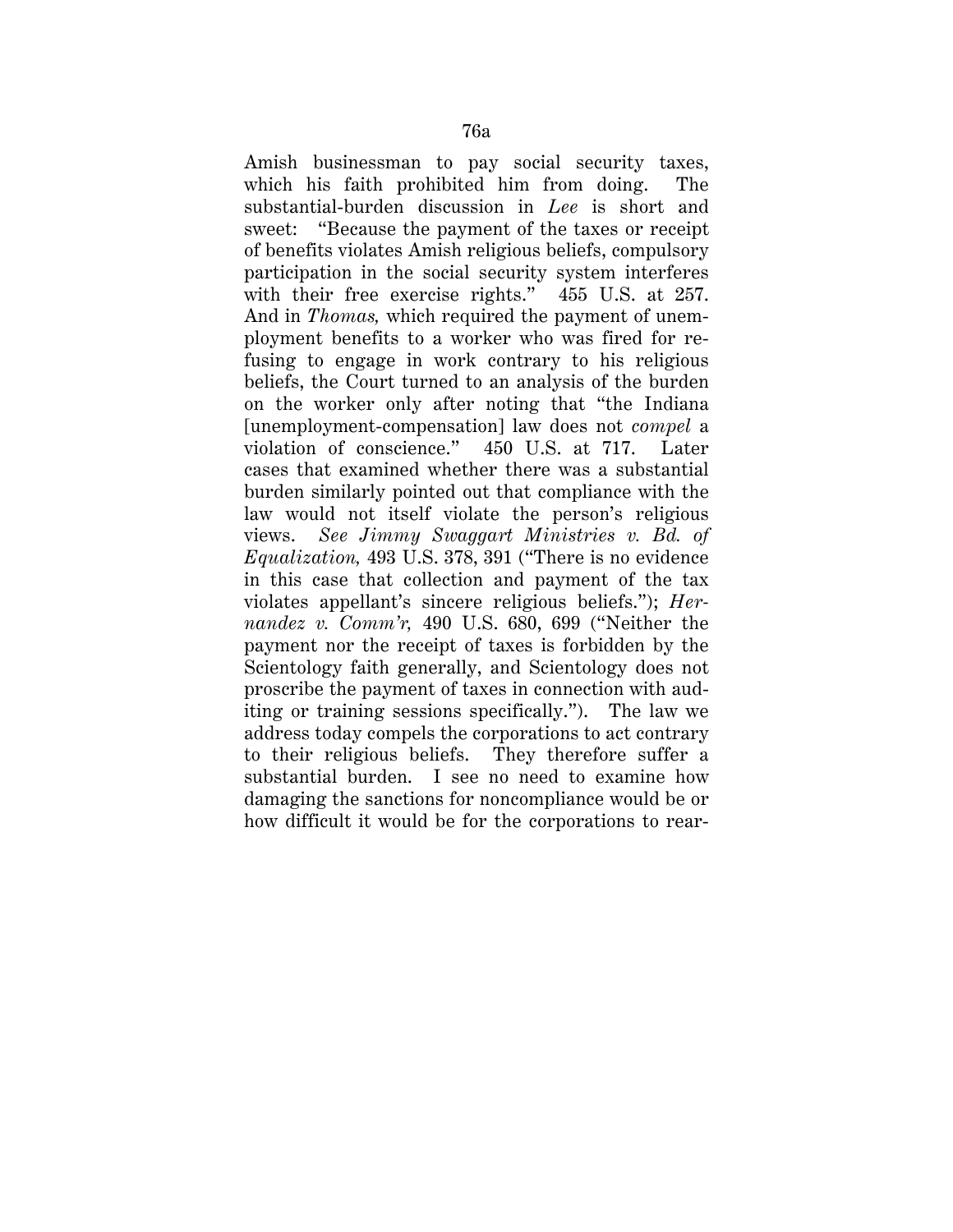Amish businessman to pay social security taxes, which his faith prohibited him from doing. The substantial-burden discussion in *Lee* is short and sweet: "Because the payment of the taxes or receipt of benefits violates Amish religious beliefs, compulsory participation in the social security system interferes with their free exercise rights." 455 U.S. at 257. And in *Thomas,* which required the payment of unemployment benefits to a worker who was fired for refusing to engage in work contrary to his religious beliefs, the Court turned to an analysis of the burden on the worker only after noting that "the Indiana [unemployment-compensation] law does not *compel* a violation of conscience." 450 U.S. at 717. Later cases that examined whether there was a substantial burden similarly pointed out that compliance with the law would not itself violate the person's religious views. *See Jimmy Swaggart Ministries v. Bd. of Equalization,* 493 U.S. 378, 391 ("There is no evidence in this case that collection and payment of the tax violates appellant's sincere religious beliefs."); *Hernandez v. Comm'r,* 490 U.S. 680, 699 ("Neither the payment nor the receipt of taxes is forbidden by the Scientology faith generally, and Scientology does not proscribe the payment of taxes in connection with auditing or training sessions specifically."). The law we address today compels the corporations to act contrary to their religious beliefs. They therefore suffer a substantial burden. I see no need to examine how damaging the sanctions for noncompliance would be or how difficult it would be for the corporations to rear-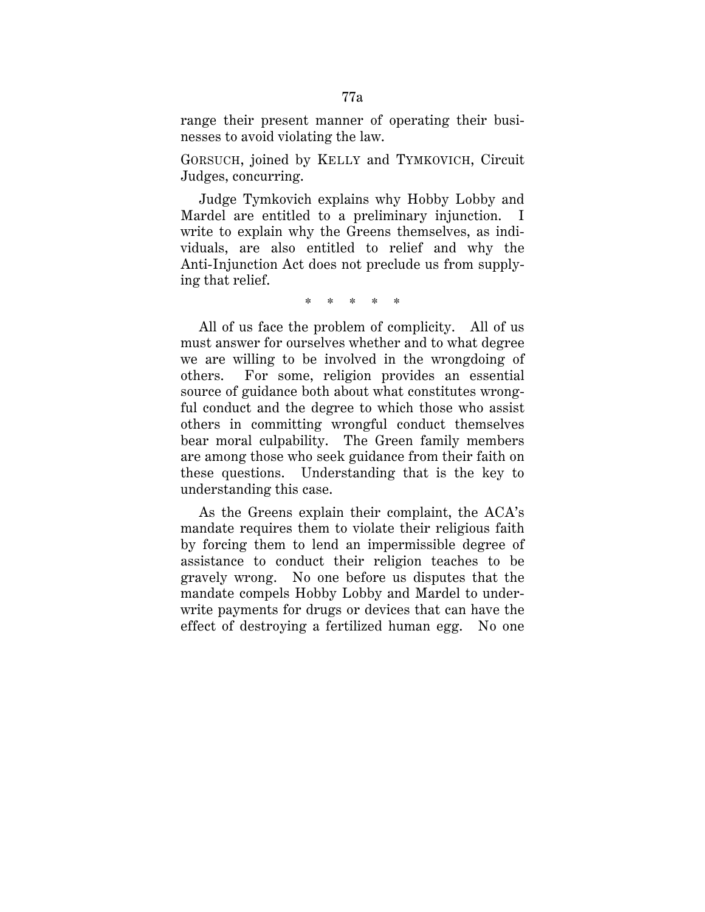range their present manner of operating their businesses to avoid violating the law.

GORSUCH, joined by KELLY and TYMKOVICH, Circuit Judges, concurring.

Judge Tymkovich explains why Hobby Lobby and Mardel are entitled to a preliminary injunction. I write to explain why the Greens themselves, as individuals, are also entitled to relief and why the Anti-Injunction Act does not preclude us from supplying that relief.

\* \* \* \* \*

All of us face the problem of complicity. All of us must answer for ourselves whether and to what degree we are willing to be involved in the wrongdoing of others. For some, religion provides an essential source of guidance both about what constitutes wrongful conduct and the degree to which those who assist others in committing wrongful conduct themselves bear moral culpability. The Green family members are among those who seek guidance from their faith on these questions. Understanding that is the key to understanding this case.

As the Greens explain their complaint, the ACA's mandate requires them to violate their religious faith by forcing them to lend an impermissible degree of assistance to conduct their religion teaches to be gravely wrong. No one before us disputes that the mandate compels Hobby Lobby and Mardel to underwrite payments for drugs or devices that can have the effect of destroying a fertilized human egg. No one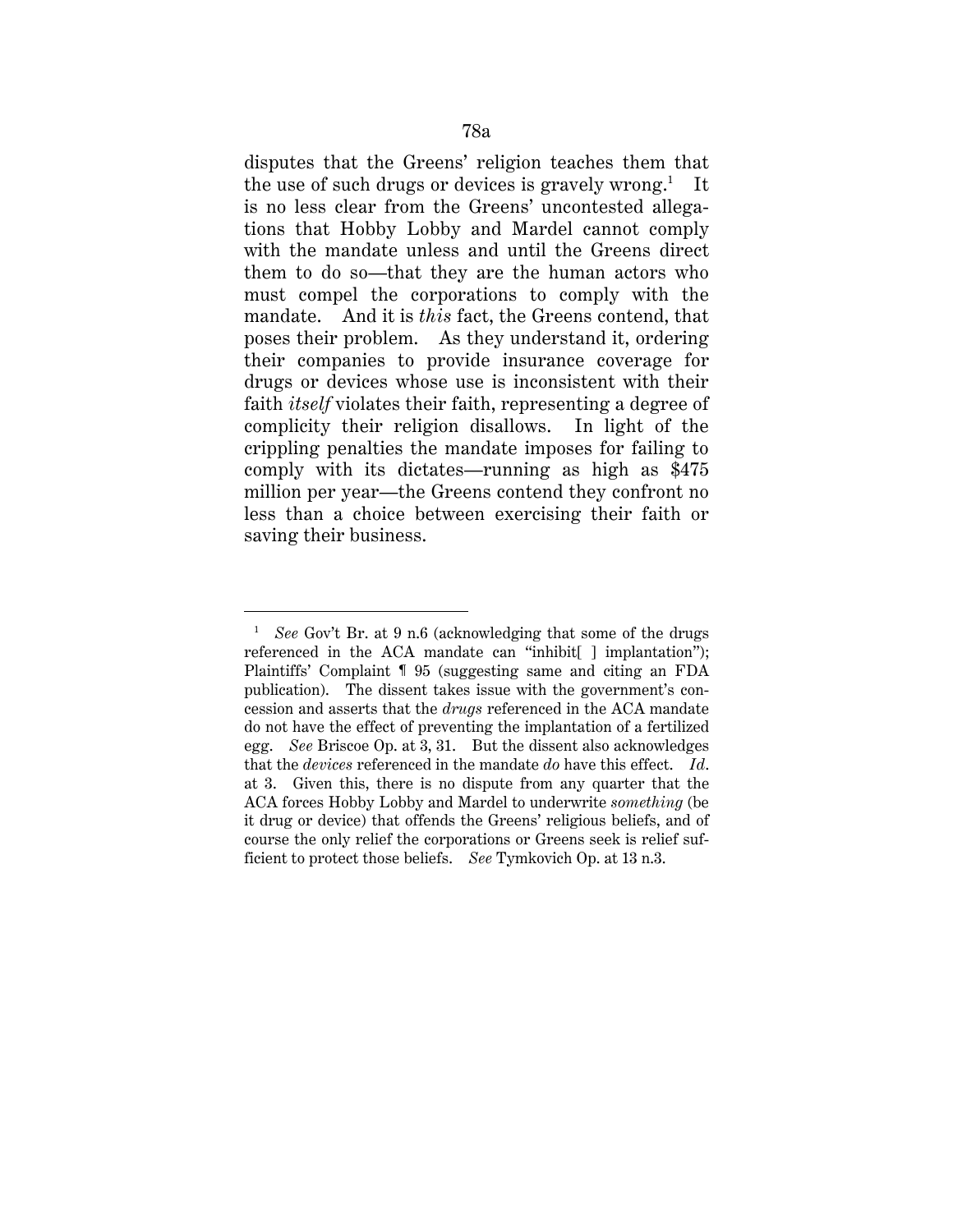disputes that the Greens' religion teaches them that the use of such drugs or devices is gravely wrong.[1] It is no less clear from the Greens' uncontested allegations that Hobby Lobby and Mardel cannot comply with the mandate unless and until the Greens direct them to do so—that they are the human actors who must compel the corporations to comply with the mandate. And it is *this* fact, the Greens contend, that poses their problem. As they understand it, ordering their companies to provide insurance coverage for drugs or devices whose use is inconsistent with their faith *itself* violates their faith, representing a degree of complicity their religion disallows. In light of the crippling penalties the mandate imposes for failing to comply with its dictates—running as high as $475 million per year—the Greens contend they confront no less than a choice between exercising their faith or saving their business.

---

[1] *See* Gov't Br. at 9 n.6 (acknowledging that some of the drugs referenced in the ACA mandate can "inhibit[ ] implantation"); Plaintiffs' Complaint ¶ 95 (suggesting same and citing an FDA publication). The dissent takes issue with the government's concession and asserts that the *drugs* referenced in the ACA mandate do not have the effect of preventing the implantation of a fertilized egg. *See* Briscoe Op. at 3, 31. But the dissent also acknowledges that the *devices* referenced in the mandate *do* have this effect. *Id*. at 3. Given this, there is no dispute from any quarter that the ACA forces Hobby Lobby and Mardel to underwrite *something* (be it drug or device) that offends the Greens' religious beliefs, and of course the only relief the corporations or Greens seek is relief sufficient to protect those beliefs. *See* Tymkovich Op. at 13 n.3.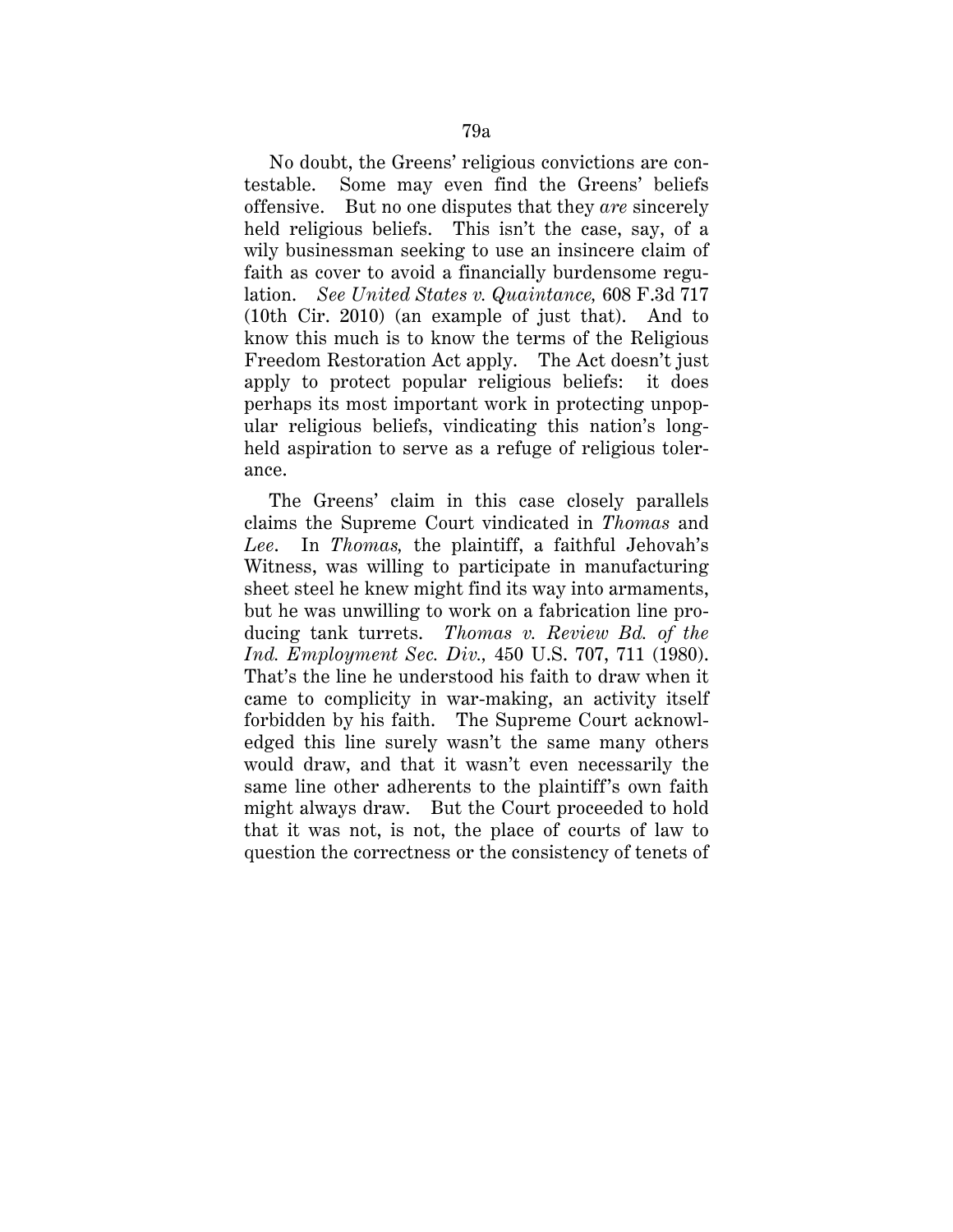No doubt, the Greens' religious convictions are contestable. Some may even find the Greens' beliefs offensive. But no one disputes that they *are* sincerely held religious beliefs. This isn't the case, say, of a wily businessman seeking to use an insincere claim of faith as cover to avoid a financially burdensome regulation. *See United States v. Quaintance,* 608 F.3d 717 (10th Cir. 2010) (an example of just that). And to know this much is to know the terms of the Religious Freedom Restoration Act apply. The Act doesn't just apply to protect popular religious beliefs: it does perhaps its most important work in protecting unpopular religious beliefs, vindicating this nation's long-held aspiration to serve as a refuge of religious tolerance.

The Greens' claim in this case closely parallels claims the Supreme Court vindicated in *Thomas* and *Lee*. In *Thomas,* the plaintiff, a faithful Jehovah's Witness, was willing to participate in manufacturing sheet steel he knew might find its way into armaments, but he was unwilling to work on a fabrication line producing tank turrets. *Thomas v. Review Bd. of the Ind. Employment Sec. Div.,* 450 U.S. 707, 711 (1980). That's the line he understood his faith to draw when it came to complicity in war-making, an activity itself forbidden by his faith. The Supreme Court acknowledged this line surely wasn't the same many others would draw, and that it wasn't even necessarily the same line other adherents to the plaintiff's own faith might always draw. But the Court proceeded to hold that it was not, is not, the place of courts of law to question the correctness or the consistency of tenets of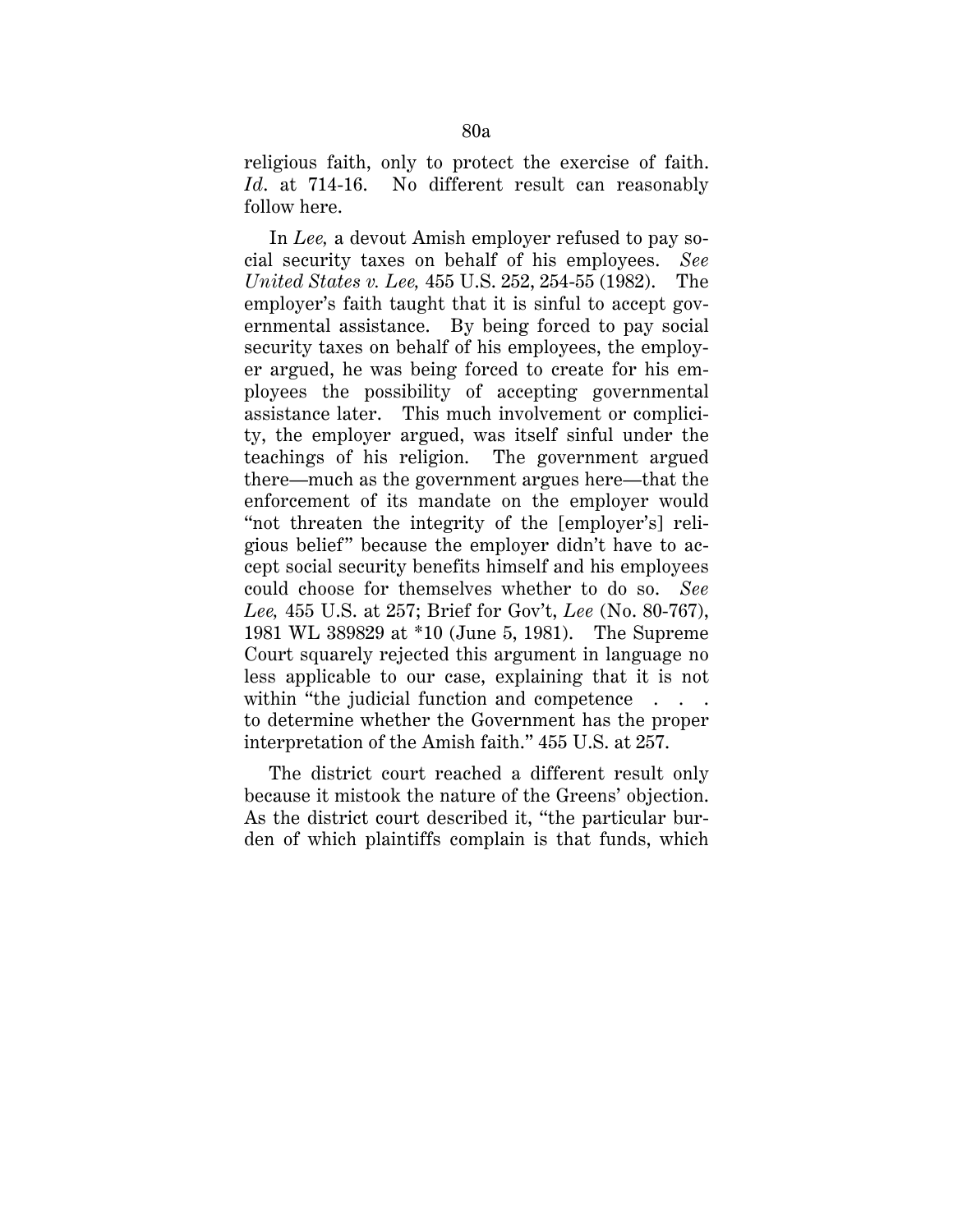religious faith, only to protect the exercise of faith. *Id*. at 714-16. No different result can reasonably follow here.

In *Lee,* a devout Amish employer refused to pay social security taxes on behalf of his employees. *See United States v. Lee,* 455 U.S. 252, 254-55 (1982). The employer's faith taught that it is sinful to accept governmental assistance. By being forced to pay social security taxes on behalf of his employees, the employer argued, he was being forced to create for his employees the possibility of accepting governmental assistance later. This much involvement or complicity, the employer argued, was itself sinful under the teachings of his religion. The government argued there—much as the government argues here—that the enforcement of its mandate on the employer would "not threaten the integrity of the [employer's] religious belief" because the employer didn't have to accept social security benefits himself and his employees could choose for themselves whether to do so. *See Lee,* 455 U.S. at 257; Brief for Gov't, *Lee* (No. 80-767), 1981 WL 389829 at *10 (June 5, 1981). The Supreme Court squarely rejected this argument in language no less applicable to our case, explaining that it is not within "the judicial function and competence . . . to determine whether the Government has the proper interpretation of the Amish faith." 455 U.S. at 257.

The district court reached a different result only because it mistook the nature of the Greens' objection. As the district court described it, "the particular burden of which plaintiffs complain is that funds, which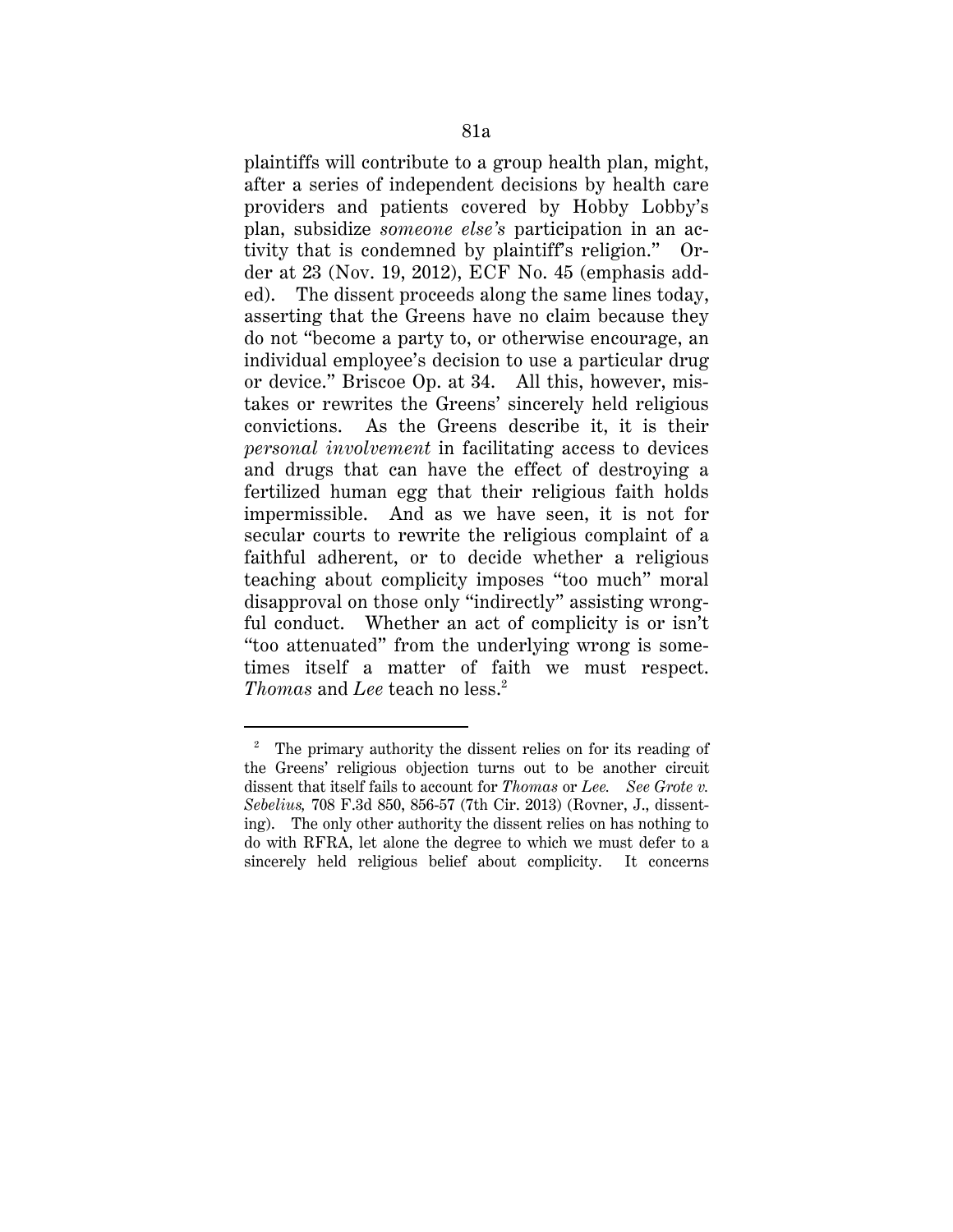plaintiffs will contribute to a group health plan, might, after a series of independent decisions by health care providers and patients covered by Hobby Lobby's plan, subsidize *someone else's* participation in an activity that is condemned by plaintiff's religion." Order at 23 (Nov. 19, 2012), ECF No. 45 (emphasis added). The dissent proceeds along the same lines today, asserting that the Greens have no claim because they do not "become a party to, or otherwise encourage, an individual employee's decision to use a particular drug or device." Briscoe Op. at 34. All this, however, mistakes or rewrites the Greens' sincerely held religious convictions. As the Greens describe it, it is their *personal involvement* in facilitating access to devices and drugs that can have the effect of destroying a fertilized human egg that their religious faith holds impermissible. And as we have seen, it is not for secular courts to rewrite the religious complaint of a faithful adherent, or to decide whether a religious teaching about complicity imposes "too much" moral disapproval on those only "indirectly" assisting wrongful conduct. Whether an act of complicity is or isn't "too attenuated" from the underlying wrong is sometimes itself a matter of faith we must respect. *Thomas* and *Lee* teach no less.[2]

[2] The primary authority the dissent relies on for its reading of the Greens' religious objection turns out to be another circuit dissent that itself fails to account for *Thomas* or *Lee*. *See Grote v. Sebelius,* 708 F.3d 850, 856-57 (7th Cir. 2013) (Rovner, J., dissenting). The only other authority the dissent relies on has nothing to do with RFRA, let alone the degree to which we must defer to a sincerely held religious belief about complicity. It concerns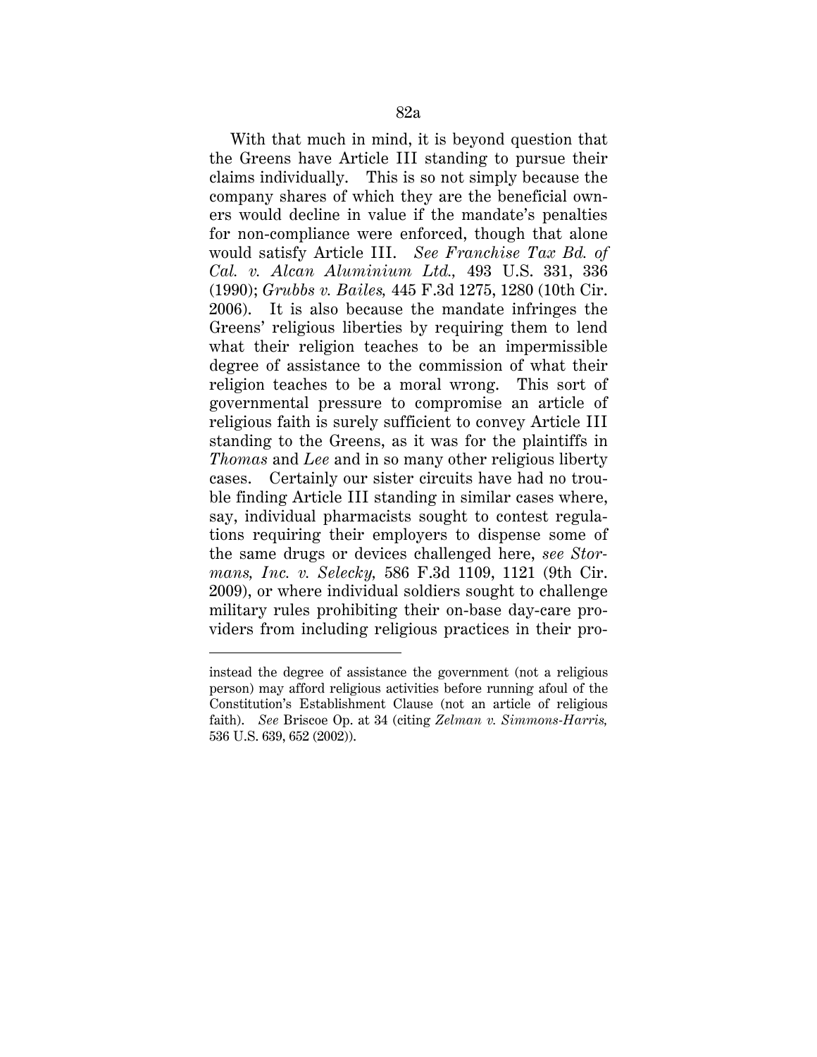With that much in mind, it is beyond question that the Greens have Article III standing to pursue their claims individually. This is so not simply because the company shares of which they are the beneficial owners would decline in value if the mandate's penalties for non-compliance were enforced, though that alone would satisfy Article III. *See Franchise Tax Bd. of Cal. v. Alcan Aluminium Ltd.,* 493 U.S. 331, 336 (1990); *Grubbs v. Bailes,* 445 F.3d 1275, 1280 (10th Cir. 2006). It is also because the mandate infringes the Greens' religious liberties by requiring them to lend what their religion teaches to be an impermissible degree of assistance to the commission of what their religion teaches to be a moral wrong. This sort of governmental pressure to compromise an article of religious faith is surely sufficient to convey Article III standing to the Greens, as it was for the plaintiffs in *Thomas* and *Lee* and in so many other religious liberty cases. Certainly our sister circuits have had no trouble finding Article III standing in similar cases where, say, individual pharmacists sought to contest regulations requiring their employers to dispense some of the same drugs or devices challenged here, *see Stormans, Inc. v. Selecky,* 586 F.3d 1109, 1121 (9th Cir. 2009), or where individual soldiers sought to challenge military rules prohibiting their on-base day-care providers from including religious practices in their pro-

---

instead the degree of assistance the government (not a religious person) may afford religious activities before running afoul of the Constitution's Establishment Clause (not an article of religious faith). *See* Briscoe Op. at 34 (citing *Zelman v. Simmons-Harris,* 536 U.S. 639, 652 (2002)).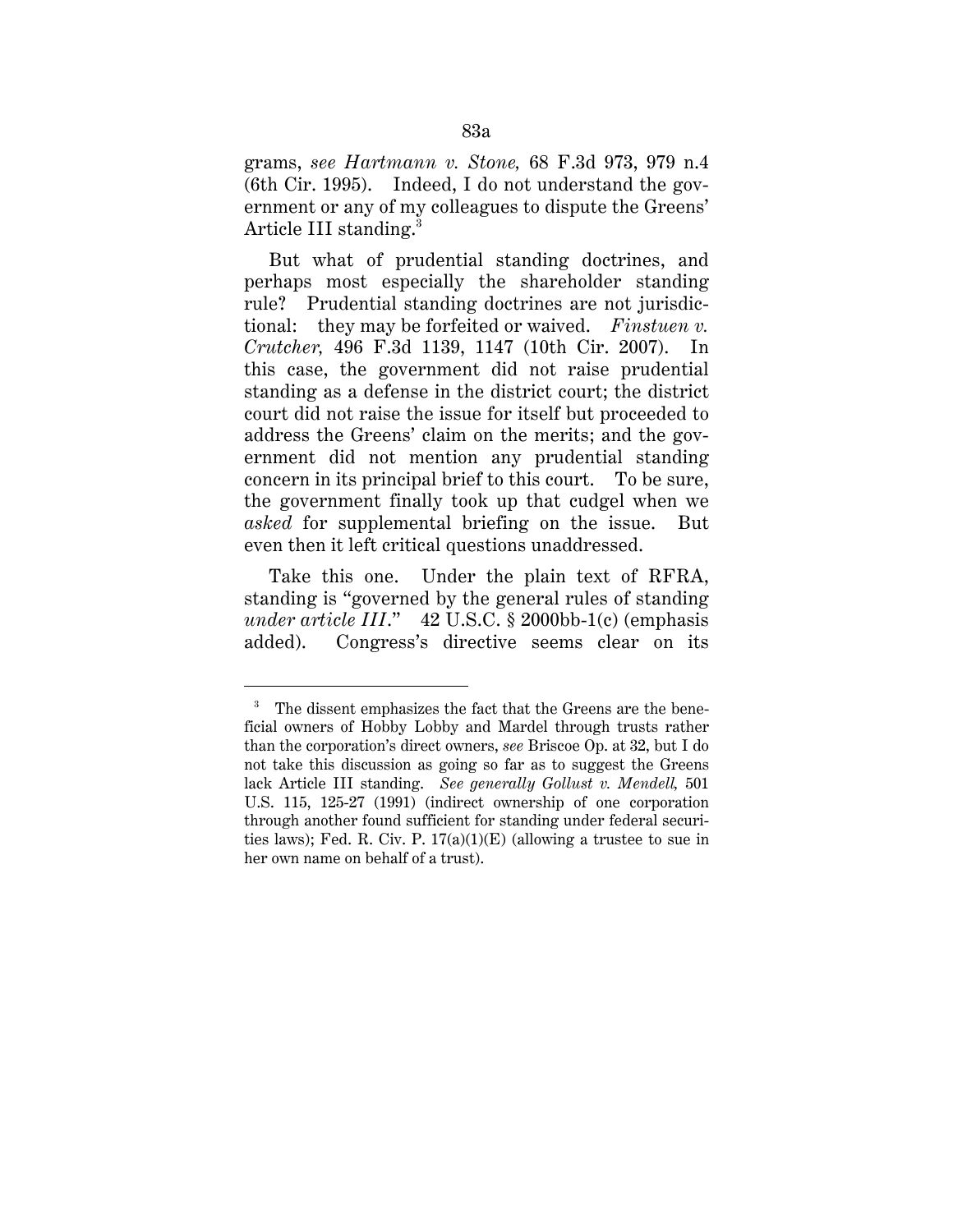grams, *see Hartmann v. Stone,* 68 F.3d 973, 979 n.4 (6th Cir. 1995). Indeed, I do not understand the government or any of my colleagues to dispute the Greens' Article III standing.[3]

But what of prudential standing doctrines, and perhaps most especially the shareholder standing rule? Prudential standing doctrines are not jurisdictional: they may be forfeited or waived. *Finstuen v. Crutcher,* 496 F.3d 1139, 1147 (10th Cir. 2007). In this case, the government did not raise prudential standing as a defense in the district court; the district court did not raise the issue for itself but proceeded to address the Greens' claim on the merits; and the government did not mention any prudential standing concern in its principal brief to this court. To be sure, the government finally took up that cudgel when we *asked* for supplemental briefing on the issue. But even then it left critical questions unaddressed.

Take this one. Under the plain text of RFRA, standing is "governed by the general rules of standing *under article III*." 42 U.S.C. § 2000bb-1(c) (emphasis added). Congress's directive seems clear on its

---

[3] The dissent emphasizes the fact that the Greens are the beneficial owners of Hobby Lobby and Mardel through trusts rather than the corporation's direct owners, *see* Briscoe Op. at 32, but I do not take this discussion as going so far as to suggest the Greens lack Article III standing. *See generally Gollust v. Mendell,* 501 U.S. 115, 125-27 (1991) (indirect ownership of one corporation through another found sufficient for standing under federal securities laws); Fed. R. Civ. P. 17(a)(1)(E) (allowing a trustee to sue in her own name on behalf of a trust).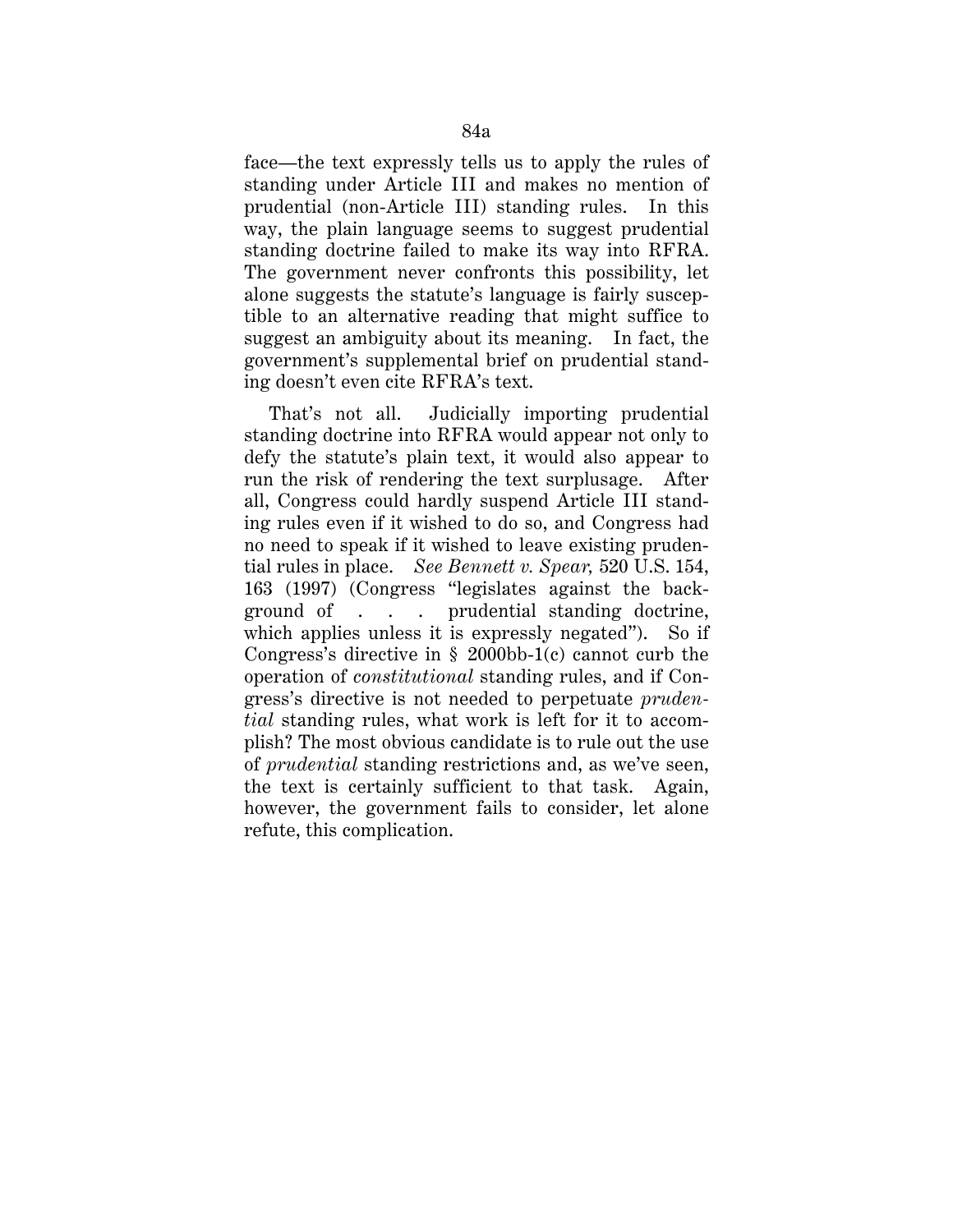face—the text expressly tells us to apply the rules of standing under Article III and makes no mention of prudential (non-Article III) standing rules. In this way, the plain language seems to suggest prudential standing doctrine failed to make its way into RFRA. The government never confronts this possibility, let alone suggests the statute's language is fairly susceptible to an alternative reading that might suffice to suggest an ambiguity about its meaning. In fact, the government's supplemental brief on prudential standing doesn't even cite RFRA's text.

That's not all. Judicially importing prudential standing doctrine into RFRA would appear not only to defy the statute's plain text, it would also appear to run the risk of rendering the text surplusage. After all, Congress could hardly suspend Article III standing rules even if it wished to do so, and Congress had no need to speak if it wished to leave existing prudential rules in place. *See Bennett v. Spear,* 520 U.S. 154, 163 (1997) (Congress "legislates against the background of . . . prudential standing doctrine, which applies unless it is expressly negated"). So if Congress's directive in § 2000bb-1(c) cannot curb the operation of *constitutional* standing rules, and if Congress's directive is not needed to perpetuate *prudential* standing rules, what work is left for it to accomplish? The most obvious candidate is to rule out the use of *prudential* standing restrictions and, as we've seen, the text is certainly sufficient to that task. Again, however, the government fails to consider, let alone refute, this complication.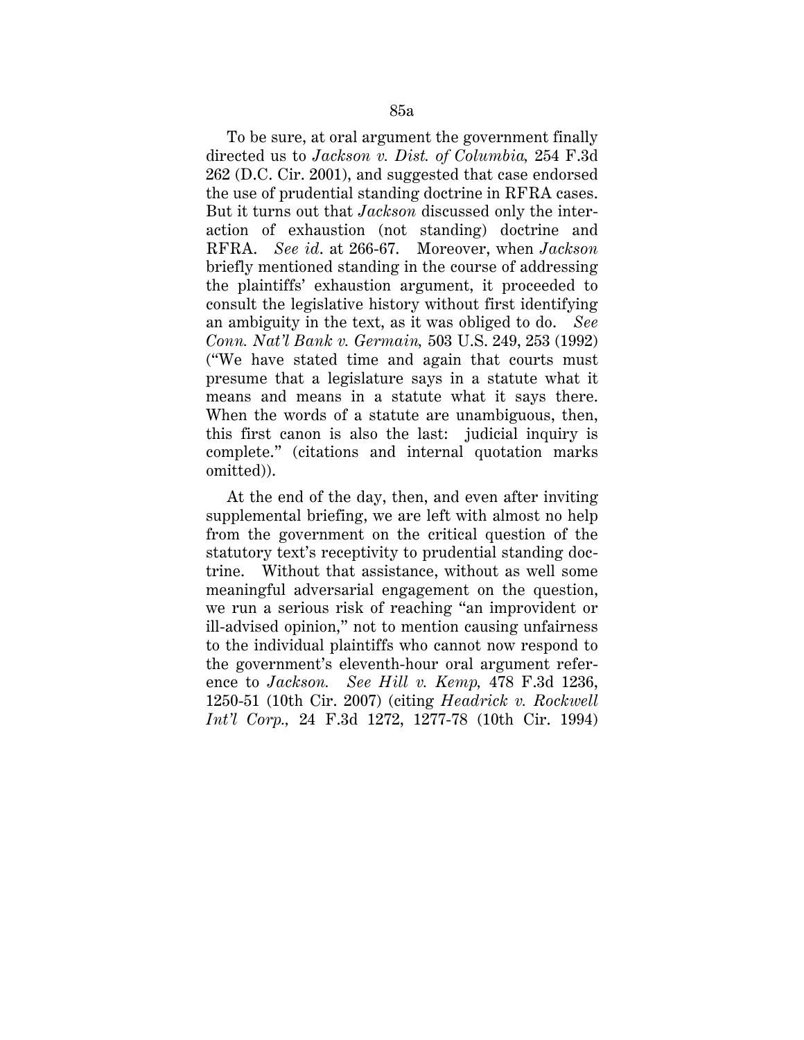To be sure, at oral argument the government finally directed us to *Jackson v. Dist. of Columbia,* 254 F.3d 262 (D.C. Cir. 2001), and suggested that case endorsed the use of prudential standing doctrine in RFRA cases. But it turns out that *Jackson* discussed only the interaction of exhaustion (not standing) doctrine and RFRA. *See id*. at 266-67. Moreover, when *Jackson* briefly mentioned standing in the course of addressing the plaintiffs' exhaustion argument, it proceeded to consult the legislative history without first identifying an ambiguity in the text, as it was obliged to do. *See Conn. Nat'l Bank v. Germain,* 503 U.S. 249, 253 (1992) ("We have stated time and again that courts must presume that a legislature says in a statute what it means and means in a statute what it says there. When the words of a statute are unambiguous, then, this first canon is also the last: judicial inquiry is complete." (citations and internal quotation marks omitted)).

At the end of the day, then, and even after inviting supplemental briefing, we are left with almost no help from the government on the critical question of the statutory text's receptivity to prudential standing doctrine. Without that assistance, without as well some meaningful adversarial engagement on the question, we run a serious risk of reaching "an improvident or ill-advised opinion," not to mention causing unfairness to the individual plaintiffs who cannot now respond to the government's eleventh-hour oral argument reference to *Jackson. See Hill v. Kemp,* 478 F.3d 1236, 1250-51 (10th Cir. 2007) (citing *Headrick v. Rockwell Int'l Corp.,* 24 F.3d 1272, 1277-78 (10th Cir. 1994)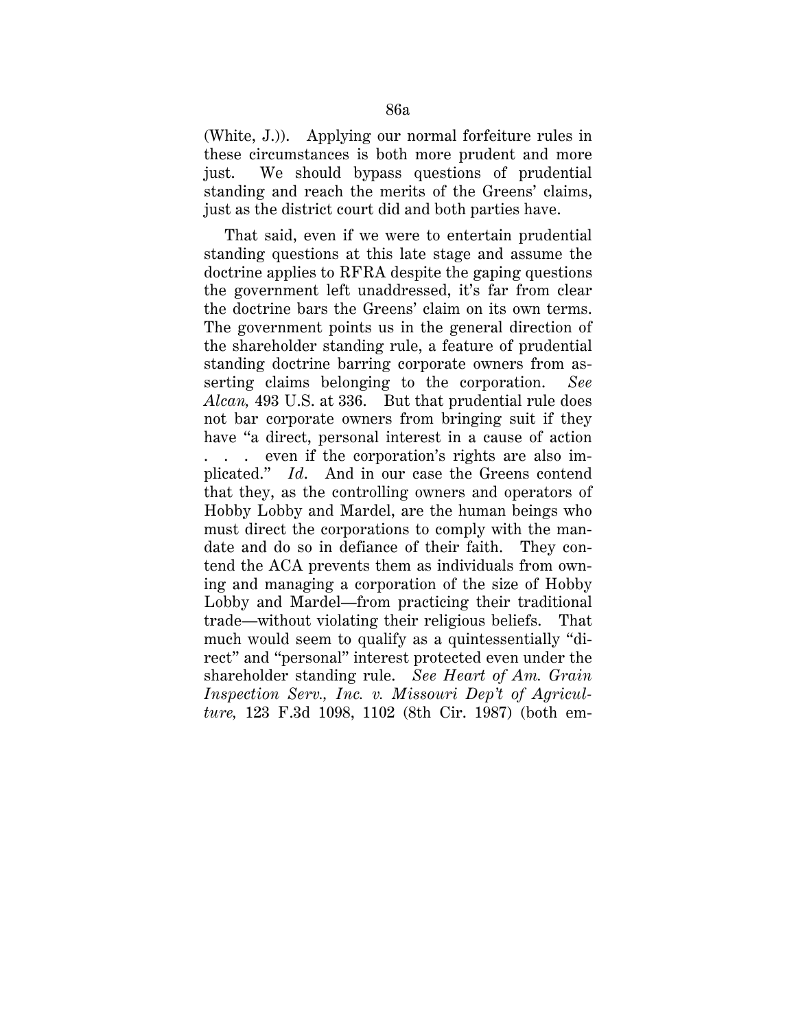(White, J.)). Applying our normal forfeiture rules in these circumstances is both more prudent and more just. We should bypass questions of prudential standing and reach the merits of the Greens' claims, just as the district court did and both parties have.

That said, even if we were to entertain prudential standing questions at this late stage and assume the doctrine applies to RFRA despite the gaping questions the government left unaddressed, it's far from clear the doctrine bars the Greens' claim on its own terms. The government points us in the general direction of the shareholder standing rule, a feature of prudential standing doctrine barring corporate owners from asserting claims belonging to the corporation. *See Alcan,* 493 U.S. at 336. But that prudential rule does not bar corporate owners from bringing suit if they have "a direct, personal interest in a cause of action . . . even if the corporation's rights are also implicated." *Id*. And in our case the Greens contend that they, as the controlling owners and operators of Hobby Lobby and Mardel, are the human beings who must direct the corporations to comply with the mandate and do so in defiance of their faith. They contend the ACA prevents them as individuals from owning and managing a corporation of the size of Hobby Lobby and Mardel—from practicing their traditional trade—without violating their religious beliefs. That much would seem to qualify as a quintessentially "direct" and "personal" interest protected even under the shareholder standing rule. *See Heart of Am. Grain Inspection Serv., Inc. v. Missouri Dep't of Agriculture,* 123 F.3d 1098, 1102 (8th Cir. 1987) (both em-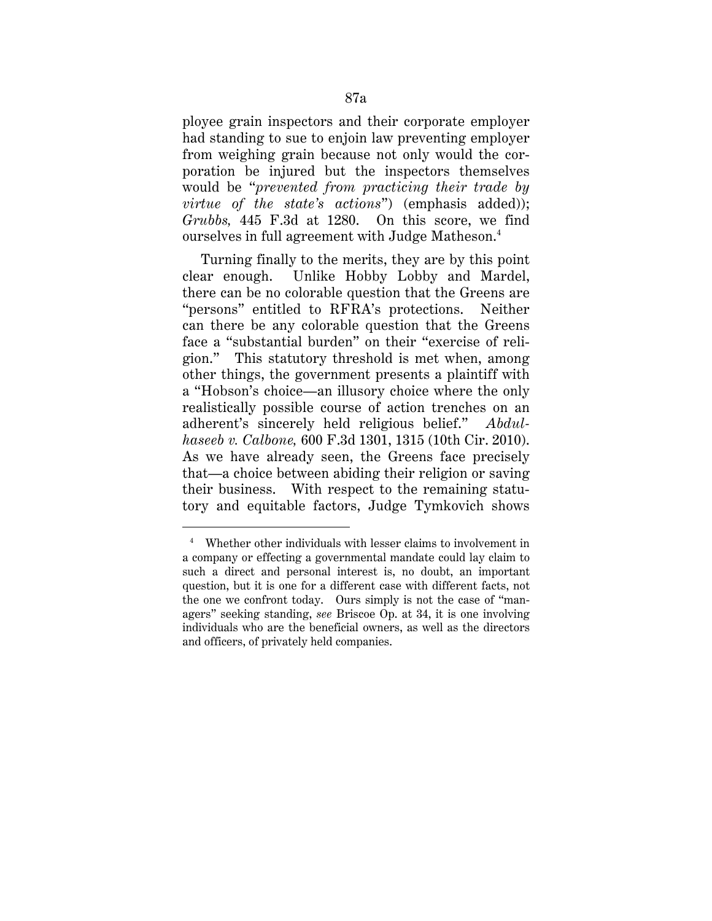ployee grain inspectors and their corporate employer had standing to sue to enjoin law preventing employer from weighing grain because not only would the corporation be injured but the inspectors themselves would be "*prevented from practicing their trade by virtue of the state's actions*") (emphasis added)); *Grubbs,* 445 F.3d at 1280. On this score, we find ourselves in full agreement with Judge Matheson.[4]

Turning finally to the merits, they are by this point clear enough. Unlike Hobby Lobby and Mardel, there can be no colorable question that the Greens are "persons" entitled to RFRA's protections. Neither can there be any colorable question that the Greens face a "substantial burden" on their "exercise of religion." This statutory threshold is met when, among other things, the government presents a plaintiff with a "Hobson's choice—an illusory choice where the only realistically possible course of action trenches on an adherent's sincerely held religious belief." *Abdulhaseeb v. Calbone,* 600 F.3d 1301, 1315 (10th Cir. 2010). As we have already seen, the Greens face precisely that—a choice between abiding their religion or saving their business. With respect to the remaining statutory and equitable factors, Judge Tymkovich shows

[4] Whether other individuals with lesser claims to involvement in a company or effecting a governmental mandate could lay claim to such a direct and personal interest is, no doubt, an important question, but it is one for a different case with different facts, not the one we confront today. Ours simply is not the case of "managers" seeking standing, *see* Briscoe Op. at 34, it is one involving individuals who are the beneficial owners, as well as the directors and officers, of privately held companies.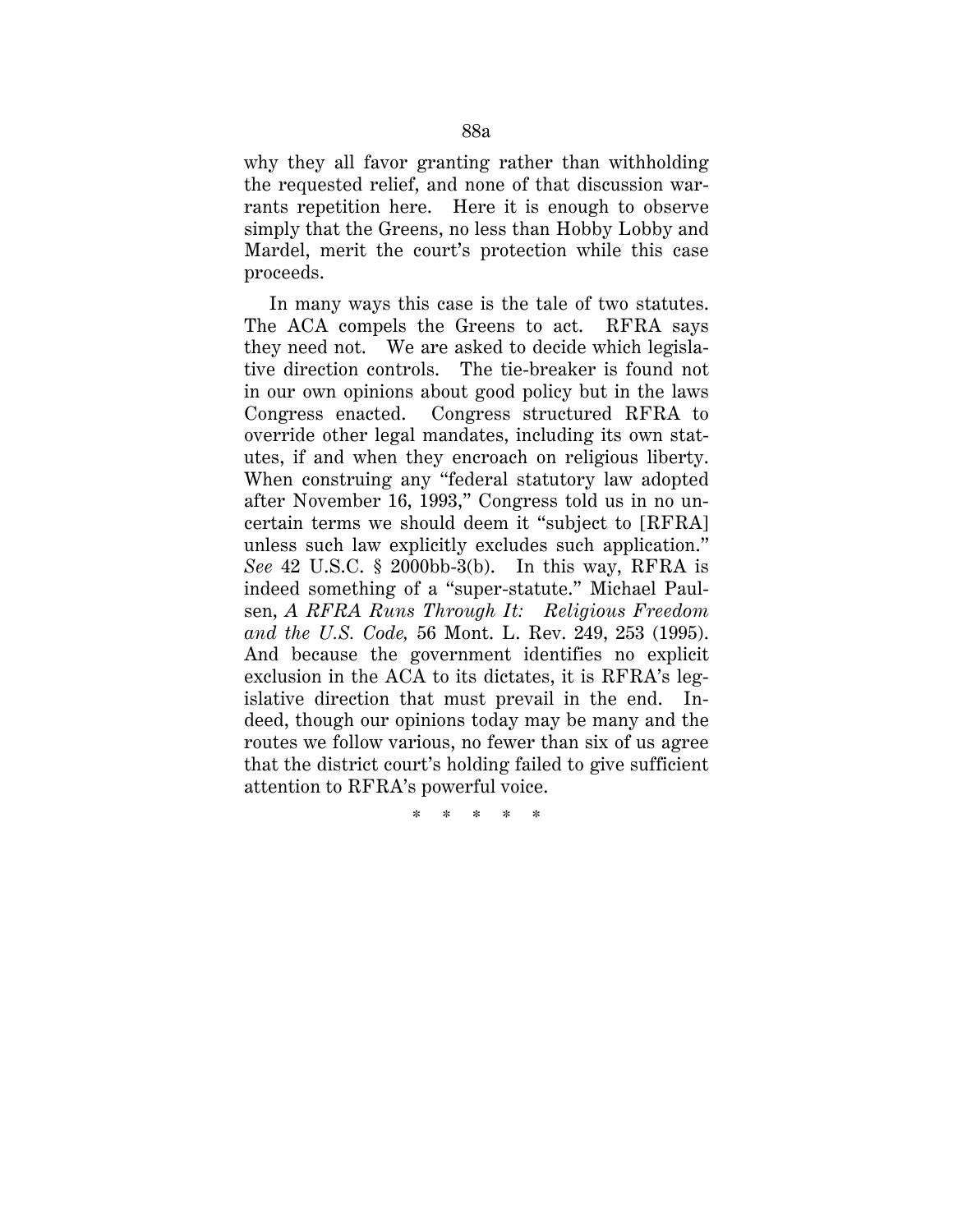why they all favor granting rather than withholding the requested relief, and none of that discussion warrants repetition here. Here it is enough to observe simply that the Greens, no less than Hobby Lobby and Mardel, merit the court's protection while this case proceeds.

In many ways this case is the tale of two statutes. The ACA compels the Greens to act. RFRA says they need not. We are asked to decide which legislative direction controls. The tie-breaker is found not in our own opinions about good policy but in the laws Congress enacted. Congress structured RFRA to override other legal mandates, including its own statutes, if and when they encroach on religious liberty. When construing any "federal statutory law adopted after November 16, 1993," Congress told us in no uncertain terms we should deem it "subject to [RFRA] unless such law explicitly excludes such application." *See* 42 U.S.C. § 2000bb-3(b). In this way, RFRA is indeed something of a "super-statute." Michael Paulsen, *A RFRA Runs Through It: Religious Freedom and the U.S. Code,* 56 Mont. L. Rev. 249, 253 (1995). And because the government identifies no explicit exclusion in the ACA to its dictates, it is RFRA's legislative direction that must prevail in the end. Indeed, though our opinions today may be many and the routes we follow various, no fewer than six of us agree that the district court's holding failed to give sufficient attention to RFRA's powerful voice.

\* \* \* \* \*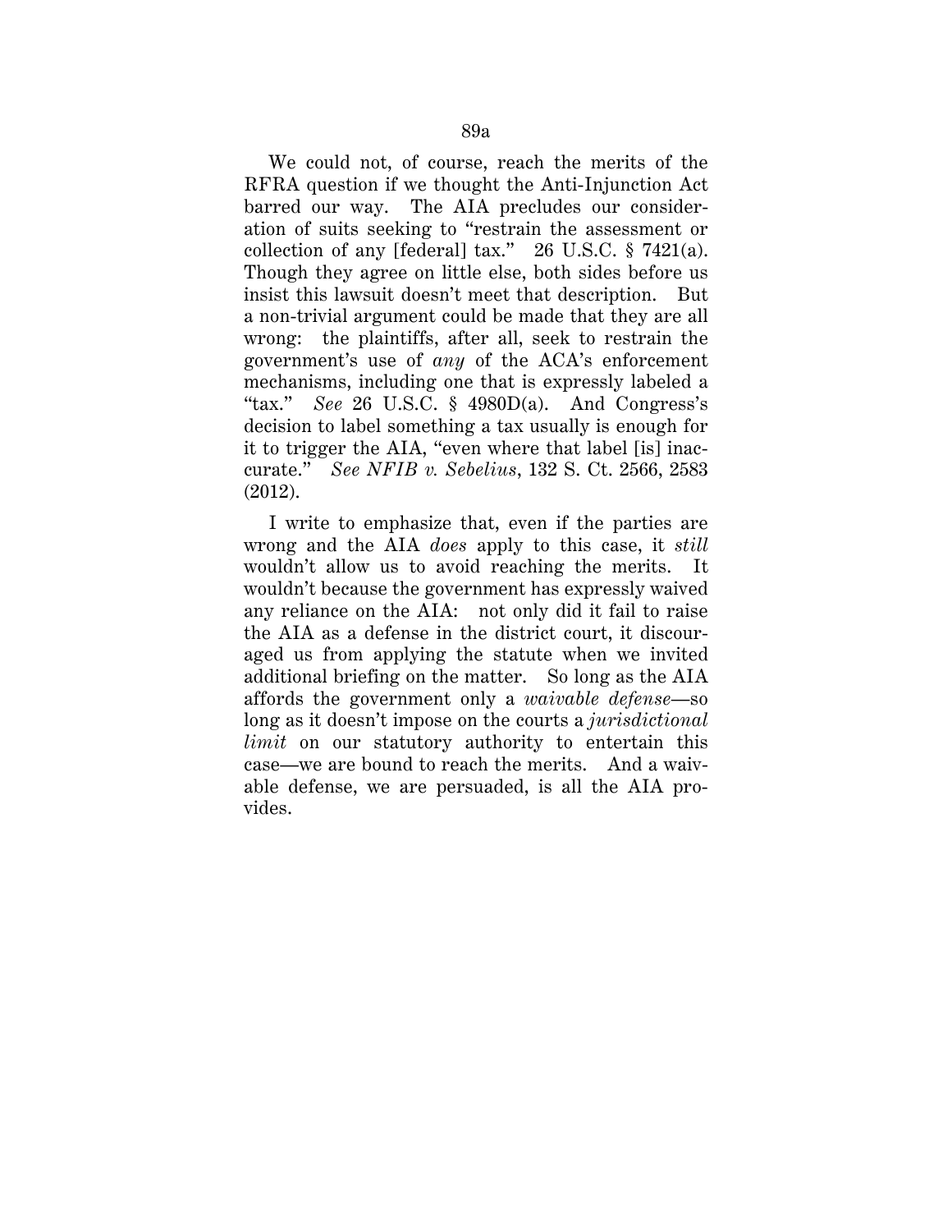We could not, of course, reach the merits of the RFRA question if we thought the Anti-Injunction Act barred our way. The AIA precludes our consideration of suits seeking to "restrain the assessment or collection of any [federal] tax." 26 U.S.C. § 7421(a). Though they agree on little else, both sides before us insist this lawsuit doesn't meet that description. But a non-trivial argument could be made that they are all wrong: the plaintiffs, after all, seek to restrain the government's use of *any* of the ACA's enforcement mechanisms, including one that is expressly labeled a "tax." *See* 26 U.S.C. § 4980D(a). And Congress's decision to label something a tax usually is enough for it to trigger the AIA, "even where that label [is] inaccurate." *See NFIB v. Sebelius*, 132 S. Ct. 2566, 2583 (2012).

I write to emphasize that, even if the parties are wrong and the AIA *does* apply to this case, it *still* wouldn't allow us to avoid reaching the merits. It wouldn't because the government has expressly waived any reliance on the AIA: not only did it fail to raise the AIA as a defense in the district court, it discouraged us from applying the statute when we invited additional briefing on the matter. So long as the AIA affords the government only a *waivable defense*—so long as it doesn't impose on the courts a *jurisdictional limit* on our statutory authority to entertain this case—we are bound to reach the merits. And a waivable defense, we are persuaded, is all the AIA provides.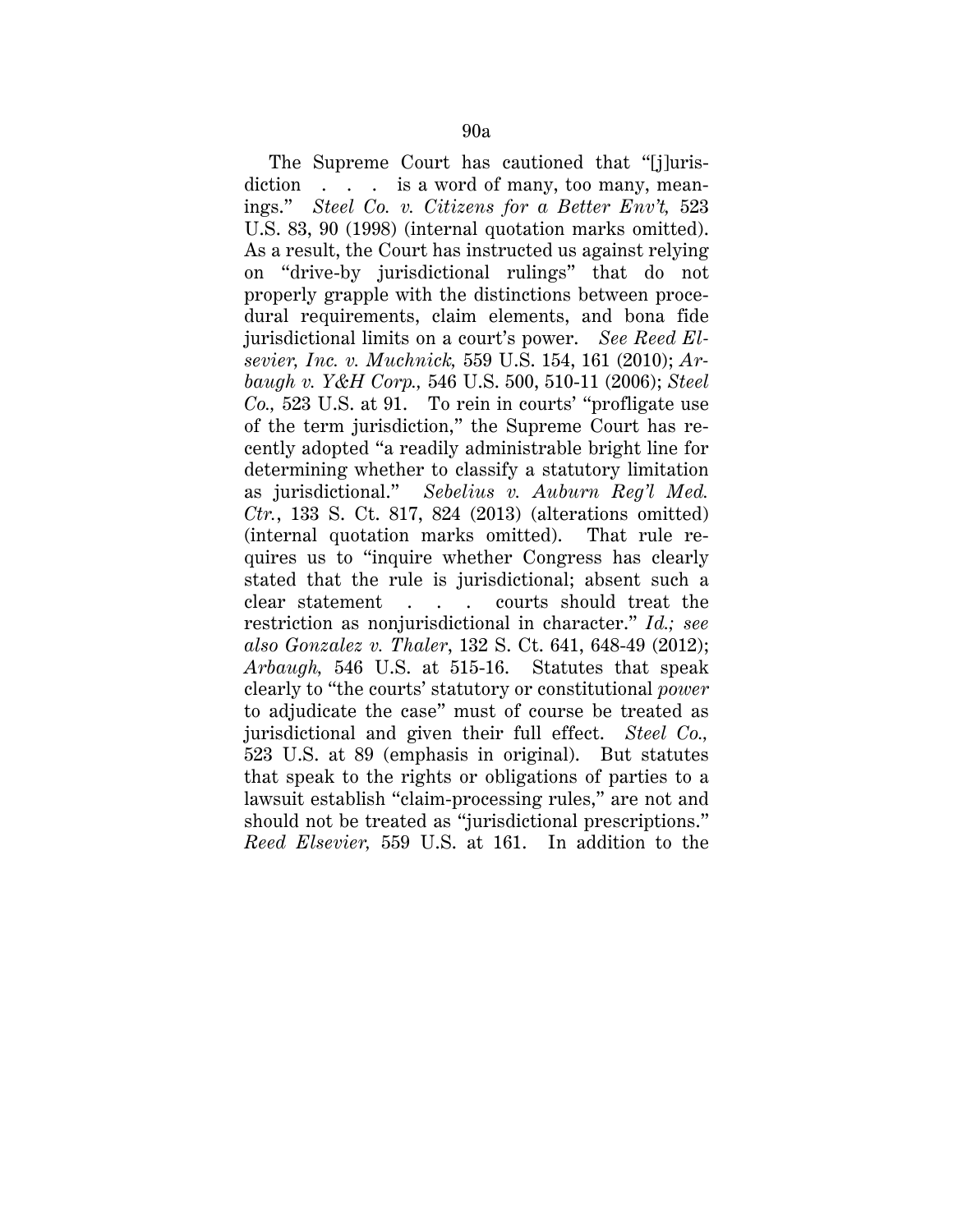The Supreme Court has cautioned that "[j]urisdiction . . . is a word of many, too many, meanings." *Steel Co. v. Citizens for a Better Env't,* 523 U.S. 83, 90 (1998) (internal quotation marks omitted). As a result, the Court has instructed us against relying on "drive-by jurisdictional rulings" that do not properly grapple with the distinctions between procedural requirements, claim elements, and bona fide jurisdictional limits on a court's power. *See Reed Elsevier, Inc. v. Muchnick,* 559 U.S. 154, 161 (2010); *Arbaugh v. Y&H Corp.,* 546 U.S. 500, 510-11 (2006); *Steel Co.,* 523 U.S. at 91. To rein in courts' "profligate use of the term jurisdiction," the Supreme Court has recently adopted "a readily administrable bright line for determining whether to classify a statutory limitation as jurisdictional." *Sebelius v. Auburn Reg'l Med. Ctr.*, 133 S. Ct. 817, 824 (2013) (alterations omitted) (internal quotation marks omitted). That rule requires us to "inquire whether Congress has clearly stated that the rule is jurisdictional; absent such a clear statement . . . courts should treat the restriction as nonjurisdictional in character." *Id.; see also Gonzalez v. Thaler*, 132 S. Ct. 641, 648-49 (2012); *Arbaugh,* 546 U.S. at 515-16. Statutes that speak clearly to "the courts' statutory or constitutional *power* to adjudicate the case" must of course be treated as jurisdictional and given their full effect. *Steel Co.,* 523 U.S. at 89 (emphasis in original). But statutes that speak to the rights or obligations of parties to a lawsuit establish "claim-processing rules," are not and should not be treated as "jurisdictional prescriptions." *Reed Elsevier,* 559 U.S. at 161. In addition to the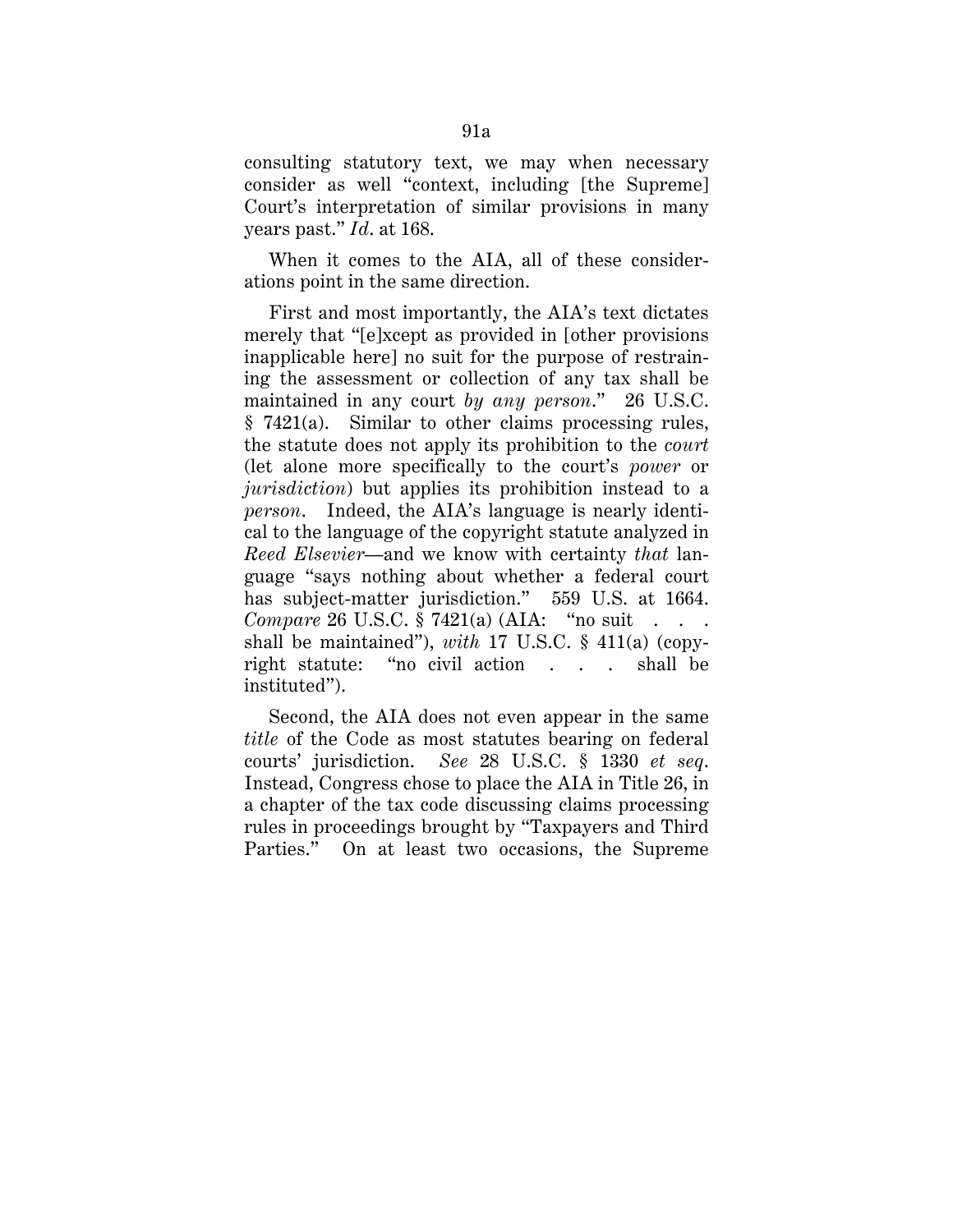consulting statutory text, we may when necessary consider as well "context, including [the Supreme] Court's interpretation of similar provisions in many years past." *Id*. at 168.

When it comes to the AIA, all of these considerations point in the same direction.

First and most importantly, the AIA's text dictates merely that "[e]xcept as provided in [other provisions inapplicable here] no suit for the purpose of restraining the assessment or collection of any tax shall be maintained in any court *by any person*." 26 U.S.C. § 7421(a). Similar to other claims processing rules, the statute does not apply its prohibition to the *court* (let alone more specifically to the court's *power* or *jurisdiction*) but applies its prohibition instead to a *person*. Indeed, the AIA's language is nearly identical to the language of the copyright statute analyzed in *Reed Elsevier*—and we know with certainty *that* language "says nothing about whether a federal court has subject-matter jurisdiction." 559 U.S. at 1664. *Compare* 26 U.S.C. § 7421(a) (AIA: "no suit . . . shall be maintained"), *with* 17 U.S.C. § 411(a) (copyright statute: "no civil action . . . shall be instituted").

Second, the AIA does not even appear in the same *title* of the Code as most statutes bearing on federal courts' jurisdiction. *See* 28 U.S.C. § 1330 *et seq*. Instead, Congress chose to place the AIA in Title 26, in a chapter of the tax code discussing claims processing rules in proceedings brought by "Taxpayers and Third Parties." On at least two occasions, the Supreme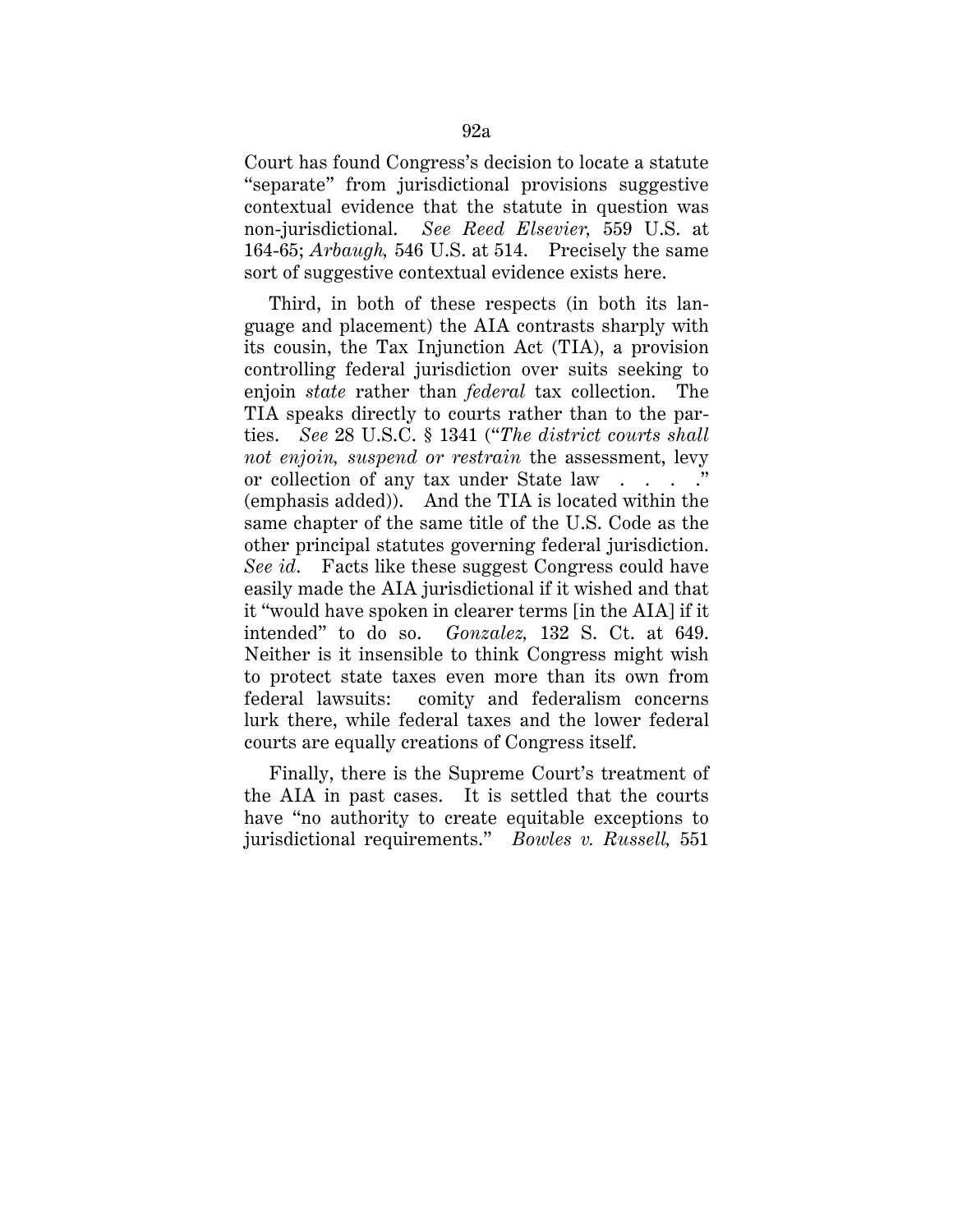Court has found Congress's decision to locate a statute "separate" from jurisdictional provisions suggestive contextual evidence that the statute in question was non-jurisdictional. *See Reed Elsevier,* 559 U.S. at 164-65; *Arbaugh,* 546 U.S. at 514. Precisely the same sort of suggestive contextual evidence exists here.

Third, in both of these respects (in both its language and placement) the AIA contrasts sharply with its cousin, the Tax Injunction Act (TIA), a provision controlling federal jurisdiction over suits seeking to enjoin *state* rather than *federal* tax collection. The TIA speaks directly to courts rather than to the parties. *See* 28 U.S.C. § 1341 ("*The district courts shall not enjoin, suspend or restrain* the assessment, levy or collection of any tax under State law . . . ." (emphasis added)). And the TIA is located within the same chapter of the same title of the U.S. Code as the other principal statutes governing federal jurisdiction. *See id*. Facts like these suggest Congress could have easily made the AIA jurisdictional if it wished and that it "would have spoken in clearer terms [in the AIA] if it intended" to do so. *Gonzalez,* 132 S. Ct. at 649. Neither is it insensible to think Congress might wish to protect state taxes even more than its own from federal lawsuits: comity and federalism concerns lurk there, while federal taxes and the lower federal courts are equally creations of Congress itself.

Finally, there is the Supreme Court's treatment of the AIA in past cases. It is settled that the courts have "no authority to create equitable exceptions to jurisdictional requirements." *Bowles v. Russell,* 551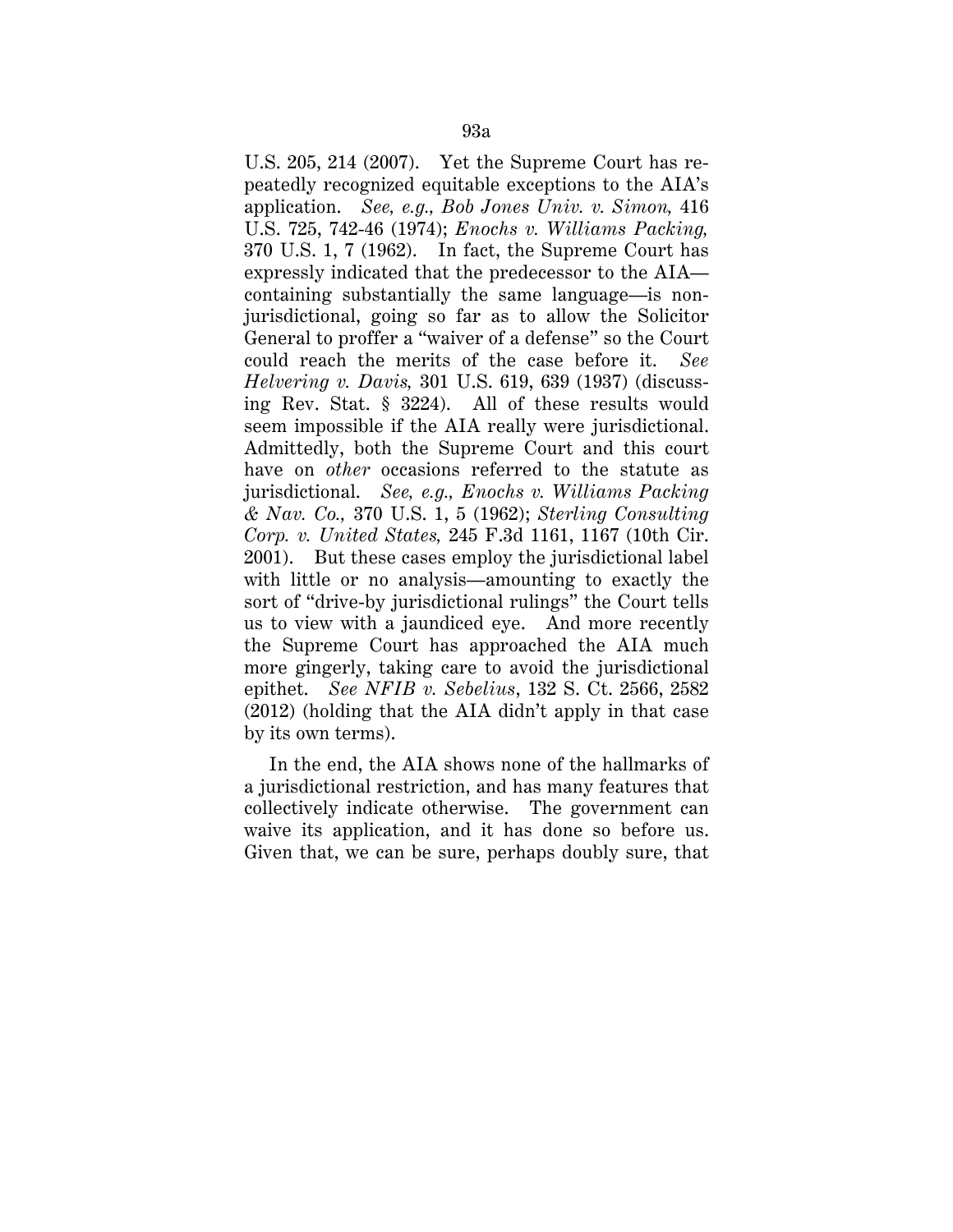U.S. 205, 214 (2007). Yet the Supreme Court has repeatedly recognized equitable exceptions to the AIA's application. *See, e.g., Bob Jones Univ. v. Simon,* 416 U.S. 725, 742-46 (1974); *Enochs v. Williams Packing,* 370 U.S. 1, 7 (1962). In fact, the Supreme Court has expressly indicated that the predecessor to the AIA—containing substantially the same language—is non-jurisdictional, going so far as to allow the Solicitor General to proffer a "waiver of a defense" so the Court could reach the merits of the case before it. *See Helvering v. Davis,* 301 U.S. 619, 639 (1937) (discussing Rev. Stat. § 3224). All of these results would seem impossible if the AIA really were jurisdictional. Admittedly, both the Supreme Court and this court have on *other* occasions referred to the statute as jurisdictional. *See, e.g., Enochs v. Williams Packing & Nav. Co.,* 370 U.S. 1, 5 (1962); *Sterling Consulting Corp. v. United States,* 245 F.3d 1161, 1167 (10th Cir. 2001). But these cases employ the jurisdictional label with little or no analysis—amounting to exactly the sort of "drive-by jurisdictional rulings" the Court tells us to view with a jaundiced eye. And more recently the Supreme Court has approached the AIA much more gingerly, taking care to avoid the jurisdictional epithet. *See NFIB v. Sebelius*, 132 S. Ct. 2566, 2582 (2012) (holding that the AIA didn't apply in that case by its own terms).

In the end, the AIA shows none of the hallmarks of a jurisdictional restriction, and has many features that collectively indicate otherwise. The government can waive its application, and it has done so before us. Given that, we can be sure, perhaps doubly sure, that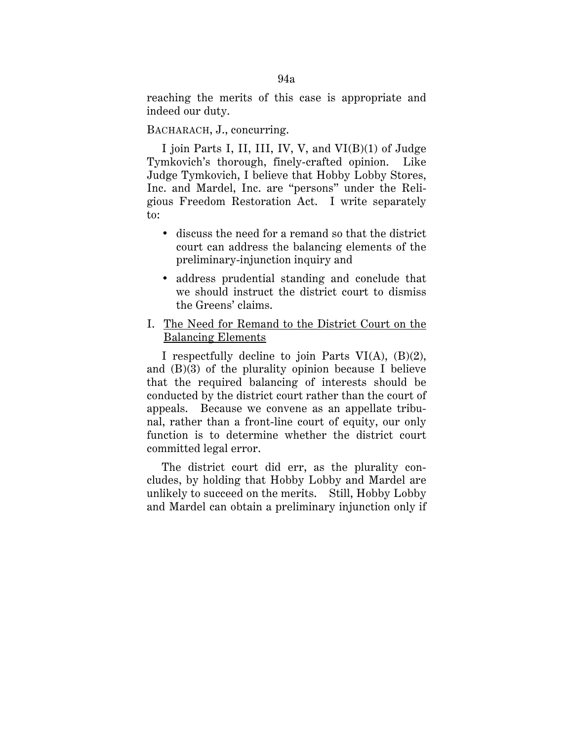reaching the merits of this case is appropriate and indeed our duty.

BACHARACH, J., concurring.

I join Parts I, II, III, IV, V, and VI(B)(1) of Judge Tymkovich's thorough, finely-crafted opinion. Like Judge Tymkovich, I believe that Hobby Lobby Stores, Inc. and Mardel, Inc. are "persons" under the Religious Freedom Restoration Act. I write separately to:

- discuss the need for a remand so that the district court can address the balancing elements of the preliminary-injunction inquiry and
- address prudential standing and conclude that we should instruct the district court to dismiss the Greens' claims.

## I. The Need for Remand to the District Court on the Balancing Elements

I respectfully decline to join Parts VI(A), (B)(2), and (B)(3) of the plurality opinion because I believe that the required balancing of interests should be conducted by the district court rather than the court of appeals. Because we convene as an appellate tribunal, rather than a front-line court of equity, our only function is to determine whether the district court committed legal error.

The district court did err, as the plurality concludes, by holding that Hobby Lobby and Mardel are unlikely to succeed on the merits. Still, Hobby Lobby and Mardel can obtain a preliminary injunction only if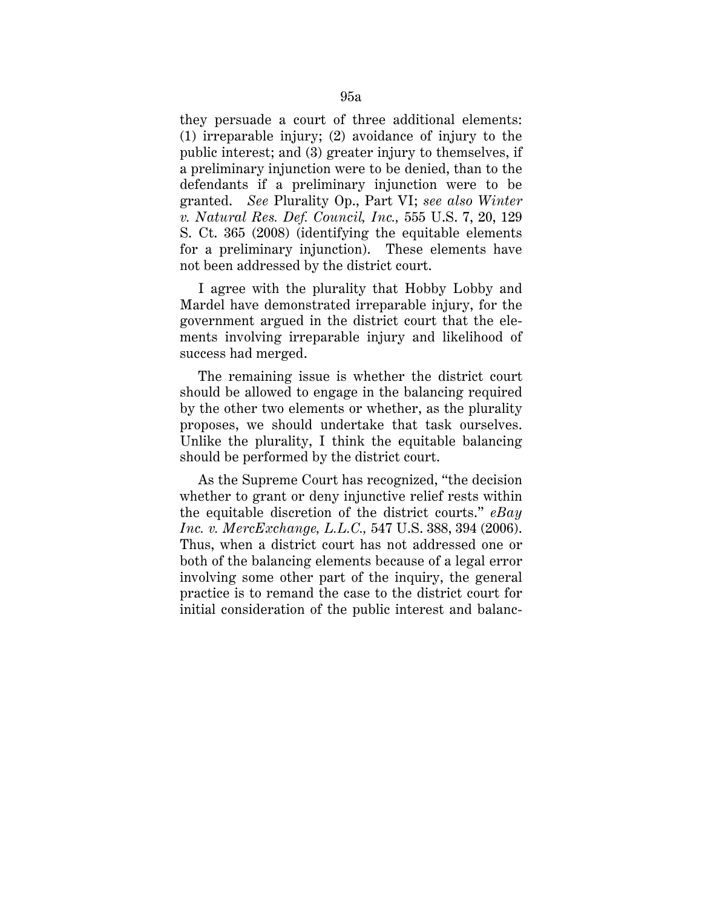they persuade a court of three additional elements: (1) irreparable injury; (2) avoidance of injury to the public interest; and (3) greater injury to themselves, if a preliminary injunction were to be denied, than to the defendants if a preliminary injunction were to be granted. *See* Plurality Op., Part VI; *see also Winter v. Natural Res. Def. Council, Inc.,* 555 U.S. 7, 20, 129 S. Ct. 365 (2008) (identifying the equitable elements for a preliminary injunction). These elements have not been addressed by the district court.

I agree with the plurality that Hobby Lobby and Mardel have demonstrated irreparable injury, for the government argued in the district court that the elements involving irreparable injury and likelihood of success had merged.

The remaining issue is whether the district court should be allowed to engage in the balancing required by the other two elements or whether, as the plurality proposes, we should undertake that task ourselves. Unlike the plurality, I think the equitable balancing should be performed by the district court.

As the Supreme Court has recognized, "the decision whether to grant or deny injunctive relief rests within the equitable discretion of the district courts." *eBay Inc. v. MercExchange, L.L.C.,* 547 U.S. 388, 394 (2006). Thus, when a district court has not addressed one or both of the balancing elements because of a legal error involving some other part of the inquiry, the general practice is to remand the case to the district court for initial consideration of the public interest and balanc-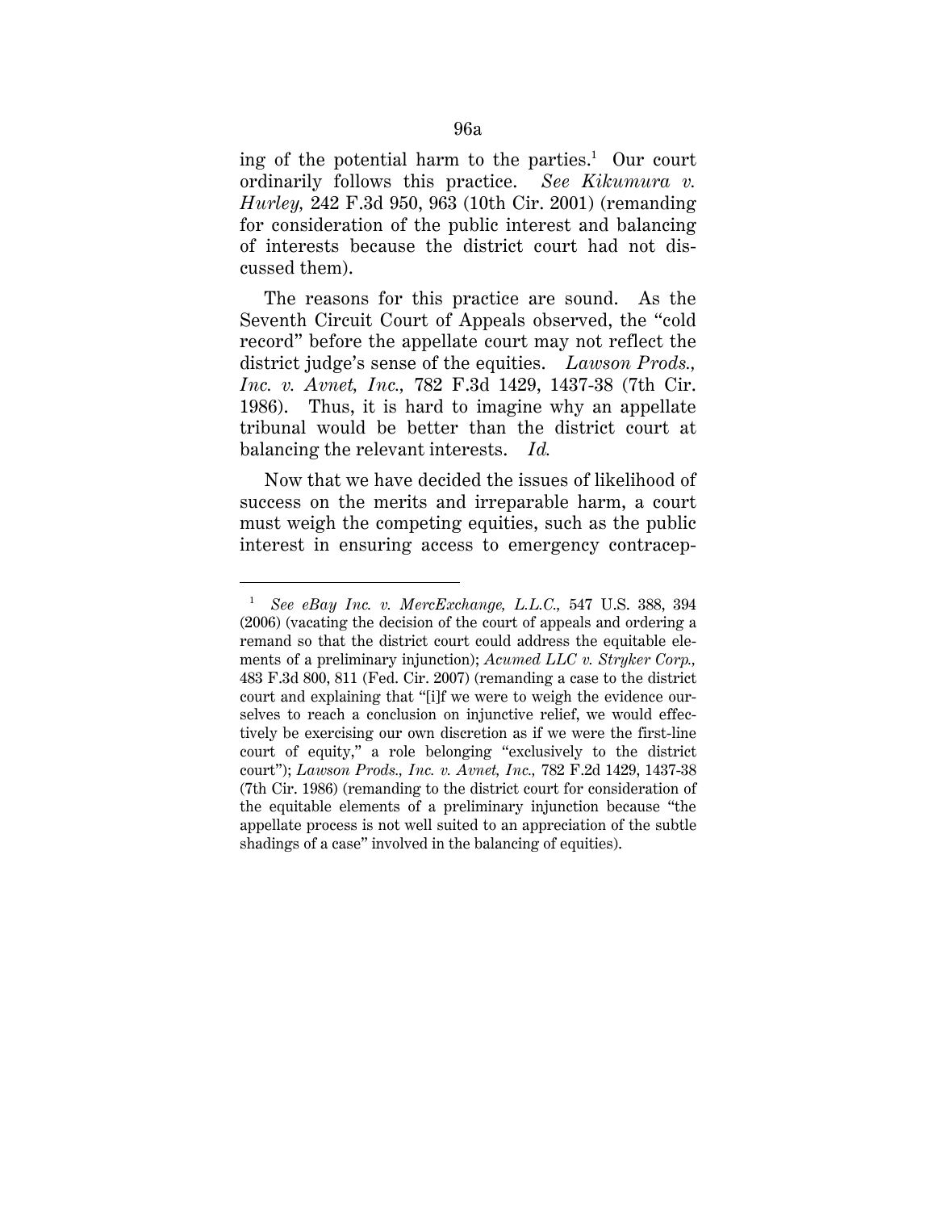ing of the potential harm to the parties.[1] Our court ordinarily follows this practice. *See Kikumura v. Hurley,* 242 F.3d 950, 963 (10th Cir. 2001) (remanding for consideration of the public interest and balancing of interests because the district court had not discussed them).

The reasons for this practice are sound. As the Seventh Circuit Court of Appeals observed, the "cold record" before the appellate court may not reflect the district judge's sense of the equities. *Lawson Prods., Inc. v. Avnet, Inc.,* 782 F.3d 1429, 1437-38 (7th Cir. 1986). Thus, it is hard to imagine why an appellate tribunal would be better than the district court at balancing the relevant interests. *Id.*

Now that we have decided the issues of likelihood of success on the merits and irreparable harm, a court must weigh the competing equities, such as the public interest in ensuring access to emergency contracep-

---

[1] *See eBay Inc. v. MercExchange, L.L.C.,* 547 U.S. 388, 394 (2006) (vacating the decision of the court of appeals and ordering a remand so that the district court could address the equitable elements of a preliminary injunction); *Acumed LLC v. Stryker Corp.,* 483 F.3d 800, 811 (Fed. Cir. 2007) (remanding a case to the district court and explaining that "[i]f we were to weigh the evidence ourselves to reach a conclusion on injunctive relief, we would effectively be exercising our own discretion as if we were the first-line court of equity," a role belonging "exclusively to the district court"); *Lawson Prods., Inc. v. Avnet, Inc.,* 782 F.2d 1429, 1437-38 (7th Cir. 1986) (remanding to the district court for consideration of the equitable elements of a preliminary injunction because "the appellate process is not well suited to an appreciation of the subtle shadings of a case" involved in the balancing of equities).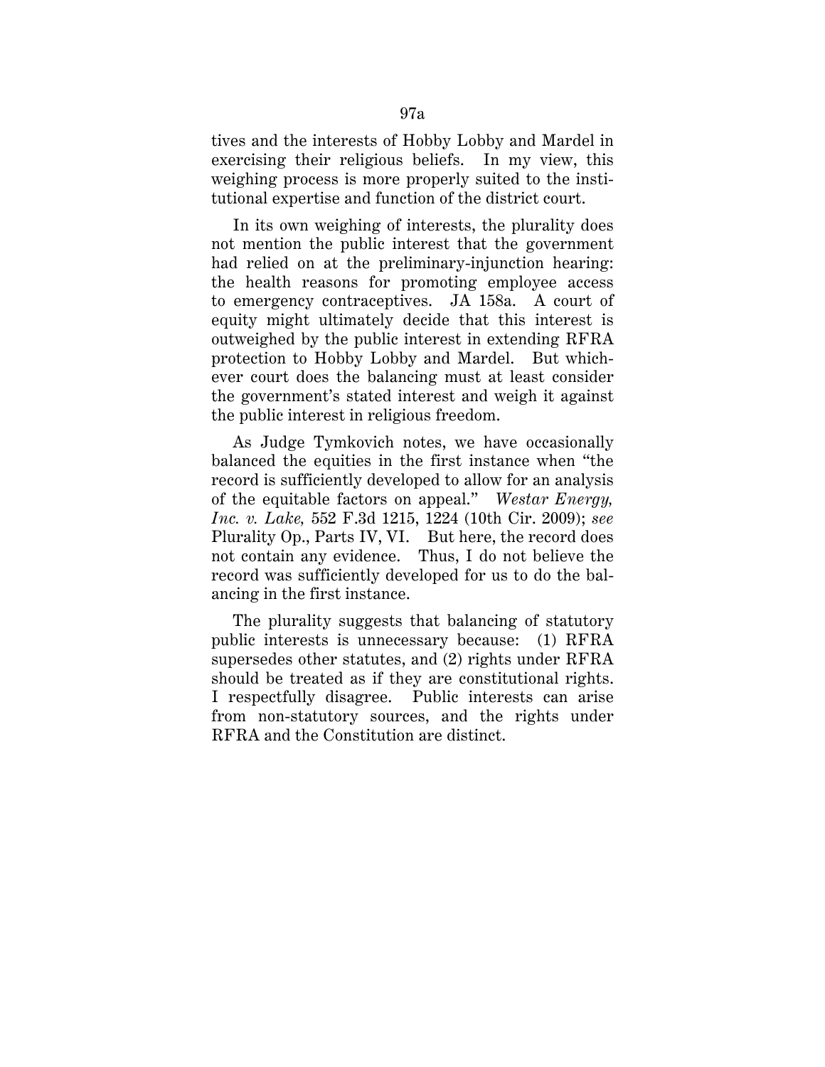tives and the interests of Hobby Lobby and Mardel in exercising their religious beliefs. In my view, this weighing process is more properly suited to the institutional expertise and function of the district court.

In its own weighing of interests, the plurality does not mention the public interest that the government had relied on at the preliminary-injunction hearing: the health reasons for promoting employee access to emergency contraceptives. JA 158a. A court of equity might ultimately decide that this interest is outweighed by the public interest in extending RFRA protection to Hobby Lobby and Mardel. But whichever court does the balancing must at least consider the government's stated interest and weigh it against the public interest in religious freedom.

As Judge Tymkovich notes, we have occasionally balanced the equities in the first instance when "the record is sufficiently developed to allow for an analysis of the equitable factors on appeal." *Westar Energy, Inc. v. Lake,* 552 F.3d 1215, 1224 (10th Cir. 2009); *see* Plurality Op., Parts IV, VI. But here, the record does not contain any evidence. Thus, I do not believe the record was sufficiently developed for us to do the balancing in the first instance.

The plurality suggests that balancing of statutory public interests is unnecessary because: (1) RFRA supersedes other statutes, and (2) rights under RFRA should be treated as if they are constitutional rights. I respectfully disagree. Public interests can arise from non-statutory sources, and the rights under RFRA and the Constitution are distinct.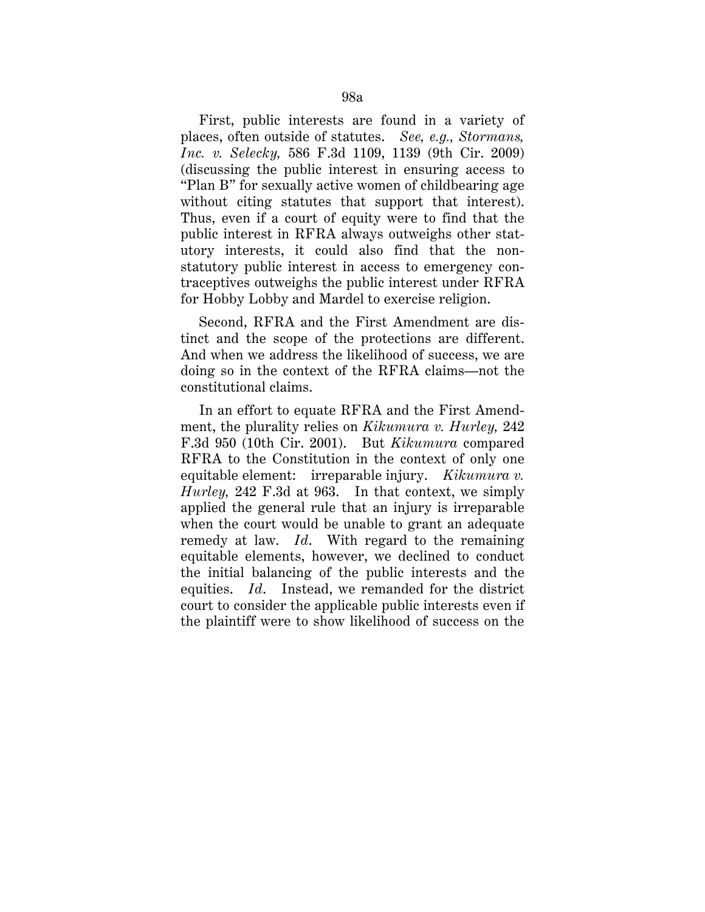First, public interests are found in a variety of places, often outside of statutes. *See, e.g., Stormans, Inc. v. Selecky,* 586 F.3d 1109, 1139 (9th Cir. 2009) (discussing the public interest in ensuring access to "Plan B" for sexually active women of childbearing age without citing statutes that support that interest). Thus, even if a court of equity were to find that the public interest in RFRA always outweighs other statutory interests, it could also find that the non-statutory public interest in access to emergency contraceptives outweighs the public interest under RFRA for Hobby Lobby and Mardel to exercise religion.

Second, RFRA and the First Amendment are distinct and the scope of the protections are different. And when we address the likelihood of success, we are doing so in the context of the RFRA claims—not the constitutional claims.

In an effort to equate RFRA and the First Amendment, the plurality relies on *Kikumura v. Hurley,* 242 F.3d 950 (10th Cir. 2001). But *Kikumura* compared RFRA to the Constitution in the context of only one equitable element: irreparable injury. *Kikumura v. Hurley,* 242 F.3d at 963. In that context, we simply applied the general rule that an injury is irreparable when the court would be unable to grant an adequate remedy at law. *Id*. With regard to the remaining equitable elements, however, we declined to conduct the initial balancing of the public interests and the equities. *Id*. Instead, we remanded for the district court to consider the applicable public interests even if the plaintiff were to show likelihood of success on the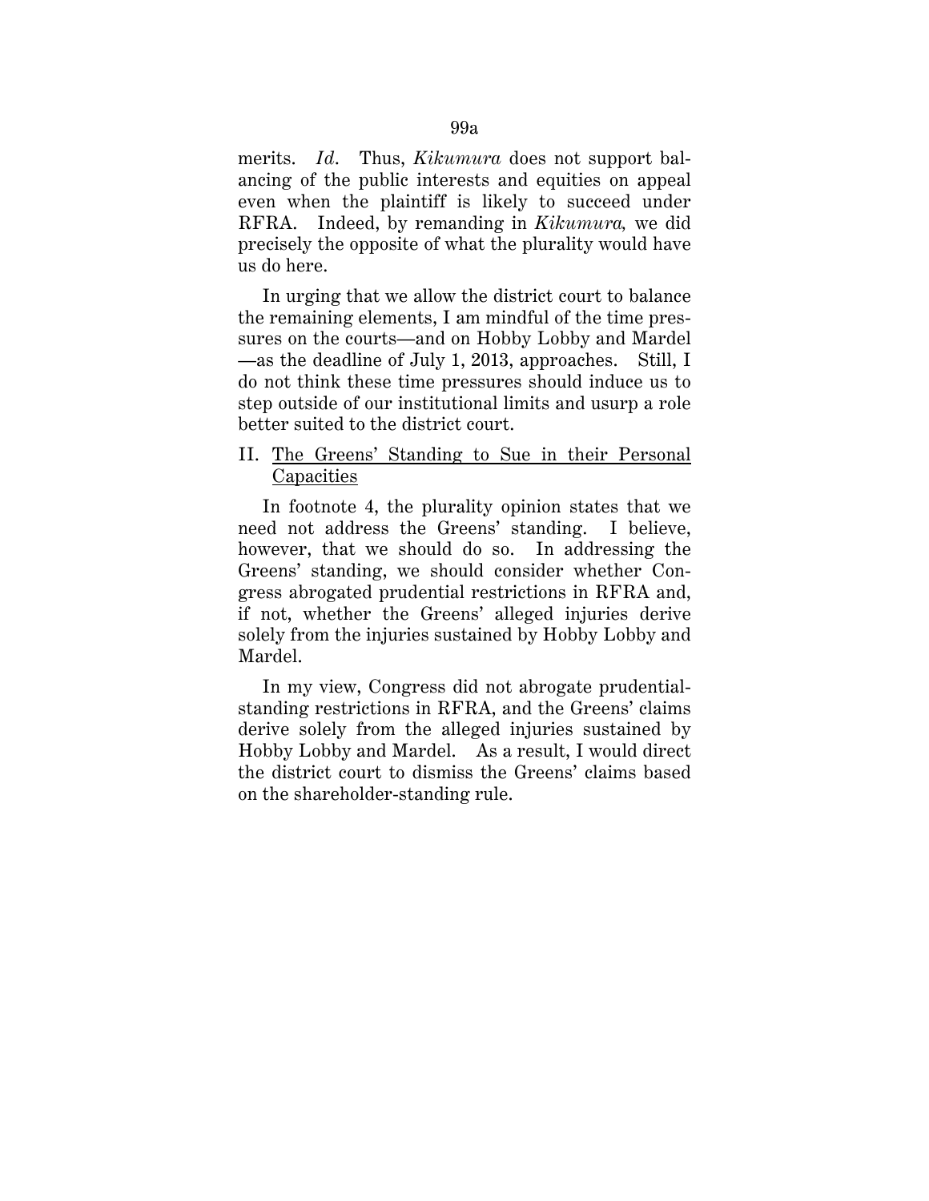merits. *Id*. Thus, *Kikumura* does not support balancing of the public interests and equities on appeal even when the plaintiff is likely to succeed under RFRA. Indeed, by remanding in *Kikumura,* we did precisely the opposite of what the plurality would have us do here.

In urging that we allow the district court to balance the remaining elements, I am mindful of the time pressures on the courts—and on Hobby Lobby and Mardel—as the deadline of July 1, 2013, approaches. Still, I do not think these time pressures should induce us to step outside of our institutional limits and usurp a role better suited to the district court.

## II. The Greens' Standing to Sue in their Personal Capacities

In footnote 4, the plurality opinion states that we need not address the Greens' standing. I believe, however, that we should do so. In addressing the Greens' standing, we should consider whether Congress abrogated prudential restrictions in RFRA and, if not, whether the Greens' alleged injuries derive solely from the injuries sustained by Hobby Lobby and Mardel.

In my view, Congress did not abrogate prudential-standing restrictions in RFRA, and the Greens' claims derive solely from the alleged injuries sustained by Hobby Lobby and Mardel. As a result, I would direct the district court to dismiss the Greens' claims based on the shareholder-standing rule.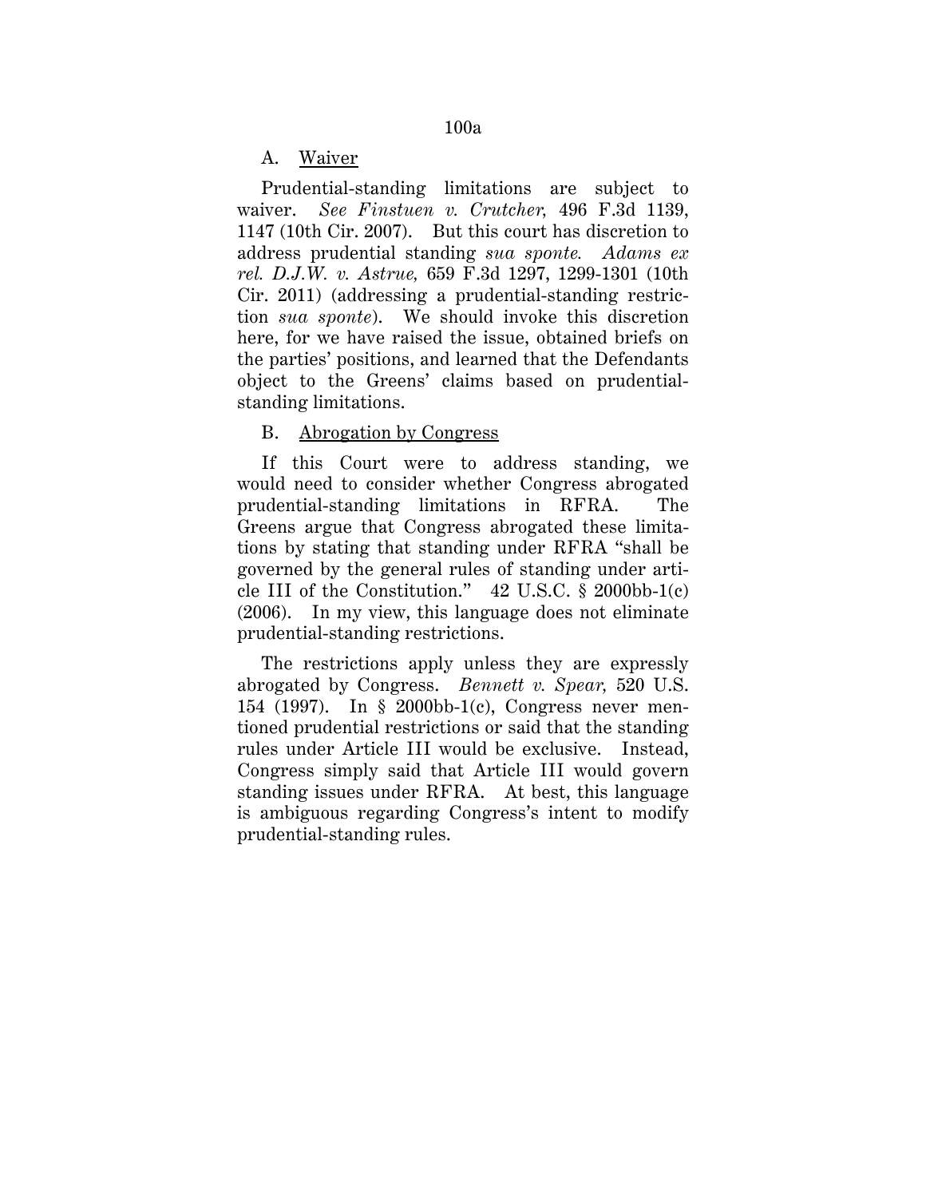A. Waiver

Prudential-standing limitations are subject to waiver. *See Finstuen v. Crutcher,* 496 F.3d 1139, 1147 (10th Cir. 2007). But this court has discretion to address prudential standing *sua sponte. Adams ex rel. D.J.W. v. Astrue,* 659 F.3d 1297, 1299-1301 (10th Cir. 2011) (addressing a prudential-standing restriction *sua sponte*). We should invoke this discretion here, for we have raised the issue, obtained briefs on the parties' positions, and learned that the Defendants object to the Greens' claims based on prudential-standing limitations.

B. Abrogation by Congress

If this Court were to address standing, we would need to consider whether Congress abrogated prudential-standing limitations in RFRA. The Greens argue that Congress abrogated these limitations by stating that standing under RFRA "shall be governed by the general rules of standing under article III of the Constitution." 42 U.S.C. § 2000bb-1(c) (2006). In my view, this language does not eliminate prudential-standing restrictions.

The restrictions apply unless they are expressly abrogated by Congress. *Bennett v. Spear,* 520 U.S. 154 (1997). In § 2000bb-1(c), Congress never mentioned prudential restrictions or said that the standing rules under Article III would be exclusive. Instead, Congress simply said that Article III would govern standing issues under RFRA. At best, this language is ambiguous regarding Congress's intent to modify prudential-standing rules.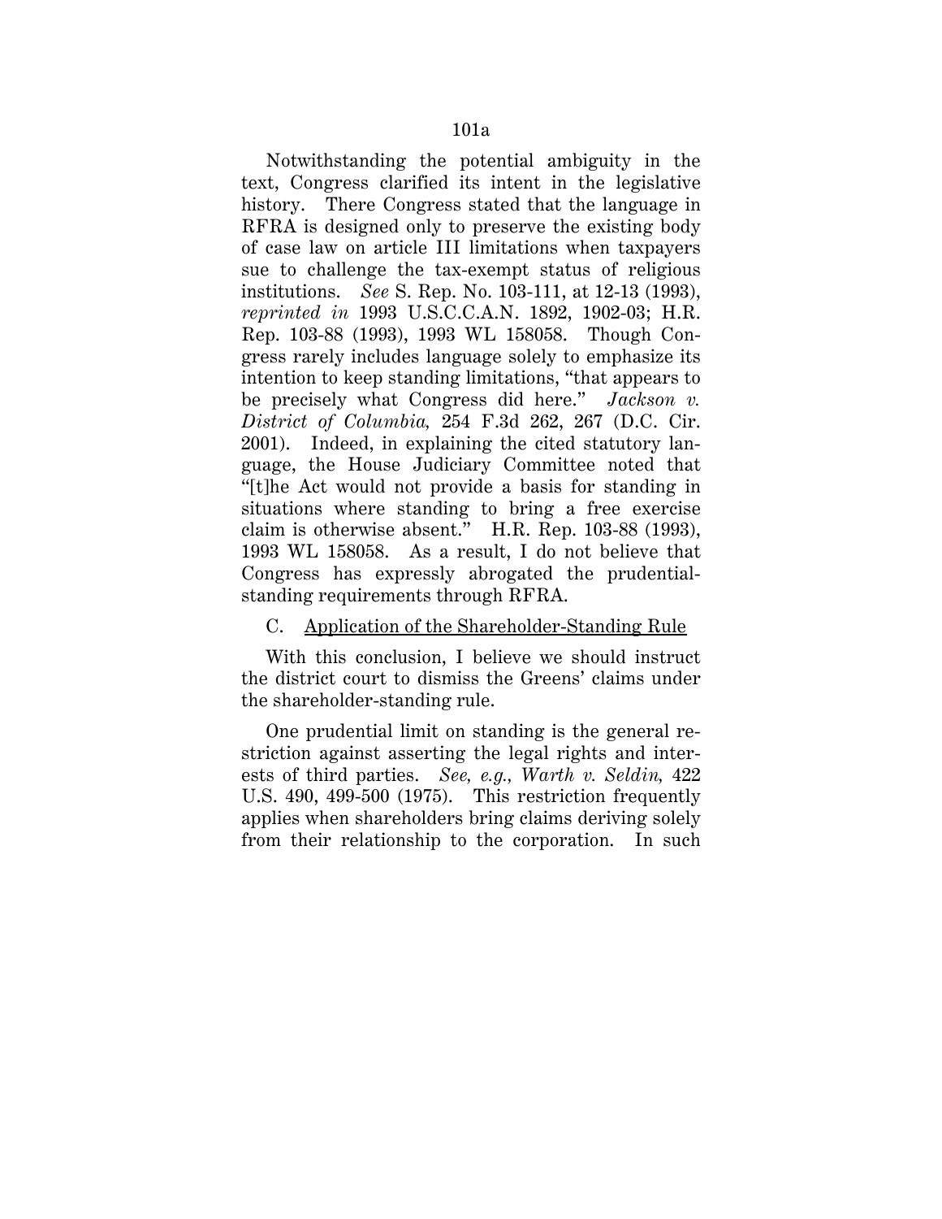Notwithstanding the potential ambiguity in the text, Congress clarified its intent in the legislative history. There Congress stated that the language in RFRA is designed only to preserve the existing body of case law on article III limitations when taxpayers sue to challenge the tax-exempt status of religious institutions. *See* S. Rep. No. 103-111, at 12-13 (1993), *reprinted in* 1993 U.S.C.C.A.N. 1892, 1902-03; H.R. Rep. 103-88 (1993), 1993 WL 158058. Though Congress rarely includes language solely to emphasize its intention to keep standing limitations, "that appears to be precisely what Congress did here." *Jackson v. District of Columbia,* 254 F.3d 262, 267 (D.C. Cir. 2001). Indeed, in explaining the cited statutory language, the House Judiciary Committee noted that "[t]he Act would not provide a basis for standing in situations where standing to bring a free exercise claim is otherwise absent." H.R. Rep. 103-88 (1993), 1993 WL 158058. As a result, I do not believe that Congress has expressly abrogated the prudential-standing requirements through RFRA.

### C. Application of the Shareholder-Standing Rule

With this conclusion, I believe we should instruct the district court to dismiss the Greens' claims under the shareholder-standing rule.

One prudential limit on standing is the general restriction against asserting the legal rights and interests of third parties. *See, e.g., Warth v. Seldin,* 422 U.S. 490, 499-500 (1975). This restriction frequently applies when shareholders bring claims deriving solely from their relationship to the corporation. In such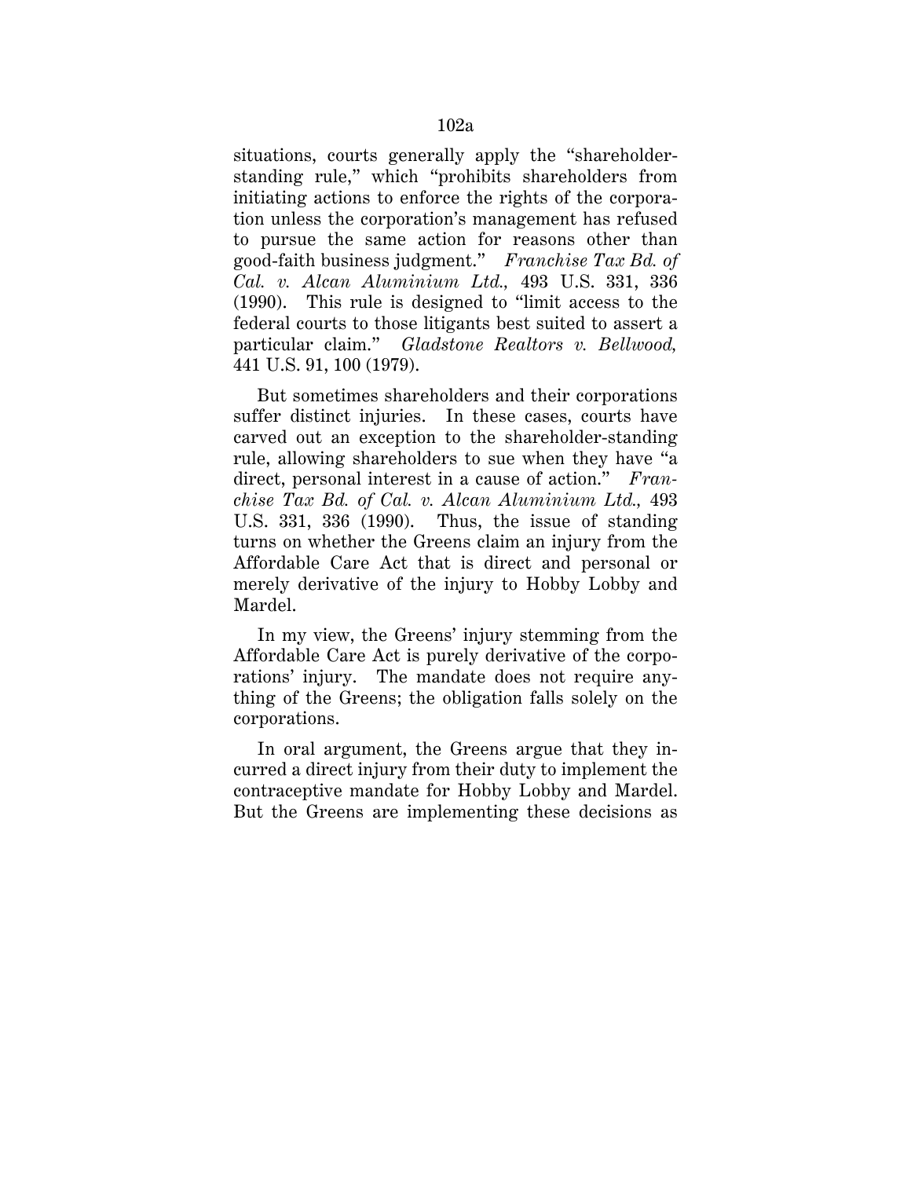situations, courts generally apply the "shareholder-standing rule," which "prohibits shareholders from initiating actions to enforce the rights of the corporation unless the corporation's management has refused to pursue the same action for reasons other than good-faith business judgment." *Franchise Tax Bd. of Cal. v. Alcan Aluminium Ltd.,* 493 U.S. 331, 336 (1990). This rule is designed to "limit access to the federal courts to those litigants best suited to assert a particular claim." *Gladstone Realtors v. Bellwood,* 441 U.S. 91, 100 (1979).

But sometimes shareholders and their corporations suffer distinct injuries. In these cases, courts have carved out an exception to the shareholder-standing rule, allowing shareholders to sue when they have "a direct, personal interest in a cause of action." *Franchise Tax Bd. of Cal. v. Alcan Aluminium Ltd.,* 493 U.S. 331, 336 (1990). Thus, the issue of standing turns on whether the Greens claim an injury from the Affordable Care Act that is direct and personal or merely derivative of the injury to Hobby Lobby and Mardel.

In my view, the Greens' injury stemming from the Affordable Care Act is purely derivative of the corporations' injury. The mandate does not require anything of the Greens; the obligation falls solely on the corporations.

In oral argument, the Greens argue that they incurred a direct injury from their duty to implement the contraceptive mandate for Hobby Lobby and Mardel. But the Greens are implementing these decisions as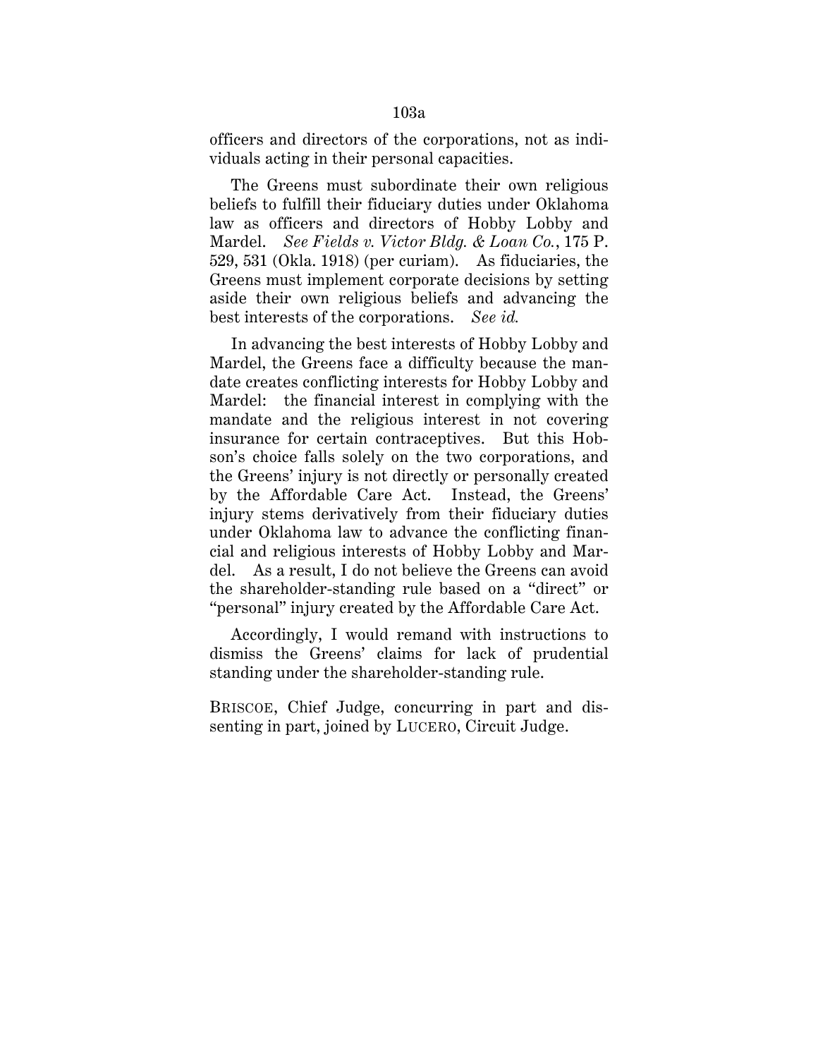officers and directors of the corporations, not as individuals acting in their personal capacities.

The Greens must subordinate their own religious beliefs to fulfill their fiduciary duties under Oklahoma law as officers and directors of Hobby Lobby and Mardel. *See Fields v. Victor Bldg. & Loan Co.*, 175 P. 529, 531 (Okla. 1918) (per curiam). As fiduciaries, the Greens must implement corporate decisions by setting aside their own religious beliefs and advancing the best interests of the corporations. *See id.*

In advancing the best interests of Hobby Lobby and Mardel, the Greens face a difficulty because the mandate creates conflicting interests for Hobby Lobby and Mardel: the financial interest in complying with the mandate and the religious interest in not covering insurance for certain contraceptives. But this Hobson's choice falls solely on the two corporations, and the Greens' injury is not directly or personally created by the Affordable Care Act. Instead, the Greens' injury stems derivatively from their fiduciary duties under Oklahoma law to advance the conflicting financial and religious interests of Hobby Lobby and Mardel. As a result, I do not believe the Greens can avoid the shareholder-standing rule based on a "direct" or "personal" injury created by the Affordable Care Act.

Accordingly, I would remand with instructions to dismiss the Greens' claims for lack of prudential standing under the shareholder-standing rule.

BRISCOE, Chief Judge, concurring in part and dissenting in part, joined by LUCERO, Circuit Judge.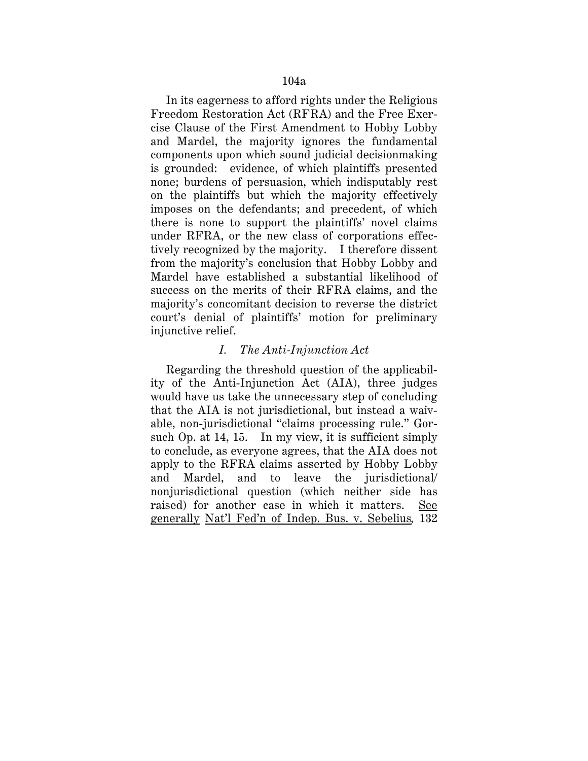In its eagerness to afford rights under the Religious Freedom Restoration Act (RFRA) and the Free Exercise Clause of the First Amendment to Hobby Lobby and Mardel, the majority ignores the fundamental components upon which sound judicial decisionmaking is grounded: evidence, of which plaintiffs presented none; burdens of persuasion, which indisputably rest on the plaintiffs but which the majority effectively imposes on the defendants; and precedent, of which there is none to support the plaintiffs' novel claims under RFRA, or the new class of corporations effectively recognized by the majority. I therefore dissent from the majority's conclusion that Hobby Lobby and Mardel have established a substantial likelihood of success on the merits of their RFRA claims, and the majority's concomitant decision to reverse the district court's denial of plaintiffs' motion for preliminary injunctive relief.

### *I. The Anti-Injunction Act*

Regarding the threshold question of the applicability of the Anti-Injunction Act (AIA), three judges would have us take the unnecessary step of concluding that the AIA is not jurisdictional, but instead a waivable, non-jurisdictional "claims processing rule." Gorsuch Op. at 14, 15. In my view, it is sufficient simply to conclude, as everyone agrees, that the AIA does not apply to the RFRA claims asserted by Hobby Lobby and Mardel, and to leave the jurisdictional/nonjurisdictional question (which neither side has raised) for another case in which it matters. See generally Nat'l Fed'n of Indep. Bus. v. Sebelius, 132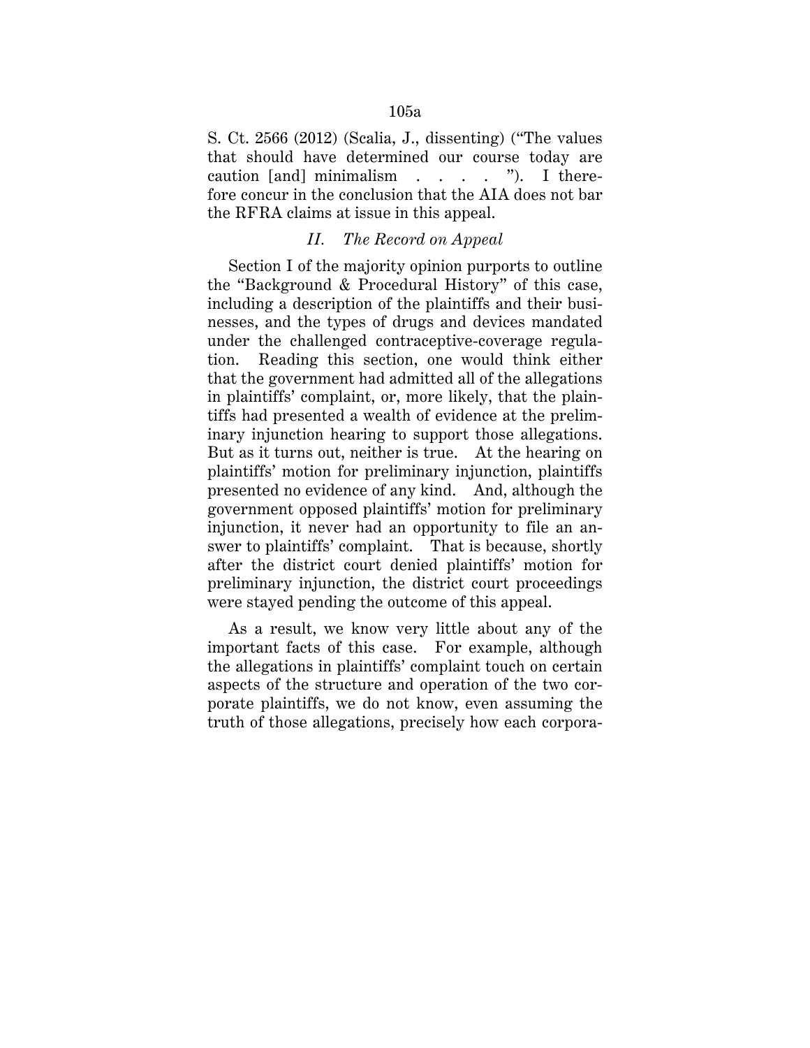S. Ct. 2566 (2012) (Scalia, J., dissenting) ("The values that should have determined our course today are caution [and] minimalism . . . . "). I therefore concur in the conclusion that the AIA does not bar the RFRA claims at issue in this appeal.

### *II. The Record on Appeal*

Section I of the majority opinion purports to outline the "Background & Procedural History" of this case, including a description of the plaintiffs and their businesses, and the types of drugs and devices mandated under the challenged contraceptive-coverage regulation. Reading this section, one would think either that the government had admitted all of the allegations in plaintiffs' complaint, or, more likely, that the plaintiffs had presented a wealth of evidence at the preliminary injunction hearing to support those allegations. But as it turns out, neither is true. At the hearing on plaintiffs' motion for preliminary injunction, plaintiffs presented no evidence of any kind. And, although the government opposed plaintiffs' motion for preliminary injunction, it never had an opportunity to file an answer to plaintiffs' complaint. That is because, shortly after the district court denied plaintiffs' motion for preliminary injunction, the district court proceedings were stayed pending the outcome of this appeal.

As a result, we know very little about any of the important facts of this case. For example, although the allegations in plaintiffs' complaint touch on certain aspects of the structure and operation of the two corporate plaintiffs, we do not know, even assuming the truth of those allegations, precisely how each corpora-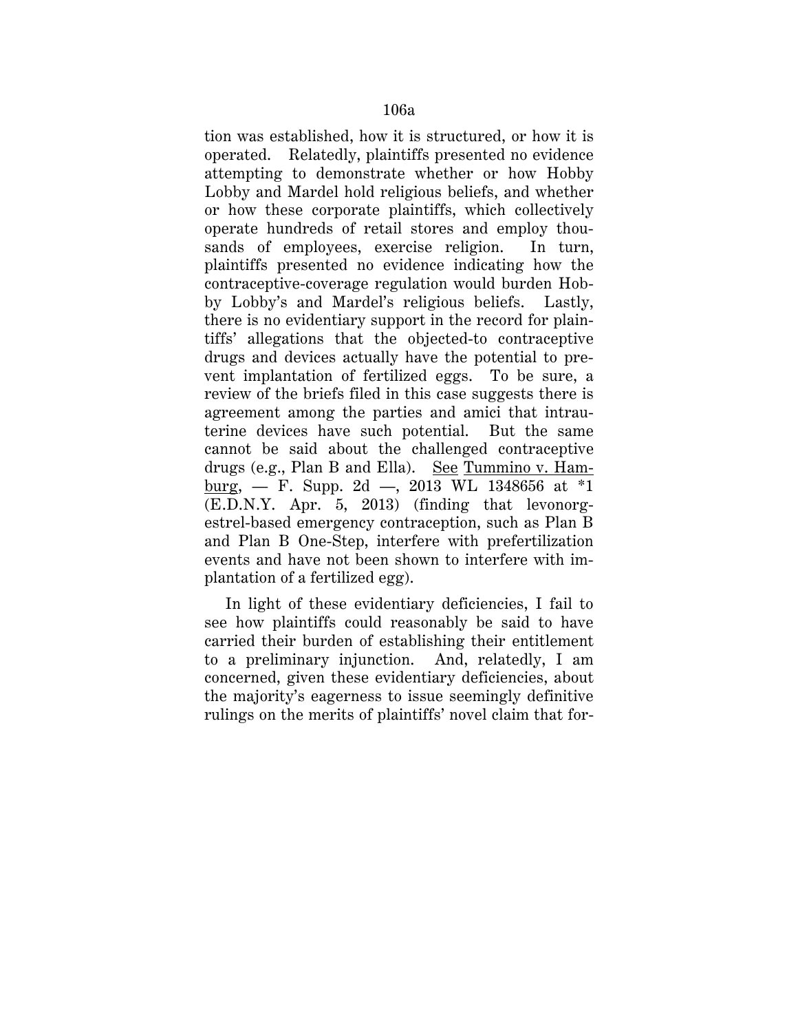tion was established, how it is structured, or how it is operated. Relatedly, plaintiffs presented no evidence attempting to demonstrate whether or how Hobby Lobby and Mardel hold religious beliefs, and whether or how these corporate plaintiffs, which collectively operate hundreds of retail stores and employ thousands of employees, exercise religion. In turn, plaintiffs presented no evidence indicating how the contraceptive-coverage regulation would burden Hobby Lobby's and Mardel's religious beliefs. Lastly, there is no evidentiary support in the record for plaintiffs' allegations that the objected-to contraceptive drugs and devices actually have the potential to prevent implantation of fertilized eggs. To be sure, a review of the briefs filed in this case suggests there is agreement among the parties and amici that intrauterine devices have such potential. But the same cannot be said about the challenged contraceptive drugs (e.g., Plan B and Ella). See Tummino v. Hamburg, — F. Supp. 2d —, 2013 WL 1348656 at *1 (E.D.N.Y. Apr. 5, 2013) (finding that levonorgestrel-based emergency contraception, such as Plan B and Plan B One-Step, interfere with prefertilization events and have not been shown to interfere with implantation of a fertilized egg).

In light of these evidentiary deficiencies, I fail to see how plaintiffs could reasonably be said to have carried their burden of establishing their entitlement to a preliminary injunction. And, relatedly, I am concerned, given these evidentiary deficiencies, about the majority's eagerness to issue seemingly definitive rulings on the merits of plaintiffs' novel claim that for-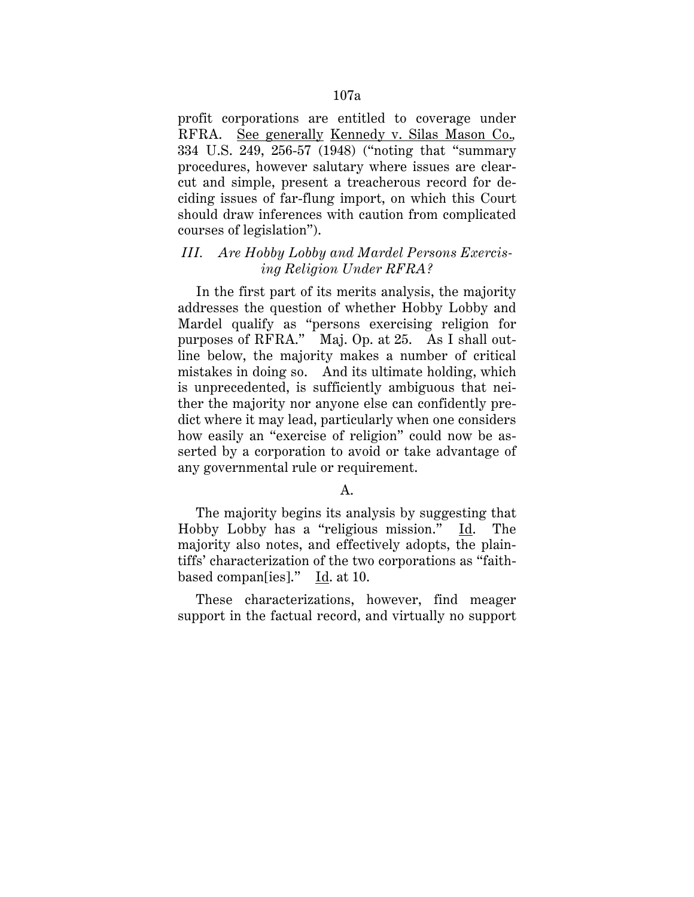profit corporations are entitled to coverage under RFRA. See generally Kennedy v. Silas Mason Co., 334 U.S. 249, 256-57 (1948) ("noting that "summary procedures, however salutary where issues are clear-cut and simple, present a treacherous record for deciding issues of far-flung import, on which this Court should draw inferences with caution from complicated courses of legislation").

### *III. Are Hobby Lobby and Mardel Persons Exercising Religion Under RFRA?*

In the first part of its merits analysis, the majority addresses the question of whether Hobby Lobby and Mardel qualify as "persons exercising religion for purposes of RFRA." Maj. Op. at 25. As I shall outline below, the majority makes a number of critical mistakes in doing so. And its ultimate holding, which is unprecedented, is sufficiently ambiguous that neither the majority nor anyone else can confidently predict where it may lead, particularly when one considers how easily an "exercise of religion" could now be asserted by a corporation to avoid or take advantage of any governmental rule or requirement.

#### A.

The majority begins its analysis by suggesting that Hobby Lobby has a "religious mission." Id. The majority also notes, and effectively adopts, the plaintiffs' characterization of the two corporations as "faith-based compan[ies]." Id. at 10.

These characterizations, however, find meager support in the factual record, and virtually no support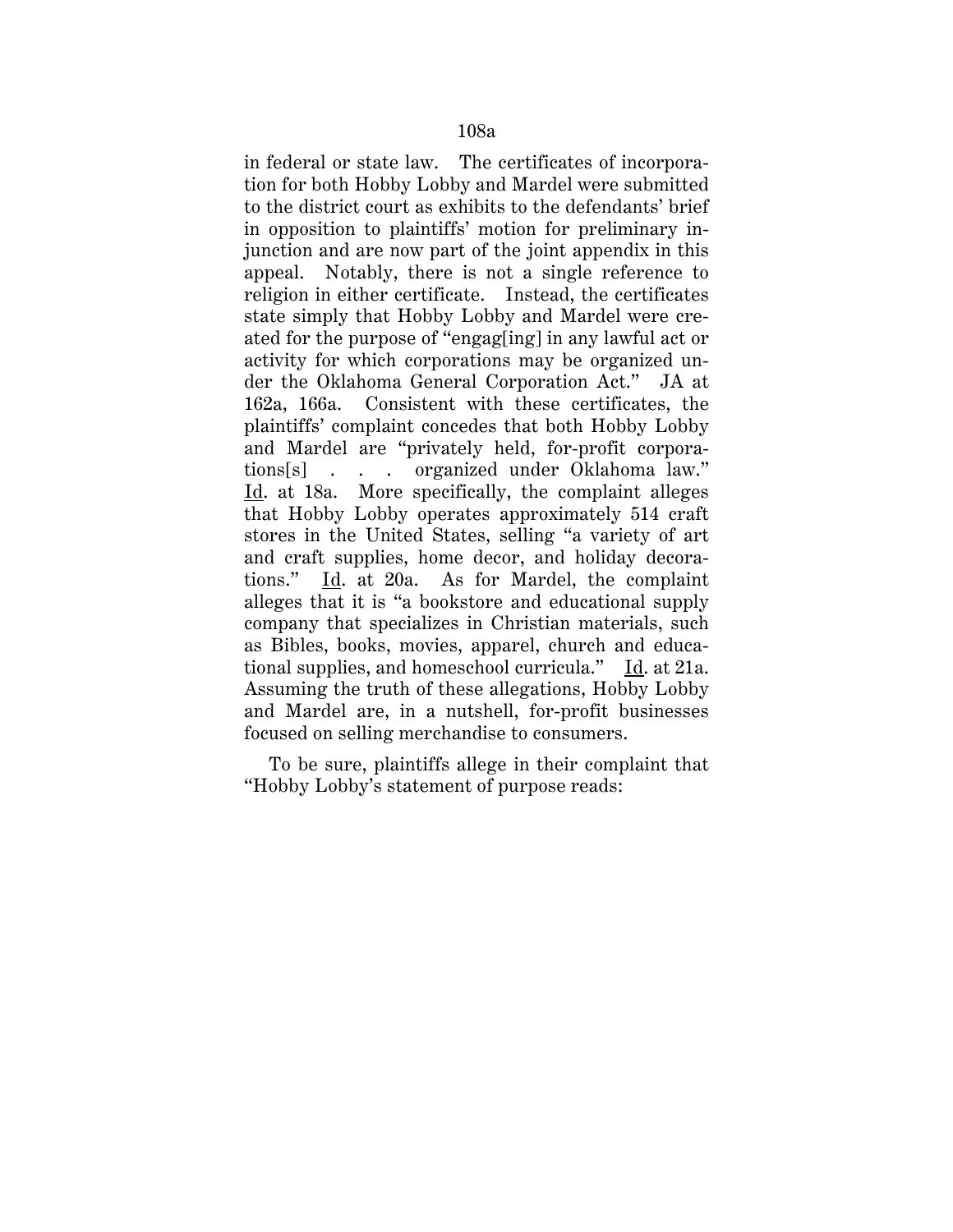in federal or state law. The certificates of incorporation for both Hobby Lobby and Mardel were submitted to the district court as exhibits to the defendants' brief in opposition to plaintiffs' motion for preliminary injunction and are now part of the joint appendix in this appeal. Notably, there is not a single reference to religion in either certificate. Instead, the certificates state simply that Hobby Lobby and Mardel were created for the purpose of "engag[ing] in any lawful act or activity for which corporations may be organized under the Oklahoma General Corporation Act." JA at 162a, 166a. Consistent with these certificates, the plaintiffs' complaint concedes that both Hobby Lobby and Mardel are "privately held, for-profit corporations[s] . . . organized under Oklahoma law." Id. at 18a. More specifically, the complaint alleges that Hobby Lobby operates approximately 514 craft stores in the United States, selling "a variety of art and craft supplies, home decor, and holiday decorations." Id. at 20a. As for Mardel, the complaint alleges that it is "a bookstore and educational supply company that specializes in Christian materials, such as Bibles, books, movies, apparel, church and educational supplies, and homeschool curricula." Id. at 21a. Assuming the truth of these allegations, Hobby Lobby and Mardel are, in a nutshell, for-profit businesses focused on selling merchandise to consumers.

To be sure, plaintiffs allege in their complaint that "Hobby Lobby's statement of purpose reads: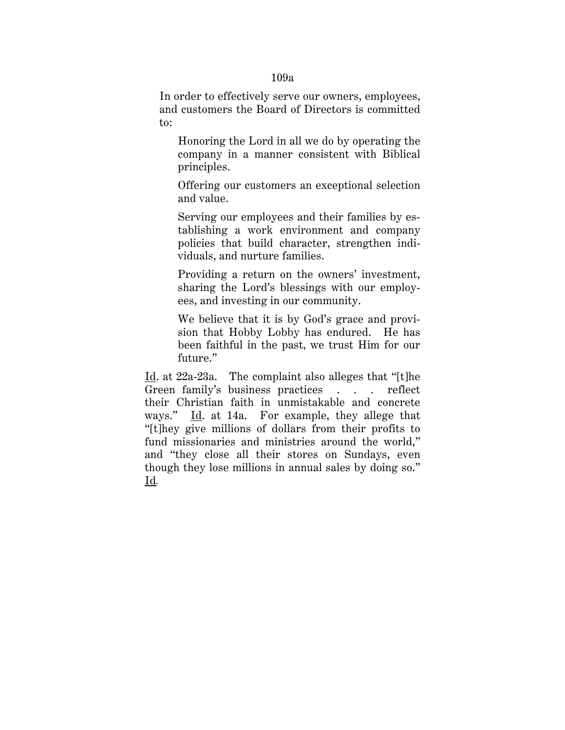In order to effectively serve our owners, employees, and customers the Board of Directors is committed to:

> Honoring the Lord in all we do by operating the company in a manner consistent with Biblical principles.
>
> Offering our customers an exceptional selection and value.
>
> Serving our employees and their families by establishing a work environment and company policies that build character, strengthen individuals, and nurture families.
>
> Providing a return on the owners' investment, sharing the Lord's blessings with our employees, and investing in our community.
>
> We believe that it is by God's grace and provision that Hobby Lobby has endured. He has been faithful in the past, we trust Him for our future."

Id. at 22a-23a. The complaint also alleges that "[t]he Green family's business practices . . . reflect their Christian faith in unmistakable and concrete ways." Id. at 14a. For example, they allege that "[t]hey give millions of dollars from their profits to fund missionaries and ministries around the world," and "they close all their stores on Sundays, even though they lose millions in annual sales by doing so." Id.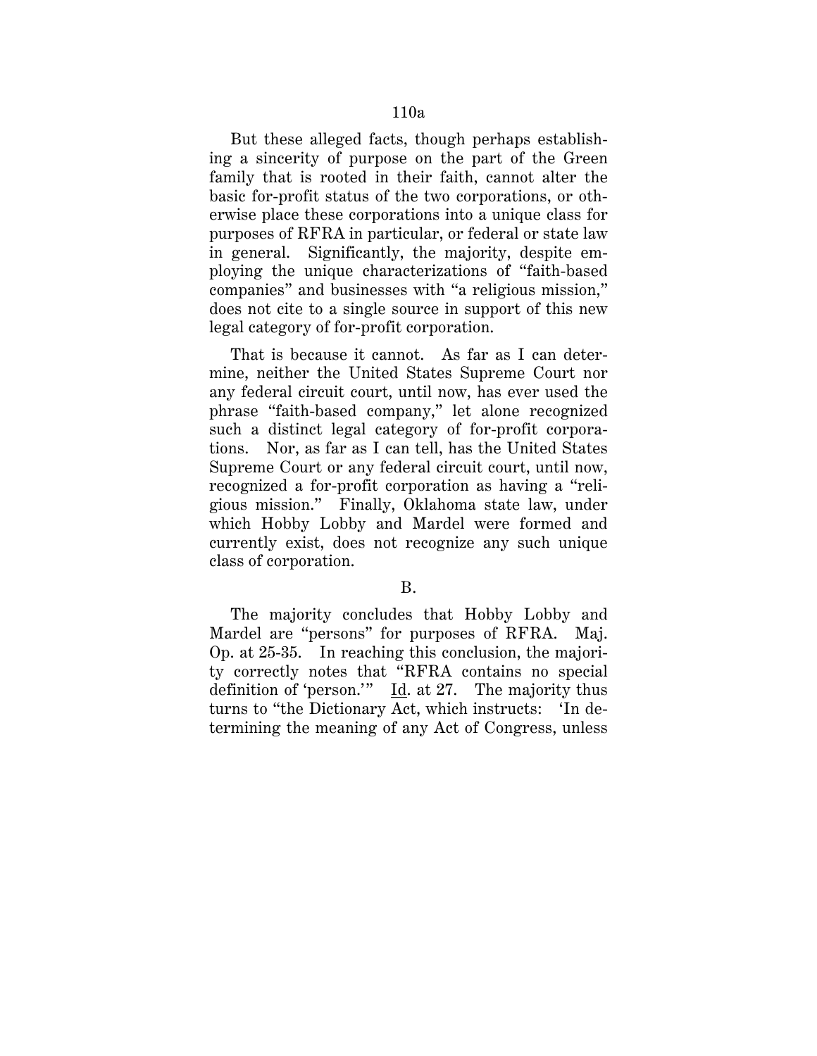But these alleged facts, though perhaps establishing a sincerity of purpose on the part of the Green family that is rooted in their faith, cannot alter the basic for-profit status of the two corporations, or otherwise place these corporations into a unique class for purposes of RFRA in particular, or federal or state law in general. Significantly, the majority, despite employing the unique characterizations of "faith-based companies" and businesses with "a religious mission," does not cite to a single source in support of this new legal category of for-profit corporation.

That is because it cannot. As far as I can determine, neither the United States Supreme Court nor any federal circuit court, until now, has ever used the phrase "faith-based company," let alone recognized such a distinct legal category of for-profit corporations. Nor, as far as I can tell, has the United States Supreme Court or any federal circuit court, until now, recognized a for-profit corporation as having a "religious mission." Finally, Oklahoma state law, under which Hobby Lobby and Mardel were formed and currently exist, does not recognize any such unique class of corporation.

B.

The majority concludes that Hobby Lobby and Mardel are "persons" for purposes of RFRA. Maj. Op. at 25-35. In reaching this conclusion, the majority correctly notes that "RFRA contains no special definition of 'person.'" Id. at 27. The majority thus turns to "the Dictionary Act, which instructs: 'In determining the meaning of any Act of Congress, unless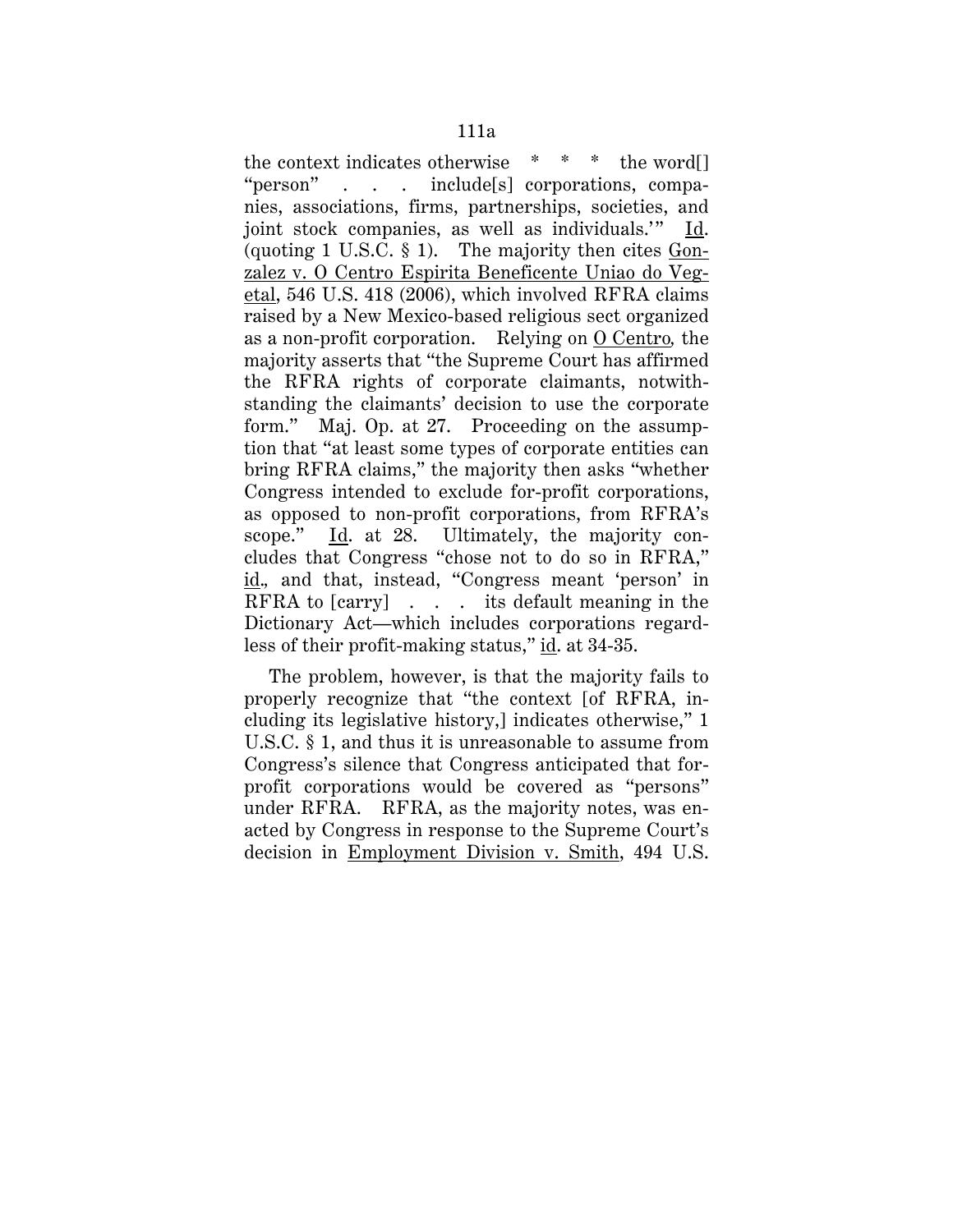the context indicates otherwise * * * the word[] "person" . . . include[s] corporations, companies, associations, firms, partnerships, societies, and joint stock companies, as well as individuals.'" Id. (quoting 1 U.S.C. § 1). The majority then cites Gonzalez v. O Centro Espirita Beneficente Uniao do Vegetal, 546 U.S. 418 (2006), which involved RFRA claims raised by a New Mexico-based religious sect organized as a non-profit corporation. Relying on O Centro, the majority asserts that "the Supreme Court has affirmed the RFRA rights of corporate claimants, notwithstanding the claimants' decision to use the corporate form." Maj. Op. at 27. Proceeding on the assumption that "at least some types of corporate entities can bring RFRA claims," the majority then asks "whether Congress intended to exclude for-profit corporations, as opposed to non-profit corporations, from RFRA's scope." Id. at 28. Ultimately, the majority concludes that Congress "chose not to do so in RFRA," id., and that, instead, "Congress meant 'person' in RFRA to [carry] . . . its default meaning in the Dictionary Act—which includes corporations regardless of their profit-making status," id. at 34-35.

The problem, however, is that the majority fails to properly recognize that "the context [of RFRA, including its legislative history,] indicates otherwise," 1 U.S.C. § 1, and thus it is unreasonable to assume from Congress's silence that Congress anticipated that for-profit corporations would be covered as "persons" under RFRA. RFRA, as the majority notes, was enacted by Congress in response to the Supreme Court's decision in Employment Division v. Smith, 494 U.S.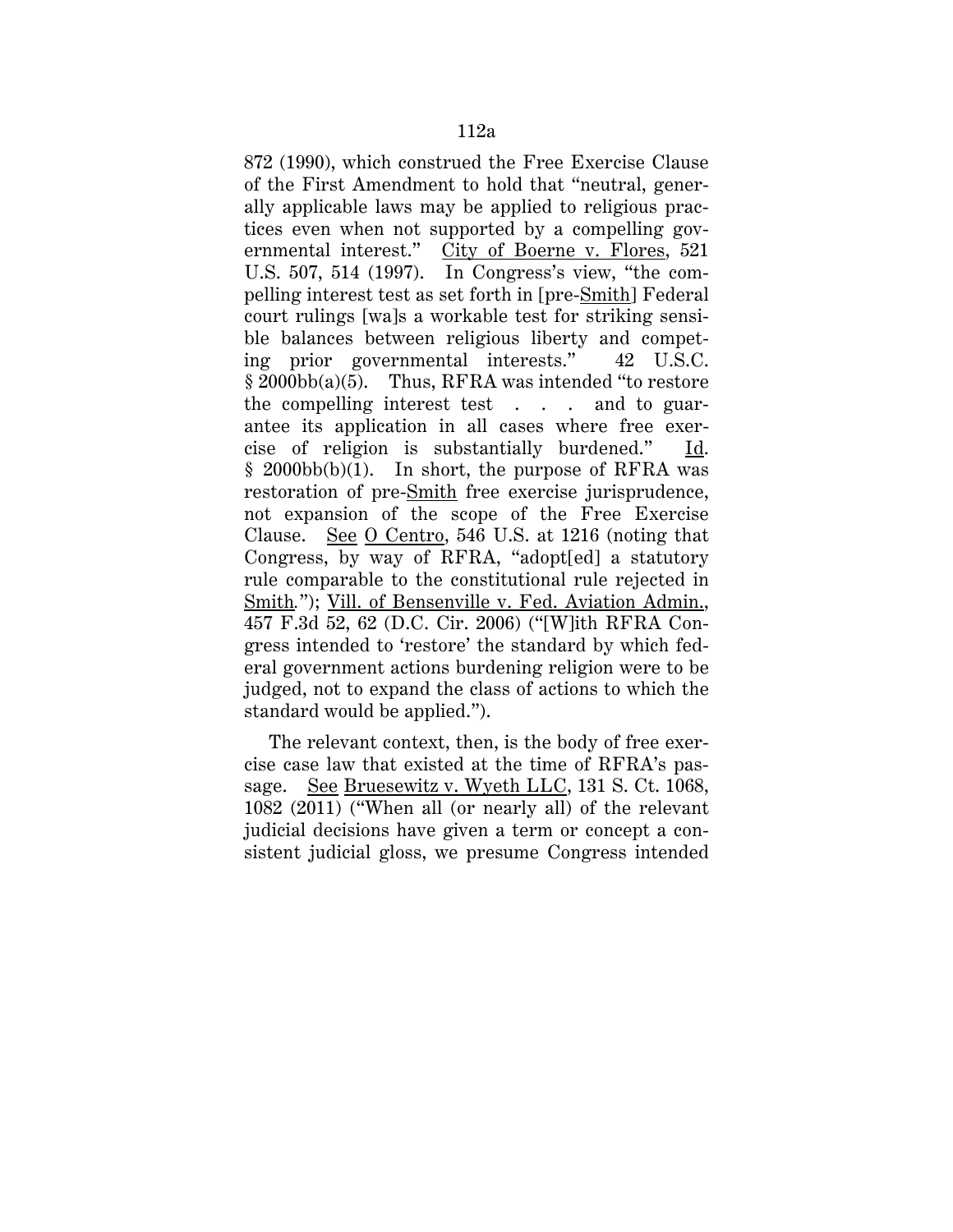872 (1990), which construed the Free Exercise Clause of the First Amendment to hold that "neutral, generally applicable laws may be applied to religious practices even when not supported by a compelling governmental interest." City of Boerne v. Flores, 521 U.S. 507, 514 (1997). In Congress's view, "the compelling interest test as set forth in [pre-Smith] Federal court rulings [wa]s a workable test for striking sensible balances between religious liberty and competing prior governmental interests." 42 U.S.C. § 2000bb(a)(5). Thus, RFRA was intended "to restore the compelling interest test . . . and to guarantee its application in all cases where free exercise of religion is substantially burdened." Id. § 2000bb(b)(1). In short, the purpose of RFRA was restoration of pre-Smith free exercise jurisprudence, not expansion of the scope of the Free Exercise Clause. See O Centro, 546 U.S. at 1216 (noting that Congress, by way of RFRA, "adopt[ed] a statutory rule comparable to the constitutional rule rejected in Smith."); Vill. of Bensenville v. Fed. Aviation Admin., 457 F.3d 52, 62 (D.C. Cir. 2006) ("[W]ith RFRA Congress intended to 'restore' the standard by which federal government actions burdening religion were to be judged, not to expand the class of actions to which the standard would be applied.").

The relevant context, then, is the body of free exercise case law that existed at the time of RFRA's passage. See Bruesewitz v. Wyeth LLC, 131 S. Ct. 1068, 1082 (2011) ("When all (or nearly all) of the relevant judicial decisions have given a term or concept a consistent judicial gloss, we presume Congress intended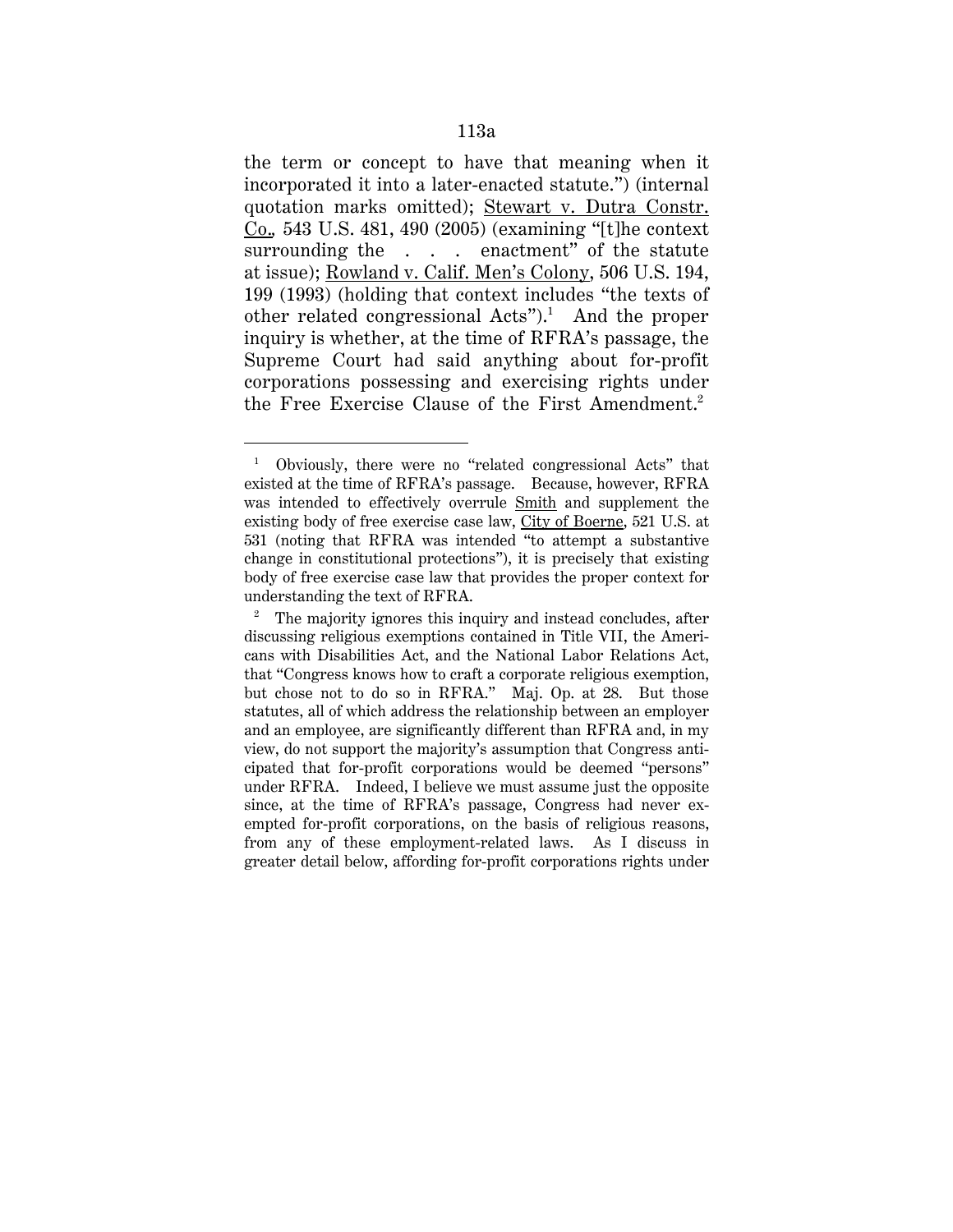the term or concept to have that meaning when it incorporated it into a later-enacted statute.") (internal quotation marks omitted); Stewart v. Dutra Constr. Co., 543 U.S. 481, 490 (2005) (examining "[t]he context surrounding the . . . enactment" of the statute at issue); Rowland v. Calif. Men's Colony, 506 U.S. 194, 199 (1993) (holding that context includes "the texts of other related congressional Acts").[1] And the proper inquiry is whether, at the time of RFRA's passage, the Supreme Court had said anything about for-profit corporations possessing and exercising rights under the Free Exercise Clause of the First Amendment.[2]

---

[1] Obviously, there were no "related congressional Acts" that existed at the time of RFRA's passage. Because, however, RFRA was intended to effectively overrule Smith and supplement the existing body of free exercise case law, City of Boerne, 521 U.S. at 531 (noting that RFRA was intended "to attempt a substantive change in constitutional protections"), it is precisely that existing body of free exercise case law that provides the proper context for understanding the text of RFRA.

[2] The majority ignores this inquiry and instead concludes, after discussing religious exemptions contained in Title VII, the Americans with Disabilities Act, and the National Labor Relations Act, that "Congress knows how to craft a corporate religious exemption, but chose not to do so in RFRA." Maj. Op. at 28. But those statutes, all of which address the relationship between an employer and an employee, are significantly different than RFRA and, in my view, do not support the majority's assumption that Congress anticipated that for-profit corporations would be deemed "persons" under RFRA. Indeed, I believe we must assume just the opposite since, at the time of RFRA's passage, Congress had never exempted for-profit corporations, on the basis of religious reasons, from any of these employment-related laws. As I discuss in greater detail below, affording for-profit corporations rights under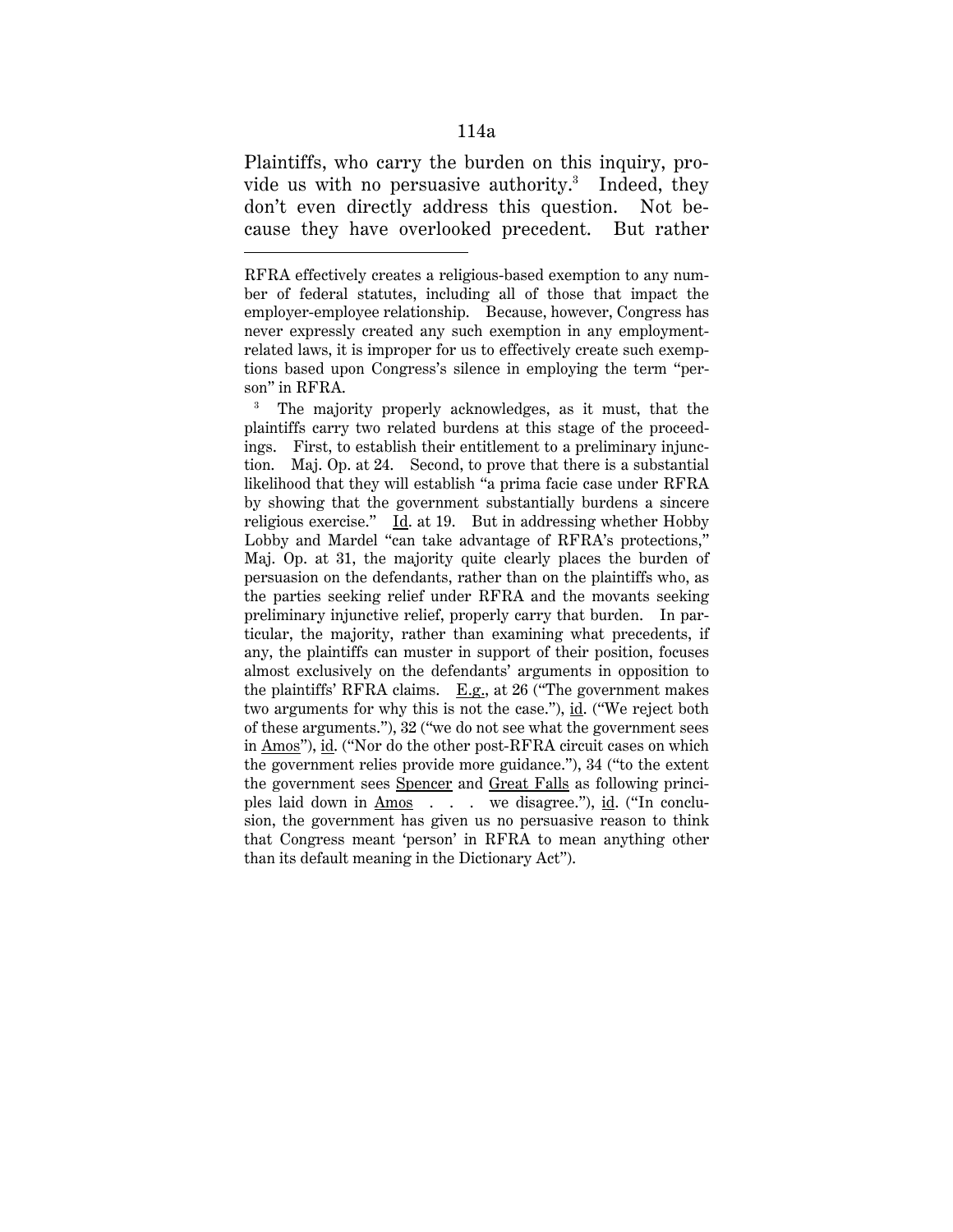Plaintiffs, who carry the burden on this inquiry, provide us with no persuasive authority.[3] Indeed, they don't even directly address this question. Not because they have overlooked precedent. But rather

---

RFRA effectively creates a religious-based exemption to any number of federal statutes, including all of those that impact the employer-employee relationship. Because, however, Congress has never expressly created any such exemption in any employment-related laws, it is improper for us to effectively create such exemptions based upon Congress's silence in employing the term "person" in RFRA.

[3] The majority properly acknowledges, as it must, that the plaintiffs carry two related burdens at this stage of the proceedings. First, to establish their entitlement to a preliminary injunction. Maj. Op. at 24. Second, to prove that there is a substantial likelihood that they will establish "a prima facie case under RFRA by showing that the government substantially burdens a sincere religious exercise." Id. at 19. But in addressing whether Hobby Lobby and Mardel "can take advantage of RFRA's protections," Maj. Op. at 31, the majority quite clearly places the burden of persuasion on the defendants, rather than on the plaintiffs who, as the parties seeking relief under RFRA and the movants seeking preliminary injunctive relief, properly carry that burden. In particular, the majority, rather than examining what precedents, if any, the plaintiffs can muster in support of their position, focuses almost exclusively on the defendants' arguments in opposition to the plaintiffs' RFRA claims. E.g., at 26 ("The government makes two arguments for why this is not the case."), id. ("We reject both of these arguments."), 32 ("we do not see what the government sees in Amos"), id. ("Nor do the other post-RFRA circuit cases on which the government relies provide more guidance."), 34 ("to the extent the government sees Spencer and Great Falls as following principles laid down in Amos . . . we disagree."), id. ("In conclusion, the government has given us no persuasive reason to think that Congress meant 'person' in RFRA to mean anything other than its default meaning in the Dictionary Act").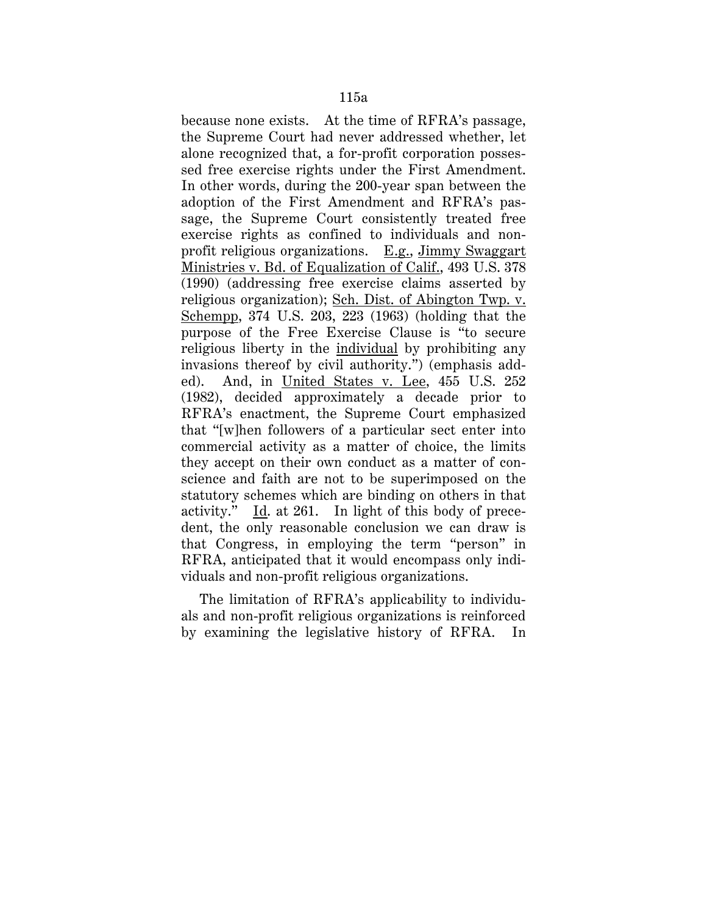because none exists. At the time of RFRA's passage, the Supreme Court had never addressed whether, let alone recognized that, a for-profit corporation possessed free exercise rights under the First Amendment. In other words, during the 200-year span between the adoption of the First Amendment and RFRA's passage, the Supreme Court consistently treated free exercise rights as confined to individuals and non-profit religious organizations. E.g., Jimmy Swaggart Ministries v. Bd. of Equalization of Calif., 493 U.S. 378 (1990) (addressing free exercise claims asserted by religious organization); Sch. Dist. of Abington Twp. v. Schempp, 374 U.S. 203, 223 (1963) (holding that the purpose of the Free Exercise Clause is "to secure religious liberty in the individual by prohibiting any invasions thereof by civil authority.") (emphasis added). And, in United States v. Lee, 455 U.S. 252 (1982), decided approximately a decade prior to RFRA's enactment, the Supreme Court emphasized that "[w]hen followers of a particular sect enter into commercial activity as a matter of choice, the limits they accept on their own conduct as a matter of conscience and faith are not to be superimposed on the statutory schemes which are binding on others in that activity." Id. at 261. In light of this body of precedent, the only reasonable conclusion we can draw is that Congress, in employing the term "person" in RFRA, anticipated that it would encompass only individuals and non-profit religious organizations.

The limitation of RFRA's applicability to individuals and non-profit religious organizations is reinforced by examining the legislative history of RFRA. In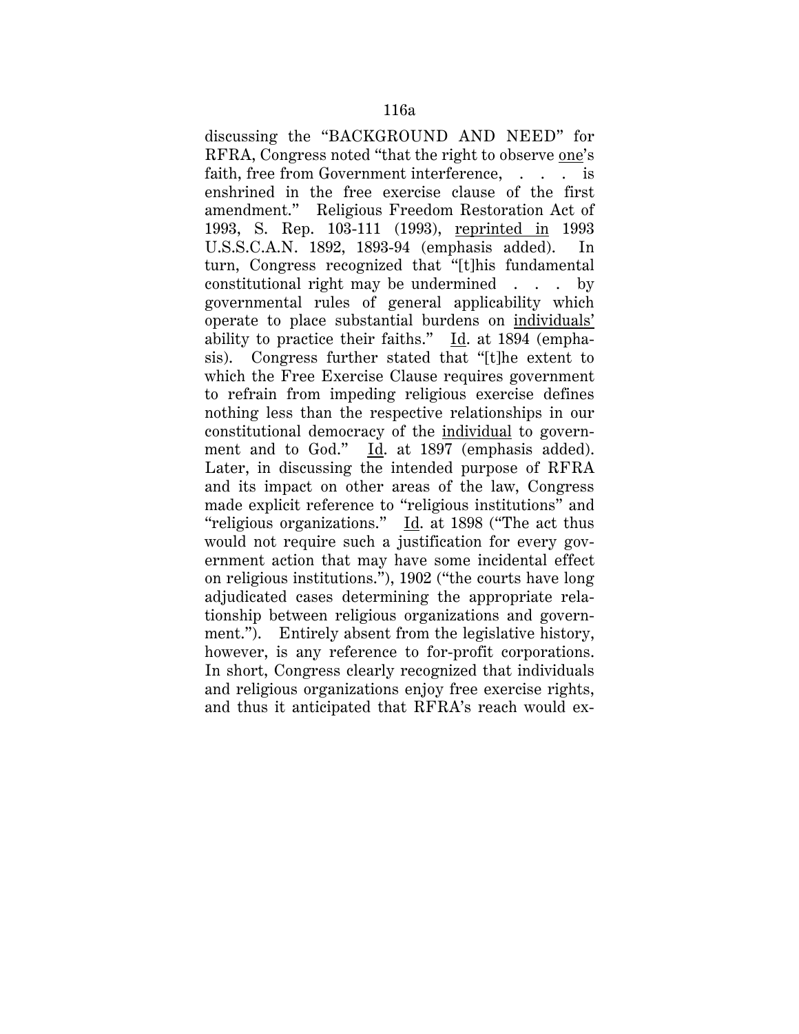discussing the "BACKGROUND AND NEED" for RFRA, Congress noted "that the right to observe one's faith, free from Government interference, . . . is enshrined in the free exercise clause of the first amendment." Religious Freedom Restoration Act of 1993, S. Rep. 103-111 (1993), reprinted in 1993 U.S.S.C.A.N. 1892, 1893-94 (emphasis added). In turn, Congress recognized that "[t]his fundamental constitutional right may be undermined . . . by governmental rules of general applicability which operate to place substantial burdens on individuals' ability to practice their faiths." Id. at 1894 (emphasis). Congress further stated that "[t]he extent to which the Free Exercise Clause requires government to refrain from impeding religious exercise defines nothing less than the respective relationships in our constitutional democracy of the individual to government and to God." Id. at 1897 (emphasis added). Later, in discussing the intended purpose of RFRA and its impact on other areas of the law, Congress made explicit reference to "religious institutions" and "religious organizations." Id. at 1898 ("The act thus would not require such a justification for every government action that may have some incidental effect on religious institutions."), 1902 ("the courts have long adjudicated cases determining the appropriate relationship between religious organizations and government."). Entirely absent from the legislative history, however, is any reference to for-profit corporations. In short, Congress clearly recognized that individuals and religious organizations enjoy free exercise rights, and thus it anticipated that RFRA's reach would ex-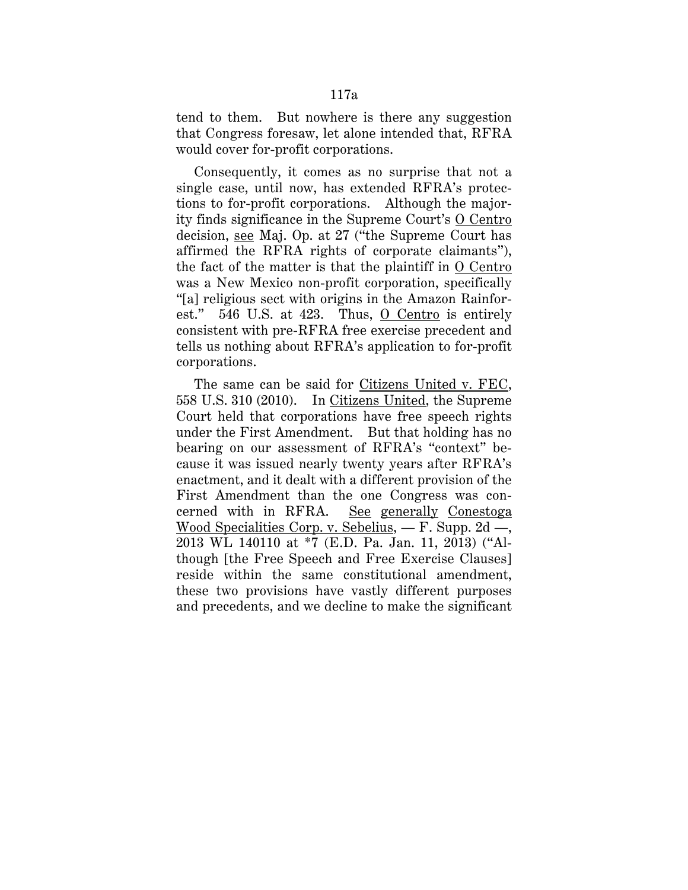tend to them. But nowhere is there any suggestion that Congress foresaw, let alone intended that, RFRA would cover for-profit corporations.

Consequently, it comes as no surprise that not a single case, until now, has extended RFRA's protections to for-profit corporations. Although the majority finds significance in the Supreme Court's O Centro decision, see Maj. Op. at 27 ("the Supreme Court has affirmed the RFRA rights of corporate claimants"), the fact of the matter is that the plaintiff in O Centro was a New Mexico non-profit corporation, specifically "[a] religious sect with origins in the Amazon Rainforest." 546 U.S. at 423. Thus, O Centro is entirely consistent with pre-RFRA free exercise precedent and tells us nothing about RFRA's application to for-profit corporations.

The same can be said for Citizens United v. FEC, 558 U.S. 310 (2010). In Citizens United, the Supreme Court held that corporations have free speech rights under the First Amendment. But that holding has no bearing on our assessment of RFRA's "context" because it was issued nearly twenty years after RFRA's enactment, and it dealt with a different provision of the First Amendment than the one Congress was concerned with in RFRA. See generally Conestoga Wood Specialities Corp. v. Sebelius, — F. Supp. 2d —, 2013 WL 140110 at *7 (E.D. Pa. Jan. 11, 2013) ("Although [the Free Speech and Free Exercise Clauses] reside within the same constitutional amendment, these two provisions have vastly different purposes and precedents, and we decline to make the significant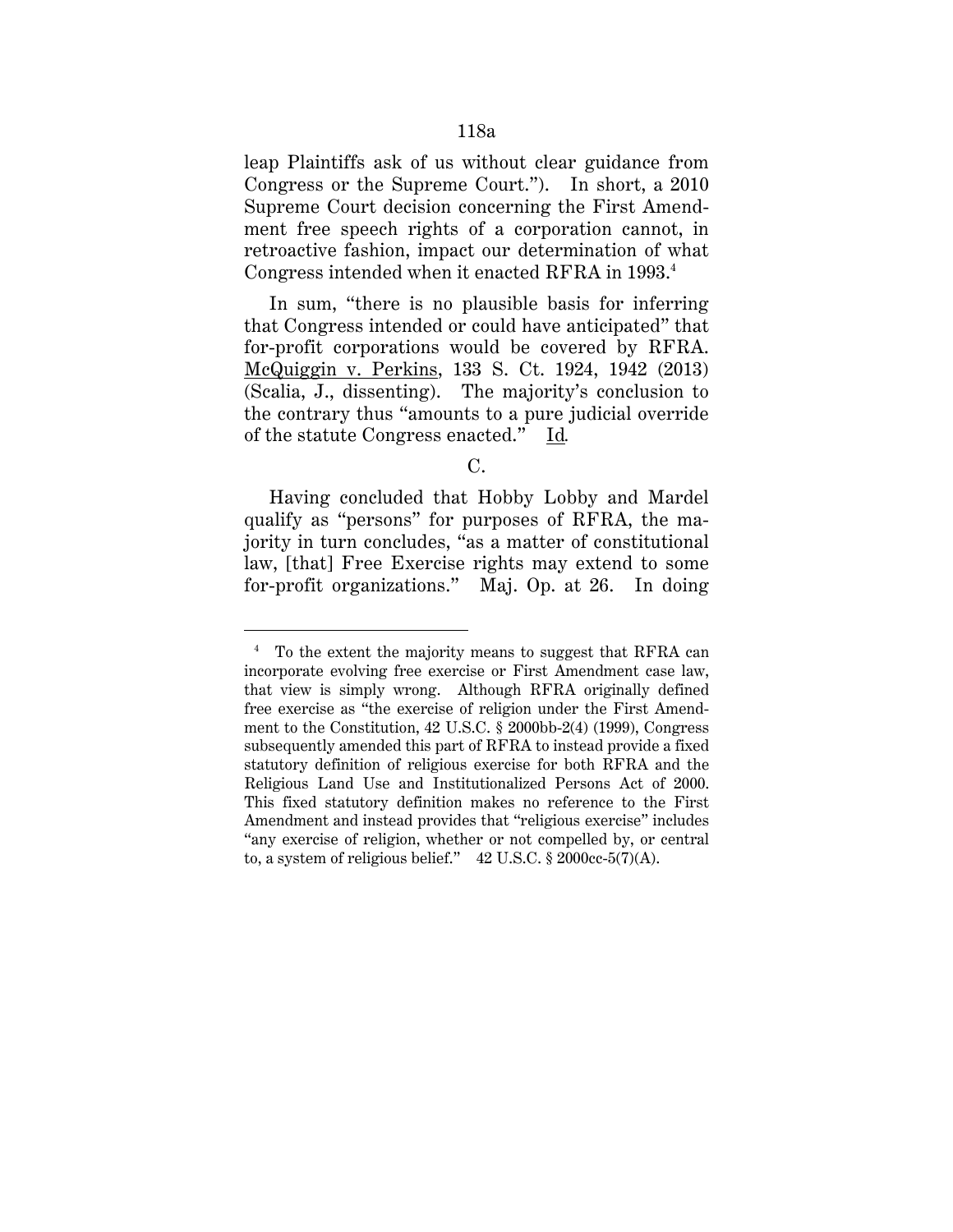leap Plaintiffs ask of us without clear guidance from Congress or the Supreme Court."). In short, a 2010 Supreme Court decision concerning the First Amendment free speech rights of a corporation cannot, in retroactive fashion, impact our determination of what Congress intended when it enacted RFRA in 1993.[4]

In sum, "there is no plausible basis for inferring that Congress intended or could have anticipated" that for-profit corporations would be covered by RFRA. McQuiggin v. Perkins, 133 S. Ct. 1924, 1942 (2013) (Scalia, J., dissenting). The majority's conclusion to the contrary thus "amounts to a pure judicial override of the statute Congress enacted." Id.

C.

Having concluded that Hobby Lobby and Mardel qualify as "persons" for purposes of RFRA, the majority in turn concludes, "as a matter of constitutional law, [that] Free Exercise rights may extend to some for-profit organizations." Maj. Op. at 26. In doing

---

[4] To the extent the majority means to suggest that RFRA can incorporate evolving free exercise or First Amendment case law, that view is simply wrong. Although RFRA originally defined free exercise as "the exercise of religion under the First Amendment to the Constitution, 42 U.S.C. § 2000bb-2(4) (1999), Congress subsequently amended this part of RFRA to instead provide a fixed statutory definition of religious exercise for both RFRA and the Religious Land Use and Institutionalized Persons Act of 2000. This fixed statutory definition makes no reference to the First Amendment and instead provides that "religious exercise" includes "any exercise of religion, whether or not compelled by, or central to, a system of religious belief." 42 U.S.C. § 2000cc-5(7)(A).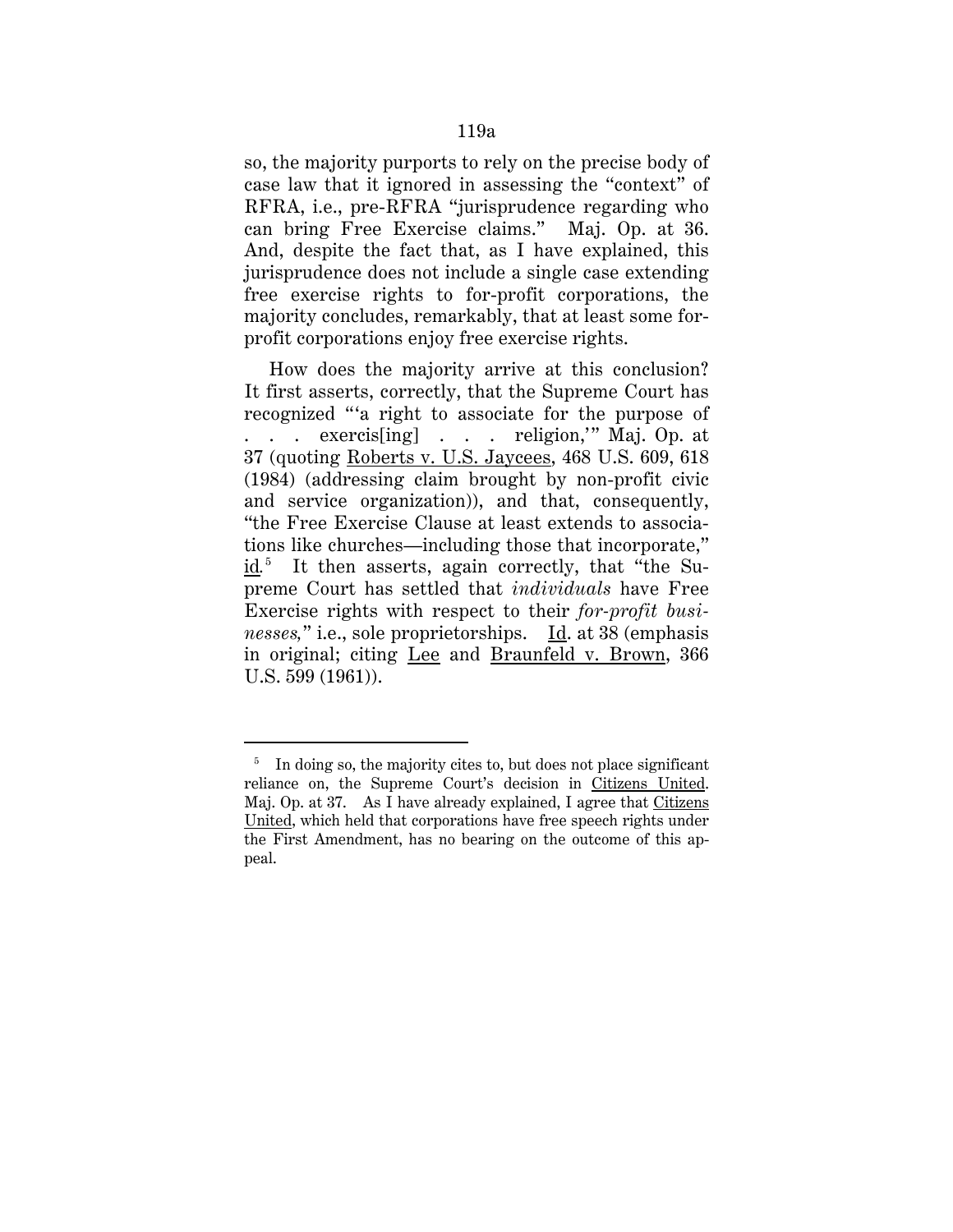so, the majority purports to rely on the precise body of case law that it ignored in assessing the "context" of RFRA, i.e., pre-RFRA "jurisprudence regarding who can bring Free Exercise claims." Maj. Op. at 36. And, despite the fact that, as I have explained, this jurisprudence does not include a single case extending free exercise rights to for-profit corporations, the majority concludes, remarkably, that at least some for-profit corporations enjoy free exercise rights.

How does the majority arrive at this conclusion? It first asserts, correctly, that the Supreme Court has recognized "'a right to associate for the purpose of . . . exercis[ing] . . . religion,'" Maj. Op. at 37 (quoting Roberts v. U.S. Jaycees, 468 U.S. 609, 618 (1984) (addressing claim brought by non-profit civic and service organization)), and that, consequently, "the Free Exercise Clause at least extends to associations like churches—including those that incorporate," id.[5] It then asserts, again correctly, that "the Supreme Court has settled that *individuals* have Free Exercise rights with respect to their *for-profit businesses,*" i.e., sole proprietorships. Id. at 38 (emphasis in original; citing Lee and Braunfeld v. Brown, 366 U.S. 599 (1961)).

---

[5] In doing so, the majority cites to, but does not place significant reliance on, the Supreme Court's decision in Citizens United. Maj. Op. at 37. As I have already explained, I agree that Citizens United, which held that corporations have free speech rights under the First Amendment, has no bearing on the outcome of this appeal.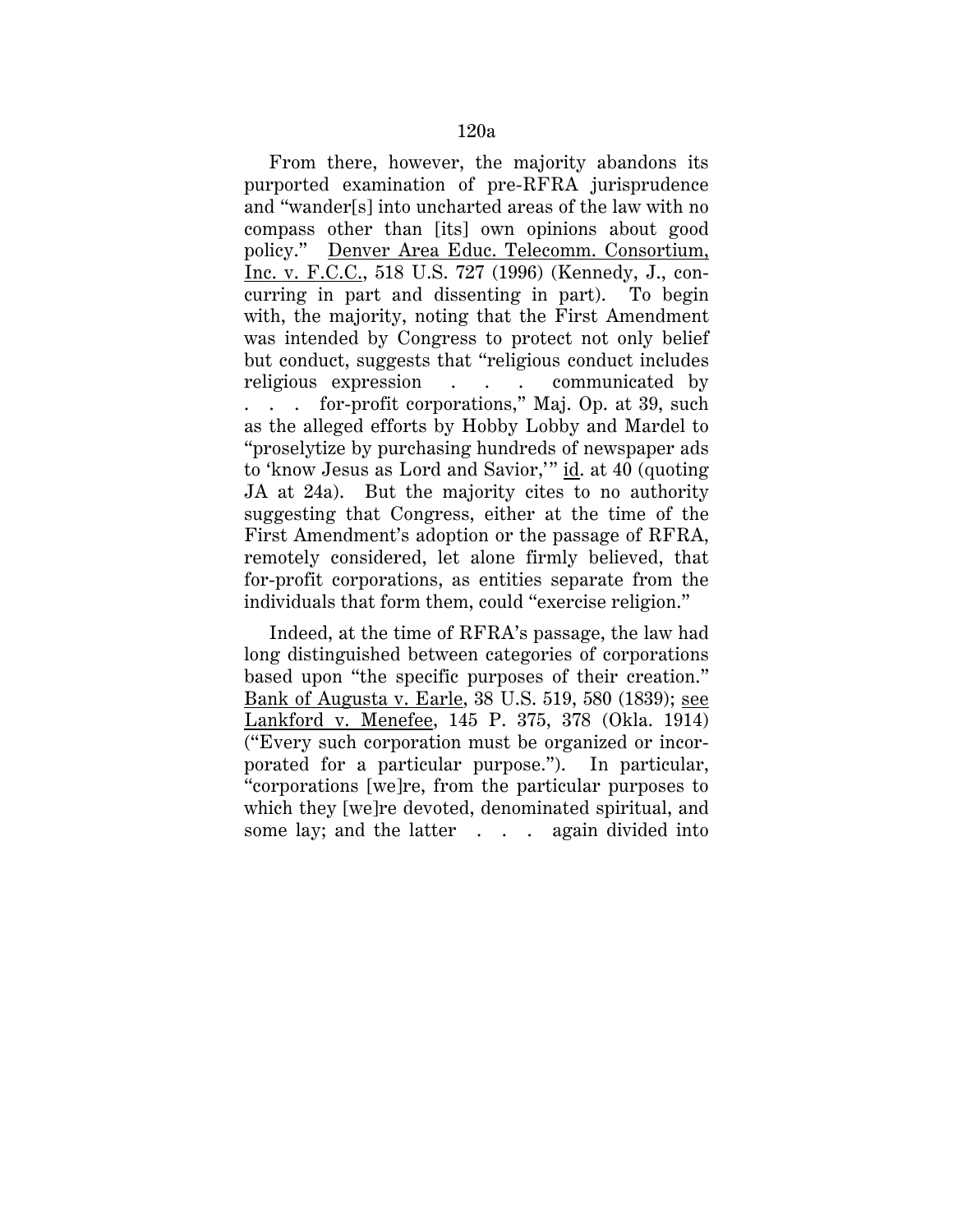From there, however, the majority abandons its purported examination of pre-RFRA jurisprudence and "wander[s] into uncharted areas of the law with no compass other than [its] own opinions about good policy." Denver Area Educ. Telecomm. Consortium, Inc. v. F.C.C., 518 U.S. 727 (1996) (Kennedy, J., concurring in part and dissenting in part). To begin with, the majority, noting that the First Amendment was intended by Congress to protect not only belief but conduct, suggests that "religious conduct includes religious expression . . . communicated by . . . for-profit corporations," Maj. Op. at 39, such as the alleged efforts by Hobby Lobby and Mardel to "proselytize by purchasing hundreds of newspaper ads to 'know Jesus as Lord and Savior,'" id. at 40 (quoting JA at 24a). But the majority cites to no authority suggesting that Congress, either at the time of the First Amendment's adoption or the passage of RFRA, remotely considered, let alone firmly believed, that for-profit corporations, as entities separate from the individuals that form them, could "exercise religion."

Indeed, at the time of RFRA's passage, the law had long distinguished between categories of corporations based upon "the specific purposes of their creation." Bank of Augusta v. Earle, 38 U.S. 519, 580 (1839); see Lankford v. Menefee, 145 P. 375, 378 (Okla. 1914) ("Every such corporation must be organized or incorporated for a particular purpose."). In particular, "corporations [we]re, from the particular purposes to which they [we]re devoted, denominated spiritual, and some lay; and the latter . . . again divided into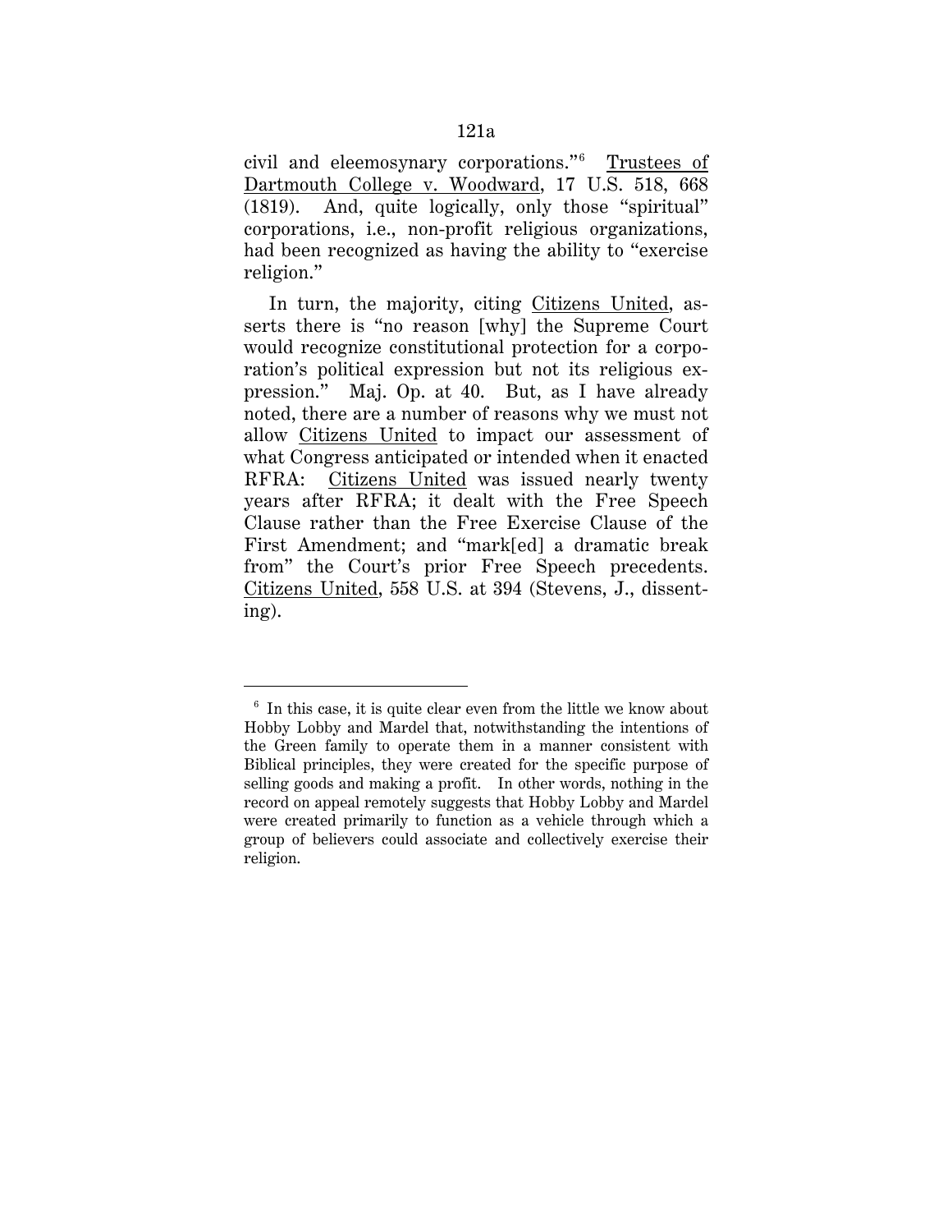civil and eleemosynary corporations."[6] Trustees of Dartmouth College v. Woodward, 17 U.S. 518, 668 (1819). And, quite logically, only those "spiritual" corporations, i.e., non-profit religious organizations, had been recognized as having the ability to "exercise religion."

In turn, the majority, citing Citizens United, asserts there is "no reason [why] the Supreme Court would recognize constitutional protection for a corporation's political expression but not its religious expression." Maj. Op. at 40. But, as I have already noted, there are a number of reasons why we must not allow Citizens United to impact our assessment of what Congress anticipated or intended when it enacted RFRA: Citizens United was issued nearly twenty years after RFRA; it dealt with the Free Speech Clause rather than the Free Exercise Clause of the First Amendment; and "mark[ed] a dramatic break from" the Court's prior Free Speech precedents. Citizens United, 558 U.S. at 394 (Stevens, J., dissenting).

---

[6] In this case, it is quite clear even from the little we know about Hobby Lobby and Mardel that, notwithstanding the intentions of the Green family to operate them in a manner consistent with Biblical principles, they were created for the specific purpose of selling goods and making a profit. In other words, nothing in the record on appeal remotely suggests that Hobby Lobby and Mardel were created primarily to function as a vehicle through which a group of believers could associate and collectively exercise their religion.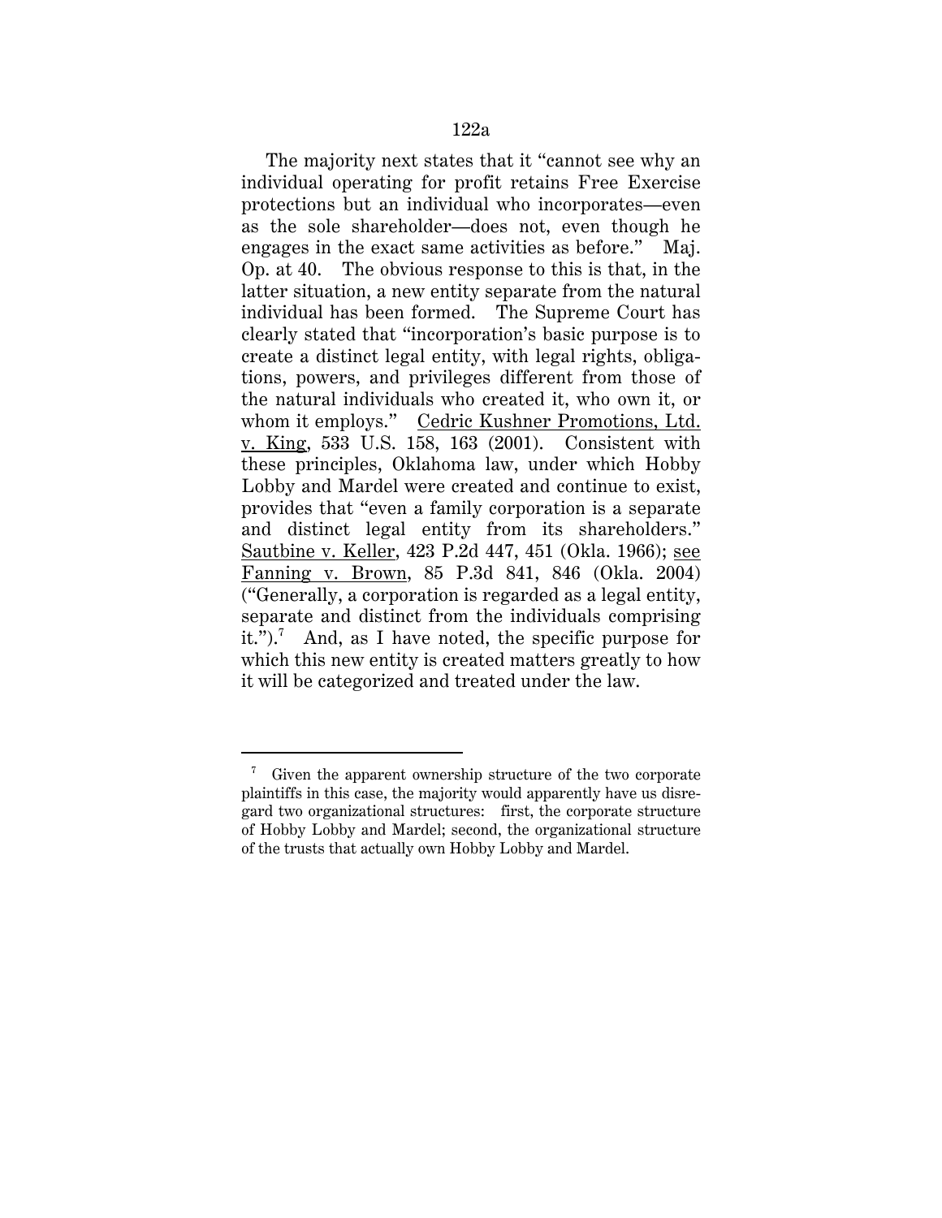The majority next states that it "cannot see why an individual operating for profit retains Free Exercise protections but an individual who incorporates—even as the sole shareholder—does not, even though he engages in the exact same activities as before." Maj. Op. at 40. The obvious response to this is that, in the latter situation, a new entity separate from the natural individual has been formed. The Supreme Court has clearly stated that "incorporation's basic purpose is to create a distinct legal entity, with legal rights, obligations, powers, and privileges different from those of the natural individuals who created it, who own it, or whom it employs." Cedric Kushner Promotions, Ltd. v. King, 533 U.S. 158, 163 (2001). Consistent with these principles, Oklahoma law, under which Hobby Lobby and Mardel were created and continue to exist, provides that "even a family corporation is a separate and distinct legal entity from its shareholders." Sautbine v. Keller, 423 P.2d 447, 451 (Okla. 1966); see Fanning v. Brown, 85 P.3d 841, 846 (Okla. 2004) ("Generally, a corporation is regarded as a legal entity, separate and distinct from the individuals comprising it.").[7] And, as I have noted, the specific purpose for which this new entity is created matters greatly to how it will be categorized and treated under the law.

---

[7] Given the apparent ownership structure of the two corporate plaintiffs in this case, the majority would apparently have us disregard two organizational structures: first, the corporate structure of Hobby Lobby and Mardel; second, the organizational structure of the trusts that actually own Hobby Lobby and Mardel.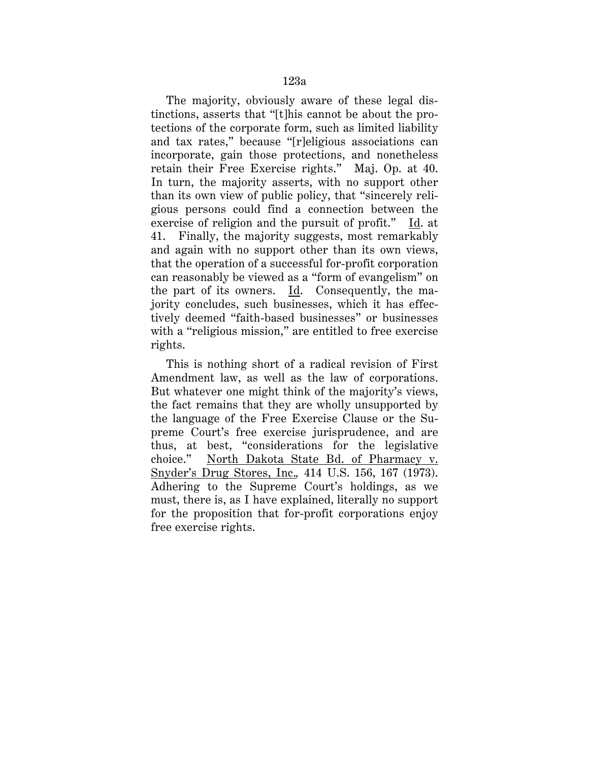The majority, obviously aware of these legal distinctions, asserts that "[t]his cannot be about the protections of the corporate form, such as limited liability and tax rates," because "[r]eligious associations can incorporate, gain those protections, and nonetheless retain their Free Exercise rights." Maj. Op. at 40. In turn, the majority asserts, with no support other than its own view of public policy, that "sincerely religious persons could find a connection between the exercise of religion and the pursuit of profit." Id. at 41. Finally, the majority suggests, most remarkably and again with no support other than its own views, that the operation of a successful for-profit corporation can reasonably be viewed as a "form of evangelism" on the part of its owners. Id. Consequently, the majority concludes, such businesses, which it has effectively deemed "faith-based businesses" or businesses with a "religious mission," are entitled to free exercise rights.

This is nothing short of a radical revision of First Amendment law, as well as the law of corporations. But whatever one might think of the majority's views, the fact remains that they are wholly unsupported by the language of the Free Exercise Clause or the Supreme Court's free exercise jurisprudence, and are thus, at best, "considerations for the legislative choice." North Dakota State Bd. of Pharmacy v. Snyder's Drug Stores, Inc., 414 U.S. 156, 167 (1973). Adhering to the Supreme Court's holdings, as we must, there is, as I have explained, literally no support for the proposition that for-profit corporations enjoy free exercise rights.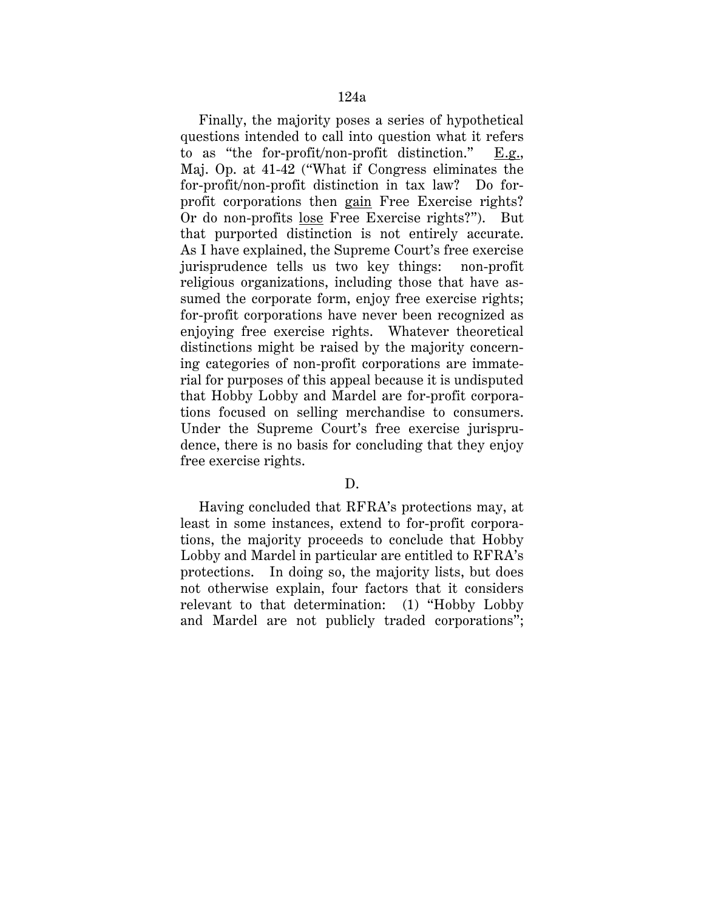Finally, the majority poses a series of hypothetical questions intended to call into question what it refers to as "the for-profit/non-profit distinction." E.g., Maj. Op. at 41-42 ("What if Congress eliminates the for-profit/non-profit distinction in tax law? Do for-profit corporations then gain Free Exercise rights? Or do non-profits lose Free Exercise rights?"). But that purported distinction is not entirely accurate. As I have explained, the Supreme Court's free exercise jurisprudence tells us two key things: non-profit religious organizations, including those that have assumed the corporate form, enjoy free exercise rights; for-profit corporations have never been recognized as enjoying free exercise rights. Whatever theoretical distinctions might be raised by the majority concerning categories of non-profit corporations are immaterial for purposes of this appeal because it is undisputed that Hobby Lobby and Mardel are for-profit corporations focused on selling merchandise to consumers. Under the Supreme Court's free exercise jurisprudence, there is no basis for concluding that they enjoy free exercise rights.

D.

Having concluded that RFRA's protections may, at least in some instances, extend to for-profit corporations, the majority proceeds to conclude that Hobby Lobby and Mardel in particular are entitled to RFRA's protections. In doing so, the majority lists, but does not otherwise explain, four factors that it considers relevant to that determination: (1) "Hobby Lobby and Mardel are not publicly traded corporations";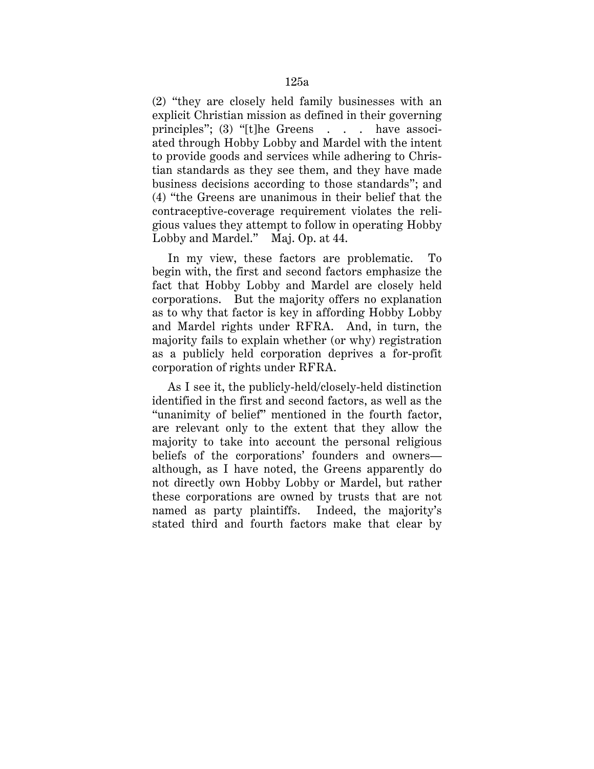(2) "they are closely held family businesses with an explicit Christian mission as defined in their governing principles"; (3) "[t]he Greens . . . have associated through Hobby Lobby and Mardel with the intent to provide goods and services while adhering to Christian standards as they see them, and they have made business decisions according to those standards"; and (4) "the Greens are unanimous in their belief that the contraceptive-coverage requirement violates the religious values they attempt to follow in operating Hobby Lobby and Mardel." Maj. Op. at 44.

In my view, these factors are problematic. To begin with, the first and second factors emphasize the fact that Hobby Lobby and Mardel are closely held corporations. But the majority offers no explanation as to why that factor is key in affording Hobby Lobby and Mardel rights under RFRA. And, in turn, the majority fails to explain whether (or why) registration as a publicly held corporation deprives a for-profit corporation of rights under RFRA.

As I see it, the publicly-held/closely-held distinction identified in the first and second factors, as well as the "unanimity of belief" mentioned in the fourth factor, are relevant only to the extent that they allow the majority to take into account the personal religious beliefs of the corporations' founders and owners—although, as I have noted, the Greens apparently do not directly own Hobby Lobby or Mardel, but rather these corporations are owned by trusts that are not named as party plaintiffs. Indeed, the majority's stated third and fourth factors make that clear by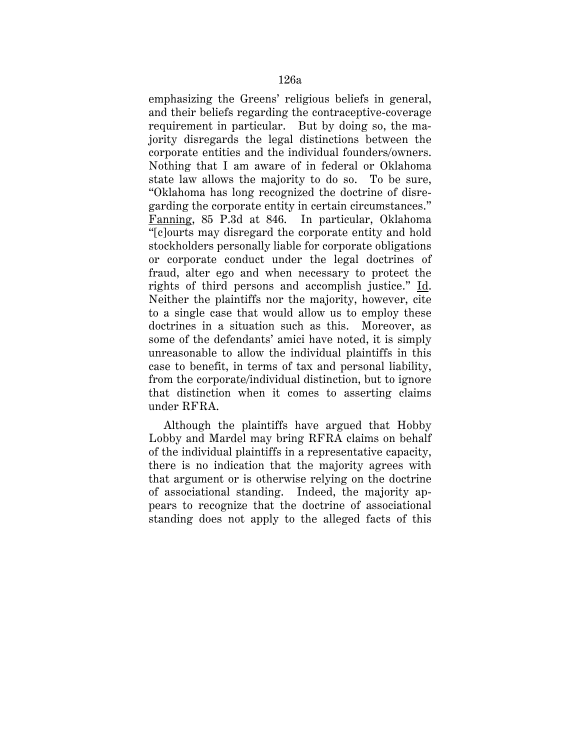emphasizing the Greens' religious beliefs in general, and their beliefs regarding the contraceptive-coverage requirement in particular. But by doing so, the majority disregards the legal distinctions between the corporate entities and the individual founders/owners. Nothing that I am aware of in federal or Oklahoma state law allows the majority to do so. To be sure, "Oklahoma has long recognized the doctrine of disregarding the corporate entity in certain circumstances." Fanning, 85 P.3d at 846. In particular, Oklahoma "[c]ourts may disregard the corporate entity and hold stockholders personally liable for corporate obligations or corporate conduct under the legal doctrines of fraud, alter ego and when necessary to protect the rights of third persons and accomplish justice." Id. Neither the plaintiffs nor the majority, however, cite to a single case that would allow us to employ these doctrines in a situation such as this. Moreover, as some of the defendants' amici have noted, it is simply unreasonable to allow the individual plaintiffs in this case to benefit, in terms of tax and personal liability, from the corporate/individual distinction, but to ignore that distinction when it comes to asserting claims under RFRA.

Although the plaintiffs have argued that Hobby Lobby and Mardel may bring RFRA claims on behalf of the individual plaintiffs in a representative capacity, there is no indication that the majority agrees with that argument or is otherwise relying on the doctrine of associational standing. Indeed, the majority appears to recognize that the doctrine of associational standing does not apply to the alleged facts of this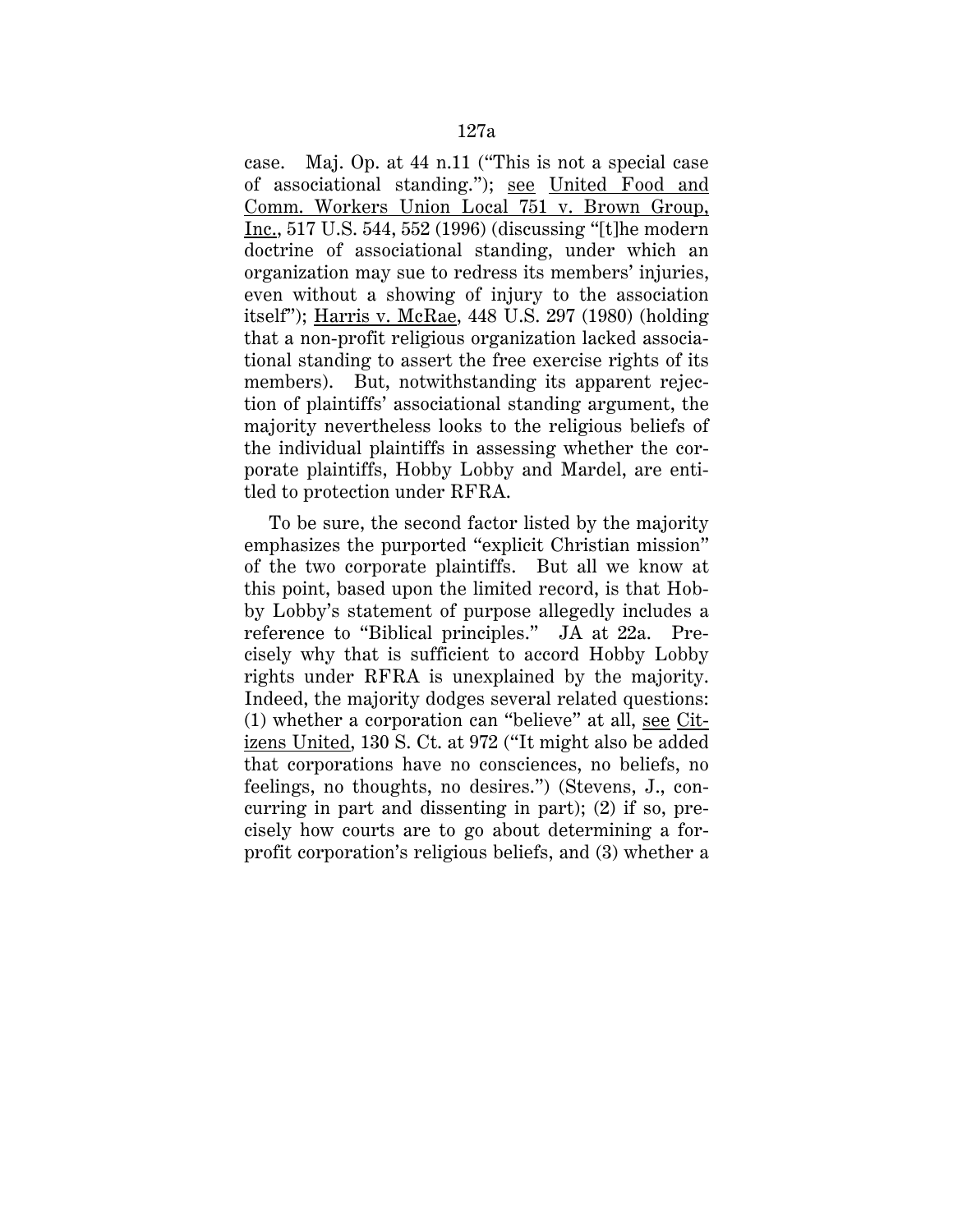case. Maj. Op. at 44 n.11 ("This is not a special case of associational standing."); see United Food and Comm. Workers Union Local 751 v. Brown Group, Inc., 517 U.S. 544, 552 (1996) (discussing "[t]he modern doctrine of associational standing, under which an organization may sue to redress its members' injuries, even without a showing of injury to the association itself"); Harris v. McRae, 448 U.S. 297 (1980) (holding that a non-profit religious organization lacked associational standing to assert the free exercise rights of its members). But, notwithstanding its apparent rejection of plaintiffs' associational standing argument, the majority nevertheless looks to the religious beliefs of the individual plaintiffs in assessing whether the corporate plaintiffs, Hobby Lobby and Mardel, are entitled to protection under RFRA.

To be sure, the second factor listed by the majority emphasizes the purported "explicit Christian mission" of the two corporate plaintiffs. But all we know at this point, based upon the limited record, is that Hobby Lobby's statement of purpose allegedly includes a reference to "Biblical principles." JA at 22a. Precisely why that is sufficient to accord Hobby Lobby rights under RFRA is unexplained by the majority. Indeed, the majority dodges several related questions: (1) whether a corporation can "believe" at all, see Citizens United, 130 S. Ct. at 972 ("It might also be added that corporations have no consciences, no beliefs, no feelings, no thoughts, no desires.") (Stevens, J., concurring in part and dissenting in part); (2) if so, precisely how courts are to go about determining a for-profit corporation's religious beliefs, and (3) whether a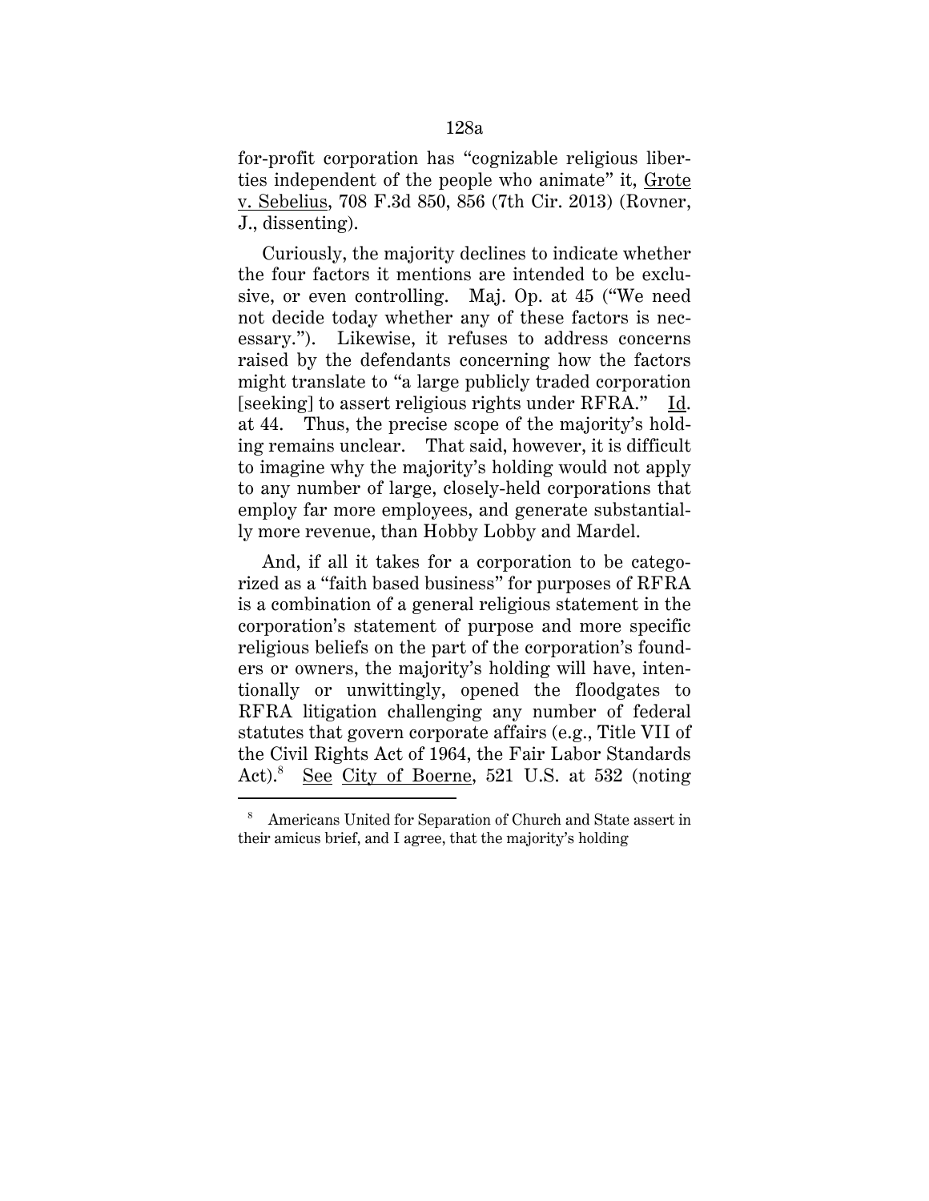for-profit corporation has "cognizable religious liberties independent of the people who animate" it, Grote v. Sebelius, 708 F.3d 850, 856 (7th Cir. 2013) (Rovner, J., dissenting).

Curiously, the majority declines to indicate whether the four factors it mentions are intended to be exclusive, or even controlling. Maj. Op. at 45 ("We need not decide today whether any of these factors is necessary."). Likewise, it refuses to address concerns raised by the defendants concerning how the factors might translate to "a large publicly traded corporation [seeking] to assert religious rights under RFRA." Id. at 44. Thus, the precise scope of the majority's holding remains unclear. That said, however, it is difficult to imagine why the majority's holding would not apply to any number of large, closely-held corporations that employ far more employees, and generate substantially more revenue, than Hobby Lobby and Mardel.

And, if all it takes for a corporation to be categorized as a "faith based business" for purposes of RFRA is a combination of a general religious statement in the corporation's statement of purpose and more specific religious beliefs on the part of the corporation's founders or owners, the majority's holding will have, intentionally or unwittingly, opened the floodgates to RFRA litigation challenging any number of federal statutes that govern corporate affairs (e.g., Title VII of the Civil Rights Act of 1964, the Fair Labor Standards Act).[8] See City of Boerne, 521 U.S. at 532 (noting

[8] Americans United for Separation of Church and State assert in their amicus brief, and I agree, that the majority's holding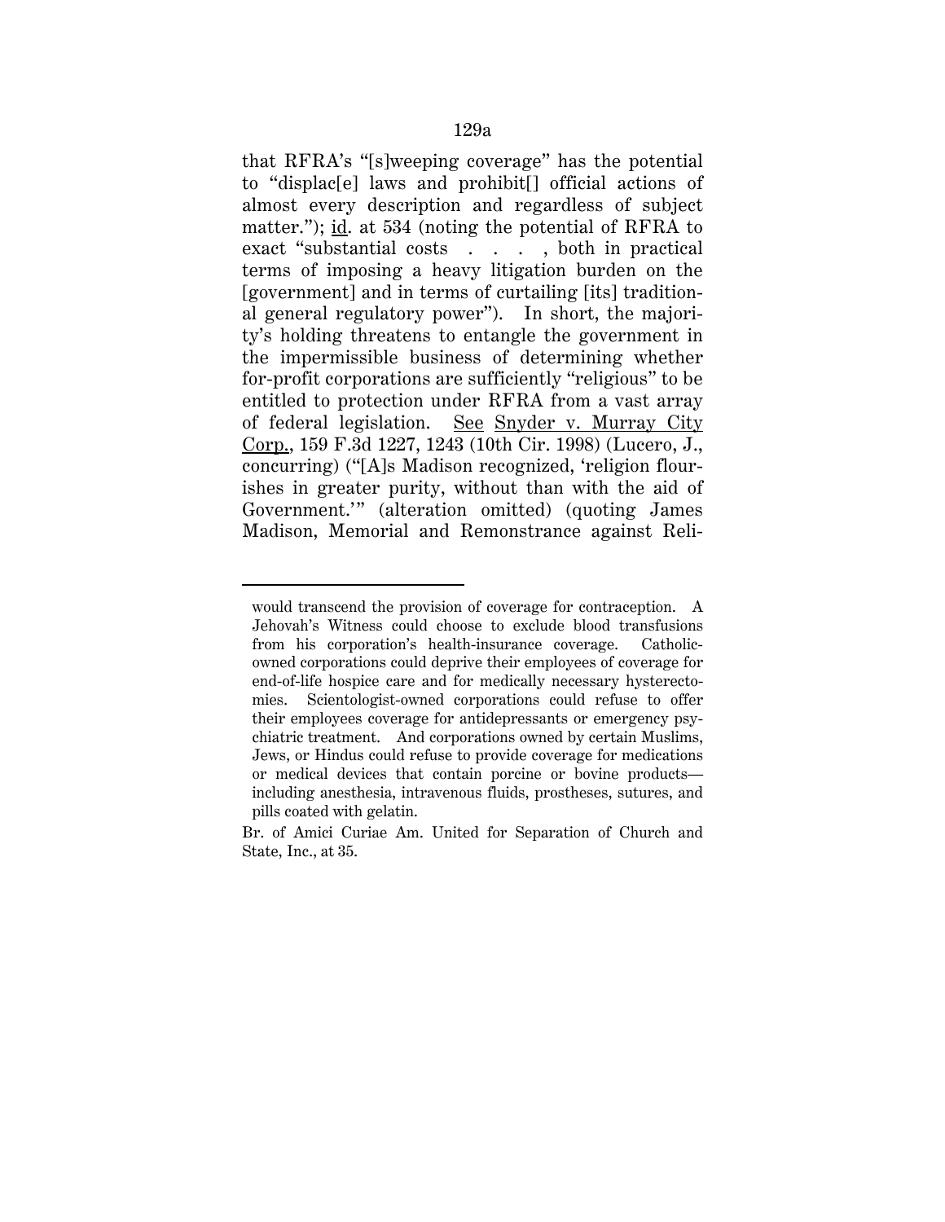that RFRA's "[s]weeping coverage" has the potential to "displac[e] laws and prohibit[] official actions of almost every description and regardless of subject matter."); id. at 534 (noting the potential of RFRA to exact "substantial costs . . . , both in practical terms of imposing a heavy litigation burden on the [government] and in terms of curtailing [its] traditional general regulatory power"). In short, the majority's holding threatens to entangle the government in the impermissible business of determining whether for-profit corporations are sufficiently "religious" to be entitled to protection under RFRA from a vast array of federal legislation. See Snyder v. Murray City Corp., 159 F.3d 1227, 1243 (10th Cir. 1998) (Lucero, J., concurring) ("[A]s Madison recognized, 'religion flourishes in greater purity, without than with the aid of Government.'" (alteration omitted) (quoting James Madison, Memorial and Remonstrance against Reli-

---

would transcend the provision of coverage for contraception. A Jehovah's Witness could choose to exclude blood transfusions from his corporation's health-insurance coverage. Catholic-owned corporations could deprive their employees of coverage for end-of-life hospice care and for medically necessary hysterectomies. Scientologist-owned corporations could refuse to offer their employees coverage for antidepressants or emergency psychiatric treatment. And corporations owned by certain Muslims, Jews, or Hindus could refuse to provide coverage for medications or medical devices that contain porcine or bovine products—including anesthesia, intravenous fluids, prostheses, sutures, and pills coated with gelatin.

Br. of Amici Curiae Am. United for Separation of Church and State, Inc., at 35.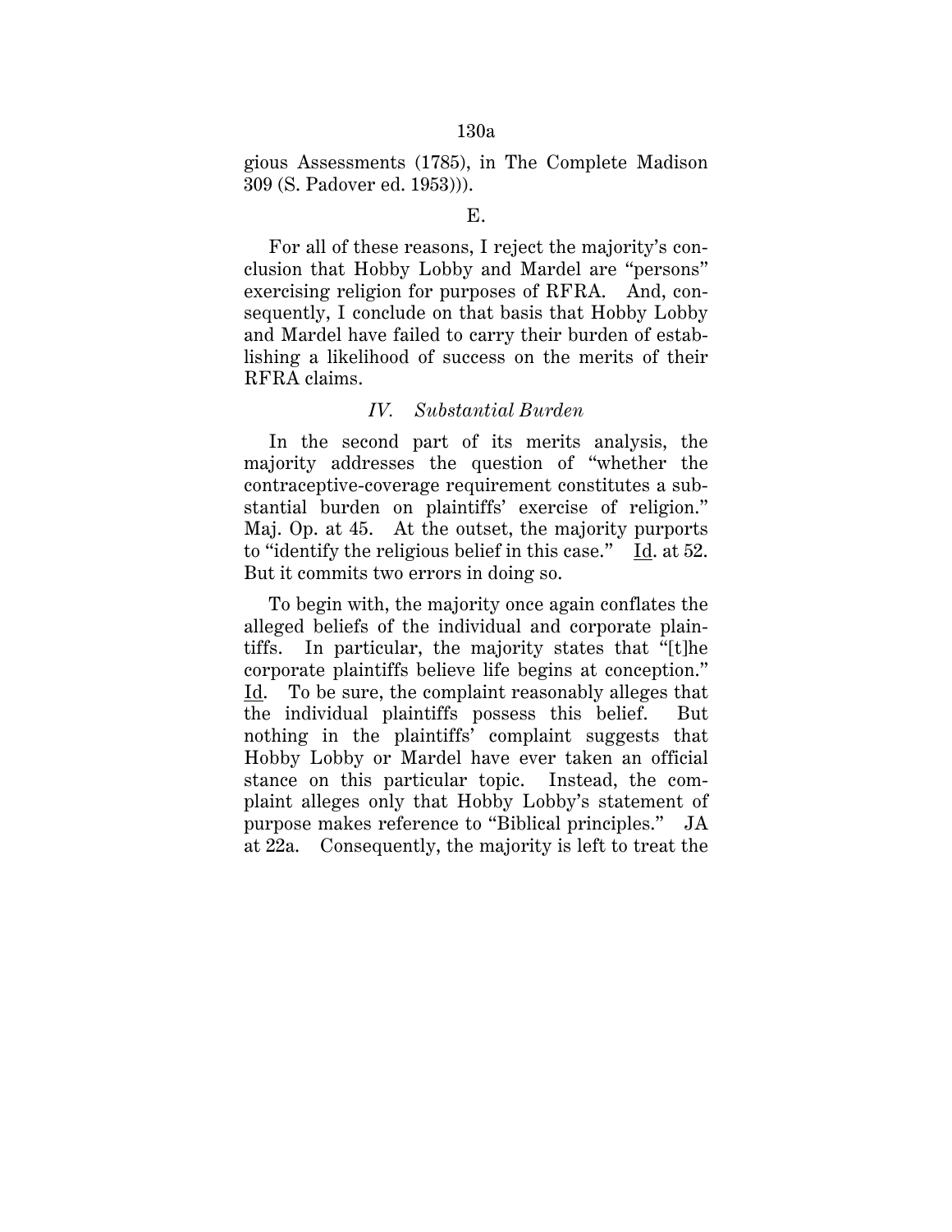gious Assessments (1785), in The Complete Madison 309 (S. Padover ed. 1953))).

E.

For all of these reasons, I reject the majority's conclusion that Hobby Lobby and Mardel are "persons" exercising religion for purposes of RFRA. And, consequently, I conclude on that basis that Hobby Lobby and Mardel have failed to carry their burden of establishing a likelihood of success on the merits of their RFRA claims.

### *IV. Substantial Burden*

In the second part of its merits analysis, the majority addresses the question of "whether the contraceptive-coverage requirement constitutes a substantial burden on plaintiffs' exercise of religion." Maj. Op. at 45. At the outset, the majority purports to "identify the religious belief in this case." Id. at 52. But it commits two errors in doing so.

To begin with, the majority once again conflates the alleged beliefs of the individual and corporate plaintiffs. In particular, the majority states that "[t]he corporate plaintiffs believe life begins at conception." Id. To be sure, the complaint reasonably alleges that the individual plaintiffs possess this belief. But nothing in the plaintiffs' complaint suggests that Hobby Lobby or Mardel have ever taken an official stance on this particular topic. Instead, the complaint alleges only that Hobby Lobby's statement of purpose makes reference to "Biblical principles." JA at 22a. Consequently, the majority is left to treat the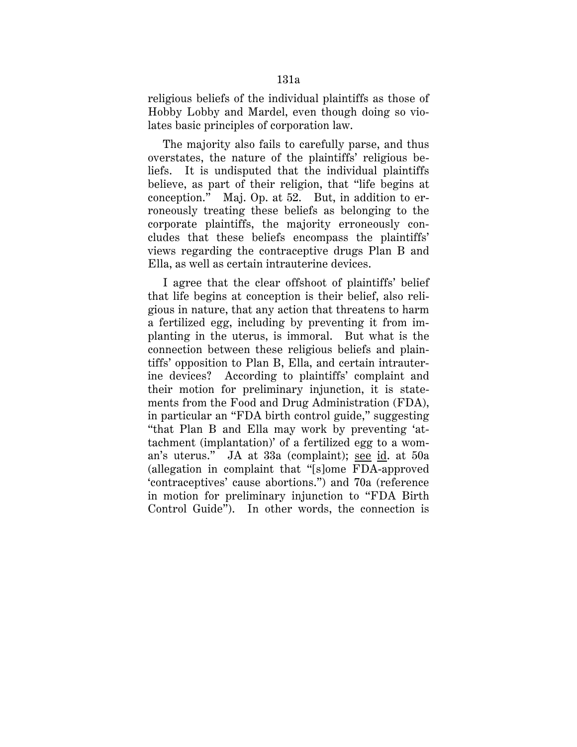religious beliefs of the individual plaintiffs as those of Hobby Lobby and Mardel, even though doing so violates basic principles of corporation law.

The majority also fails to carefully parse, and thus overstates, the nature of the plaintiffs' religious beliefs. It is undisputed that the individual plaintiffs believe, as part of their religion, that "life begins at conception." Maj. Op. at 52. But, in addition to erroneously treating these beliefs as belonging to the corporate plaintiffs, the majority erroneously concludes that these beliefs encompass the plaintiffs' views regarding the contraceptive drugs Plan B and Ella, as well as certain intrauterine devices.

I agree that the clear offshoot of plaintiffs' belief that life begins at conception is their belief, also religious in nature, that any action that threatens to harm a fertilized egg, including by preventing it from implanting in the uterus, is immoral. But what is the connection between these religious beliefs and plaintiffs' opposition to Plan B, Ella, and certain intrauterine devices? According to plaintiffs' complaint and their motion for preliminary injunction, it is statements from the Food and Drug Administration (FDA), in particular an "FDA birth control guide," suggesting "that Plan B and Ella may work by preventing 'attachment (implantation)' of a fertilized egg to a woman's uterus." JA at 33a (complaint); see id. at 50a (allegation in complaint that "[s]ome FDA-approved 'contraceptives' cause abortions.") and 70a (reference in motion for preliminary injunction to "FDA Birth Control Guide"). In other words, the connection is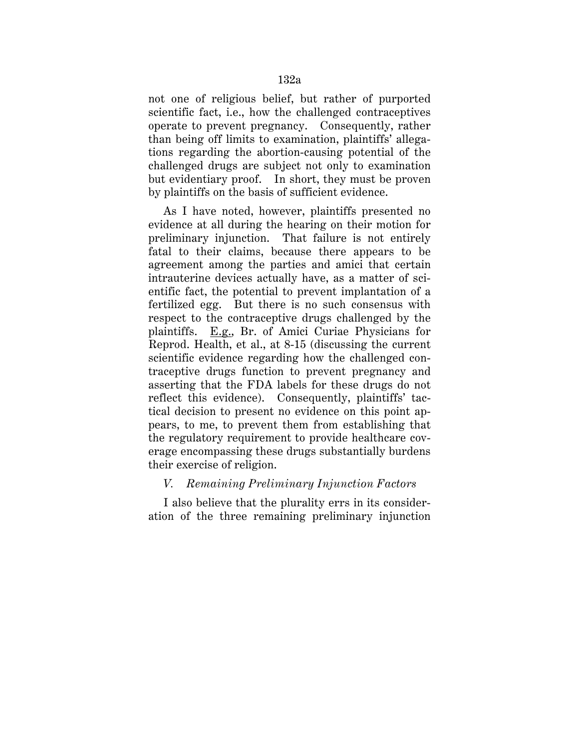not one of religious belief, but rather of purported scientific fact, i.e., how the challenged contraceptives operate to prevent pregnancy. Consequently, rather than being off limits to examination, plaintiffs' allegations regarding the abortion-causing potential of the challenged drugs are subject not only to examination but evidentiary proof. In short, they must be proven by plaintiffs on the basis of sufficient evidence.

As I have noted, however, plaintiffs presented no evidence at all during the hearing on their motion for preliminary injunction. That failure is not entirely fatal to their claims, because there appears to be agreement among the parties and amici that certain intrauterine devices actually have, as a matter of scientific fact, the potential to prevent implantation of a fertilized egg. But there is no such consensus with respect to the contraceptive drugs challenged by the plaintiffs. E.g., Br. of Amici Curiae Physicians for Reprod. Health, et al., at 8-15 (discussing the current scientific evidence regarding how the challenged contraceptive drugs function to prevent pregnancy and asserting that the FDA labels for these drugs do not reflect this evidence). Consequently, plaintiffs' tactical decision to present no evidence on this point appears, to me, to prevent them from establishing that the regulatory requirement to provide healthcare coverage encompassing these drugs substantially burdens their exercise of religion.

*V. Remaining Preliminary Injunction Factors*

I also believe that the plurality errs in its consideration of the three remaining preliminary injunction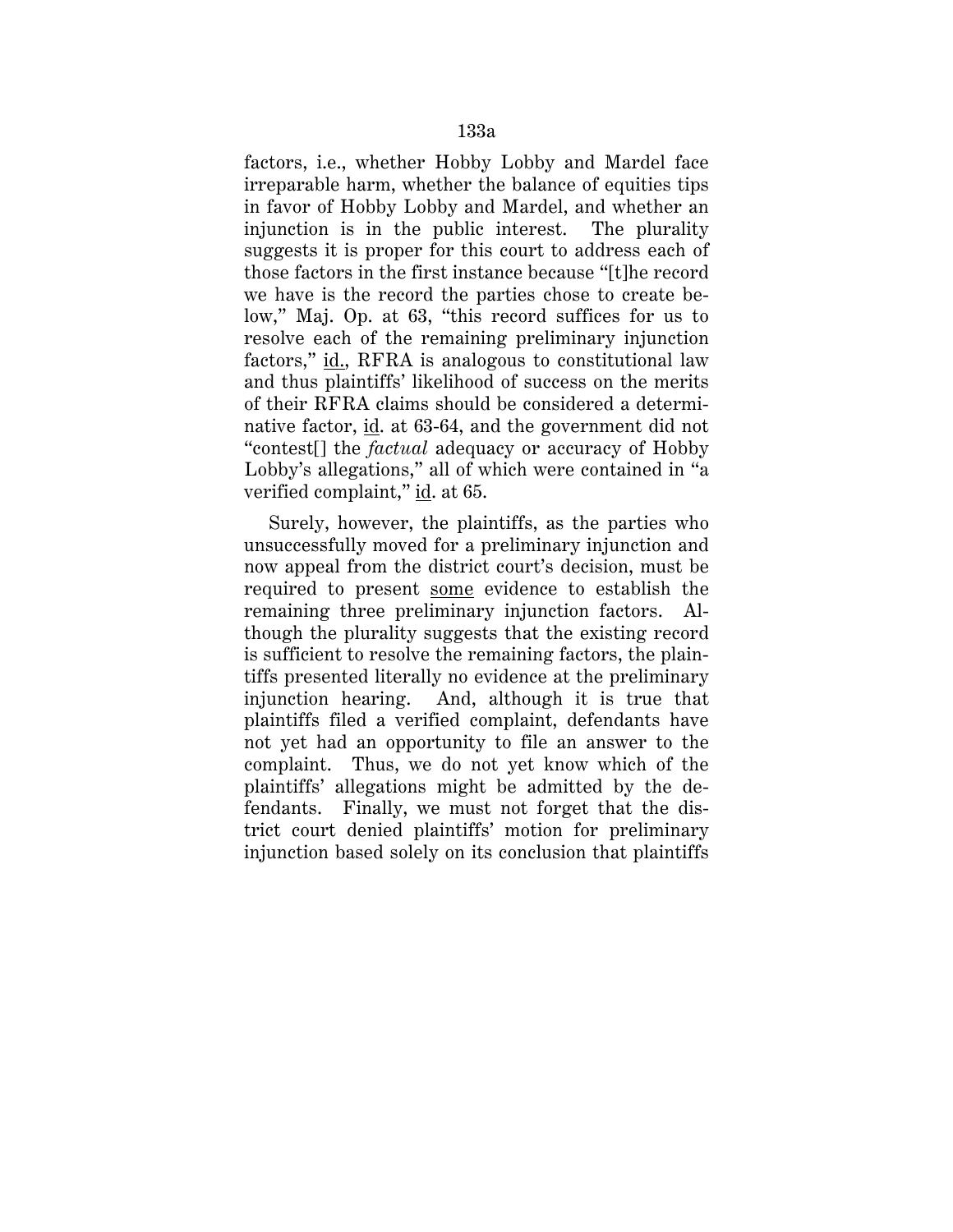factors, i.e., whether Hobby Lobby and Mardel face irreparable harm, whether the balance of equities tips in favor of Hobby Lobby and Mardel, and whether an injunction is in the public interest. The plurality suggests it is proper for this court to address each of those factors in the first instance because "[t]he record we have is the record the parties chose to create below," Maj. Op. at 63, "this record suffices for us to resolve each of the remaining preliminary injunction factors," id., RFRA is analogous to constitutional law and thus plaintiffs' likelihood of success on the merits of their RFRA claims should be considered a determinative factor, id. at 63-64, and the government did not "contest[] the *factual* adequacy or accuracy of Hobby Lobby's allegations," all of which were contained in "a verified complaint," id. at 65.

Surely, however, the plaintiffs, as the parties who unsuccessfully moved for a preliminary injunction and now appeal from the district court's decision, must be required to present some evidence to establish the remaining three preliminary injunction factors. Although the plurality suggests that the existing record is sufficient to resolve the remaining factors, the plaintiffs presented literally no evidence at the preliminary injunction hearing. And, although it is true that plaintiffs filed a verified complaint, defendants have not yet had an opportunity to file an answer to the complaint. Thus, we do not yet know which of the plaintiffs' allegations might be admitted by the defendants. Finally, we must not forget that the district court denied plaintiffs' motion for preliminary injunction based solely on its conclusion that plaintiffs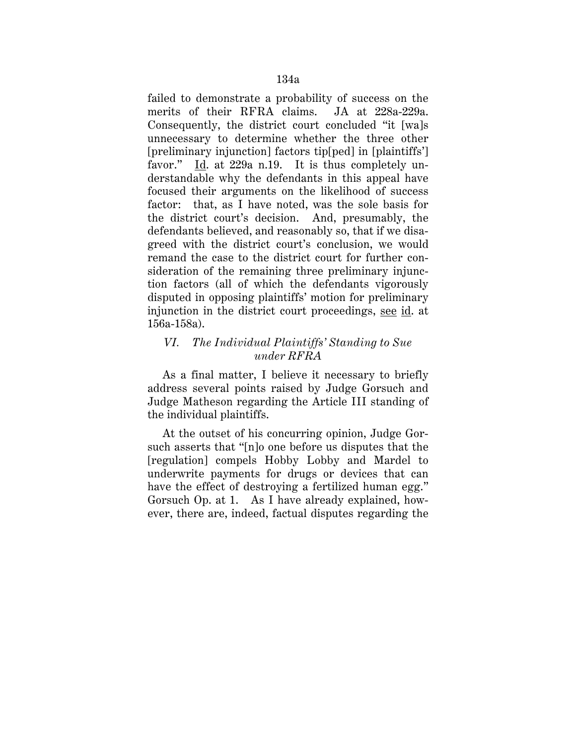failed to demonstrate a probability of success on the merits of their RFRA claims. JA at 228a-229a. Consequently, the district court concluded "it [wa]s unnecessary to determine whether the three other [preliminary injunction] factors tip[ped] in [plaintiffs'] favor." Id. at 229a n.19. It is thus completely understandable why the defendants in this appeal have focused their arguments on the likelihood of success factor: that, as I have noted, was the sole basis for the district court's decision. And, presumably, the defendants believed, and reasonably so, that if we disagreed with the district court's conclusion, we would remand the case to the district court for further consideration of the remaining three preliminary injunction factors (all of which the defendants vigorously disputed in opposing plaintiffs' motion for preliminary injunction in the district court proceedings, see id. at 156a-158a).

### *VI. The Individual Plaintiffs' Standing to Sue under RFRA*

As a final matter, I believe it necessary to briefly address several points raised by Judge Gorsuch and Judge Matheson regarding the Article III standing of the individual plaintiffs.

At the outset of his concurring opinion, Judge Gorsuch asserts that "[n]o one before us disputes that the [regulation] compels Hobby Lobby and Mardel to underwrite payments for drugs or devices that can have the effect of destroying a fertilized human egg." Gorsuch Op. at 1. As I have already explained, however, there are, indeed, factual disputes regarding the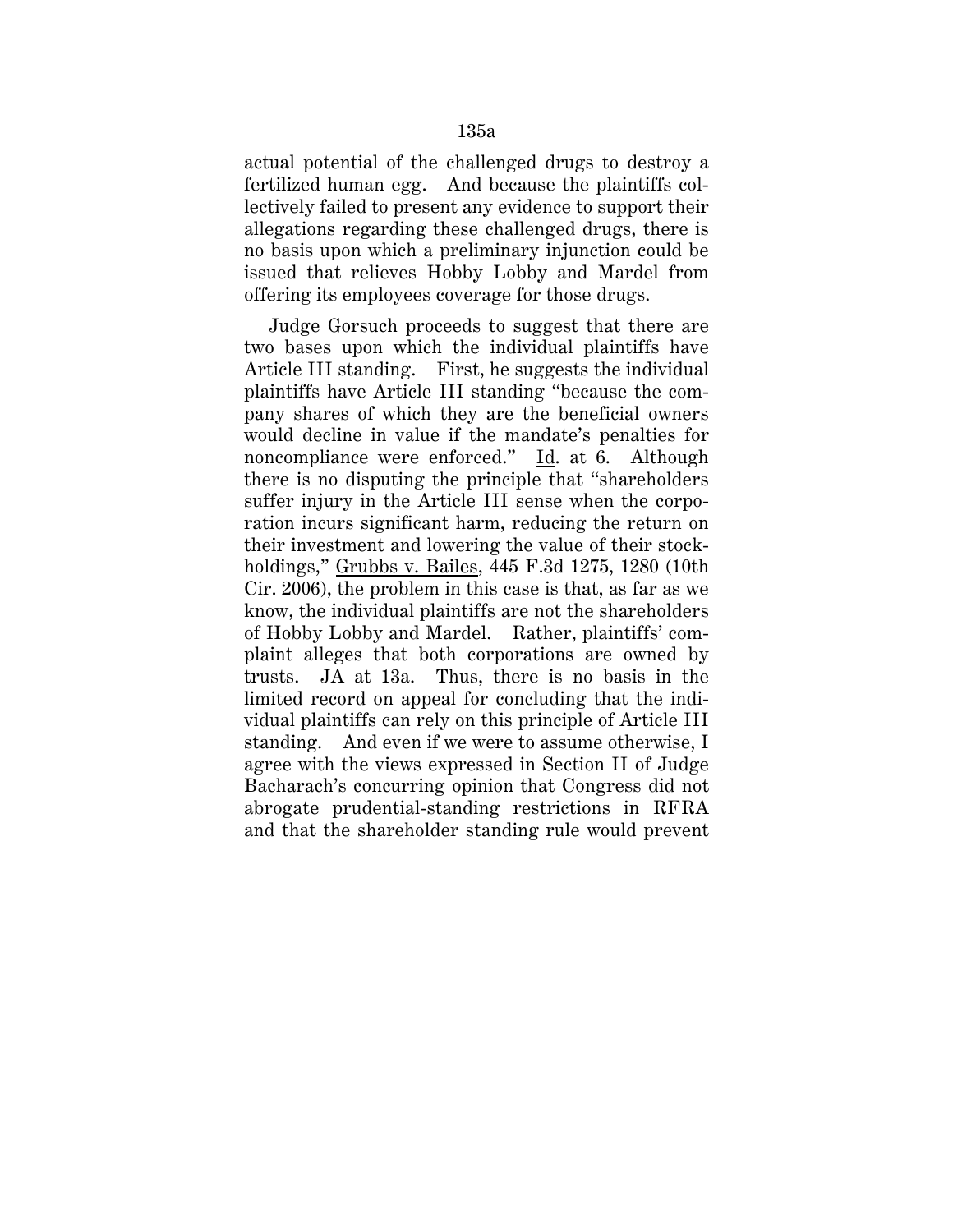actual potential of the challenged drugs to destroy a fertilized human egg. And because the plaintiffs collectively failed to present any evidence to support their allegations regarding these challenged drugs, there is no basis upon which a preliminary injunction could be issued that relieves Hobby Lobby and Mardel from offering its employees coverage for those drugs.

Judge Gorsuch proceeds to suggest that there are two bases upon which the individual plaintiffs have Article III standing. First, he suggests the individual plaintiffs have Article III standing "because the company shares of which they are the beneficial owners would decline in value if the mandate's penalties for noncompliance were enforced." Id. at 6. Although there is no disputing the principle that "shareholders suffer injury in the Article III sense when the corporation incurs significant harm, reducing the return on their investment and lowering the value of their stockholdings," Grubbs v. Bailes, 445 F.3d 1275, 1280 (10th Cir. 2006), the problem in this case is that, as far as we know, the individual plaintiffs are not the shareholders of Hobby Lobby and Mardel. Rather, plaintiffs' complaint alleges that both corporations are owned by trusts. JA at 13a. Thus, there is no basis in the limited record on appeal for concluding that the individual plaintiffs can rely on this principle of Article III standing. And even if we were to assume otherwise, I agree with the views expressed in Section II of Judge Bacharach's concurring opinion that Congress did not abrogate prudential-standing restrictions in RFRA and that the shareholder standing rule would prevent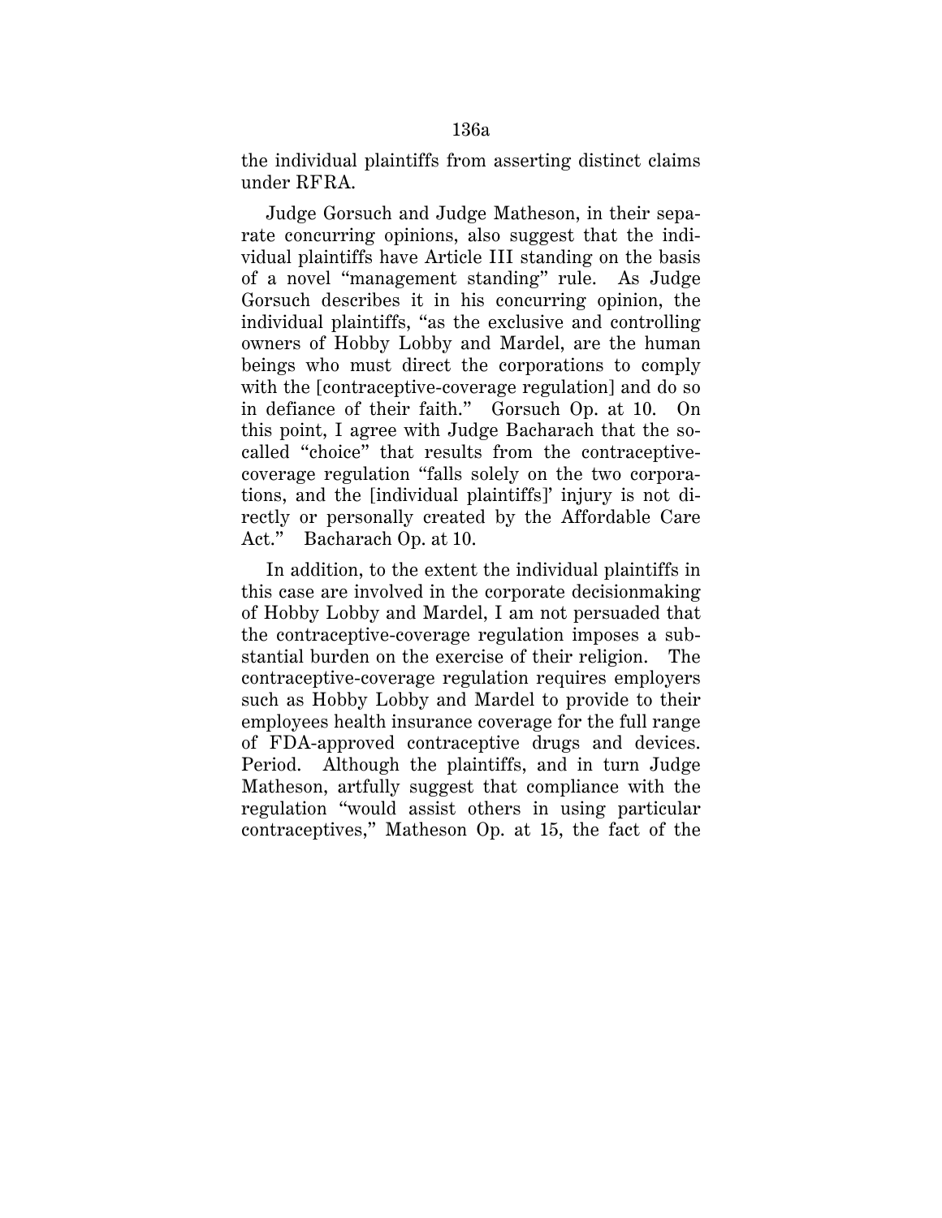the individual plaintiffs from asserting distinct claims under RFRA.

Judge Gorsuch and Judge Matheson, in their separate concurring opinions, also suggest that the individual plaintiffs have Article III standing on the basis of a novel "management standing" rule. As Judge Gorsuch describes it in his concurring opinion, the individual plaintiffs, "as the exclusive and controlling owners of Hobby Lobby and Mardel, are the human beings who must direct the corporations to comply with the [contraceptive-coverage regulation] and do so in defiance of their faith." Gorsuch Op. at 10. On this point, I agree with Judge Bacharach that the so-called "choice" that results from the contraceptive-coverage regulation "falls solely on the two corporations, and the [individual plaintiffs]' injury is not directly or personally created by the Affordable Care Act." Bacharach Op. at 10.

In addition, to the extent the individual plaintiffs in this case are involved in the corporate decisionmaking of Hobby Lobby and Mardel, I am not persuaded that the contraceptive-coverage regulation imposes a substantial burden on the exercise of their religion. The contraceptive-coverage regulation requires employers such as Hobby Lobby and Mardel to provide to their employees health insurance coverage for the full range of FDA-approved contraceptive drugs and devices. Period. Although the plaintiffs, and in turn Judge Matheson, artfully suggest that compliance with the regulation "would assist others in using particular contraceptives," Matheson Op. at 15, the fact of the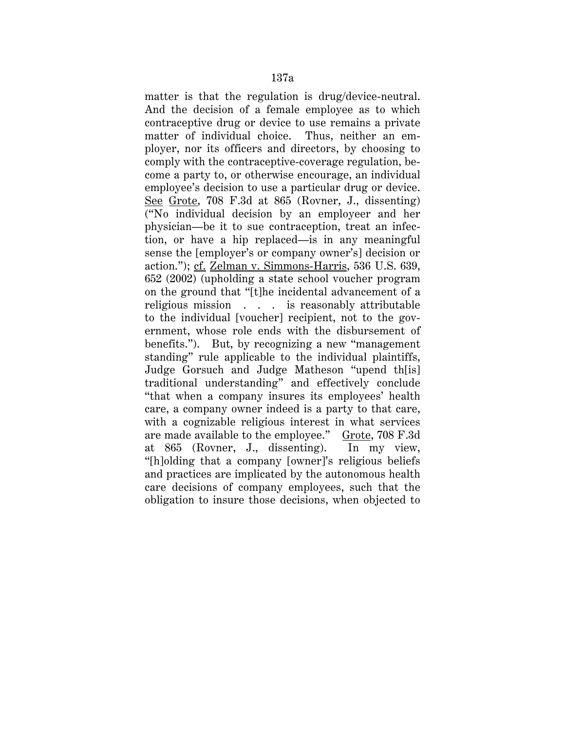matter is that the regulation is drug/device-neutral. And the decision of a female employee as to which contraceptive drug or device to use remains a private matter of individual choice. Thus, neither an employer, nor its officers and directors, by choosing to comply with the contraceptive-coverage regulation, become a party to, or otherwise encourage, an individual employee's decision to use a particular drug or device. See Grote, 708 F.3d at 865 (Rovner, J., dissenting) ("No individual decision by an employeer and her physician—be it to sue contraception, treat an infection, or have a hip replaced—is in any meaningful sense the [employer's or company owner's] decision or action."); cf. Zelman v. Simmons-Harris, 536 U.S. 639, 652 (2002) (upholding a state school voucher program on the ground that "[t]he incidental advancement of a religious mission . . . is reasonably attributable to the individual [voucher] recipient, not to the government, whose role ends with the disbursement of benefits."). But, by recognizing a new "management standing" rule applicable to the individual plaintiffs, Judge Gorsuch and Judge Matheson "upend th[is] traditional understanding" and effectively conclude "that when a company insures its employees' health care, a company owner indeed is a party to that care, with a cognizable religious interest in what services are made available to the employee." Grote, 708 F.3d at 865 (Rovner, J., dissenting). In my view, "[h]olding that a company [owner]'s religious beliefs and practices are implicated by the autonomous health care decisions of company employees, such that the obligation to insure those decisions, when objected to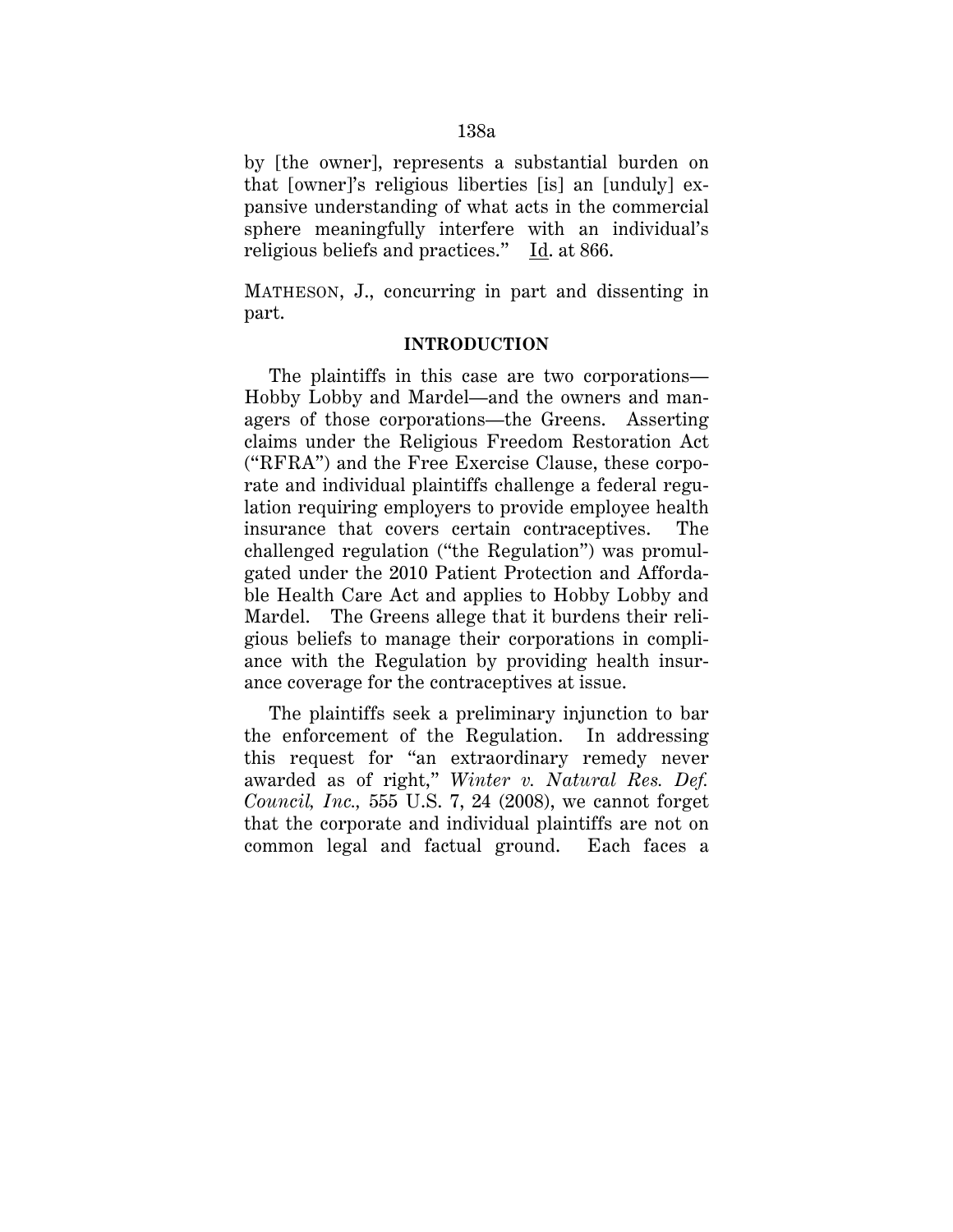by [the owner], represents a substantial burden on that [owner]'s religious liberties [is] an [unduly] expansive understanding of what acts in the commercial sphere meaningfully interfere with an individual's religious beliefs and practices." Id. at 866.

MATHESON, J., concurring in part and dissenting in part.

**INTRODUCTION**

The plaintiffs in this case are two corporations—Hobby Lobby and Mardel—and the owners and managers of those corporations—the Greens. Asserting claims under the Religious Freedom Restoration Act ("RFRA") and the Free Exercise Clause, these corporate and individual plaintiffs challenge a federal regulation requiring employers to provide employee health insurance that covers certain contraceptives. The challenged regulation ("the Regulation") was promulgated under the 2010 Patient Protection and Affordable Health Care Act and applies to Hobby Lobby and Mardel. The Greens allege that it burdens their religious beliefs to manage their corporations in compliance with the Regulation by providing health insurance coverage for the contraceptives at issue.

The plaintiffs seek a preliminary injunction to bar the enforcement of the Regulation. In addressing this request for "an extraordinary remedy never awarded as of right," *Winter v. Natural Res. Def. Council, Inc.,* 555 U.S. 7, 24 (2008), we cannot forget that the corporate and individual plaintiffs are not on common legal and factual ground. Each faces a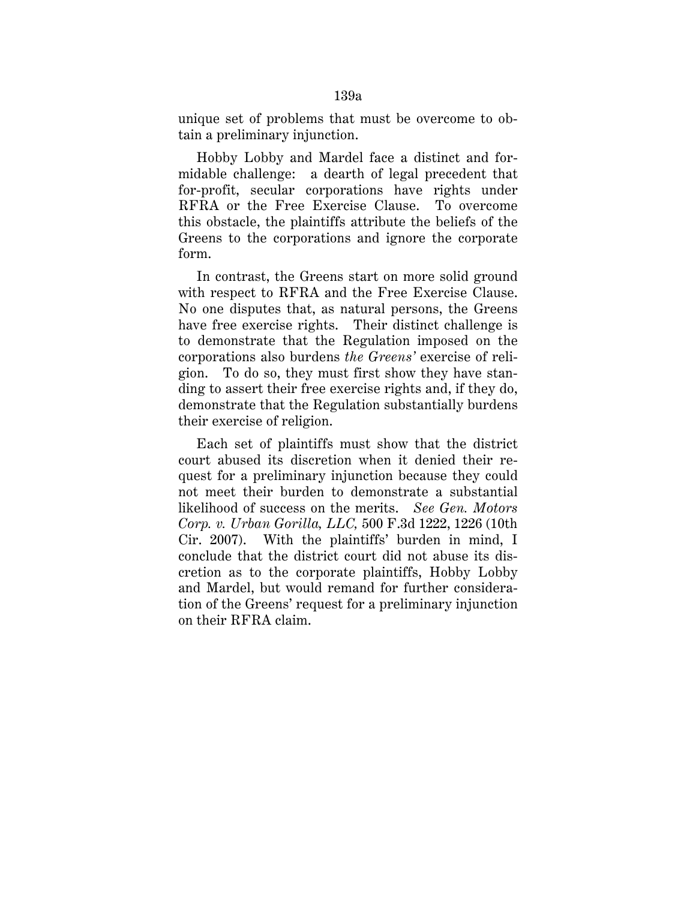unique set of problems that must be overcome to obtain a preliminary injunction.

Hobby Lobby and Mardel face a distinct and formidable challenge: a dearth of legal precedent that for-profit, secular corporations have rights under RFRA or the Free Exercise Clause. To overcome this obstacle, the plaintiffs attribute the beliefs of the Greens to the corporations and ignore the corporate form.

In contrast, the Greens start on more solid ground with respect to RFRA and the Free Exercise Clause. No one disputes that, as natural persons, the Greens have free exercise rights. Their distinct challenge is to demonstrate that the Regulation imposed on the corporations also burdens *the Greens'* exercise of religion. To do so, they must first show they have standing to assert their free exercise rights and, if they do, demonstrate that the Regulation substantially burdens their exercise of religion.

Each set of plaintiffs must show that the district court abused its discretion when it denied their request for a preliminary injunction because they could not meet their burden to demonstrate a substantial likelihood of success on the merits. *See Gen. Motors Corp. v. Urban Gorilla, LLC,* 500 F.3d 1222, 1226 (10th Cir. 2007). With the plaintiffs' burden in mind, I conclude that the district court did not abuse its discretion as to the corporate plaintiffs, Hobby Lobby and Mardel, but would remand for further consideration of the Greens' request for a preliminary injunction on their RFRA claim.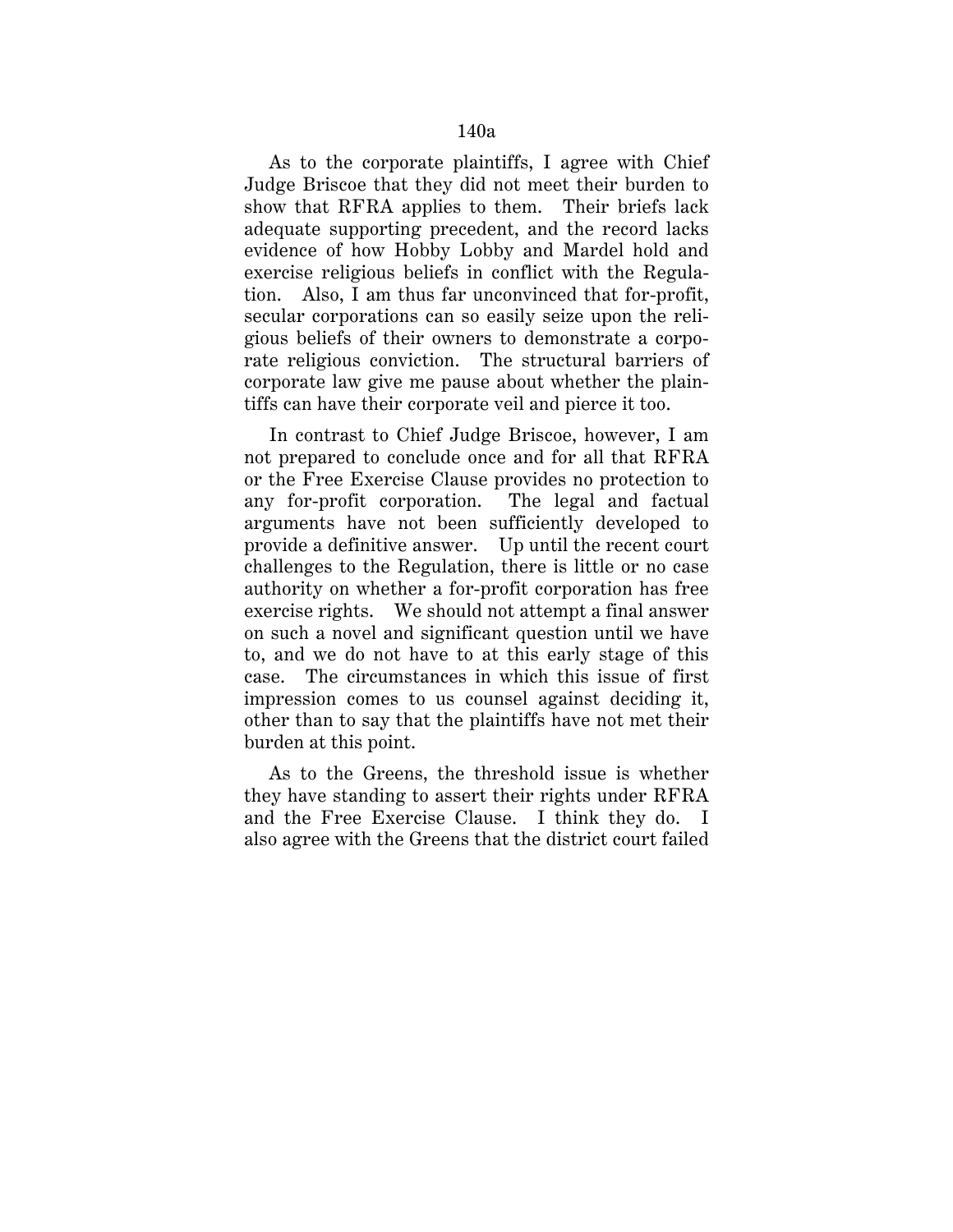As to the corporate plaintiffs, I agree with Chief Judge Briscoe that they did not meet their burden to show that RFRA applies to them. Their briefs lack adequate supporting precedent, and the record lacks evidence of how Hobby Lobby and Mardel hold and exercise religious beliefs in conflict with the Regulation. Also, I am thus far unconvinced that for-profit, secular corporations can so easily seize upon the religious beliefs of their owners to demonstrate a corporate religious conviction. The structural barriers of corporate law give me pause about whether the plaintiffs can have their corporate veil and pierce it too.

In contrast to Chief Judge Briscoe, however, I am not prepared to conclude once and for all that RFRA or the Free Exercise Clause provides no protection to any for-profit corporation. The legal and factual arguments have not been sufficiently developed to provide a definitive answer. Up until the recent court challenges to the Regulation, there is little or no case authority on whether a for-profit corporation has free exercise rights. We should not attempt a final answer on such a novel and significant question until we have to, and we do not have to at this early stage of this case. The circumstances in which this issue of first impression comes to us counsel against deciding it, other than to say that the plaintiffs have not met their burden at this point.

As to the Greens, the threshold issue is whether they have standing to assert their rights under RFRA and the Free Exercise Clause. I think they do. I also agree with the Greens that the district court failed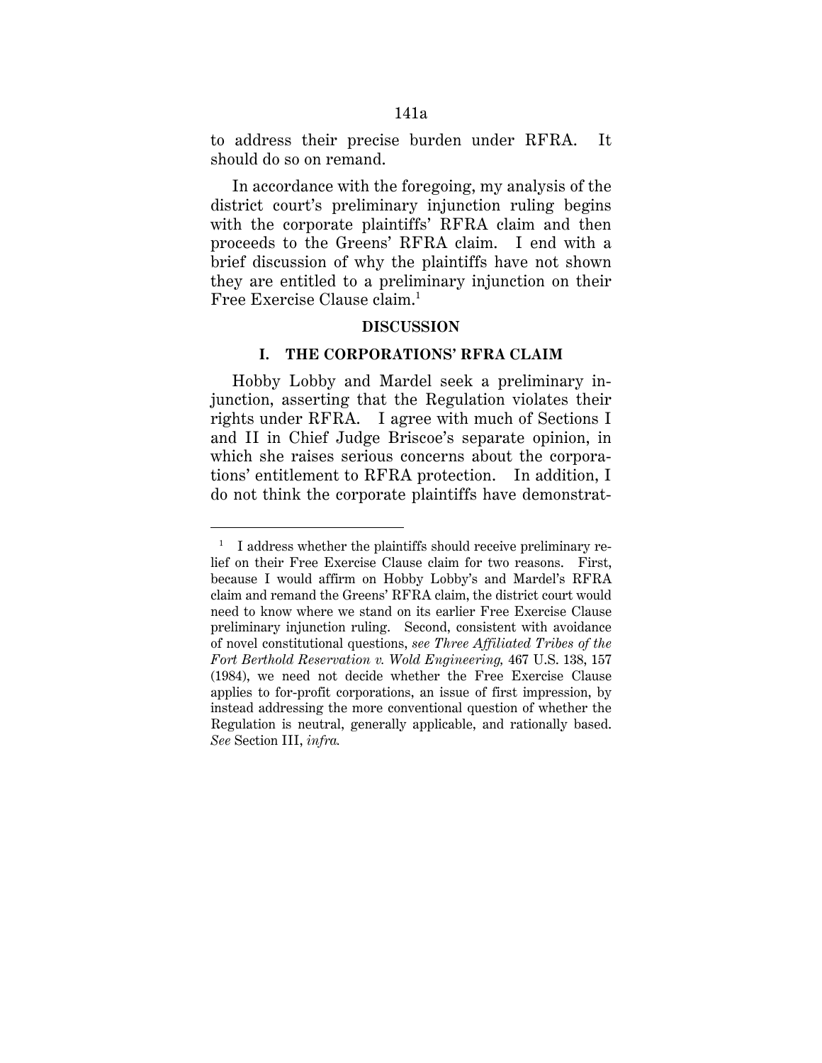to address their precise burden under RFRA. It should do so on remand.

In accordance with the foregoing, my analysis of the district court's preliminary injunction ruling begins with the corporate plaintiffs' RFRA claim and then proceeds to the Greens' RFRA claim. I end with a brief discussion of why the plaintiffs have not shown they are entitled to a preliminary injunction on their Free Exercise Clause claim.[1]

## DISCUSSION

### I. THE CORPORATIONS' RFRA CLAIM

Hobby Lobby and Mardel seek a preliminary injunction, asserting that the Regulation violates their rights under RFRA. I agree with much of Sections I and II in Chief Judge Briscoe's separate opinion, in which she raises serious concerns about the corporations' entitlement to RFRA protection. In addition, I do not think the corporate plaintiffs have demonstrat-

---

[1] I address whether the plaintiffs should receive preliminary relief on their Free Exercise Clause claim for two reasons. First, because I would affirm on Hobby Lobby's and Mardel's RFRA claim and remand the Greens' RFRA claim, the district court would need to know where we stand on its earlier Free Exercise Clause preliminary injunction ruling. Second, consistent with avoidance of novel constitutional questions, *see Three Affiliated Tribes of the Fort Berthold Reservation v. Wold Engineering,* 467 U.S. 138, 157 (1984), we need not decide whether the Free Exercise Clause applies to for-profit corporations, an issue of first impression, by instead addressing the more conventional question of whether the Regulation is neutral, generally applicable, and rationally based. *See* Section III, *infra.*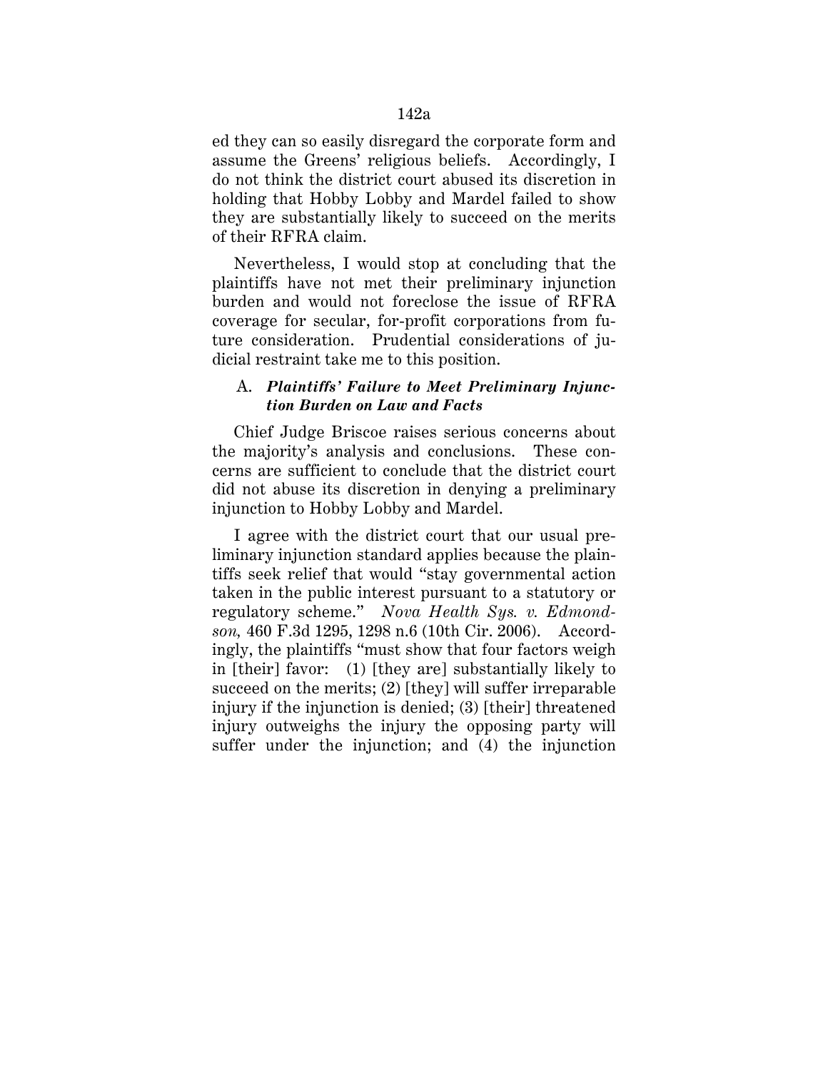ed they can so easily disregard the corporate form and assume the Greens' religious beliefs. Accordingly, I do not think the district court abused its discretion in holding that Hobby Lobby and Mardel failed to show they are substantially likely to succeed on the merits of their RFRA claim.

Nevertheless, I would stop at concluding that the plaintiffs have not met their preliminary injunction burden and would not foreclose the issue of RFRA coverage for secular, for-profit corporations from future consideration. Prudential considerations of judicial restraint take me to this position.

### A. *Plaintiffs' Failure to Meet Preliminary Injunction Burden on Law and Facts*

Chief Judge Briscoe raises serious concerns about the majority's analysis and conclusions. These concerns are sufficient to conclude that the district court did not abuse its discretion in denying a preliminary injunction to Hobby Lobby and Mardel.

I agree with the district court that our usual preliminary injunction standard applies because the plaintiffs seek relief that would "stay governmental action taken in the public interest pursuant to a statutory or regulatory scheme." *Nova Health Sys. v. Edmondson,* 460 F.3d 1295, 1298 n.6 (10th Cir. 2006). Accordingly, the plaintiffs "must show that four factors weigh in [their] favor: (1) [they are] substantially likely to succeed on the merits; (2) [they] will suffer irreparable injury if the injunction is denied; (3) [their] threatened injury outweighs the injury the opposing party will suffer under the injunction; and (4) the injunction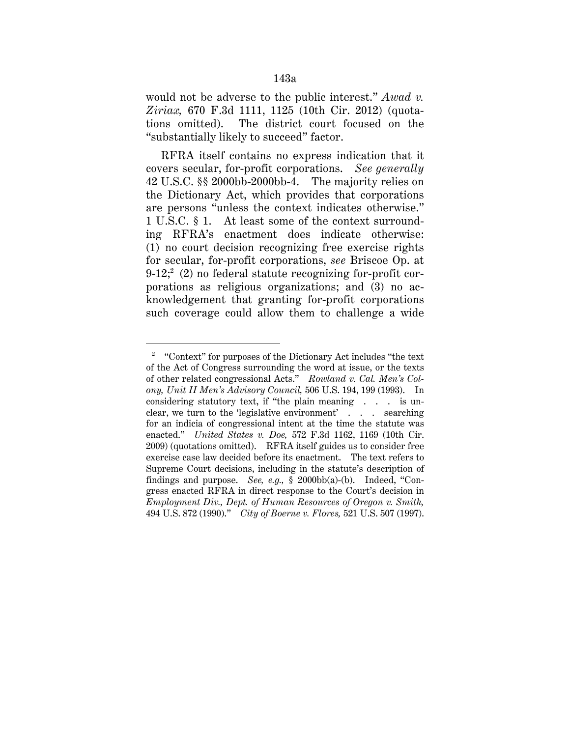would not be adverse to the public interest." *Awad v. Ziriax,* 670 F.3d 1111, 1125 (10th Cir. 2012) (quotations omitted). The district court focused on the "substantially likely to succeed" factor.

RFRA itself contains no express indication that it covers secular, for-profit corporations. *See generally* 42 U.S.C. §§ 2000bb-2000bb-4. The majority relies on the Dictionary Act, which provides that corporations are persons "unless the context indicates otherwise." 1 U.S.C. § 1. At least some of the context surrounding RFRA's enactment does indicate otherwise: (1) no court decision recognizing free exercise rights for secular, for-profit corporations, *see* Briscoe Op. at 9-12;[2] (2) no federal statute recognizing for-profit corporations as religious organizations; and (3) no acknowledgement that granting for-profit corporations such coverage could allow them to challenge a wide

---

[2] "Context" for purposes of the Dictionary Act includes "the text of the Act of Congress surrounding the word at issue, or the texts of other related congressional Acts." *Rowland v. Cal. Men's Colony, Unit II Men's Advisory Council,* 506 U.S. 194, 199 (1993). In considering statutory text, if "the plain meaning . . . is unclear, we turn to the 'legislative environment' . . . searching for an indicia of congressional intent at the time the statute was enacted." *United States v. Doe,* 572 F.3d 1162, 1169 (10th Cir. 2009) (quotations omitted). RFRA itself guides us to consider free exercise case law decided before its enactment. The text refers to Supreme Court decisions, including in the statute's description of findings and purpose. *See, e.g.,* § 2000bb(a)-(b). Indeed, "Congress enacted RFRA in direct response to the Court's decision in *Employment Div., Dept. of Human Resources of Oregon v. Smith,* 494 U.S. 872 (1990)." *City of Boerne v. Flores,* 521 U.S. 507 (1997).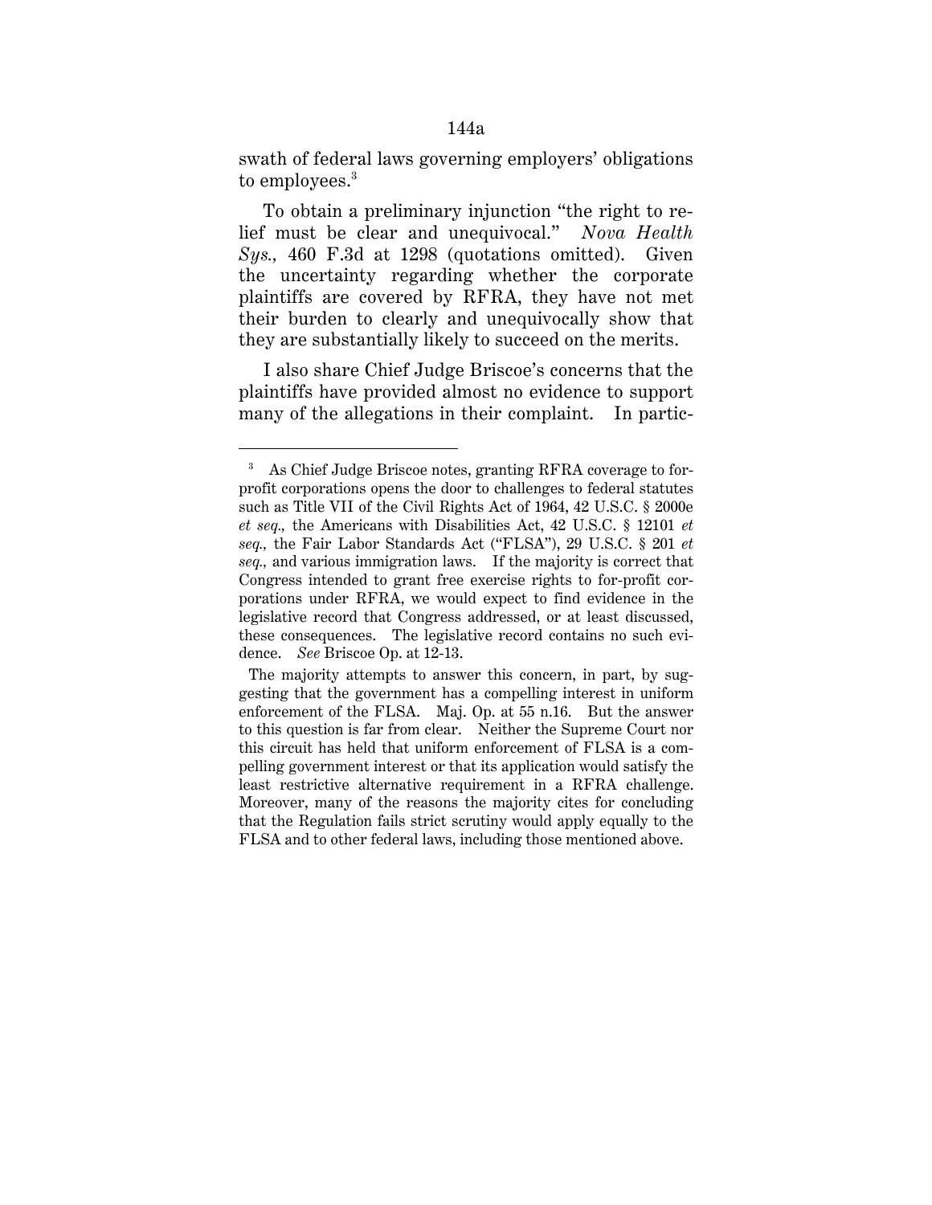swath of federal laws governing employers' obligations to employees.[3]

To obtain a preliminary injunction "the right to relief must be clear and unequivocal." *Nova Health Sys.*, 460 F.3d at 1298 (quotations omitted). Given the uncertainty regarding whether the corporate plaintiffs are covered by RFRA, they have not met their burden to clearly and unequivocally show that they are substantially likely to succeed on the merits.

I also share Chief Judge Briscoe's concerns that the plaintiffs have provided almost no evidence to support many of the allegations in their complaint. In partic-

---

[3] As Chief Judge Briscoe notes, granting RFRA coverage to for-profit corporations opens the door to challenges to federal statutes such as Title VII of the Civil Rights Act of 1964, 42 U.S.C. § 2000e *et seq.,* the Americans with Disabilities Act, 42 U.S.C. § 12101 *et seq.,* the Fair Labor Standards Act ("FLSA"), 29 U.S.C. § 201 *et seq.,* and various immigration laws. If the majority is correct that Congress intended to grant free exercise rights to for-profit corporations under RFRA, we would expect to find evidence in the legislative record that Congress addressed, or at least discussed, these consequences. The legislative record contains no such evidence. *See* Briscoe Op. at 12-13.

The majority attempts to answer this concern, in part, by suggesting that the government has a compelling interest in uniform enforcement of the FLSA. Maj. Op. at 55 n.16. But the answer to this question is far from clear. Neither the Supreme Court nor this circuit has held that uniform enforcement of FLSA is a compelling government interest or that its application would satisfy the least restrictive alternative requirement in a RFRA challenge. Moreover, many of the reasons the majority cites for concluding that the Regulation fails strict scrutiny would apply equally to the FLSA and to other federal laws, including those mentioned above.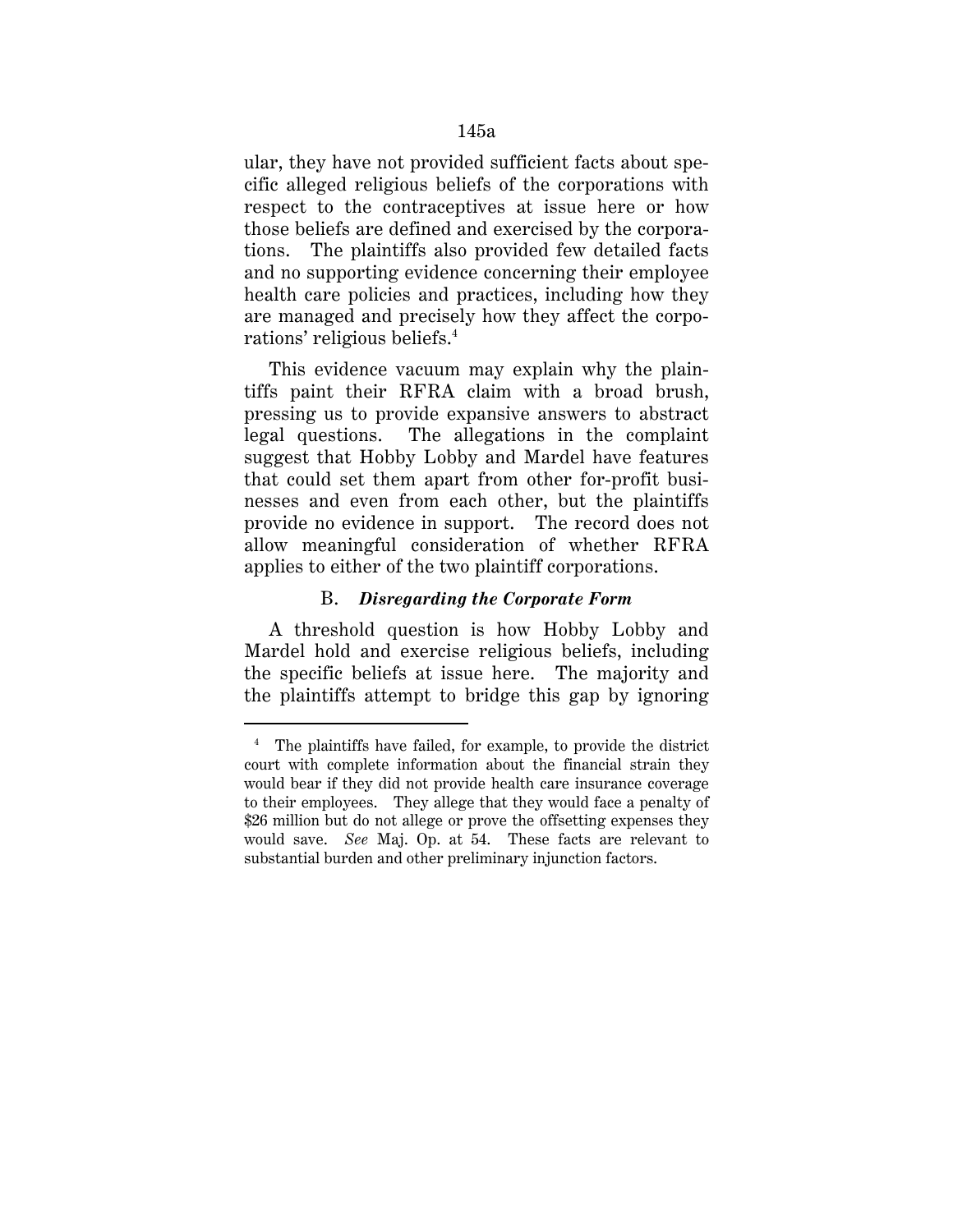ular, they have not provided sufficient facts about specific alleged religious beliefs of the corporations with respect to the contraceptives at issue here or how those beliefs are defined and exercised by the corporations. The plaintiffs also provided few detailed facts and no supporting evidence concerning their employee health care policies and practices, including how they are managed and precisely how they affect the corporations' religious beliefs.[4]

This evidence vacuum may explain why the plaintiffs paint their RFRA claim with a broad brush, pressing us to provide expansive answers to abstract legal questions. The allegations in the complaint suggest that Hobby Lobby and Mardel have features that could set them apart from other for-profit businesses and even from each other, but the plaintiffs provide no evidence in support. The record does not allow meaningful consideration of whether RFRA applies to either of the two plaintiff corporations.

### B. *Disregarding the Corporate Form*

A threshold question is how Hobby Lobby and Mardel hold and exercise religious beliefs, including the specific beliefs at issue here. The majority and the plaintiffs attempt to bridge this gap by ignoring

---

[4] The plaintiffs have failed, for example, to provide the district court with complete information about the financial strain they would bear if they did not provide health care insurance coverage to their employees. They allege that they would face a penalty of $26 million but do not allege or prove the offsetting expenses they would save. *See* Maj. Op. at 54. These facts are relevant to substantial burden and other preliminary injunction factors.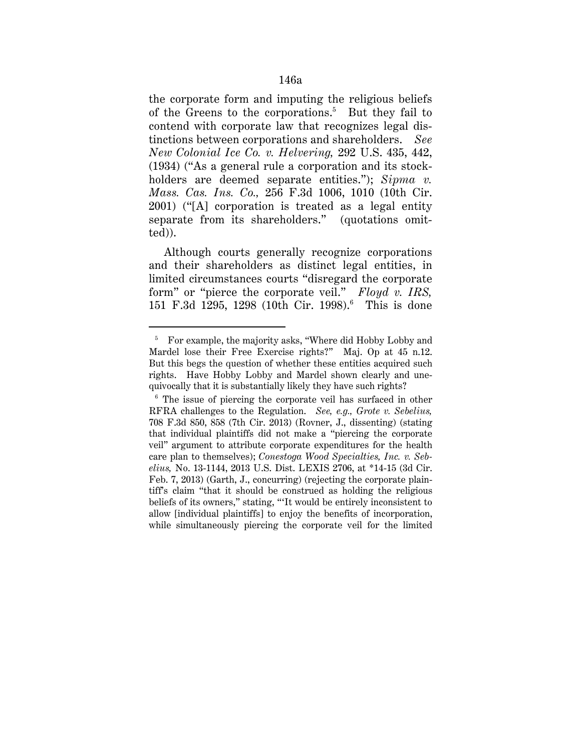the corporate form and imputing the religious beliefs of the Greens to the corporations.[5] But they fail to contend with corporate law that recognizes legal distinctions between corporations and shareholders. *See New Colonial Ice Co. v. Helvering,* 292 U.S. 435, 442, (1934) ("As a general rule a corporation and its stockholders are deemed separate entities."); *Sipma v. Mass. Cas. Ins. Co.,* 256 F.3d 1006, 1010 (10th Cir. 2001) ("[A] corporation is treated as a legal entity separate from its shareholders." (quotations omitted)).

Although courts generally recognize corporations and their shareholders as distinct legal entities, in limited circumstances courts "disregard the corporate form" or "pierce the corporate veil." *Floyd v. IRS,* 151 F.3d 1295, 1298 (10th Cir. 1998).[6] This is done

---

[5] For example, the majority asks, "Where did Hobby Lobby and Mardel lose their Free Exercise rights?" Maj. Op at 45 n.12. But this begs the question of whether these entities acquired such rights. Have Hobby Lobby and Mardel shown clearly and unequivocally that it is substantially likely they have such rights?

[6] The issue of piercing the corporate veil has surfaced in other RFRA challenges to the Regulation. *See, e.g., Grote v. Sebelius,* 708 F.3d 850, 858 (7th Cir. 2013) (Rovner, J., dissenting) (stating that individual plaintiffs did not make a "piercing the corporate veil" argument to attribute corporate expenditures for the health care plan to themselves); *Conestoga Wood Specialties, Inc. v. Sebelius,* No. 13-1144, 2013 U.S. Dist. LEXIS 2706, at \*14-15 (3d Cir. Feb. 7, 2013) (Garth, J., concurring) (rejecting the corporate plaintiff's claim "that it should be construed as holding the religious beliefs of its owners," stating, "'It would be entirely inconsistent to allow [individual plaintiffs] to enjoy the benefits of incorporation, while simultaneously piercing the corporate veil for the limited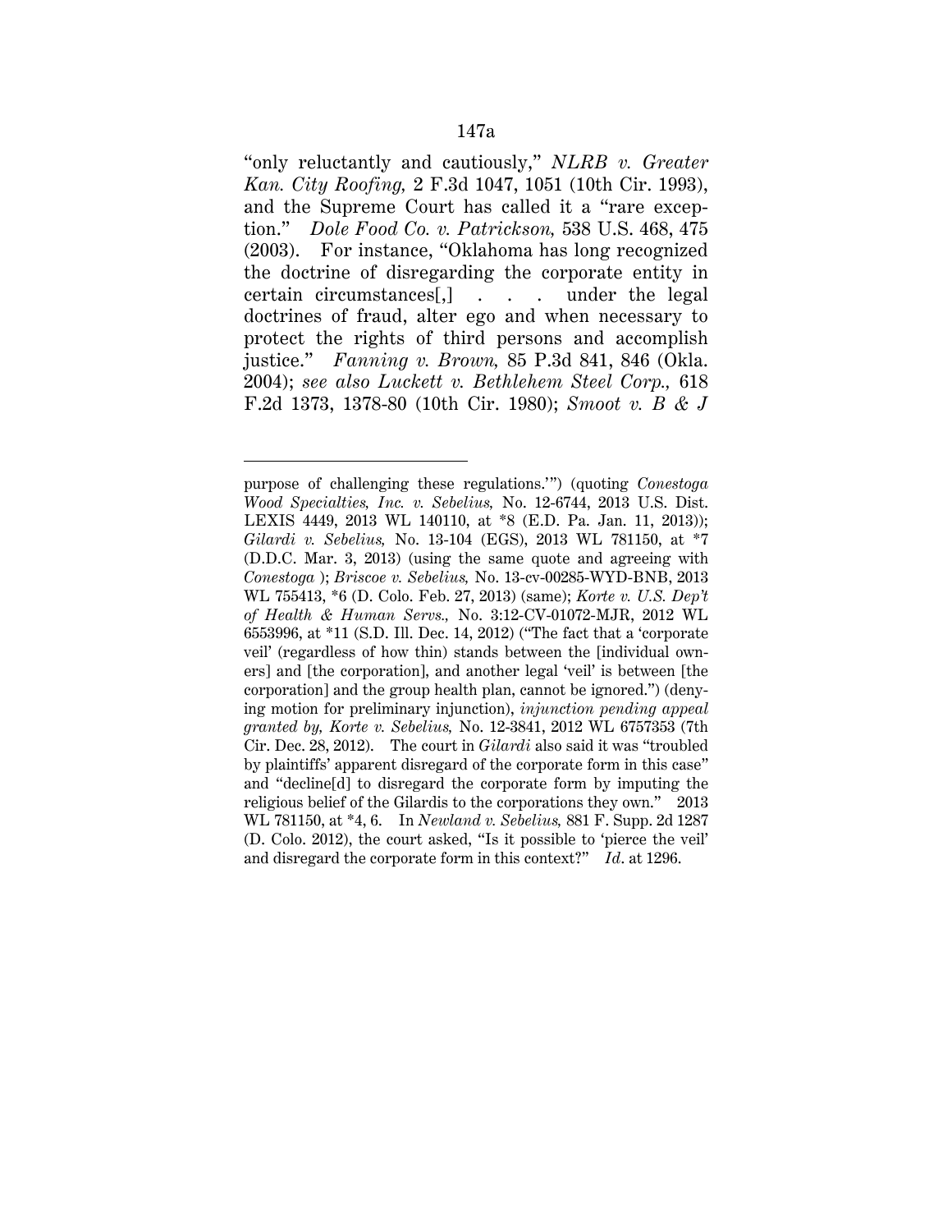"only reluctantly and cautiously," *NLRB v. Greater Kan. City Roofing,* 2 F.3d 1047, 1051 (10th Cir. 1993), and the Supreme Court has called it a "rare exception." *Dole Food Co. v. Patrickson,* 538 U.S. 468, 475 (2003). For instance, "Oklahoma has long recognized the doctrine of disregarding the corporate entity in certain circumstances[,] . . . under the legal doctrines of fraud, alter ego and when necessary to protect the rights of third persons and accomplish justice." *Fanning v. Brown,* 85 P.3d 841, 846 (Okla. 2004); *see also Luckett v. Bethlehem Steel Corp.,* 618 F.2d 1373, 1378-80 (10th Cir. 1980); *Smoot v. B & J*

---

purpose of challenging these regulations.'") (quoting *Conestoga Wood Specialties, Inc. v. Sebelius,* No. 12-6744, 2013 U.S. Dist. LEXIS 4449, 2013 WL 140110, at *8 (E.D. Pa. Jan. 11, 2013)); *Gilardi v. Sebelius,* No. 13-104 (EGS), 2013 WL 781150, at *7 (D.D.C. Mar. 3, 2013) (using the same quote and agreeing with *Conestoga* ); *Briscoe v. Sebelius,* No. 13-cv-00285-WYD-BNB, 2013 WL 755413, *6 (D. Colo. Feb. 27, 2013) (same); *Korte v. U.S. Dep't of Health & Human Servs.,* No. 3:12-CV-01072-MJR, 2012 WL 6553996, at *11 (S.D. Ill. Dec. 14, 2012) ("The fact that a 'corporate veil' (regardless of how thin) stands between the [individual owners] and [the corporation], and another legal 'veil' is between [the corporation] and the group health plan, cannot be ignored.") (denying motion for preliminary injunction), *injunction pending appeal granted by, Korte v. Sebelius,* No. 12-3841, 2012 WL 6757353 (7th Cir. Dec. 28, 2012). The court in *Gilardi* also said it was "troubled by plaintiffs' apparent disregard of the corporate form in this case" and "decline[d] to disregard the corporate form by imputing the religious belief of the Gilardis to the corporations they own." 2013 WL 781150, at *4, 6. In *Newland v. Sebelius,* 881 F. Supp. 2d 1287 (D. Colo. 2012), the court asked, "Is it possible to 'pierce the veil' and disregard the corporate form in this context?" *Id*. at 1296.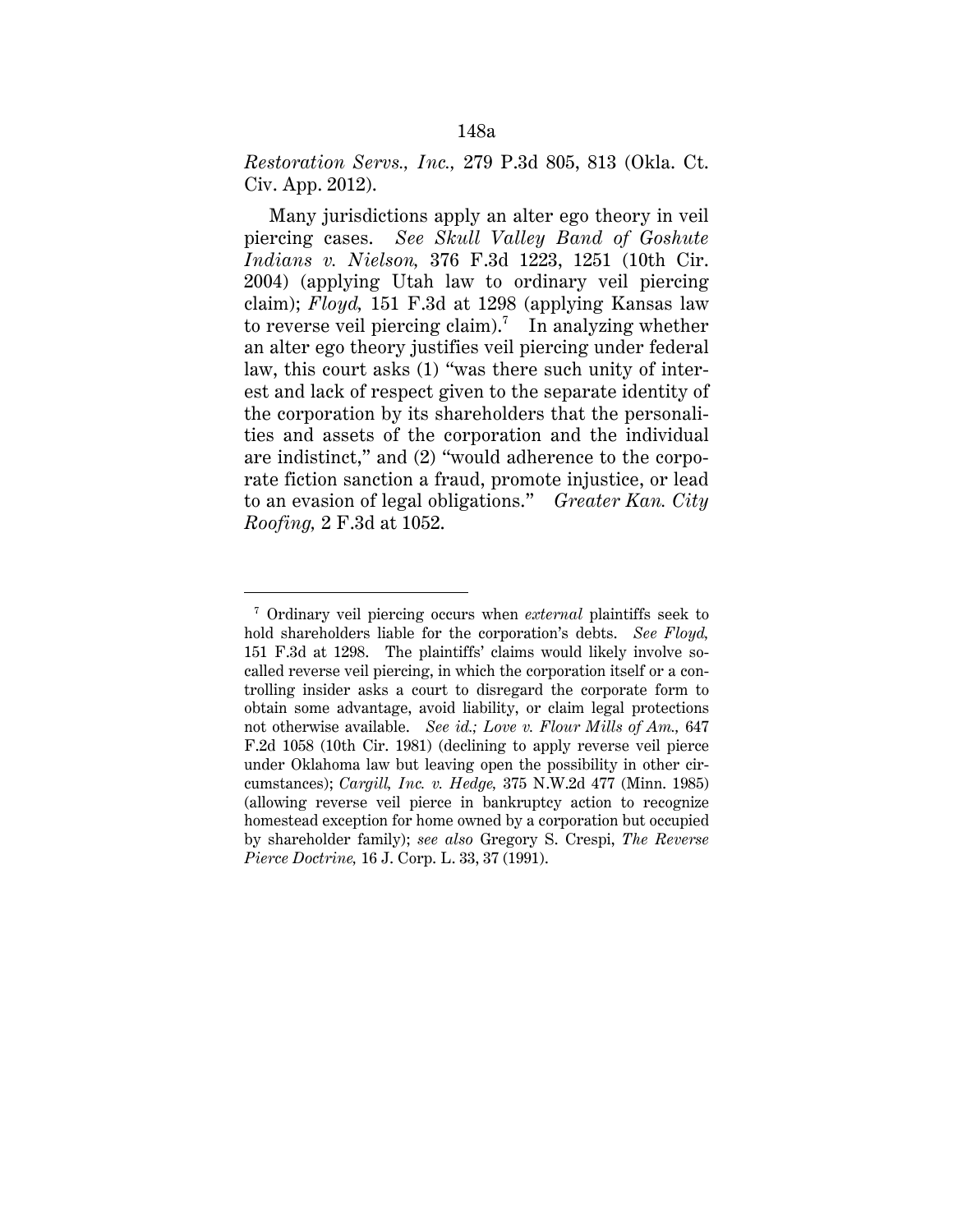*Restoration Servs., Inc.*, 279 P.3d 805, 813 (Okla. Ct. Civ. App. 2012).

Many jurisdictions apply an alter ego theory in veil piercing cases. *See Skull Valley Band of Goshute Indians v. Nielson,* 376 F.3d 1223, 1251 (10th Cir. 2004) (applying Utah law to ordinary veil piercing claim); *Floyd,* 151 F.3d at 1298 (applying Kansas law to reverse veil piercing claim).[7] In analyzing whether an alter ego theory justifies veil piercing under federal law, this court asks (1) "was there such unity of interest and lack of respect given to the separate identity of the corporation by its shareholders that the personalities and assets of the corporation and the individual are indistinct," and (2) "would adherence to the corporate fiction sanction a fraud, promote injustice, or lead to an evasion of legal obligations." *Greater Kan. City Roofing,* 2 F.3d at 1052.

---

[7] Ordinary veil piercing occurs when *external* plaintiffs seek to hold shareholders liable for the corporation's debts. *See Floyd,* 151 F.3d at 1298. The plaintiffs' claims would likely involve so-called reverse veil piercing, in which the corporation itself or a controlling insider asks a court to disregard the corporate form to obtain some advantage, avoid liability, or claim legal protections not otherwise available. *See id.; Love v. Flour Mills of Am.,* 647 F.2d 1058 (10th Cir. 1981) (declining to apply reverse veil pierce under Oklahoma law but leaving open the possibility in other circumstances); *Cargill, Inc. v. Hedge,* 375 N.W.2d 477 (Minn. 1985) (allowing reverse veil pierce in bankruptcy action to recognize homestead exception for home owned by a corporation but occupied by shareholder family); *see also* Gregory S. Crespi, *The Reverse Pierce Doctrine,* 16 J. Corp. L. 33, 37 (1991).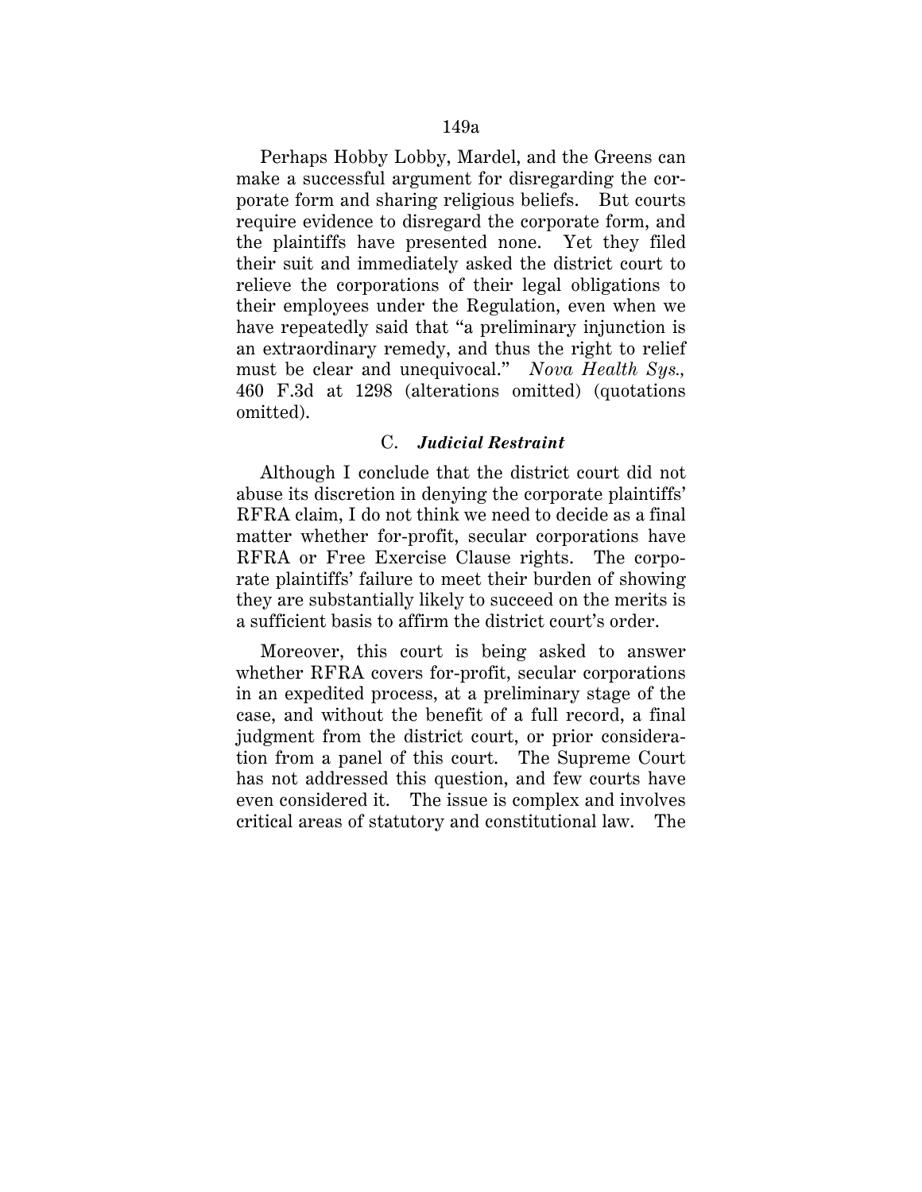Perhaps Hobby Lobby, Mardel, and the Greens can make a successful argument for disregarding the corporate form and sharing religious beliefs. But courts require evidence to disregard the corporate form, and the plaintiffs have presented none. Yet they filed their suit and immediately asked the district court to relieve the corporations of their legal obligations to their employees under the Regulation, even when we have repeatedly said that "a preliminary injunction is an extraordinary remedy, and thus the right to relief must be clear and unequivocal." *Nova Health Sys.*, 460 F.3d at 1298 (alterations omitted) (quotations omitted).

### C. *Judicial Restraint*

Although I conclude that the district court did not abuse its discretion in denying the corporate plaintiffs' RFRA claim, I do not think we need to decide as a final matter whether for-profit, secular corporations have RFRA or Free Exercise Clause rights. The corporate plaintiffs' failure to meet their burden of showing they are substantially likely to succeed on the merits is a sufficient basis to affirm the district court's order.

Moreover, this court is being asked to answer whether RFRA covers for-profit, secular corporations in an expedited process, at a preliminary stage of the case, and without the benefit of a full record, a final judgment from the district court, or prior consideration from a panel of this court. The Supreme Court has not addressed this question, and few courts have even considered it. The issue is complex and involves critical areas of statutory and constitutional law. The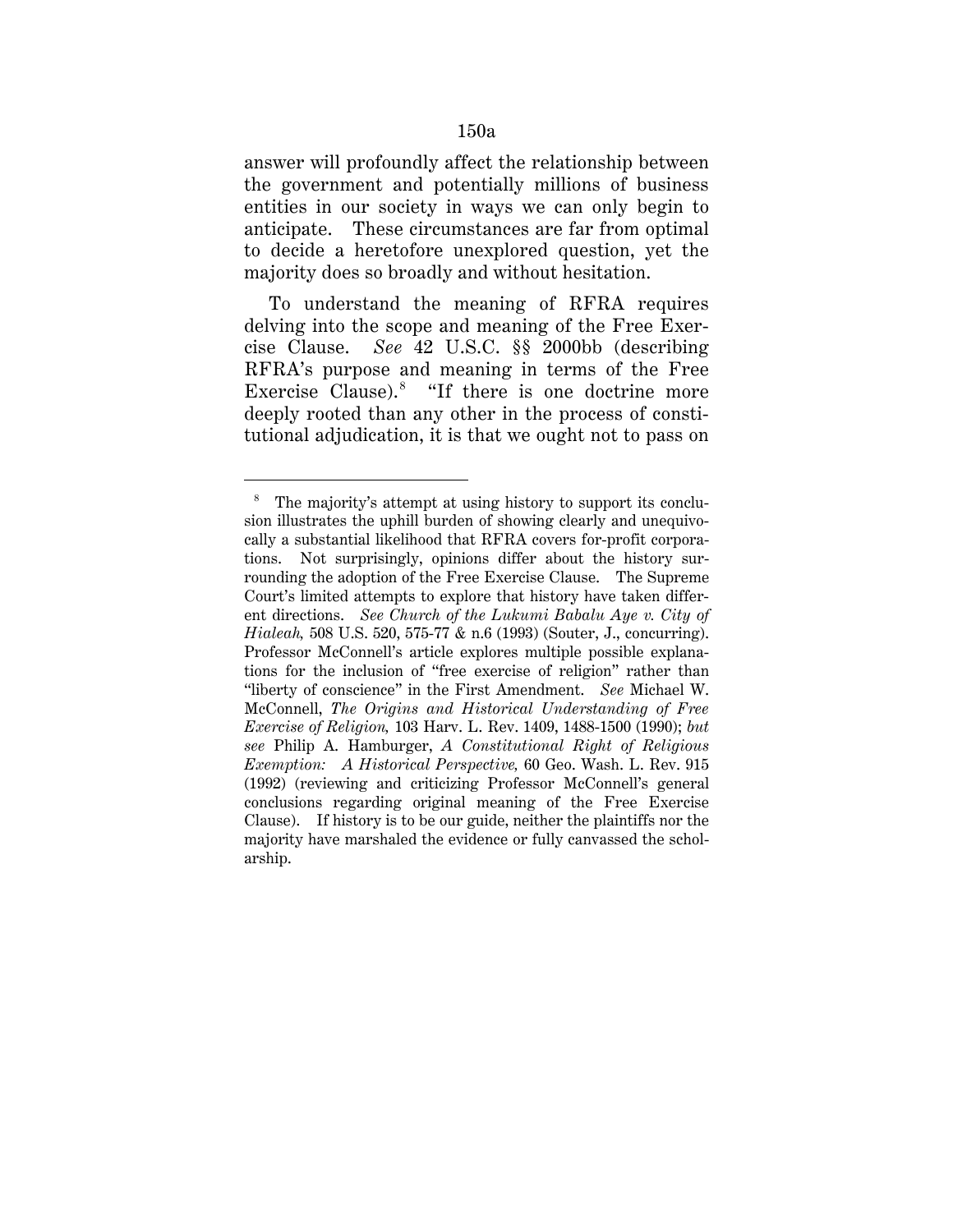answer will profoundly affect the relationship between the government and potentially millions of business entities in our society in ways we can only begin to anticipate. These circumstances are far from optimal to decide a heretofore unexplored question, yet the majority does so broadly and without hesitation.

To understand the meaning of RFRA requires delving into the scope and meaning of the Free Exercise Clause. *See* 42 U.S.C. §§ 2000bb (describing RFRA's purpose and meaning in terms of the Free Exercise Clause).[8] "If there is one doctrine more deeply rooted than any other in the process of constitutional adjudication, it is that we ought not to pass on

---

[8] The majority's attempt at using history to support its conclusion illustrates the uphill burden of showing clearly and unequivocally a substantial likelihood that RFRA covers for-profit corporations. Not surprisingly, opinions differ about the history surrounding the adoption of the Free Exercise Clause. The Supreme Court's limited attempts to explore that history have taken different directions. *See Church of the Lukumi Babalu Aye v. City of Hialeah,* 508 U.S. 520, 575-77 & n.6 (1993) (Souter, J., concurring). Professor McConnell's article explores multiple possible explanations for the inclusion of "free exercise of religion" rather than "liberty of conscience" in the First Amendment. *See* Michael W. McConnell, *The Origins and Historical Understanding of Free Exercise of Religion,* 103 Harv. L. Rev. 1409, 1488-1500 (1990); *but see* Philip A. Hamburger, *A Constitutional Right of Religious Exemption: A Historical Perspective,* 60 Geo. Wash. L. Rev. 915 (1992) (reviewing and criticizing Professor McConnell's general conclusions regarding original meaning of the Free Exercise Clause). If history is to be our guide, neither the plaintiffs nor the majority have marshaled the evidence or fully canvassed the scholarship.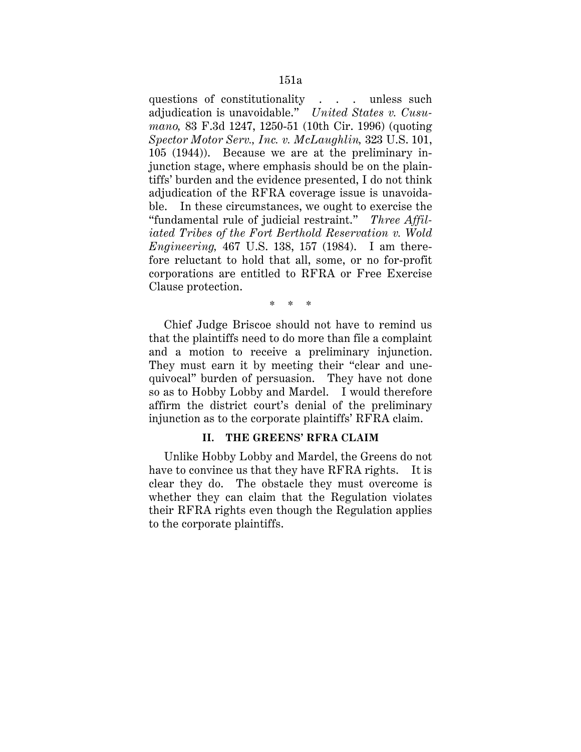questions of constitutionality . . . unless such adjudication is unavoidable." *United States v. Cusumano,* 83 F.3d 1247, 1250-51 (10th Cir. 1996) (quoting *Spector Motor Serv., Inc. v. McLaughlin,* 323 U.S. 101, 105 (1944)). Because we are at the preliminary injunction stage, where emphasis should be on the plaintiffs' burden and the evidence presented, I do not think adjudication of the RFRA coverage issue is unavoidable. In these circumstances, we ought to exercise the "fundamental rule of judicial restraint." *Three Affiliated Tribes of the Fort Berthold Reservation v. Wold Engineering,* 467 U.S. 138, 157 (1984). I am therefore reluctant to hold that all, some, or no for-profit corporations are entitled to RFRA or Free Exercise Clause protection.

\* \* \*

Chief Judge Briscoe should not have to remind us that the plaintiffs need to do more than file a complaint and a motion to receive a preliminary injunction. They must earn it by meeting their "clear and unequivocal" burden of persuasion. They have not done so as to Hobby Lobby and Mardel. I would therefore affirm the district court's denial of the preliminary injunction as to the corporate plaintiffs' RFRA claim.

## II. THE GREENS' RFRA CLAIM

Unlike Hobby Lobby and Mardel, the Greens do not have to convince us that they have RFRA rights. It is clear they do. The obstacle they must overcome is whether they can claim that the Regulation violates their RFRA rights even though the Regulation applies to the corporate plaintiffs.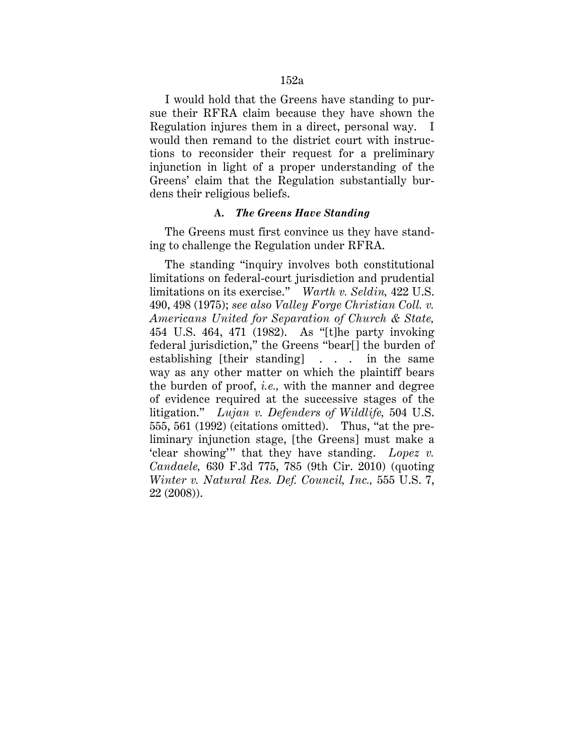I would hold that the Greens have standing to pursue their RFRA claim because they have shown the Regulation injures them in a direct, personal way. I would then remand to the district court with instructions to reconsider their request for a preliminary injunction in light of a proper understanding of the Greens' claim that the Regulation substantially burdens their religious beliefs.

### A. *The Greens Have Standing*

The Greens must first convince us they have standing to challenge the Regulation under RFRA.

The standing "inquiry involves both constitutional limitations on federal-court jurisdiction and prudential limitations on its exercise." *Warth v. Seldin,* 422 U.S. 490, 498 (1975); *see also Valley Forge Christian Coll. v. Americans United for Separation of Church & State,* 454 U.S. 464, 471 (1982). As "[t]he party invoking federal jurisdiction," the Greens "bear[] the burden of establishing [their standing] . . . in the same way as any other matter on which the plaintiff bears the burden of proof, *i.e.,* with the manner and degree of evidence required at the successive stages of the litigation." *Lujan v. Defenders of Wildlife,* 504 U.S. 555, 561 (1992) (citations omitted). Thus, "at the preliminary injunction stage, [the Greens] must make a 'clear showing'" that they have standing. *Lopez v. Candaele,* 630 F.3d 775, 785 (9th Cir. 2010) (quoting *Winter v. Natural Res. Def. Council, Inc.,* 555 U.S. 7, 22 (2008)).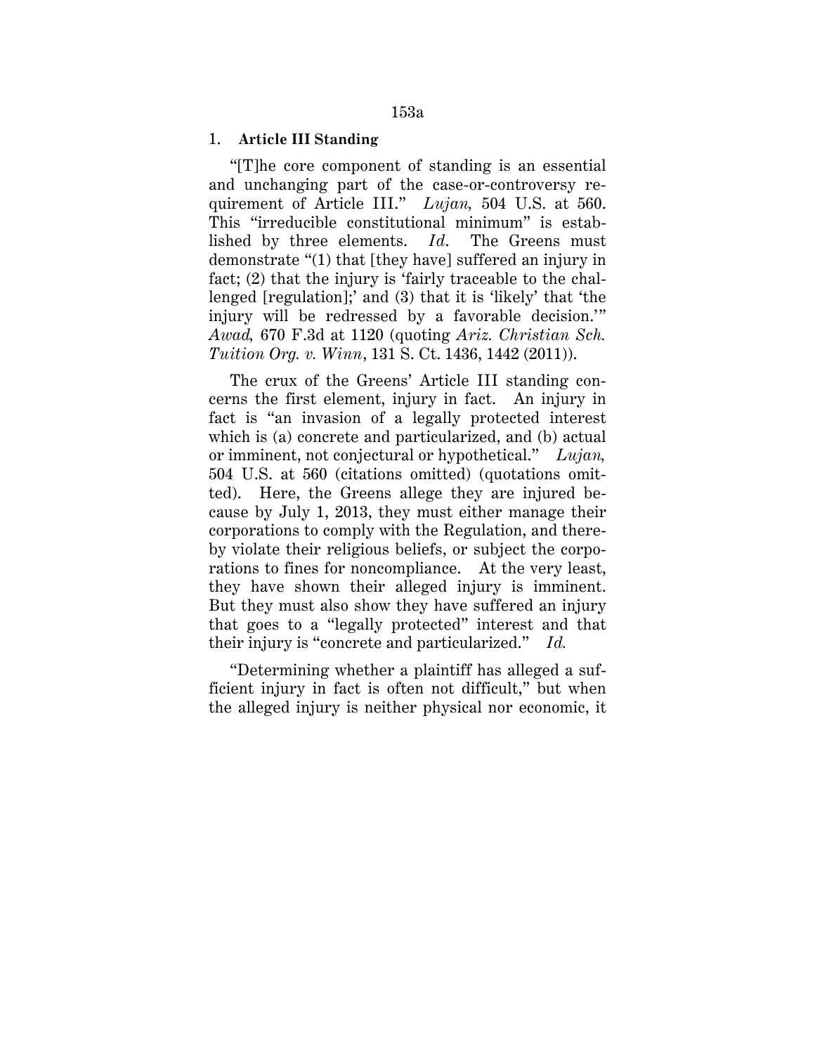### 1. **Article III Standing**

"[T]he core component of standing is an essential and unchanging part of the case-or-controversy requirement of Article III." *Lujan,* 504 U.S. at 560. This "irreducible constitutional minimum" is established by three elements. *Id*. The Greens must demonstrate "(1) that [they have] suffered an injury in fact; (2) that the injury is 'fairly traceable to the challenged [regulation];' and (3) that it is 'likely' that 'the injury will be redressed by a favorable decision.'" *Awad,* 670 F.3d at 1120 (quoting *Ariz. Christian Sch. Tuition Org. v. Winn*, 131 S. Ct. 1436, 1442 (2011)).

The crux of the Greens' Article III standing concerns the first element, injury in fact. An injury in fact is "an invasion of a legally protected interest which is (a) concrete and particularized, and (b) actual or imminent, not conjectural or hypothetical." *Lujan,* 504 U.S. at 560 (citations omitted) (quotations omitted). Here, the Greens allege they are injured because by July 1, 2013, they must either manage their corporations to comply with the Regulation, and thereby violate their religious beliefs, or subject the corporations to fines for noncompliance. At the very least, they have shown their alleged injury is imminent. But they must also show they have suffered an injury that goes to a "legally protected" interest and that their injury is "concrete and particularized." *Id.*

"Determining whether a plaintiff has alleged a sufficient injury in fact is often not difficult," but when the alleged injury is neither physical nor economic, it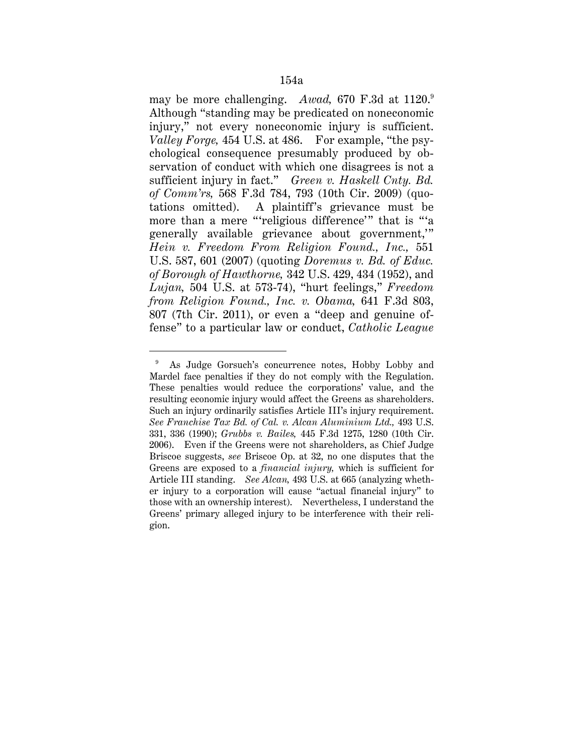may be more challenging. *Awad,* 670 F.3d at 1120.[9] Although "standing may be predicated on noneconomic injury," not every noneconomic injury is sufficient. *Valley Forge,* 454 U.S. at 486. For example, "the psychological consequence presumably produced by observation of conduct with which one disagrees is not a sufficient injury in fact." *Green v. Haskell Cnty. Bd. of Comm'rs,* 568 F.3d 784, 793 (10th Cir. 2009) (quotations omitted). A plaintiff's grievance must be more than a mere "'religious difference'" that is "'a generally available grievance about government,'" *Hein v. Freedom From Religion Found., Inc.,* 551 U.S. 587, 601 (2007) (quoting *Doremus v. Bd. of Educ. of Borough of Hawthorne,* 342 U.S. 429, 434 (1952), and *Lujan,* 504 U.S. at 573-74), "hurt feelings," *Freedom from Religion Found., Inc. v. Obama,* 641 F.3d 803, 807 (7th Cir. 2011), or even a "deep and genuine offense" to a particular law or conduct, *Catholic League*

---

[9] As Judge Gorsuch's concurrence notes, Hobby Lobby and Mardel face penalties if they do not comply with the Regulation. These penalties would reduce the corporations' value, and the resulting economic injury would affect the Greens as shareholders. Such an injury ordinarily satisfies Article III's injury requirement. *See Franchise Tax Bd. of Cal. v. Alcan Aluminium Ltd.,* 493 U.S. 331, 336 (1990); *Grubbs v. Bailes,* 445 F.3d 1275, 1280 (10th Cir. 2006). Even if the Greens were not shareholders, as Chief Judge Briscoe suggests, *see* Briscoe Op. at 32, no one disputes that the Greens are exposed to a *financial injury,* which is sufficient for Article III standing. *See Alcan,* 493 U.S. at 665 (analyzing whether injury to a corporation will cause "actual financial injury" to those with an ownership interest). Nevertheless, I understand the Greens' primary alleged injury to be interference with their religion.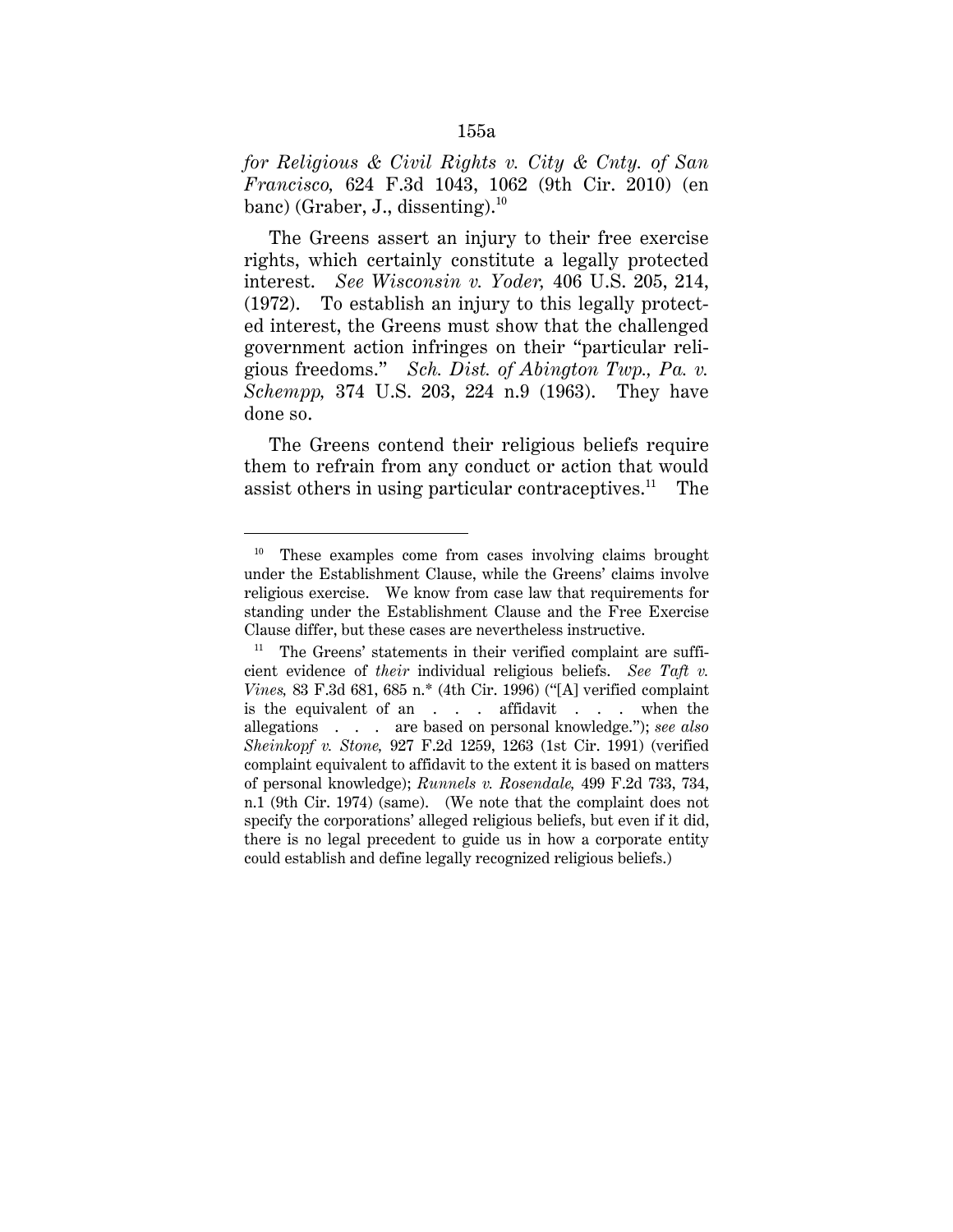*for Religious & Civil Rights v. City & Cnty. of San Francisco,* 624 F.3d 1043, 1062 (9th Cir. 2010) (en banc) (Graber, J., dissenting).[10]

The Greens assert an injury to their free exercise rights, which certainly constitute a legally protected interest. *See Wisconsin v. Yoder,* 406 U.S. 205, 214, (1972). To establish an injury to this legally protected interest, the Greens must show that the challenged government action infringes on their "particular religious freedoms." *Sch. Dist. of Abington Twp., Pa. v. Schempp,* 374 U.S. 203, 224 n.9 (1963). They have done so.

The Greens contend their religious beliefs require them to refrain from any conduct or action that would assist others in using particular contraceptives.[11] The

---

[10] These examples come from cases involving claims brought under the Establishment Clause, while the Greens' claims involve religious exercise. We know from case law that requirements for standing under the Establishment Clause and the Free Exercise Clause differ, but these cases are nevertheless instructive.

[11] The Greens' statements in their verified complaint are sufficient evidence of *their* individual religious beliefs. *See Taft v. Vines,* 83 F.3d 681, 685 n.* (4th Cir. 1996) ("[A] verified complaint is the equivalent of an . . . affidavit . . . when the allegations . . . are based on personal knowledge."); *see also Sheinkopf v. Stone,* 927 F.2d 1259, 1263 (1st Cir. 1991) (verified complaint equivalent to affidavit to the extent it is based on matters of personal knowledge); *Runnels v. Rosendale,* 499 F.2d 733, 734, n.1 (9th Cir. 1974) (same). (We note that the complaint does not specify the corporations' alleged religious beliefs, but even if it did, there is no legal precedent to guide us in how a corporate entity could establish and define legally recognized religious beliefs.)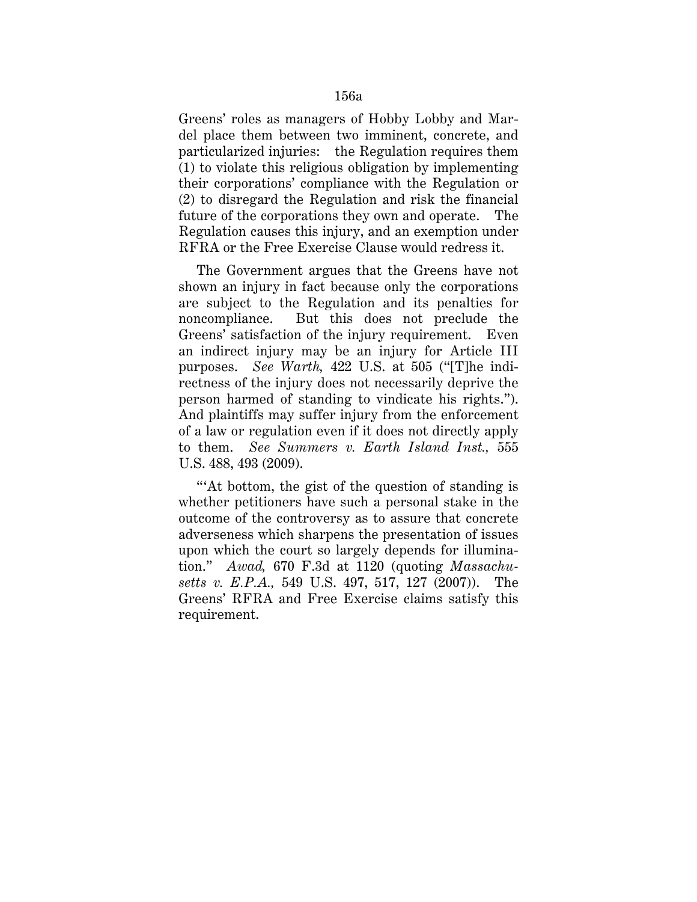Greens' roles as managers of Hobby Lobby and Mardel place them between two imminent, concrete, and particularized injuries: the Regulation requires them (1) to violate this religious obligation by implementing their corporations' compliance with the Regulation or (2) to disregard the Regulation and risk the financial future of the corporations they own and operate. The Regulation causes this injury, and an exemption under RFRA or the Free Exercise Clause would redress it.

The Government argues that the Greens have not shown an injury in fact because only the corporations are subject to the Regulation and its penalties for noncompliance. But this does not preclude the Greens' satisfaction of the injury requirement. Even an indirect injury may be an injury for Article III purposes. *See Warth,* 422 U.S. at 505 ("[T]he indirectness of the injury does not necessarily deprive the person harmed of standing to vindicate his rights."). And plaintiffs may suffer injury from the enforcement of a law or regulation even if it does not directly apply to them. *See Summers v. Earth Island Inst.,* 555 U.S. 488, 493 (2009).

"'At bottom, the gist of the question of standing is whether petitioners have such a personal stake in the outcome of the controversy as to assure that concrete adverseness which sharpens the presentation of issues upon which the court so largely depends for illumination." *Awad,* 670 F.3d at 1120 (quoting *Massachusetts v. E.P.A.,* 549 U.S. 497, 517, 127 (2007)). The Greens' RFRA and Free Exercise claims satisfy this requirement.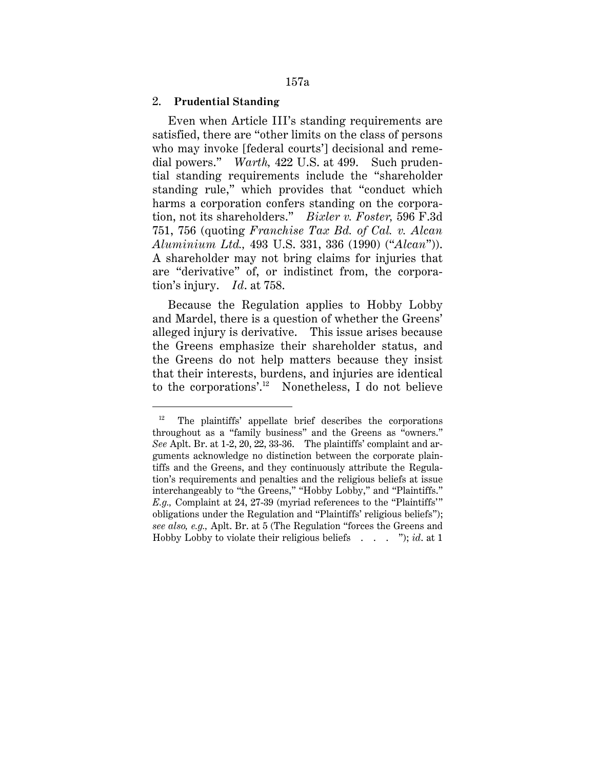## 2. **Prudential Standing**

Even when Article III's standing requirements are satisfied, there are "other limits on the class of persons who may invoke [federal courts'] decisional and remedial powers." *Warth*, 422 U.S. at 499. Such prudential standing requirements include the "shareholder standing rule," which provides that "conduct which harms a corporation confers standing on the corporation, not its shareholders." *Bixler v. Foster*, 596 F.3d 751, 756 (quoting *Franchise Tax Bd. of Cal. v. Alcan Aluminium Ltd.*, 493 U.S. 331, 336 (1990) ("*Alcan*")). A shareholder may not bring claims for injuries that are "derivative" of, or indistinct from, the corporation's injury. *Id*. at 758.

Because the Regulation applies to Hobby Lobby and Mardel, there is a question of whether the Greens' alleged injury is derivative. This issue arises because the Greens emphasize their shareholder status, and the Greens do not help matters because they insist that their interests, burdens, and injuries are identical to the corporations'.[12] Nonetheless, I do not believe

---

[12] The plaintiffs' appellate brief describes the corporations throughout as a "family business" and the Greens as "owners." *See* Aplt. Br. at 1-2, 20, 22, 33-36. The plaintiffs' complaint and arguments acknowledge no distinction between the corporate plaintiffs and the Greens, and they continuously attribute the Regulation's requirements and penalties and the religious beliefs at issue interchangeably to "the Greens," "Hobby Lobby," and "Plaintiffs." *E.g.,* Complaint at 24, 27-39 (myriad references to the "Plaintiffs'" obligations under the Regulation and "Plaintiffs' religious beliefs"); *see also, e.g.,* Aplt. Br. at 5 (The Regulation "forces the Greens and Hobby Lobby to violate their religious beliefs . . . "); *id*. at 1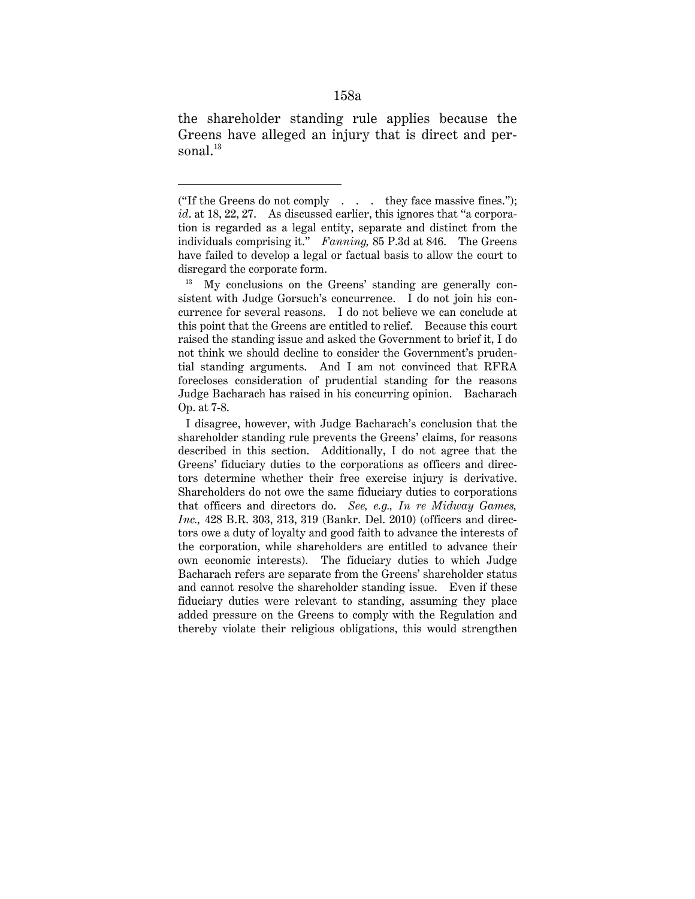the shareholder standing rule applies because the Greens have alleged an injury that is direct and personal.[13]

---

("If the Greens do not comply . . . they face massive fines."); *id*. at 18, 22, 27. As discussed earlier, this ignores that "a corporation is regarded as a legal entity, separate and distinct from the individuals comprising it." *Fanning,* 85 P.3d at 846. The Greens have failed to develop a legal or factual basis to allow the court to disregard the corporate form.

[13] My conclusions on the Greens' standing are generally consistent with Judge Gorsuch's concurrence. I do not join his concurrence for several reasons. I do not believe we can conclude at this point that the Greens are entitled to relief. Because this court raised the standing issue and asked the Government to brief it, I do not think we should decline to consider the Government's prudential standing arguments. And I am not convinced that RFRA forecloses consideration of prudential standing for the reasons Judge Bacharach has raised in his concurring opinion. Bacharach Op. at 7-8.

I disagree, however, with Judge Bacharach's conclusion that the shareholder standing rule prevents the Greens' claims, for reasons described in this section. Additionally, I do not agree that the Greens' fiduciary duties to the corporations as officers and directors determine whether their free exercise injury is derivative. Shareholders do not owe the same fiduciary duties to corporations that officers and directors do. *See, e.g., In re Midway Games, Inc.,* 428 B.R. 303, 313, 319 (Bankr. Del. 2010) (officers and directors owe a duty of loyalty and good faith to advance the interests of the corporation, while shareholders are entitled to advance their own economic interests). The fiduciary duties to which Judge Bacharach refers are separate from the Greens' shareholder status and cannot resolve the shareholder standing issue. Even if these fiduciary duties were relevant to standing, assuming they place added pressure on the Greens to comply with the Regulation and thereby violate their religious obligations, this would strengthen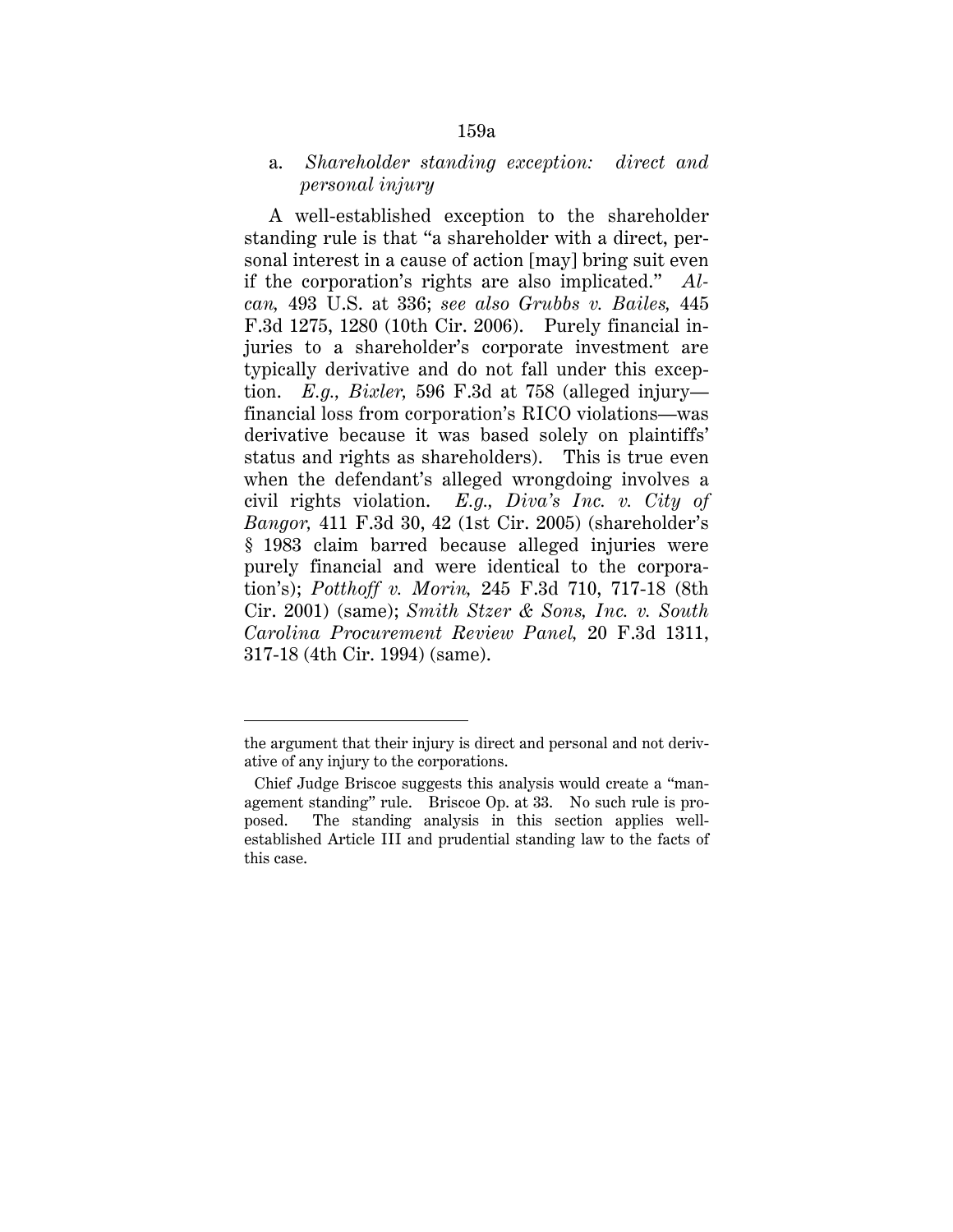a. *Shareholder standing exception: direct and personal injury*

A well-established exception to the shareholder standing rule is that "a shareholder with a direct, personal interest in a cause of action [may] bring suit even if the corporation's rights are also implicated." *Alcan,* 493 U.S. at 336; *see also Grubbs v. Bailes,* 445 F.3d 1275, 1280 (10th Cir. 2006). Purely financial injuries to a shareholder's corporate investment are typically derivative and do not fall under this exception. *E.g., Bixler,* 596 F.3d at 758 (alleged injury—financial loss from corporation's RICO violations—was derivative because it was based solely on plaintiffs' status and rights as shareholders). This is true even when the defendant's alleged wrongdoing involves a civil rights violation. *E.g., Diva's Inc. v. City of Bangor,* 411 F.3d 30, 42 (1st Cir. 2005) (shareholder's § 1983 claim barred because alleged injuries were purely financial and were identical to the corporation's); *Potthoff v. Morin,* 245 F.3d 710, 717-18 (8th Cir. 2001) (same); *Smith Stzer & Sons, Inc. v. South Carolina Procurement Review Panel,* 20 F.3d 1311, 317-18 (4th Cir. 1994) (same).

---

the argument that their injury is direct and personal and not derivative of any injury to the corporations.

Chief Judge Briscoe suggests this analysis would create a "management standing" rule. Briscoe Op. at 33. No such rule is proposed. The standing analysis in this section applies well-established Article III and prudential standing law to the facts of this case.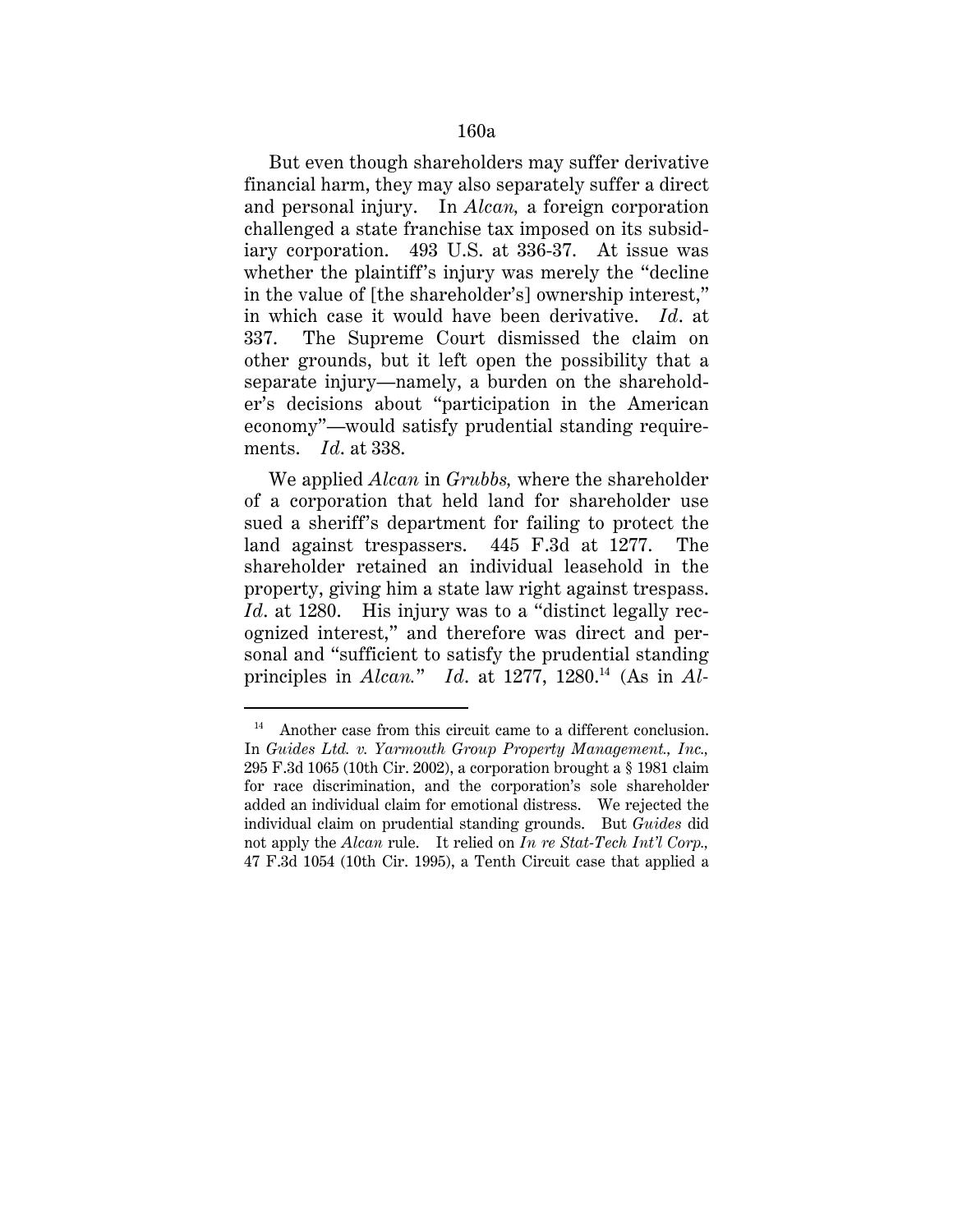But even though shareholders may suffer derivative financial harm, they may also separately suffer a direct and personal injury. In *Alcan,* a foreign corporation challenged a state franchise tax imposed on its subsidiary corporation. 493 U.S. at 336-37. At issue was whether the plaintiff's injury was merely the "decline in the value of [the shareholder's] ownership interest," in which case it would have been derivative. *Id*. at 337. The Supreme Court dismissed the claim on other grounds, but it left open the possibility that a separate injury—namely, a burden on the shareholder's decisions about "participation in the American economy"—would satisfy prudential standing requirements. *Id*. at 338.

We applied *Alcan* in *Grubbs,* where the shareholder of a corporation that held land for shareholder use sued a sheriff's department for failing to protect the land against trespassers. 445 F.3d at 1277. The shareholder retained an individual leasehold in the property, giving him a state law right against trespass. *Id*. at 1280. His injury was to a "distinct legally recognized interest," and therefore was direct and personal and "sufficient to satisfy the prudential standing principles in *Alcan.*" *Id*. at 1277, 1280.[14] (As in *Al-*

---

[14] Another case from this circuit came to a different conclusion. In *Guides Ltd. v. Yarmouth Group Property Management., Inc.,* 295 F.3d 1065 (10th Cir. 2002), a corporation brought a § 1981 claim for race discrimination, and the corporation's sole shareholder added an individual claim for emotional distress. We rejected the individual claim on prudential standing grounds. But *Guides* did not apply the *Alcan* rule. It relied on *In re Stat-Tech Int'l Corp.,* 47 F.3d 1054 (10th Cir. 1995), a Tenth Circuit case that applied a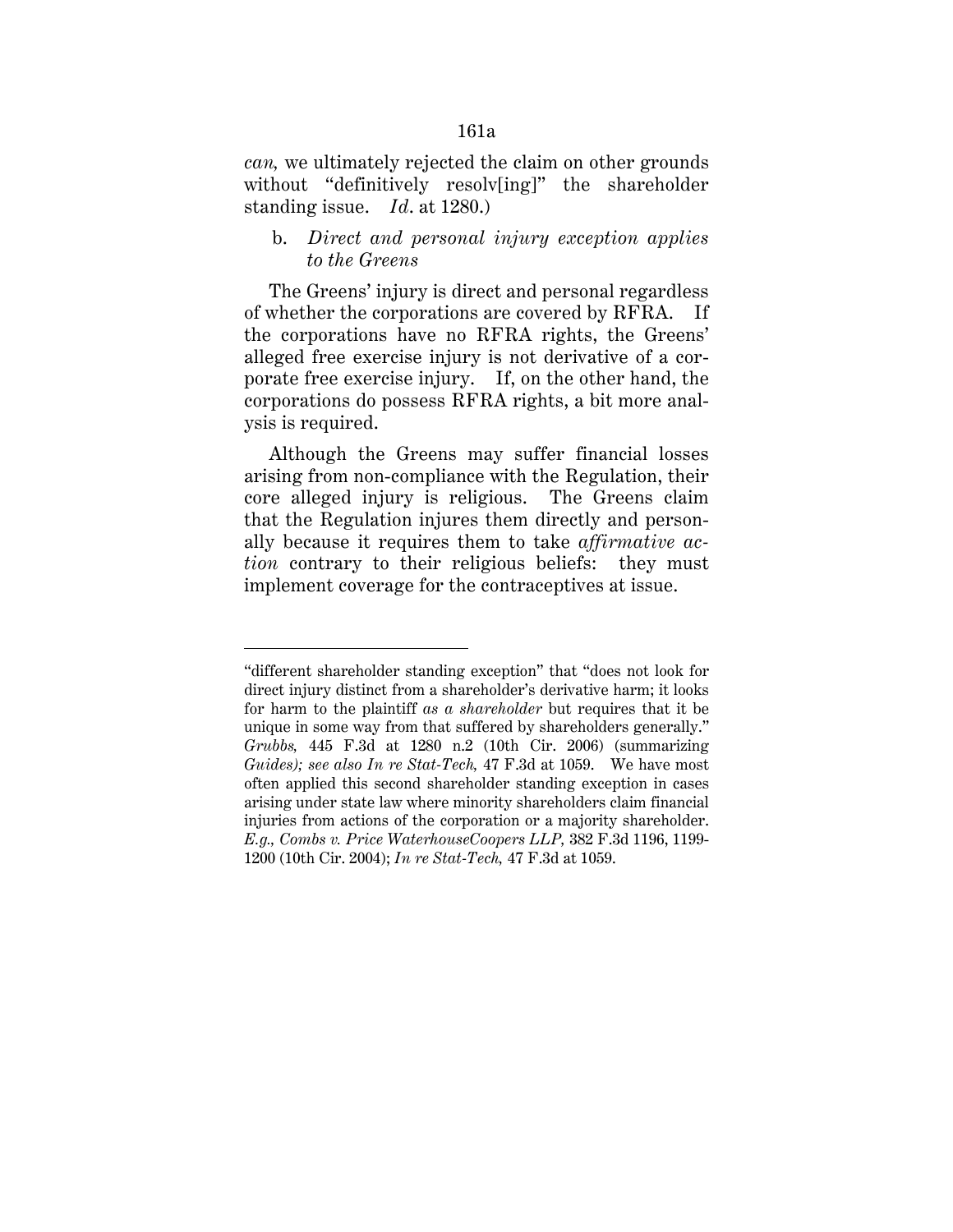*can,* we ultimately rejected the claim on other grounds without "definitively resolv[ing]" the shareholder standing issue. *Id*. at 1280.)

b. *Direct and personal injury exception applies to the Greens*

The Greens' injury is direct and personal regardless of whether the corporations are covered by RFRA. If the corporations have no RFRA rights, the Greens' alleged free exercise injury is not derivative of a corporate free exercise injury. If, on the other hand, the corporations do possess RFRA rights, a bit more analysis is required.

Although the Greens may suffer financial losses arising from non-compliance with the Regulation, their core alleged injury is religious. The Greens claim that the Regulation injures them directly and personally because it requires them to take *affirmative action* contrary to their religious beliefs: they must implement coverage for the contraceptives at issue.

---

"different shareholder standing exception" that "does not look for direct injury distinct from a shareholder's derivative harm; it looks for harm to the plaintiff *as a shareholder* but requires that it be unique in some way from that suffered by shareholders generally." *Grubbs,* 445 F.3d at 1280 n.2 (10th Cir. 2006) (summarizing *Guides); see also In re Stat-Tech,* 47 F.3d at 1059. We have most often applied this second shareholder standing exception in cases arising under state law where minority shareholders claim financial injuries from actions of the corporation or a majority shareholder. *E.g., Combs v. Price WaterhouseCoopers LLP,* 382 F.3d 1196, 1199-1200 (10th Cir. 2004); *In re Stat-Tech,* 47 F.3d at 1059.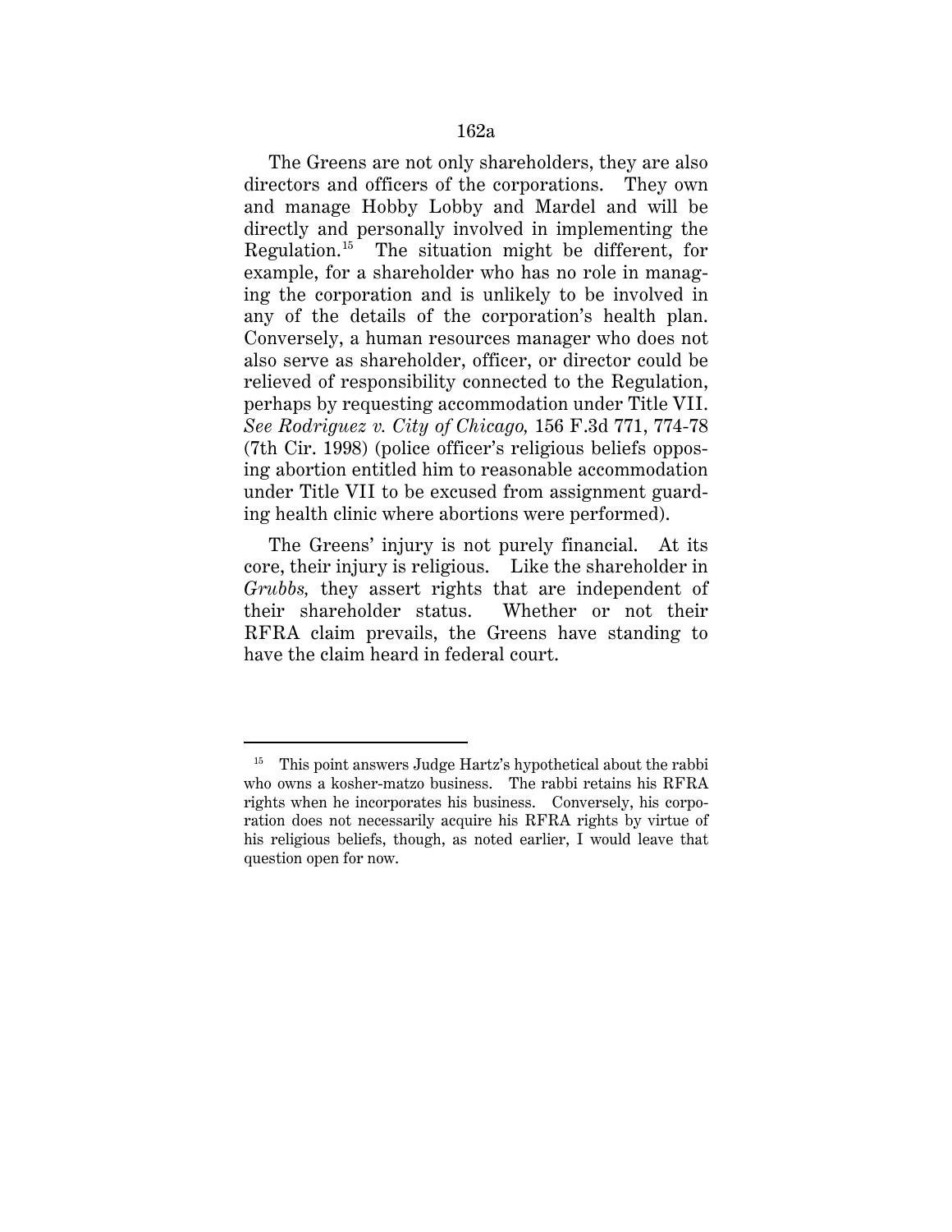The Greens are not only shareholders, they are also directors and officers of the corporations. They own and manage Hobby Lobby and Mardel and will be directly and personally involved in implementing the Regulation.[15] The situation might be different, for example, for a shareholder who has no role in managing the corporation and is unlikely to be involved in any of the details of the corporation's health plan. Conversely, a human resources manager who does not also serve as shareholder, officer, or director could be relieved of responsibility connected to the Regulation, perhaps by requesting accommodation under Title VII. *See Rodriguez v. City of Chicago,* 156 F.3d 771, 774-78 (7th Cir. 1998) (police officer's religious beliefs opposing abortion entitled him to reasonable accommodation under Title VII to be excused from assignment guarding health clinic where abortions were performed).

The Greens' injury is not purely financial. At its core, their injury is religious. Like the shareholder in *Grubbs,* they assert rights that are independent of their shareholder status. Whether or not their RFRA claim prevails, the Greens have standing to have the claim heard in federal court.

---

[15] This point answers Judge Hartz's hypothetical about the rabbi who owns a kosher-matzo business. The rabbi retains his RFRA rights when he incorporates his business. Conversely, his corporation does not necessarily acquire his RFRA rights by virtue of his religious beliefs, though, as noted earlier, I would leave that question open for now.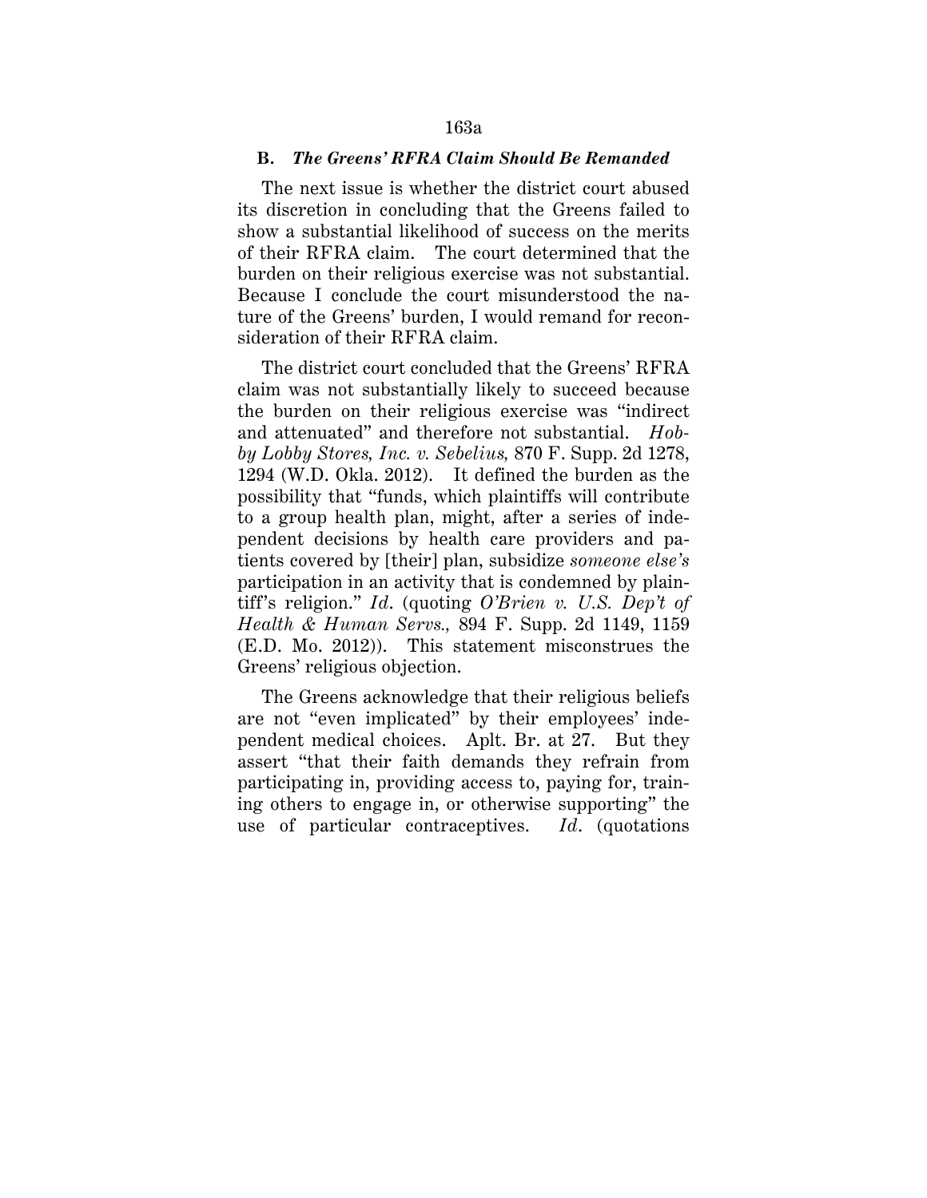### B. *The Greens' RFRA Claim Should Be Remanded*

The next issue is whether the district court abused its discretion in concluding that the Greens failed to show a substantial likelihood of success on the merits of their RFRA claim. The court determined that the burden on their religious exercise was not substantial. Because I conclude the court misunderstood the nature of the Greens' burden, I would remand for reconsideration of their RFRA claim.

The district court concluded that the Greens' RFRA claim was not substantially likely to succeed because the burden on their religious exercise was "indirect and attenuated" and therefore not substantial. *Hobby Lobby Stores, Inc. v. Sebelius,* 870 F. Supp. 2d 1278, 1294 (W.D. Okla. 2012). It defined the burden as the possibility that "funds, which plaintiffs will contribute to a group health plan, might, after a series of independent decisions by health care providers and patients covered by [their] plan, subsidize *someone else's* participation in an activity that is condemned by plaintiff's religion." *Id*. (quoting *O'Brien v. U.S. Dep't of Health & Human Servs.,* 894 F. Supp. 2d 1149, 1159 (E.D. Mo. 2012)). This statement misconstrues the Greens' religious objection.

The Greens acknowledge that their religious beliefs are not "even implicated" by their employees' independent medical choices. Aplt. Br. at 27. But they assert "that their faith demands they refrain from participating in, providing access to, paying for, training others to engage in, or otherwise supporting" the use of particular contraceptives. *Id*. (quotations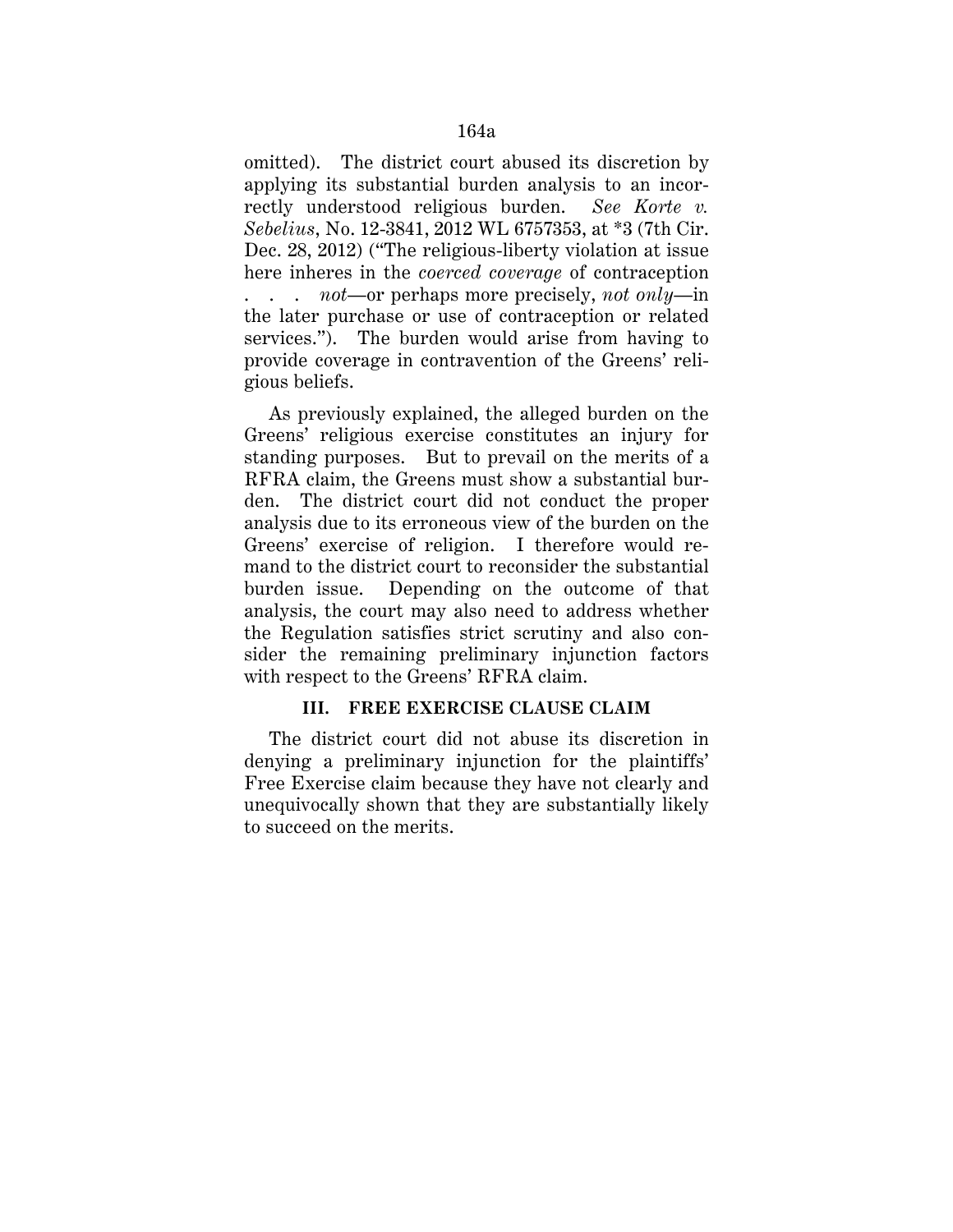omitted). The district court abused its discretion by applying its substantial burden analysis to an incorrectly understood religious burden. *See Korte v. Sebelius*, No. 12-3841, 2012 WL 6757353, at *3 (7th Cir. Dec. 28, 2012) ("The religious-liberty violation at issue here inheres in the *coerced coverage* of contraception . . . *not*—or perhaps more precisely, *not only*—in the later purchase or use of contraception or related services."). The burden would arise from having to provide coverage in contravention of the Greens' religious beliefs.

As previously explained, the alleged burden on the Greens' religious exercise constitutes an injury for standing purposes. But to prevail on the merits of a RFRA claim, the Greens must show a substantial burden. The district court did not conduct the proper analysis due to its erroneous view of the burden on the Greens' exercise of religion. I therefore would remand to the district court to reconsider the substantial burden issue. Depending on the outcome of that analysis, the court may also need to address whether the Regulation satisfies strict scrutiny and also consider the remaining preliminary injunction factors with respect to the Greens' RFRA claim.

## III. FREE EXERCISE CLAUSE CLAIM

The district court did not abuse its discretion in denying a preliminary injunction for the plaintiffs' Free Exercise claim because they have not clearly and unequivocally shown that they are substantially likely to succeed on the merits.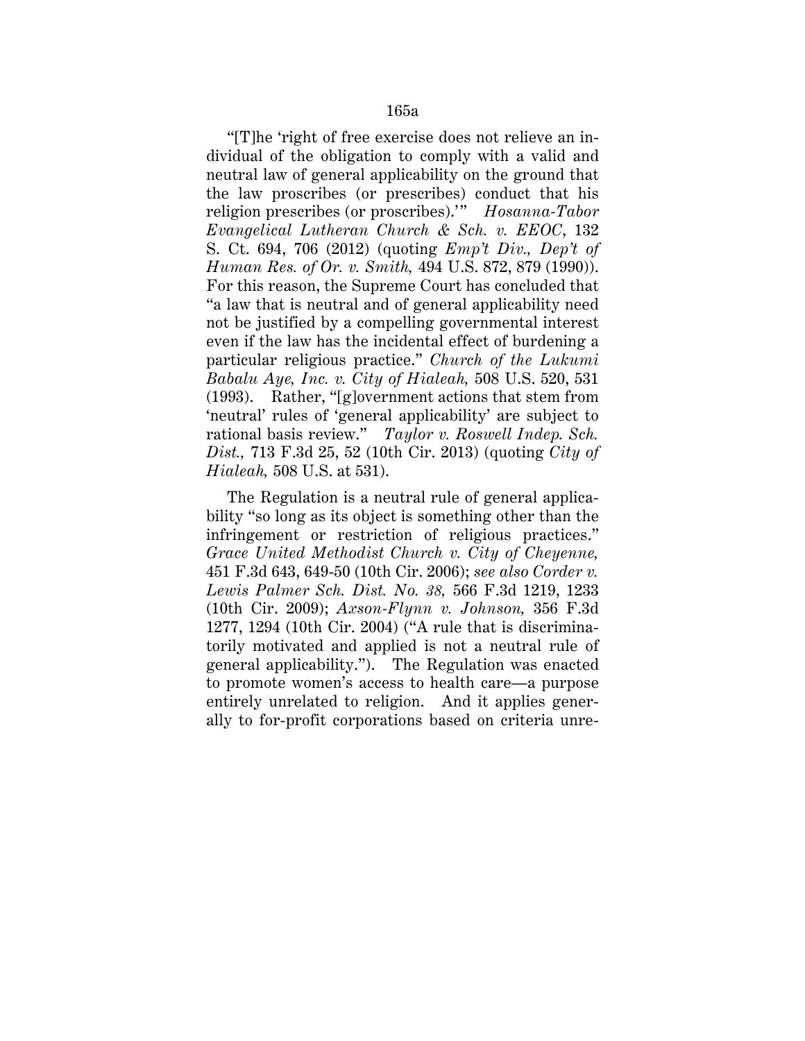"[T]he 'right of free exercise does not relieve an individual of the obligation to comply with a valid and neutral law of general applicability on the ground that the law proscribes (or prescribes) conduct that his religion prescribes (or proscribes).'" *Hosanna-Tabor Evangelical Lutheran Church & Sch. v. EEOC*, 132 S. Ct. 694, 706 (2012) (quoting *Emp't Div., Dep't of Human Res. of Or. v. Smith,* 494 U.S. 872, 879 (1990)). For this reason, the Supreme Court has concluded that "a law that is neutral and of general applicability need not be justified by a compelling governmental interest even if the law has the incidental effect of burdening a particular religious practice." *Church of the Lukumi Babalu Aye, Inc. v. City of Hialeah,* 508 U.S. 520, 531 (1993). Rather, "[g]overnment actions that stem from 'neutral' rules of 'general applicability' are subject to rational basis review." *Taylor v. Roswell Indep. Sch. Dist.,* 713 F.3d 25, 52 (10th Cir. 2013) (quoting *City of Hialeah,* 508 U.S. at 531).

The Regulation is a neutral rule of general applicability "so long as its object is something other than the infringement or restriction of religious practices." *Grace United Methodist Church v. City of Cheyenne,* 451 F.3d 643, 649-50 (10th Cir. 2006); *see also Corder v. Lewis Palmer Sch. Dist. No. 38,* 566 F.3d 1219, 1233 (10th Cir. 2009); *Axson-Flynn v. Johnson,* 356 F.3d 1277, 1294 (10th Cir. 2004) ("A rule that is discriminatorily motivated and applied is not a neutral rule of general applicability."). The Regulation was enacted to promote women's access to health care—a purpose entirely unrelated to religion. And it applies generally to for-profit corporations based on criteria unre-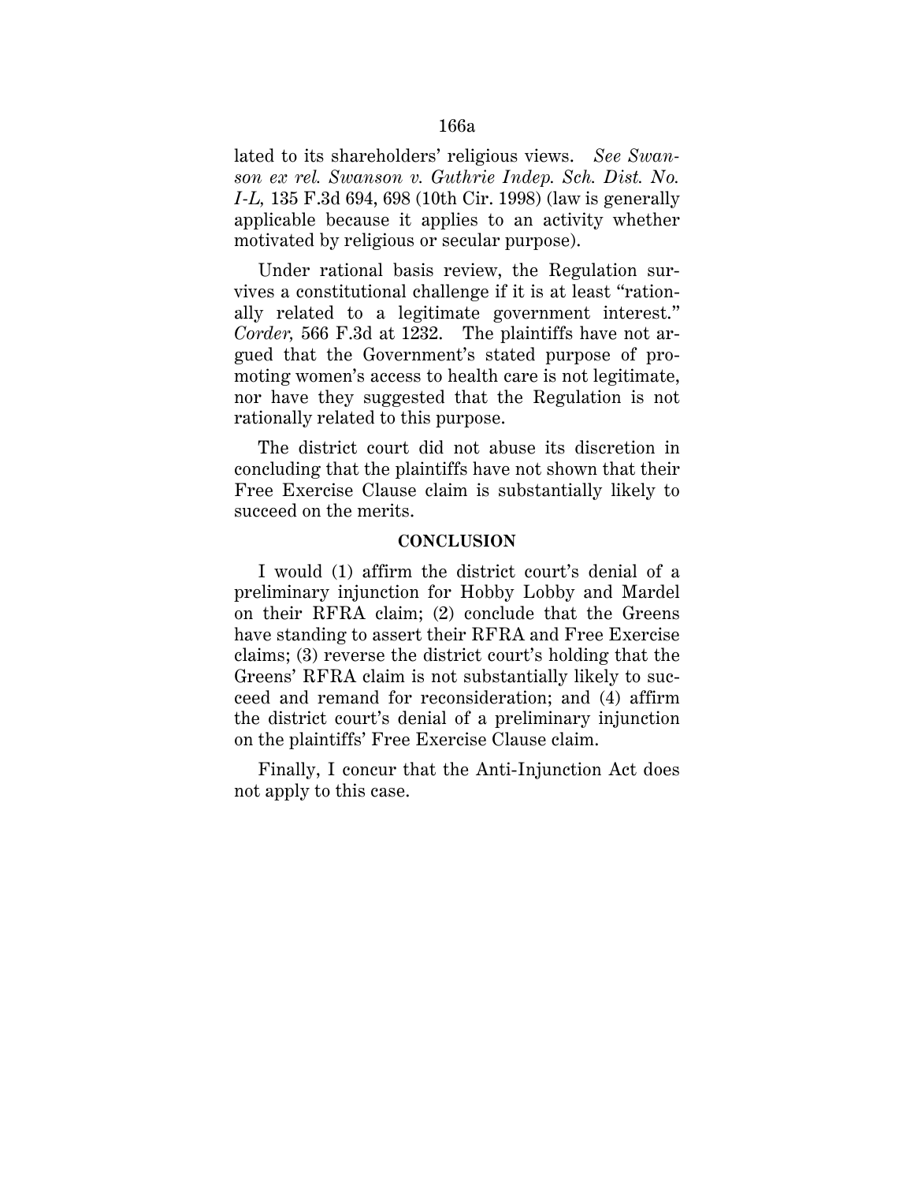lated to its shareholders' religious views. *See Swanson ex rel. Swanson v. Guthrie Indep. Sch. Dist. No. I-L,* 135 F.3d 694, 698 (10th Cir. 1998) (law is generally applicable because it applies to an activity whether motivated by religious or secular purpose).

Under rational basis review, the Regulation survives a constitutional challenge if it is at least "rationally related to a legitimate government interest." *Corder,* 566 F.3d at 1232. The plaintiffs have not argued that the Government's stated purpose of promoting women's access to health care is not legitimate, nor have they suggested that the Regulation is not rationally related to this purpose.

The district court did not abuse its discretion in concluding that the plaintiffs have not shown that their Free Exercise Clause claim is substantially likely to succeed on the merits.

**CONCLUSION**

I would (1) affirm the district court's denial of a preliminary injunction for Hobby Lobby and Mardel on their RFRA claim; (2) conclude that the Greens have standing to assert their RFRA and Free Exercise claims; (3) reverse the district court's holding that the Greens' RFRA claim is not substantially likely to succeed and remand for reconsideration; and (4) affirm the district court's denial of a preliminary injunction on the plaintiffs' Free Exercise Clause claim.

Finally, I concur that the Anti-Injunction Act does not apply to this case.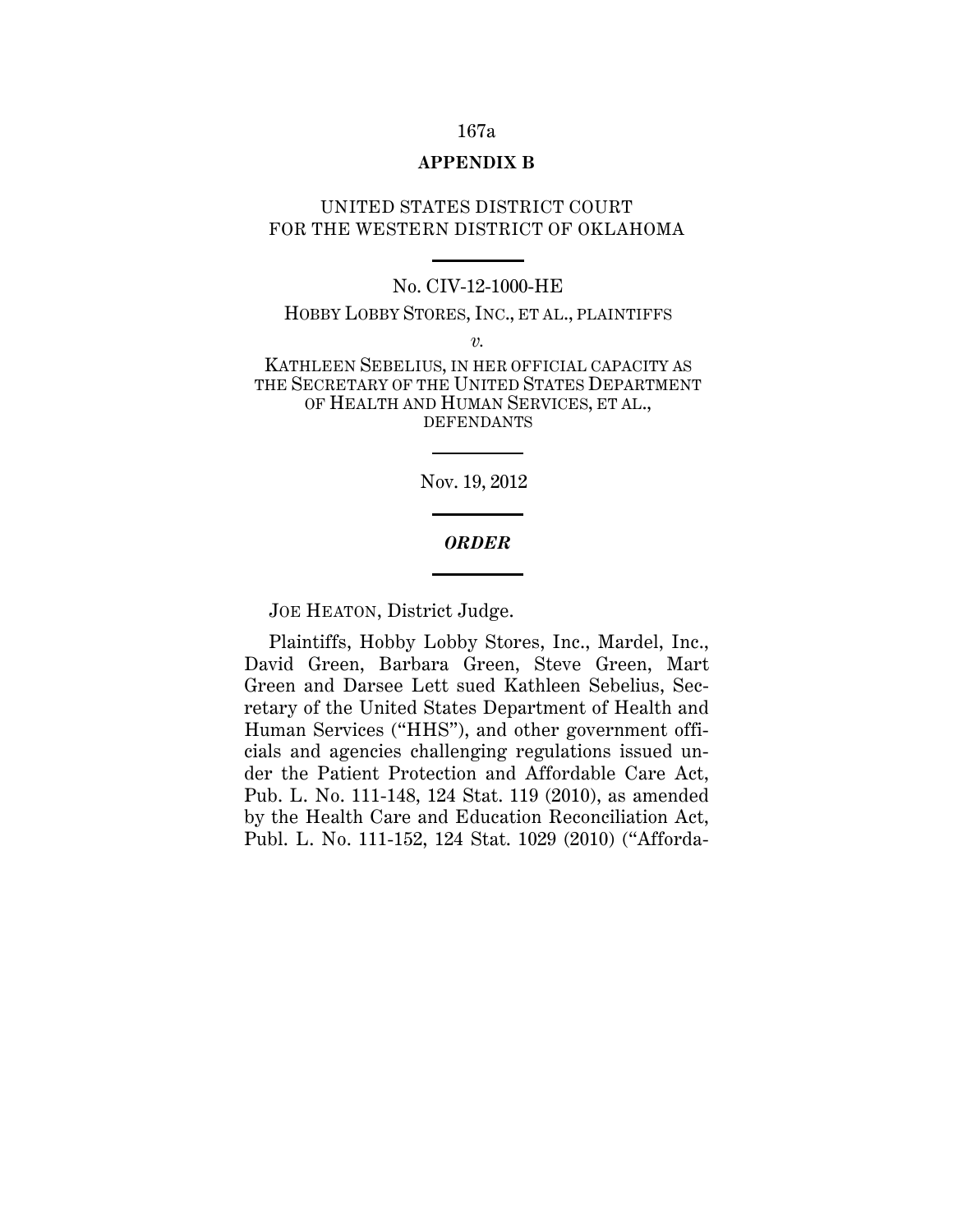## APPENDIX B

UNITED STATES DISTRICT COURT
FOR THE WESTERN DISTRICT OF OKLAHOMA

No. CIV-12-1000-HE

HOBBY LOBBY STORES, INC., ET AL., PLAINTIFFS

*v.*

KATHLEEN SEBELIUS, IN HER OFFICIAL CAPACITY AS THE SECRETARY OF THE UNITED STATES DEPARTMENT OF HEALTH AND HUMAN SERVICES, ET AL., DEFENDANTS

Nov. 19, 2012

***ORDER***

JOE HEATON, District Judge.

Plaintiffs, Hobby Lobby Stores, Inc., Mardel, Inc., David Green, Barbara Green, Steve Green, Mart Green and Darsee Lett sued Kathleen Sebelius, Secretary of the United States Department of Health and Human Services ("HHS"), and other government officials and agencies challenging regulations issued under the Patient Protection and Affordable Care Act, Pub. L. No. 111-148, 124 Stat. 119 (2010), as amended by the Health Care and Education Reconciliation Act, Publ. L. No. 111-152, 124 Stat. 1029 (2010) ("Afforda-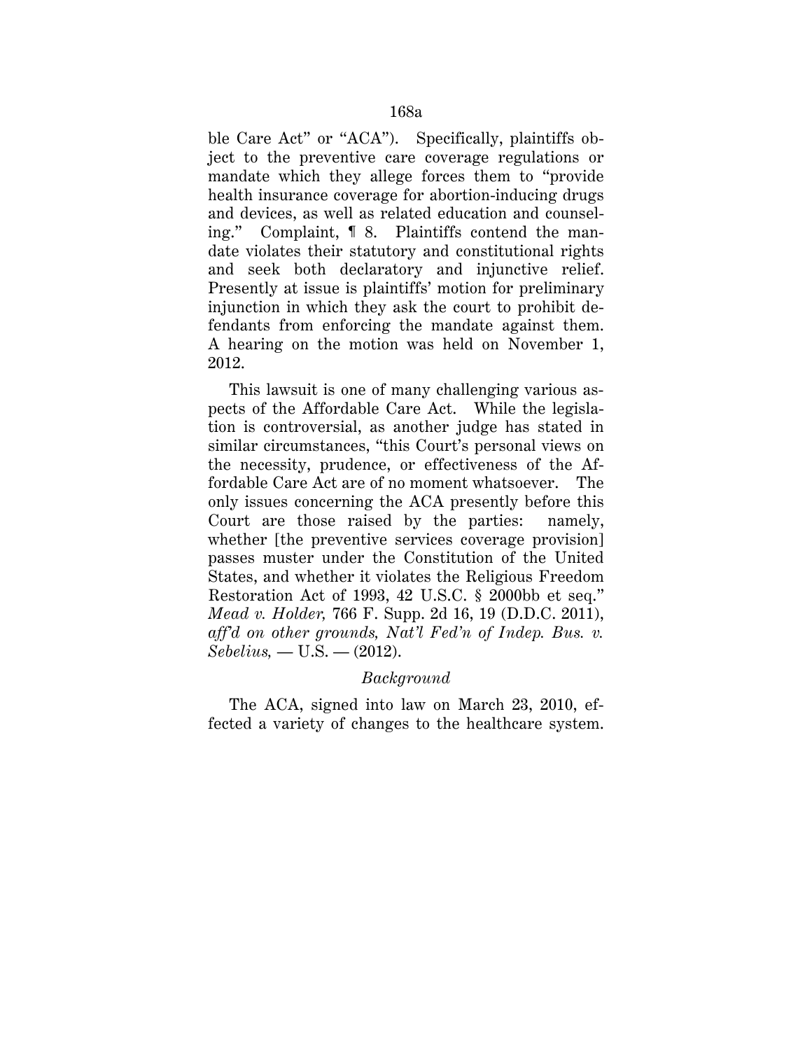ble Care Act" or "ACA"). Specifically, plaintiffs object to the preventive care coverage regulations or mandate which they allege forces them to "provide health insurance coverage for abortion-inducing drugs and devices, as well as related education and counseling." Complaint, ¶ 8. Plaintiffs contend the mandate violates their statutory and constitutional rights and seek both declaratory and injunctive relief. Presently at issue is plaintiffs' motion for preliminary injunction in which they ask the court to prohibit defendants from enforcing the mandate against them. A hearing on the motion was held on November 1, 2012.

This lawsuit is one of many challenging various aspects of the Affordable Care Act. While the legislation is controversial, as another judge has stated in similar circumstances, "this Court's personal views on the necessity, prudence, or effectiveness of the Affordable Care Act are of no moment whatsoever. The only issues concerning the ACA presently before this Court are those raised by the parties: namely, whether [the preventive services coverage provision] passes muster under the Constitution of the United States, and whether it violates the Religious Freedom Restoration Act of 1993, 42 U.S.C. § 2000bb et seq." *Mead v. Holder,* 766 F. Supp. 2d 16, 19 (D.D.C. 2011), *aff'd on other grounds, Nat'l Fed'n of Indep. Bus. v. Sebelius,* — U.S. — (2012).

*Background*

The ACA, signed into law on March 23, 2010, effected a variety of changes to the healthcare system.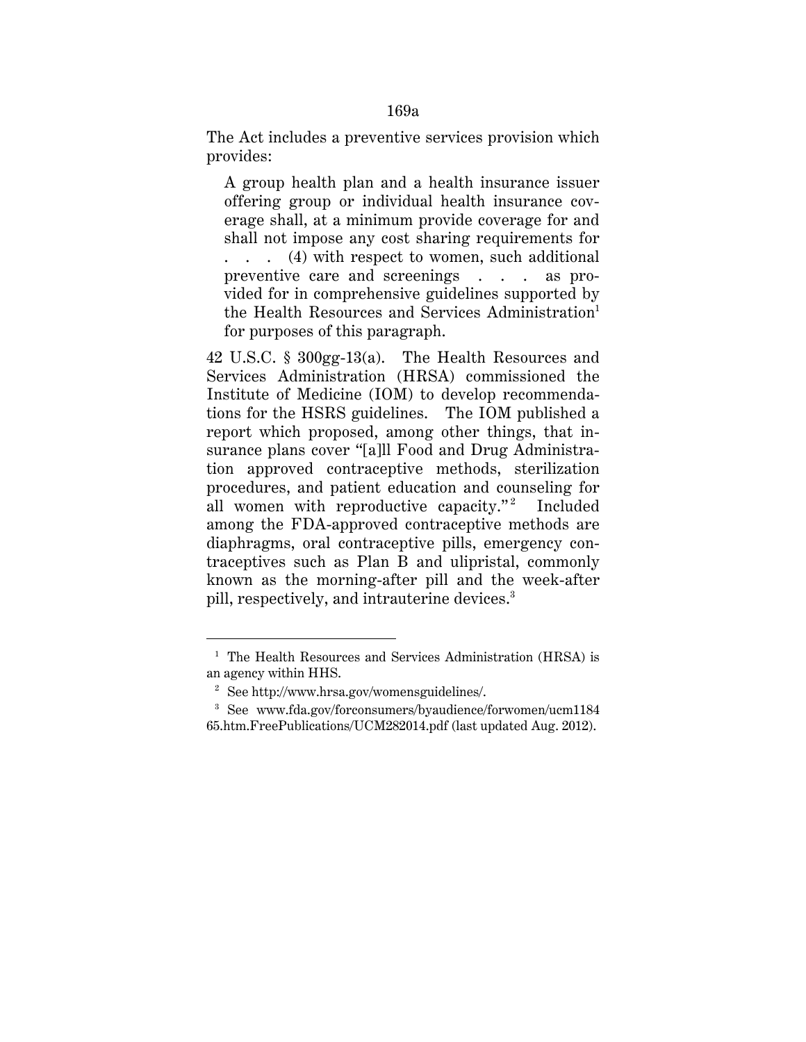The Act includes a preventive services provision which provides:

> A group health plan and a health insurance issuer offering group or individual health insurance coverage shall, at a minimum provide coverage for and shall not impose any cost sharing requirements for . . . (4) with respect to women, such additional preventive care and screenings . . . as provided for in comprehensive guidelines supported by the Health Resources and Services Administration[1] for purposes of this paragraph.

42 U.S.C. § 300gg-13(a). The Health Resources and Services Administration (HRSA) commissioned the Institute of Medicine (IOM) to develop recommendations for the HSRS guidelines. The IOM published a report which proposed, among other things, that insurance plans cover "[a]ll Food and Drug Administration approved contraceptive methods, sterilization procedures, and patient education and counseling for all women with reproductive capacity."[2] Included among the FDA-approved contraceptive methods are diaphragms, oral contraceptive pills, emergency contraceptives such as Plan B and ulipristal, commonly known as the morning-after pill and the week-after pill, respectively, and intrauterine devices.[3]

---

[1] The Health Resources and Services Administration (HRSA) is an agency within HHS.

[2] See http://www.hrsa.gov/womensguidelines/.

[3] See www.fda.gov/forconsumers/byaudience/forwomen/ucm118465.htm.FreePublications/UCM282014.pdf (last updated Aug. 2012).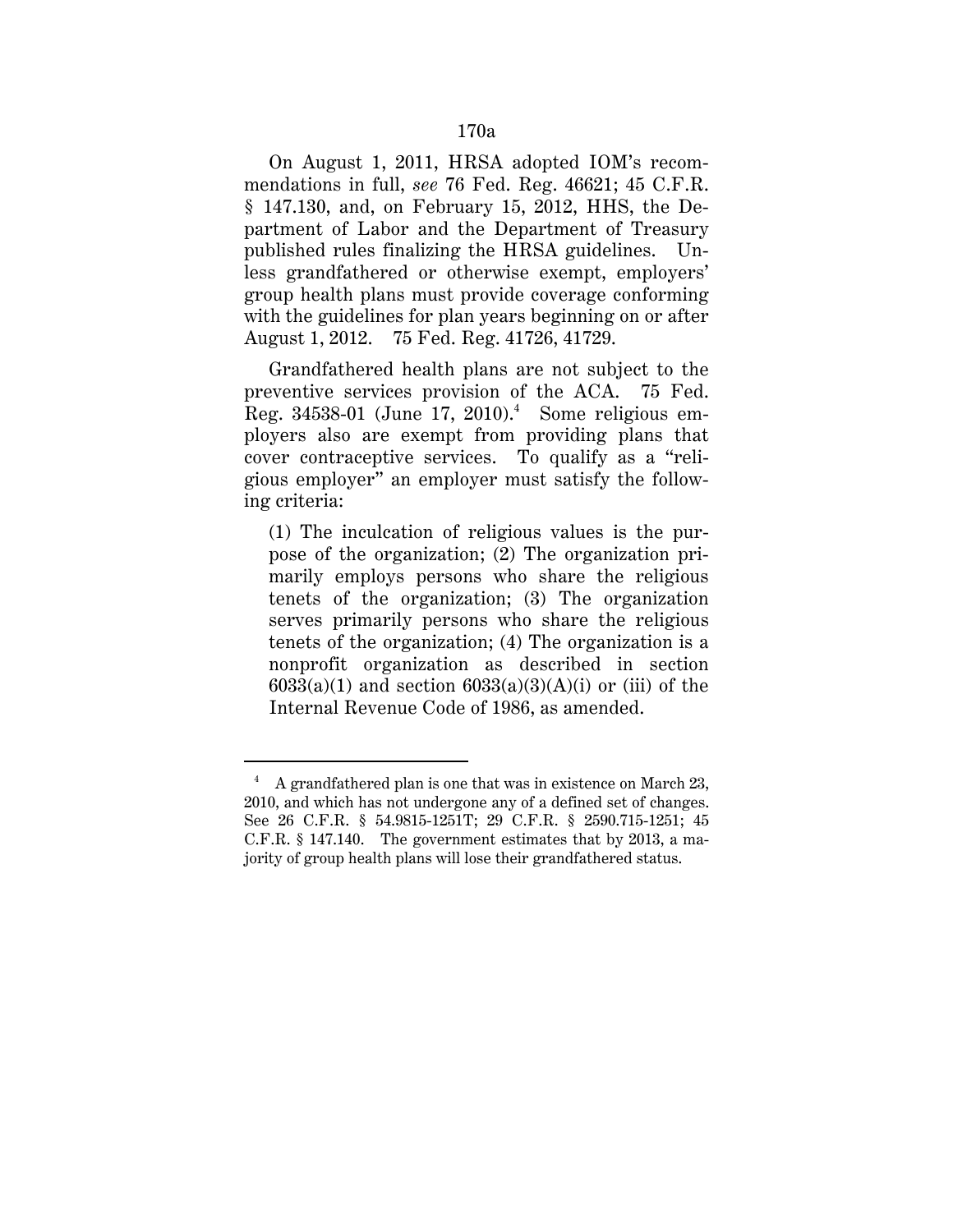On August 1, 2011, HRSA adopted IOM's recommendations in full, *see* 76 Fed. Reg. 46621; 45 C.F.R. § 147.130, and, on February 15, 2012, HHS, the Department of Labor and the Department of Treasury published rules finalizing the HRSA guidelines. Unless grandfathered or otherwise exempt, employers' group health plans must provide coverage conforming with the guidelines for plan years beginning on or after August 1, 2012. 75 Fed. Reg. 41726, 41729.

Grandfathered health plans are not subject to the preventive services provision of the ACA. 75 Fed. Reg. 34538-01 (June 17, 2010).[4] Some religious employers also are exempt from providing plans that cover contraceptive services. To qualify as a "religious employer" an employer must satisfy the following criteria:

> (1) The inculcation of religious values is the purpose of the organization; (2) The organization primarily employs persons who share the religious tenets of the organization; (3) The organization serves primarily persons who share the religious tenets of the organization; (4) The organization is a nonprofit organization as described in section 6033(a)(1) and section 6033(a)(3)(A)(i) or (iii) of the Internal Revenue Code of 1986, as amended.

---

[4] A grandfathered plan is one that was in existence on March 23, 2010, and which has not undergone any of a defined set of changes. See 26 C.F.R. § 54.9815-1251T; 29 C.F.R. § 2590.715-1251; 45 C.F.R. § 147.140. The government estimates that by 2013, a majority of group health plans will lose their grandfathered status.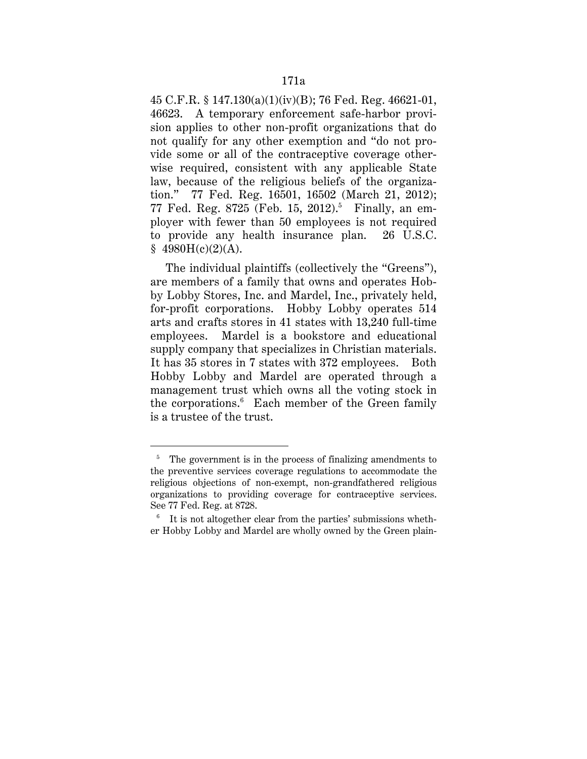45 C.F.R. § 147.130(a)(1)(iv)(B); 76 Fed. Reg. 46621-01, 46623. A temporary enforcement safe-harbor provision applies to other non-profit organizations that do not qualify for any other exemption and "do not provide some or all of the contraceptive coverage otherwise required, consistent with any applicable State law, because of the religious beliefs of the organization." 77 Fed. Reg. 16501, 16502 (March 21, 2012); 77 Fed. Reg. 8725 (Feb. 15, 2012).[5] Finally, an employer with fewer than 50 employees is not required to provide any health insurance plan. 26 U.S.C. § 4980H(c)(2)(A).

The individual plaintiffs (collectively the "Greens"), are members of a family that owns and operates Hobby Lobby Stores, Inc. and Mardel, Inc., privately held, for-profit corporations. Hobby Lobby operates 514 arts and crafts stores in 41 states with 13,240 full-time employees. Mardel is a bookstore and educational supply company that specializes in Christian materials. It has 35 stores in 7 states with 372 employees. Both Hobby Lobby and Mardel are operated through a management trust which owns all the voting stock in the corporations.[6] Each member of the Green family is a trustee of the trust.

---

[5] The government is in the process of finalizing amendments to the preventive services coverage regulations to accommodate the religious objections of non-exempt, non-grandfathered religious organizations to providing coverage for contraceptive services. See 77 Fed. Reg. at 8728.

[6] It is not altogether clear from the parties' submissions whether Hobby Lobby and Mardel are wholly owned by the Green plain-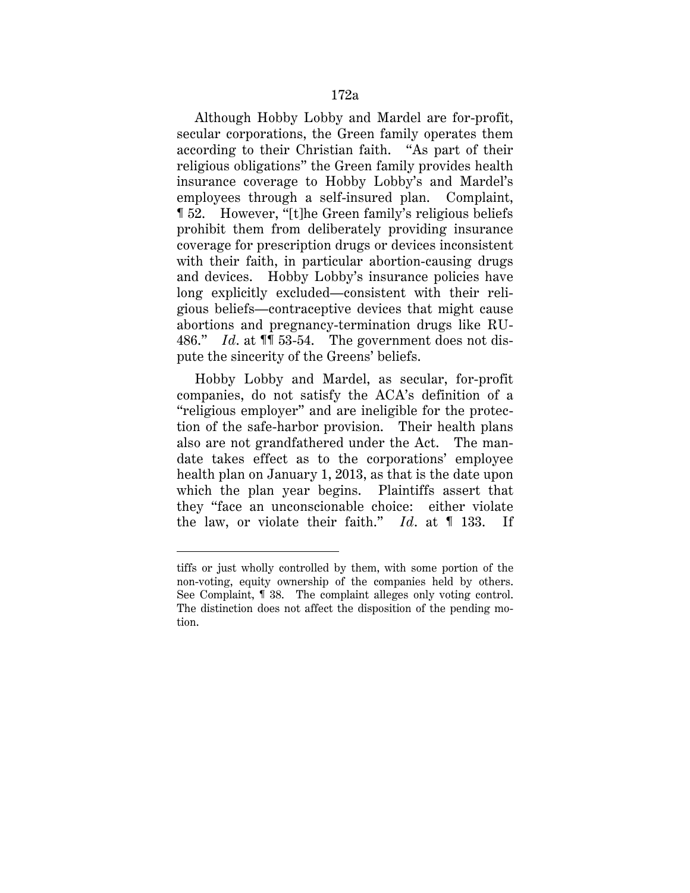Although Hobby Lobby and Mardel are for-profit, secular corporations, the Green family operates them according to their Christian faith. "As part of their religious obligations" the Green family provides health insurance coverage to Hobby Lobby's and Mardel's employees through a self-insured plan. Complaint, ¶ 52. However, "[t]he Green family's religious beliefs prohibit them from deliberately providing insurance coverage for prescription drugs or devices inconsistent with their faith, in particular abortion-causing drugs and devices. Hobby Lobby's insurance policies have long explicitly excluded—consistent with their religious beliefs—contraceptive devices that might cause abortions and pregnancy-termination drugs like RU-486." *Id*. at ¶¶ 53-54. The government does not dispute the sincerity of the Greens' beliefs.

Hobby Lobby and Mardel, as secular, for-profit companies, do not satisfy the ACA's definition of a "religious employer" and are ineligible for the protection of the safe-harbor provision. Their health plans also are not grandfathered under the Act. The mandate takes effect as to the corporations' employee health plan on January 1, 2013, as that is the date upon which the plan year begins. Plaintiffs assert that they "face an unconscionable choice: either violate the law, or violate their faith." *Id*. at ¶ 133. If

---

tiffs or just wholly controlled by them, with some portion of the non-voting, equity ownership of the companies held by others. See Complaint, ¶ 38. The complaint alleges only voting control. The distinction does not affect the disposition of the pending motion.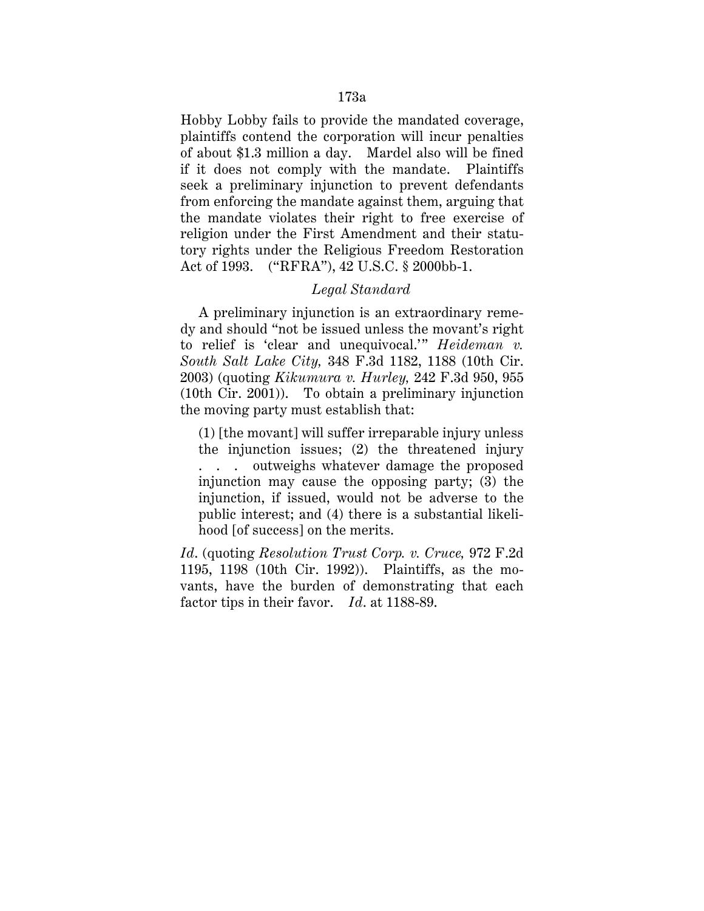Hobby Lobby fails to provide the mandated coverage, plaintiffs contend the corporation will incur penalties of about $1.3 million a day. Mardel also will be fined if it does not comply with the mandate. Plaintiffs seek a preliminary injunction to prevent defendants from enforcing the mandate against them, arguing that the mandate violates their right to free exercise of religion under the First Amendment and their statutory rights under the Religious Freedom Restoration Act of 1993. ("RFRA"), 42 U.S.C. § 2000bb-1.

*Legal Standard*

A preliminary injunction is an extraordinary remedy and should "not be issued unless the movant's right to relief is 'clear and unequivocal.'" *Heideman v. South Salt Lake City,* 348 F.3d 1182, 1188 (10th Cir. 2003) (quoting *Kikumura v. Hurley,* 242 F.3d 950, 955 (10th Cir. 2001)). To obtain a preliminary injunction the moving party must establish that:

> (1) [the movant] will suffer irreparable injury unless the injunction issues; (2) the threatened injury . . . outweighs whatever damage the proposed injunction may cause the opposing party; (3) the injunction, if issued, would not be adverse to the public interest; and (4) there is a substantial likelihood [of success] on the merits.

*Id*. (quoting *Resolution Trust Corp. v. Cruce,* 972 F.2d 1195, 1198 (10th Cir. 1992)). Plaintiffs, as the movants, have the burden of demonstrating that each factor tips in their favor. *Id*. at 1188-89.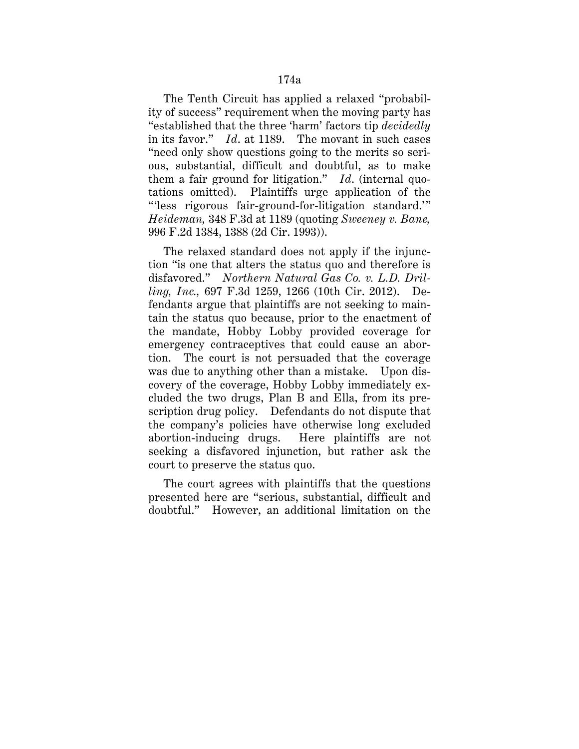The Tenth Circuit has applied a relaxed "probability of success" requirement when the moving party has "established that the three 'harm' factors tip *decidedly* in its favor." *Id*. at 1189. The movant in such cases "need only show questions going to the merits so serious, substantial, difficult and doubtful, as to make them a fair ground for litigation." *Id*. (internal quotations omitted). Plaintiffs urge application of the "'less rigorous fair-ground-for-litigation standard.'" *Heideman,* 348 F.3d at 1189 (quoting *Sweeney v. Bane,* 996 F.2d 1384, 1388 (2d Cir. 1993)).

The relaxed standard does not apply if the injunction "is one that alters the status quo and therefore is disfavored." *Northern Natural Gas Co. v. L.D. Drilling, Inc.,* 697 F.3d 1259, 1266 (10th Cir. 2012). Defendants argue that plaintiffs are not seeking to maintain the status quo because, prior to the enactment of the mandate, Hobby Lobby provided coverage for emergency contraceptives that could cause an abortion. The court is not persuaded that the coverage was due to anything other than a mistake. Upon discovery of the coverage, Hobby Lobby immediately excluded the two drugs, Plan B and Ella, from its prescription drug policy. Defendants do not dispute that the company's policies have otherwise long excluded abortion-inducing drugs. Here plaintiffs are not seeking a disfavored injunction, but rather ask the court to preserve the status quo.

The court agrees with plaintiffs that the questions presented here are "serious, substantial, difficult and doubtful." However, an additional limitation on the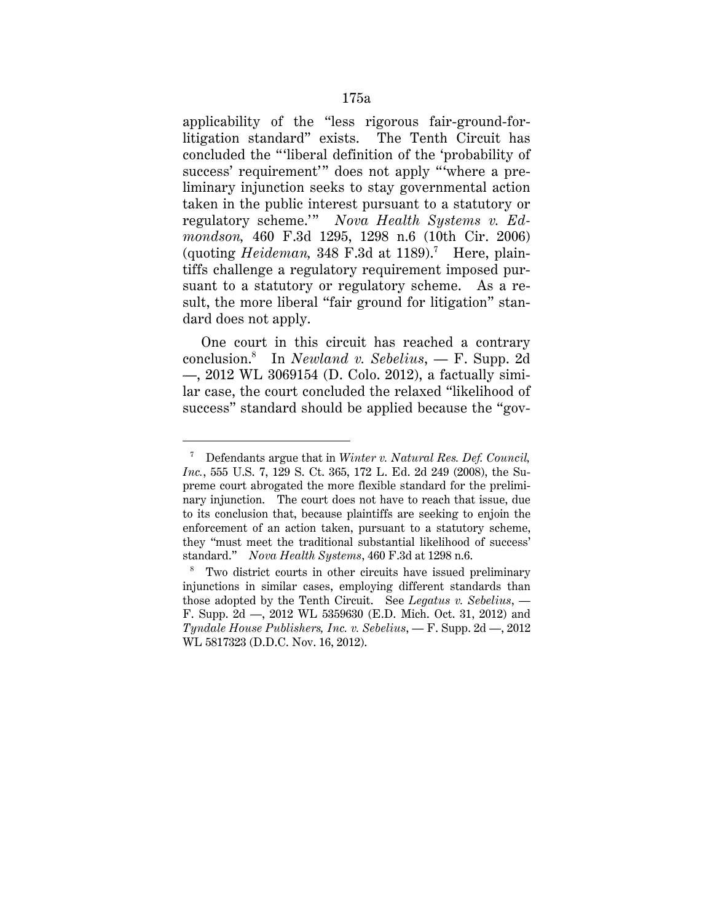applicability of the "less rigorous fair-ground-for-litigation standard" exists. The Tenth Circuit has concluded the "'liberal definition of the 'probability of success' requirement'" does not apply "'where a preliminary injunction seeks to stay governmental action taken in the public interest pursuant to a statutory or regulatory scheme.'" *Nova Health Systems v. Edmondson,* 460 F.3d 1295, 1298 n.6 (10th Cir. 2006) (quoting *Heideman,* 348 F.3d at 1189).[7] Here, plaintiffs challenge a regulatory requirement imposed pursuant to a statutory or regulatory scheme. As a result, the more liberal "fair ground for litigation" standard does not apply.

One court in this circuit has reached a contrary conclusion.[8] In *Newland v. Sebelius*, — F. Supp. 2d —, 2012 WL 3069154 (D. Colo. 2012), a factually similar case, the court concluded the relaxed "likelihood of success" standard should be applied because the "gov-

---

[7] Defendants argue that in *Winter v. Natural Res. Def. Council, Inc.*, 555 U.S. 7, 129 S. Ct. 365, 172 L. Ed. 2d 249 (2008), the Supreme court abrogated the more flexible standard for the preliminary injunction. The court does not have to reach that issue, due to its conclusion that, because plaintiffs are seeking to enjoin the enforcement of an action taken, pursuant to a statutory scheme, they "must meet the traditional substantial likelihood of success' standard." *Nova Health Systems*, 460 F.3d at 1298 n.6.

[8] Two district courts in other circuits have issued preliminary injunctions in similar cases, employing different standards than those adopted by the Tenth Circuit. See *Legatus v. Sebelius*, — F. Supp. 2d —, 2012 WL 5359630 (E.D. Mich. Oct. 31, 2012) and *Tyndale House Publishers, Inc. v. Sebelius*, — F. Supp. 2d —, 2012 WL 5817323 (D.D.C. Nov. 16, 2012).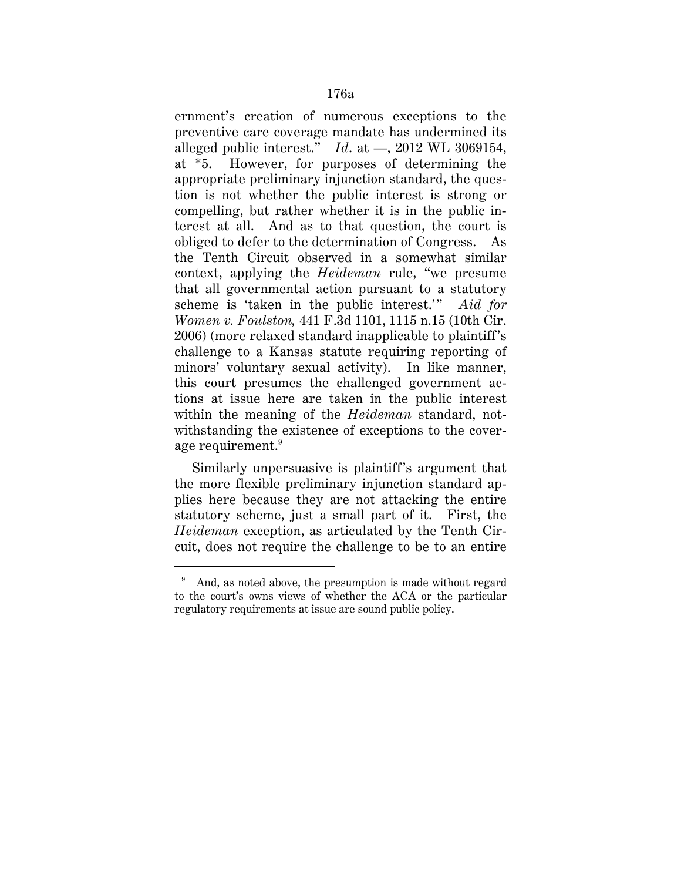ernment's creation of numerous exceptions to the preventive care coverage mandate has undermined its alleged public interest." *Id*. at —, 2012 WL 3069154, at *5. However, for purposes of determining the appropriate preliminary injunction standard, the question is not whether the public interest is strong or compelling, but rather whether it is in the public interest at all. And as to that question, the court is obliged to defer to the determination of Congress. As the Tenth Circuit observed in a somewhat similar context, applying the *Heideman* rule, "we presume that all governmental action pursuant to a statutory scheme is 'taken in the public interest.'" *Aid for Women v. Foulston,* 441 F.3d 1101, 1115 n.15 (10th Cir. 2006) (more relaxed standard inapplicable to plaintiff's challenge to a Kansas statute requiring reporting of minors' voluntary sexual activity). In like manner, this court presumes the challenged government actions at issue here are taken in the public interest within the meaning of the *Heideman* standard, notwithstanding the existence of exceptions to the coverage requirement.[9]

Similarly unpersuasive is plaintiff's argument that the more flexible preliminary injunction standard applies here because they are not attacking the entire statutory scheme, just a small part of it. First, the *Heideman* exception, as articulated by the Tenth Circuit, does not require the challenge to be to an entire

---

[9] And, as noted above, the presumption is made without regard to the court's owns views of whether the ACA or the particular regulatory requirements at issue are sound public policy.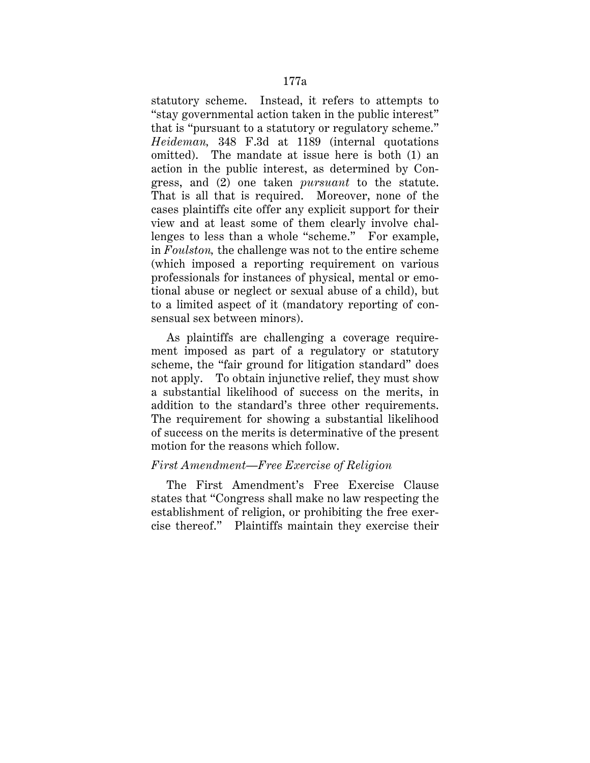statutory scheme. Instead, it refers to attempts to "stay governmental action taken in the public interest" that is "pursuant to a statutory or regulatory scheme." *Heideman,* 348 F.3d at 1189 (internal quotations omitted). The mandate at issue here is both (1) an action in the public interest, as determined by Congress, and (2) one taken *pursuant* to the statute. That is all that is required. Moreover, none of the cases plaintiffs cite offer any explicit support for their view and at least some of them clearly involve challenges to less than a whole "scheme." For example, in *Foulston,* the challenge was not to the entire scheme (which imposed a reporting requirement on various professionals for instances of physical, mental or emotional abuse or neglect or sexual abuse of a child), but to a limited aspect of it (mandatory reporting of consensual sex between minors).

As plaintiffs are challenging a coverage requirement imposed as part of a regulatory or statutory scheme, the "fair ground for litigation standard" does not apply. To obtain injunctive relief, they must show a substantial likelihood of success on the merits, in addition to the standard's three other requirements. The requirement for showing a substantial likelihood of success on the merits is determinative of the present motion for the reasons which follow.

*First Amendment—Free Exercise of Religion*

The First Amendment's Free Exercise Clause states that "Congress shall make no law respecting the establishment of religion, or prohibiting the free exercise thereof." Plaintiffs maintain they exercise their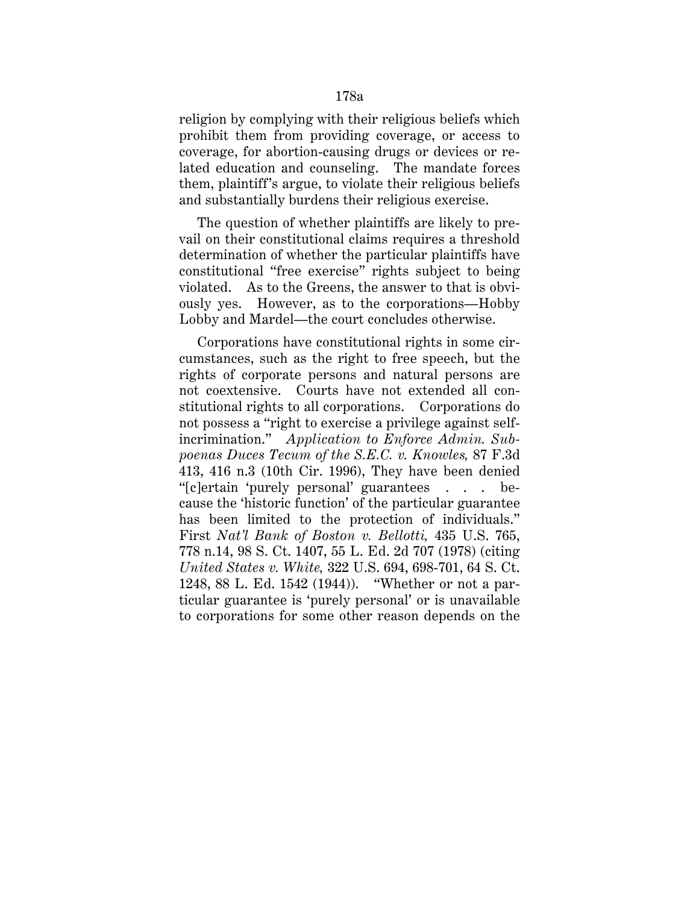religion by complying with their religious beliefs which prohibit them from providing coverage, or access to coverage, for abortion-causing drugs or devices or related education and counseling. The mandate forces them, plaintiff's argue, to violate their religious beliefs and substantially burdens their religious exercise.

The question of whether plaintiffs are likely to prevail on their constitutional claims requires a threshold determination of whether the particular plaintiffs have constitutional "free exercise" rights subject to being violated. As to the Greens, the answer to that is obviously yes. However, as to the corporations—Hobby Lobby and Mardel—the court concludes otherwise.

Corporations have constitutional rights in some circumstances, such as the right to free speech, but the rights of corporate persons and natural persons are not coextensive. Courts have not extended all constitutional rights to all corporations. Corporations do not possess a "right to exercise a privilege against self-incrimination." *Application to Enforce Admin. Subpoenas Duces Tecum of the S.E.C. v. Knowles,* 87 F.3d 413, 416 n.3 (10th Cir. 1996), They have been denied "[c]ertain 'purely personal' guarantees . . . because the 'historic function' of the particular guarantee has been limited to the protection of individuals." First *Nat'l Bank of Boston v. Bellotti,* 435 U.S. 765, 778 n.14, 98 S. Ct. 1407, 55 L. Ed. 2d 707 (1978) (citing *United States v. White,* 322 U.S. 694, 698-701, 64 S. Ct. 1248, 88 L. Ed. 1542 (1944)). "Whether or not a particular guarantee is 'purely personal' or is unavailable to corporations for some other reason depends on the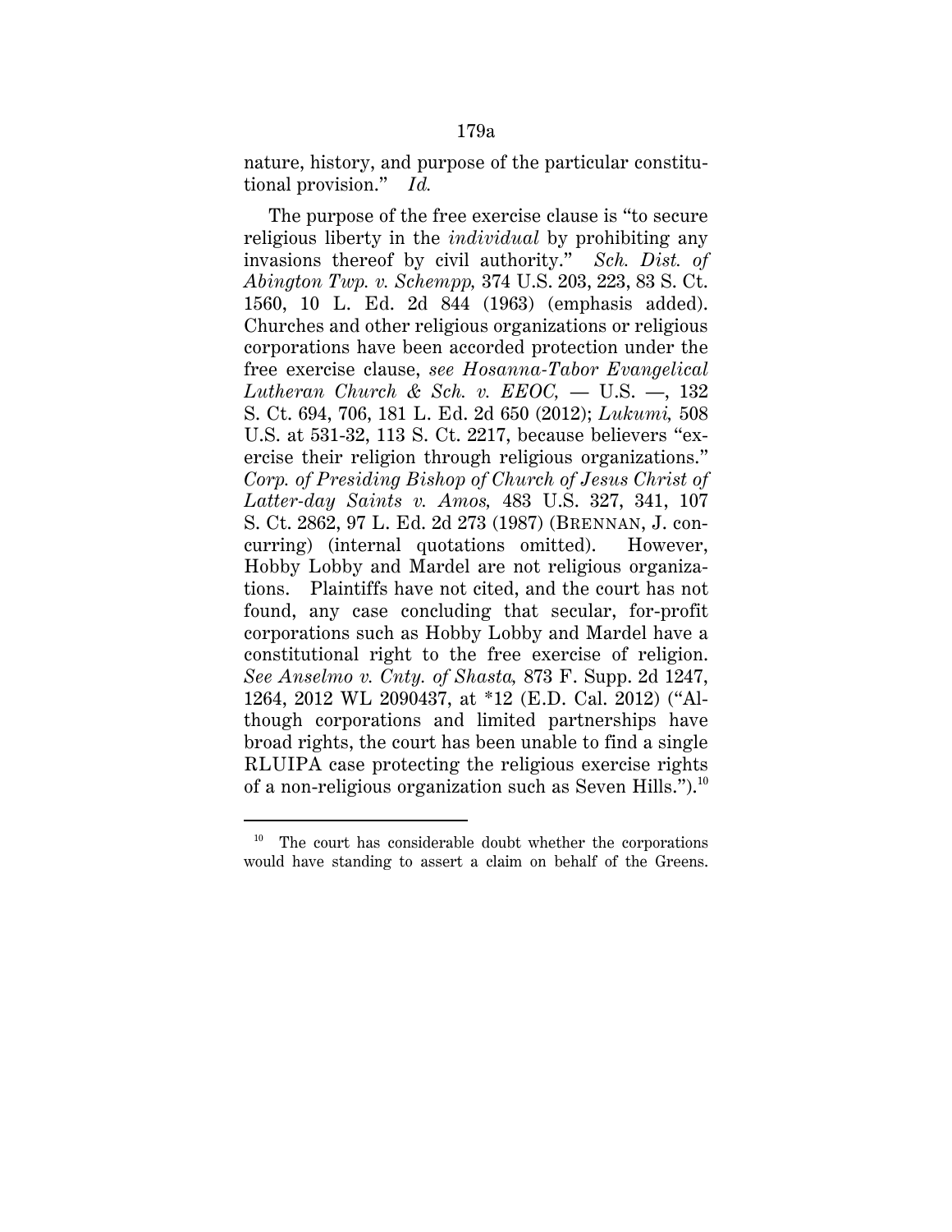nature, history, and purpose of the particular constitutional provision." *Id.*

The purpose of the free exercise clause is "to secure religious liberty in the *individual* by prohibiting any invasions thereof by civil authority." *Sch. Dist. of Abington Twp. v. Schempp,* 374 U.S. 203, 223, 83 S. Ct. 1560, 10 L. Ed. 2d 844 (1963) (emphasis added). Churches and other religious organizations or religious corporations have been accorded protection under the free exercise clause, *see Hosanna-Tabor Evangelical Lutheran Church & Sch. v. EEOC,* — U.S. —, 132 S. Ct. 694, 706, 181 L. Ed. 2d 650 (2012); *Lukumi,* 508 U.S. at 531-32, 113 S. Ct. 2217, because believers "exercise their religion through religious organizations." *Corp. of Presiding Bishop of Church of Jesus Christ of Latter-day Saints v. Amos,* 483 U.S. 327, 341, 107 S. Ct. 2862, 97 L. Ed. 2d 273 (1987) (BRENNAN, J. concurring) (internal quotations omitted). However, Hobby Lobby and Mardel are not religious organizations. Plaintiffs have not cited, and the court has not found, any case concluding that secular, for-profit corporations such as Hobby Lobby and Mardel have a constitutional right to the free exercise of religion. *See Anselmo v. Cnty. of Shasta,* 873 F. Supp. 2d 1247, 1264, 2012 WL 2090437, at *12 (E.D. Cal. 2012) ("Although corporations and limited partnerships have broad rights, the court has been unable to find a single RLUIPA case protecting the religious exercise rights of a non-religious organization such as Seven Hills.").[10]

---

[10] The court has considerable doubt whether the corporations would have standing to assert a claim on behalf of the Greens.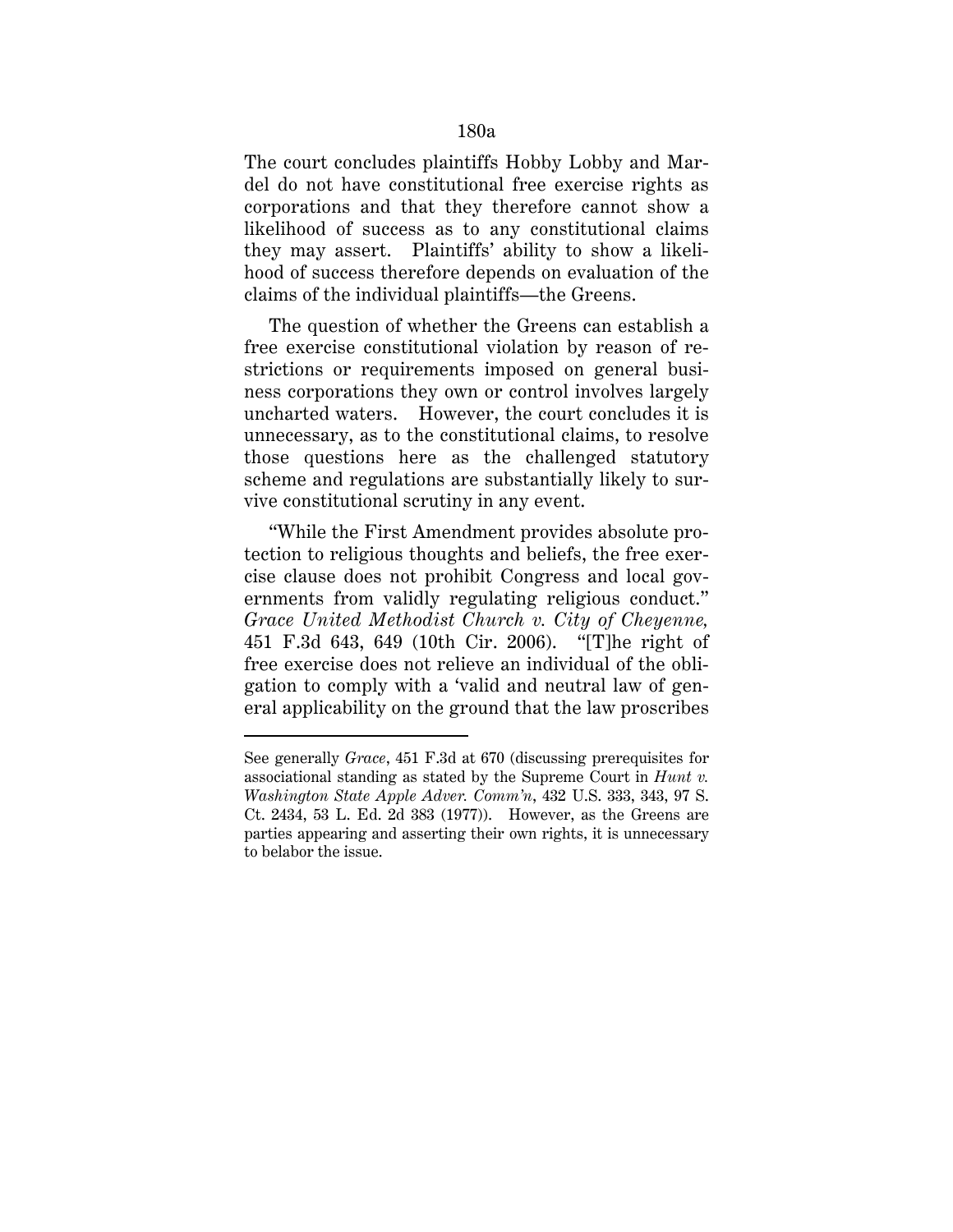The court concludes plaintiffs Hobby Lobby and Mardel do not have constitutional free exercise rights as corporations and that they therefore cannot show a likelihood of success as to any constitutional claims they may assert. Plaintiffs' ability to show a likelihood of success therefore depends on evaluation of the claims of the individual plaintiffs—the Greens.

The question of whether the Greens can establish a free exercise constitutional violation by reason of restrictions or requirements imposed on general business corporations they own or control involves largely uncharted waters. However, the court concludes it is unnecessary, as to the constitutional claims, to resolve those questions here as the challenged statutory scheme and regulations are substantially likely to survive constitutional scrutiny in any event.

"While the First Amendment provides absolute protection to religious thoughts and beliefs, the free exercise clause does not prohibit Congress and local governments from validly regulating religious conduct." *Grace United Methodist Church v. City of Cheyenne,* 451 F.3d 643, 649 (10th Cir. 2006). "[T]he right of free exercise does not relieve an individual of the obligation to comply with a 'valid and neutral law of general applicability on the ground that the law proscribes

---

See generally *Grace*, 451 F.3d at 670 (discussing prerequisites for associational standing as stated by the Supreme Court in *Hunt v. Washington State Apple Adver. Comm'n*, 432 U.S. 333, 343, 97 S. Ct. 2434, 53 L. Ed. 2d 383 (1977)). However, as the Greens are parties appearing and asserting their own rights, it is unnecessary to belabor the issue.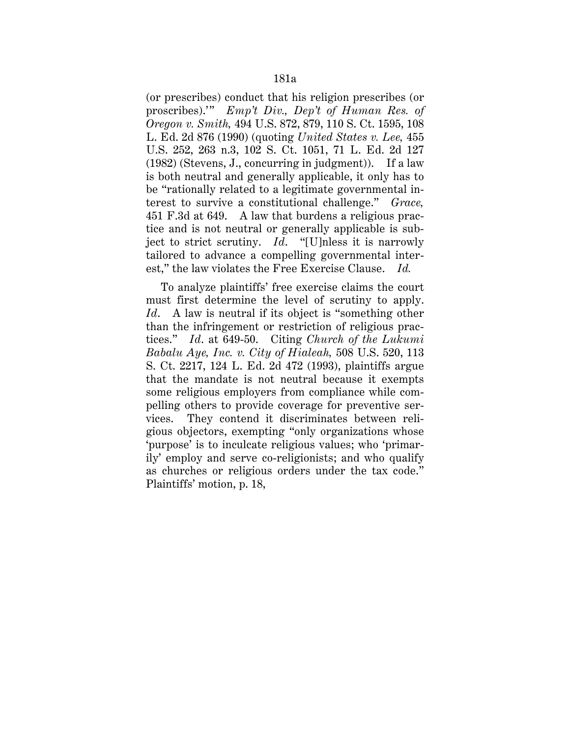(or prescribes) conduct that his religion prescribes (or proscribes).'" *Emp't Div., Dep't of Human Res. of Oregon v. Smith,* 494 U.S. 872, 879, 110 S. Ct. 1595, 108 L. Ed. 2d 876 (1990) (quoting *United States v. Lee,* 455 U.S. 252, 263 n.3, 102 S. Ct. 1051, 71 L. Ed. 2d 127 (1982) (Stevens, J., concurring in judgment)). If a law is both neutral and generally applicable, it only has to be "rationally related to a legitimate governmental interest to survive a constitutional challenge." *Grace,* 451 F.3d at 649. A law that burdens a religious practice and is not neutral or generally applicable is subject to strict scrutiny. *Id*. "[U]nless it is narrowly tailored to advance a compelling governmental interest," the law violates the Free Exercise Clause. *Id.*

To analyze plaintiffs' free exercise claims the court must first determine the level of scrutiny to apply. *Id*. A law is neutral if its object is "something other than the infringement or restriction of religious practices." *Id*. at 649-50. Citing *Church of the Lukumi Babalu Aye, Inc. v. City of Hialeah,* 508 U.S. 520, 113 S. Ct. 2217, 124 L. Ed. 2d 472 (1993), plaintiffs argue that the mandate is not neutral because it exempts some religious employers from compliance while compelling others to provide coverage for preventive services. They contend it discriminates between religious objectors, exempting "only organizations whose 'purpose' is to inculcate religious values; who 'primarily' employ and serve co-religionists; and who qualify as churches or religious orders under the tax code." Plaintiffs' motion, p. 18,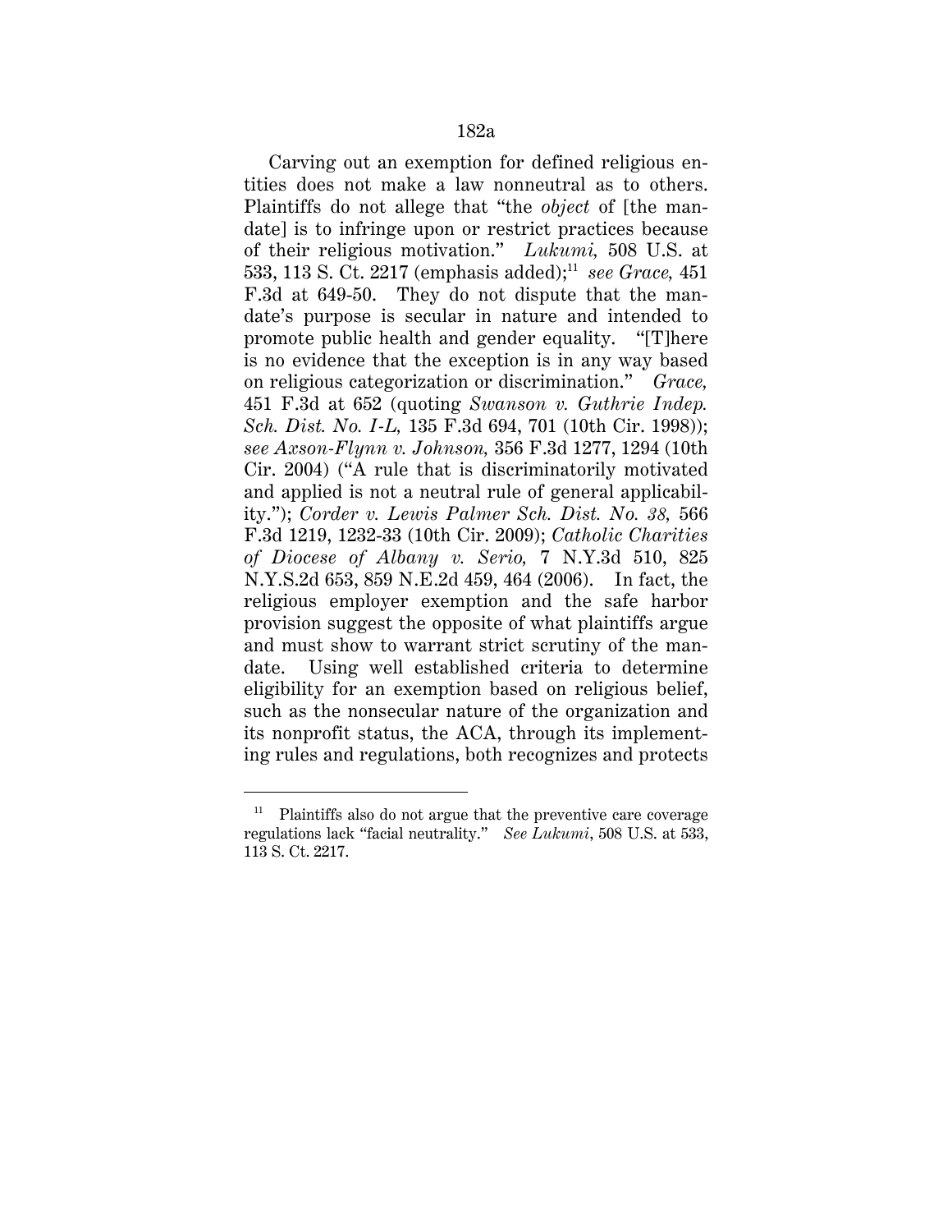Carving out an exemption for defined religious entities does not make a law nonneutral as to others. Plaintiffs do not allege that "the *object* of [the mandate] is to infringe upon or restrict practices because of their religious motivation." *Lukumi,* 508 U.S. at 533, 113 S. Ct. 2217 (emphasis added);[11] *see Grace,* 451 F.3d at 649-50. They do not dispute that the mandate's purpose is secular in nature and intended to promote public health and gender equality. "[T]here is no evidence that the exception is in any way based on religious categorization or discrimination." *Grace,* 451 F.3d at 652 (quoting *Swanson v. Guthrie Indep. Sch. Dist. No. I-L,* 135 F.3d 694, 701 (10th Cir. 1998)); *see Axson-Flynn v. Johnson,* 356 F.3d 1277, 1294 (10th Cir. 2004) ("A rule that is discriminatorily motivated and applied is not a neutral rule of general applicability."); *Corder v. Lewis Palmer Sch. Dist. No. 38,* 566 F.3d 1219, 1232-33 (10th Cir. 2009); *Catholic Charities of Diocese of Albany v. Serio,* 7 N.Y.3d 510, 825 N.Y.S.2d 653, 859 N.E.2d 459, 464 (2006). In fact, the religious employer exemption and the safe harbor provision suggest the opposite of what plaintiffs argue and must show to warrant strict scrutiny of the mandate. Using well established criteria to determine eligibility for an exemption based on religious belief, such as the nonsecular nature of the organization and its nonprofit status, the ACA, through its implementing rules and regulations, both recognizes and protects

---

[11] Plaintiffs also do not argue that the preventive care coverage regulations lack "facial neutrality." *See Lukumi*, 508 U.S. at 533, 113 S. Ct. 2217.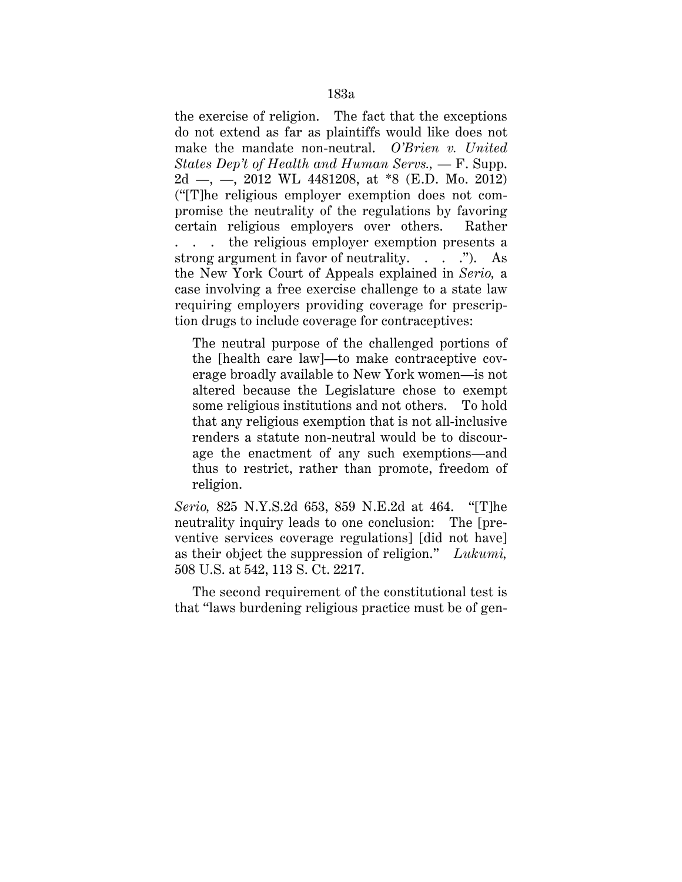the exercise of religion. The fact that the exceptions do not extend as far as plaintiffs would like does not make the mandate non-neutral. *O'Brien v. United States Dep't of Health and Human Servs.,* — F. Supp. 2d —, —, 2012 WL 4481208, at *8 (E.D. Mo. 2012) ("[T]he religious employer exemption does not compromise the neutrality of the regulations by favoring certain religious employers over others. Rather . . . the religious employer exemption presents a strong argument in favor of neutrality. . . ."). As the New York Court of Appeals explained in *Serio,* a case involving a free exercise challenge to a state law requiring employers providing coverage for prescription drugs to include coverage for contraceptives:

> The neutral purpose of the challenged portions of the [health care law]—to make contraceptive coverage broadly available to New York women—is not altered because the Legislature chose to exempt some religious institutions and not others. To hold that any religious exemption that is not all-inclusive renders a statute non-neutral would be to discourage the enactment of any such exemptions—and thus to restrict, rather than promote, freedom of religion.

*Serio,* 825 N.Y.S.2d 653, 859 N.E.2d at 464. "[T]he neutrality inquiry leads to one conclusion: The [preventive services coverage regulations] [did not have] as their object the suppression of religion." *Lukumi,* 508 U.S. at 542, 113 S. Ct. 2217.

The second requirement of the constitutional test is that "laws burdening religious practice must be of gen-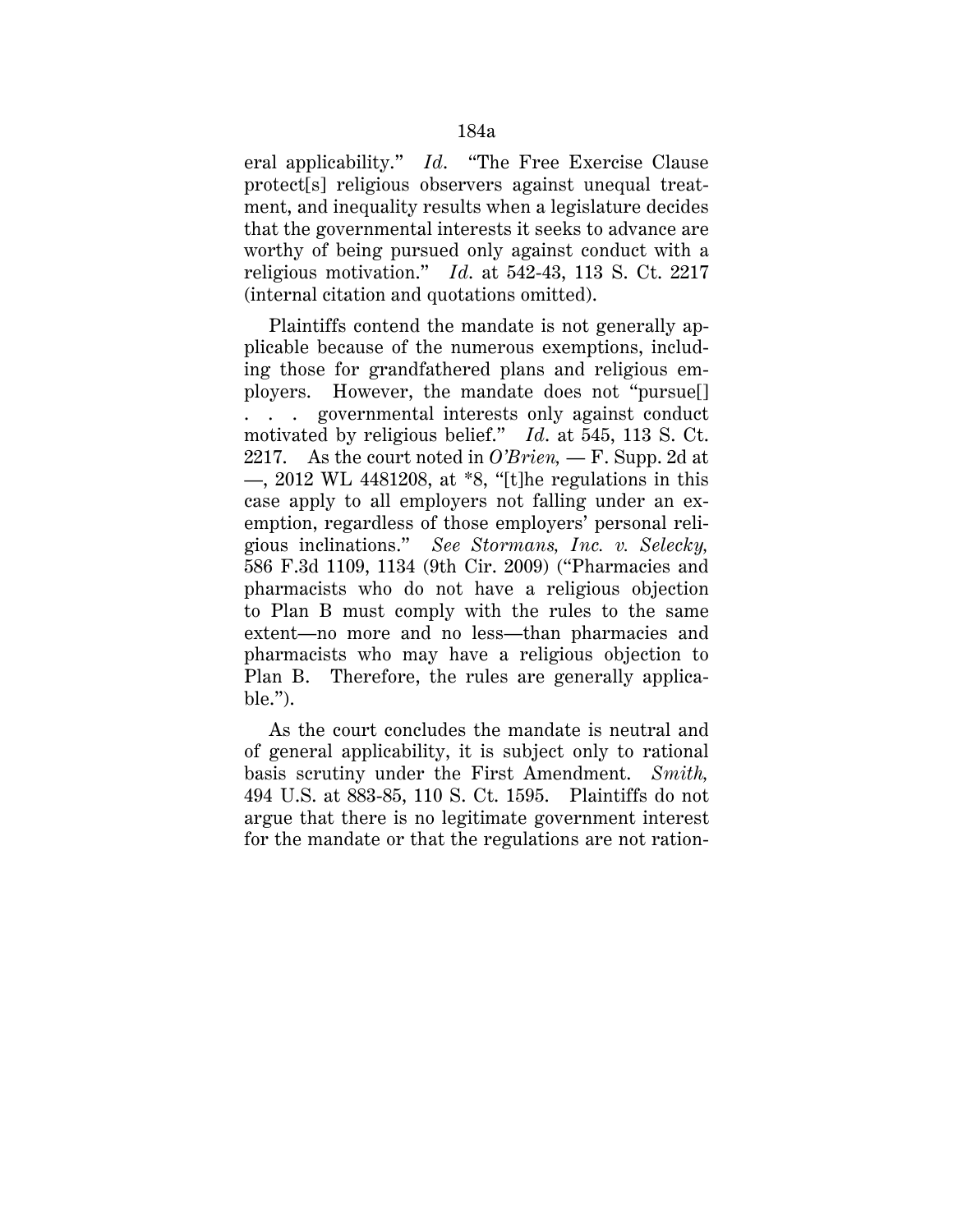eral applicability." *Id*. "The Free Exercise Clause protect[s] religious observers against unequal treatment, and inequality results when a legislature decides that the governmental interests it seeks to advance are worthy of being pursued only against conduct with a religious motivation." *Id*. at 542-43, 113 S. Ct. 2217 (internal citation and quotations omitted).

Plaintiffs contend the mandate is not generally applicable because of the numerous exemptions, including those for grandfathered plans and religious employers. However, the mandate does not "pursue[] . . . governmental interests only against conduct motivated by religious belief." *Id*. at 545, 113 S. Ct. 2217. As the court noted in *O'Brien*, — F. Supp. 2d at —, 2012 WL 4481208, at *8, "[t]he regulations in this case apply to all employers not falling under an exemption, regardless of those employers' personal religious inclinations." *See Stormans, Inc. v. Selecky*, 586 F.3d 1109, 1134 (9th Cir. 2009) ("Pharmacies and pharmacists who do not have a religious objection to Plan B must comply with the rules to the same extent—no more and no less—than pharmacies and pharmacists who may have a religious objection to Plan B. Therefore, the rules are generally applicable.").

As the court concludes the mandate is neutral and of general applicability, it is subject only to rational basis scrutiny under the First Amendment. *Smith*, 494 U.S. at 883-85, 110 S. Ct. 1595. Plaintiffs do not argue that there is no legitimate government interest for the mandate or that the regulations are not ration-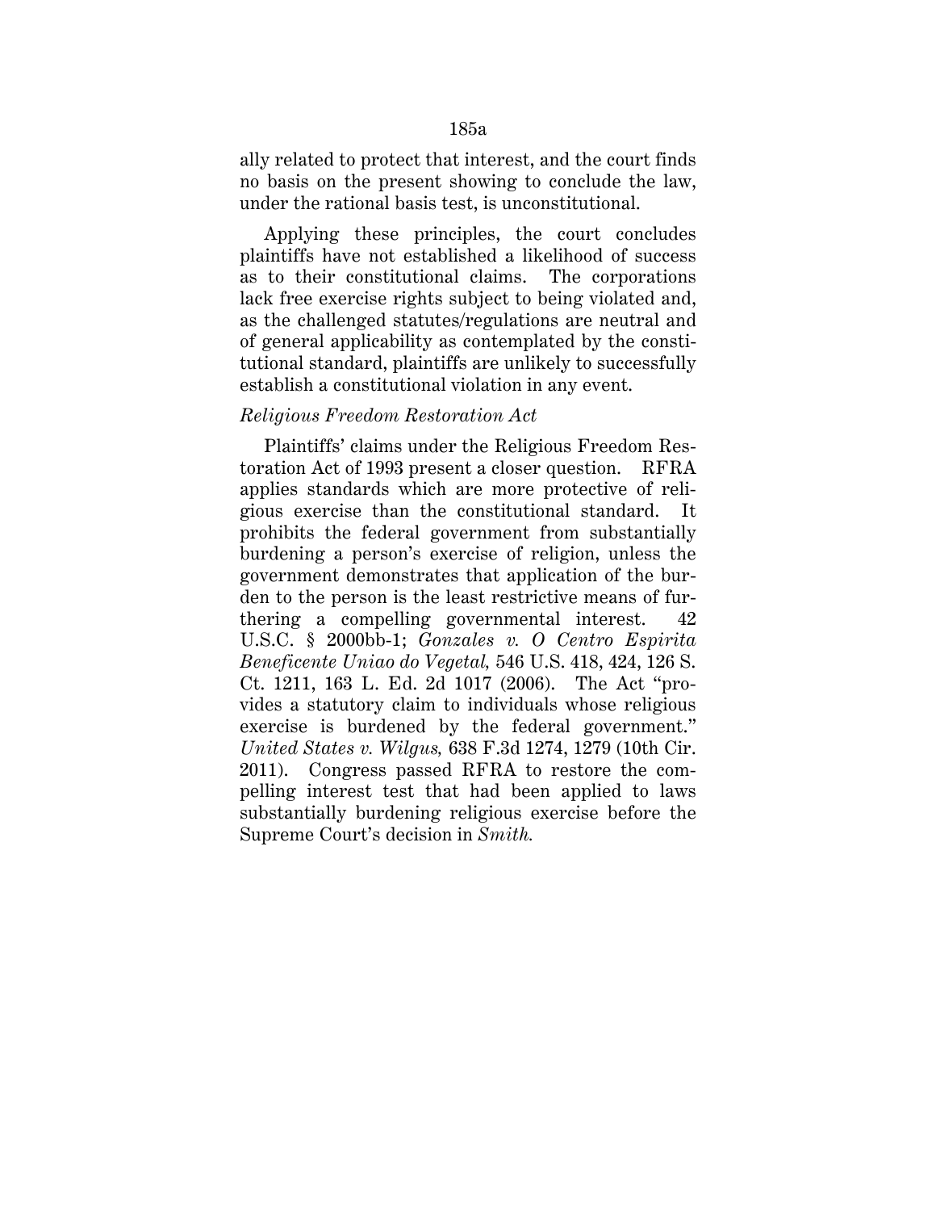ally related to protect that interest, and the court finds no basis on the present showing to conclude the law, under the rational basis test, is unconstitutional.

Applying these principles, the court concludes plaintiffs have not established a likelihood of success as to their constitutional claims. The corporations lack free exercise rights subject to being violated and, as the challenged statutes/regulations are neutral and of general applicability as contemplated by the constitutional standard, plaintiffs are unlikely to successfully establish a constitutional violation in any event.

*Religious Freedom Restoration Act*

Plaintiffs' claims under the Religious Freedom Restoration Act of 1993 present a closer question. RFRA applies standards which are more protective of religious exercise than the constitutional standard. It prohibits the federal government from substantially burdening a person's exercise of religion, unless the government demonstrates that application of the burden to the person is the least restrictive means of furthering a compelling governmental interest. 42 U.S.C. § 2000bb-1; *Gonzales v. O Centro Espirita Beneficente Uniao do Vegetal,* 546 U.S. 418, 424, 126 S. Ct. 1211, 163 L. Ed. 2d 1017 (2006). The Act "provides a statutory claim to individuals whose religious exercise is burdened by the federal government." *United States v. Wilgus,* 638 F.3d 1274, 1279 (10th Cir. 2011). Congress passed RFRA to restore the compelling interest test that had been applied to laws substantially burdening religious exercise before the Supreme Court's decision in *Smith.*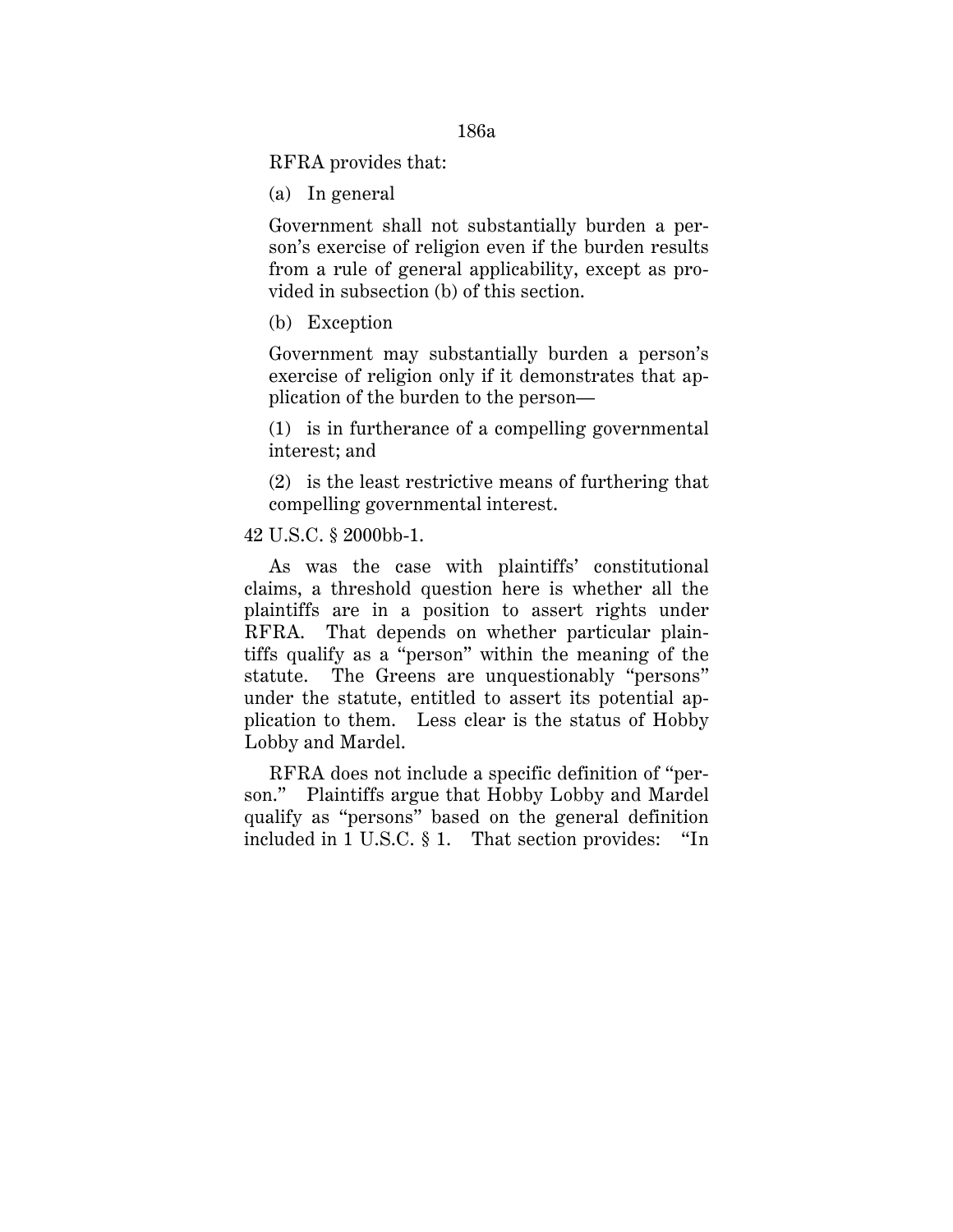RFRA provides that:

> (a) In general
>
> Government shall not substantially burden a person's exercise of religion even if the burden results from a rule of general applicability, except as provided in subsection (b) of this section.
>
> (b) Exception
>
> Government may substantially burden a person's exercise of religion only if it demonstrates that application of the burden to the person—
>
> (1) is in furtherance of a compelling governmental interest; and
>
> (2) is the least restrictive means of furthering that compelling governmental interest.

42 U.S.C. § 2000bb-1.

As was the case with plaintiffs' constitutional claims, a threshold question here is whether all the plaintiffs are in a position to assert rights under RFRA. That depends on whether particular plaintiffs qualify as a "person" within the meaning of the statute. The Greens are unquestionably "persons" under the statute, entitled to assert its potential application to them. Less clear is the status of Hobby Lobby and Mardel.

RFRA does not include a specific definition of "person." Plaintiffs argue that Hobby Lobby and Mardel qualify as "persons" based on the general definition included in 1 U.S.C. § 1. That section provides: "In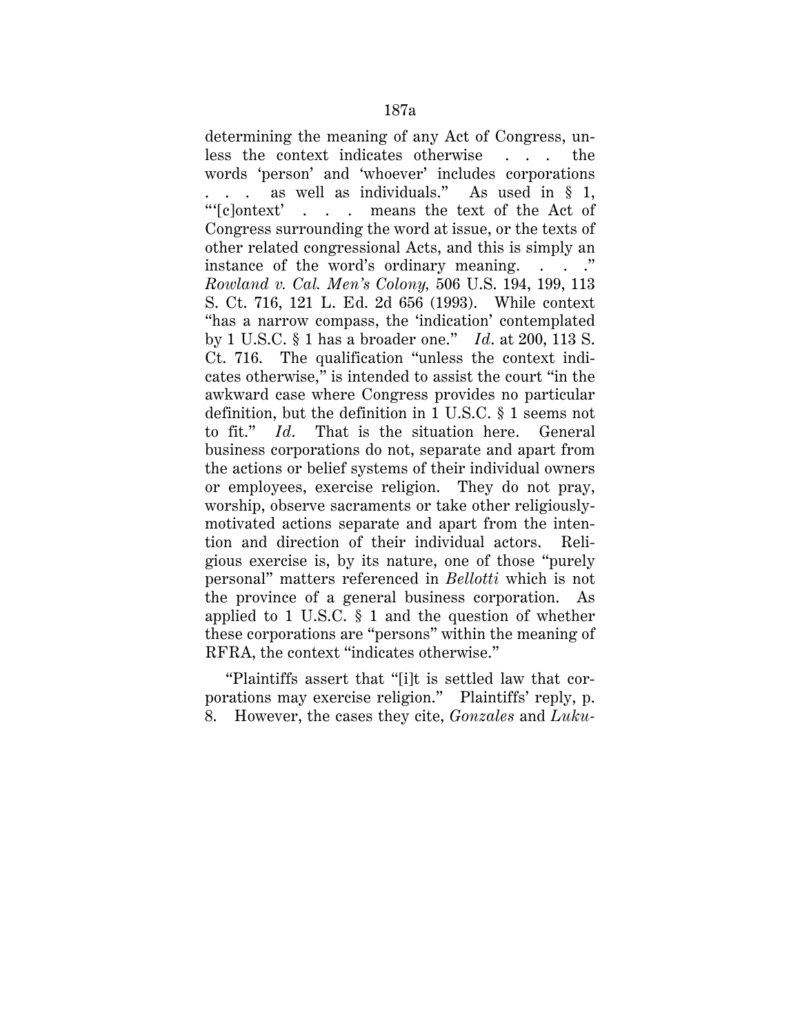determining the meaning of any Act of Congress, unless the context indicates otherwise . . . the words 'person' and 'whoever' includes corporations . . . as well as individuals." As used in § 1, "'[c]ontext' . . . means the text of the Act of Congress surrounding the word at issue, or the texts of other related congressional Acts, and this is simply an instance of the word's ordinary meaning. . . ." *Rowland v. Cal. Men's Colony,* 506 U.S. 194, 199, 113 S. Ct. 716, 121 L. Ed. 2d 656 (1993). While context "has a narrow compass, the 'indication' contemplated by 1 U.S.C. § 1 has a broader one." *Id.* at 200, 113 S. Ct. 716. The qualification "unless the context indicates otherwise," is intended to assist the court "in the awkward case where Congress provides no particular definition, but the definition in 1 U.S.C. § 1 seems not to fit." *Id*. That is the situation here. General business corporations do not, separate and apart from the actions or belief systems of their individual owners or employees, exercise religion. They do not pray, worship, observe sacraments or take other religiously-motivated actions separate and apart from the intention and direction of their individual actors. Religious exercise is, by its nature, one of those "purely personal" matters referenced in *Bellotti* which is not the province of a general business corporation. As applied to 1 U.S.C. § 1 and the question of whether these corporations are "persons" within the meaning of RFRA, the context "indicates otherwise."

"Plaintiffs assert that "[i]t is settled law that corporations may exercise religion." Plaintiffs' reply, p. 8. However, the cases they cite, *Gonzales* and *Luku-*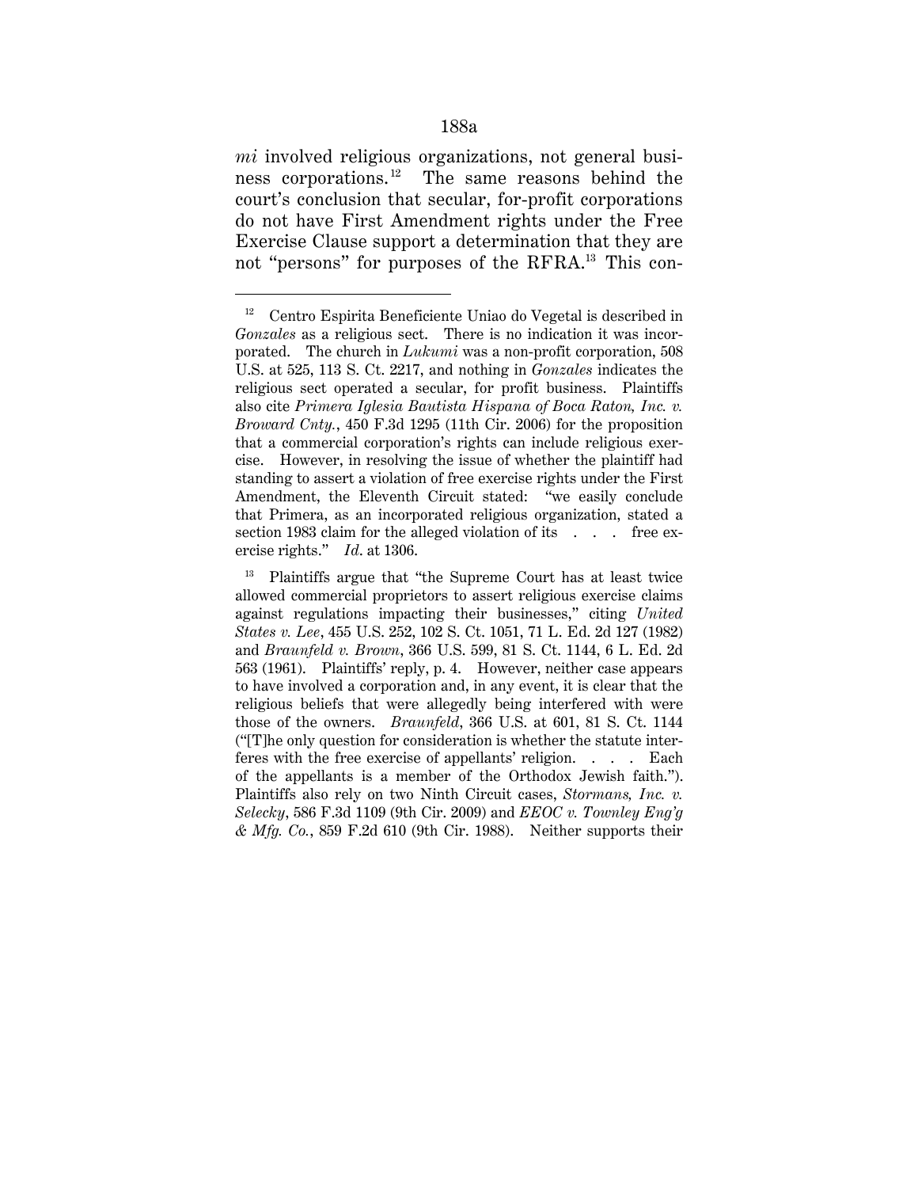*mi* involved religious organizations, not general business corporations.[12] The same reasons behind the court's conclusion that secular, for-profit corporations do not have First Amendment rights under the Free Exercise Clause support a determination that they are not "persons" for purposes of the RFRA.[13] This con-

---

[12] Centro Espirita Beneficiente Uniao do Vegetal is described in *Gonzales* as a religious sect. There is no indication it was incorporated. The church in *Lukumi* was a non-profit corporation, 508 U.S. at 525, 113 S. Ct. 2217, and nothing in *Gonzales* indicates the religious sect operated a secular, for profit business. Plaintiffs also cite *Primera Iglesia Bautista Hispana of Boca Raton, Inc. v. Broward Cnty.*, 450 F.3d 1295 (11th Cir. 2006) for the proposition that a commercial corporation's rights can include religious exercise. However, in resolving the issue of whether the plaintiff had standing to assert a violation of free exercise rights under the First Amendment, the Eleventh Circuit stated: "we easily conclude that Primera, as an incorporated religious organization, stated a section 1983 claim for the alleged violation of its . . . free exercise rights." *Id*. at 1306.

[13] Plaintiffs argue that "the Supreme Court has at least twice allowed commercial proprietors to assert religious exercise claims against regulations impacting their businesses," citing *United States v. Lee*, 455 U.S. 252, 102 S. Ct. 1051, 71 L. Ed. 2d 127 (1982) and *Braunfeld v. Brown*, 366 U.S. 599, 81 S. Ct. 1144, 6 L. Ed. 2d 563 (1961). Plaintiffs' reply, p. 4. However, neither case appears to have involved a corporation and, in any event, it is clear that the religious beliefs that were allegedly being interfered with were those of the owners. *Braunfeld*, 366 U.S. at 601, 81 S. Ct. 1144 ("[T]he only question for consideration is whether the statute interferes with the free exercise of appellants' religion. . . . Each of the appellants is a member of the Orthodox Jewish faith."). Plaintiffs also rely on two Ninth Circuit cases, *Stormans, Inc. v. Selecky*, 586 F.3d 1109 (9th Cir. 2009) and *EEOC v. Townley Eng'g & Mfg. Co.*, 859 F.2d 610 (9th Cir. 1988). Neither supports their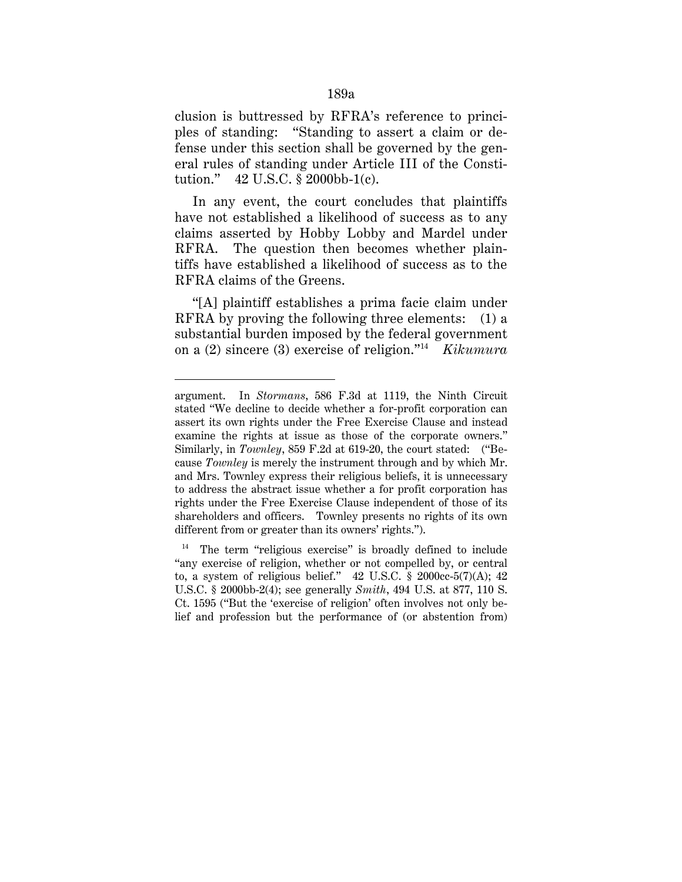clusion is buttressed by RFRA's reference to principles of standing: "Standing to assert a claim or defense under this section shall be governed by the general rules of standing under Article III of the Constitution." 42 U.S.C. § 2000bb-1(c).

In any event, the court concludes that plaintiffs have not established a likelihood of success as to any claims asserted by Hobby Lobby and Mardel under RFRA. The question then becomes whether plaintiffs have established a likelihood of success as to the RFRA claims of the Greens.

"[A] plaintiff establishes a prima facie claim under RFRA by proving the following three elements: (1) a substantial burden imposed by the federal government on a (2) sincere (3) exercise of religion."[14] *Kikumura*

---

argument. In *Stormans*, 586 F.3d at 1119, the Ninth Circuit stated "We decline to decide whether a for-profit corporation can assert its own rights under the Free Exercise Clause and instead examine the rights at issue as those of the corporate owners." Similarly, in *Townley*, 859 F.2d at 619-20, the court stated: ("Because *Townley* is merely the instrument through and by which Mr. and Mrs. Townley express their religious beliefs, it is unnecessary to address the abstract issue whether a for profit corporation has rights under the Free Exercise Clause independent of those of its shareholders and officers. Townley presents no rights of its own different from or greater than its owners' rights.").

[14] The term "religious exercise" is broadly defined to include "any exercise of religion, whether or not compelled by, or central to, a system of religious belief." 42 U.S.C. § 2000cc-5(7)(A); 42 U.S.C. § 2000bb-2(4); see generally *Smith*, 494 U.S. at 877, 110 S. Ct. 1595 ("But the 'exercise of religion' often involves not only belief and profession but the performance of (or abstention from)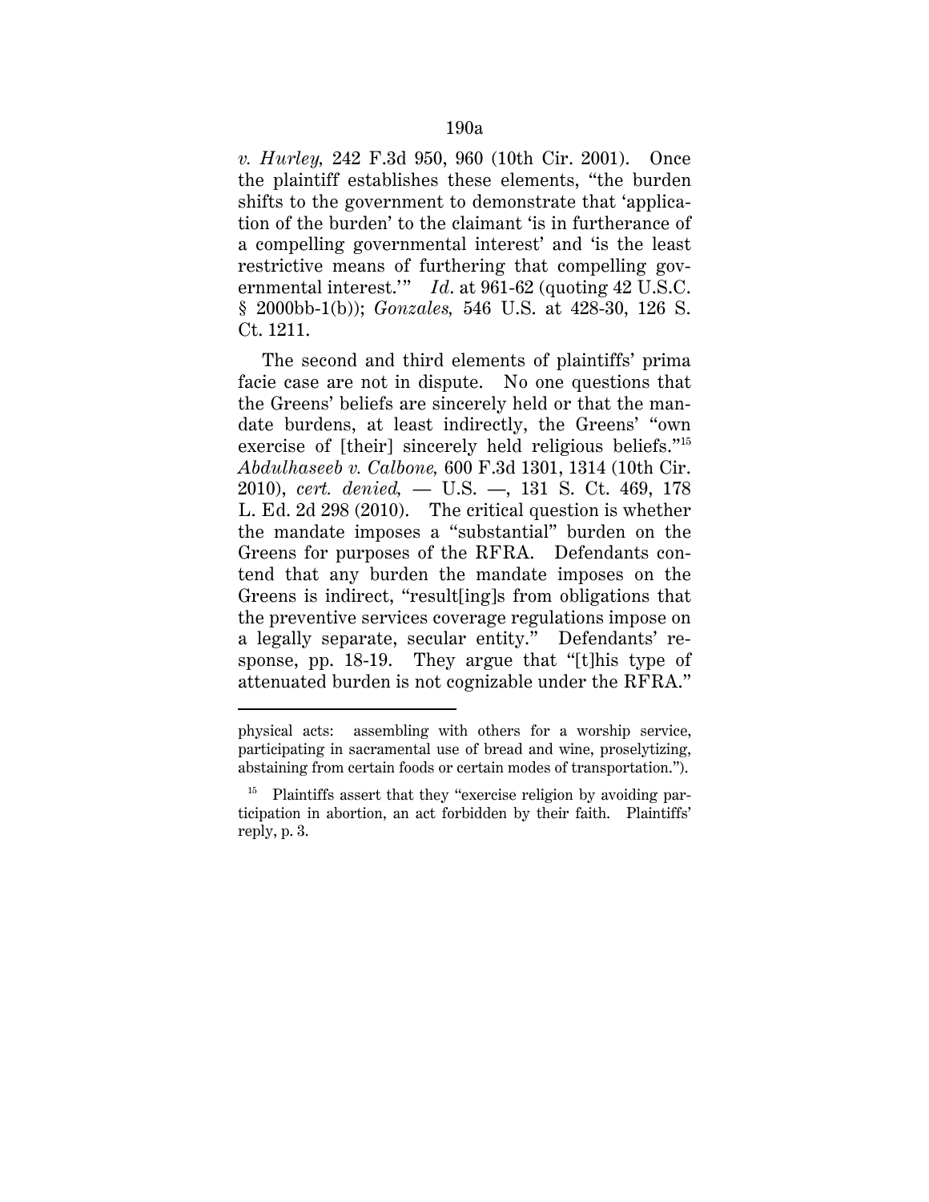*v. Hurley,* 242 F.3d 950, 960 (10th Cir. 2001). Once the plaintiff establishes these elements, "the burden shifts to the government to demonstrate that 'application of the burden' to the claimant 'is in furtherance of a compelling governmental interest' and 'is the least restrictive means of furthering that compelling governmental interest.'" *Id*. at 961-62 (quoting 42 U.S.C. § 2000bb-1(b)); *Gonzales,* 546 U.S. at 428-30, 126 S. Ct. 1211.

The second and third elements of plaintiffs' prima facie case are not in dispute. No one questions that the Greens' beliefs are sincerely held or that the mandate burdens, at least indirectly, the Greens' "own exercise of [their] sincerely held religious beliefs."[15] *Abdulhaseeb v. Calbone,* 600 F.3d 1301, 1314 (10th Cir. 2010), *cert. denied,* — U.S. —, 131 S. Ct. 469, 178 L. Ed. 2d 298 (2010). The critical question is whether the mandate imposes a "substantial" burden on the Greens for purposes of the RFRA. Defendants contend that any burden the mandate imposes on the Greens is indirect, "result[ing]s from obligations that the preventive services coverage regulations impose on a legally separate, secular entity." Defendants' response, pp. 18-19. They argue that "[t]his type of attenuated burden is not cognizable under the RFRA."

---

physical acts: assembling with others for a worship service, participating in sacramental use of bread and wine, proselytizing, abstaining from certain foods or certain modes of transportation.").

[15] Plaintiffs assert that they "exercise religion by avoiding participation in abortion, an act forbidden by their faith. Plaintiffs' reply, p. 3.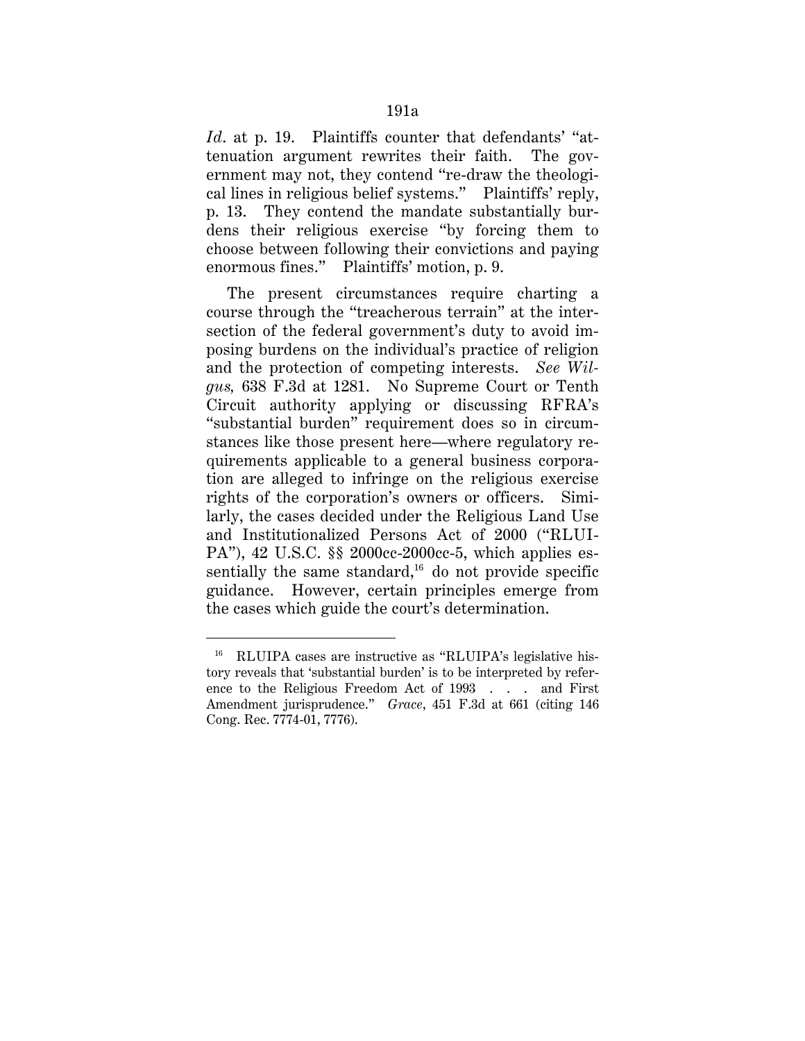*Id*. at p. 19. Plaintiffs counter that defendants' "attenuation argument rewrites their faith. The government may not, they contend "re-draw the theological lines in religious belief systems." Plaintiffs' reply, p. 13. They contend the mandate substantially burdens their religious exercise "by forcing them to choose between following their convictions and paying enormous fines." Plaintiffs' motion, p. 9.

The present circumstances require charting a course through the "treacherous terrain" at the intersection of the federal government's duty to avoid imposing burdens on the individual's practice of religion and the protection of competing interests. *See Wilgus,* 638 F.3d at 1281. No Supreme Court or Tenth Circuit authority applying or discussing RFRA's "substantial burden" requirement does so in circumstances like those present here—where regulatory requirements applicable to a general business corporation are alleged to infringe on the religious exercise rights of the corporation's owners or officers. Similarly, the cases decided under the Religious Land Use and Institutionalized Persons Act of 2000 ("RLUIPA"), 42 U.S.C. §§ 2000cc-2000cc-5, which applies essentially the same standard,[16] do not provide specific guidance. However, certain principles emerge from the cases which guide the court's determination.

---

[16] RLUIPA cases are instructive as "RLUIPA's legislative history reveals that 'substantial burden' is to be interpreted by reference to the Religious Freedom Act of 1993 . . . and First Amendment jurisprudence." *Grace*, 451 F.3d at 661 (citing 146 Cong. Rec. 7774-01, 7776).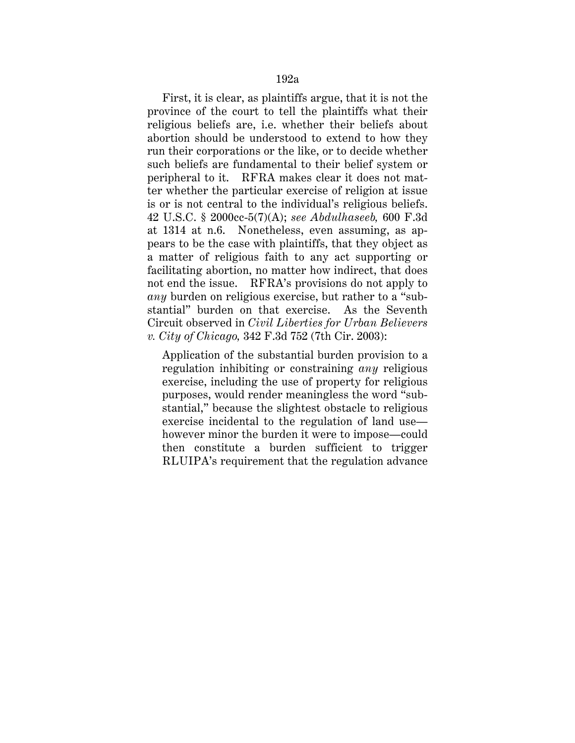First, it is clear, as plaintiffs argue, that it is not the province of the court to tell the plaintiffs what their religious beliefs are, i.e. whether their beliefs about abortion should be understood to extend to how they run their corporations or the like, or to decide whether such beliefs are fundamental to their belief system or peripheral to it. RFRA makes clear it does not matter whether the particular exercise of religion at issue is or is not central to the individual's religious beliefs. 42 U.S.C. § 2000cc-5(7)(A); *see Abdulhaseeb,* 600 F.3d at 1314 at n.6. Nonetheless, even assuming, as appears to be the case with plaintiffs, that they object as a matter of religious faith to any act supporting or facilitating abortion, no matter how indirect, that does not end the issue. RFRA's provisions do not apply to *any* burden on religious exercise, but rather to a "substantial" burden on that exercise. As the Seventh Circuit observed in *Civil Liberties for Urban Believers v. City of Chicago,* 342 F.3d 752 (7th Cir. 2003):

> Application of the substantial burden provision to a regulation inhibiting or constraining *any* religious exercise, including the use of property for religious purposes, would render meaningless the word "substantial," because the slightest obstacle to religious exercise incidental to the regulation of land use—however minor the burden it were to impose—could then constitute a burden sufficient to trigger RLUIPA's requirement that the regulation advance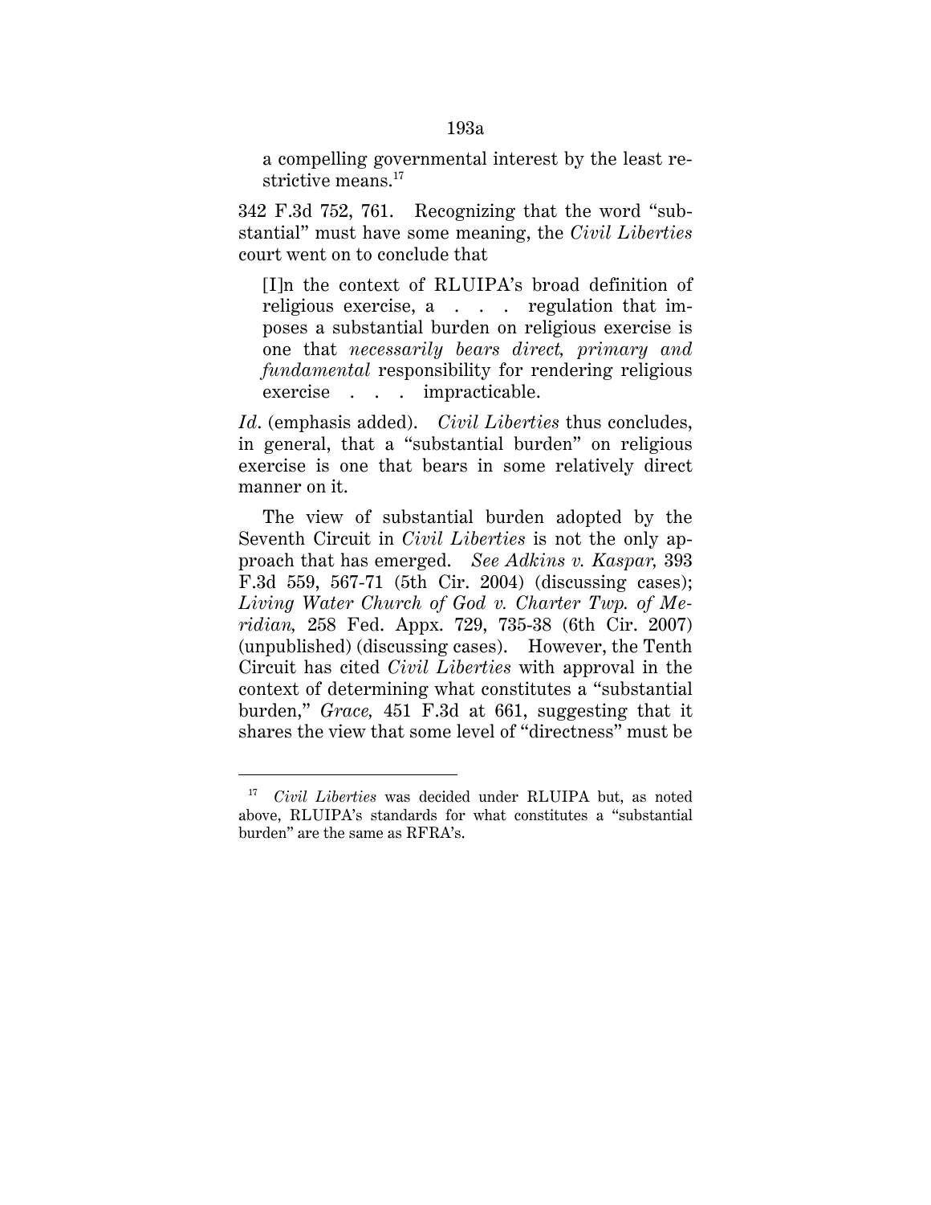> a compelling governmental interest by the least restrictive means.[17]

342 F.3d 752, 761. Recognizing that the word "substantial" must have some meaning, the *Civil Liberties* court went on to conclude that

> [I]n the context of RLUIPA's broad definition of religious exercise, a . . . regulation that imposes a substantial burden on religious exercise is one that *necessarily bears direct, primary and fundamental* responsibility for rendering religious exercise . . . impracticable.

*Id*. (emphasis added). *Civil Liberties* thus concludes, in general, that a "substantial burden" on religious exercise is one that bears in some relatively direct manner on it.

The view of substantial burden adopted by the Seventh Circuit in *Civil Liberties* is not the only approach that has emerged. *See Adkins v. Kaspar,* 393 F.3d 559, 567-71 (5th Cir. 2004) (discussing cases); *Living Water Church of God v. Charter Twp. of Meridian,* 258 Fed. Appx. 729, 735-38 (6th Cir. 2007) (unpublished) (discussing cases). However, the Tenth Circuit has cited *Civil Liberties* with approval in the context of determining what constitutes a "substantial burden," *Grace,* 451 F.3d at 661, suggesting that it shares the view that some level of "directness" must be

---

[17] *Civil Liberties* was decided under RLUIPA but, as noted above, RLUIPA's standards for what constitutes a "substantial burden" are the same as RFRA's.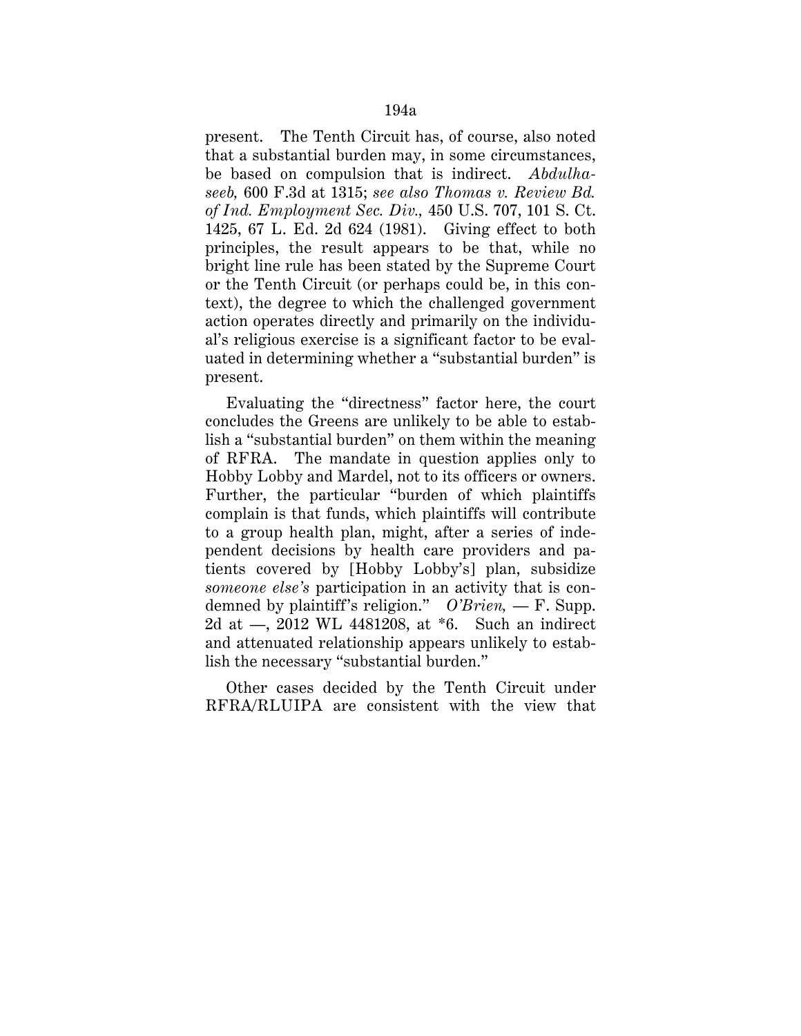present. The Tenth Circuit has, of course, also noted that a substantial burden may, in some circumstances, be based on compulsion that is indirect. *Abdulhaseeb,* 600 F.3d at 1315; *see also Thomas v. Review Bd. of Ind. Employment Sec. Div.,* 450 U.S. 707, 101 S. Ct. 1425, 67 L. Ed. 2d 624 (1981). Giving effect to both principles, the result appears to be that, while no bright line rule has been stated by the Supreme Court or the Tenth Circuit (or perhaps could be, in this context), the degree to which the challenged government action operates directly and primarily on the individual's religious exercise is a significant factor to be evaluated in determining whether a "substantial burden" is present.

Evaluating the "directness" factor here, the court concludes the Greens are unlikely to be able to establish a "substantial burden" on them within the meaning of RFRA. The mandate in question applies only to Hobby Lobby and Mardel, not to its officers or owners. Further, the particular "burden of which plaintiffs complain is that funds, which plaintiffs will contribute to a group health plan, might, after a series of independent decisions by health care providers and patients covered by [Hobby Lobby's] plan, subsidize *someone else's* participation in an activity that is condemned by plaintiff's religion." *O'Brien,* — F. Supp. 2d at —, 2012 WL 4481208, at *6. Such an indirect and attenuated relationship appears unlikely to establish the necessary "substantial burden."

Other cases decided by the Tenth Circuit under RFRA/RLUIPA are consistent with the view that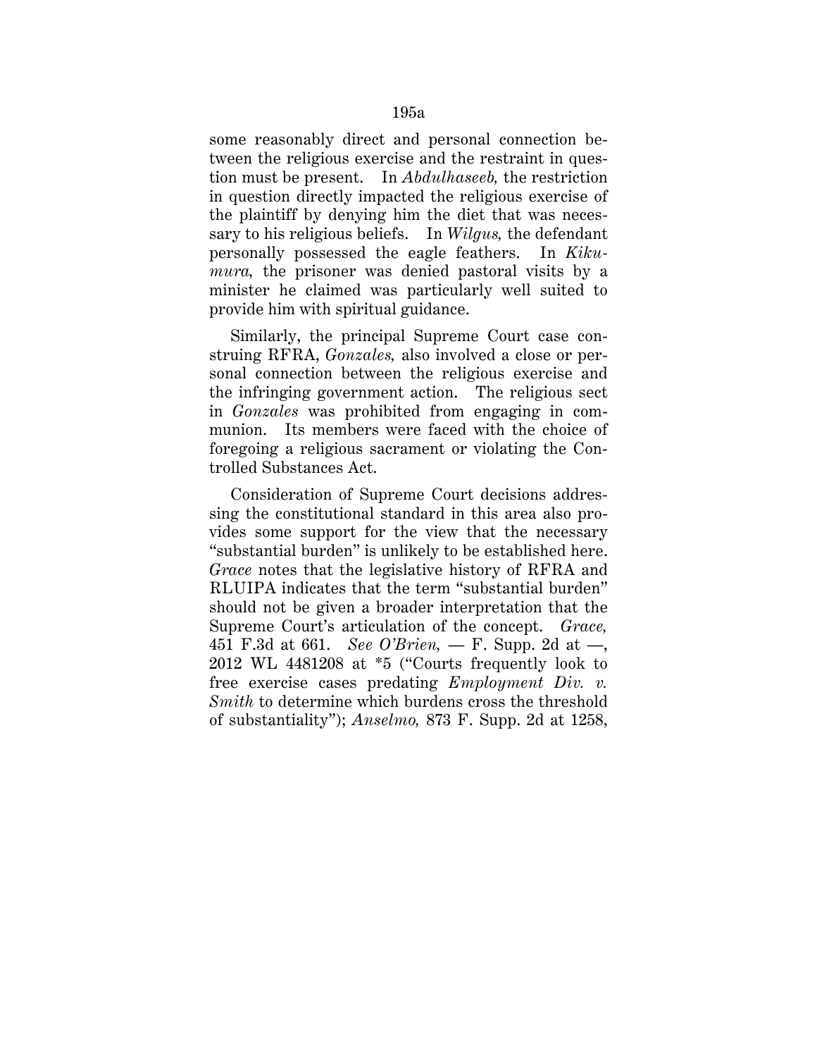some reasonably direct and personal connection between the religious exercise and the restraint in question must be present. In *Abdulhaseeb,* the restriction in question directly impacted the religious exercise of the plaintiff by denying him the diet that was necessary to his religious beliefs. In *Wilgus,* the defendant personally possessed the eagle feathers. In *Kikumura,* the prisoner was denied pastoral visits by a minister he claimed was particularly well suited to provide him with spiritual guidance.

Similarly, the principal Supreme Court case construing RFRA, *Gonzales,* also involved a close or personal connection between the religious exercise and the infringing government action. The religious sect in *Gonzales* was prohibited from engaging in communion. Its members were faced with the choice of foregoing a religious sacrament or violating the Controlled Substances Act.

Consideration of Supreme Court decisions addressing the constitutional standard in this area also provides some support for the view that the necessary "substantial burden" is unlikely to be established here. *Grace* notes that the legislative history of RFRA and RLUIPA indicates that the term "substantial burden" should not be given a broader interpretation that the Supreme Court's articulation of the concept. *Grace,* 451 F.3d at 661. *See O'Brien,* — F. Supp. 2d at —, 2012 WL 4481208 at *5 ("Courts frequently look to free exercise cases predating *Employment Div. v. Smith* to determine which burdens cross the threshold of substantiality"); *Anselmo,* 873 F. Supp. 2d at 1258,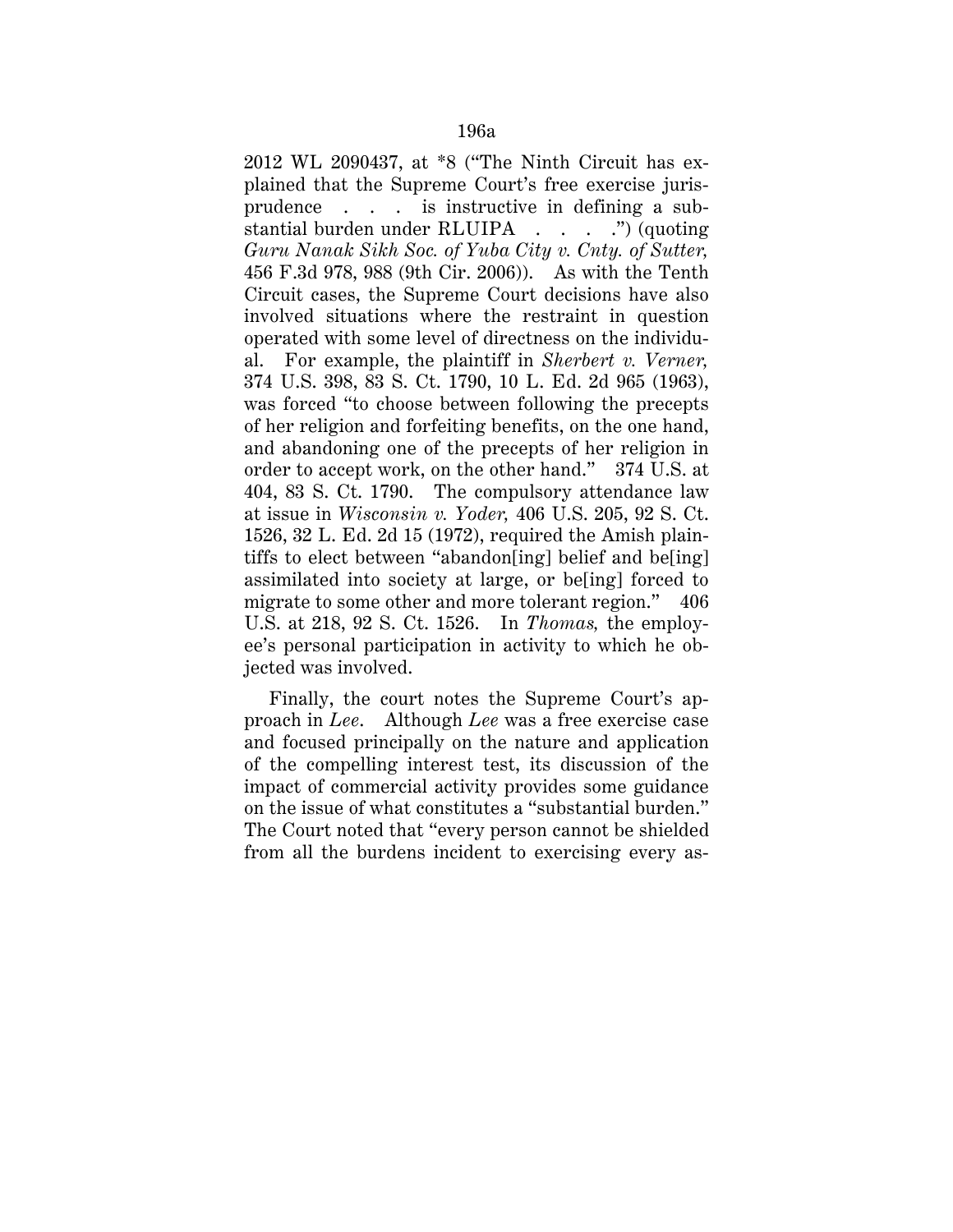2012 WL 2090437, at *8 ("The Ninth Circuit has explained that the Supreme Court's free exercise jurisprudence . . . is instructive in defining a substantial burden under RLUIPA . . . .") (quoting *Guru Nanak Sikh Soc. of Yuba City v. Cnty. of Sutter,* 456 F.3d 978, 988 (9th Cir. 2006)). As with the Tenth Circuit cases, the Supreme Court decisions have also involved situations where the restraint in question operated with some level of directness on the individual. For example, the plaintiff in *Sherbert v. Verner,* 374 U.S. 398, 83 S. Ct. 1790, 10 L. Ed. 2d 965 (1963), was forced "to choose between following the precepts of her religion and forfeiting benefits, on the one hand, and abandoning one of the precepts of her religion in order to accept work, on the other hand." 374 U.S. at 404, 83 S. Ct. 1790. The compulsory attendance law at issue in *Wisconsin v. Yoder,* 406 U.S. 205, 92 S. Ct. 1526, 32 L. Ed. 2d 15 (1972), required the Amish plaintiffs to elect between "abandon[ing] belief and be[ing] assimilated into society at large, or be[ing] forced to migrate to some other and more tolerant region." 406 U.S. at 218, 92 S. Ct. 1526. In *Thomas,* the employee's personal participation in activity to which he objected was involved.

Finally, the court notes the Supreme Court's approach in *Lee*. Although *Lee* was a free exercise case and focused principally on the nature and application of the compelling interest test, its discussion of the impact of commercial activity provides some guidance on the issue of what constitutes a "substantial burden." The Court noted that "every person cannot be shielded from all the burdens incident to exercising every as-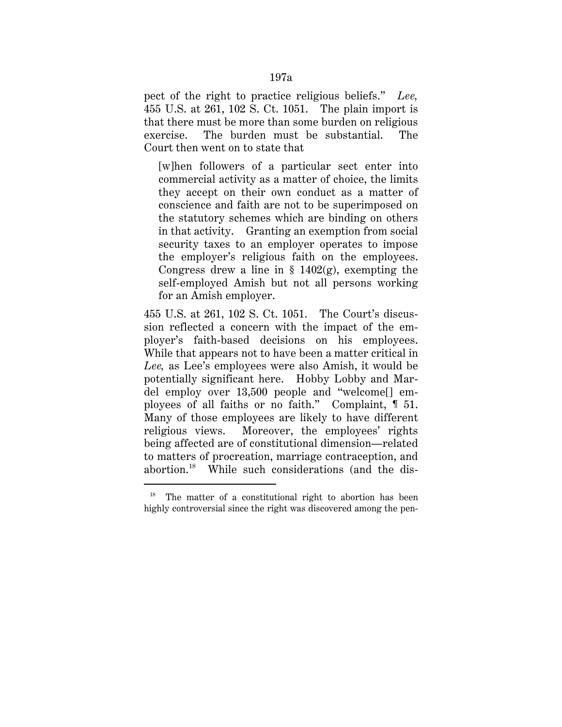pect of the right to practice religious beliefs." *Lee,* 455 U.S. at 261, 102 S. Ct. 1051. The plain import is that there must be more than some burden on religious exercise. The burden must be substantial. The Court then went on to state that

> [w]hen followers of a particular sect enter into commercial activity as a matter of choice, the limits they accept on their own conduct as a matter of conscience and faith are not to be superimposed on the statutory schemes which are binding on others in that activity. Granting an exemption from social security taxes to an employer operates to impose the employer's religious faith on the employees. Congress drew a line in § 1402(g), exempting the self-employed Amish but not all persons working for an Amish employer.

455 U.S. at 261, 102 S. Ct. 1051. The Court's discussion reflected a concern with the impact of the employer's faith-based decisions on his employees. While that appears not to have been a matter critical in *Lee,* as Lee's employees were also Amish, it would be potentially significant here. Hobby Lobby and Mardel employ over 13,500 people and "welcome[] employees of all faiths or no faith." Complaint, ¶ 51. Many of those employees are likely to have different religious views. Moreover, the employees' rights being affected are of constitutional dimension—related to matters of procreation, marriage contraception, and abortion.[18] While such considerations (and the dis-

[18] The matter of a constitutional right to abortion has been highly controversial since the right was discovered among the pen-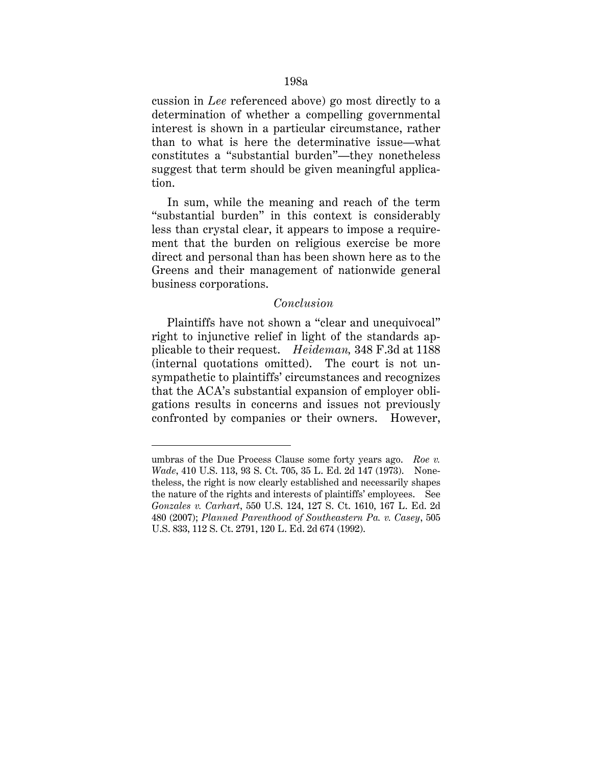cussion in *Lee* referenced above) go most directly to a determination of whether a compelling governmental interest is shown in a particular circumstance, rather than to what is here the determinative issue—what constitutes a "substantial burden"—they nonetheless suggest that term should be given meaningful application.

In sum, while the meaning and reach of the term "substantial burden" in this context is considerably less than crystal clear, it appears to impose a requirement that the burden on religious exercise be more direct and personal than has been shown here as to the Greens and their management of nationwide general business corporations.

*Conclusion*

Plaintiffs have not shown a "clear and unequivocal" right to injunctive relief in light of the standards applicable to their request. *Heideman,* 348 F.3d at 1188 (internal quotations omitted). The court is not unsympathetic to plaintiffs' circumstances and recognizes that the ACA's substantial expansion of employer obligations results in concerns and issues not previously confronted by companies or their owners. However,

---

umbras of the Due Process Clause some forty years ago. *Roe v. Wade*, 410 U.S. 113, 93 S. Ct. 705, 35 L. Ed. 2d 147 (1973). Nonetheless, the right is now clearly established and necessarily shapes the nature of the rights and interests of plaintiffs' employees. See *Gonzales v. Carhart*, 550 U.S. 124, 127 S. Ct. 1610, 167 L. Ed. 2d 480 (2007); *Planned Parenthood of Southeastern Pa. v. Casey*, 505 U.S. 833, 112 S. Ct. 2791, 120 L. Ed. 2d 674 (1992).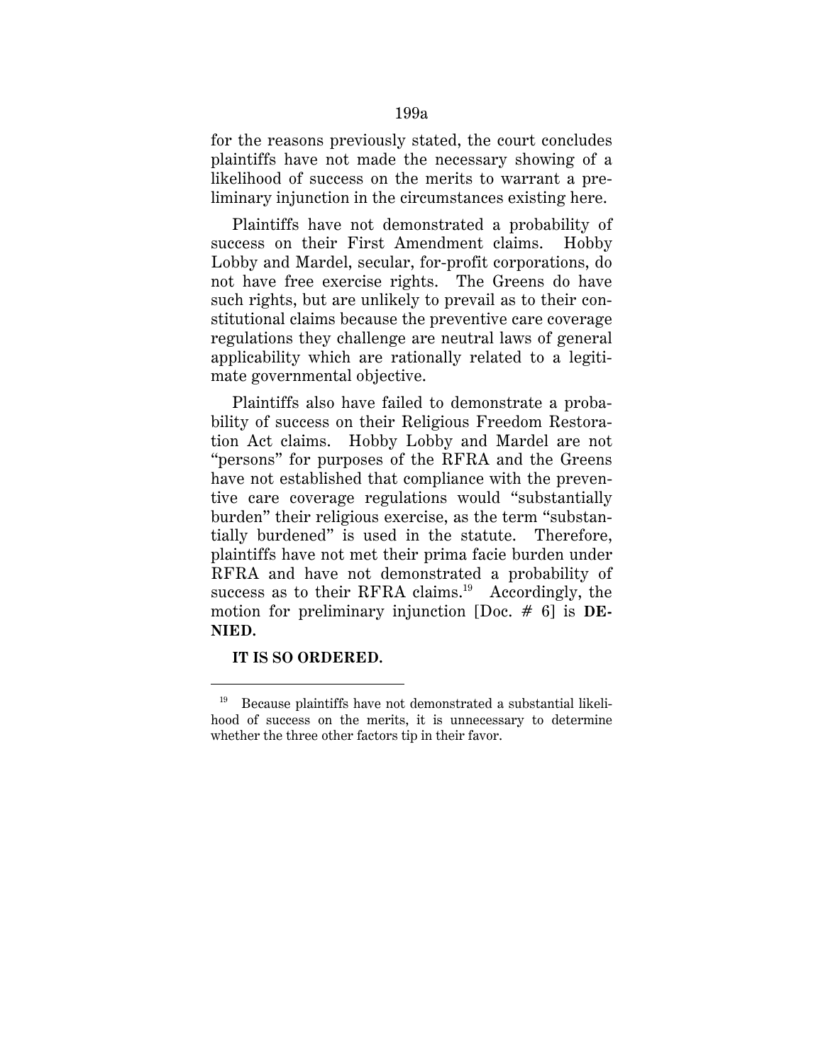for the reasons previously stated, the court concludes plaintiffs have not made the necessary showing of a likelihood of success on the merits to warrant a preliminary injunction in the circumstances existing here.

Plaintiffs have not demonstrated a probability of success on their First Amendment claims. Hobby Lobby and Mardel, secular, for-profit corporations, do not have free exercise rights. The Greens do have such rights, but are unlikely to prevail as to their constitutional claims because the preventive care coverage regulations they challenge are neutral laws of general applicability which are rationally related to a legitimate governmental objective.

Plaintiffs also have failed to demonstrate a probability of success on their Religious Freedom Restoration Act claims. Hobby Lobby and Mardel are not "persons" for purposes of the RFRA and the Greens have not established that compliance with the preventive care coverage regulations would "substantially burden" their religious exercise, as the term "substantially burdened" is used in the statute. Therefore, plaintiffs have not met their prima facie burden under RFRA and have not demonstrated a probability of success as to their RFRA claims.[19] Accordingly, the motion for preliminary injunction [Doc. # 6] is **DENIED.**

**IT IS SO ORDERED.**

---

[19] Because plaintiffs have not demonstrated a substantial likelihood of success on the merits, it is unnecessary to determine whether the three other factors tip in their favor.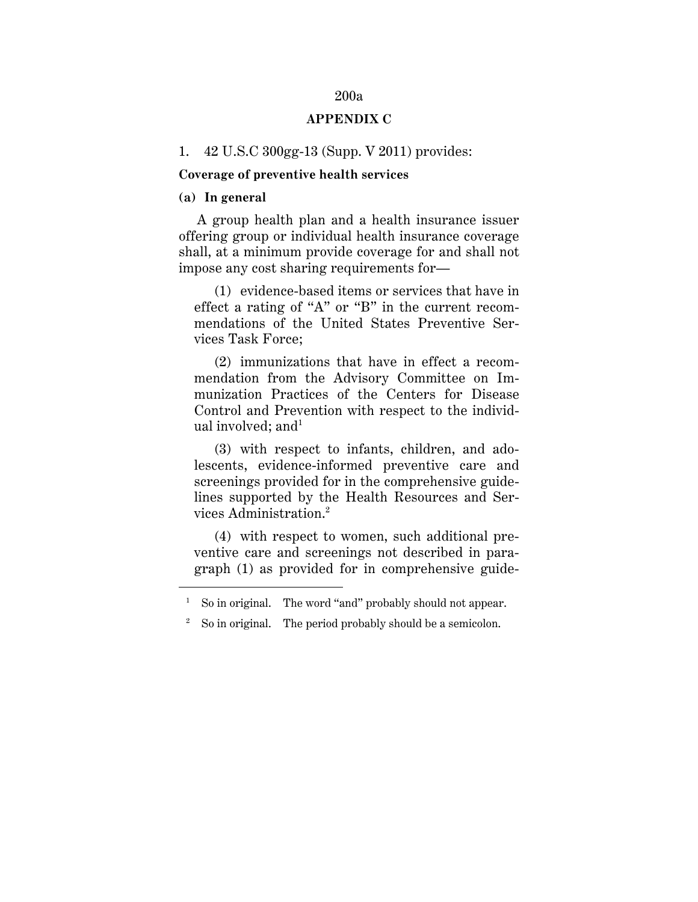## APPENDIX C

1. 42 U.S.C 300gg-13 (Supp. V 2011) provides:

**Coverage of preventive health services**

**(a) In general**

A group health plan and a health insurance issuer offering group or individual health insurance coverage shall, at a minimum provide coverage for and shall not impose any cost sharing requirements for—

(1) evidence-based items or services that have in effect a rating of "A" or "B" in the current recommendations of the United States Preventive Services Task Force;

(2) immunizations that have in effect a recommendation from the Advisory Committee on Immunization Practices of the Centers for Disease Control and Prevention with respect to the individual involved; and[1]

(3) with respect to infants, children, and adolescents, evidence-informed preventive care and screenings provided for in the comprehensive guidelines supported by the Health Resources and Services Administration.[2]

(4) with respect to women, such additional preventive care and screenings not described in paragraph (1) as provided for in comprehensive guide-

---

[1] So in original. The word "and" probably should not appear.

[2] So in original. The period probably should be a semicolon.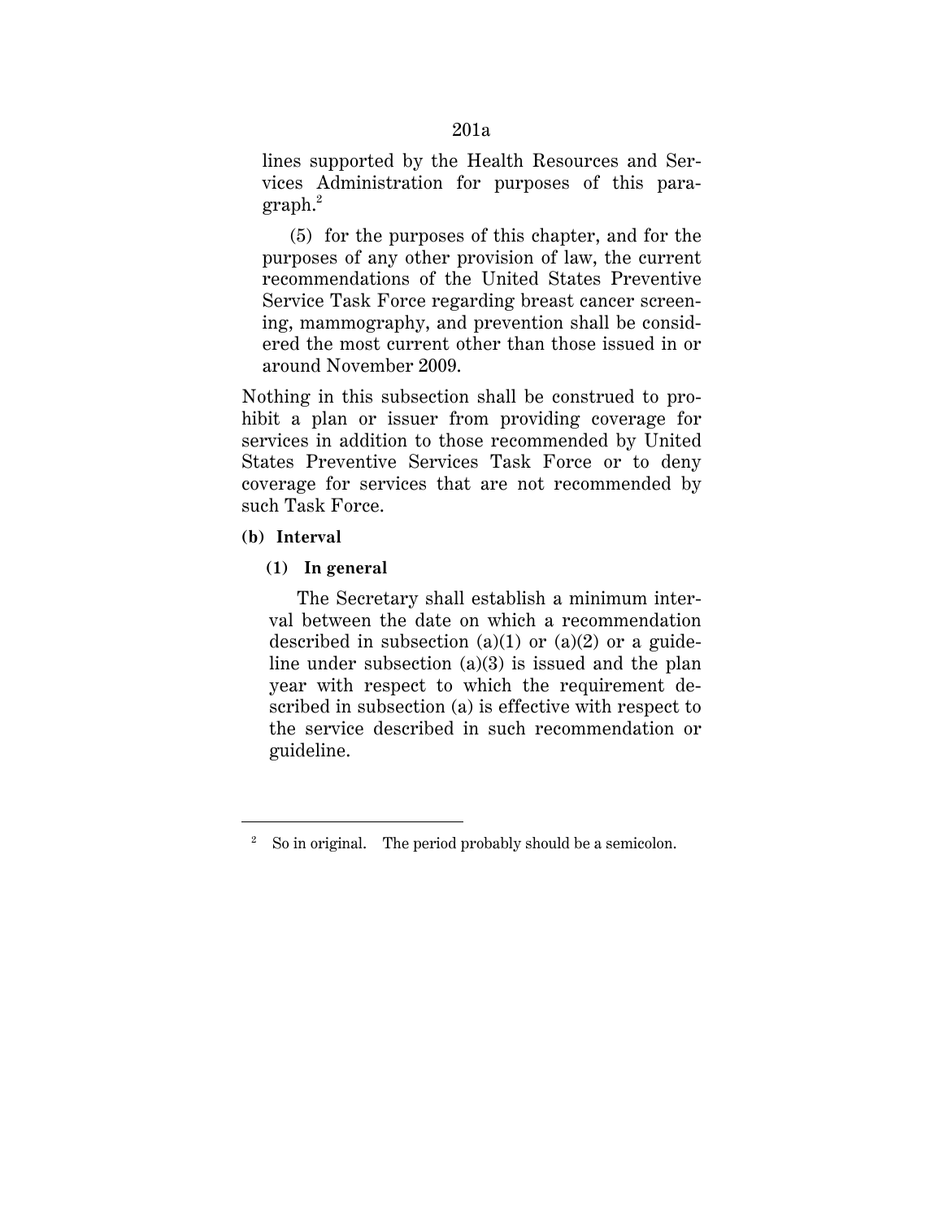lines supported by the Health Resources and Services Administration for purposes of this paragraph.[2]

(5) for the purposes of this chapter, and for the purposes of any other provision of law, the current recommendations of the United States Preventive Service Task Force regarding breast cancer screening, mammography, and prevention shall be considered the most current other than those issued in or around November 2009.

Nothing in this subsection shall be construed to prohibit a plan or issuer from providing coverage for services in addition to those recommended by United States Preventive Services Task Force or to deny coverage for services that are not recommended by such Task Force.

**(b) Interval**

**(1) In general**

The Secretary shall establish a minimum interval between the date on which a recommendation described in subsection (a)(1) or (a)(2) or a guideline under subsection (a)(3) is issued and the plan year with respect to which the requirement described in subsection (a) is effective with respect to the service described in such recommendation or guideline.

---

[2] So in original. The period probably should be a semicolon.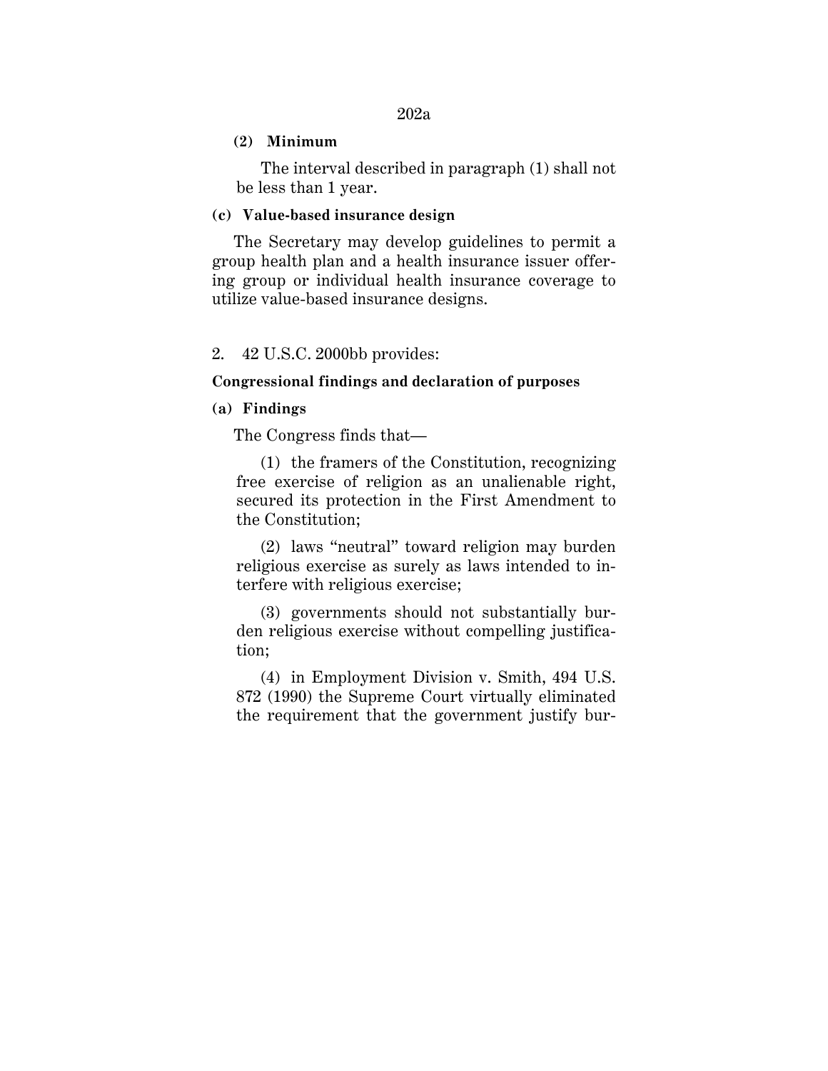**(2) Minimum**

The interval described in paragraph (1) shall not be less than 1 year.

**(c) Value-based insurance design**

The Secretary may develop guidelines to permit a group health plan and a health insurance issuer offering group or individual health insurance coverage to utilize value-based insurance designs.

2. 42 U.S.C. 2000bb provides:

**Congressional findings and declaration of purposes**

**(a) Findings**

The Congress finds that—

(1) the framers of the Constitution, recognizing free exercise of religion as an unalienable right, secured its protection in the First Amendment to the Constitution;

(2) laws "neutral" toward religion may burden religious exercise as surely as laws intended to interfere with religious exercise;

(3) governments should not substantially burden religious exercise without compelling justification;

(4) in Employment Division v. Smith, 494 U.S. 872 (1990) the Supreme Court virtually eliminated the requirement that the government justify bur-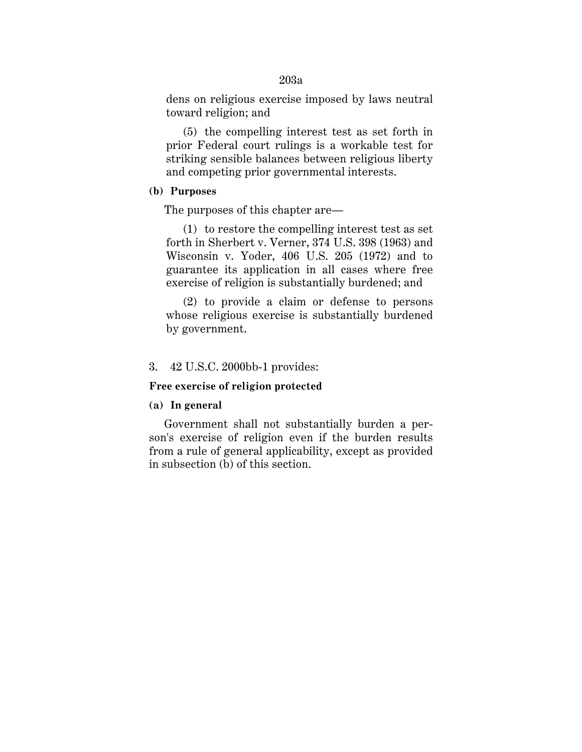dens on religious exercise imposed by laws neutral toward religion; and

(5) the compelling interest test as set forth in prior Federal court rulings is a workable test for striking sensible balances between religious liberty and competing prior governmental interests.

**(b) Purposes**

The purposes of this chapter are—

(1) to restore the compelling interest test as set forth in Sherbert v. Verner, 374 U.S. 398 (1963) and Wisconsin v. Yoder, 406 U.S. 205 (1972) and to guarantee its application in all cases where free exercise of religion is substantially burdened; and

(2) to provide a claim or defense to persons whose religious exercise is substantially burdened by government.

3. 42 U.S.C. 2000bb-1 provides:

**Free exercise of religion protected**

**(a) In general**

Government shall not substantially burden a person's exercise of religion even if the burden results from a rule of general applicability, except as provided in subsection (b) of this section.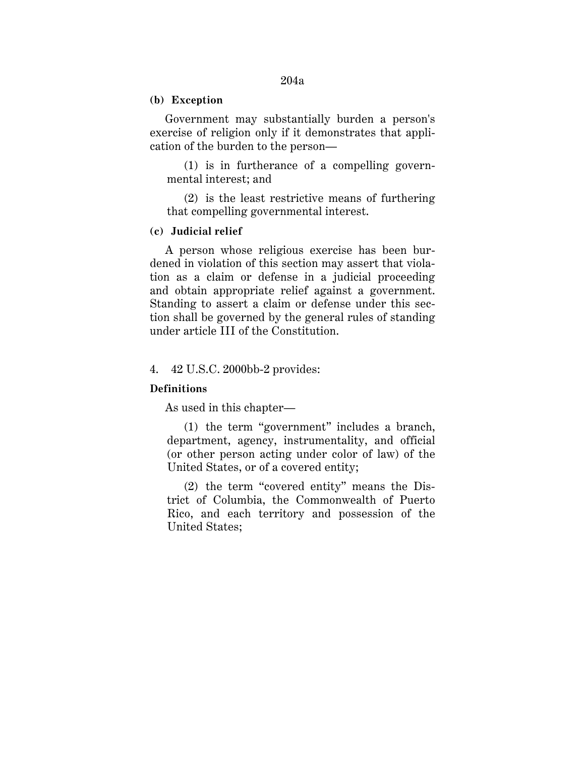**(b) Exception**

Government may substantially burden a person's exercise of religion only if it demonstrates that application of the burden to the person—

(1) is in furtherance of a compelling governmental interest; and

(2) is the least restrictive means of furthering that compelling governmental interest.

**(c) Judicial relief**

A person whose religious exercise has been burdened in violation of this section may assert that violation as a claim or defense in a judicial proceeding and obtain appropriate relief against a government. Standing to assert a claim or defense under this section shall be governed by the general rules of standing under article III of the Constitution.

4. 42 U.S.C. 2000bb-2 provides:

**Definitions**

As used in this chapter—

(1) the term "government" includes a branch, department, agency, instrumentality, and official (or other person acting under color of law) of the United States, or of a covered entity;

(2) the term "covered entity" means the District of Columbia, the Commonwealth of Puerto Rico, and each territory and possession of the United States;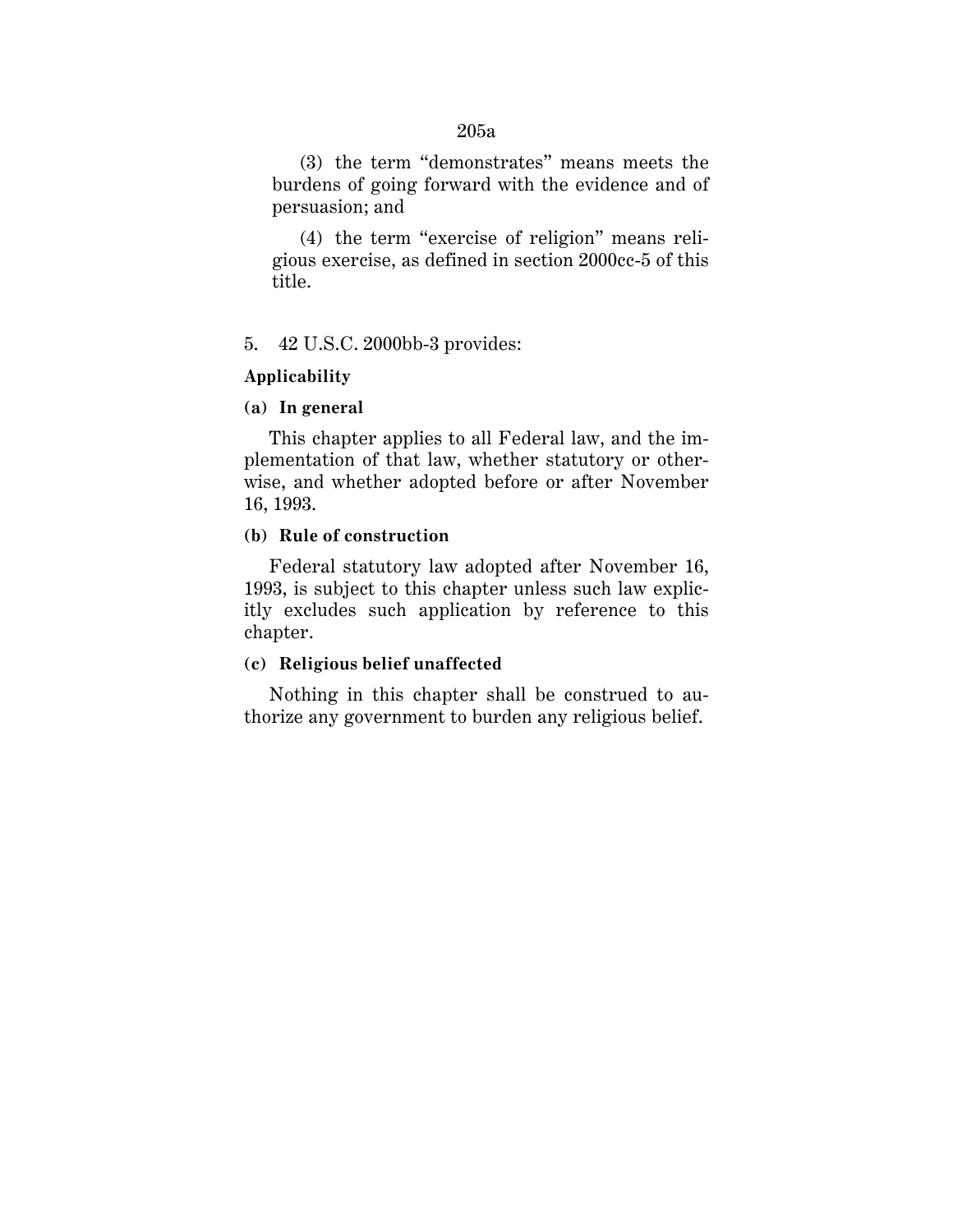(3) the term "demonstrates" means meets the burdens of going forward with the evidence and of persuasion; and

(4) the term "exercise of religion" means religious exercise, as defined in section 2000cc-5 of this title.

5. 42 U.S.C. 2000bb-3 provides:

**Applicability**

**(a) In general**

This chapter applies to all Federal law, and the implementation of that law, whether statutory or otherwise, and whether adopted before or after November 16, 1993.

**(b) Rule of construction**

Federal statutory law adopted after November 16, 1993, is subject to this chapter unless such law explicitly excludes such application by reference to this chapter.

**(c) Religious belief unaffected**

Nothing in this chapter shall be construed to authorize any government to burden any religious belief.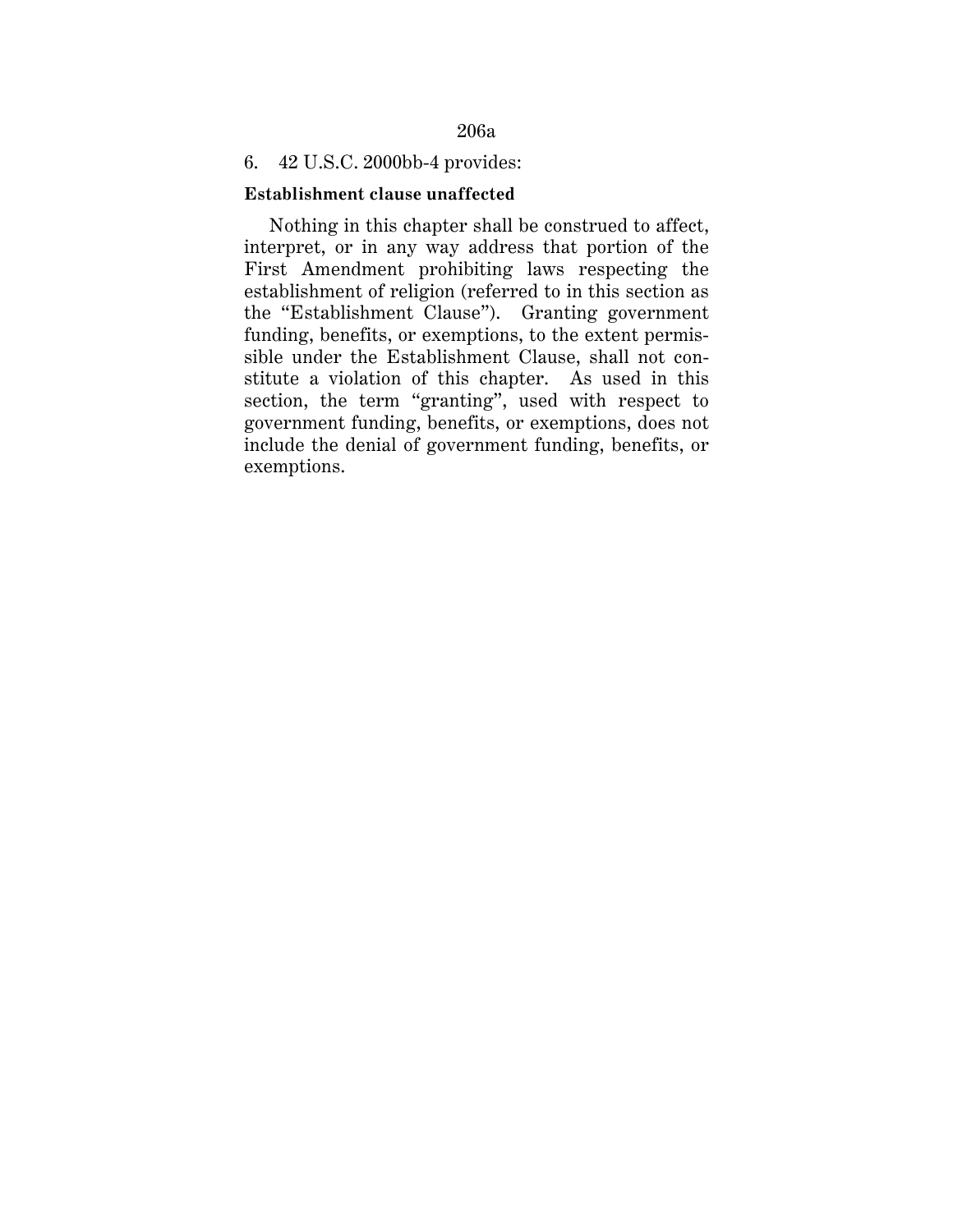6. 42 U.S.C. 2000bb-4 provides:

**Establishment clause unaffected**

Nothing in this chapter shall be construed to affect, interpret, or in any way address that portion of the First Amendment prohibiting laws respecting the establishment of religion (referred to in this section as the "Establishment Clause"). Granting government funding, benefits, or exemptions, to the extent permissible under the Establishment Clause, shall not constitute a violation of this chapter. As used in this section, the term "granting", used with respect to government funding, benefits, or exemptions, does not include the denial of government funding, benefits, or exemptions.